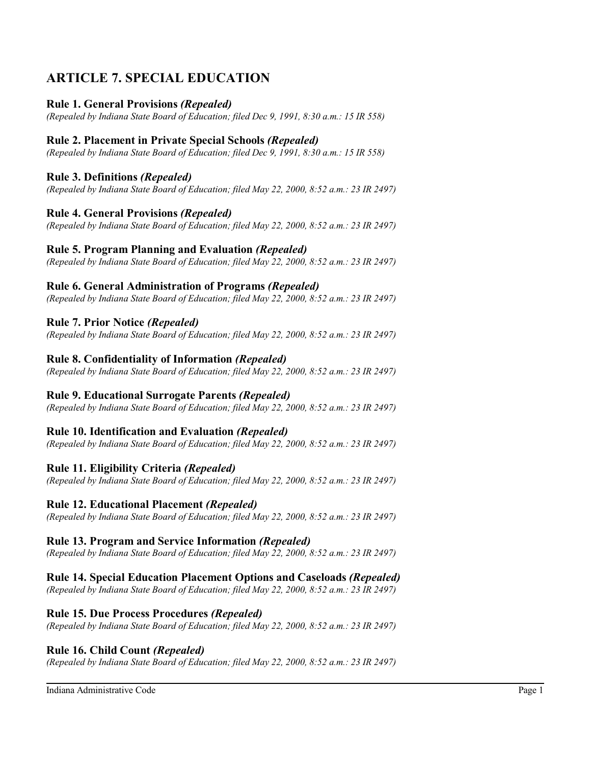# ARTICLE 7. SPECIAL EDUCATION

### Rule 1. General Provisions *(Repealed)*

*(Repealed by Indiana State Board of Education; filed Dec 9, 1991, 8:30 a.m.: 15 IR 558)*

### Rule 2. Placement in Private Special Schools *(Repealed)*

*(Repealed by Indiana State Board of Education; filed Dec 9, 1991, 8:30 a.m.: 15 IR 558)*

### Rule 3. Definitions *(Repealed)*

*(Repealed by Indiana State Board of Education; filed May 22, 2000, 8:52 a.m.: 23 IR 2497)*

### Rule 4. General Provisions *(Repealed)*

*(Repealed by Indiana State Board of Education; filed May 22, 2000, 8:52 a.m.: 23 IR 2497)*

### Rule 5. Program Planning and Evaluation *(Repealed)*

*(Repealed by Indiana State Board of Education; filed May 22, 2000, 8:52 a.m.: 23 IR 2497)*

### Rule 6. General Administration of Programs *(Repealed)*

*(Repealed by Indiana State Board of Education; filed May 22, 2000, 8:52 a.m.: 23 IR 2497)*

### Rule 7. Prior Notice *(Repealed)*

*(Repealed by Indiana State Board of Education; filed May 22, 2000, 8:52 a.m.: 23 IR 2497)*

### Rule 8. Confidentiality of Information *(Repealed)*

*(Repealed by Indiana State Board of Education; filed May 22, 2000, 8:52 a.m.: 23 IR 2497)*

### Rule 9. Educational Surrogate Parents *(Repealed)*

*(Repealed by Indiana State Board of Education; filed May 22, 2000, 8:52 a.m.: 23 IR 2497)*

### Rule 10. Identification and Evaluation *(Repealed)*

*(Repealed by Indiana State Board of Education; filed May 22, 2000, 8:52 a.m.: 23 IR 2497)*

### Rule 11. Eligibility Criteria *(Repealed)*

*(Repealed by Indiana State Board of Education; filed May 22, 2000, 8:52 a.m.: 23 IR 2497)*

### Rule 12. Educational Placement *(Repealed)*

*(Repealed by Indiana State Board of Education; filed May 22, 2000, 8:52 a.m.: 23 IR 2497)*

### Rule 13. Program and Service Information *(Repealed)*

*(Repealed by Indiana State Board of Education; filed May 22, 2000, 8:52 a.m.: 23 IR 2497)*

### Rule 14. Special Education Placement Options and Caseloads *(Repealed)*

*(Repealed by Indiana State Board of Education; filed May 22, 2000, 8:52 a.m.: 23 IR 2497)*

### Rule 15. Due Process Procedures *(Repealed)*

*(Repealed by Indiana State Board of Education; filed May 22, 2000, 8:52 a.m.: 23 IR 2497)*

### Rule 16. Child Count *(Repealed)*

*(Repealed by Indiana State Board of Education; filed May 22, 2000, 8:52 a.m.: 23 IR 2497)*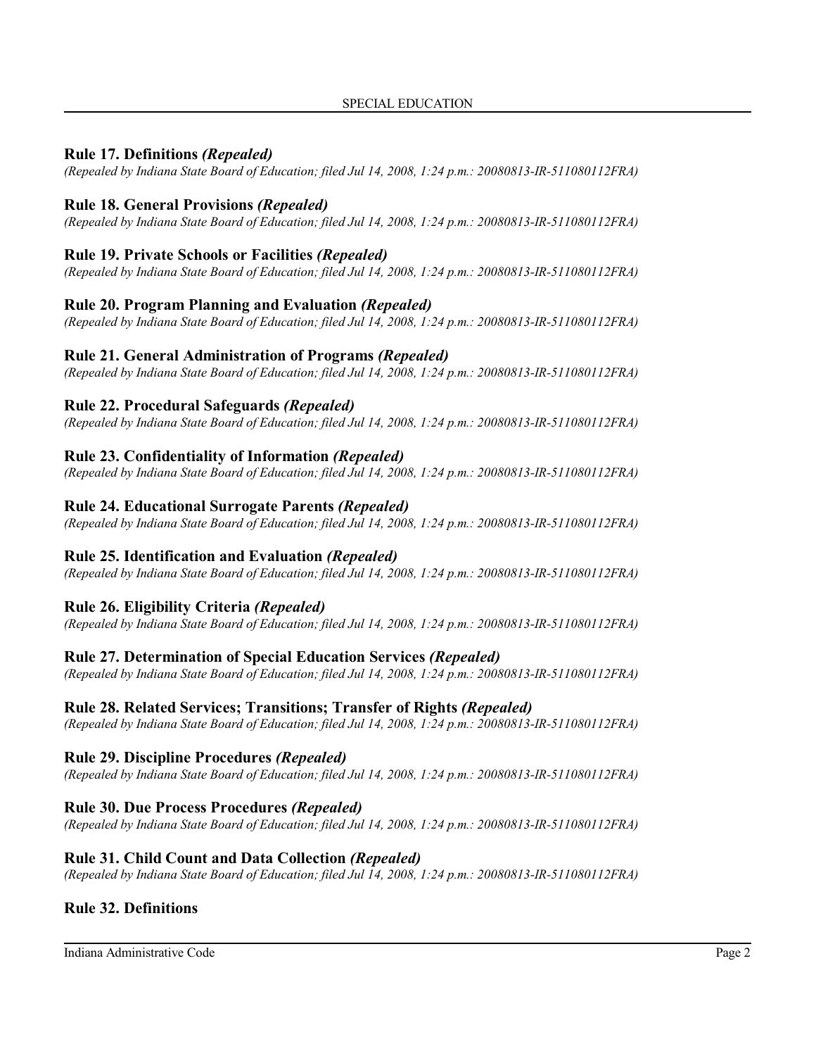## Rule 17. Definitions *(Repealed)*

*(Repealed by Indiana State Board of Education; filed Jul 14, 2008, 1:24 p.m.: 20080813-IR-511080112FRA)*

## Rule 18. General Provisions *(Repealed)*

*(Repealed by Indiana State Board of Education; filed Jul 14, 2008, 1:24 p.m.: 20080813-IR-511080112FRA)*

## Rule 19. Private Schools or Facilities *(Repealed)*

*(Repealed by Indiana State Board of Education; filed Jul 14, 2008, 1:24 p.m.: 20080813-IR-511080112FRA)*

## Rule 20. Program Planning and Evaluation *(Repealed)*

*(Repealed by Indiana State Board of Education; filed Jul 14, 2008, 1:24 p.m.: 20080813-IR-511080112FRA)*

## Rule 21. General Administration of Programs *(Repealed)*

*(Repealed by Indiana State Board of Education; filed Jul 14, 2008, 1:24 p.m.: 20080813-IR-511080112FRA)*

## Rule 22. Procedural Safeguards *(Repealed)*

*(Repealed by Indiana State Board of Education; filed Jul 14, 2008, 1:24 p.m.: 20080813-IR-511080112FRA)*

## Rule 23. Confidentiality of Information *(Repealed)*

*(Repealed by Indiana State Board of Education; filed Jul 14, 2008, 1:24 p.m.: 20080813-IR-511080112FRA)*

## Rule 24. Educational Surrogate Parents *(Repealed)*

*(Repealed by Indiana State Board of Education; filed Jul 14, 2008, 1:24 p.m.: 20080813-IR-511080112FRA)*

## Rule 25. Identification and Evaluation *(Repealed)*

*(Repealed by Indiana State Board of Education; filed Jul 14, 2008, 1:24 p.m.: 20080813-IR-511080112FRA)*

## Rule 26. Eligibility Criteria *(Repealed)*

*(Repealed by Indiana State Board of Education; filed Jul 14, 2008, 1:24 p.m.: 20080813-IR-511080112FRA)*

## Rule 27. Determination of Special Education Services *(Repealed)*

*(Repealed by Indiana State Board of Education; filed Jul 14, 2008, 1:24 p.m.: 20080813-IR-511080112FRA)*

## Rule 28. Related Services; Transitions; Transfer of Rights *(Repealed)*

*(Repealed by Indiana State Board of Education; filed Jul 14, 2008, 1:24 p.m.: 20080813-IR-511080112FRA)*

## Rule 29. Discipline Procedures *(Repealed)*

*(Repealed by Indiana State Board of Education; filed Jul 14, 2008, 1:24 p.m.: 20080813-IR-511080112FRA)*

## Rule 30. Due Process Procedures *(Repealed)*

*(Repealed by Indiana State Board of Education; filed Jul 14, 2008, 1:24 p.m.: 20080813-IR-511080112FRA)*

## Rule 31. Child Count and Data Collection *(Repealed)*

*(Repealed by Indiana State Board of Education; filed Jul 14, 2008, 1:24 p.m.: 20080813-IR-511080112FRA)*

## Rule 32. Definitions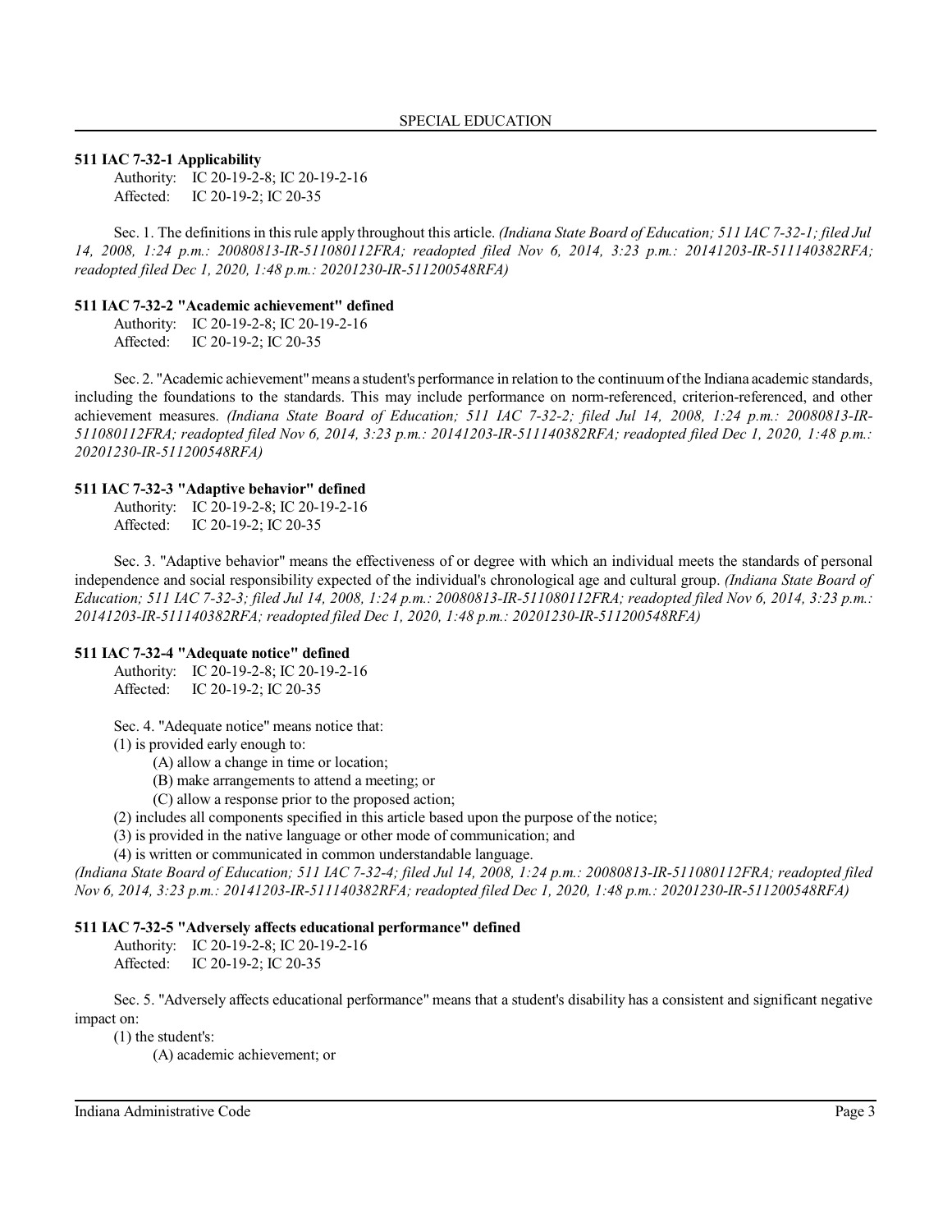**511 IAC 7-32-1 Applicability**

Authority: IC 20-19-2-8; IC 20-19-2-16
Affected: IC 20-19-2; IC 20-35

Sec. 1. The definitions in this rule apply throughout this article. *(Indiana State Board of Education; 511 IAC 7-32-1; filed Jul 14, 2008, 1:24 p.m.: 20080813-IR-511080112FRA; readopted filed Nov 6, 2014, 3:23 p.m.: 20141203-IR-511140382RFA; readopted filed Dec 1, 2020, 1:48 p.m.: 20201230-IR-511200548RFA)*

**511 IAC 7-32-2 "Academic achievement" defined**

Authority: IC 20-19-2-8; IC 20-19-2-16
Affected: IC 20-19-2; IC 20-35

Sec. 2. "Academic achievement" means a student's performance in relation to the continuum of the Indiana academic standards, including the foundations to the standards. This may include performance on norm-referenced, criterion-referenced, and other achievement measures. *(Indiana State Board of Education; 511 IAC 7-32-2; filed Jul 14, 2008, 1:24 p.m.: 20080813-IR-511080112FRA; readopted filed Nov 6, 2014, 3:23 p.m.: 20141203-IR-511140382RFA; readopted filed Dec 1, 2020, 1:48 p.m.: 20201230-IR-511200548RFA)*

**511 IAC 7-32-3 "Adaptive behavior" defined**

Authority: IC 20-19-2-8; IC 20-19-2-16
Affected: IC 20-19-2; IC 20-35

Sec. 3. "Adaptive behavior" means the effectiveness of or degree with which an individual meets the standards of personal independence and social responsibility expected of the individual's chronological age and cultural group. *(Indiana State Board of Education; 511 IAC 7-32-3; filed Jul 14, 2008, 1:24 p.m.: 20080813-IR-511080112FRA; readopted filed Nov 6, 2014, 3:23 p.m.: 20141203-IR-511140382RFA; readopted filed Dec 1, 2020, 1:48 p.m.: 20201230-IR-511200548RFA)*

**511 IAC 7-32-4 "Adequate notice" defined**

Authority: IC 20-19-2-8; IC 20-19-2-16
Affected: IC 20-19-2; IC 20-35

Sec. 4. "Adequate notice" means notice that:

(1) is provided early enough to:
    (A) allow a change in time or location;
    (B) make arrangements to attend a meeting; or
    (C) allow a response prior to the proposed action;
(2) includes all components specified in this article based upon the purpose of the notice;
(3) is provided in the native language or other mode of communication; and
(4) is written or communicated in common understandable language.

*(Indiana State Board of Education; 511 IAC 7-32-4; filed Jul 14, 2008, 1:24 p.m.: 20080813-IR-511080112FRA; readopted filed Nov 6, 2014, 3:23 p.m.: 20141203-IR-511140382RFA; readopted filed Dec 1, 2020, 1:48 p.m.: 20201230-IR-511200548RFA)*

**511 IAC 7-32-5 "Adversely affects educational performance" defined**

Authority: IC 20-19-2-8; IC 20-19-2-16
Affected: IC 20-19-2; IC 20-35

Sec. 5. "Adversely affects educational performance" means that a student's disability has a consistent and significant negative impact on:

(1) the student's:
    (A) academic achievement; or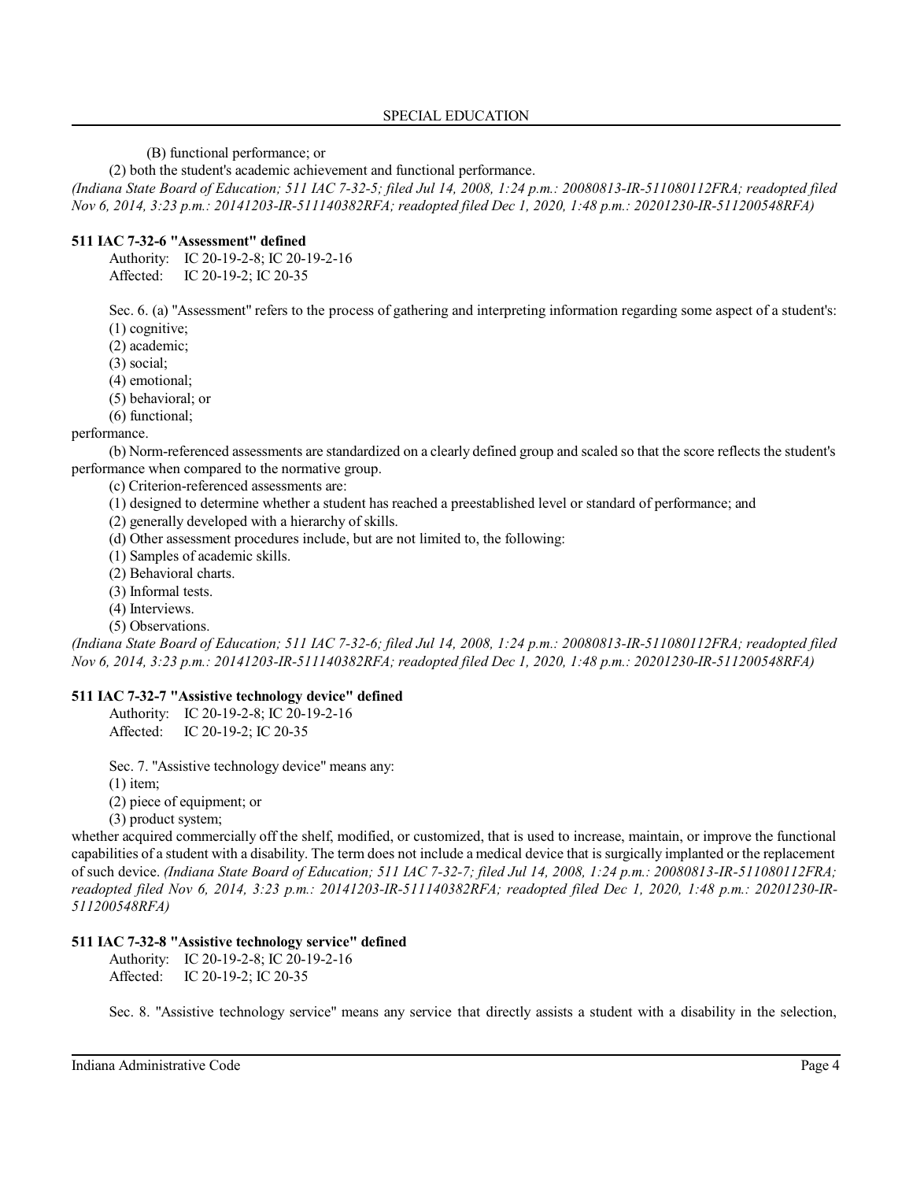(B) functional performance; or

(2) both the student's academic achievement and functional performance.

*(Indiana State Board of Education; 511 IAC 7-32-5; filed Jul 14, 2008, 1:24 p.m.: 20080813-IR-511080112FRA; readopted filed Nov 6, 2014, 3:23 p.m.: 20141203-IR-511140382RFA; readopted filed Dec 1, 2020, 1:48 p.m.: 20201230-IR-511200548RFA)*

**511 IAC 7-32-6 "Assessment" defined**

Authority: IC 20-19-2-8; IC 20-19-2-16
Affected: IC 20-19-2; IC 20-35

Sec. 6. (a) "Assessment" refers to the process of gathering and interpreting information regarding some aspect of a student's:

(1) cognitive;
(2) academic;
(3) social;
(4) emotional;
(5) behavioral; or
(6) functional;

performance.

(b) Norm-referenced assessments are standardized on a clearly defined group and scaled so that the score reflects the student's performance when compared to the normative group.

(c) Criterion-referenced assessments are:

(1) designed to determine whether a student has reached a preestablished level or standard of performance; and
(2) generally developed with a hierarchy of skills.

(d) Other assessment procedures include, but are not limited to, the following:

(1) Samples of academic skills.
(2) Behavioral charts.
(3) Informal tests.
(4) Interviews.
(5) Observations.

*(Indiana State Board of Education; 511 IAC 7-32-6; filed Jul 14, 2008, 1:24 p.m.: 20080813-IR-511080112FRA; readopted filed Nov 6, 2014, 3:23 p.m.: 20141203-IR-511140382RFA; readopted filed Dec 1, 2020, 1:48 p.m.: 20201230-IR-511200548RFA)*

**511 IAC 7-32-7 "Assistive technology device" defined**

Authority: IC 20-19-2-8; IC 20-19-2-16
Affected: IC 20-19-2; IC 20-35

Sec. 7. "Assistive technology device" means any:

(1) item;
(2) piece of equipment; or
(3) product system;

whether acquired commercially off the shelf, modified, or customized, that is used to increase, maintain, or improve the functional capabilities of a student with a disability. The term does not include a medical device that is surgically implanted or the replacement of such device. *(Indiana State Board of Education; 511 IAC 7-32-7; filed Jul 14, 2008, 1:24 p.m.: 20080813-IR-511080112FRA; readopted filed Nov 6, 2014, 3:23 p.m.: 20141203-IR-511140382RFA; readopted filed Dec 1, 2020, 1:48 p.m.: 20201230-IR-511200548RFA)*

**511 IAC 7-32-8 "Assistive technology service" defined**

Authority: IC 20-19-2-8; IC 20-19-2-16
Affected: IC 20-19-2; IC 20-35

Sec. 8. "Assistive technology service" means any service that directly assists a student with a disability in the selection,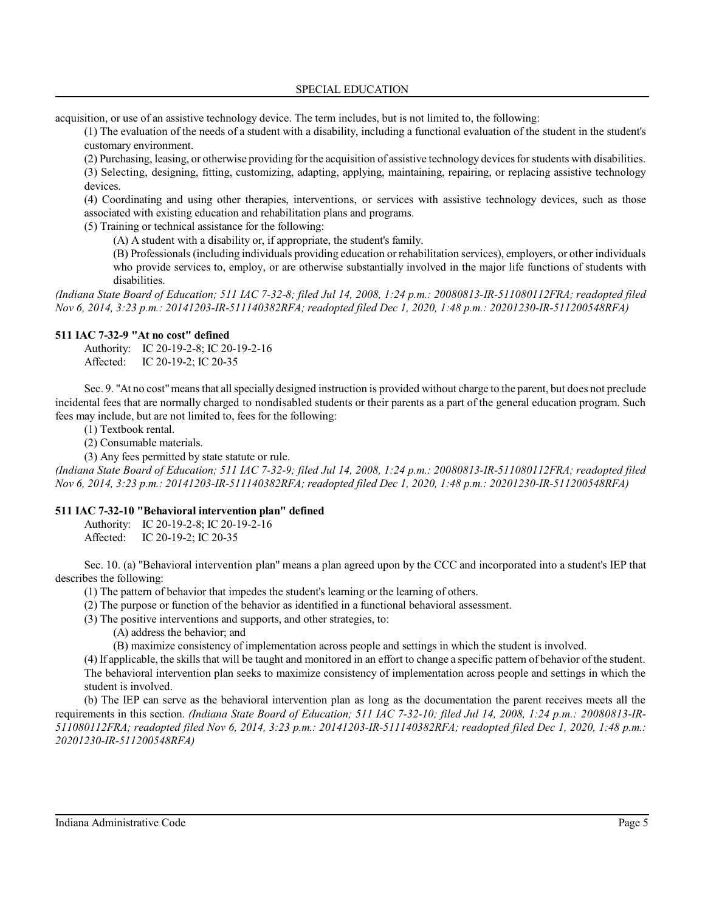acquisition, or use of an assistive technology device. The term includes, but is not limited to, the following:

(1) The evaluation of the needs of a student with a disability, including a functional evaluation of the student in the student's customary environment.

(2) Purchasing, leasing, or otherwise providing for the acquisition of assistive technology devices for students with disabilities.

(3) Selecting, designing, fitting, customizing, adapting, applying, maintaining, repairing, or replacing assistive technology devices.

(4) Coordinating and using other therapies, interventions, or services with assistive technology devices, such as those associated with existing education and rehabilitation plans and programs.

(5) Training or technical assistance for the following:

(A) A student with a disability or, if appropriate, the student's family.

(B) Professionals (including individuals providing education or rehabilitation services), employers, or other individuals who provide services to, employ, or are otherwise substantially involved in the major life functions of students with disabilities.

*(Indiana State Board of Education; 511 IAC 7-32-8; filed Jul 14, 2008, 1:24 p.m.: 20080813-IR-511080112FRA; readopted filed Nov 6, 2014, 3:23 p.m.: 20141203-IR-511140382RFA; readopted filed Dec 1, 2020, 1:48 p.m.: 20201230-IR-511200548RFA)*

### 511 IAC 7-32-9 "At no cost" defined

Authority: IC 20-19-2-8; IC 20-19-2-16
Affected: IC 20-19-2; IC 20-35

Sec. 9. "At no cost" means that all specially designed instruction is provided without charge to the parent, but does not preclude incidental fees that are normally charged to nondisabled students or their parents as a part of the general education program. Such fees may include, but are not limited to, fees for the following:

(1) Textbook rental.

(2) Consumable materials.

(3) Any fees permitted by state statute or rule.

*(Indiana State Board of Education; 511 IAC 7-32-9; filed Jul 14, 2008, 1:24 p.m.: 20080813-IR-511080112FRA; readopted filed Nov 6, 2014, 3:23 p.m.: 20141203-IR-511140382RFA; readopted filed Dec 1, 2020, 1:48 p.m.: 20201230-IR-511200548RFA)*

### 511 IAC 7-32-10 "Behavioral intervention plan" defined

Authority: IC 20-19-2-8; IC 20-19-2-16
Affected: IC 20-19-2; IC 20-35

Sec. 10. (a) "Behavioral intervention plan" means a plan agreed upon by the CCC and incorporated into a student's IEP that describes the following:

(1) The pattern of behavior that impedes the student's learning or the learning of others.

(2) The purpose or function of the behavior as identified in a functional behavioral assessment.

(3) The positive interventions and supports, and other strategies, to:

(A) address the behavior; and

(B) maximize consistency of implementation across people and settings in which the student is involved.

(4) If applicable, the skills that will be taught and monitored in an effort to change a specific pattern of behavior of the student. The behavioral intervention plan seeks to maximize consistency of implementation across people and settings in which the student is involved.

(b) The IEP can serve as the behavioral intervention plan as long as the documentation the parent receives meets all the requirements in this section. *(Indiana State Board of Education; 511 IAC 7-32-10; filed Jul 14, 2008, 1:24 p.m.: 20080813-IR-511080112FRA; readopted filed Nov 6, 2014, 3:23 p.m.: 20141203-IR-511140382RFA; readopted filed Dec 1, 2020, 1:48 p.m.: 20201230-IR-511200548RFA)*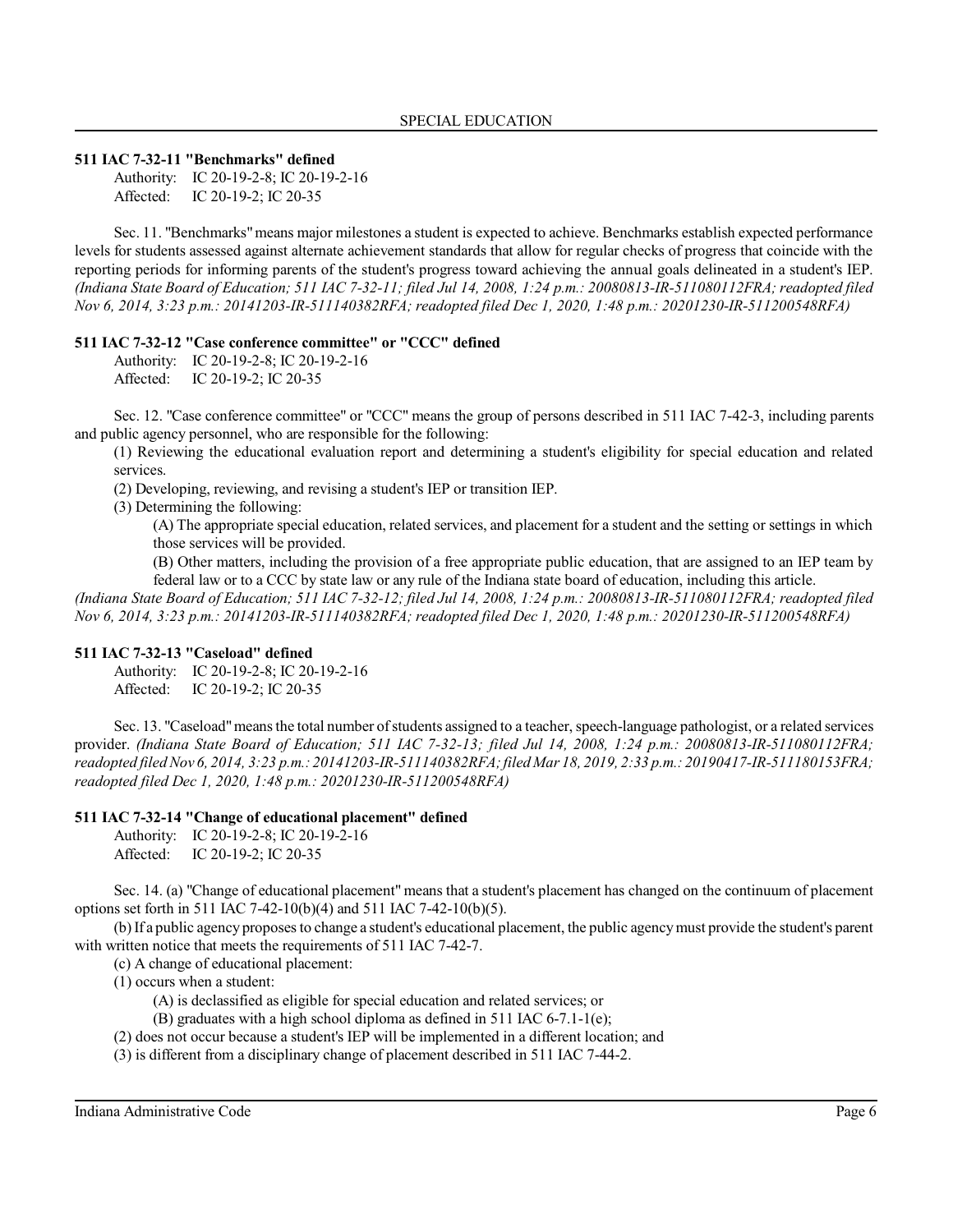### 511 IAC 7-32-11 "Benchmarks" defined

Authority: IC 20-19-2-8; IC 20-19-2-16
Affected: IC 20-19-2; IC 20-35

Sec. 11. "Benchmarks" means major milestones a student is expected to achieve. Benchmarks establish expected performance levels for students assessed against alternate achievement standards that allow for regular checks of progress that coincide with the reporting periods for informing parents of the student's progress toward achieving the annual goals delineated in a student's IEP. *(Indiana State Board of Education; 511 IAC 7-32-11; filed Jul 14, 2008, 1:24 p.m.: 20080813-IR-511080112FRA; readopted filed Nov 6, 2014, 3:23 p.m.: 20141203-IR-511140382RFA; readopted filed Dec 1, 2020, 1:48 p.m.: 20201230-IR-511200548RFA)*

### 511 IAC 7-32-12 "Case conference committee" or "CCC" defined

Authority: IC 20-19-2-8; IC 20-19-2-16
Affected: IC 20-19-2; IC 20-35

Sec. 12. "Case conference committee" or "CCC" means the group of persons described in 511 IAC 7-42-3, including parents and public agency personnel, who are responsible for the following:

(1) Reviewing the educational evaluation report and determining a student's eligibility for special education and related services.

(2) Developing, reviewing, and revising a student's IEP or transition IEP.

(3) Determining the following:

(A) The appropriate special education, related services, and placement for a student and the setting or settings in which those services will be provided.

(B) Other matters, including the provision of a free appropriate public education, that are assigned to an IEP team by federal law or to a CCC by state law or any rule of the Indiana state board of education, including this article.

*(Indiana State Board of Education; 511 IAC 7-32-12; filed Jul 14, 2008, 1:24 p.m.: 20080813-IR-511080112FRA; readopted filed Nov 6, 2014, 3:23 p.m.: 20141203-IR-511140382RFA; readopted filed Dec 1, 2020, 1:48 p.m.: 20201230-IR-511200548RFA)*

### 511 IAC 7-32-13 "Caseload" defined

Authority: IC 20-19-2-8; IC 20-19-2-16
Affected: IC 20-19-2; IC 20-35

Sec. 13. "Caseload" means the total number of students assigned to a teacher, speech-language pathologist, or a related services provider. *(Indiana State Board of Education; 511 IAC 7-32-13; filed Jul 14, 2008, 1:24 p.m.: 20080813-IR-511080112FRA; readopted filed Nov 6, 2014, 3:23 p.m.: 20141203-IR-511140382RFA; filed Mar 18, 2019, 2:33 p.m.: 20190417-IR-511180153FRA; readopted filed Dec 1, 2020, 1:48 p.m.: 20201230-IR-511200548RFA)*

### 511 IAC 7-32-14 "Change of educational placement" defined

Authority: IC 20-19-2-8; IC 20-19-2-16
Affected: IC 20-19-2; IC 20-35

Sec. 14. (a) "Change of educational placement" means that a student's placement has changed on the continuum of placement options set forth in 511 IAC 7-42-10(b)(4) and 511 IAC 7-42-10(b)(5).

(b) If a public agency proposes to change a student's educational placement, the public agency must provide the student's parent with written notice that meets the requirements of 511 IAC 7-42-7.

(c) A change of educational placement:

(1) occurs when a student:

(A) is declassified as eligible for special education and related services; or

(B) graduates with a high school diploma as defined in 511 IAC 6-7.1-1(e);

(2) does not occur because a student's IEP will be implemented in a different location; and

(3) is different from a disciplinary change of placement described in 511 IAC 7-44-2.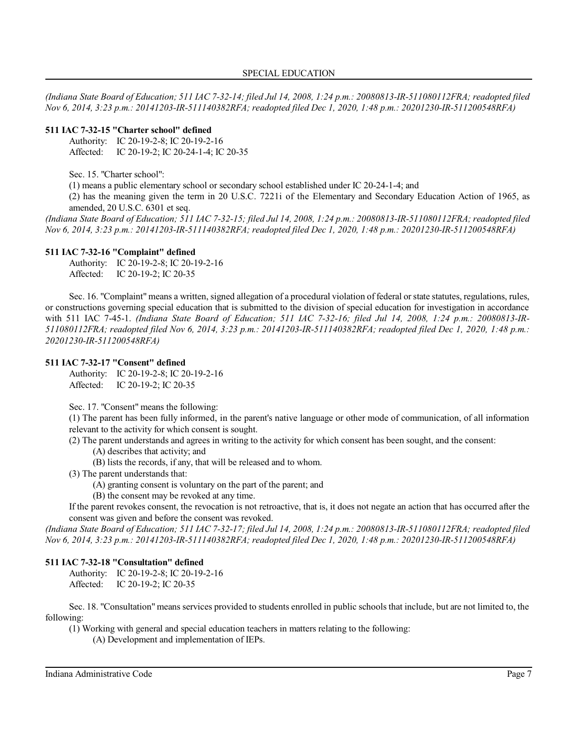*(Indiana State Board of Education; 511 IAC 7-32-14; filed Jul 14, 2008, 1:24 p.m.: 20080813-IR-511080112FRA; readopted filed Nov 6, 2014, 3:23 p.m.: 20141203-IR-511140382RFA; readopted filed Dec 1, 2020, 1:48 p.m.: 20201230-IR-511200548RFA)*

**511 IAC 7-32-15 "Charter school" defined**

Authority: IC 20-19-2-8; IC 20-19-2-16
Affected: IC 20-19-2; IC 20-24-1-4; IC 20-35

Sec. 15. "Charter school":

(1) means a public elementary school or secondary school established under IC 20-24-1-4; and
(2) has the meaning given the term in 20 U.S.C. 7221i of the Elementary and Secondary Education Action of 1965, as amended, 20 U.S.C. 6301 et seq.

*(Indiana State Board of Education; 511 IAC 7-32-15; filed Jul 14, 2008, 1:24 p.m.: 20080813-IR-511080112FRA; readopted filed Nov 6, 2014, 3:23 p.m.: 20141203-IR-511140382RFA; readopted filed Dec 1, 2020, 1:48 p.m.: 20201230-IR-511200548RFA)*

**511 IAC 7-32-16 "Complaint" defined**

Authority: IC 20-19-2-8; IC 20-19-2-16
Affected: IC 20-19-2; IC 20-35

Sec. 16. "Complaint" means a written, signed allegation of a procedural violation of federal or state statutes, regulations, rules, or constructions governing special education that is submitted to the division of special education for investigation in accordance with 511 IAC 7-45-1. *(Indiana State Board of Education; 511 IAC 7-32-16; filed Jul 14, 2008, 1:24 p.m.: 20080813-IR-511080112FRA; readopted filed Nov 6, 2014, 3:23 p.m.: 20141203-IR-511140382RFA; readopted filed Dec 1, 2020, 1:48 p.m.: 20201230-IR-511200548RFA)*

**511 IAC 7-32-17 "Consent" defined**

Authority: IC 20-19-2-8; IC 20-19-2-16
Affected: IC 20-19-2; IC 20-35

Sec. 17. "Consent" means the following:

(1) The parent has been fully informed, in the parent's native language or other mode of communication, of all information relevant to the activity for which consent is sought.
(2) The parent understands and agrees in writing to the activity for which consent has been sought, and the consent:
  (A) describes that activity; and
  (B) lists the records, if any, that will be released and to whom.
(3) The parent understands that:
  (A) granting consent is voluntary on the part of the parent; and
  (B) the consent may be revoked at any time.

If the parent revokes consent, the revocation is not retroactive, that is, it does not negate an action that has occurred after the consent was given and before the consent was revoked.

*(Indiana State Board of Education; 511 IAC 7-32-17; filed Jul 14, 2008, 1:24 p.m.: 20080813-IR-511080112FRA; readopted filed Nov 6, 2014, 3:23 p.m.: 20141203-IR-511140382RFA; readopted filed Dec 1, 2020, 1:48 p.m.: 20201230-IR-511200548RFA)*

**511 IAC 7-32-18 "Consultation" defined**

Authority: IC 20-19-2-8; IC 20-19-2-16
Affected: IC 20-19-2; IC 20-35

Sec. 18. "Consultation" means services provided to students enrolled in public schools that include, but are not limited to, the following:

(1) Working with general and special education teachers in matters relating to the following:
  (A) Development and implementation of IEPs.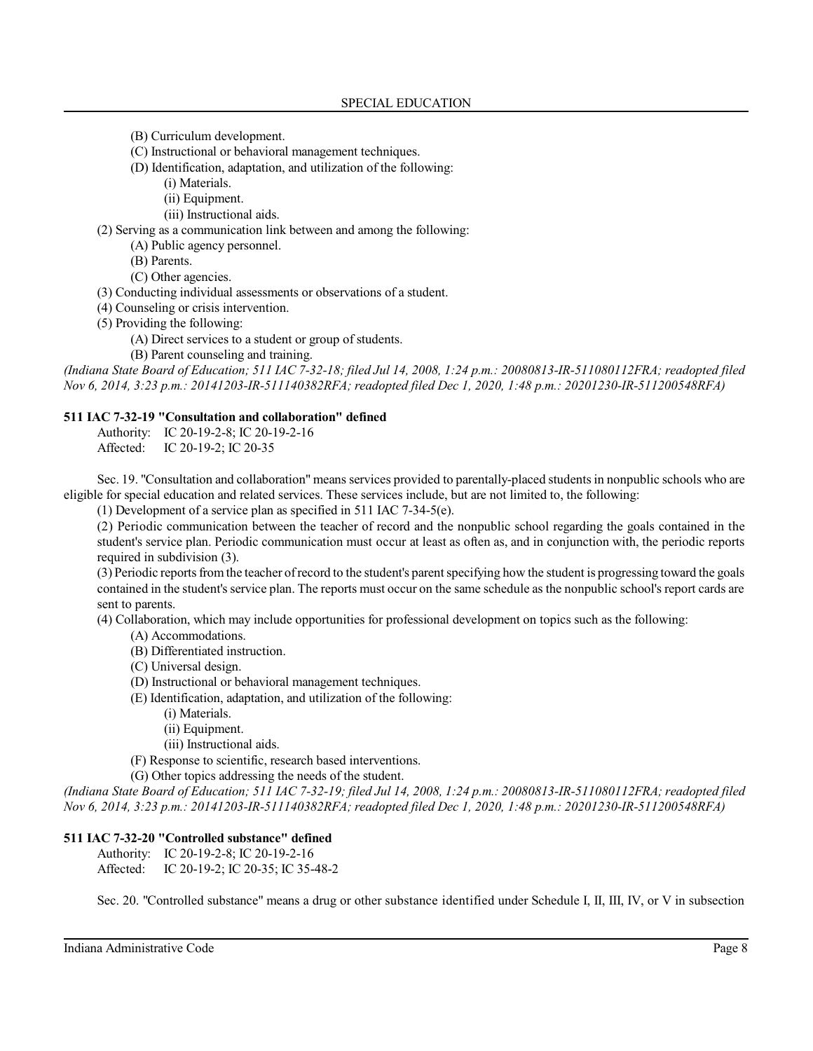(B) Curriculum development.

(C) Instructional or behavioral management techniques.

(D) Identification, adaptation, and utilization of the following:

(i) Materials.

(ii) Equipment.

(iii) Instructional aids.

(2) Serving as a communication link between and among the following:

(A) Public agency personnel.

(B) Parents.

(C) Other agencies.

(3) Conducting individual assessments or observations of a student.

(4) Counseling or crisis intervention.

(5) Providing the following:

(A) Direct services to a student or group of students.

(B) Parent counseling and training.

*(Indiana State Board of Education; 511 IAC 7-32-18; filed Jul 14, 2008, 1:24 p.m.: 20080813-IR-511080112FRA; readopted filed Nov 6, 2014, 3:23 p.m.: 20141203-IR-511140382RFA; readopted filed Dec 1, 2020, 1:48 p.m.: 20201230-IR-511200548RFA)*

**511 IAC 7-32-19 "Consultation and collaboration" defined**

Authority: IC 20-19-2-8; IC 20-19-2-16
Affected: IC 20-19-2; IC 20-35

Sec. 19. "Consultation and collaboration" means services provided to parentally-placed students in nonpublic schools who are eligible for special education and related services. These services include, but are not limited to, the following:

(1) Development of a service plan as specified in 511 IAC 7-34-5(e).

(2) Periodic communication between the teacher of record and the nonpublic school regarding the goals contained in the student's service plan. Periodic communication must occur at least as often as, and in conjunction with, the periodic reports required in subdivision (3).

(3) Periodic reports from the teacher of record to the student's parent specifying how the student is progressing toward the goals contained in the student's service plan. The reports must occur on the same schedule as the nonpublic school's report cards are sent to parents.

(4) Collaboration, which may include opportunities for professional development on topics such as the following:

(A) Accommodations.

(B) Differentiated instruction.

(C) Universal design.

(D) Instructional or behavioral management techniques.

(E) Identification, adaptation, and utilization of the following:

(i) Materials.

(ii) Equipment.

(iii) Instructional aids.

(F) Response to scientific, research based interventions.

(G) Other topics addressing the needs of the student.

*(Indiana State Board of Education; 511 IAC 7-32-19; filed Jul 14, 2008, 1:24 p.m.: 20080813-IR-511080112FRA; readopted filed Nov 6, 2014, 3:23 p.m.: 20141203-IR-511140382RFA; readopted filed Dec 1, 2020, 1:48 p.m.: 20201230-IR-511200548RFA)*

**511 IAC 7-32-20 "Controlled substance" defined**

Authority: IC 20-19-2-8; IC 20-19-2-16
Affected: IC 20-19-2; IC 20-35; IC 35-48-2

Sec. 20. "Controlled substance" means a drug or other substance identified under Schedule I, II, III, IV, or V in subsection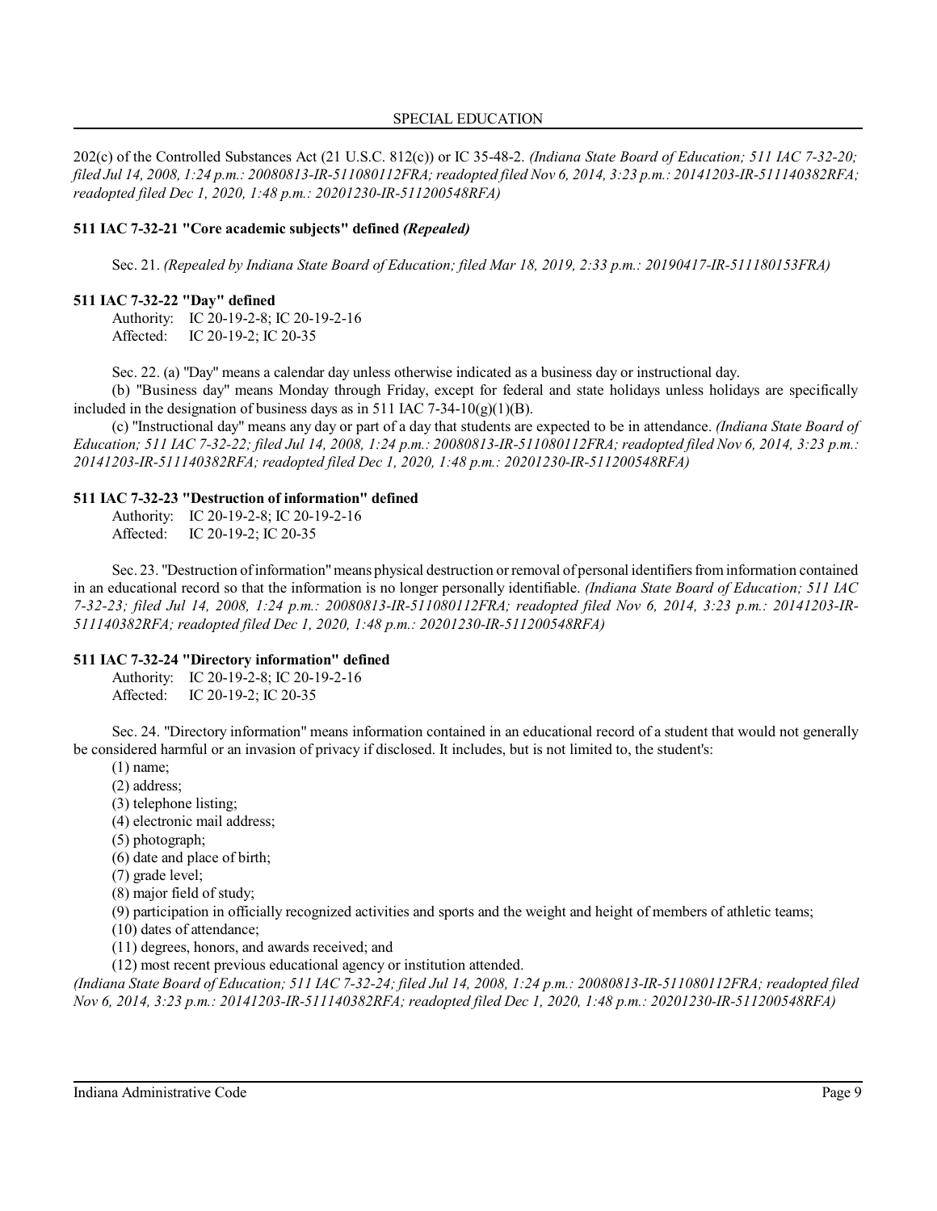202(c) of the Controlled Substances Act (21 U.S.C. 812(c)) or IC 35-48-2. *(Indiana State Board of Education; 511 IAC 7-32-20; filed Jul 14, 2008, 1:24 p.m.: 20080813-IR-511080112FRA; readopted filed Nov 6, 2014, 3:23 p.m.: 20141203-IR-511140382RFA; readopted filed Dec 1, 2020, 1:48 p.m.: 20201230-IR-511200548RFA)*

**511 IAC 7-32-21 "Core academic subjects" defined *(Repealed)***

Sec. 21. *(Repealed by Indiana State Board of Education; filed Mar 18, 2019, 2:33 p.m.: 20190417-IR-511180153FRA)*

**511 IAC 7-32-22 "Day" defined**

Authority: IC 20-19-2-8; IC 20-19-2-16
Affected: IC 20-19-2; IC 20-35

Sec. 22. (a) "Day" means a calendar day unless otherwise indicated as a business day or instructional day.

(b) "Business day" means Monday through Friday, except for federal and state holidays unless holidays are specifically included in the designation of business days as in 511 IAC 7-34-10(g)(1)(B).

(c) "Instructional day" means any day or part of a day that students are expected to be in attendance. *(Indiana State Board of Education; 511 IAC 7-32-22; filed Jul 14, 2008, 1:24 p.m.: 20080813-IR-511080112FRA; readopted filed Nov 6, 2014, 3:23 p.m.: 20141203-IR-511140382RFA; readopted filed Dec 1, 2020, 1:48 p.m.: 20201230-IR-511200548RFA)*

**511 IAC 7-32-23 "Destruction of information" defined**

Authority: IC 20-19-2-8; IC 20-19-2-16
Affected: IC 20-19-2; IC 20-35

Sec. 23. "Destruction of information" means physical destruction or removal of personal identifiers from information contained in an educational record so that the information is no longer personally identifiable. *(Indiana State Board of Education; 511 IAC 7-32-23; filed Jul 14, 2008, 1:24 p.m.: 20080813-IR-511080112FRA; readopted filed Nov 6, 2014, 3:23 p.m.: 20141203-IR-511140382RFA; readopted filed Dec 1, 2020, 1:48 p.m.: 20201230-IR-511200548RFA)*

**511 IAC 7-32-24 "Directory information" defined**

Authority: IC 20-19-2-8; IC 20-19-2-16
Affected: IC 20-19-2; IC 20-35

Sec. 24. "Directory information" means information contained in an educational record of a student that would not generally be considered harmful or an invasion of privacy if disclosed. It includes, but is not limited to, the student's:

(1) name;
(2) address;
(3) telephone listing;
(4) electronic mail address;
(5) photograph;
(6) date and place of birth;
(7) grade level;
(8) major field of study;
(9) participation in officially recognized activities and sports and the weight and height of members of athletic teams;
(10) dates of attendance;
(11) degrees, honors, and awards received; and
(12) most recent previous educational agency or institution attended.

*(Indiana State Board of Education; 511 IAC 7-32-24; filed Jul 14, 2008, 1:24 p.m.: 20080813-IR-511080112FRA; readopted filed Nov 6, 2014, 3:23 p.m.: 20141203-IR-511140382RFA; readopted filed Dec 1, 2020, 1:48 p.m.: 20201230-IR-511200548RFA)*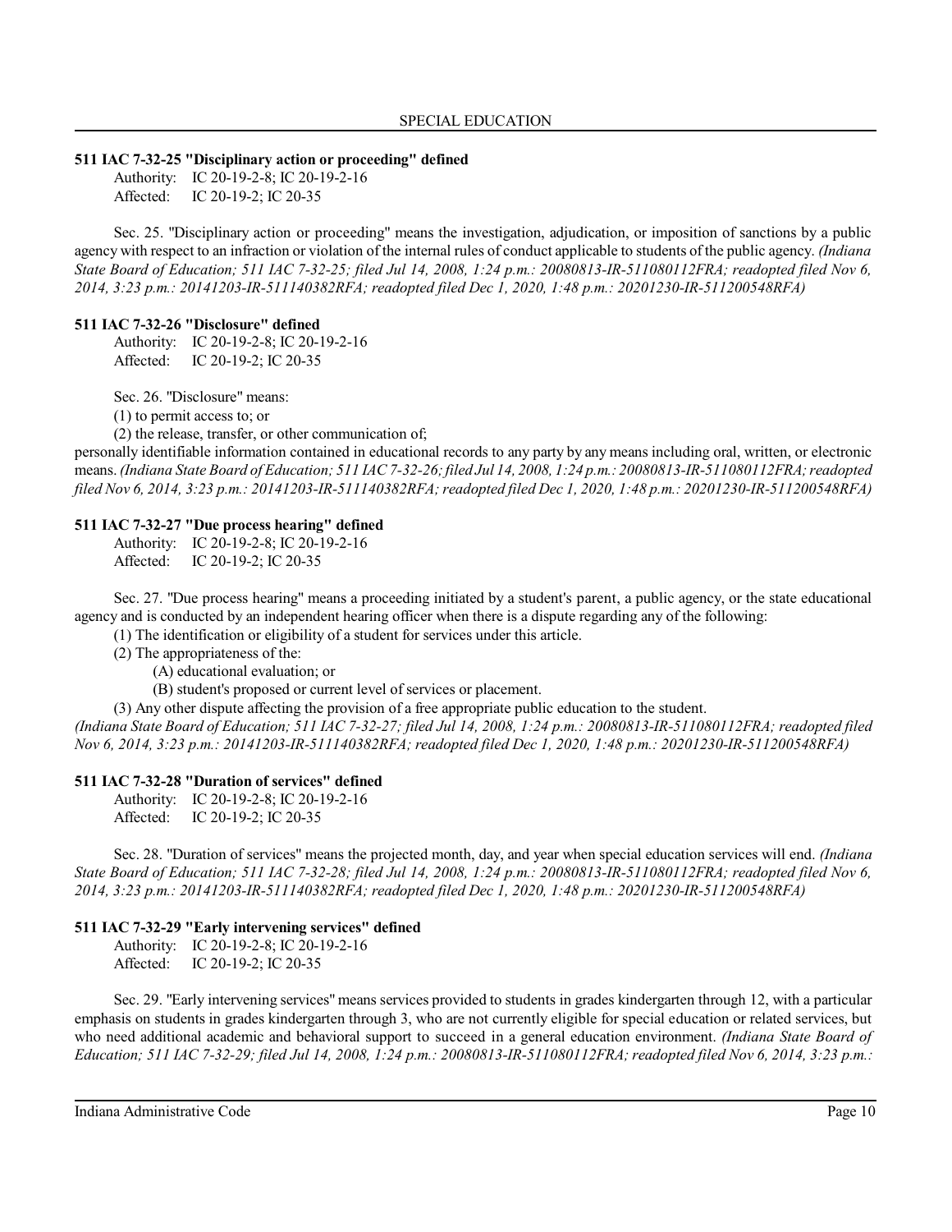### 511 IAC 7-32-25 "Disciplinary action or proceeding" defined

Authority: IC 20-19-2-8; IC 20-19-2-16
Affected: IC 20-19-2; IC 20-35

Sec. 25. "Disciplinary action or proceeding" means the investigation, adjudication, or imposition of sanctions by a public agency with respect to an infraction or violation of the internal rules of conduct applicable to students of the public agency. *(Indiana State Board of Education; 511 IAC 7-32-25; filed Jul 14, 2008, 1:24 p.m.: 20080813-IR-511080112FRA; readopted filed Nov 6, 2014, 3:23 p.m.: 20141203-IR-511140382RFA; readopted filed Dec 1, 2020, 1:48 p.m.: 20201230-IR-511200548RFA)*

### 511 IAC 7-32-26 "Disclosure" defined

Authority: IC 20-19-2-8; IC 20-19-2-16
Affected: IC 20-19-2; IC 20-35

Sec. 26. "Disclosure" means:

(1) to permit access to; or

(2) the release, transfer, or other communication of;

personally identifiable information contained in educational records to any party by any means including oral, written, or electronic means. *(Indiana State Board of Education; 511 IAC 7-32-26; filed Jul 14, 2008, 1:24 p.m.: 20080813-IR-511080112FRA; readopted filed Nov 6, 2014, 3:23 p.m.: 20141203-IR-511140382RFA; readopted filed Dec 1, 2020, 1:48 p.m.: 20201230-IR-511200548RFA)*

### 511 IAC 7-32-27 "Due process hearing" defined

Authority: IC 20-19-2-8; IC 20-19-2-16
Affected: IC 20-19-2; IC 20-35

Sec. 27. "Due process hearing" means a proceeding initiated by a student's parent, a public agency, or the state educational agency and is conducted by an independent hearing officer when there is a dispute regarding any of the following:

(1) The identification or eligibility of a student for services under this article.

(2) The appropriateness of the:

(A) educational evaluation; or

(B) student's proposed or current level of services or placement.

(3) Any other dispute affecting the provision of a free appropriate public education to the student.

*(Indiana State Board of Education; 511 IAC 7-32-27; filed Jul 14, 2008, 1:24 p.m.: 20080813-IR-511080112FRA; readopted filed Nov 6, 2014, 3:23 p.m.: 20141203-IR-511140382RFA; readopted filed Dec 1, 2020, 1:48 p.m.: 20201230-IR-511200548RFA)*

### 511 IAC 7-32-28 "Duration of services" defined

Authority: IC 20-19-2-8; IC 20-19-2-16
Affected: IC 20-19-2; IC 20-35

Sec. 28. "Duration of services" means the projected month, day, and year when special education services will end. *(Indiana State Board of Education; 511 IAC 7-32-28; filed Jul 14, 2008, 1:24 p.m.: 20080813-IR-511080112FRA; readopted filed Nov 6, 2014, 3:23 p.m.: 20141203-IR-511140382RFA; readopted filed Dec 1, 2020, 1:48 p.m.: 20201230-IR-511200548RFA)*

### 511 IAC 7-32-29 "Early intervening services" defined

Authority: IC 20-19-2-8; IC 20-19-2-16
Affected: IC 20-19-2; IC 20-35

Sec. 29. "Early intervening services" means services provided to students in grades kindergarten through 12, with a particular emphasis on students in grades kindergarten through 3, who are not currently eligible for special education or related services, but who need additional academic and behavioral support to succeed in a general education environment. *(Indiana State Board of Education; 511 IAC 7-32-29; filed Jul 14, 2008, 1:24 p.m.: 20080813-IR-511080112FRA; readopted filed Nov 6, 2014, 3:23 p.m.:*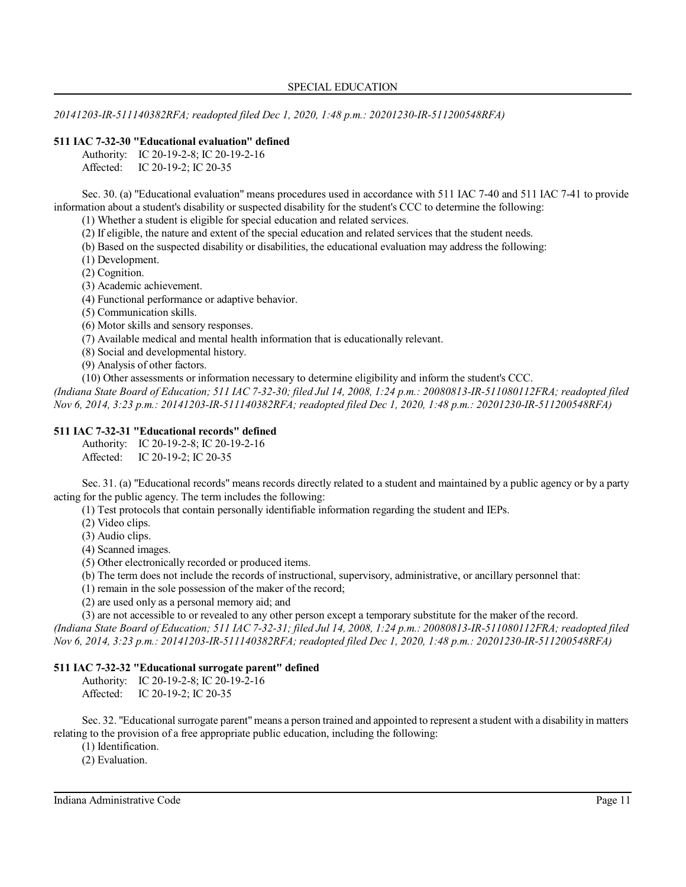*20141203-IR-511140382RFA; readopted filed Dec 1, 2020, 1:48 p.m.: 20201230-IR-511200548RFA)*

**511 IAC 7-32-30 "Educational evaluation" defined**

Authority: IC 20-19-2-8; IC 20-19-2-16
Affected: IC 20-19-2; IC 20-35

Sec. 30. (a) "Educational evaluation" means procedures used in accordance with 511 IAC 7-40 and 511 IAC 7-41 to provide information about a student's disability or suspected disability for the student's CCC to determine the following:

(1) Whether a student is eligible for special education and related services.
(2) If eligible, the nature and extent of the special education and related services that the student needs.

(b) Based on the suspected disability or disabilities, the educational evaluation may address the following:

(1) Development.
(2) Cognition.
(3) Academic achievement.
(4) Functional performance or adaptive behavior.
(5) Communication skills.
(6) Motor skills and sensory responses.
(7) Available medical and mental health information that is educationally relevant.
(8) Social and developmental history.
(9) Analysis of other factors.
(10) Other assessments or information necessary to determine eligibility and inform the student's CCC.

*(Indiana State Board of Education; 511 IAC 7-32-30; filed Jul 14, 2008, 1:24 p.m.: 20080813-IR-511080112FRA; readopted filed Nov 6, 2014, 3:23 p.m.: 20141203-IR-511140382RFA; readopted filed Dec 1, 2020, 1:48 p.m.: 20201230-IR-511200548RFA)*

**511 IAC 7-32-31 "Educational records" defined**

Authority: IC 20-19-2-8; IC 20-19-2-16
Affected: IC 20-19-2; IC 20-35

Sec. 31. (a) "Educational records" means records directly related to a student and maintained by a public agency or by a party acting for the public agency. The term includes the following:

(1) Test protocols that contain personally identifiable information regarding the student and IEPs.
(2) Video clips.
(3) Audio clips.
(4) Scanned images.
(5) Other electronically recorded or produced items.

(b) The term does not include the records of instructional, supervisory, administrative, or ancillary personnel that:

(1) remain in the sole possession of the maker of the record;
(2) are used only as a personal memory aid; and
(3) are not accessible to or revealed to any other person except a temporary substitute for the maker of the record.

*(Indiana State Board of Education; 511 IAC 7-32-31; filed Jul 14, 2008, 1:24 p.m.: 20080813-IR-511080112FRA; readopted filed Nov 6, 2014, 3:23 p.m.: 20141203-IR-511140382RFA; readopted filed Dec 1, 2020, 1:48 p.m.: 20201230-IR-511200548RFA)*

**511 IAC 7-32-32 "Educational surrogate parent" defined**

Authority: IC 20-19-2-8; IC 20-19-2-16
Affected: IC 20-19-2; IC 20-35

Sec. 32. "Educational surrogate parent" means a person trained and appointed to represent a student with a disability in matters relating to the provision of a free appropriate public education, including the following:

(1) Identification.
(2) Evaluation.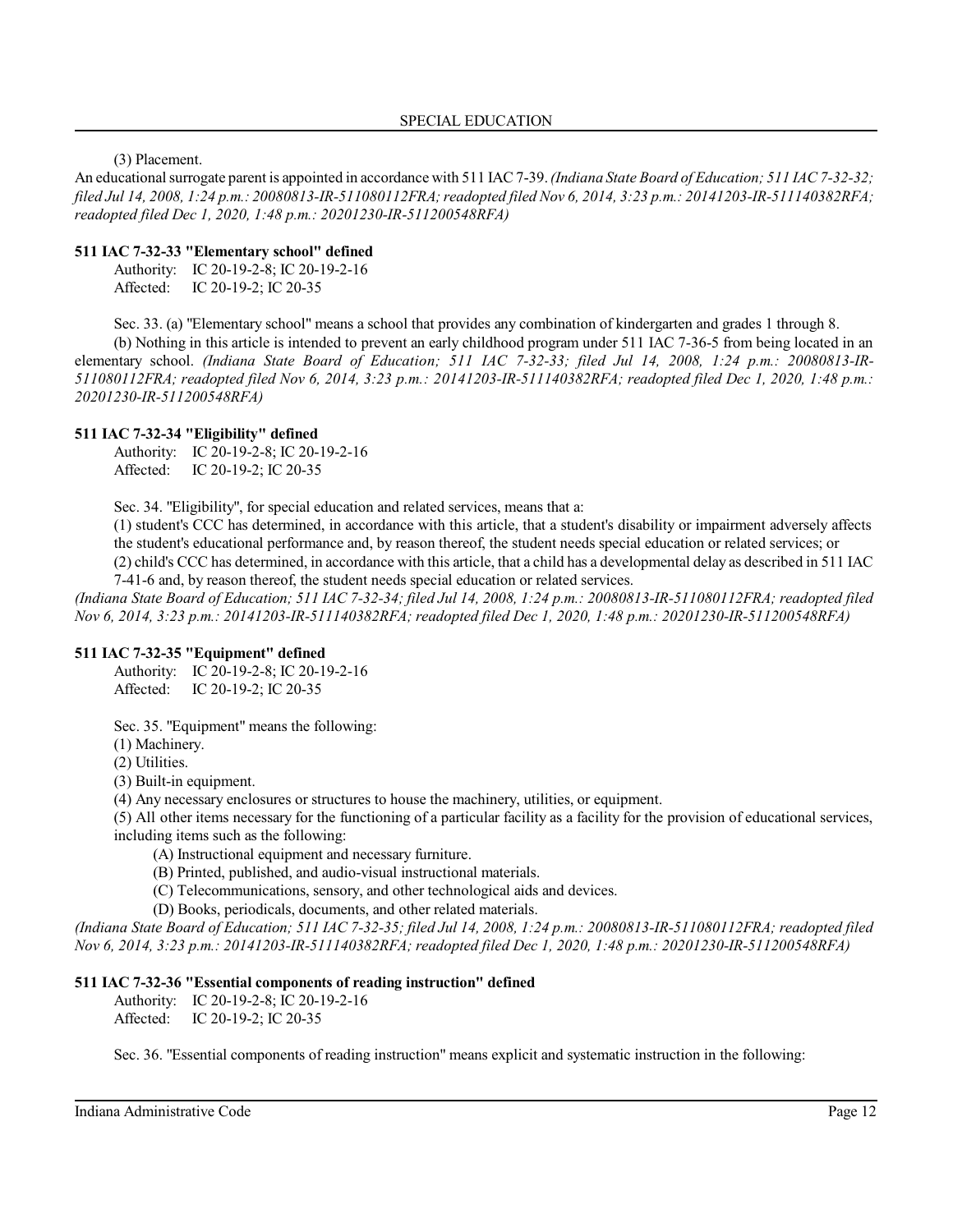(3) Placement.

An educational surrogate parent is appointed in accordance with 511 IAC 7-39. *(Indiana State Board of Education; 511 IAC 7-32-32; filed Jul 14, 2008, 1:24 p.m.: 20080813-IR-511080112FRA; readopted filed Nov 6, 2014, 3:23 p.m.: 20141203-IR-511140382RFA; readopted filed Dec 1, 2020, 1:48 p.m.: 20201230-IR-511200548RFA)*

**511 IAC 7-32-33 "Elementary school" defined**

Authority: IC 20-19-2-8; IC 20-19-2-16
Affected: IC 20-19-2; IC 20-35

Sec. 33. (a) "Elementary school" means a school that provides any combination of kindergarten and grades 1 through 8.

(b) Nothing in this article is intended to prevent an early childhood program under 511 IAC 7-36-5 from being located in an elementary school. *(Indiana State Board of Education; 511 IAC 7-32-33; filed Jul 14, 2008, 1:24 p.m.: 20080813-IR-511080112FRA; readopted filed Nov 6, 2014, 3:23 p.m.: 20141203-IR-511140382RFA; readopted filed Dec 1, 2020, 1:48 p.m.: 20201230-IR-511200548RFA)*

**511 IAC 7-32-34 "Eligibility" defined**

Authority: IC 20-19-2-8; IC 20-19-2-16
Affected: IC 20-19-2; IC 20-35

Sec. 34. "Eligibility", for special education and related services, means that a:

(1) student's CCC has determined, in accordance with this article, that a student's disability or impairment adversely affects the student's educational performance and, by reason thereof, the student needs special education or related services; or

(2) child's CCC has determined, in accordance with this article, that a child has a developmental delay as described in 511 IAC 7-41-6 and, by reason thereof, the student needs special education or related services.

*(Indiana State Board of Education; 511 IAC 7-32-34; filed Jul 14, 2008, 1:24 p.m.: 20080813-IR-511080112FRA; readopted filed Nov 6, 2014, 3:23 p.m.: 20141203-IR-511140382RFA; readopted filed Dec 1, 2020, 1:48 p.m.: 20201230-IR-511200548RFA)*

**511 IAC 7-32-35 "Equipment" defined**

Authority: IC 20-19-2-8; IC 20-19-2-16
Affected: IC 20-19-2; IC 20-35

Sec. 35. "Equipment" means the following:

(1) Machinery.

(2) Utilities.

(3) Built-in equipment.

(4) Any necessary enclosures or structures to house the machinery, utilities, or equipment.

(5) All other items necessary for the functioning of a particular facility as a facility for the provision of educational services, including items such as the following:

(A) Instructional equipment and necessary furniture.

(B) Printed, published, and audio-visual instructional materials.

(C) Telecommunications, sensory, and other technological aids and devices.

(D) Books, periodicals, documents, and other related materials.

*(Indiana State Board of Education; 511 IAC 7-32-35; filed Jul 14, 2008, 1:24 p.m.: 20080813-IR-511080112FRA; readopted filed Nov 6, 2014, 3:23 p.m.: 20141203-IR-511140382RFA; readopted filed Dec 1, 2020, 1:48 p.m.: 20201230-IR-511200548RFA)*

**511 IAC 7-32-36 "Essential components of reading instruction" defined**

Authority: IC 20-19-2-8; IC 20-19-2-16
Affected: IC 20-19-2; IC 20-35

Sec. 36. "Essential components of reading instruction" means explicit and systematic instruction in the following: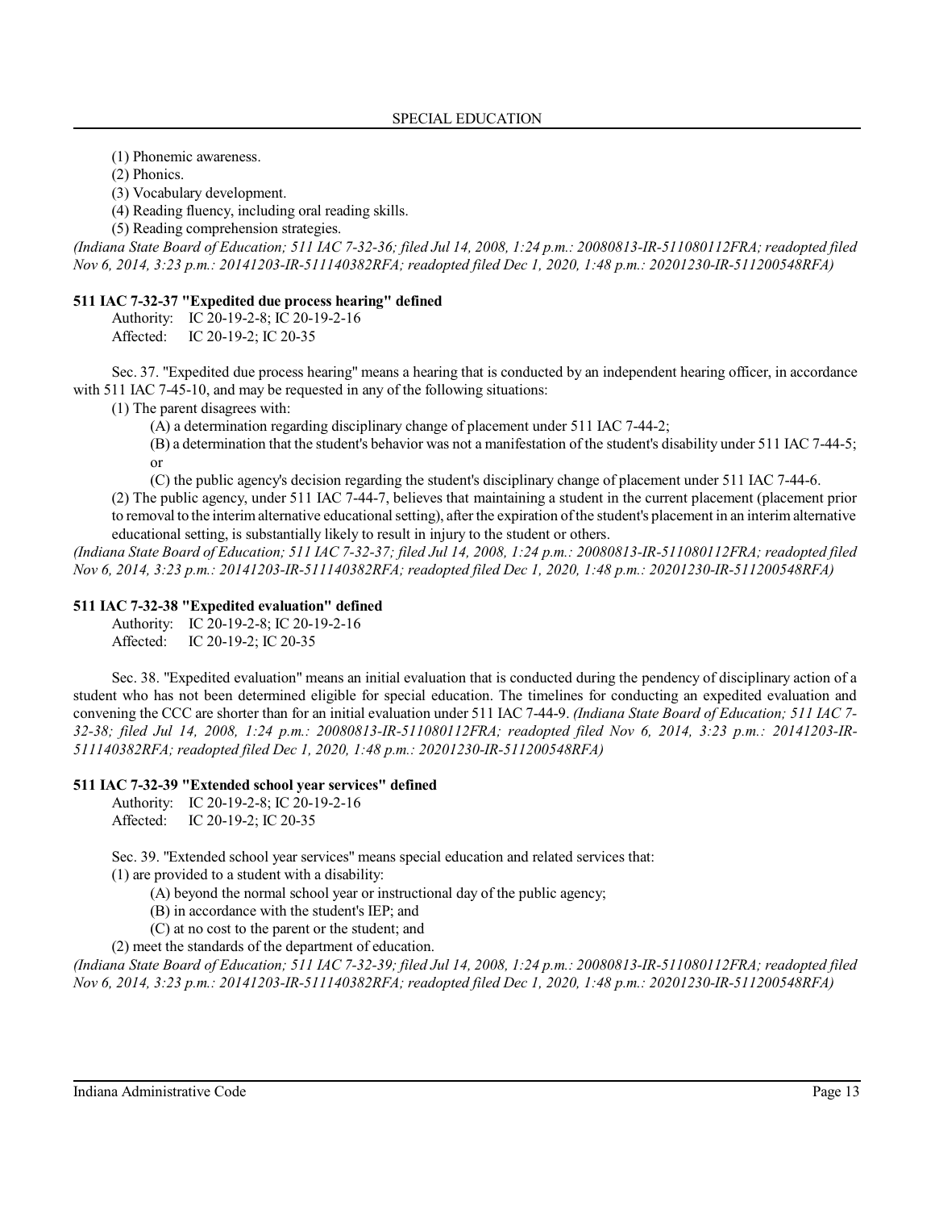(1) Phonemic awareness.

(2) Phonics.

(3) Vocabulary development.

(4) Reading fluency, including oral reading skills.

(5) Reading comprehension strategies.

*(Indiana State Board of Education; 511 IAC 7-32-36; filed Jul 14, 2008, 1:24 p.m.: 20080813-IR-511080112FRA; readopted filed Nov 6, 2014, 3:23 p.m.: 20141203-IR-511140382RFA; readopted filed Dec 1, 2020, 1:48 p.m.: 20201230-IR-511200548RFA)*

**511 IAC 7-32-37 "Expedited due process hearing" defined**

Authority: IC 20-19-2-8; IC 20-19-2-16
Affected: IC 20-19-2; IC 20-35

Sec. 37. "Expedited due process hearing" means a hearing that is conducted by an independent hearing officer, in accordance with 511 IAC 7-45-10, and may be requested in any of the following situations:

(1) The parent disagrees with:

(A) a determination regarding disciplinary change of placement under 511 IAC 7-44-2;

(B) a determination that the student's behavior was not a manifestation of the student's disability under 511 IAC 7-44-5; or

(C) the public agency's decision regarding the student's disciplinary change of placement under 511 IAC 7-44-6.

(2) The public agency, under 511 IAC 7-44-7, believes that maintaining a student in the current placement (placement prior to removal to the interim alternative educational setting), after the expiration of the student's placement in an interim alternative educational setting, is substantially likely to result in injury to the student or others.

*(Indiana State Board of Education; 511 IAC 7-32-37; filed Jul 14, 2008, 1:24 p.m.: 20080813-IR-511080112FRA; readopted filed Nov 6, 2014, 3:23 p.m.: 20141203-IR-511140382RFA; readopted filed Dec 1, 2020, 1:48 p.m.: 20201230-IR-511200548RFA)*

**511 IAC 7-32-38 "Expedited evaluation" defined**

Authority: IC 20-19-2-8; IC 20-19-2-16
Affected: IC 20-19-2; IC 20-35

Sec. 38. "Expedited evaluation" means an initial evaluation that is conducted during the pendency of disciplinary action of a student who has not been determined eligible for special education. The timelines for conducting an expedited evaluation and convening the CCC are shorter than for an initial evaluation under 511 IAC 7-44-9. *(Indiana State Board of Education; 511 IAC 7-32-38; filed Jul 14, 2008, 1:24 p.m.: 20080813-IR-511080112FRA; readopted filed Nov 6, 2014, 3:23 p.m.: 20141203-IR-511140382RFA; readopted filed Dec 1, 2020, 1:48 p.m.: 20201230-IR-511200548RFA)*

**511 IAC 7-32-39 "Extended school year services" defined**

Authority: IC 20-19-2-8; IC 20-19-2-16
Affected: IC 20-19-2; IC 20-35

Sec. 39. "Extended school year services" means special education and related services that:

(1) are provided to a student with a disability:

(A) beyond the normal school year or instructional day of the public agency;

(B) in accordance with the student's IEP; and

(C) at no cost to the parent or the student; and

(2) meet the standards of the department of education.

*(Indiana State Board of Education; 511 IAC 7-32-39; filed Jul 14, 2008, 1:24 p.m.: 20080813-IR-511080112FRA; readopted filed Nov 6, 2014, 3:23 p.m.: 20141203-IR-511140382RFA; readopted filed Dec 1, 2020, 1:48 p.m.: 20201230-IR-511200548RFA)*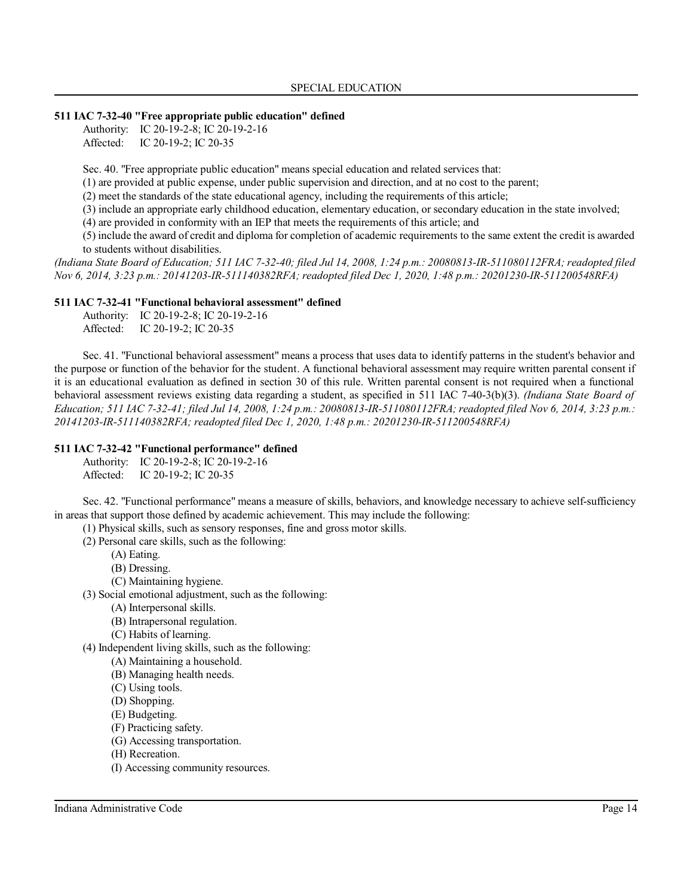**511 IAC 7-32-40 "Free appropriate public education" defined**

Authority: IC 20-19-2-8; IC 20-19-2-16
Affected: IC 20-19-2; IC 20-35

Sec. 40. "Free appropriate public education" means special education and related services that:

(1) are provided at public expense, under public supervision and direction, and at no cost to the parent;

(2) meet the standards of the state educational agency, including the requirements of this article;

(3) include an appropriate early childhood education, elementary education, or secondary education in the state involved;

(4) are provided in conformity with an IEP that meets the requirements of this article; and

(5) include the award of credit and diploma for completion of academic requirements to the same extent the credit is awarded to students without disabilities.

*(Indiana State Board of Education; 511 IAC 7-32-40; filed Jul 14, 2008, 1:24 p.m.: 20080813-IR-511080112FRA; readopted filed Nov 6, 2014, 3:23 p.m.: 20141203-IR-511140382RFA; readopted filed Dec 1, 2020, 1:48 p.m.: 20201230-IR-511200548RFA)*

**511 IAC 7-32-41 "Functional behavioral assessment" defined**

Authority: IC 20-19-2-8; IC 20-19-2-16
Affected: IC 20-19-2; IC 20-35

Sec. 41. "Functional behavioral assessment" means a process that uses data to identify patterns in the student's behavior and the purpose or function of the behavior for the student. A functional behavioral assessment may require written parental consent if it is an educational evaluation as defined in section 30 of this rule. Written parental consent is not required when a functional behavioral assessment reviews existing data regarding a student, as specified in 511 IAC 7-40-3(b)(3). *(Indiana State Board of Education; 511 IAC 7-32-41; filed Jul 14, 2008, 1:24 p.m.: 20080813-IR-511080112FRA; readopted filed Nov 6, 2014, 3:23 p.m.: 20141203-IR-511140382RFA; readopted filed Dec 1, 2020, 1:48 p.m.: 20201230-IR-511200548RFA)*

**511 IAC 7-32-42 "Functional performance" defined**

Authority: IC 20-19-2-8; IC 20-19-2-16
Affected: IC 20-19-2; IC 20-35

Sec. 42. "Functional performance" means a measure of skills, behaviors, and knowledge necessary to achieve self-sufficiency in areas that support those defined by academic achievement. This may include the following:

(1) Physical skills, such as sensory responses, fine and gross motor skills.

(2) Personal care skills, such as the following:
- (A) Eating.
- (B) Dressing.
- (C) Maintaining hygiene.

(3) Social emotional adjustment, such as the following:
- (A) Interpersonal skills.
- (B) Intrapersonal regulation.
- (C) Habits of learning.

(4) Independent living skills, such as the following:
- (A) Maintaining a household.
- (B) Managing health needs.
- (C) Using tools.
- (D) Shopping.
- (E) Budgeting.
- (F) Practicing safety.
- (G) Accessing transportation.
- (H) Recreation.
- (I) Accessing community resources.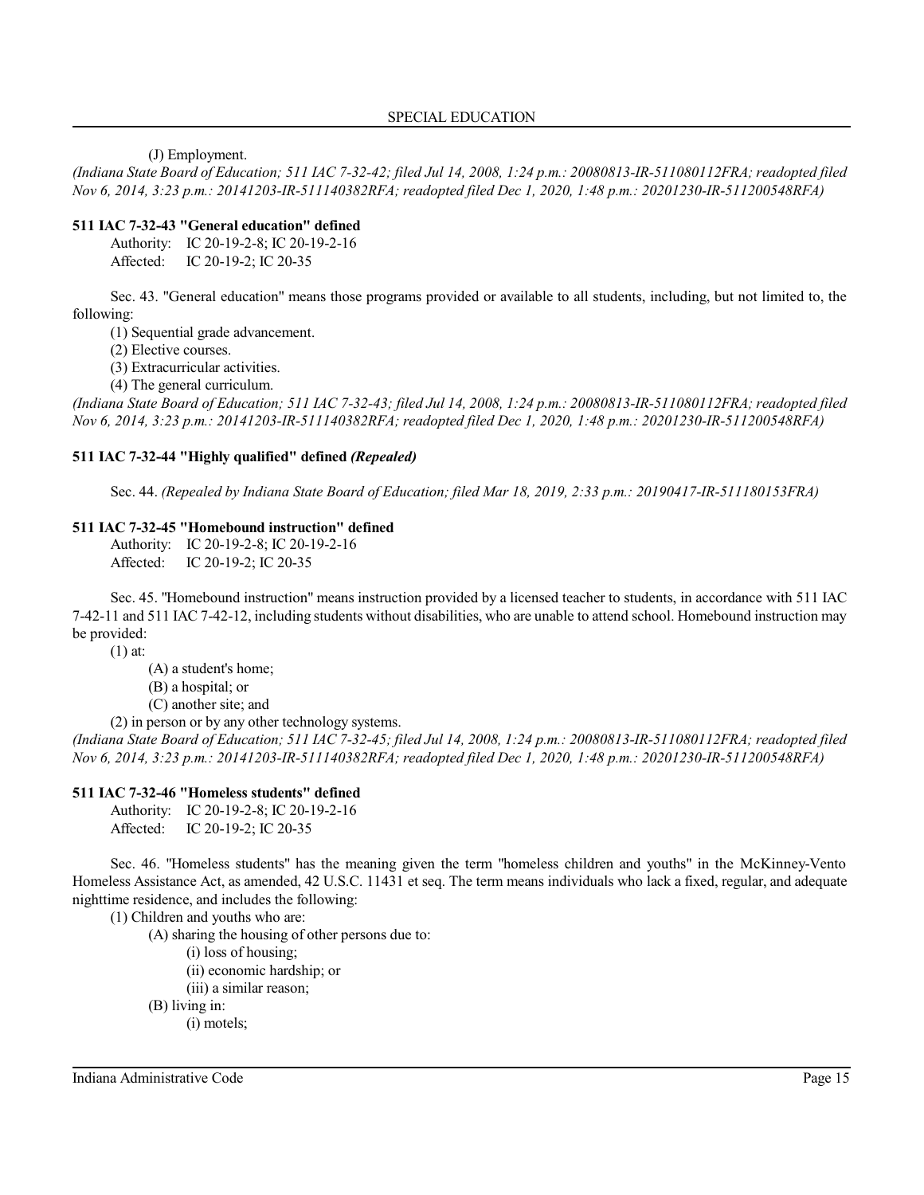(J) Employment.

*(Indiana State Board of Education; 511 IAC 7-32-42; filed Jul 14, 2008, 1:24 p.m.: 20080813-IR-511080112FRA; readopted filed Nov 6, 2014, 3:23 p.m.: 20141203-IR-511140382RFA; readopted filed Dec 1, 2020, 1:48 p.m.: 20201230-IR-511200548RFA)*

### 511 IAC 7-32-43 "General education" defined

Authority: IC 20-19-2-8; IC 20-19-2-16
Affected: IC 20-19-2; IC 20-35

Sec. 43. "General education" means those programs provided or available to all students, including, but not limited to, the following:

(1) Sequential grade advancement.
(2) Elective courses.
(3) Extracurricular activities.
(4) The general curriculum.

*(Indiana State Board of Education; 511 IAC 7-32-43; filed Jul 14, 2008, 1:24 p.m.: 20080813-IR-511080112FRA; readopted filed Nov 6, 2014, 3:23 p.m.: 20141203-IR-511140382RFA; readopted filed Dec 1, 2020, 1:48 p.m.: 20201230-IR-511200548RFA)*

### 511 IAC 7-32-44 "Highly qualified" defined *(Repealed)*

Sec. 44. *(Repealed by Indiana State Board of Education; filed Mar 18, 2019, 2:33 p.m.: 20190417-IR-511180153FRA)*

### 511 IAC 7-32-45 "Homebound instruction" defined

Authority: IC 20-19-2-8; IC 20-19-2-16
Affected: IC 20-19-2; IC 20-35

Sec. 45. "Homebound instruction" means instruction provided by a licensed teacher to students, in accordance with 511 IAC 7-42-11 and 511 IAC 7-42-12, including students without disabilities, who are unable to attend school. Homebound instruction may be provided:

(1) at:
   (A) a student's home;
   (B) a hospital; or
   (C) another site; and
(2) in person or by any other technology systems.

*(Indiana State Board of Education; 511 IAC 7-32-45; filed Jul 14, 2008, 1:24 p.m.: 20080813-IR-511080112FRA; readopted filed Nov 6, 2014, 3:23 p.m.: 20141203-IR-511140382RFA; readopted filed Dec 1, 2020, 1:48 p.m.: 20201230-IR-511200548RFA)*

### 511 IAC 7-32-46 "Homeless students" defined

Authority: IC 20-19-2-8; IC 20-19-2-16
Affected: IC 20-19-2; IC 20-35

Sec. 46. "Homeless students" has the meaning given the term "homeless children and youths" in the McKinney-Vento Homeless Assistance Act, as amended, 42 U.S.C. 11431 et seq. The term means individuals who lack a fixed, regular, and adequate nighttime residence, and includes the following:

(1) Children and youths who are:
   (A) sharing the housing of other persons due to:
      (i) loss of housing;
      (ii) economic hardship; or
      (iii) a similar reason;
   (B) living in:
      (i) motels;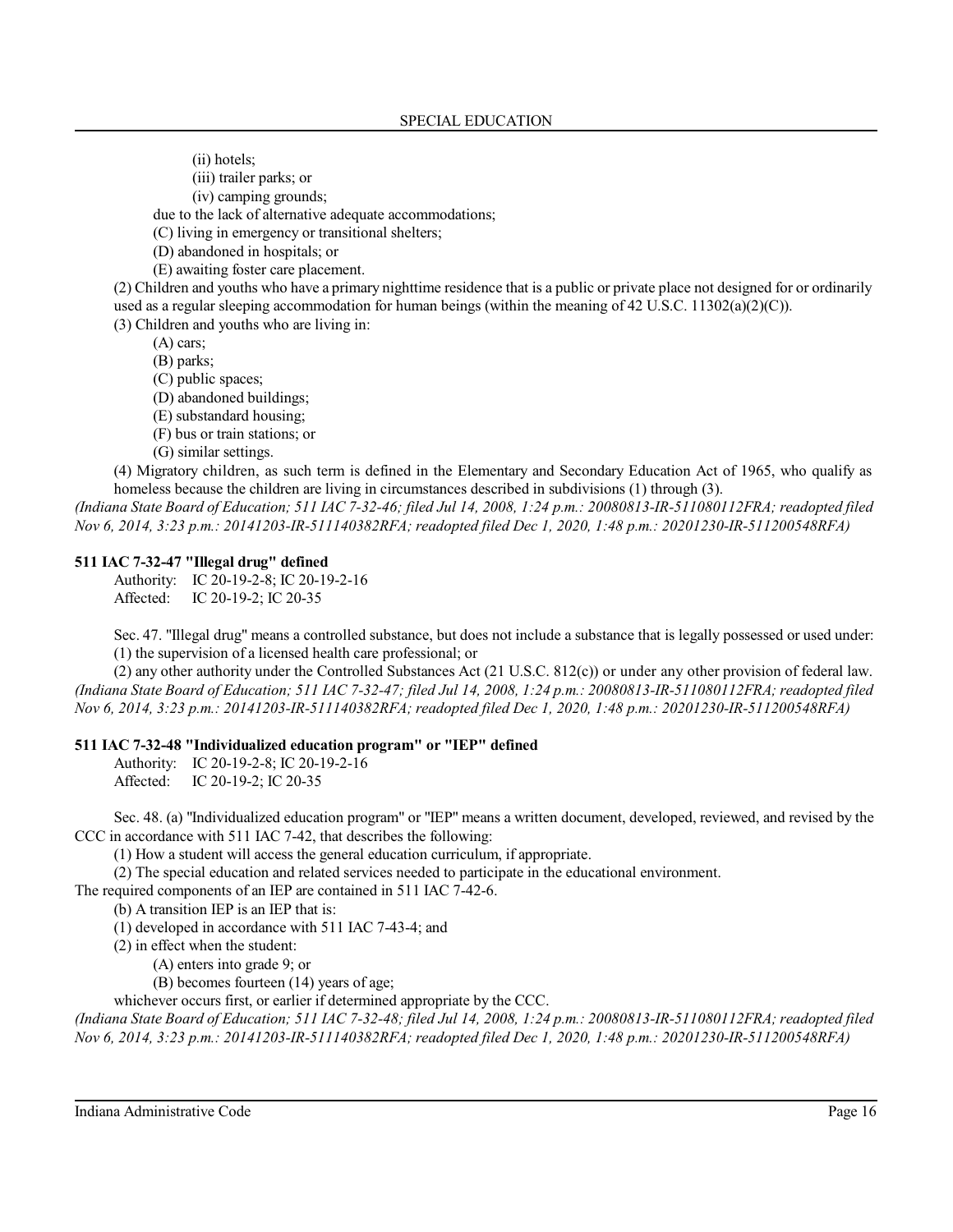(ii) hotels;

(iii) trailer parks; or

(iv) camping grounds;

due to the lack of alternative adequate accommodations;

(C) living in emergency or transitional shelters;

(D) abandoned in hospitals; or

(E) awaiting foster care placement.

(2) Children and youths who have a primary nighttime residence that is a public or private place not designed for or ordinarily used as a regular sleeping accommodation for human beings (within the meaning of 42 U.S.C. 11302(a)(2)(C)).

(3) Children and youths who are living in:

(A) cars;

(B) parks;

(C) public spaces;

(D) abandoned buildings;

(E) substandard housing;

(F) bus or train stations; or

(G) similar settings.

(4) Migratory children, as such term is defined in the Elementary and Secondary Education Act of 1965, who qualify as homeless because the children are living in circumstances described in subdivisions (1) through (3).

*(Indiana State Board of Education; 511 IAC 7-32-46; filed Jul 14, 2008, 1:24 p.m.: 20080813-IR-511080112FRA; readopted filed Nov 6, 2014, 3:23 p.m.: 20141203-IR-511140382RFA; readopted filed Dec 1, 2020, 1:48 p.m.: 20201230-IR-511200548RFA)*

**511 IAC 7-32-47 "Illegal drug" defined**

Authority: IC 20-19-2-8; IC 20-19-2-16
Affected: IC 20-19-2; IC 20-35

Sec. 47. "Illegal drug" means a controlled substance, but does not include a substance that is legally possessed or used under:

(1) the supervision of a licensed health care professional; or

(2) any other authority under the Controlled Substances Act (21 U.S.C. 812(c)) or under any other provision of federal law.

*(Indiana State Board of Education; 511 IAC 7-32-47; filed Jul 14, 2008, 1:24 p.m.: 20080813-IR-511080112FRA; readopted filed Nov 6, 2014, 3:23 p.m.: 20141203-IR-511140382RFA; readopted filed Dec 1, 2020, 1:48 p.m.: 20201230-IR-511200548RFA)*

**511 IAC 7-32-48 "Individualized education program" or "IEP" defined**

Authority: IC 20-19-2-8; IC 20-19-2-16
Affected: IC 20-19-2; IC 20-35

Sec. 48. (a) "Individualized education program" or "IEP" means a written document, developed, reviewed, and revised by the CCC in accordance with 511 IAC 7-42, that describes the following:

(1) How a student will access the general education curriculum, if appropriate.

(2) The special education and related services needed to participate in the educational environment.

The required components of an IEP are contained in 511 IAC 7-42-6.

(b) A transition IEP is an IEP that is:

(1) developed in accordance with 511 IAC 7-43-4; and

(2) in effect when the student:

(A) enters into grade 9; or

(B) becomes fourteen (14) years of age;

whichever occurs first, or earlier if determined appropriate by the CCC.

*(Indiana State Board of Education; 511 IAC 7-32-48; filed Jul 14, 2008, 1:24 p.m.: 20080813-IR-511080112FRA; readopted filed Nov 6, 2014, 3:23 p.m.: 20141203-IR-511140382RFA; readopted filed Dec 1, 2020, 1:48 p.m.: 20201230-IR-511200548RFA)*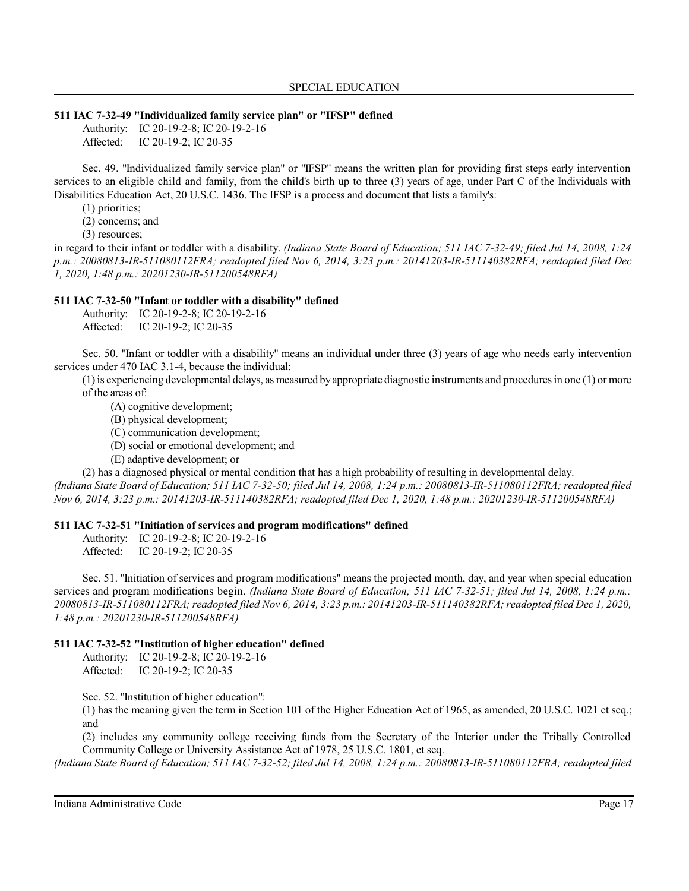**511 IAC 7-32-49 "Individualized family service plan" or "IFSP" defined**

Authority: IC 20-19-2-8; IC 20-19-2-16
Affected: IC 20-19-2; IC 20-35

Sec. 49. "Individualized family service plan" or "IFSP" means the written plan for providing first steps early intervention services to an eligible child and family, from the child's birth up to three (3) years of age, under Part C of the Individuals with Disabilities Education Act, 20 U.S.C. 1436. The IFSP is a process and document that lists a family's:

(1) priorities;
(2) concerns; and
(3) resources;

in regard to their infant or toddler with a disability. *(Indiana State Board of Education; 511 IAC 7-32-49; filed Jul 14, 2008, 1:24 p.m.: 20080813-IR-511080112FRA; readopted filed Nov 6, 2014, 3:23 p.m.: 20141203-IR-511140382RFA; readopted filed Dec 1, 2020, 1:48 p.m.: 20201230-IR-511200548RFA)*

**511 IAC 7-32-50 "Infant or toddler with a disability" defined**

Authority: IC 20-19-2-8; IC 20-19-2-16
Affected: IC 20-19-2; IC 20-35

Sec. 50. "Infant or toddler with a disability" means an individual under three (3) years of age who needs early intervention services under 470 IAC 3.1-4, because the individual:

(1) is experiencing developmental delays, as measured by appropriate diagnostic instruments and procedures in one (1) or more of the areas of:
   (A) cognitive development;
   (B) physical development;
   (C) communication development;
   (D) social or emotional development; and
   (E) adaptive development; or
(2) has a diagnosed physical or mental condition that has a high probability of resulting in developmental delay.

*(Indiana State Board of Education; 511 IAC 7-32-50; filed Jul 14, 2008, 1:24 p.m.: 20080813-IR-511080112FRA; readopted filed Nov 6, 2014, 3:23 p.m.: 20141203-IR-511140382RFA; readopted filed Dec 1, 2020, 1:48 p.m.: 20201230-IR-511200548RFA)*

**511 IAC 7-32-51 "Initiation of services and program modifications" defined**

Authority: IC 20-19-2-8; IC 20-19-2-16
Affected: IC 20-19-2; IC 20-35

Sec. 51. "Initiation of services and program modifications" means the projected month, day, and year when special education services and program modifications begin. *(Indiana State Board of Education; 511 IAC 7-32-51; filed Jul 14, 2008, 1:24 p.m.: 20080813-IR-511080112FRA; readopted filed Nov 6, 2014, 3:23 p.m.: 20141203-IR-511140382RFA; readopted filed Dec 1, 2020, 1:48 p.m.: 20201230-IR-511200548RFA)*

**511 IAC 7-32-52 "Institution of higher education" defined**

Authority: IC 20-19-2-8; IC 20-19-2-16
Affected: IC 20-19-2; IC 20-35

Sec. 52. "Institution of higher education":

(1) has the meaning given the term in Section 101 of the Higher Education Act of 1965, as amended, 20 U.S.C. 1021 et seq.; and
(2) includes any community college receiving funds from the Secretary of the Interior under the Tribally Controlled Community College or University Assistance Act of 1978, 25 U.S.C. 1801, et seq.

*(Indiana State Board of Education; 511 IAC 7-32-52; filed Jul 14, 2008, 1:24 p.m.: 20080813-IR-511080112FRA; readopted filed*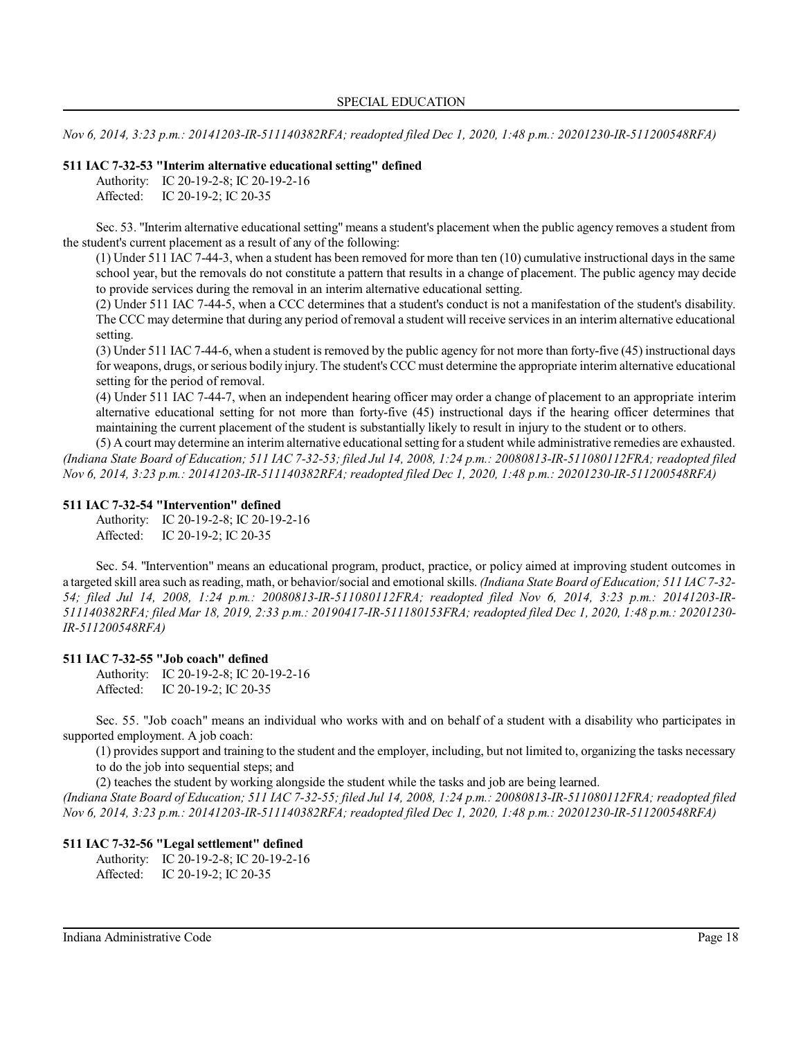*Nov 6, 2014, 3:23 p.m.: 20141203-IR-511140382RFA; readopted filed Dec 1, 2020, 1:48 p.m.: 20201230-IR-511200548RFA)*

**511 IAC 7-32-53 "Interim alternative educational setting" defined**

Authority: IC 20-19-2-8; IC 20-19-2-16
Affected: IC 20-19-2; IC 20-35

Sec. 53. "Interim alternative educational setting" means a student's placement when the public agency removes a student from the student's current placement as a result of any of the following:

(1) Under 511 IAC 7-44-3, when a student has been removed for more than ten (10) cumulative instructional days in the same school year, but the removals do not constitute a pattern that results in a change of placement. The public agency may decide to provide services during the removal in an interim alternative educational setting.

(2) Under 511 IAC 7-44-5, when a CCC determines that a student's conduct is not a manifestation of the student's disability. The CCC may determine that during any period of removal a student will receive services in an interim alternative educational setting.

(3) Under 511 IAC 7-44-6, when a student is removed by the public agency for not more than forty-five (45) instructional days for weapons, drugs, or serious bodily injury. The student's CCC must determine the appropriate interim alternative educational setting for the period of removal.

(4) Under 511 IAC 7-44-7, when an independent hearing officer may order a change of placement to an appropriate interim alternative educational setting for not more than forty-five (45) instructional days if the hearing officer determines that maintaining the current placement of the student is substantially likely to result in injury to the student or to others.

(5) A court may determine an interim alternative educational setting for a student while administrative remedies are exhausted.

*(Indiana State Board of Education; 511 IAC 7-32-53; filed Jul 14, 2008, 1:24 p.m.: 20080813-IR-511080112FRA; readopted filed Nov 6, 2014, 3:23 p.m.: 20141203-IR-511140382RFA; readopted filed Dec 1, 2020, 1:48 p.m.: 20201230-IR-511200548RFA)*

**511 IAC 7-32-54 "Intervention" defined**

Authority: IC 20-19-2-8; IC 20-19-2-16
Affected: IC 20-19-2; IC 20-35

Sec. 54. "Intervention" means an educational program, product, practice, or policy aimed at improving student outcomes in a targeted skill area such as reading, math, or behavior/social and emotional skills. *(Indiana State Board of Education; 511 IAC 7-32-54; filed Jul 14, 2008, 1:24 p.m.: 20080813-IR-511080112FRA; readopted filed Nov 6, 2014, 3:23 p.m.: 20141203-IR-511140382RFA; filed Mar 18, 2019, 2:33 p.m.: 20190417-IR-511180153FRA; readopted filed Dec 1, 2020, 1:48 p.m.: 20201230-IR-511200548RFA)*

**511 IAC 7-32-55 "Job coach" defined**

Authority: IC 20-19-2-8; IC 20-19-2-16
Affected: IC 20-19-2; IC 20-35

Sec. 55. "Job coach" means an individual who works with and on behalf of a student with a disability who participates in supported employment. A job coach:

(1) provides support and training to the student and the employer, including, but not limited to, organizing the tasks necessary to do the job into sequential steps; and

(2) teaches the student by working alongside the student while the tasks and job are being learned.

*(Indiana State Board of Education; 511 IAC 7-32-55; filed Jul 14, 2008, 1:24 p.m.: 20080813-IR-511080112FRA; readopted filed Nov 6, 2014, 3:23 p.m.: 20141203-IR-511140382RFA; readopted filed Dec 1, 2020, 1:48 p.m.: 20201230-IR-511200548RFA)*

**511 IAC 7-32-56 "Legal settlement" defined**

Authority: IC 20-19-2-8; IC 20-19-2-16
Affected: IC 20-19-2; IC 20-35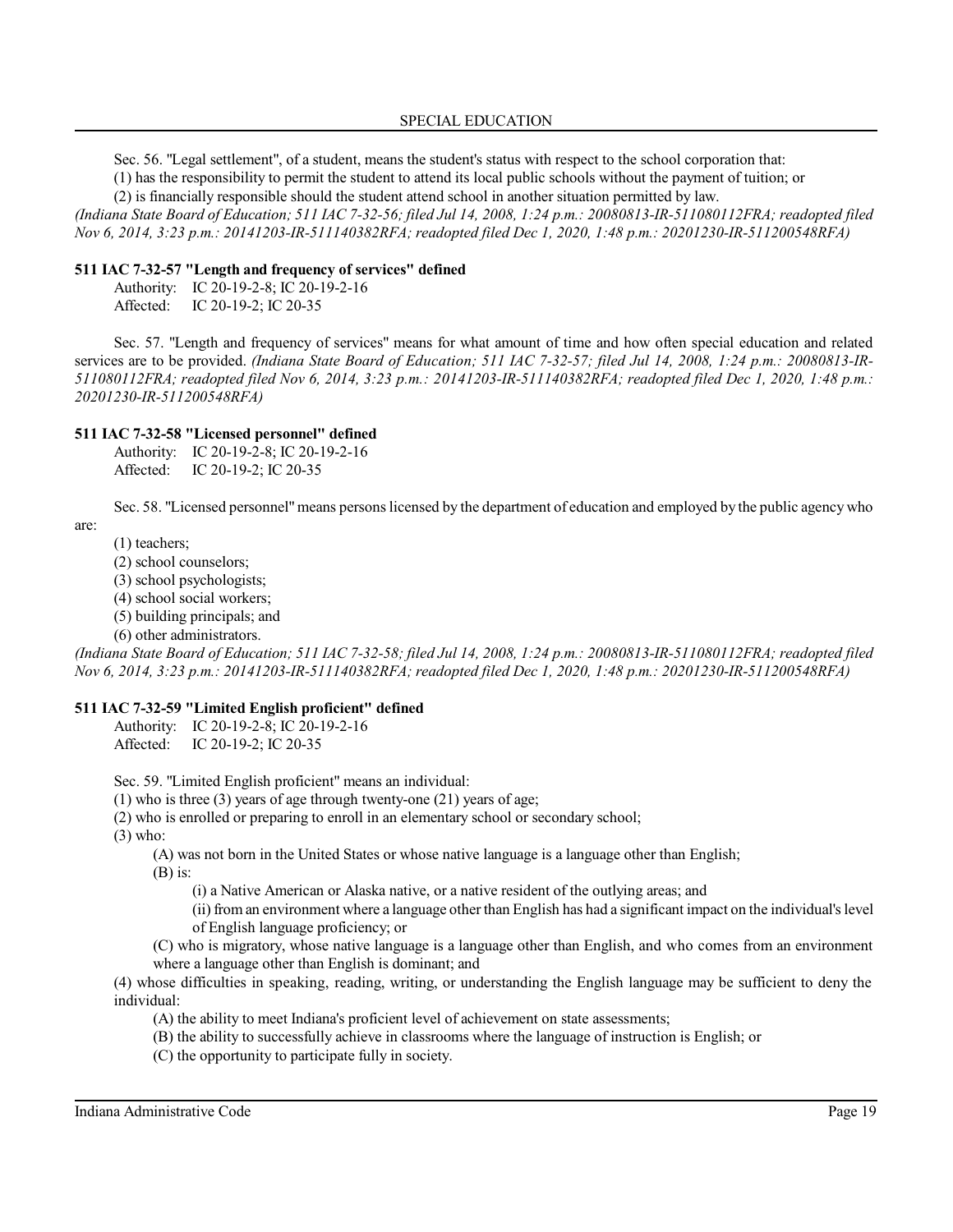Sec. 56. "Legal settlement", of a student, means the student's status with respect to the school corporation that:

(1) has the responsibility to permit the student to attend its local public schools without the payment of tuition; or

(2) is financially responsible should the student attend school in another situation permitted by law.

*(Indiana State Board of Education; 511 IAC 7-32-56; filed Jul 14, 2008, 1:24 p.m.: 20080813-IR-511080112FRA; readopted filed Nov 6, 2014, 3:23 p.m.: 20141203-IR-511140382RFA; readopted filed Dec 1, 2020, 1:48 p.m.: 20201230-IR-511200548RFA)*

### 511 IAC 7-32-57 "Length and frequency of services" defined

Authority: IC 20-19-2-8; IC 20-19-2-16
Affected: IC 20-19-2; IC 20-35

Sec. 57. "Length and frequency of services" means for what amount of time and how often special education and related services are to be provided. *(Indiana State Board of Education; 511 IAC 7-32-57; filed Jul 14, 2008, 1:24 p.m.: 20080813-IR-511080112FRA; readopted filed Nov 6, 2014, 3:23 p.m.: 20141203-IR-511140382RFA; readopted filed Dec 1, 2020, 1:48 p.m.: 20201230-IR-511200548RFA)*

### 511 IAC 7-32-58 "Licensed personnel" defined

Authority: IC 20-19-2-8; IC 20-19-2-16
Affected: IC 20-19-2; IC 20-35

Sec. 58. "Licensed personnel" means persons licensed by the department of education and employed by the public agency who are:

(1) teachers;

(2) school counselors;

(3) school psychologists;

(4) school social workers;

(5) building principals; and

(6) other administrators.

*(Indiana State Board of Education; 511 IAC 7-32-58; filed Jul 14, 2008, 1:24 p.m.: 20080813-IR-511080112FRA; readopted filed Nov 6, 2014, 3:23 p.m.: 20141203-IR-511140382RFA; readopted filed Dec 1, 2020, 1:48 p.m.: 20201230-IR-511200548RFA)*

### 511 IAC 7-32-59 "Limited English proficient" defined

Authority: IC 20-19-2-8; IC 20-19-2-16
Affected: IC 20-19-2; IC 20-35

Sec. 59. "Limited English proficient" means an individual:

(1) who is three (3) years of age through twenty-one (21) years of age;

(2) who is enrolled or preparing to enroll in an elementary school or secondary school;

(3) who:

(A) was not born in the United States or whose native language is a language other than English;

(B) is:

(i) a Native American or Alaska native, or a native resident of the outlying areas; and

(ii) from an environment where a language other than English has had a significant impact on the individual's level of English language proficiency; or

(C) who is migratory, whose native language is a language other than English, and who comes from an environment where a language other than English is dominant; and

(4) whose difficulties in speaking, reading, writing, or understanding the English language may be sufficient to deny the individual:

(A) the ability to meet Indiana's proficient level of achievement on state assessments;

(B) the ability to successfully achieve in classrooms where the language of instruction is English; or

(C) the opportunity to participate fully in society.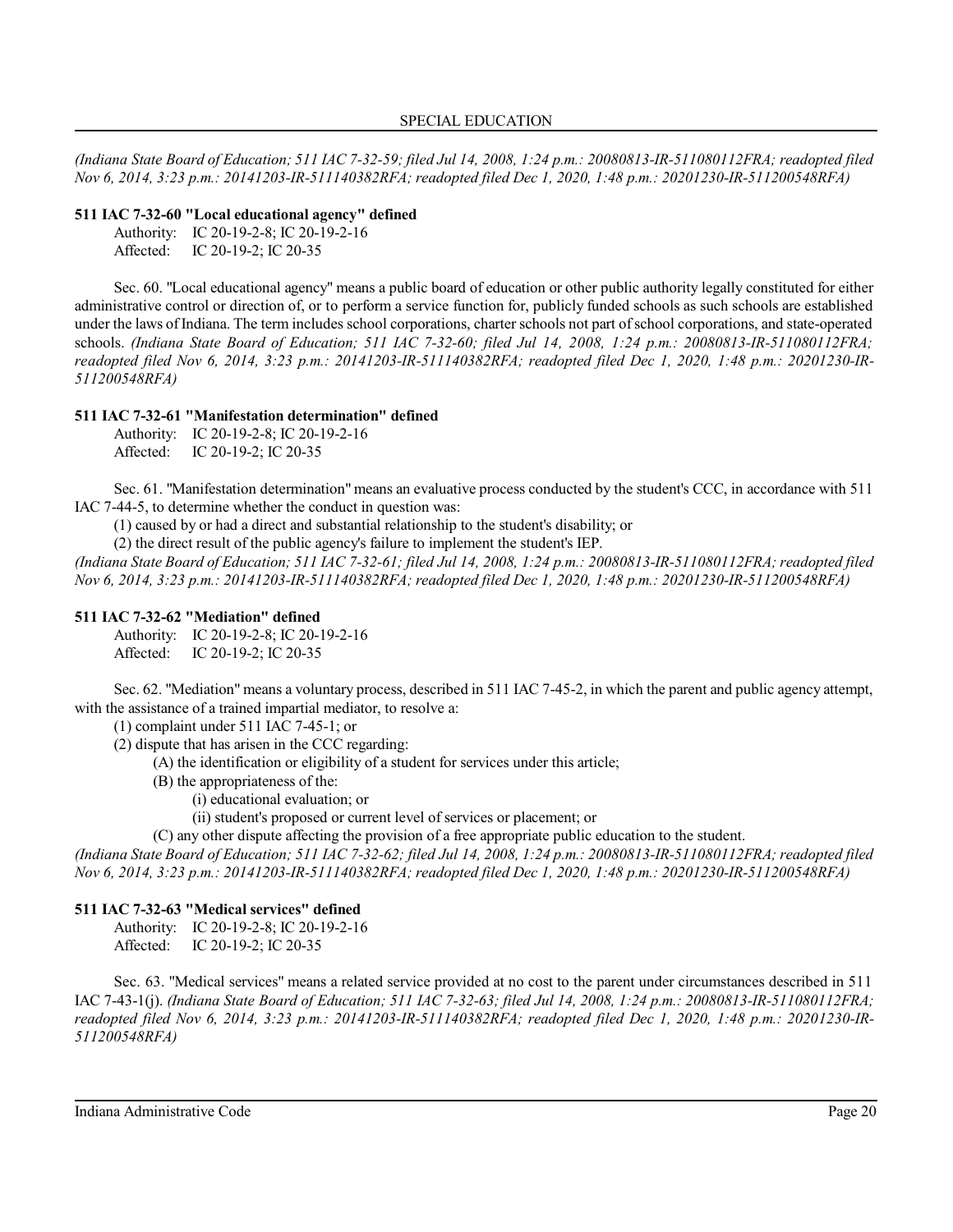*(Indiana State Board of Education; 511 IAC 7-32-59; filed Jul 14, 2008, 1:24 p.m.: 20080813-IR-511080112FRA; readopted filed Nov 6, 2014, 3:23 p.m.: 20141203-IR-511140382RFA; readopted filed Dec 1, 2020, 1:48 p.m.: 20201230-IR-511200548RFA)*

**511 IAC 7-32-60 "Local educational agency" defined**

Authority: IC 20-19-2-8; IC 20-19-2-16
Affected: IC 20-19-2; IC 20-35

Sec. 60. "Local educational agency" means a public board of education or other public authority legally constituted for either administrative control or direction of, or to perform a service function for, publicly funded schools as such schools are established under the laws of Indiana. The term includes school corporations, charter schools not part of school corporations, and state-operated schools. *(Indiana State Board of Education; 511 IAC 7-32-60; filed Jul 14, 2008, 1:24 p.m.: 20080813-IR-511080112FRA; readopted filed Nov 6, 2014, 3:23 p.m.: 20141203-IR-511140382RFA; readopted filed Dec 1, 2020, 1:48 p.m.: 20201230-IR-511200548RFA)*

**511 IAC 7-32-61 "Manifestation determination" defined**

Authority: IC 20-19-2-8; IC 20-19-2-16
Affected: IC 20-19-2; IC 20-35

Sec. 61. "Manifestation determination" means an evaluative process conducted by the student's CCC, in accordance with 511 IAC 7-44-5, to determine whether the conduct in question was:

(1) caused by or had a direct and substantial relationship to the student's disability; or

(2) the direct result of the public agency's failure to implement the student's IEP.

*(Indiana State Board of Education; 511 IAC 7-32-61; filed Jul 14, 2008, 1:24 p.m.: 20080813-IR-511080112FRA; readopted filed Nov 6, 2014, 3:23 p.m.: 20141203-IR-511140382RFA; readopted filed Dec 1, 2020, 1:48 p.m.: 20201230-IR-511200548RFA)*

**511 IAC 7-32-62 "Mediation" defined**

Authority: IC 20-19-2-8; IC 20-19-2-16
Affected: IC 20-19-2; IC 20-35

Sec. 62. "Mediation" means a voluntary process, described in 511 IAC 7-45-2, in which the parent and public agency attempt, with the assistance of a trained impartial mediator, to resolve a:

(1) complaint under 511 IAC 7-45-1; or

(2) dispute that has arisen in the CCC regarding:

(A) the identification or eligibility of a student for services under this article;

(B) the appropriateness of the:

(i) educational evaluation; or

(ii) student's proposed or current level of services or placement; or

(C) any other dispute affecting the provision of a free appropriate public education to the student.

*(Indiana State Board of Education; 511 IAC 7-32-62; filed Jul 14, 2008, 1:24 p.m.: 20080813-IR-511080112FRA; readopted filed Nov 6, 2014, 3:23 p.m.: 20141203-IR-511140382RFA; readopted filed Dec 1, 2020, 1:48 p.m.: 20201230-IR-511200548RFA)*

**511 IAC 7-32-63 "Medical services" defined**

Authority: IC 20-19-2-8; IC 20-19-2-16
Affected: IC 20-19-2; IC 20-35

Sec. 63. "Medical services" means a related service provided at no cost to the parent under circumstances described in 511 IAC 7-43-1(j). *(Indiana State Board of Education; 511 IAC 7-32-63; filed Jul 14, 2008, 1:24 p.m.: 20080813-IR-511080112FRA; readopted filed Nov 6, 2014, 3:23 p.m.: 20141203-IR-511140382RFA; readopted filed Dec 1, 2020, 1:48 p.m.: 20201230-IR-511200548RFA)*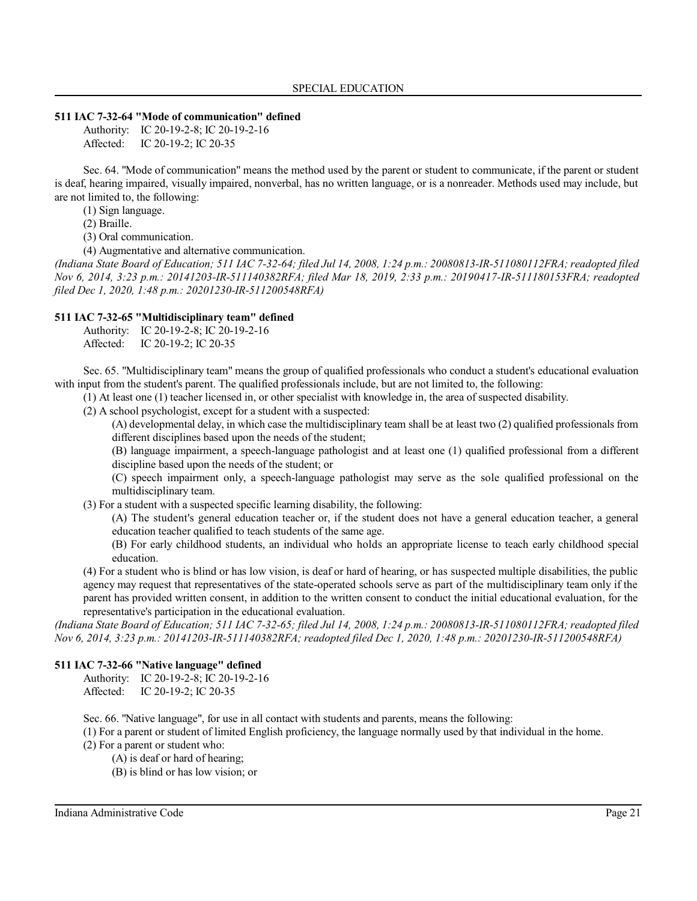**511 IAC 7-32-64 "Mode of communication" defined**

Authority: IC 20-19-2-8; IC 20-19-2-16
Affected: IC 20-19-2; IC 20-35

Sec. 64. "Mode of communication" means the method used by the parent or student to communicate, if the parent or student is deaf, hearing impaired, visually impaired, nonverbal, has no written language, or is a nonreader. Methods used may include, but are not limited to, the following:

(1) Sign language.
(2) Braille.
(3) Oral communication.
(4) Augmentative and alternative communication.

*(Indiana State Board of Education; 511 IAC 7-32-64; filed Jul 14, 2008, 1:24 p.m.: 20080813-IR-511080112FRA; readopted filed Nov 6, 2014, 3:23 p.m.: 20141203-IR-511140382RFA; filed Mar 18, 2019, 2:33 p.m.: 20190417-IR-511180153FRA; readopted filed Dec 1, 2020, 1:48 p.m.: 20201230-IR-511200548RFA)*

**511 IAC 7-32-65 "Multidisciplinary team" defined**

Authority: IC 20-19-2-8; IC 20-19-2-16
Affected: IC 20-19-2; IC 20-35

Sec. 65. "Multidisciplinary team" means the group of qualified professionals who conduct a student's educational evaluation with input from the student's parent. The qualified professionals include, but are not limited to, the following:

(1) At least one (1) teacher licensed in, or other specialist with knowledge in, the area of suspected disability.

(2) A school psychologist, except for a student with a suspected:

(A) developmental delay, in which case the multidisciplinary team shall be at least two (2) qualified professionals from different disciplines based upon the needs of the student;

(B) language impairment, a speech-language pathologist and at least one (1) qualified professional from a different discipline based upon the needs of the student; or

(C) speech impairment only, a speech-language pathologist may serve as the sole qualified professional on the multidisciplinary team.

(3) For a student with a suspected specific learning disability, the following:

(A) The student's general education teacher or, if the student does not have a general education teacher, a general education teacher qualified to teach students of the same age.

(B) For early childhood students, an individual who holds an appropriate license to teach early childhood special education.

(4) For a student who is blind or has low vision, is deaf or hard of hearing, or has suspected multiple disabilities, the public agency may request that representatives of the state-operated schools serve as part of the multidisciplinary team only if the parent has provided written consent, in addition to the written consent to conduct the initial educational evaluation, for the representative's participation in the educational evaluation.

*(Indiana State Board of Education; 511 IAC 7-32-65; filed Jul 14, 2008, 1:24 p.m.: 20080813-IR-511080112FRA; readopted filed Nov 6, 2014, 3:23 p.m.: 20141203-IR-511140382RFA; readopted filed Dec 1, 2020, 1:48 p.m.: 20201230-IR-511200548RFA)*

**511 IAC 7-32-66 "Native language" defined**

Authority: IC 20-19-2-8; IC 20-19-2-16
Affected: IC 20-19-2; IC 20-35

Sec. 66. "Native language", for use in all contact with students and parents, means the following:

(1) For a parent or student of limited English proficiency, the language normally used by that individual in the home.

(2) For a parent or student who:

(A) is deaf or hard of hearing;

(B) is blind or has low vision; or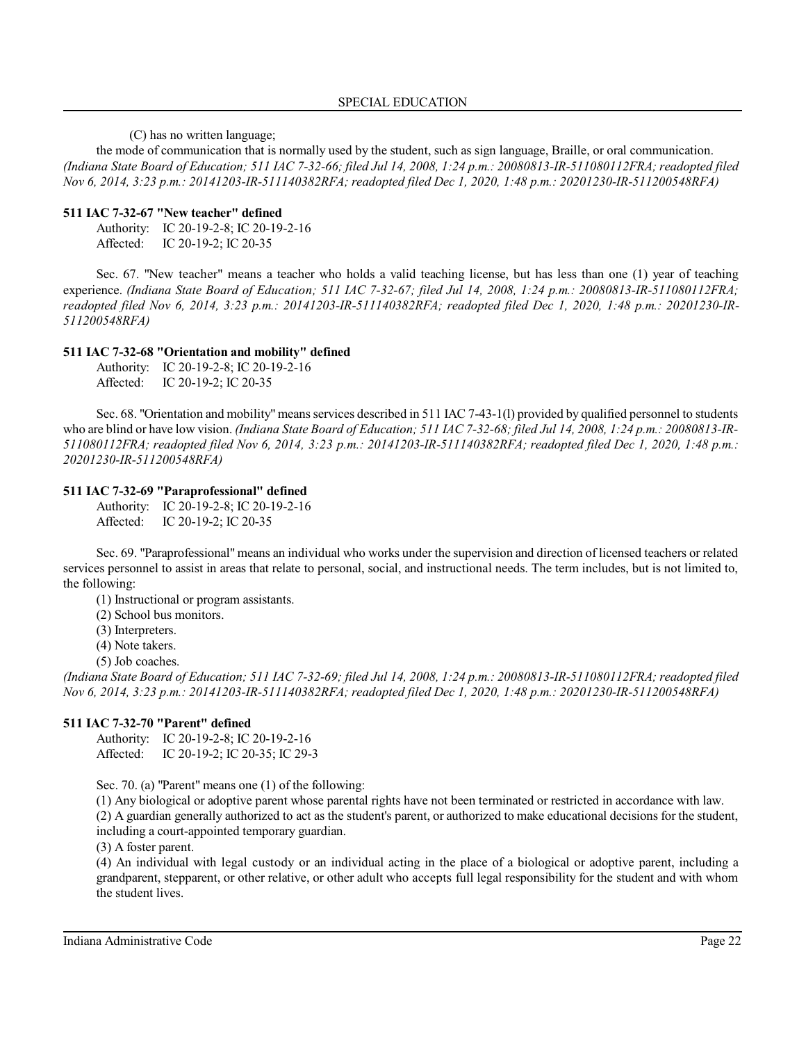(C) has no written language;

the mode of communication that is normally used by the student, such as sign language, Braille, or oral communication. *(Indiana State Board of Education; 511 IAC 7-32-66; filed Jul 14, 2008, 1:24 p.m.: 20080813-IR-511080112FRA; readopted filed Nov 6, 2014, 3:23 p.m.: 20141203-IR-511140382RFA; readopted filed Dec 1, 2020, 1:48 p.m.: 20201230-IR-511200548RFA)*

**511 IAC 7-32-67 "New teacher" defined**

Authority: IC 20-19-2-8; IC 20-19-2-16
Affected: IC 20-19-2; IC 20-35

Sec. 67. "New teacher" means a teacher who holds a valid teaching license, but has less than one (1) year of teaching experience. *(Indiana State Board of Education; 511 IAC 7-32-67; filed Jul 14, 2008, 1:24 p.m.: 20080813-IR-511080112FRA; readopted filed Nov 6, 2014, 3:23 p.m.: 20141203-IR-511140382RFA; readopted filed Dec 1, 2020, 1:48 p.m.: 20201230-IR-511200548RFA)*

**511 IAC 7-32-68 "Orientation and mobility" defined**

Authority: IC 20-19-2-8; IC 20-19-2-16
Affected: IC 20-19-2; IC 20-35

Sec. 68. "Orientation and mobility" means services described in 511 IAC 7-43-1(l) provided by qualified personnel to students who are blind or have low vision. *(Indiana State Board of Education; 511 IAC 7-32-68; filed Jul 14, 2008, 1:24 p.m.: 20080813-IR-511080112FRA; readopted filed Nov 6, 2014, 3:23 p.m.: 20141203-IR-511140382RFA; readopted filed Dec 1, 2020, 1:48 p.m.: 20201230-IR-511200548RFA)*

**511 IAC 7-32-69 "Paraprofessional" defined**

Authority: IC 20-19-2-8; IC 20-19-2-16
Affected: IC 20-19-2; IC 20-35

Sec. 69. "Paraprofessional" means an individual who works under the supervision and direction of licensed teachers or related services personnel to assist in areas that relate to personal, social, and instructional needs. The term includes, but is not limited to, the following:

(1) Instructional or program assistants.
(2) School bus monitors.
(3) Interpreters.
(4) Note takers.
(5) Job coaches.

*(Indiana State Board of Education; 511 IAC 7-32-69; filed Jul 14, 2008, 1:24 p.m.: 20080813-IR-511080112FRA; readopted filed Nov 6, 2014, 3:23 p.m.: 20141203-IR-511140382RFA; readopted filed Dec 1, 2020, 1:48 p.m.: 20201230-IR-511200548RFA)*

**511 IAC 7-32-70 "Parent" defined**

Authority: IC 20-19-2-8; IC 20-19-2-16
Affected: IC 20-19-2; IC 20-35; IC 29-3

Sec. 70. (a) "Parent" means one (1) of the following:

(1) Any biological or adoptive parent whose parental rights have not been terminated or restricted in accordance with law.
(2) A guardian generally authorized to act as the student's parent, or authorized to make educational decisions for the student, including a court-appointed temporary guardian.
(3) A foster parent.
(4) An individual with legal custody or an individual acting in the place of a biological or adoptive parent, including a grandparent, stepparent, or other relative, or other adult who accepts full legal responsibility for the student and with whom the student lives.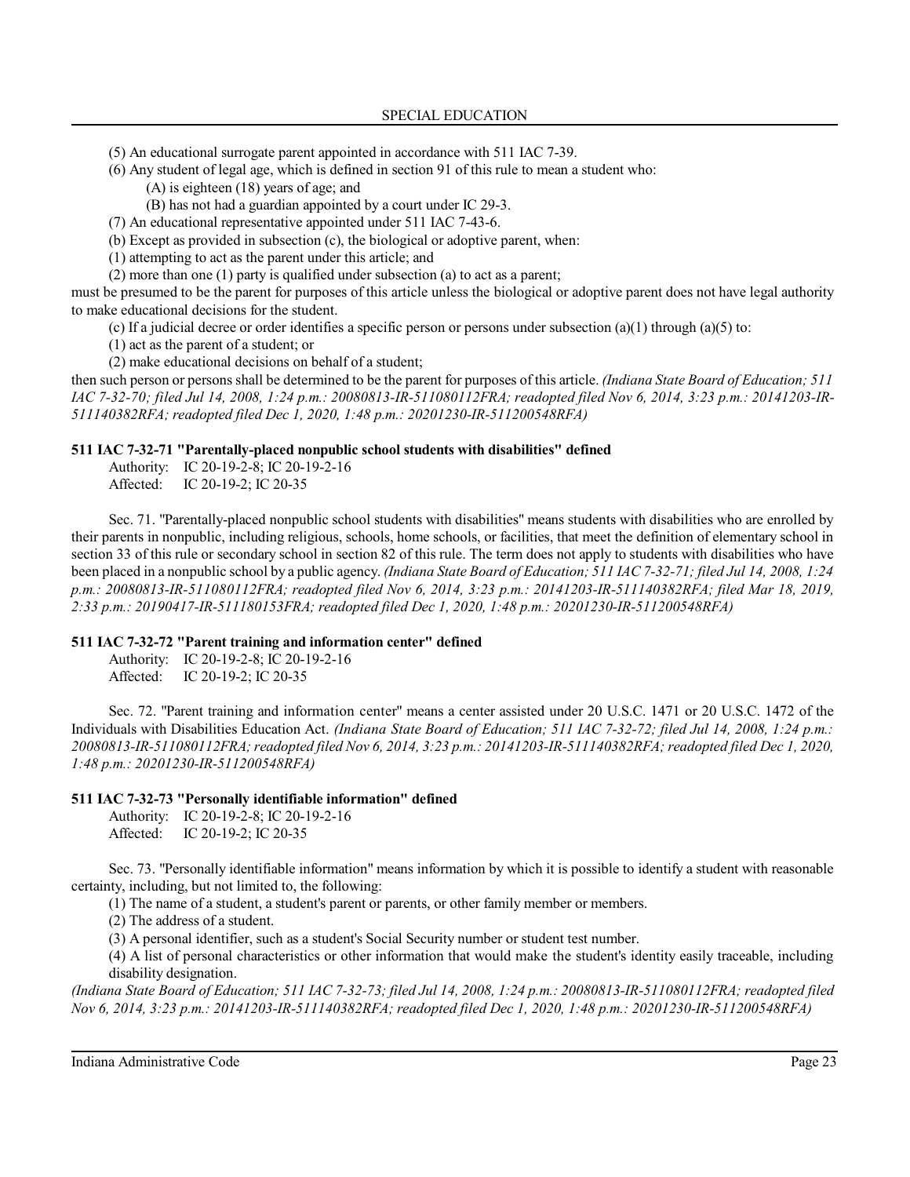(5) An educational surrogate parent appointed in accordance with 511 IAC 7-39.

(6) Any student of legal age, which is defined in section 91 of this rule to mean a student who:

(A) is eighteen (18) years of age; and

(B) has not had a guardian appointed by a court under IC 29-3.

(7) An educational representative appointed under 511 IAC 7-43-6.

(b) Except as provided in subsection (c), the biological or adoptive parent, when:

(1) attempting to act as the parent under this article; and

(2) more than one (1) party is qualified under subsection (a) to act as a parent;

must be presumed to be the parent for purposes of this article unless the biological or adoptive parent does not have legal authority to make educational decisions for the student.

(c) If a judicial decree or order identifies a specific person or persons under subsection (a)(1) through (a)(5) to:

(1) act as the parent of a student; or

(2) make educational decisions on behalf of a student;

then such person or persons shall be determined to be the parent for purposes of this article. *(Indiana State Board of Education; 511 IAC 7-32-70; filed Jul 14, 2008, 1:24 p.m.: 20080813-IR-511080112FRA; readopted filed Nov 6, 2014, 3:23 p.m.: 20141203-IR-511140382RFA; readopted filed Dec 1, 2020, 1:48 p.m.: 20201230-IR-511200548RFA)*

### 511 IAC 7-32-71 "Parentally-placed nonpublic school students with disabilities" defined

Authority: IC 20-19-2-8; IC 20-19-2-16
Affected: IC 20-19-2; IC 20-35

Sec. 71. "Parentally-placed nonpublic school students with disabilities" means students with disabilities who are enrolled by their parents in nonpublic, including religious, schools, home schools, or facilities, that meet the definition of elementary school in section 33 of this rule or secondary school in section 82 of this rule. The term does not apply to students with disabilities who have been placed in a nonpublic school by a public agency. *(Indiana State Board of Education; 511 IAC 7-32-71; filed Jul 14, 2008, 1:24 p.m.: 20080813-IR-511080112FRA; readopted filed Nov 6, 2014, 3:23 p.m.: 20141203-IR-511140382RFA; filed Mar 18, 2019, 2:33 p.m.: 20190417-IR-511180153FRA; readopted filed Dec 1, 2020, 1:48 p.m.: 20201230-IR-511200548RFA)*

### 511 IAC 7-32-72 "Parent training and information center" defined

Authority: IC 20-19-2-8; IC 20-19-2-16
Affected: IC 20-19-2; IC 20-35

Sec. 72. "Parent training and information center" means a center assisted under 20 U.S.C. 1471 or 20 U.S.C. 1472 of the Individuals with Disabilities Education Act. *(Indiana State Board of Education; 511 IAC 7-32-72; filed Jul 14, 2008, 1:24 p.m.: 20080813-IR-511080112FRA; readopted filed Nov 6, 2014, 3:23 p.m.: 20141203-IR-511140382RFA; readopted filed Dec 1, 2020, 1:48 p.m.: 20201230-IR-511200548RFA)*

### 511 IAC 7-32-73 "Personally identifiable information" defined

Authority: IC 20-19-2-8; IC 20-19-2-16
Affected: IC 20-19-2; IC 20-35

Sec. 73. "Personally identifiable information" means information by which it is possible to identify a student with reasonable certainty, including, but not limited to, the following:

(1) The name of a student, a student's parent or parents, or other family member or members.

(2) The address of a student.

(3) A personal identifier, such as a student's Social Security number or student test number.

(4) A list of personal characteristics or other information that would make the student's identity easily traceable, including disability designation.

*(Indiana State Board of Education; 511 IAC 7-32-73; filed Jul 14, 2008, 1:24 p.m.: 20080813-IR-511080112FRA; readopted filed Nov 6, 2014, 3:23 p.m.: 20141203-IR-511140382RFA; readopted filed Dec 1, 2020, 1:48 p.m.: 20201230-IR-511200548RFA)*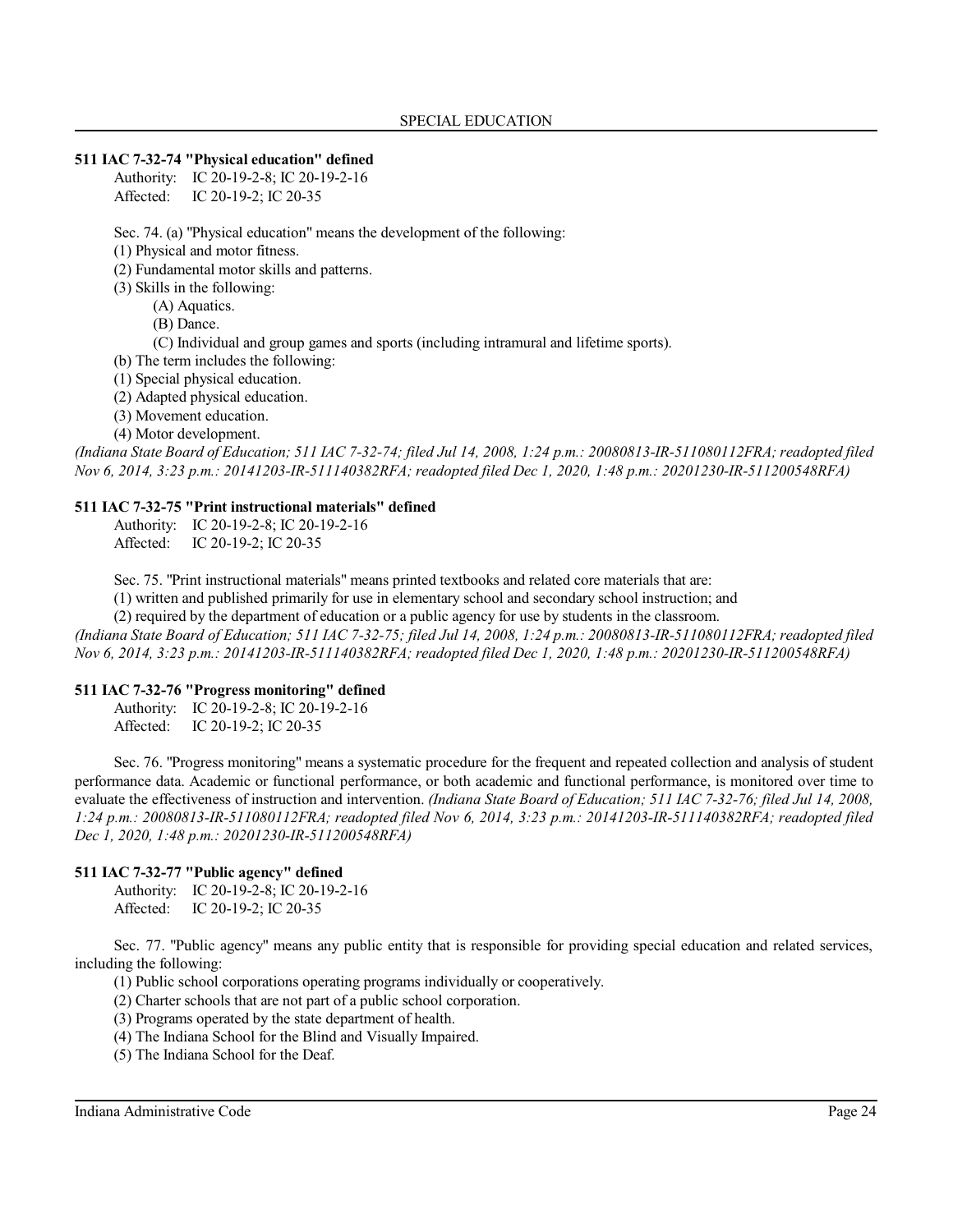### 511 IAC 7-32-74 "Physical education" defined

Authority: IC 20-19-2-8; IC 20-19-2-16
Affected: IC 20-19-2; IC 20-35

Sec. 74. (a) "Physical education" means the development of the following:

(1) Physical and motor fitness.

(2) Fundamental motor skills and patterns.

(3) Skills in the following:

(A) Aquatics.

(B) Dance.

(C) Individual and group games and sports (including intramural and lifetime sports).

(b) The term includes the following:

(1) Special physical education.

(2) Adapted physical education.

(3) Movement education.

(4) Motor development.

*(Indiana State Board of Education; 511 IAC 7-32-74; filed Jul 14, 2008, 1:24 p.m.: 20080813-IR-511080112FRA; readopted filed Nov 6, 2014, 3:23 p.m.: 20141203-IR-511140382RFA; readopted filed Dec 1, 2020, 1:48 p.m.: 20201230-IR-511200548RFA)*

### 511 IAC 7-32-75 "Print instructional materials" defined

Authority: IC 20-19-2-8; IC 20-19-2-16
Affected: IC 20-19-2; IC 20-35

Sec. 75. "Print instructional materials" means printed textbooks and related core materials that are:

(1) written and published primarily for use in elementary school and secondary school instruction; and

(2) required by the department of education or a public agency for use by students in the classroom.

*(Indiana State Board of Education; 511 IAC 7-32-75; filed Jul 14, 2008, 1:24 p.m.: 20080813-IR-511080112FRA; readopted filed Nov 6, 2014, 3:23 p.m.: 20141203-IR-511140382RFA; readopted filed Dec 1, 2020, 1:48 p.m.: 20201230-IR-511200548RFA)*

### 511 IAC 7-32-76 "Progress monitoring" defined

Authority: IC 20-19-2-8; IC 20-19-2-16
Affected: IC 20-19-2; IC 20-35

Sec. 76. "Progress monitoring" means a systematic procedure for the frequent and repeated collection and analysis of student performance data. Academic or functional performance, or both academic and functional performance, is monitored over time to evaluate the effectiveness of instruction and intervention. *(Indiana State Board of Education; 511 IAC 7-32-76; filed Jul 14, 2008, 1:24 p.m.: 20080813-IR-511080112FRA; readopted filed Nov 6, 2014, 3:23 p.m.: 20141203-IR-511140382RFA; readopted filed Dec 1, 2020, 1:48 p.m.: 20201230-IR-511200548RFA)*

### 511 IAC 7-32-77 "Public agency" defined

Authority: IC 20-19-2-8; IC 20-19-2-16
Affected: IC 20-19-2; IC 20-35

Sec. 77. "Public agency" means any public entity that is responsible for providing special education and related services, including the following:

(1) Public school corporations operating programs individually or cooperatively.

(2) Charter schools that are not part of a public school corporation.

(3) Programs operated by the state department of health.

(4) The Indiana School for the Blind and Visually Impaired.

(5) The Indiana School for the Deaf.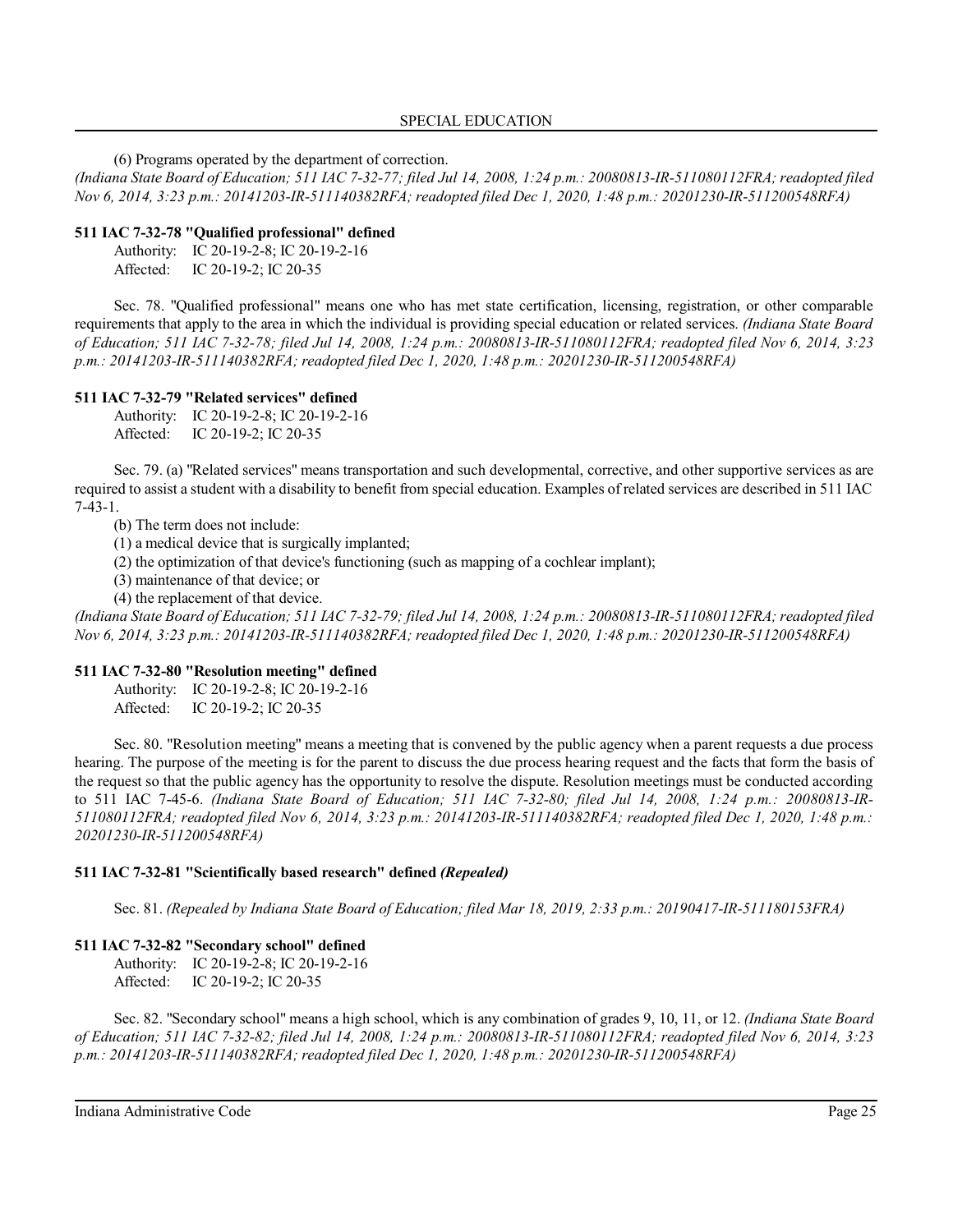(6) Programs operated by the department of correction.

*(Indiana State Board of Education; 511 IAC 7-32-77; filed Jul 14, 2008, 1:24 p.m.: 20080813-IR-511080112FRA; readopted filed Nov 6, 2014, 3:23 p.m.: 20141203-IR-511140382RFA; readopted filed Dec 1, 2020, 1:48 p.m.: 20201230-IR-511200548RFA)*

**511 IAC 7-32-78 "Qualified professional" defined**

Authority: IC 20-19-2-8; IC 20-19-2-16
Affected: IC 20-19-2; IC 20-35

Sec. 78. "Qualified professional" means one who has met state certification, licensing, registration, or other comparable requirements that apply to the area in which the individual is providing special education or related services. *(Indiana State Board of Education; 511 IAC 7-32-78; filed Jul 14, 2008, 1:24 p.m.: 20080813-IR-511080112FRA; readopted filed Nov 6, 2014, 3:23 p.m.: 20141203-IR-511140382RFA; readopted filed Dec 1, 2020, 1:48 p.m.: 20201230-IR-511200548RFA)*

**511 IAC 7-32-79 "Related services" defined**

Authority: IC 20-19-2-8; IC 20-19-2-16
Affected: IC 20-19-2; IC 20-35

Sec. 79. (a) "Related services" means transportation and such developmental, corrective, and other supportive services as are required to assist a student with a disability to benefit from special education. Examples of related services are described in 511 IAC 7-43-1.

(b) The term does not include:

(1) a medical device that is surgically implanted;

(2) the optimization of that device's functioning (such as mapping of a cochlear implant);

(3) maintenance of that device; or

(4) the replacement of that device.

*(Indiana State Board of Education; 511 IAC 7-32-79; filed Jul 14, 2008, 1:24 p.m.: 20080813-IR-511080112FRA; readopted filed Nov 6, 2014, 3:23 p.m.: 20141203-IR-511140382RFA; readopted filed Dec 1, 2020, 1:48 p.m.: 20201230-IR-511200548RFA)*

**511 IAC 7-32-80 "Resolution meeting" defined**

Authority: IC 20-19-2-8; IC 20-19-2-16
Affected: IC 20-19-2; IC 20-35

Sec. 80. "Resolution meeting" means a meeting that is convened by the public agency when a parent requests a due process hearing. The purpose of the meeting is for the parent to discuss the due process hearing request and the facts that form the basis of the request so that the public agency has the opportunity to resolve the dispute. Resolution meetings must be conducted according to 511 IAC 7-45-6. *(Indiana State Board of Education; 511 IAC 7-32-80; filed Jul 14, 2008, 1:24 p.m.: 20080813-IR-511080112FRA; readopted filed Nov 6, 2014, 3:23 p.m.: 20141203-IR-511140382RFA; readopted filed Dec 1, 2020, 1:48 p.m.: 20201230-IR-511200548RFA)*

**511 IAC 7-32-81 "Scientifically based research" defined *(Repealed)***

Sec. 81. *(Repealed by Indiana State Board of Education; filed Mar 18, 2019, 2:33 p.m.: 20190417-IR-511180153FRA)*

**511 IAC 7-32-82 "Secondary school" defined**

Authority: IC 20-19-2-8; IC 20-19-2-16
Affected: IC 20-19-2; IC 20-35

Sec. 82. "Secondary school" means a high school, which is any combination of grades 9, 10, 11, or 12. *(Indiana State Board of Education; 511 IAC 7-32-82; filed Jul 14, 2008, 1:24 p.m.: 20080813-IR-511080112FRA; readopted filed Nov 6, 2014, 3:23 p.m.: 20141203-IR-511140382RFA; readopted filed Dec 1, 2020, 1:48 p.m.: 20201230-IR-511200548RFA)*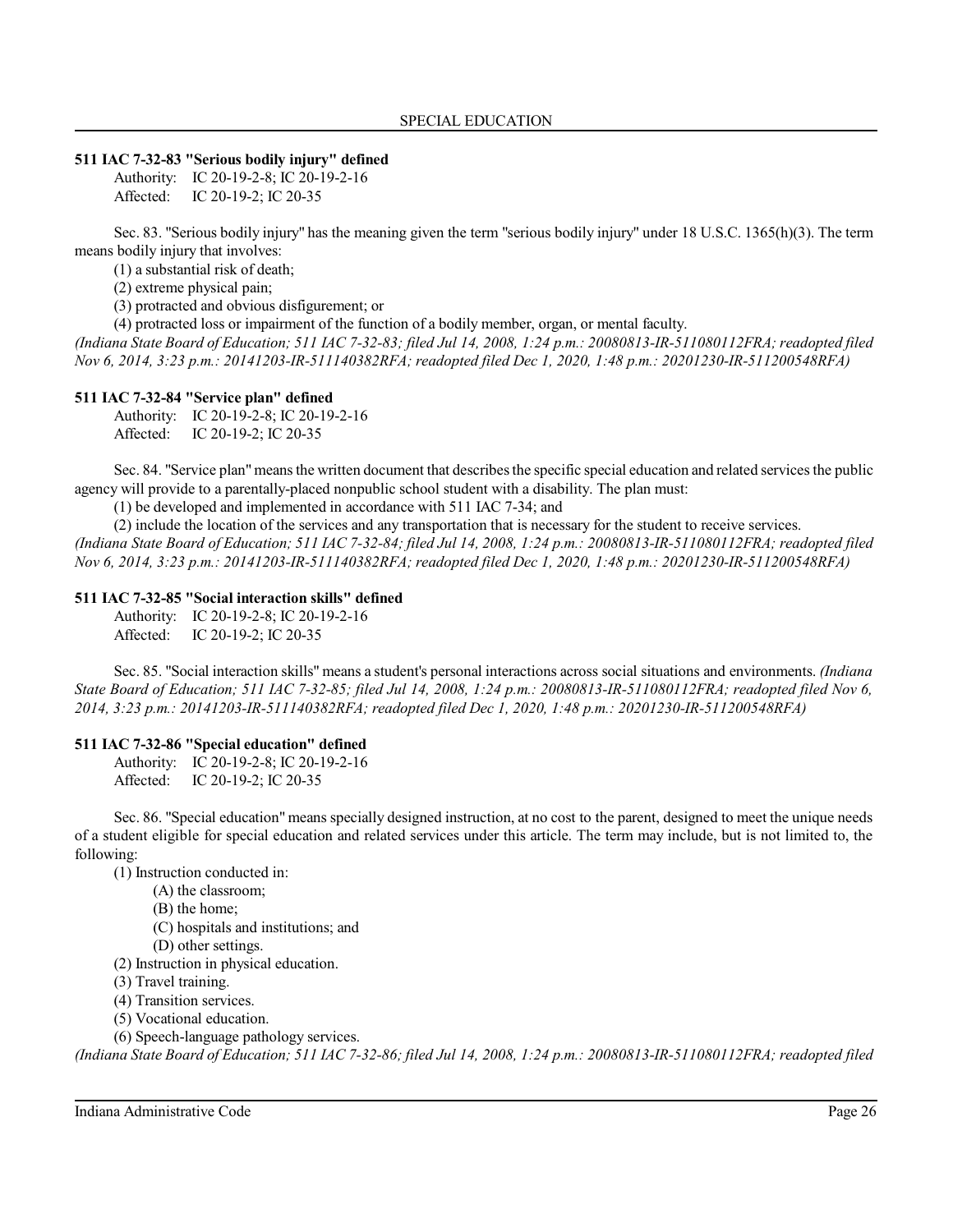**511 IAC 7-32-83 "Serious bodily injury" defined**

Authority: IC 20-19-2-8; IC 20-19-2-16
Affected: IC 20-19-2; IC 20-35

Sec. 83. "Serious bodily injury" has the meaning given the term "serious bodily injury" under 18 U.S.C. 1365(h)(3). The term means bodily injury that involves:

(1) a substantial risk of death;
(2) extreme physical pain;
(3) protracted and obvious disfigurement; or
(4) protracted loss or impairment of the function of a bodily member, organ, or mental faculty.

*(Indiana State Board of Education; 511 IAC 7-32-83; filed Jul 14, 2008, 1:24 p.m.: 20080813-IR-511080112FRA; readopted filed Nov 6, 2014, 3:23 p.m.: 20141203-IR-511140382RFA; readopted filed Dec 1, 2020, 1:48 p.m.: 20201230-IR-511200548RFA)*

**511 IAC 7-32-84 "Service plan" defined**

Authority: IC 20-19-2-8; IC 20-19-2-16
Affected: IC 20-19-2; IC 20-35

Sec. 84. "Service plan" means the written document that describes the specific special education and related services the public agency will provide to a parentally-placed nonpublic school student with a disability. The plan must:

(1) be developed and implemented in accordance with 511 IAC 7-34; and
(2) include the location of the services and any transportation that is necessary for the student to receive services.

*(Indiana State Board of Education; 511 IAC 7-32-84; filed Jul 14, 2008, 1:24 p.m.: 20080813-IR-511080112FRA; readopted filed Nov 6, 2014, 3:23 p.m.: 20141203-IR-511140382RFA; readopted filed Dec 1, 2020, 1:48 p.m.: 20201230-IR-511200548RFA)*

**511 IAC 7-32-85 "Social interaction skills" defined**

Authority: IC 20-19-2-8; IC 20-19-2-16
Affected: IC 20-19-2; IC 20-35

Sec. 85. "Social interaction skills" means a student's personal interactions across social situations and environments. *(Indiana State Board of Education; 511 IAC 7-32-85; filed Jul 14, 2008, 1:24 p.m.: 20080813-IR-511080112FRA; readopted filed Nov 6, 2014, 3:23 p.m.: 20141203-IR-511140382RFA; readopted filed Dec 1, 2020, 1:48 p.m.: 20201230-IR-511200548RFA)*

**511 IAC 7-32-86 "Special education" defined**

Authority: IC 20-19-2-8; IC 20-19-2-16
Affected: IC 20-19-2; IC 20-35

Sec. 86. "Special education" means specially designed instruction, at no cost to the parent, designed to meet the unique needs of a student eligible for special education and related services under this article. The term may include, but is not limited to, the following:

(1) Instruction conducted in:
  (A) the classroom;
  (B) the home;
  (C) hospitals and institutions; and
  (D) other settings.
(2) Instruction in physical education.
(3) Travel training.
(4) Transition services.
(5) Vocational education.
(6) Speech-language pathology services.

*(Indiana State Board of Education; 511 IAC 7-32-86; filed Jul 14, 2008, 1:24 p.m.: 20080813-IR-511080112FRA; readopted filed*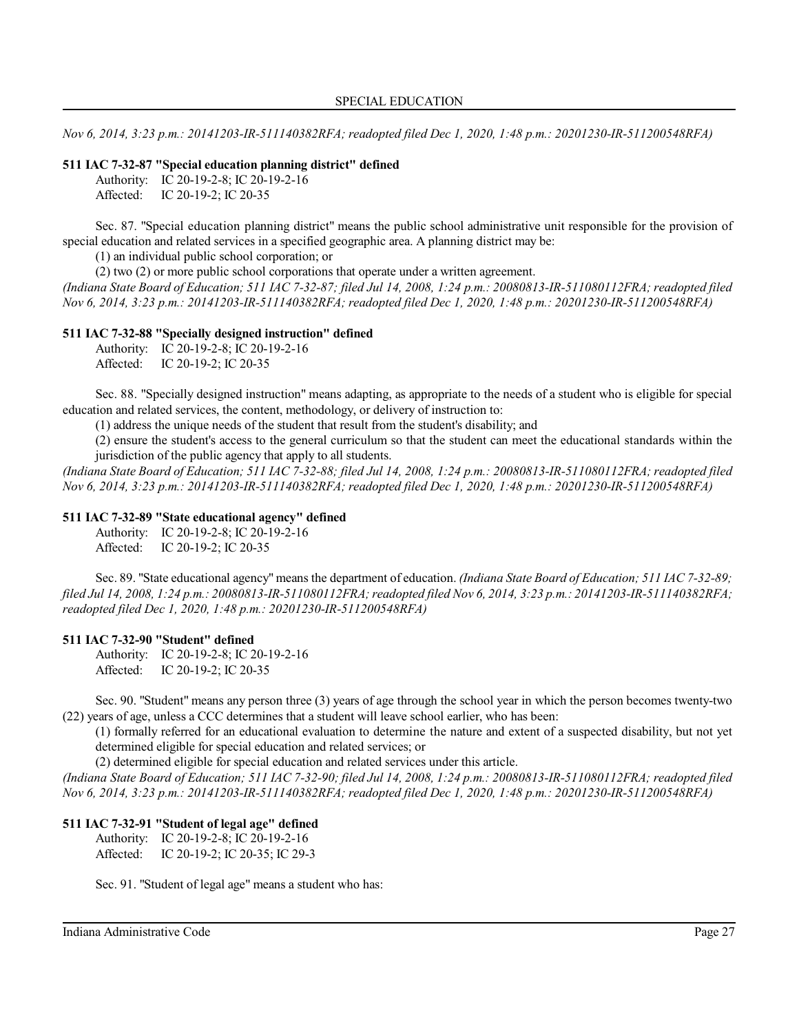*Nov 6, 2014, 3:23 p.m.: 20141203-IR-511140382RFA; readopted filed Dec 1, 2020, 1:48 p.m.: 20201230-IR-511200548RFA)*

**511 IAC 7-32-87 "Special education planning district" defined**

Authority: IC 20-19-2-8; IC 20-19-2-16
Affected: IC 20-19-2; IC 20-35

Sec. 87. "Special education planning district" means the public school administrative unit responsible for the provision of special education and related services in a specified geographic area. A planning district may be:

(1) an individual public school corporation; or

(2) two (2) or more public school corporations that operate under a written agreement.

*(Indiana State Board of Education; 511 IAC 7-32-87; filed Jul 14, 2008, 1:24 p.m.: 20080813-IR-511080112FRA; readopted filed Nov 6, 2014, 3:23 p.m.: 20141203-IR-511140382RFA; readopted filed Dec 1, 2020, 1:48 p.m.: 20201230-IR-511200548RFA)*

**511 IAC 7-32-88 "Specially designed instruction" defined**

Authority: IC 20-19-2-8; IC 20-19-2-16
Affected: IC 20-19-2; IC 20-35

Sec. 88. "Specially designed instruction" means adapting, as appropriate to the needs of a student who is eligible for special education and related services, the content, methodology, or delivery of instruction to:

(1) address the unique needs of the student that result from the student's disability; and

(2) ensure the student's access to the general curriculum so that the student can meet the educational standards within the jurisdiction of the public agency that apply to all students.

*(Indiana State Board of Education; 511 IAC 7-32-88; filed Jul 14, 2008, 1:24 p.m.: 20080813-IR-511080112FRA; readopted filed Nov 6, 2014, 3:23 p.m.: 20141203-IR-511140382RFA; readopted filed Dec 1, 2020, 1:48 p.m.: 20201230-IR-511200548RFA)*

**511 IAC 7-32-89 "State educational agency" defined**

Authority: IC 20-19-2-8; IC 20-19-2-16
Affected: IC 20-19-2; IC 20-35

Sec. 89. "State educational agency" means the department of education. *(Indiana State Board of Education; 511 IAC 7-32-89; filed Jul 14, 2008, 1:24 p.m.: 20080813-IR-511080112FRA; readopted filed Nov 6, 2014, 3:23 p.m.: 20141203-IR-511140382RFA; readopted filed Dec 1, 2020, 1:48 p.m.: 20201230-IR-511200548RFA)*

**511 IAC 7-32-90 "Student" defined**

Authority: IC 20-19-2-8; IC 20-19-2-16
Affected: IC 20-19-2; IC 20-35

Sec. 90. "Student" means any person three (3) years of age through the school year in which the person becomes twenty-two (22) years of age, unless a CCC determines that a student will leave school earlier, who has been:

(1) formally referred for an educational evaluation to determine the nature and extent of a suspected disability, but not yet determined eligible for special education and related services; or

(2) determined eligible for special education and related services under this article.

*(Indiana State Board of Education; 511 IAC 7-32-90; filed Jul 14, 2008, 1:24 p.m.: 20080813-IR-511080112FRA; readopted filed Nov 6, 2014, 3:23 p.m.: 20141203-IR-511140382RFA; readopted filed Dec 1, 2020, 1:48 p.m.: 20201230-IR-511200548RFA)*

**511 IAC 7-32-91 "Student of legal age" defined**

Authority: IC 20-19-2-8; IC 20-19-2-16
Affected: IC 20-19-2; IC 20-35; IC 29-3

Sec. 91. "Student of legal age" means a student who has: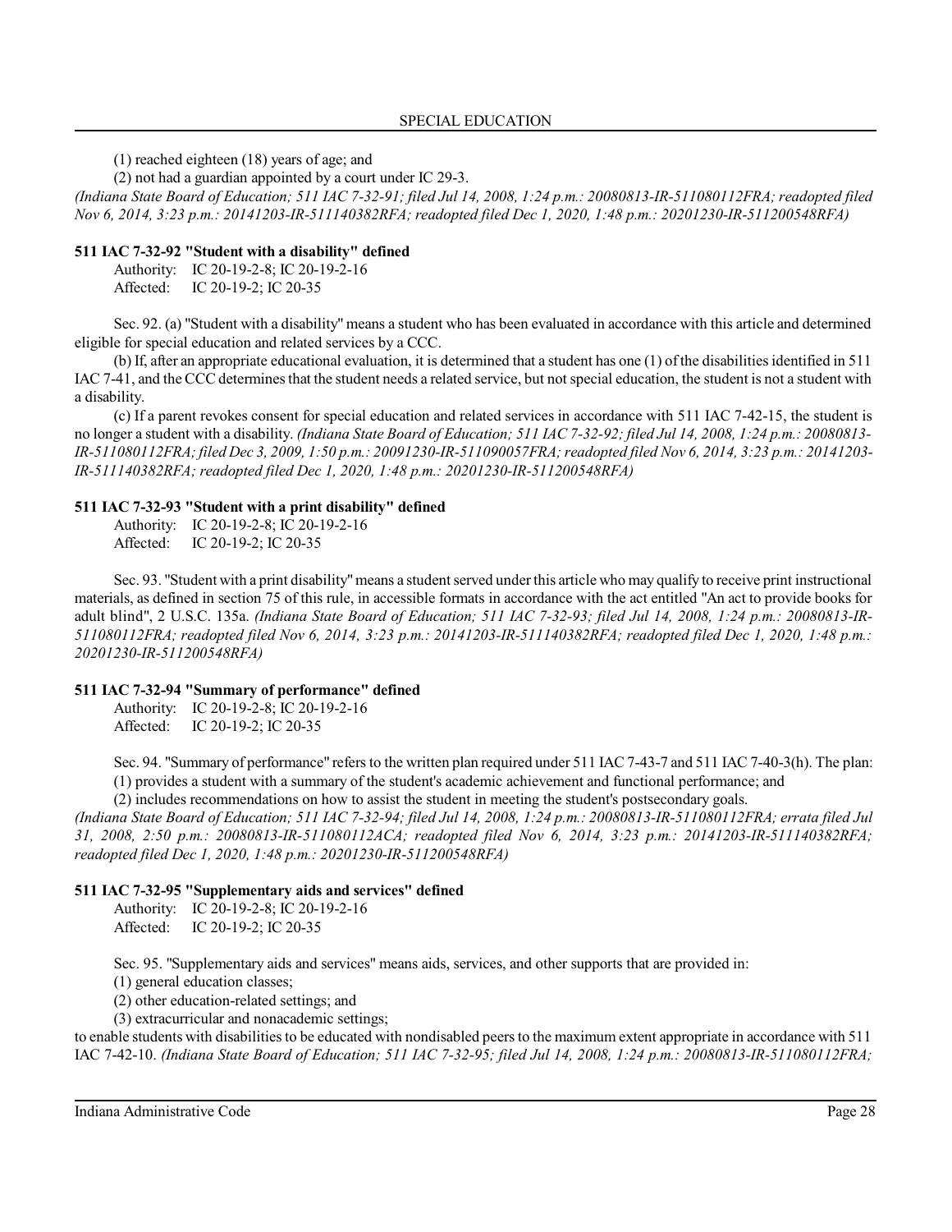(1) reached eighteen (18) years of age; and

(2) not had a guardian appointed by a court under IC 29-3.

*(Indiana State Board of Education; 511 IAC 7-32-91; filed Jul 14, 2008, 1:24 p.m.: 20080813-IR-511080112FRA; readopted filed Nov 6, 2014, 3:23 p.m.: 20141203-IR-511140382RFA; readopted filed Dec 1, 2020, 1:48 p.m.: 20201230-IR-511200548RFA)*

**511 IAC 7-32-92 "Student with a disability" defined**

Authority: IC 20-19-2-8; IC 20-19-2-16
Affected: IC 20-19-2; IC 20-35

Sec. 92. (a) "Student with a disability" means a student who has been evaluated in accordance with this article and determined eligible for special education and related services by a CCC.

(b) If, after an appropriate educational evaluation, it is determined that a student has one (1) of the disabilities identified in 511 IAC 7-41, and the CCC determines that the student needs a related service, but not special education, the student is not a student with a disability.

(c) If a parent revokes consent for special education and related services in accordance with 511 IAC 7-42-15, the student is no longer a student with a disability. *(Indiana State Board of Education; 511 IAC 7-32-92; filed Jul 14, 2008, 1:24 p.m.: 20080813-IR-511080112FRA; filed Dec 3, 2009, 1:50 p.m.: 20091230-IR-511090057FRA; readopted filed Nov 6, 2014, 3:23 p.m.: 20141203-IR-511140382RFA; readopted filed Dec 1, 2020, 1:48 p.m.: 20201230-IR-511200548RFA)*

**511 IAC 7-32-93 "Student with a print disability" defined**

Authority: IC 20-19-2-8; IC 20-19-2-16
Affected: IC 20-19-2; IC 20-35

Sec. 93. "Student with a print disability" means a student served under this article who may qualify to receive print instructional materials, as defined in section 75 of this rule, in accessible formats in accordance with the act entitled "An act to provide books for adult blind", 2 U.S.C. 135a. *(Indiana State Board of Education; 511 IAC 7-32-93; filed Jul 14, 2008, 1:24 p.m.: 20080813-IR-511080112FRA; readopted filed Nov 6, 2014, 3:23 p.m.: 20141203-IR-511140382RFA; readopted filed Dec 1, 2020, 1:48 p.m.: 20201230-IR-511200548RFA)*

**511 IAC 7-32-94 "Summary of performance" defined**

Authority: IC 20-19-2-8; IC 20-19-2-16
Affected: IC 20-19-2; IC 20-35

Sec. 94. "Summary of performance" refers to the written plan required under 511 IAC 7-43-7 and 511 IAC 7-40-3(h). The plan:

(1) provides a student with a summary of the student's academic achievement and functional performance; and

(2) includes recommendations on how to assist the student in meeting the student's postsecondary goals.

*(Indiana State Board of Education; 511 IAC 7-32-94; filed Jul 14, 2008, 1:24 p.m.: 20080813-IR-511080112FRA; errata filed Jul 31, 2008, 2:50 p.m.: 20080813-IR-511080112ACA; readopted filed Nov 6, 2014, 3:23 p.m.: 20141203-IR-511140382RFA; readopted filed Dec 1, 2020, 1:48 p.m.: 20201230-IR-511200548RFA)*

**511 IAC 7-32-95 "Supplementary aids and services" defined**

Authority: IC 20-19-2-8; IC 20-19-2-16
Affected: IC 20-19-2; IC 20-35

Sec. 95. "Supplementary aids and services" means aids, services, and other supports that are provided in:

(1) general education classes;

(2) other education-related settings; and

(3) extracurricular and nonacademic settings;

to enable students with disabilities to be educated with nondisabled peers to the maximum extent appropriate in accordance with 511 IAC 7-42-10. *(Indiana State Board of Education; 511 IAC 7-32-95; filed Jul 14, 2008, 1:24 p.m.: 20080813-IR-511080112FRA;*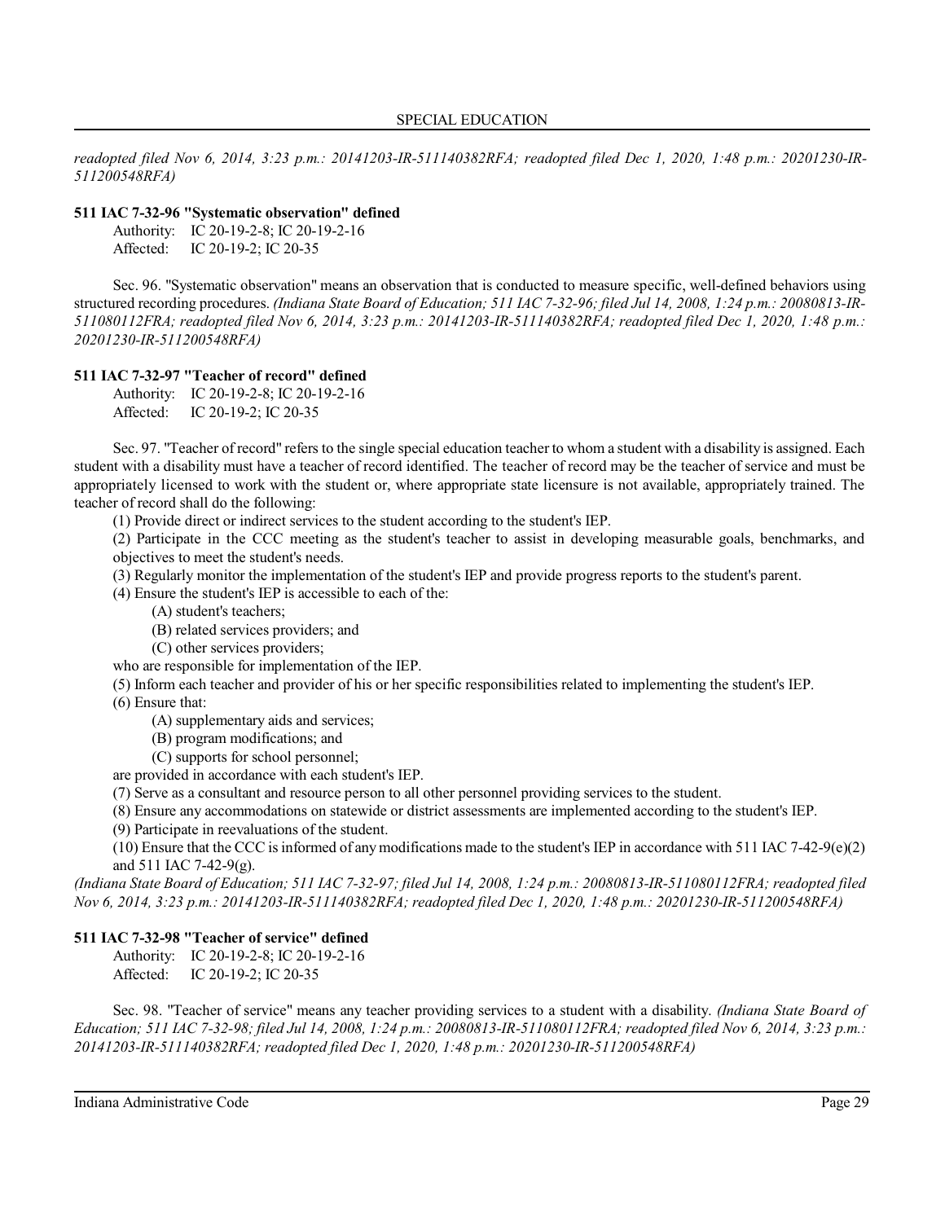*readopted filed Nov 6, 2014, 3:23 p.m.: 20141203-IR-511140382RFA; readopted filed Dec 1, 2020, 1:48 p.m.: 20201230-IR-511200548RFA)*

**511 IAC 7-32-96 "Systematic observation" defined**

Authority: IC 20-19-2-8; IC 20-19-2-16
Affected: IC 20-19-2; IC 20-35

Sec. 96. "Systematic observation" means an observation that is conducted to measure specific, well-defined behaviors using structured recording procedures. *(Indiana State Board of Education; 511 IAC 7-32-96; filed Jul 14, 2008, 1:24 p.m.: 20080813-IR-511080112FRA; readopted filed Nov 6, 2014, 3:23 p.m.: 20141203-IR-511140382RFA; readopted filed Dec 1, 2020, 1:48 p.m.: 20201230-IR-511200548RFA)*

**511 IAC 7-32-97 "Teacher of record" defined**

Authority: IC 20-19-2-8; IC 20-19-2-16
Affected: IC 20-19-2; IC 20-35

Sec. 97. "Teacher of record" refers to the single special education teacher to whom a student with a disability is assigned. Each student with a disability must have a teacher of record identified. The teacher of record may be the teacher of service and must be appropriately licensed to work with the student or, where appropriate state licensure is not available, appropriately trained. The teacher of record shall do the following:

(1) Provide direct or indirect services to the student according to the student's IEP.

(2) Participate in the CCC meeting as the student's teacher to assist in developing measurable goals, benchmarks, and objectives to meet the student's needs.

(3) Regularly monitor the implementation of the student's IEP and provide progress reports to the student's parent.

(4) Ensure the student's IEP is accessible to each of the:

(A) student's teachers;

(B) related services providers; and

(C) other services providers;

who are responsible for implementation of the IEP.

(5) Inform each teacher and provider of his or her specific responsibilities related to implementing the student's IEP.

(6) Ensure that:

(A) supplementary aids and services;

(B) program modifications; and

(C) supports for school personnel;

are provided in accordance with each student's IEP.

(7) Serve as a consultant and resource person to all other personnel providing services to the student.

(8) Ensure any accommodations on statewide or district assessments are implemented according to the student's IEP.

(9) Participate in reevaluations of the student.

(10) Ensure that the CCC is informed of any modifications made to the student's IEP in accordance with 511 IAC 7-42-9(e)(2) and 511 IAC 7-42-9(g).

*(Indiana State Board of Education; 511 IAC 7-32-97; filed Jul 14, 2008, 1:24 p.m.: 20080813-IR-511080112FRA; readopted filed Nov 6, 2014, 3:23 p.m.: 20141203-IR-511140382RFA; readopted filed Dec 1, 2020, 1:48 p.m.: 20201230-IR-511200548RFA)*

**511 IAC 7-32-98 "Teacher of service" defined**

Authority: IC 20-19-2-8; IC 20-19-2-16
Affected: IC 20-19-2; IC 20-35

Sec. 98. "Teacher of service" means any teacher providing services to a student with a disability. *(Indiana State Board of Education; 511 IAC 7-32-98; filed Jul 14, 2008, 1:24 p.m.: 20080813-IR-511080112FRA; readopted filed Nov 6, 2014, 3:23 p.m.: 20141203-IR-511140382RFA; readopted filed Dec 1, 2020, 1:48 p.m.: 20201230-IR-511200548RFA)*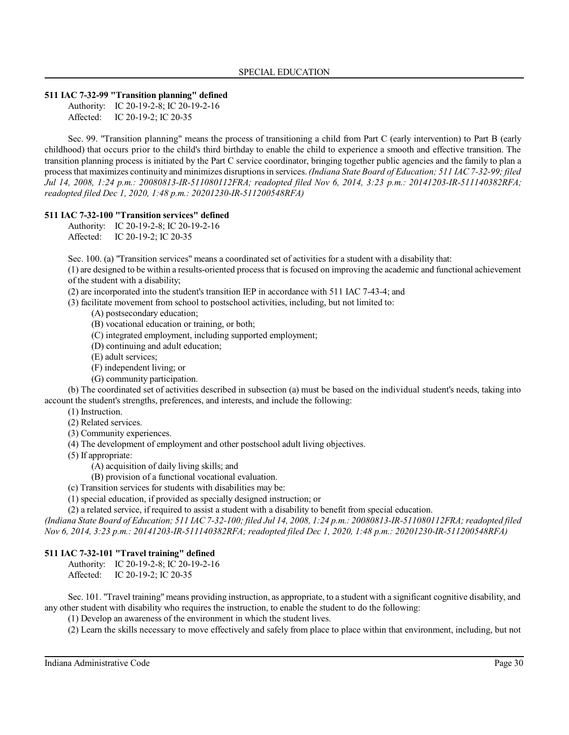### 511 IAC 7-32-99 "Transition planning" defined

Authority: IC 20-19-2-8; IC 20-19-2-16
Affected: IC 20-19-2; IC 20-35

Sec. 99. "Transition planning" means the process of transitioning a child from Part C (early intervention) to Part B (early childhood) that occurs prior to the child's third birthday to enable the child to experience a smooth and effective transition. The transition planning process is initiated by the Part C service coordinator, bringing together public agencies and the family to plan a process that maximizes continuity and minimizes disruptions in services. *(Indiana State Board of Education; 511 IAC 7-32-99; filed Jul 14, 2008, 1:24 p.m.: 20080813-IR-511080112FRA; readopted filed Nov 6, 2014, 3:23 p.m.: 20141203-IR-511140382RFA; readopted filed Dec 1, 2020, 1:48 p.m.: 20201230-IR-511200548RFA)*

### 511 IAC 7-32-100 "Transition services" defined

Authority: IC 20-19-2-8; IC 20-19-2-16
Affected: IC 20-19-2; IC 20-35

Sec. 100. (a) "Transition services" means a coordinated set of activities for a student with a disability that:

(1) are designed to be within a results-oriented process that is focused on improving the academic and functional achievement of the student with a disability;

(2) are incorporated into the student's transition IEP in accordance with 511 IAC 7-43-4; and

(3) facilitate movement from school to postschool activities, including, but not limited to:

(A) postsecondary education;

(B) vocational education or training, or both;

(C) integrated employment, including supported employment;

(D) continuing and adult education;

(E) adult services;

(F) independent living; or

(G) community participation.

(b) The coordinated set of activities described in subsection (a) must be based on the individual student's needs, taking into account the student's strengths, preferences, and interests, and include the following:

(1) Instruction.

(2) Related services.

(3) Community experiences.

(4) The development of employment and other postschool adult living objectives.

(5) If appropriate:

(A) acquisition of daily living skills; and

(B) provision of a functional vocational evaluation.

(c) Transition services for students with disabilities may be:

(1) special education, if provided as specially designed instruction; or

(2) a related service, if required to assist a student with a disability to benefit from special education.

*(Indiana State Board of Education; 511 IAC 7-32-100; filed Jul 14, 2008, 1:24 p.m.: 20080813-IR-511080112FRA; readopted filed Nov 6, 2014, 3:23 p.m.: 20141203-IR-511140382RFA; readopted filed Dec 1, 2020, 1:48 p.m.: 20201230-IR-511200548RFA)*

### 511 IAC 7-32-101 "Travel training" defined

Authority: IC 20-19-2-8; IC 20-19-2-16
Affected: IC 20-19-2; IC 20-35

Sec. 101. "Travel training" means providing instruction, as appropriate, to a student with a significant cognitive disability, and any other student with disability who requires the instruction, to enable the student to do the following:

(1) Develop an awareness of the environment in which the student lives.

(2) Learn the skills necessary to move effectively and safely from place to place within that environment, including, but not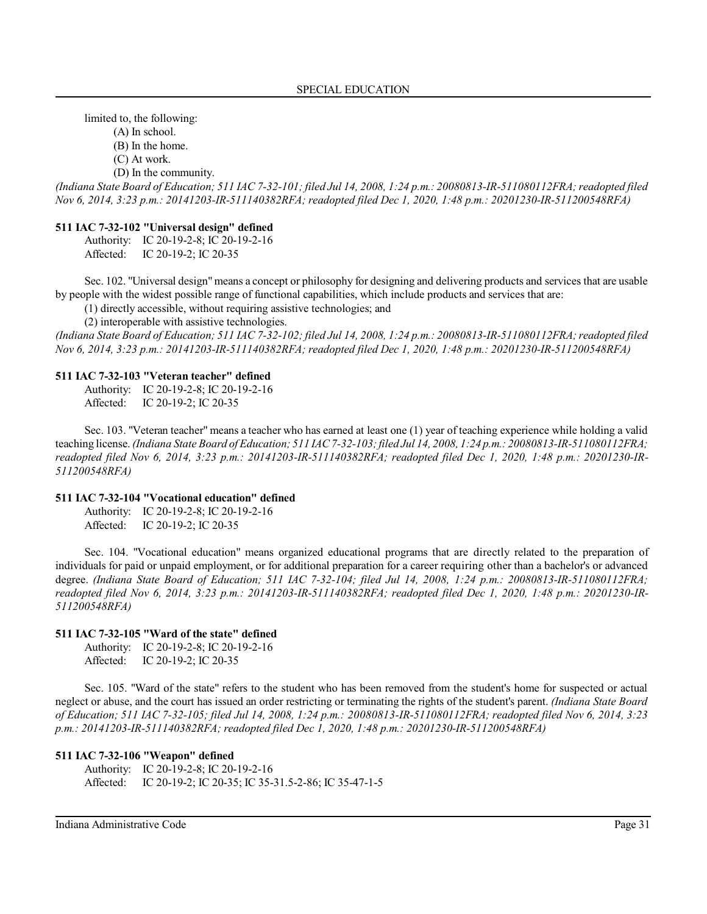limited to, the following:

(A) In school.
(B) In the home.
(C) At work.
(D) In the community.

*(Indiana State Board of Education; 511 IAC 7-32-101; filed Jul 14, 2008, 1:24 p.m.: 20080813-IR-511080112FRA; readopted filed Nov 6, 2014, 3:23 p.m.: 20141203-IR-511140382RFA; readopted filed Dec 1, 2020, 1:48 p.m.: 20201230-IR-511200548RFA)*

**511 IAC 7-32-102 "Universal design" defined**

Authority: IC 20-19-2-8; IC 20-19-2-16
Affected: IC 20-19-2; IC 20-35

Sec. 102. "Universal design" means a concept or philosophy for designing and delivering products and services that are usable by people with the widest possible range of functional capabilities, which include products and services that are:

(1) directly accessible, without requiring assistive technologies; and
(2) interoperable with assistive technologies.

*(Indiana State Board of Education; 511 IAC 7-32-102; filed Jul 14, 2008, 1:24 p.m.: 20080813-IR-511080112FRA; readopted filed Nov 6, 2014, 3:23 p.m.: 20141203-IR-511140382RFA; readopted filed Dec 1, 2020, 1:48 p.m.: 20201230-IR-511200548RFA)*

**511 IAC 7-32-103 "Veteran teacher" defined**

Authority: IC 20-19-2-8; IC 20-19-2-16
Affected: IC 20-19-2; IC 20-35

Sec. 103. "Veteran teacher" means a teacher who has earned at least one (1) year of teaching experience while holding a valid teaching license. *(Indiana State Board of Education; 511 IAC 7-32-103; filed Jul 14, 2008, 1:24 p.m.: 20080813-IR-511080112FRA; readopted filed Nov 6, 2014, 3:23 p.m.: 20141203-IR-511140382RFA; readopted filed Dec 1, 2020, 1:48 p.m.: 20201230-IR-511200548RFA)*

**511 IAC 7-32-104 "Vocational education" defined**

Authority: IC 20-19-2-8; IC 20-19-2-16
Affected: IC 20-19-2; IC 20-35

Sec. 104. "Vocational education" means organized educational programs that are directly related to the preparation of individuals for paid or unpaid employment, or for additional preparation for a career requiring other than a bachelor's or advanced degree. *(Indiana State Board of Education; 511 IAC 7-32-104; filed Jul 14, 2008, 1:24 p.m.: 20080813-IR-511080112FRA; readopted filed Nov 6, 2014, 3:23 p.m.: 20141203-IR-511140382RFA; readopted filed Dec 1, 2020, 1:48 p.m.: 20201230-IR-511200548RFA)*

**511 IAC 7-32-105 "Ward of the state" defined**

Authority: IC 20-19-2-8; IC 20-19-2-16
Affected: IC 20-19-2; IC 20-35

Sec. 105. "Ward of the state" refers to the student who has been removed from the student's home for suspected or actual neglect or abuse, and the court has issued an order restricting or terminating the rights of the student's parent. *(Indiana State Board of Education; 511 IAC 7-32-105; filed Jul 14, 2008, 1:24 p.m.: 20080813-IR-511080112FRA; readopted filed Nov 6, 2014, 3:23 p.m.: 20141203-IR-511140382RFA; readopted filed Dec 1, 2020, 1:48 p.m.: 20201230-IR-511200548RFA)*

**511 IAC 7-32-106 "Weapon" defined**

Authority: IC 20-19-2-8; IC 20-19-2-16
Affected: IC 20-19-2; IC 20-35; IC 35-31.5-2-86; IC 35-47-1-5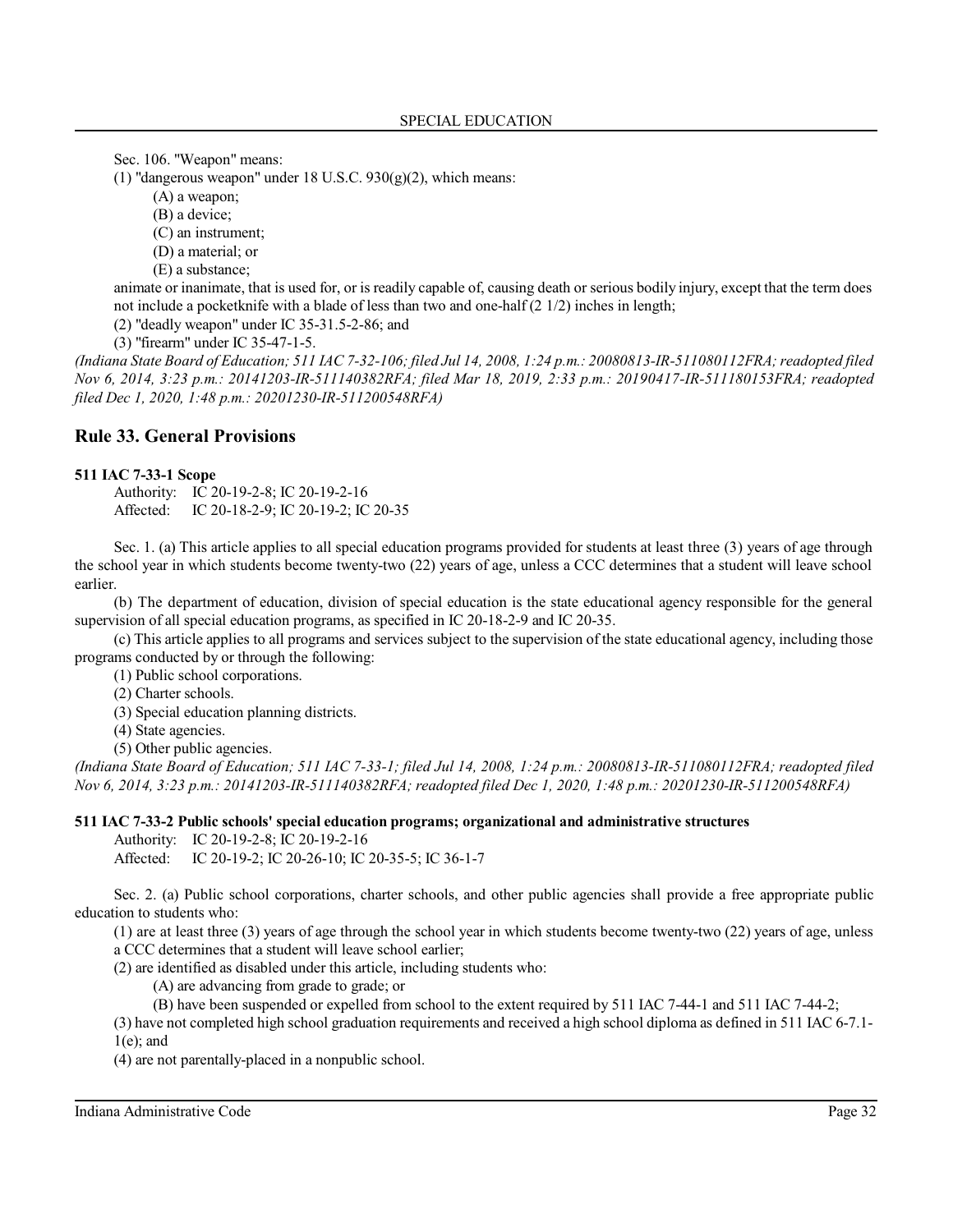Sec. 106. "Weapon" means:

(1) "dangerous weapon" under 18 U.S.C. 930(g)(2), which means:

(A) a weapon;

(B) a device;

(C) an instrument;

(D) a material; or

(E) a substance;

animate or inanimate, that is used for, or is readily capable of, causing death or serious bodily injury, except that the term does not include a pocketknife with a blade of less than two and one-half (2 1/2) inches in length;

(2) "deadly weapon" under IC 35-31.5-2-86; and

(3) "firearm" under IC 35-47-1-5.

*(Indiana State Board of Education; 511 IAC 7-32-106; filed Jul 14, 2008, 1:24 p.m.: 20080813-IR-511080112FRA; readopted filed Nov 6, 2014, 3:23 p.m.: 20141203-IR-511140382RFA; filed Mar 18, 2019, 2:33 p.m.: 20190417-IR-511180153FRA; readopted filed Dec 1, 2020, 1:48 p.m.: 20201230-IR-511200548RFA)*

## Rule 33. General Provisions

**511 IAC 7-33-1 Scope**

Authority: IC 20-19-2-8; IC 20-19-2-16
Affected: IC 20-18-2-9; IC 20-19-2; IC 20-35

Sec. 1. (a) This article applies to all special education programs provided for students at least three (3) years of age through the school year in which students become twenty-two (22) years of age, unless a CCC determines that a student will leave school earlier.

(b) The department of education, division of special education is the state educational agency responsible for the general supervision of all special education programs, as specified in IC 20-18-2-9 and IC 20-35.

(c) This article applies to all programs and services subject to the supervision of the state educational agency, including those programs conducted by or through the following:

(1) Public school corporations.

(2) Charter schools.

(3) Special education planning districts.

(4) State agencies.

(5) Other public agencies.

*(Indiana State Board of Education; 511 IAC 7-33-1; filed Jul 14, 2008, 1:24 p.m.: 20080813-IR-511080112FRA; readopted filed Nov 6, 2014, 3:23 p.m.: 20141203-IR-511140382RFA; readopted filed Dec 1, 2020, 1:48 p.m.: 20201230-IR-511200548RFA)*

**511 IAC 7-33-2 Public schools' special education programs; organizational and administrative structures**

Authority: IC 20-19-2-8; IC 20-19-2-16
Affected: IC 20-19-2; IC 20-26-10; IC 20-35-5; IC 36-1-7

Sec. 2. (a) Public school corporations, charter schools, and other public agencies shall provide a free appropriate public education to students who:

(1) are at least three (3) years of age through the school year in which students become twenty-two (22) years of age, unless a CCC determines that a student will leave school earlier;

(2) are identified as disabled under this article, including students who:

(A) are advancing from grade to grade; or

(B) have been suspended or expelled from school to the extent required by 511 IAC 7-44-1 and 511 IAC 7-44-2;

(3) have not completed high school graduation requirements and received a high school diploma as defined in 511 IAC 6-7.1-1(e); and

(4) are not parentally-placed in a nonpublic school.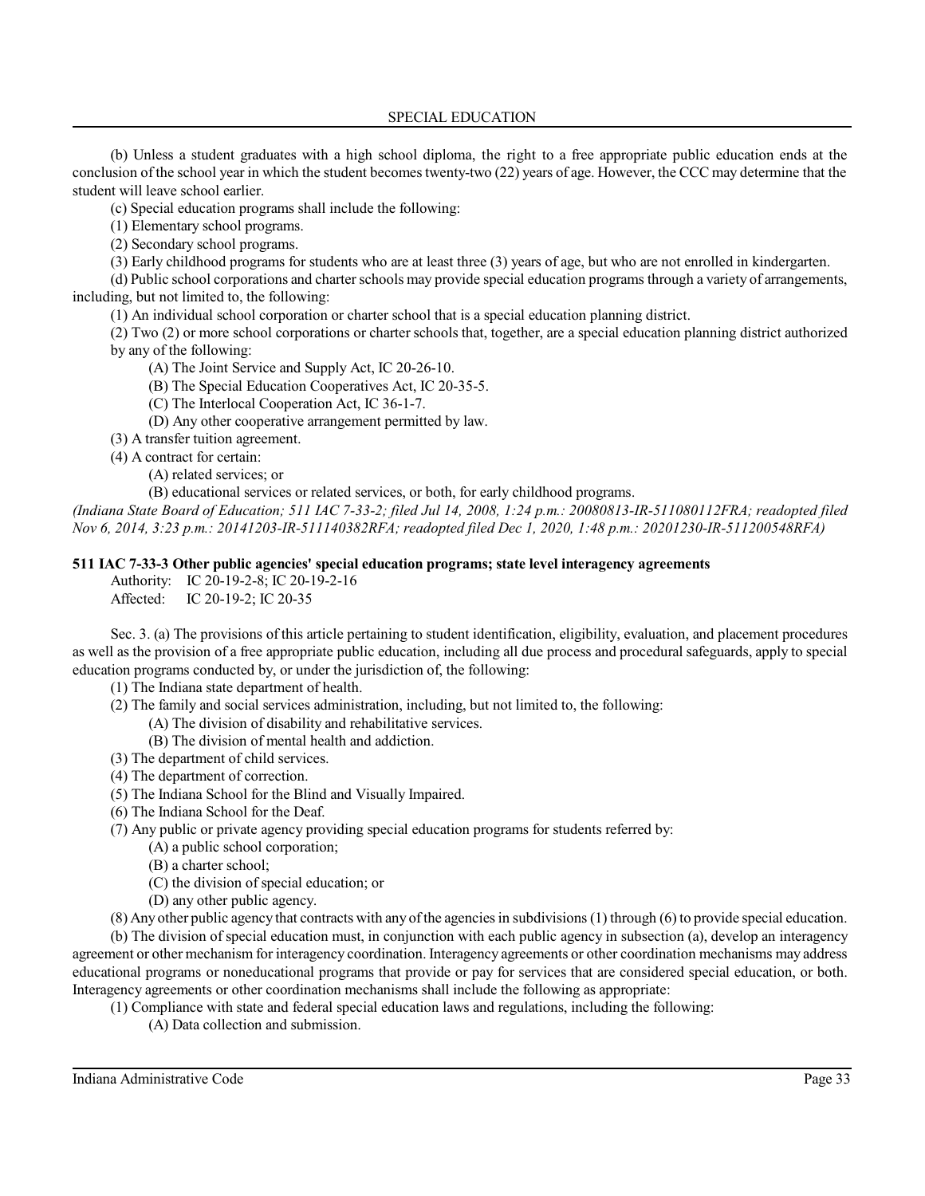(b) Unless a student graduates with a high school diploma, the right to a free appropriate public education ends at the conclusion of the school year in which the student becomes twenty-two (22) years of age. However, the CCC may determine that the student will leave school earlier.

(c) Special education programs shall include the following:

(1) Elementary school programs.

(2) Secondary school programs.

(3) Early childhood programs for students who are at least three (3) years of age, but who are not enrolled in kindergarten.

(d) Public school corporations and charter schools may provide special education programs through a variety of arrangements, including, but not limited to, the following:

(1) An individual school corporation or charter school that is a special education planning district.

(2) Two (2) or more school corporations or charter schools that, together, are a special education planning district authorized by any of the following:

- (A) The Joint Service and Supply Act, IC 20-26-10.
- (B) The Special Education Cooperatives Act, IC 20-35-5.
- (C) The Interlocal Cooperation Act, IC 36-1-7.
- (D) Any other cooperative arrangement permitted by law.

(3) A transfer tuition agreement.

(4) A contract for certain:

- (A) related services; or
- (B) educational services or related services, or both, for early childhood programs.

*(Indiana State Board of Education; 511 IAC 7-33-2; filed Jul 14, 2008, 1:24 p.m.: 20080813-IR-511080112FRA; readopted filed Nov 6, 2014, 3:23 p.m.: 20141203-IR-511140382RFA; readopted filed Dec 1, 2020, 1:48 p.m.: 20201230-IR-511200548RFA)*

**511 IAC 7-33-3 Other public agencies' special education programs; state level interagency agreements**

Authority: IC 20-19-2-8; IC 20-19-2-16
Affected: IC 20-19-2; IC 20-35

Sec. 3. (a) The provisions of this article pertaining to student identification, eligibility, evaluation, and placement procedures as well as the provision of a free appropriate public education, including all due process and procedural safeguards, apply to special education programs conducted by, or under the jurisdiction of, the following:

(1) The Indiana state department of health.

(2) The family and social services administration, including, but not limited to, the following:

- (A) The division of disability and rehabilitative services.
- (B) The division of mental health and addiction.

(3) The department of child services.

(4) The department of correction.

(5) The Indiana School for the Blind and Visually Impaired.

(6) The Indiana School for the Deaf.

(7) Any public or private agency providing special education programs for students referred by:

- (A) a public school corporation;
- (B) a charter school;
- (C) the division of special education; or
- (D) any other public agency.

(8) Any other public agency that contracts with any of the agencies in subdivisions (1) through (6) to provide special education.

(b) The division of special education must, in conjunction with each public agency in subsection (a), develop an interagency agreement or other mechanism for interagency coordination. Interagency agreements or other coordination mechanisms may address educational programs or noneducational programs that provide or pay for services that are considered special education, or both. Interagency agreements or other coordination mechanisms shall include the following as appropriate:

(1) Compliance with state and federal special education laws and regulations, including the following:

- (A) Data collection and submission.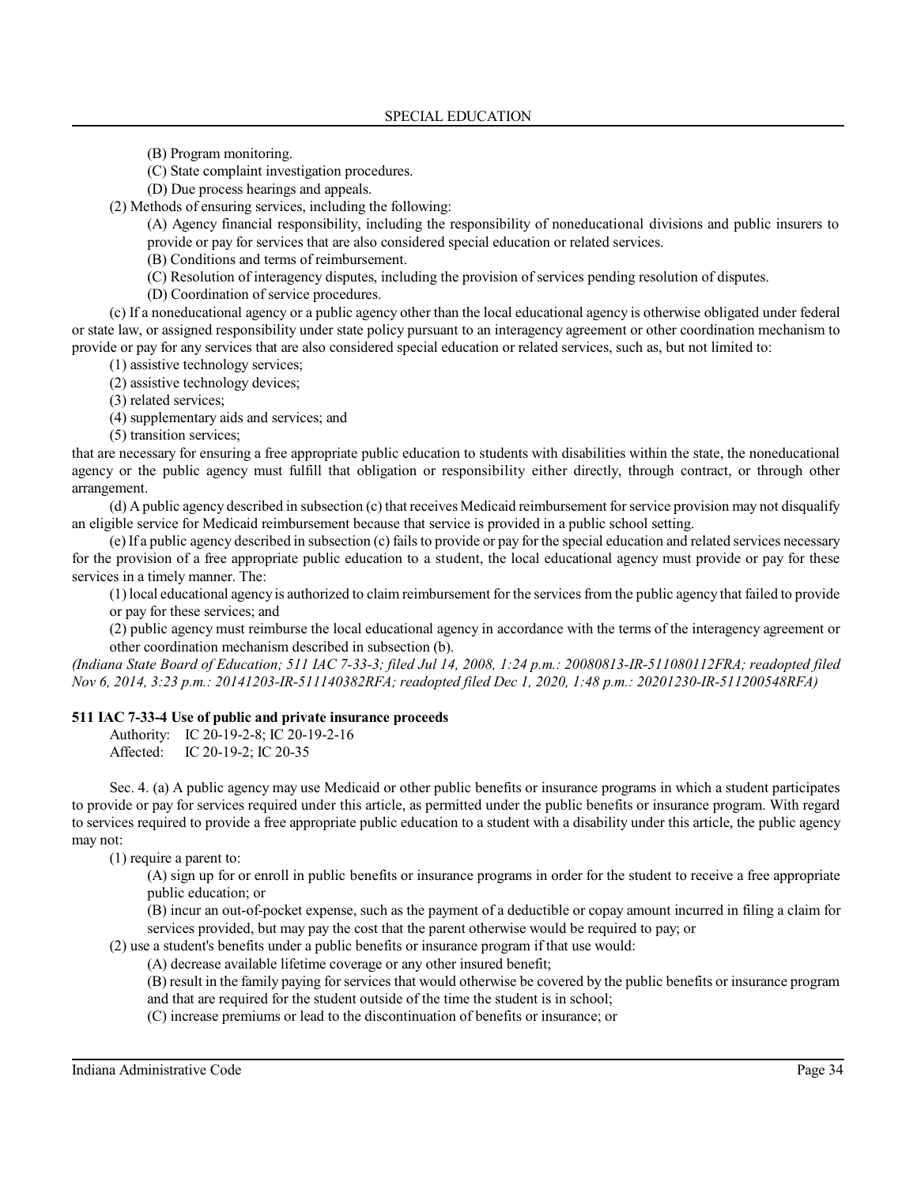(B) Program monitoring.

(C) State complaint investigation procedures.

(D) Due process hearings and appeals.

(2) Methods of ensuring services, including the following:

(A) Agency financial responsibility, including the responsibility of noneducational divisions and public insurers to provide or pay for services that are also considered special education or related services.

(B) Conditions and terms of reimbursement.

(C) Resolution of interagency disputes, including the provision of services pending resolution of disputes.

(D) Coordination of service procedures.

(c) If a noneducational agency or a public agency other than the local educational agency is otherwise obligated under federal or state law, or assigned responsibility under state policy pursuant to an interagency agreement or other coordination mechanism to provide or pay for any services that are also considered special education or related services, such as, but not limited to:

(1) assistive technology services;

(2) assistive technology devices;

(3) related services;

(4) supplementary aids and services; and

(5) transition services;

that are necessary for ensuring a free appropriate public education to students with disabilities within the state, the noneducational agency or the public agency must fulfill that obligation or responsibility either directly, through contract, or through other arrangement.

(d) A public agency described in subsection (c) that receives Medicaid reimbursement for service provision may not disqualify an eligible service for Medicaid reimbursement because that service is provided in a public school setting.

(e) If a public agency described in subsection (c) fails to provide or pay for the special education and related services necessary for the provision of a free appropriate public education to a student, the local educational agency must provide or pay for these services in a timely manner. The:

(1) local educational agency is authorized to claim reimbursement for the services from the public agency that failed to provide or pay for these services; and

(2) public agency must reimburse the local educational agency in accordance with the terms of the interagency agreement or other coordination mechanism described in subsection (b).

*(Indiana State Board of Education; 511 IAC 7-33-3; filed Jul 14, 2008, 1:24 p.m.: 20080813-IR-511080112FRA; readopted filed Nov 6, 2014, 3:23 p.m.: 20141203-IR-511140382RFA; readopted filed Dec 1, 2020, 1:48 p.m.: 20201230-IR-511200548RFA)*

**511 IAC 7-33-4 Use of public and private insurance proceeds**

Authority: IC 20-19-2-8; IC 20-19-2-16
Affected: IC 20-19-2; IC 20-35

Sec. 4. (a) A public agency may use Medicaid or other public benefits or insurance programs in which a student participates to provide or pay for services required under this article, as permitted under the public benefits or insurance program. With regard to services required to provide a free appropriate public education to a student with a disability under this article, the public agency may not:

(1) require a parent to:

(A) sign up for or enroll in public benefits or insurance programs in order for the student to receive a free appropriate public education; or

(B) incur an out-of-pocket expense, such as the payment of a deductible or copay amount incurred in filing a claim for services provided, but may pay the cost that the parent otherwise would be required to pay; or

(2) use a student's benefits under a public benefits or insurance program if that use would:

(A) decrease available lifetime coverage or any other insured benefit;

(B) result in the family paying for services that would otherwise be covered by the public benefits or insurance program and that are required for the student outside of the time the student is in school;

(C) increase premiums or lead to the discontinuation of benefits or insurance; or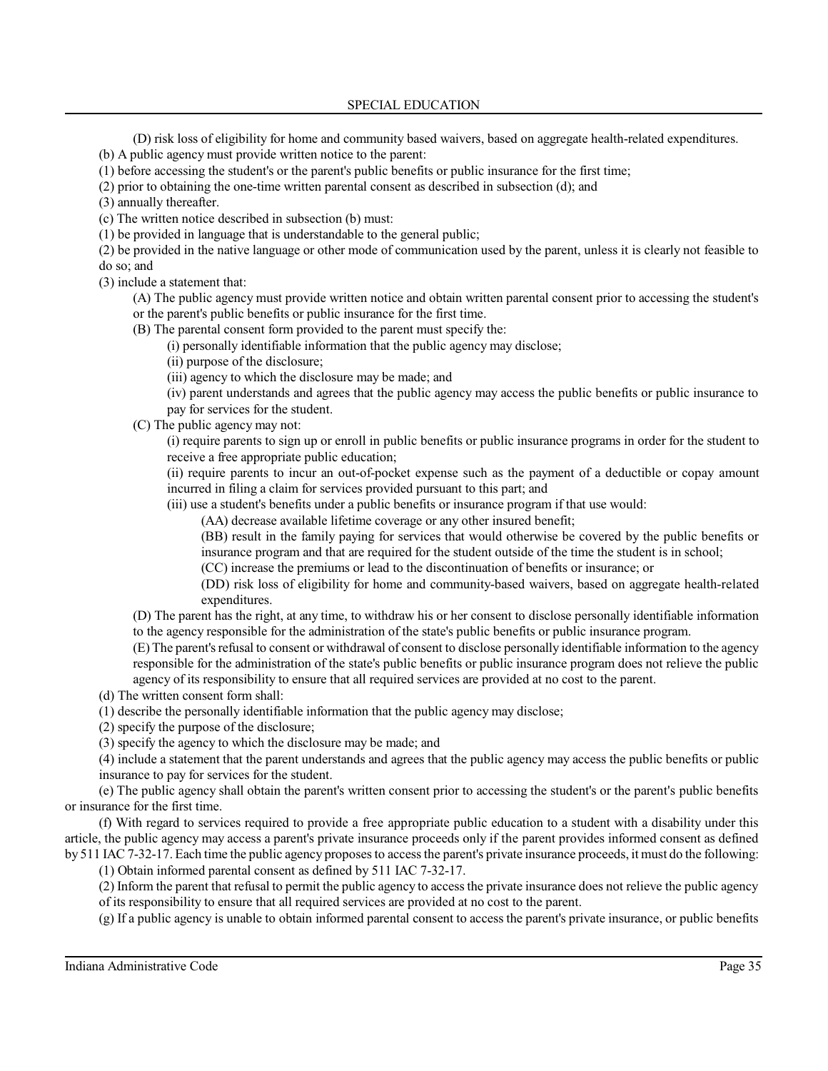(D) risk loss of eligibility for home and community based waivers, based on aggregate health-related expenditures.

(b) A public agency must provide written notice to the parent:

(1) before accessing the student's or the parent's public benefits or public insurance for the first time;

(2) prior to obtaining the one-time written parental consent as described in subsection (d); and

(3) annually thereafter.

(c) The written notice described in subsection (b) must:

(1) be provided in language that is understandable to the general public;

(2) be provided in the native language or other mode of communication used by the parent, unless it is clearly not feasible to do so; and

(3) include a statement that:

(A) The public agency must provide written notice and obtain written parental consent prior to accessing the student's or the parent's public benefits or public insurance for the first time.

(B) The parental consent form provided to the parent must specify the:

(i) personally identifiable information that the public agency may disclose;

(ii) purpose of the disclosure;

(iii) agency to which the disclosure may be made; and

(iv) parent understands and agrees that the public agency may access the public benefits or public insurance to pay for services for the student.

(C) The public agency may not:

(i) require parents to sign up or enroll in public benefits or public insurance programs in order for the student to receive a free appropriate public education;

(ii) require parents to incur an out-of-pocket expense such as the payment of a deductible or copay amount incurred in filing a claim for services provided pursuant to this part; and

(iii) use a student's benefits under a public benefits or insurance program if that use would:

(AA) decrease available lifetime coverage or any other insured benefit;

(BB) result in the family paying for services that would otherwise be covered by the public benefits or insurance program and that are required for the student outside of the time the student is in school;

(CC) increase the premiums or lead to the discontinuation of benefits or insurance; or

(DD) risk loss of eligibility for home and community-based waivers, based on aggregate health-related expenditures.

(D) The parent has the right, at any time, to withdraw his or her consent to disclose personally identifiable information to the agency responsible for the administration of the state's public benefits or public insurance program.

(E) The parent's refusal to consent or withdrawal of consent to disclose personally identifiable information to the agency responsible for the administration of the state's public benefits or public insurance program does not relieve the public agency of its responsibility to ensure that all required services are provided at no cost to the parent.

(d) The written consent form shall:

(1) describe the personally identifiable information that the public agency may disclose;

(2) specify the purpose of the disclosure;

(3) specify the agency to which the disclosure may be made; and

(4) include a statement that the parent understands and agrees that the public agency may access the public benefits or public insurance to pay for services for the student.

(e) The public agency shall obtain the parent's written consent prior to accessing the student's or the parent's public benefits or insurance for the first time.

(f) With regard to services required to provide a free appropriate public education to a student with a disability under this article, the public agency may access a parent's private insurance proceeds only if the parent provides informed consent as defined by 511 IAC 7-32-17. Each time the public agency proposes to access the parent's private insurance proceeds, it must do the following:

(1) Obtain informed parental consent as defined by 511 IAC 7-32-17.

(2) Inform the parent that refusal to permit the public agency to access the private insurance does not relieve the public agency of its responsibility to ensure that all required services are provided at no cost to the parent.

(g) If a public agency is unable to obtain informed parental consent to access the parent's private insurance, or public benefits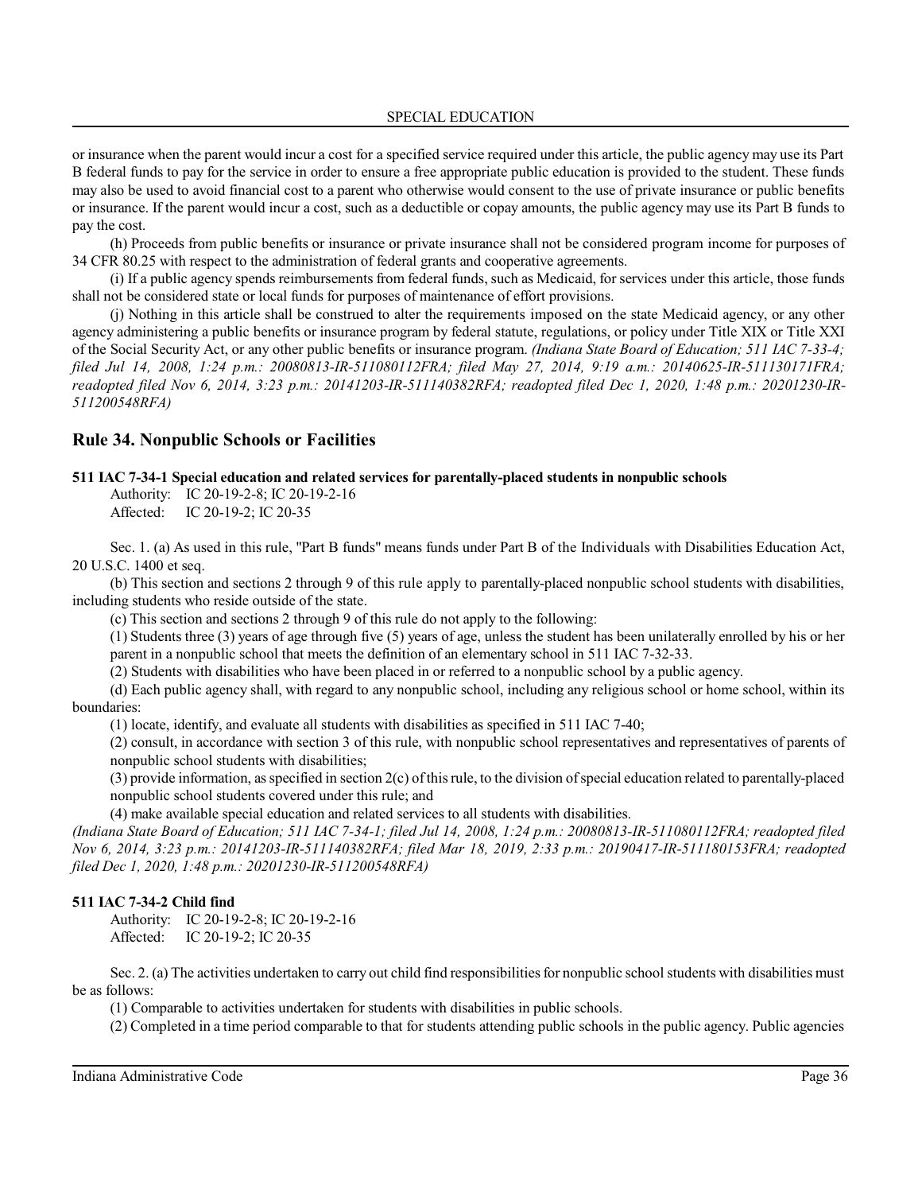or insurance when the parent would incur a cost for a specified service required under this article, the public agency may use its Part B federal funds to pay for the service in order to ensure a free appropriate public education is provided to the student. These funds may also be used to avoid financial cost to a parent who otherwise would consent to the use of private insurance or public benefits or insurance. If the parent would incur a cost, such as a deductible or copay amounts, the public agency may use its Part B funds to pay the cost.

(h) Proceeds from public benefits or insurance or private insurance shall not be considered program income for purposes of 34 CFR 80.25 with respect to the administration of federal grants and cooperative agreements.

(i) If a public agency spends reimbursements from federal funds, such as Medicaid, for services under this article, those funds shall not be considered state or local funds for purposes of maintenance of effort provisions.

(j) Nothing in this article shall be construed to alter the requirements imposed on the state Medicaid agency, or any other agency administering a public benefits or insurance program by federal statute, regulations, or policy under Title XIX or Title XXI of the Social Security Act, or any other public benefits or insurance program. *(Indiana State Board of Education; 511 IAC 7-33-4; filed Jul 14, 2008, 1:24 p.m.: 20080813-IR-511080112FRA; filed May 27, 2014, 9:19 a.m.: 20140625-IR-511130171FRA; readopted filed Nov 6, 2014, 3:23 p.m.: 20141203-IR-511140382RFA; readopted filed Dec 1, 2020, 1:48 p.m.: 20201230-IR-511200548RFA)*

## Rule 34. Nonpublic Schools or Facilities

**511 IAC 7-34-1 Special education and related services for parentally-placed students in nonpublic schools**

Authority: IC 20-19-2-8; IC 20-19-2-16
Affected: IC 20-19-2; IC 20-35

Sec. 1. (a) As used in this rule, "Part B funds" means funds under Part B of the Individuals with Disabilities Education Act, 20 U.S.C. 1400 et seq.

(b) This section and sections 2 through 9 of this rule apply to parentally-placed nonpublic school students with disabilities, including students who reside outside of the state.

(c) This section and sections 2 through 9 of this rule do not apply to the following:

(1) Students three (3) years of age through five (5) years of age, unless the student has been unilaterally enrolled by his or her parent in a nonpublic school that meets the definition of an elementary school in 511 IAC 7-32-33.

(2) Students with disabilities who have been placed in or referred to a nonpublic school by a public agency.

(d) Each public agency shall, with regard to any nonpublic school, including any religious school or home school, within its boundaries:

(1) locate, identify, and evaluate all students with disabilities as specified in 511 IAC 7-40;

(2) consult, in accordance with section 3 of this rule, with nonpublic school representatives and representatives of parents of nonpublic school students with disabilities;

(3) provide information, as specified in section 2(c) of this rule, to the division of special education related to parentally-placed nonpublic school students covered under this rule; and

(4) make available special education and related services to all students with disabilities.

*(Indiana State Board of Education; 511 IAC 7-34-1; filed Jul 14, 2008, 1:24 p.m.: 20080813-IR-511080112FRA; readopted filed Nov 6, 2014, 3:23 p.m.: 20141203-IR-511140382RFA; filed Mar 18, 2019, 2:33 p.m.: 20190417-IR-511180153FRA; readopted filed Dec 1, 2020, 1:48 p.m.: 20201230-IR-511200548RFA)*

**511 IAC 7-34-2 Child find**

Authority: IC 20-19-2-8; IC 20-19-2-16
Affected: IC 20-19-2; IC 20-35

Sec. 2. (a) The activities undertaken to carry out child find responsibilities for nonpublic school students with disabilities must be as follows:

(1) Comparable to activities undertaken for students with disabilities in public schools.

(2) Completed in a time period comparable to that for students attending public schools in the public agency. Public agencies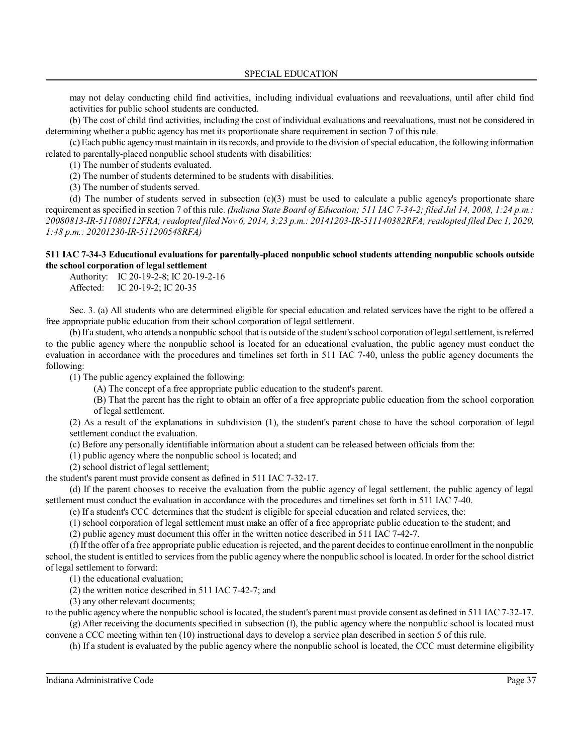may not delay conducting child find activities, including individual evaluations and reevaluations, until after child find activities for public school students are conducted.

(b) The cost of child find activities, including the cost of individual evaluations and reevaluations, must not be considered in determining whether a public agency has met its proportionate share requirement in section 7 of this rule.

(c) Each public agency must maintain in its records, and provide to the division of special education, the following information related to parentally-placed nonpublic school students with disabilities:

(1) The number of students evaluated.

(2) The number of students determined to be students with disabilities.

(3) The number of students served.

(d) The number of students served in subsection (c)(3) must be used to calculate a public agency's proportionate share requirement as specified in section 7 of this rule. *(Indiana State Board of Education; 511 IAC 7-34-2; filed Jul 14, 2008, 1:24 p.m.: 20080813-IR-511080112FRA; readopted filed Nov 6, 2014, 3:23 p.m.: 20141203-IR-511140382RFA; readopted filed Dec 1, 2020, 1:48 p.m.: 20201230-IR-511200548RFA)*

**511 IAC 7-34-3 Educational evaluations for parentally-placed nonpublic school students attending nonpublic schools outside the school corporation of legal settlement**

Authority: IC 20-19-2-8; IC 20-19-2-16
Affected: IC 20-19-2; IC 20-35

Sec. 3. (a) All students who are determined eligible for special education and related services have the right to be offered a free appropriate public education from their school corporation of legal settlement.

(b) If a student, who attends a nonpublic school that is outside of the student's school corporation of legal settlement, is referred to the public agency where the nonpublic school is located for an educational evaluation, the public agency must conduct the evaluation in accordance with the procedures and timelines set forth in 511 IAC 7-40, unless the public agency documents the following:

(1) The public agency explained the following:

(A) The concept of a free appropriate public education to the student's parent.

(B) That the parent has the right to obtain an offer of a free appropriate public education from the school corporation of legal settlement.

(2) As a result of the explanations in subdivision (1), the student's parent chose to have the school corporation of legal settlement conduct the evaluation.

(c) Before any personally identifiable information about a student can be released between officials from the:

(1) public agency where the nonpublic school is located; and

(2) school district of legal settlement;

the student's parent must provide consent as defined in 511 IAC 7-32-17.

(d) If the parent chooses to receive the evaluation from the public agency of legal settlement, the public agency of legal settlement must conduct the evaluation in accordance with the procedures and timelines set forth in 511 IAC 7-40.

(e) If a student's CCC determines that the student is eligible for special education and related services, the:

(1) school corporation of legal settlement must make an offer of a free appropriate public education to the student; and

(2) public agency must document this offer in the written notice described in 511 IAC 7-42-7.

(f) If the offer of a free appropriate public education is rejected, and the parent decides to continue enrollment in the nonpublic school, the student is entitled to services from the public agency where the nonpublic school is located. In order for the school district of legal settlement to forward:

(1) the educational evaluation;

(2) the written notice described in 511 IAC 7-42-7; and

(3) any other relevant documents;

to the public agency where the nonpublic school is located, the student's parent must provide consent as defined in 511 IAC 7-32-17.

(g) After receiving the documents specified in subsection (f), the public agency where the nonpublic school is located must convene a CCC meeting within ten (10) instructional days to develop a service plan described in section 5 of this rule.

(h) If a student is evaluated by the public agency where the nonpublic school is located, the CCC must determine eligibility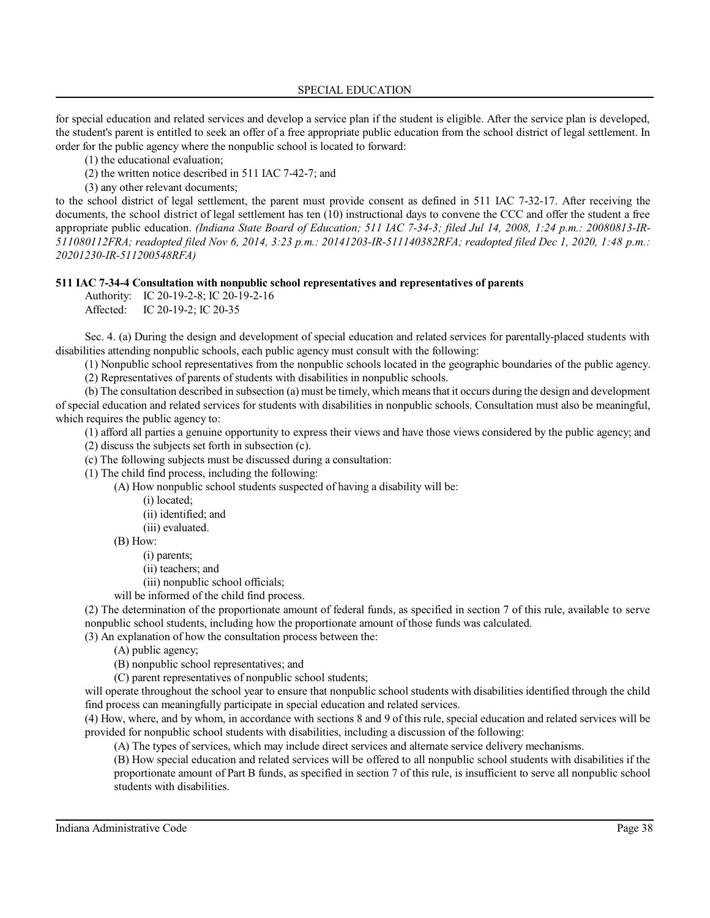for special education and related services and develop a service plan if the student is eligible. After the service plan is developed, the student's parent is entitled to seek an offer of a free appropriate public education from the school district of legal settlement. In order for the public agency where the nonpublic school is located to forward:

(1) the educational evaluation;
(2) the written notice described in 511 IAC 7-42-7; and
(3) any other relevant documents;

to the school district of legal settlement, the parent must provide consent as defined in 511 IAC 7-32-17. After receiving the documents, the school district of legal settlement has ten (10) instructional days to convene the CCC and offer the student a free appropriate public education. *(Indiana State Board of Education; 511 IAC 7-34-3; filed Jul 14, 2008, 1:24 p.m.: 20080813-IR-511080112FRA; readopted filed Nov 6, 2014, 3:23 p.m.: 20141203-IR-511140382RFA; readopted filed Dec 1, 2020, 1:48 p.m.: 20201230-IR-511200548RFA)*

**511 IAC 7-34-4 Consultation with nonpublic school representatives and representatives of parents**

Authority: IC 20-19-2-8; IC 20-19-2-16
Affected: IC 20-19-2; IC 20-35

Sec. 4. (a) During the design and development of special education and related services for parentally-placed students with disabilities attending nonpublic schools, each public agency must consult with the following:

(1) Nonpublic school representatives from the nonpublic schools located in the geographic boundaries of the public agency.
(2) Representatives of parents of students with disabilities in nonpublic schools.

(b) The consultation described in subsection (a) must be timely, which means that it occurs during the design and development of special education and related services for students with disabilities in nonpublic schools. Consultation must also be meaningful, which requires the public agency to:

(1) afford all parties a genuine opportunity to express their views and have those views considered by the public agency; and
(2) discuss the subjects set forth in subsection (c).

(c) The following subjects must be discussed during a consultation:

(1) The child find process, including the following:
  (A) How nonpublic school students suspected of having a disability will be:
    (i) located;
    (ii) identified; and
    (iii) evaluated.
  (B) How:
    (i) parents;
    (ii) teachers; and
    (iii) nonpublic school officials;
  will be informed of the child find process.
(2) The determination of the proportionate amount of federal funds, as specified in section 7 of this rule, available to serve nonpublic school students, including how the proportionate amount of those funds was calculated.
(3) An explanation of how the consultation process between the:
  (A) public agency;
  (B) nonpublic school representatives; and
  (C) parent representatives of nonpublic school students;
will operate throughout the school year to ensure that nonpublic school students with disabilities identified through the child find process can meaningfully participate in special education and related services.
(4) How, where, and by whom, in accordance with sections 8 and 9 of this rule, special education and related services will be provided for nonpublic school students with disabilities, including a discussion of the following:
  (A) The types of services, which may include direct services and alternate service delivery mechanisms.
  (B) How special education and related services will be offered to all nonpublic school students with disabilities if the proportionate amount of Part B funds, as specified in section 7 of this rule, is insufficient to serve all nonpublic school students with disabilities.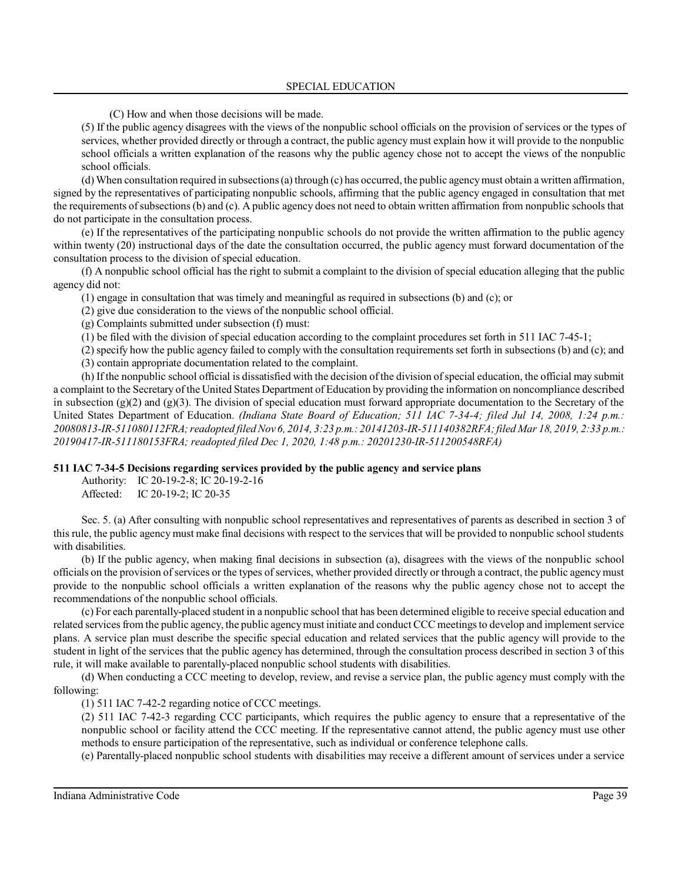(C) How and when those decisions will be made.

(5) If the public agency disagrees with the views of the nonpublic school officials on the provision of services or the types of services, whether provided directly or through a contract, the public agency must explain how it will provide to the nonpublic school officials a written explanation of the reasons why the public agency chose not to accept the views of the nonpublic school officials.

(d) When consultation required in subsections (a) through (c) has occurred, the public agency must obtain a written affirmation, signed by the representatives of participating nonpublic schools, affirming that the public agency engaged in consultation that met the requirements of subsections (b) and (c). A public agency does not need to obtain written affirmation from nonpublic schools that do not participate in the consultation process.

(e) If the representatives of the participating nonpublic schools do not provide the written affirmation to the public agency within twenty (20) instructional days of the date the consultation occurred, the public agency must forward documentation of the consultation process to the division of special education.

(f) A nonpublic school official has the right to submit a complaint to the division of special education alleging that the public agency did not:

(1) engage in consultation that was timely and meaningful as required in subsections (b) and (c); or

(2) give due consideration to the views of the nonpublic school official.

(g) Complaints submitted under subsection (f) must:

(1) be filed with the division of special education according to the complaint procedures set forth in 511 IAC 7-45-1;

(2) specify how the public agency failed to comply with the consultation requirements set forth in subsections (b) and (c); and

(3) contain appropriate documentation related to the complaint.

(h) If the nonpublic school official is dissatisfied with the decision of the division of special education, the official may submit a complaint to the Secretary of the United States Department of Education by providing the information on noncompliance described in subsection (g)(2) and (g)(3). The division of special education must forward appropriate documentation to the Secretary of the United States Department of Education. *(Indiana State Board of Education; 511 IAC 7-34-4; filed Jul 14, 2008, 1:24 p.m.: 20080813-IR-511080112FRA; readopted filed Nov 6, 2014, 3:23 p.m.: 20141203-IR-511140382RFA; filed Mar 18, 2019, 2:33 p.m.: 20190417-IR-511180153FRA; readopted filed Dec 1, 2020, 1:48 p.m.: 20201230-IR-511200548RFA)*

**511 IAC 7-34-5 Decisions regarding services provided by the public agency and service plans**

Authority: IC 20-19-2-8; IC 20-19-2-16
Affected: IC 20-19-2; IC 20-35

Sec. 5. (a) After consulting with nonpublic school representatives and representatives of parents as described in section 3 of this rule, the public agency must make final decisions with respect to the services that will be provided to nonpublic school students with disabilities.

(b) If the public agency, when making final decisions in subsection (a), disagrees with the views of the nonpublic school officials on the provision of services or the types of services, whether provided directly or through a contract, the public agency must provide to the nonpublic school officials a written explanation of the reasons why the public agency chose not to accept the recommendations of the nonpublic school officials.

(c) For each parentally-placed student in a nonpublic school that has been determined eligible to receive special education and related services from the public agency, the public agency must initiate and conduct CCC meetings to develop and implement service plans. A service plan must describe the specific special education and related services that the public agency will provide to the student in light of the services that the public agency has determined, through the consultation process described in section 3 of this rule, it will make available to parentally-placed nonpublic school students with disabilities.

(d) When conducting a CCC meeting to develop, review, and revise a service plan, the public agency must comply with the following:

(1) 511 IAC 7-42-2 regarding notice of CCC meetings.

(2) 511 IAC 7-42-3 regarding CCC participants, which requires the public agency to ensure that a representative of the nonpublic school or facility attend the CCC meeting. If the representative cannot attend, the public agency must use other methods to ensure participation of the representative, such as individual or conference telephone calls.

(e) Parentally-placed nonpublic school students with disabilities may receive a different amount of services under a service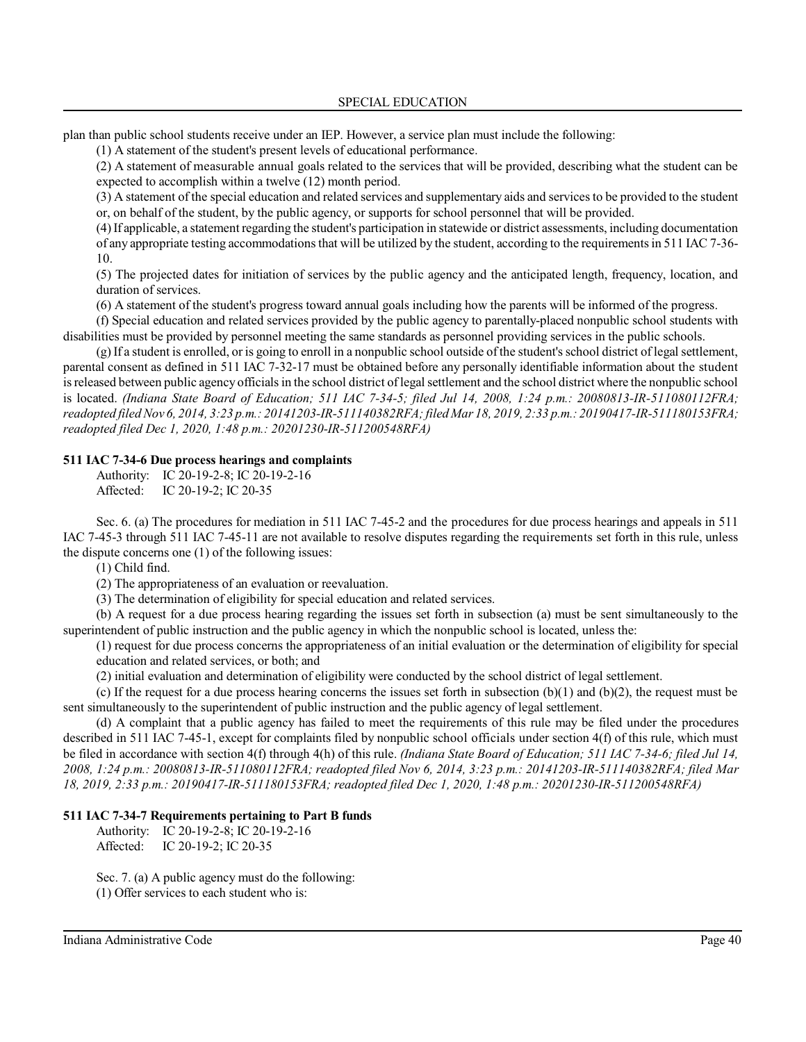plan than public school students receive under an IEP. However, a service plan must include the following:

(1) A statement of the student's present levels of educational performance.

(2) A statement of measurable annual goals related to the services that will be provided, describing what the student can be expected to accomplish within a twelve (12) month period.

(3) A statement of the special education and related services and supplementary aids and services to be provided to the student or, on behalf of the student, by the public agency, or supports for school personnel that will be provided.

(4) If applicable, a statement regarding the student's participation in statewide or district assessments, including documentation of any appropriate testing accommodations that will be utilized by the student, according to the requirements in 511 IAC 7-36-10.

(5) The projected dates for initiation of services by the public agency and the anticipated length, frequency, location, and duration of services.

(6) A statement of the student's progress toward annual goals including how the parents will be informed of the progress.

(f) Special education and related services provided by the public agency to parentally-placed nonpublic school students with disabilities must be provided by personnel meeting the same standards as personnel providing services in the public schools.

(g) If a student is enrolled, or is going to enroll in a nonpublic school outside of the student's school district of legal settlement, parental consent as defined in 511 IAC 7-32-17 must be obtained before any personally identifiable information about the student is released between public agency officials in the school district of legal settlement and the school district where the nonpublic school is located. *(Indiana State Board of Education; 511 IAC 7-34-5; filed Jul 14, 2008, 1:24 p.m.: 20080813-IR-511080112FRA; readopted filed Nov 6, 2014, 3:23 p.m.: 20141203-IR-511140382RFA; filed Mar 18, 2019, 2:33 p.m.: 20190417-IR-511180153FRA; readopted filed Dec 1, 2020, 1:48 p.m.: 20201230-IR-511200548RFA)*

**511 IAC 7-34-6 Due process hearings and complaints**

Authority: IC 20-19-2-8; IC 20-19-2-16
Affected: IC 20-19-2; IC 20-35

Sec. 6. (a) The procedures for mediation in 511 IAC 7-45-2 and the procedures for due process hearings and appeals in 511 IAC 7-45-3 through 511 IAC 7-45-11 are not available to resolve disputes regarding the requirements set forth in this rule, unless the dispute concerns one (1) of the following issues:

(1) Child find.

(2) The appropriateness of an evaluation or reevaluation.

(3) The determination of eligibility for special education and related services.

(b) A request for a due process hearing regarding the issues set forth in subsection (a) must be sent simultaneously to the superintendent of public instruction and the public agency in which the nonpublic school is located, unless the:

(1) request for due process concerns the appropriateness of an initial evaluation or the determination of eligibility for special education and related services, or both; and

(2) initial evaluation and determination of eligibility were conducted by the school district of legal settlement.

(c) If the request for a due process hearing concerns the issues set forth in subsection (b)(1) and (b)(2), the request must be sent simultaneously to the superintendent of public instruction and the public agency of legal settlement.

(d) A complaint that a public agency has failed to meet the requirements of this rule may be filed under the procedures described in 511 IAC 7-45-1, except for complaints filed by nonpublic school officials under section 4(f) of this rule, which must be filed in accordance with section 4(f) through 4(h) of this rule. *(Indiana State Board of Education; 511 IAC 7-34-6; filed Jul 14, 2008, 1:24 p.m.: 20080813-IR-511080112FRA; readopted filed Nov 6, 2014, 3:23 p.m.: 20141203-IR-511140382RFA; filed Mar 18, 2019, 2:33 p.m.: 20190417-IR-511180153FRA; readopted filed Dec 1, 2020, 1:48 p.m.: 20201230-IR-511200548RFA)*

**511 IAC 7-34-7 Requirements pertaining to Part B funds**

Authority: IC 20-19-2-8; IC 20-19-2-16
Affected: IC 20-19-2; IC 20-35

Sec. 7. (a) A public agency must do the following:

(1) Offer services to each student who is: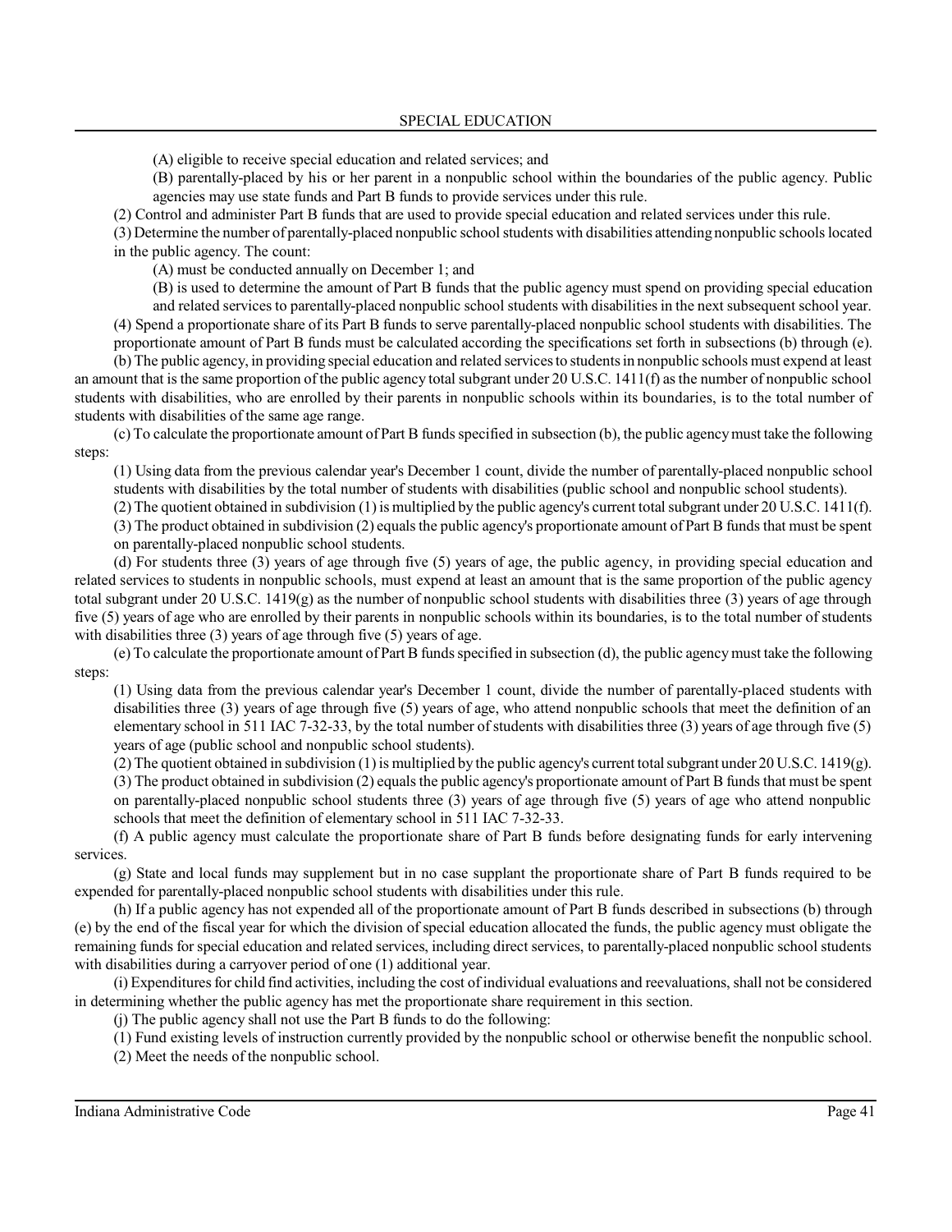(A) eligible to receive special education and related services; and

(B) parentally-placed by his or her parent in a nonpublic school within the boundaries of the public agency. Public agencies may use state funds and Part B funds to provide services under this rule.

(2) Control and administer Part B funds that are used to provide special education and related services under this rule.

(3) Determine the number of parentally-placed nonpublic school students with disabilities attending nonpublic schools located in the public agency. The count:

(A) must be conducted annually on December 1; and

(B) is used to determine the amount of Part B funds that the public agency must spend on providing special education and related services to parentally-placed nonpublic school students with disabilities in the next subsequent school year.

(4) Spend a proportionate share of its Part B funds to serve parentally-placed nonpublic school students with disabilities. The proportionate amount of Part B funds must be calculated according the specifications set forth in subsections (b) through (e).

(b) The public agency, in providing special education and related services to students in nonpublic schools must expend at least an amount that is the same proportion of the public agency total subgrant under 20 U.S.C. 1411(f) as the number of nonpublic school students with disabilities, who are enrolled by their parents in nonpublic schools within its boundaries, is to the total number of students with disabilities of the same age range.

(c) To calculate the proportionate amount of Part B funds specified in subsection (b), the public agency must take the following steps:

(1) Using data from the previous calendar year's December 1 count, divide the number of parentally-placed nonpublic school students with disabilities by the total number of students with disabilities (public school and nonpublic school students).

(2) The quotient obtained in subdivision (1) is multiplied by the public agency's current total subgrant under 20 U.S.C. 1411(f).

(3) The product obtained in subdivision (2) equals the public agency's proportionate amount of Part B funds that must be spent on parentally-placed nonpublic school students.

(d) For students three (3) years of age through five (5) years of age, the public agency, in providing special education and related services to students in nonpublic schools, must expend at least an amount that is the same proportion of the public agency total subgrant under 20 U.S.C. 1419(g) as the number of nonpublic school students with disabilities three (3) years of age through five (5) years of age who are enrolled by their parents in nonpublic schools within its boundaries, is to the total number of students with disabilities three (3) years of age through five (5) years of age.

(e) To calculate the proportionate amount of Part B funds specified in subsection (d), the public agency must take the following steps:

(1) Using data from the previous calendar year's December 1 count, divide the number of parentally-placed students with disabilities three (3) years of age through five (5) years of age, who attend nonpublic schools that meet the definition of an elementary school in 511 IAC 7-32-33, by the total number of students with disabilities three (3) years of age through five (5) years of age (public school and nonpublic school students).

(2) The quotient obtained in subdivision (1) is multiplied by the public agency's current total subgrant under 20 U.S.C. 1419(g).

(3) The product obtained in subdivision (2) equals the public agency's proportionate amount of Part B funds that must be spent on parentally-placed nonpublic school students three (3) years of age through five (5) years of age who attend nonpublic schools that meet the definition of elementary school in 511 IAC 7-32-33.

(f) A public agency must calculate the proportionate share of Part B funds before designating funds for early intervening services.

(g) State and local funds may supplement but in no case supplant the proportionate share of Part B funds required to be expended for parentally-placed nonpublic school students with disabilities under this rule.

(h) If a public agency has not expended all of the proportionate amount of Part B funds described in subsections (b) through (e) by the end of the fiscal year for which the division of special education allocated the funds, the public agency must obligate the remaining funds for special education and related services, including direct services, to parentally-placed nonpublic school students with disabilities during a carryover period of one (1) additional year.

(i) Expenditures for child find activities, including the cost of individual evaluations and reevaluations, shall not be considered in determining whether the public agency has met the proportionate share requirement in this section.

(j) The public agency shall not use the Part B funds to do the following:

(1) Fund existing levels of instruction currently provided by the nonpublic school or otherwise benefit the nonpublic school.

(2) Meet the needs of the nonpublic school.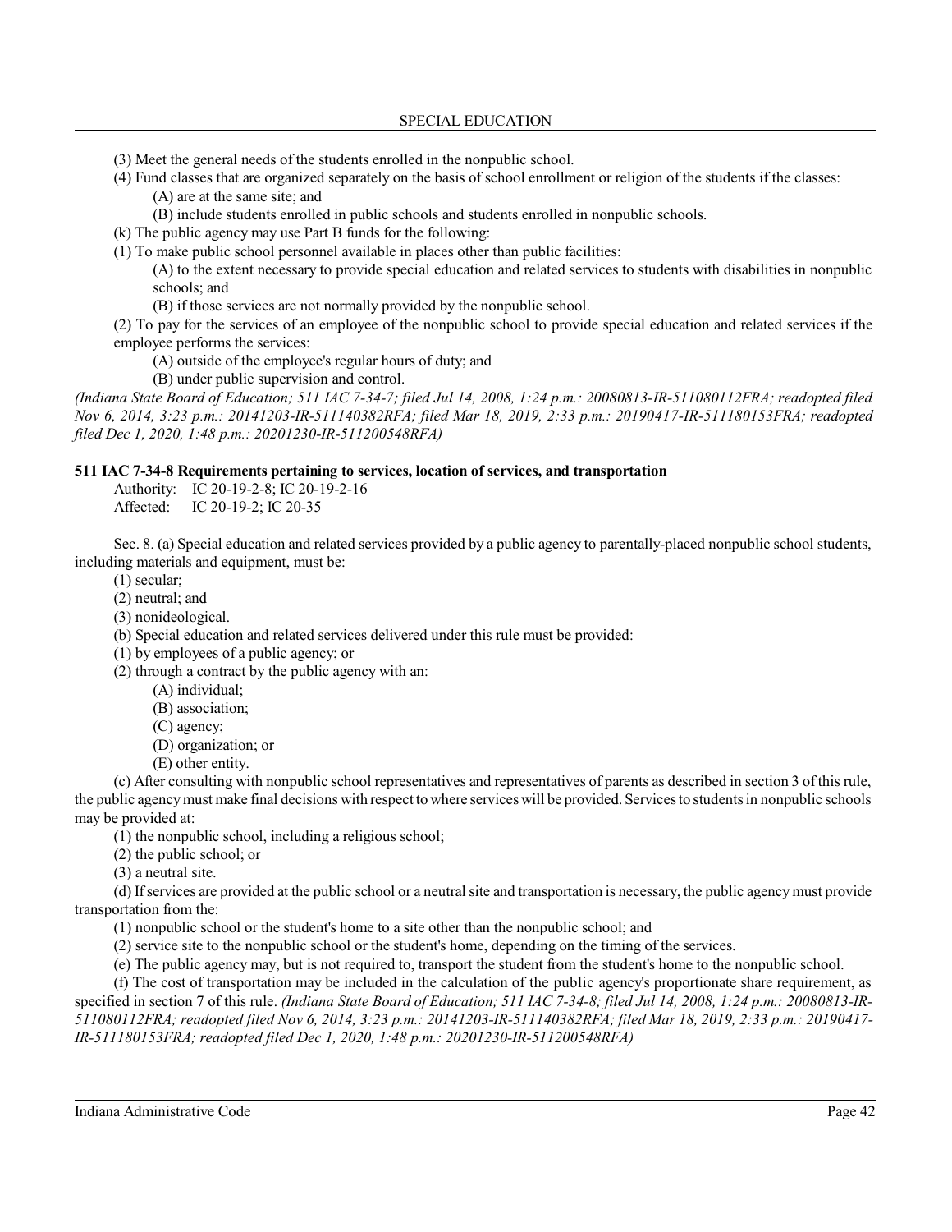(3) Meet the general needs of the students enrolled in the nonpublic school.

(4) Fund classes that are organized separately on the basis of school enrollment or religion of the students if the classes:

(A) are at the same site; and

(B) include students enrolled in public schools and students enrolled in nonpublic schools.

(k) The public agency may use Part B funds for the following:

(1) To make public school personnel available in places other than public facilities:

(A) to the extent necessary to provide special education and related services to students with disabilities in nonpublic schools; and

(B) if those services are not normally provided by the nonpublic school.

(2) To pay for the services of an employee of the nonpublic school to provide special education and related services if the employee performs the services:

(A) outside of the employee's regular hours of duty; and

(B) under public supervision and control.

*(Indiana State Board of Education; 511 IAC 7-34-7; filed Jul 14, 2008, 1:24 p.m.: 20080813-IR-511080112FRA; readopted filed Nov 6, 2014, 3:23 p.m.: 20141203-IR-511140382RFA; filed Mar 18, 2019, 2:33 p.m.: 20190417-IR-511180153FRA; readopted filed Dec 1, 2020, 1:48 p.m.: 20201230-IR-511200548RFA)*

**511 IAC 7-34-8 Requirements pertaining to services, location of services, and transportation**

Authority: IC 20-19-2-8; IC 20-19-2-16

Affected: IC 20-19-2; IC 20-35

Sec. 8. (a) Special education and related services provided by a public agency to parentally-placed nonpublic school students, including materials and equipment, must be:

(1) secular;

(2) neutral; and

(3) nonideological.

(b) Special education and related services delivered under this rule must be provided:

(1) by employees of a public agency; or

(2) through a contract by the public agency with an:

(A) individual;

(B) association;

(C) agency;

(D) organization; or

(E) other entity.

(c) After consulting with nonpublic school representatives and representatives of parents as described in section 3 of this rule, the public agency must make final decisions with respect to where services will be provided. Services to students in nonpublic schools may be provided at:

(1) the nonpublic school, including a religious school;

(2) the public school; or

(3) a neutral site.

(d) If services are provided at the public school or a neutral site and transportation is necessary, the public agency must provide transportation from the:

(1) nonpublic school or the student's home to a site other than the nonpublic school; and

(2) service site to the nonpublic school or the student's home, depending on the timing of the services.

(e) The public agency may, but is not required to, transport the student from the student's home to the nonpublic school.

(f) The cost of transportation may be included in the calculation of the public agency's proportionate share requirement, as specified in section 7 of this rule. *(Indiana State Board of Education; 511 IAC 7-34-8; filed Jul 14, 2008, 1:24 p.m.: 20080813-IR-511080112FRA; readopted filed Nov 6, 2014, 3:23 p.m.: 20141203-IR-511140382RFA; filed Mar 18, 2019, 2:33 p.m.: 20190417-IR-511180153FRA; readopted filed Dec 1, 2020, 1:48 p.m.: 20201230-IR-511200548RFA)*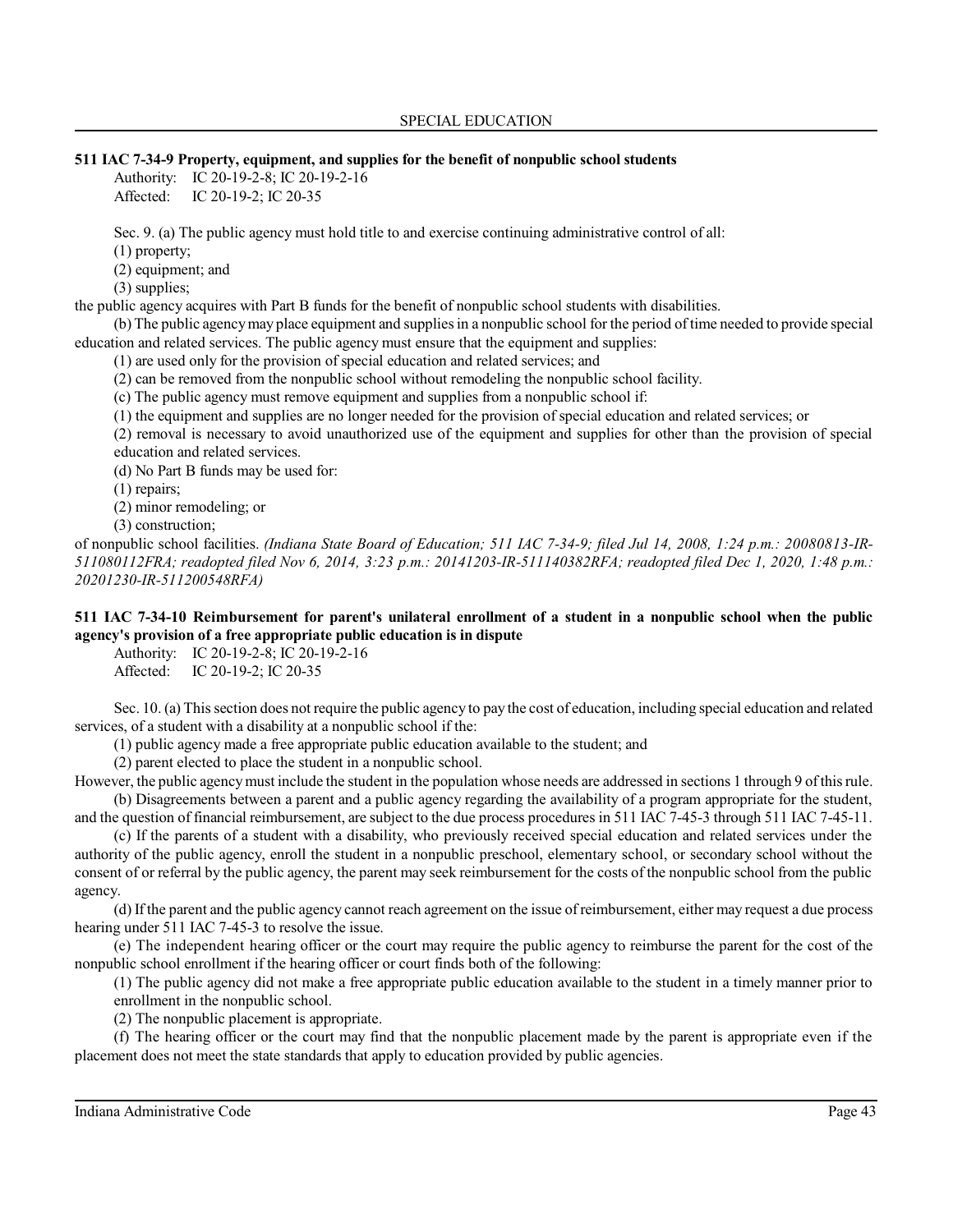**511 IAC 7-34-9 Property, equipment, and supplies for the benefit of nonpublic school students**

Authority: IC 20-19-2-8; IC 20-19-2-16
Affected: IC 20-19-2; IC 20-35

Sec. 9. (a) The public agency must hold title to and exercise continuing administrative control of all:

(1) property;

(2) equipment; and

(3) supplies;

the public agency acquires with Part B funds for the benefit of nonpublic school students with disabilities.

(b) The public agency may place equipment and supplies in a nonpublic school for the period of time needed to provide special education and related services. The public agency must ensure that the equipment and supplies:

(1) are used only for the provision of special education and related services; and

(2) can be removed from the nonpublic school without remodeling the nonpublic school facility.

(c) The public agency must remove equipment and supplies from a nonpublic school if:

(1) the equipment and supplies are no longer needed for the provision of special education and related services; or

(2) removal is necessary to avoid unauthorized use of the equipment and supplies for other than the provision of special education and related services.

(d) No Part B funds may be used for:

(1) repairs;

(2) minor remodeling; or

(3) construction;

of nonpublic school facilities. *(Indiana State Board of Education; 511 IAC 7-34-9; filed Jul 14, 2008, 1:24 p.m.: 20080813-IR-511080112FRA; readopted filed Nov 6, 2014, 3:23 p.m.: 20141203-IR-511140382RFA; readopted filed Dec 1, 2020, 1:48 p.m.: 20201230-IR-511200548RFA)*

**511 IAC 7-34-10 Reimbursement for parent's unilateral enrollment of a student in a nonpublic school when the public agency's provision of a free appropriate public education is in dispute**

Authority: IC 20-19-2-8; IC 20-19-2-16
Affected: IC 20-19-2; IC 20-35

Sec. 10. (a) This section does not require the public agency to pay the cost of education, including special education and related services, of a student with a disability at a nonpublic school if the:

(1) public agency made a free appropriate public education available to the student; and

(2) parent elected to place the student in a nonpublic school.

However, the public agency must include the student in the population whose needs are addressed in sections 1 through 9 of this rule.

(b) Disagreements between a parent and a public agency regarding the availability of a program appropriate for the student, and the question of financial reimbursement, are subject to the due process procedures in 511 IAC 7-45-3 through 511 IAC 7-45-11.

(c) If the parents of a student with a disability, who previously received special education and related services under the authority of the public agency, enroll the student in a nonpublic preschool, elementary school, or secondary school without the consent of or referral by the public agency, the parent may seek reimbursement for the costs of the nonpublic school from the public agency.

(d) If the parent and the public agency cannot reach agreement on the issue of reimbursement, either may request a due process hearing under 511 IAC 7-45-3 to resolve the issue.

(e) The independent hearing officer or the court may require the public agency to reimburse the parent for the cost of the nonpublic school enrollment if the hearing officer or court finds both of the following:

(1) The public agency did not make a free appropriate public education available to the student in a timely manner prior to enrollment in the nonpublic school.

(2) The nonpublic placement is appropriate.

(f) The hearing officer or the court may find that the nonpublic placement made by the parent is appropriate even if the placement does not meet the state standards that apply to education provided by public agencies.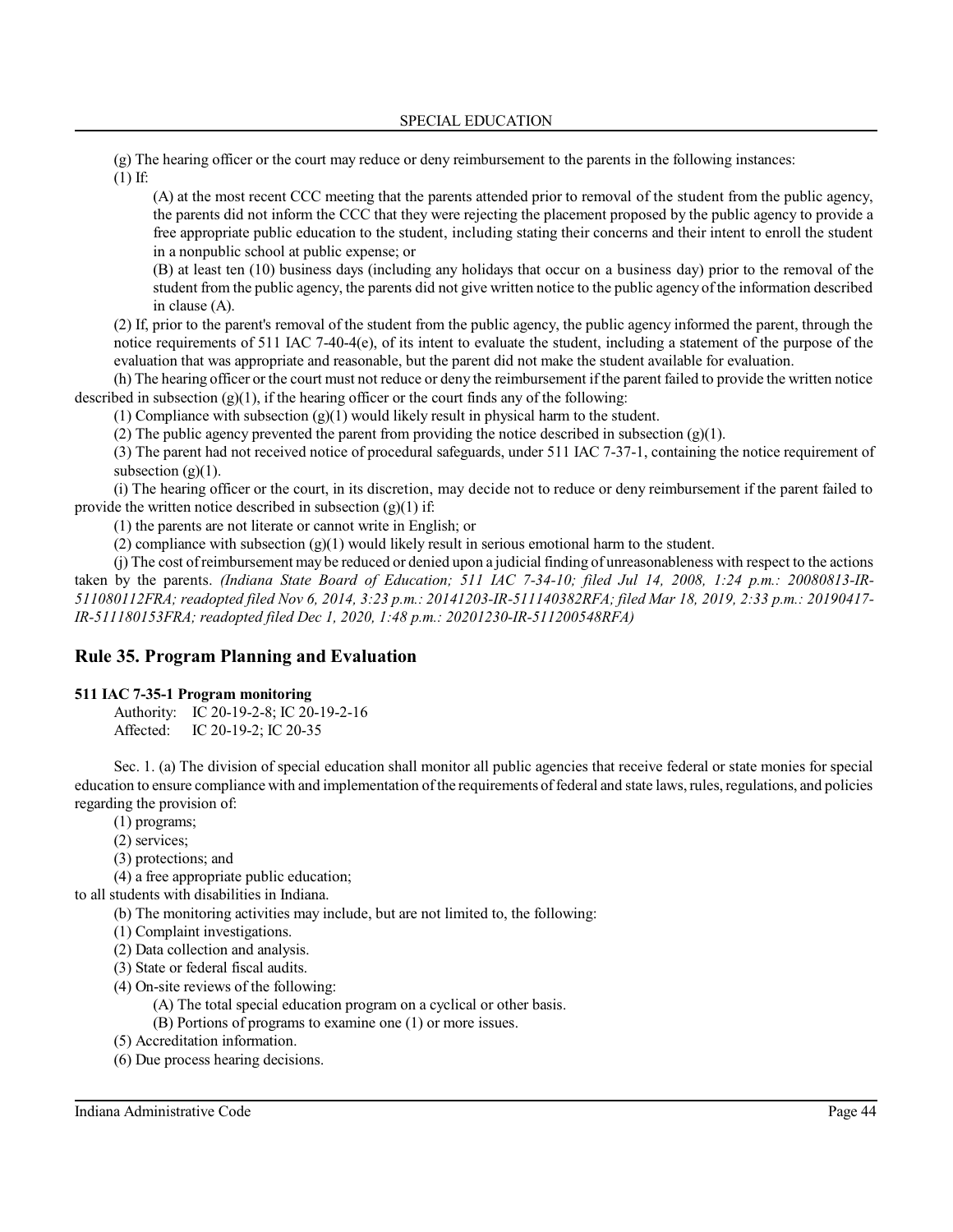(g) The hearing officer or the court may reduce or deny reimbursement to the parents in the following instances:

(1) If:

(A) at the most recent CCC meeting that the parents attended prior to removal of the student from the public agency, the parents did not inform the CCC that they were rejecting the placement proposed by the public agency to provide a free appropriate public education to the student, including stating their concerns and their intent to enroll the student in a nonpublic school at public expense; or

(B) at least ten (10) business days (including any holidays that occur on a business day) prior to the removal of the student from the public agency, the parents did not give written notice to the public agency of the information described in clause (A).

(2) If, prior to the parent's removal of the student from the public agency, the public agency informed the parent, through the notice requirements of 511 IAC 7-40-4(e), of its intent to evaluate the student, including a statement of the purpose of the evaluation that was appropriate and reasonable, but the parent did not make the student available for evaluation.

(h) The hearing officer or the court must not reduce or deny the reimbursement if the parent failed to provide the written notice described in subsection (g)(1), if the hearing officer or the court finds any of the following:

(1) Compliance with subsection (g)(1) would likely result in physical harm to the student.

(2) The public agency prevented the parent from providing the notice described in subsection (g)(1).

(3) The parent had not received notice of procedural safeguards, under 511 IAC 7-37-1, containing the notice requirement of subsection (g)(1).

(i) The hearing officer or the court, in its discretion, may decide not to reduce or deny reimbursement if the parent failed to provide the written notice described in subsection (g)(1) if:

(1) the parents are not literate or cannot write in English; or

(2) compliance with subsection (g)(1) would likely result in serious emotional harm to the student.

(j) The cost of reimbursement may be reduced or denied upon a judicial finding of unreasonableness with respect to the actions taken by the parents. *(Indiana State Board of Education; 511 IAC 7-34-10; filed Jul 14, 2008, 1:24 p.m.: 20080813-IR-511080112FRA; readopted filed Nov 6, 2014, 3:23 p.m.: 20141203-IR-511140382RFA; filed Mar 18, 2019, 2:33 p.m.: 20190417-IR-511180153FRA; readopted filed Dec 1, 2020, 1:48 p.m.: 20201230-IR-511200548RFA)*

## Rule 35. Program Planning and Evaluation

**511 IAC 7-35-1 Program monitoring**

Authority: IC 20-19-2-8; IC 20-19-2-16
Affected: IC 20-19-2; IC 20-35

Sec. 1. (a) The division of special education shall monitor all public agencies that receive federal or state monies for special education to ensure compliance with and implementation of the requirements of federal and state laws, rules, regulations, and policies regarding the provision of:

(1) programs;

(2) services;

(3) protections; and

(4) a free appropriate public education;

to all students with disabilities in Indiana.

(b) The monitoring activities may include, but are not limited to, the following:

(1) Complaint investigations.

(2) Data collection and analysis.

(3) State or federal fiscal audits.

(4) On-site reviews of the following:

(A) The total special education program on a cyclical or other basis.

(B) Portions of programs to examine one (1) or more issues.

(5) Accreditation information.

(6) Due process hearing decisions.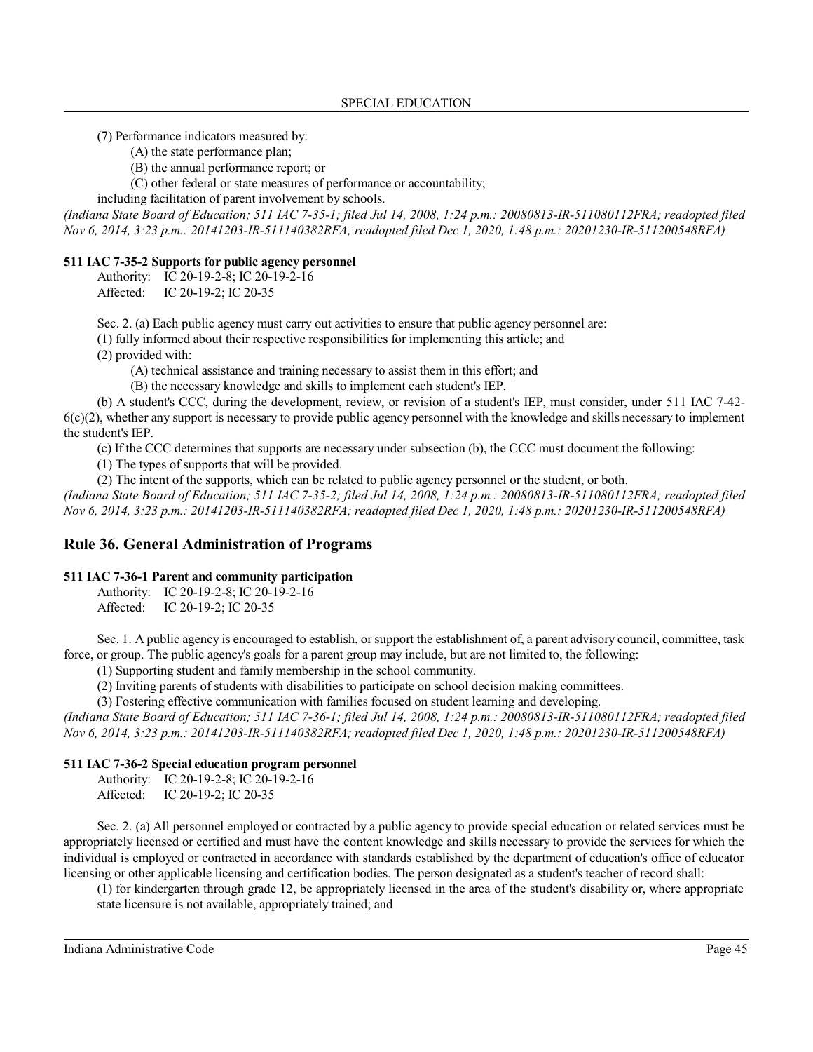(7) Performance indicators measured by:

(A) the state performance plan;

(B) the annual performance report; or

(C) other federal or state measures of performance or accountability;

including facilitation of parent involvement by schools.

*(Indiana State Board of Education; 511 IAC 7-35-1; filed Jul 14, 2008, 1:24 p.m.: 20080813-IR-511080112FRA; readopted filed Nov 6, 2014, 3:23 p.m.: 20141203-IR-511140382RFA; readopted filed Dec 1, 2020, 1:48 p.m.: 20201230-IR-511200548RFA)*

**511 IAC 7-35-2 Supports for public agency personnel**

Authority: IC 20-19-2-8; IC 20-19-2-16
Affected: IC 20-19-2; IC 20-35

Sec. 2. (a) Each public agency must carry out activities to ensure that public agency personnel are:

(1) fully informed about their respective responsibilities for implementing this article; and

(2) provided with:

(A) technical assistance and training necessary to assist them in this effort; and

(B) the necessary knowledge and skills to implement each student's IEP.

(b) A student's CCC, during the development, review, or revision of a student's IEP, must consider, under 511 IAC 7-42-6(c)(2), whether any support is necessary to provide public agency personnel with the knowledge and skills necessary to implement the student's IEP.

(c) If the CCC determines that supports are necessary under subsection (b), the CCC must document the following:

(1) The types of supports that will be provided.

(2) The intent of the supports, which can be related to public agency personnel or the student, or both.

*(Indiana State Board of Education; 511 IAC 7-35-2; filed Jul 14, 2008, 1:24 p.m.: 20080813-IR-511080112FRA; readopted filed Nov 6, 2014, 3:23 p.m.: 20141203-IR-511140382RFA; readopted filed Dec 1, 2020, 1:48 p.m.: 20201230-IR-511200548RFA)*

## Rule 36. General Administration of Programs

**511 IAC 7-36-1 Parent and community participation**

Authority: IC 20-19-2-8; IC 20-19-2-16
Affected: IC 20-19-2; IC 20-35

Sec. 1. A public agency is encouraged to establish, or support the establishment of, a parent advisory council, committee, task force, or group. The public agency's goals for a parent group may include, but are not limited to, the following:

(1) Supporting student and family membership in the school community.

(2) Inviting parents of students with disabilities to participate on school decision making committees.

(3) Fostering effective communication with families focused on student learning and developing.

*(Indiana State Board of Education; 511 IAC 7-36-1; filed Jul 14, 2008, 1:24 p.m.: 20080813-IR-511080112FRA; readopted filed Nov 6, 2014, 3:23 p.m.: 20141203-IR-511140382RFA; readopted filed Dec 1, 2020, 1:48 p.m.: 20201230-IR-511200548RFA)*

**511 IAC 7-36-2 Special education program personnel**

Authority: IC 20-19-2-8; IC 20-19-2-16
Affected: IC 20-19-2; IC 20-35

Sec. 2. (a) All personnel employed or contracted by a public agency to provide special education or related services must be appropriately licensed or certified and must have the content knowledge and skills necessary to provide the services for which the individual is employed or contracted in accordance with standards established by the department of education's office of educator licensing or other applicable licensing and certification bodies. The person designated as a student's teacher of record shall:

(1) for kindergarten through grade 12, be appropriately licensed in the area of the student's disability or, where appropriate state licensure is not available, appropriately trained; and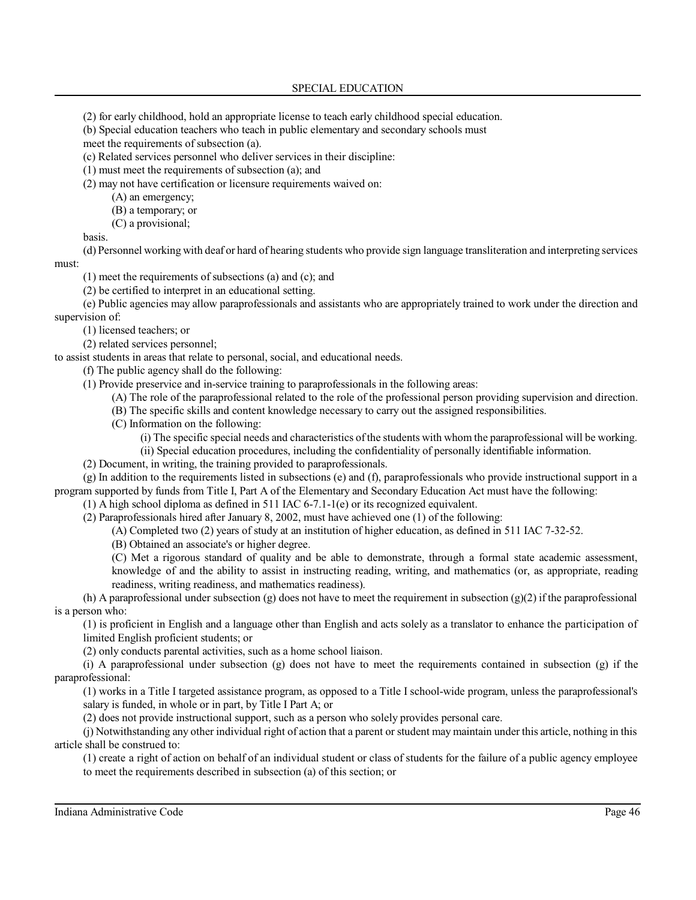(2) for early childhood, hold an appropriate license to teach early childhood special education.

(b) Special education teachers who teach in public elementary and secondary schools must meet the requirements of subsection (a).

(c) Related services personnel who deliver services in their discipline:

(1) must meet the requirements of subsection (a); and

(2) may not have certification or licensure requirements waived on:

(A) an emergency;

(B) a temporary; or

(C) a provisional;

basis.

(d) Personnel working with deaf or hard of hearing students who provide sign language transliteration and interpreting services must:

(1) meet the requirements of subsections (a) and (c); and

(2) be certified to interpret in an educational setting.

(e) Public agencies may allow paraprofessionals and assistants who are appropriately trained to work under the direction and supervision of:

(1) licensed teachers; or

(2) related services personnel;

to assist students in areas that relate to personal, social, and educational needs.

(f) The public agency shall do the following:

(1) Provide preservice and in-service training to paraprofessionals in the following areas:

(A) The role of the paraprofessional related to the role of the professional person providing supervision and direction.

(B) The specific skills and content knowledge necessary to carry out the assigned responsibilities.

(C) Information on the following:

(i) The specific special needs and characteristics of the students with whom the paraprofessional will be working.

(ii) Special education procedures, including the confidentiality of personally identifiable information.

(2) Document, in writing, the training provided to paraprofessionals.

(g) In addition to the requirements listed in subsections (e) and (f), paraprofessionals who provide instructional support in a program supported by funds from Title I, Part A of the Elementary and Secondary Education Act must have the following:

(1) A high school diploma as defined in 511 IAC 6-7.1-1(e) or its recognized equivalent.

(2) Paraprofessionals hired after January 8, 2002, must have achieved one (1) of the following:

(A) Completed two (2) years of study at an institution of higher education, as defined in 511 IAC 7-32-52.

(B) Obtained an associate's or higher degree.

(C) Met a rigorous standard of quality and be able to demonstrate, through a formal state academic assessment, knowledge of and the ability to assist in instructing reading, writing, and mathematics (or, as appropriate, reading readiness, writing readiness, and mathematics readiness).

(h) A paraprofessional under subsection (g) does not have to meet the requirement in subsection (g)(2) if the paraprofessional is a person who:

(1) is proficient in English and a language other than English and acts solely as a translator to enhance the participation of limited English proficient students; or

(2) only conducts parental activities, such as a home school liaison.

(i) A paraprofessional under subsection (g) does not have to meet the requirements contained in subsection (g) if the paraprofessional:

(1) works in a Title I targeted assistance program, as opposed to a Title I school-wide program, unless the paraprofessional's salary is funded, in whole or in part, by Title I Part A; or

(2) does not provide instructional support, such as a person who solely provides personal care.

(j) Notwithstanding any other individual right of action that a parent or student may maintain under this article, nothing in this article shall be construed to:

(1) create a right of action on behalf of an individual student or class of students for the failure of a public agency employee to meet the requirements described in subsection (a) of this section; or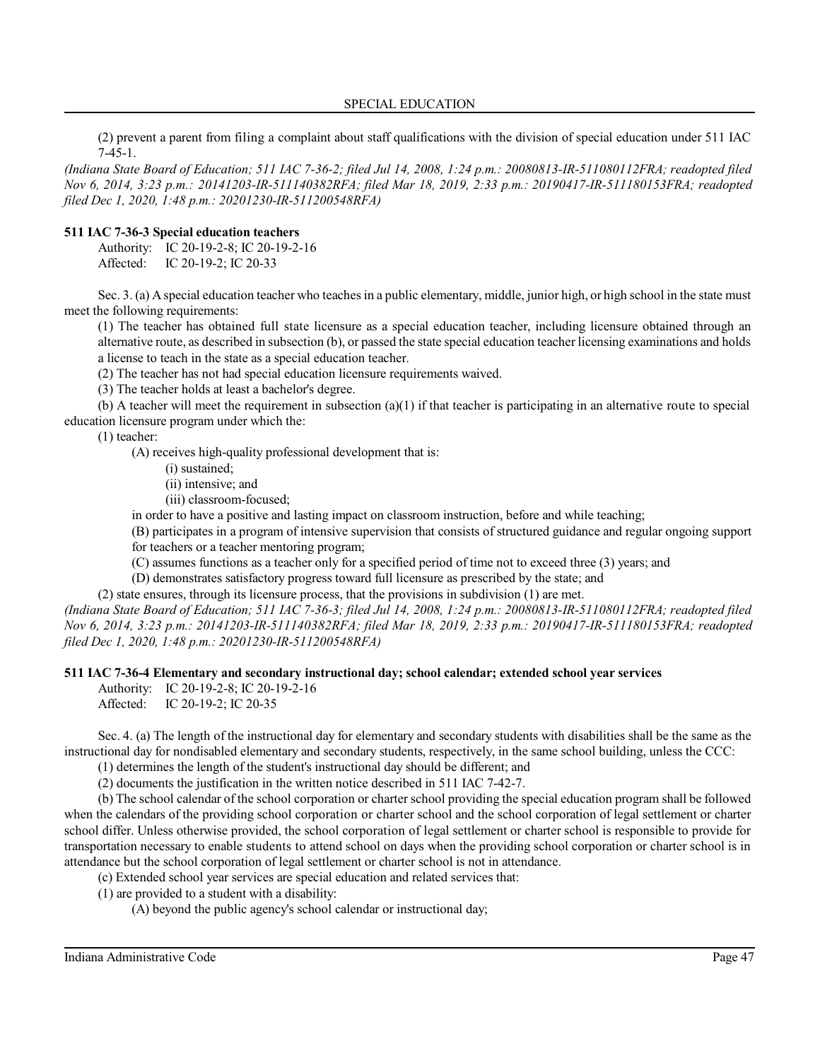(2) prevent a parent from filing a complaint about staff qualifications with the division of special education under 511 IAC 7-45-1.

*(Indiana State Board of Education; 511 IAC 7-36-2; filed Jul 14, 2008, 1:24 p.m.: 20080813-IR-511080112FRA; readopted filed Nov 6, 2014, 3:23 p.m.: 20141203-IR-511140382RFA; filed Mar 18, 2019, 2:33 p.m.: 20190417-IR-511180153FRA; readopted filed Dec 1, 2020, 1:48 p.m.: 20201230-IR-511200548RFA)*

**511 IAC 7-36-3 Special education teachers**

Authority: IC 20-19-2-8; IC 20-19-2-16
Affected: IC 20-19-2; IC 20-33

Sec. 3. (a) A special education teacher who teaches in a public elementary, middle, junior high, or high school in the state must meet the following requirements:

(1) The teacher has obtained full state licensure as a special education teacher, including licensure obtained through an alternative route, as described in subsection (b), or passed the state special education teacher licensing examinations and holds a license to teach in the state as a special education teacher.

(2) The teacher has not had special education licensure requirements waived.

(3) The teacher holds at least a bachelor's degree.

(b) A teacher will meet the requirement in subsection (a)(1) if that teacher is participating in an alternative route to special education licensure program under which the:

(1) teacher:

(A) receives high-quality professional development that is:

(i) sustained;

(ii) intensive; and

(iii) classroom-focused;

in order to have a positive and lasting impact on classroom instruction, before and while teaching;

(B) participates in a program of intensive supervision that consists of structured guidance and regular ongoing support for teachers or a teacher mentoring program;

(C) assumes functions as a teacher only for a specified period of time not to exceed three (3) years; and

(D) demonstrates satisfactory progress toward full licensure as prescribed by the state; and

(2) state ensures, through its licensure process, that the provisions in subdivision (1) are met.

*(Indiana State Board of Education; 511 IAC 7-36-3; filed Jul 14, 2008, 1:24 p.m.: 20080813-IR-511080112FRA; readopted filed Nov 6, 2014, 3:23 p.m.: 20141203-IR-511140382RFA; filed Mar 18, 2019, 2:33 p.m.: 20190417-IR-511180153FRA; readopted filed Dec 1, 2020, 1:48 p.m.: 20201230-IR-511200548RFA)*

**511 IAC 7-36-4 Elementary and secondary instructional day; school calendar; extended school year services**

Authority: IC 20-19-2-8; IC 20-19-2-16
Affected: IC 20-19-2; IC 20-35

Sec. 4. (a) The length of the instructional day for elementary and secondary students with disabilities shall be the same as the instructional day for nondisabled elementary and secondary students, respectively, in the same school building, unless the CCC:

(1) determines the length of the student's instructional day should be different; and

(2) documents the justification in the written notice described in 511 IAC 7-42-7.

(b) The school calendar of the school corporation or charter school providing the special education program shall be followed when the calendars of the providing school corporation or charter school and the school corporation of legal settlement or charter school differ. Unless otherwise provided, the school corporation of legal settlement or charter school is responsible to provide for transportation necessary to enable students to attend school on days when the providing school corporation or charter school is in attendance but the school corporation of legal settlement or charter school is not in attendance.

(c) Extended school year services are special education and related services that:

(1) are provided to a student with a disability:

(A) beyond the public agency's school calendar or instructional day;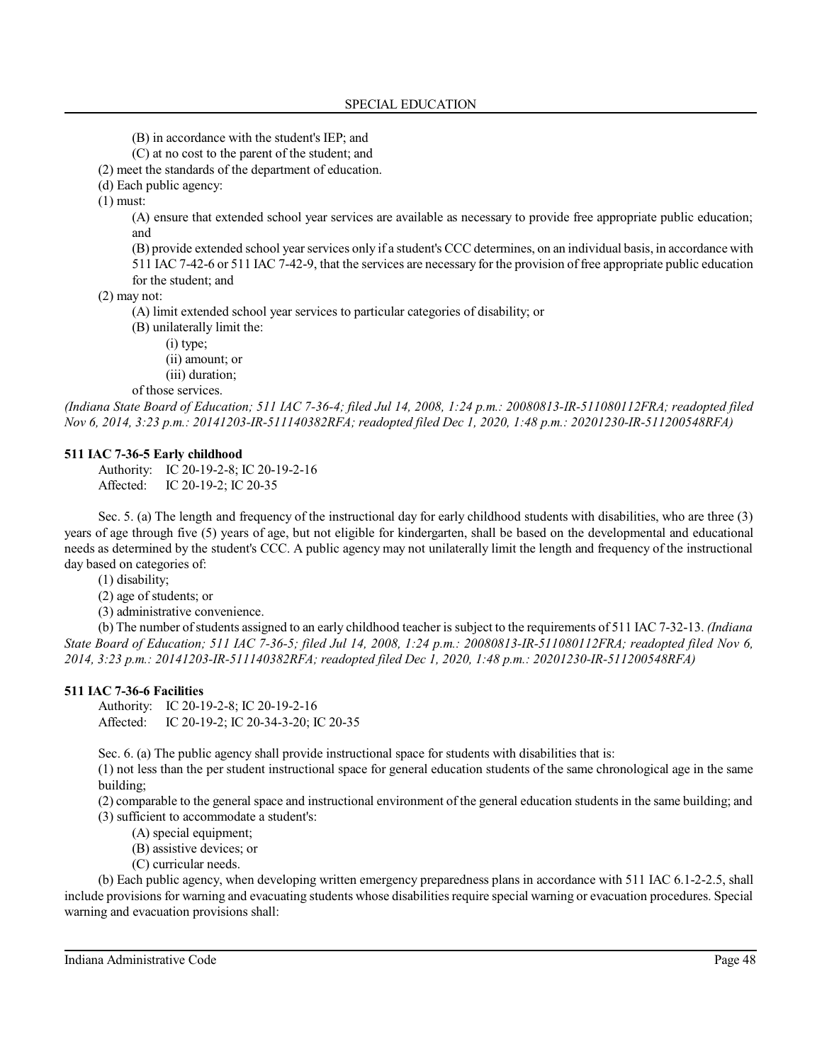(B) in accordance with the student's IEP; and

(C) at no cost to the parent of the student; and

(2) meet the standards of the department of education.

(d) Each public agency:

(1) must:

(A) ensure that extended school year services are available as necessary to provide free appropriate public education; and

(B) provide extended school year services only if a student's CCC determines, on an individual basis, in accordance with 511 IAC 7-42-6 or 511 IAC 7-42-9, that the services are necessary for the provision of free appropriate public education for the student; and

(2) may not:

(A) limit extended school year services to particular categories of disability; or

(B) unilaterally limit the:

(i) type;

(ii) amount; or

(iii) duration;

of those services.

*(Indiana State Board of Education; 511 IAC 7-36-4; filed Jul 14, 2008, 1:24 p.m.: 20080813-IR-511080112FRA; readopted filed Nov 6, 2014, 3:23 p.m.: 20141203-IR-511140382RFA; readopted filed Dec 1, 2020, 1:48 p.m.: 20201230-IR-511200548RFA)*

**511 IAC 7-36-5 Early childhood**

Authority: IC 20-19-2-8; IC 20-19-2-16
Affected: IC 20-19-2; IC 20-35

Sec. 5. (a) The length and frequency of the instructional day for early childhood students with disabilities, who are three (3) years of age through five (5) years of age, but not eligible for kindergarten, shall be based on the developmental and educational needs as determined by the student's CCC. A public agency may not unilaterally limit the length and frequency of the instructional day based on categories of:

(1) disability;

(2) age of students; or

(3) administrative convenience.

(b) The number of students assigned to an early childhood teacher is subject to the requirements of 511 IAC 7-32-13. *(Indiana State Board of Education; 511 IAC 7-36-5; filed Jul 14, 2008, 1:24 p.m.: 20080813-IR-511080112FRA; readopted filed Nov 6, 2014, 3:23 p.m.: 20141203-IR-511140382RFA; readopted filed Dec 1, 2020, 1:48 p.m.: 20201230-IR-511200548RFA)*

**511 IAC 7-36-6 Facilities**

Authority: IC 20-19-2-8; IC 20-19-2-16
Affected: IC 20-19-2; IC 20-34-3-20; IC 20-35

Sec. 6. (a) The public agency shall provide instructional space for students with disabilities that is:

(1) not less than the per student instructional space for general education students of the same chronological age in the same building;

(2) comparable to the general space and instructional environment of the general education students in the same building; and

(3) sufficient to accommodate a student's:

(A) special equipment;

(B) assistive devices; or

(C) curricular needs.

(b) Each public agency, when developing written emergency preparedness plans in accordance with 511 IAC 6.1-2-2.5, shall include provisions for warning and evacuating students whose disabilities require special warning or evacuation procedures. Special warning and evacuation provisions shall: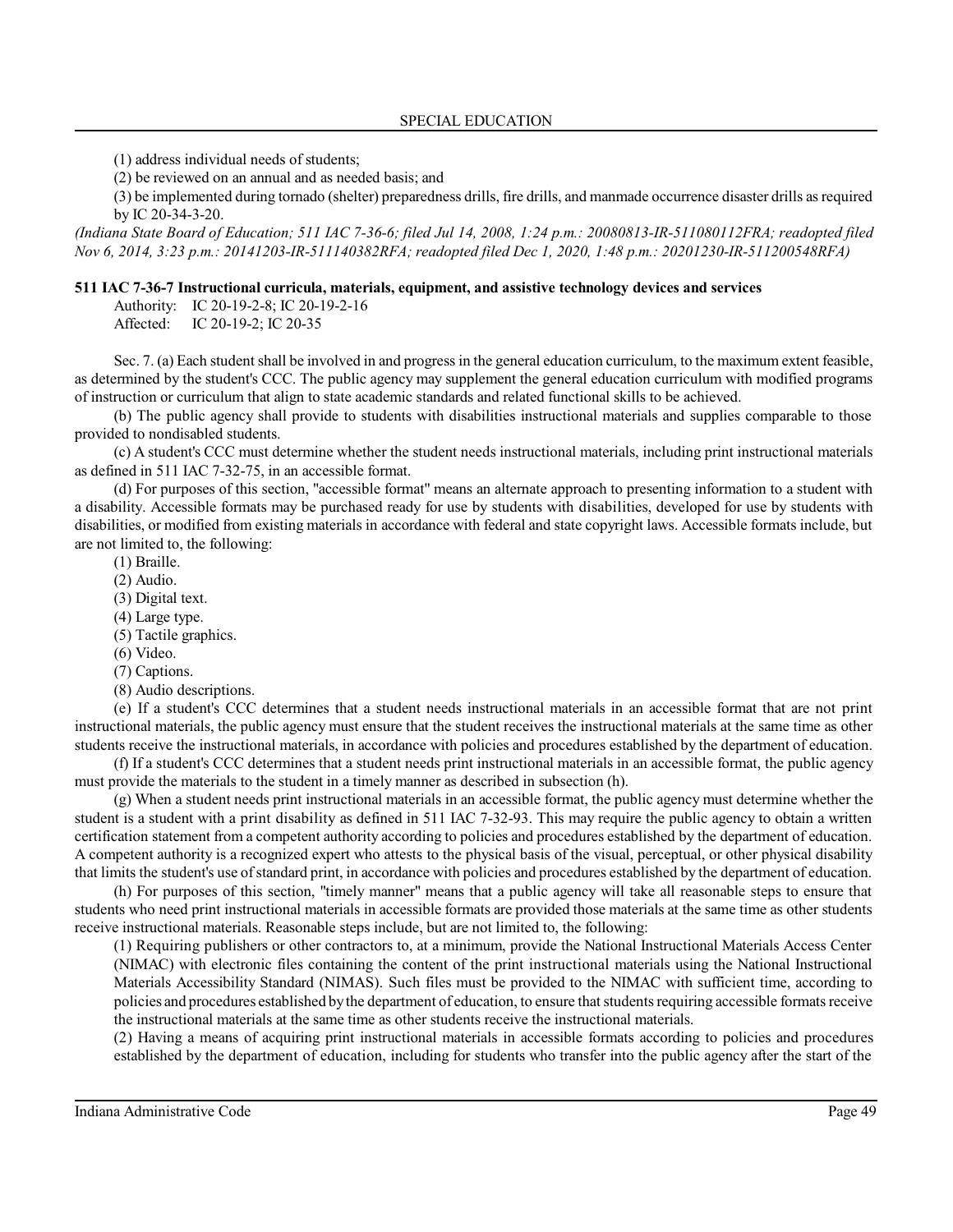(1) address individual needs of students;

(2) be reviewed on an annual and as needed basis; and

(3) be implemented during tornado (shelter) preparedness drills, fire drills, and manmade occurrence disaster drills as required by IC 20-34-3-20.

*(Indiana State Board of Education; 511 IAC 7-36-6; filed Jul 14, 2008, 1:24 p.m.: 20080813-IR-511080112FRA; readopted filed Nov 6, 2014, 3:23 p.m.: 20141203-IR-511140382RFA; readopted filed Dec 1, 2020, 1:48 p.m.: 20201230-IR-511200548RFA)*

**511 IAC 7-36-7 Instructional curricula, materials, equipment, and assistive technology devices and services**

Authority: IC 20-19-2-8; IC 20-19-2-16

Affected: IC 20-19-2; IC 20-35

Sec. 7. (a) Each student shall be involved in and progress in the general education curriculum, to the maximum extent feasible, as determined by the student's CCC. The public agency may supplement the general education curriculum with modified programs of instruction or curriculum that align to state academic standards and related functional skills to be achieved.

(b) The public agency shall provide to students with disabilities instructional materials and supplies comparable to those provided to nondisabled students.

(c) A student's CCC must determine whether the student needs instructional materials, including print instructional materials as defined in 511 IAC 7-32-75, in an accessible format.

(d) For purposes of this section, "accessible format" means an alternate approach to presenting information to a student with a disability. Accessible formats may be purchased ready for use by students with disabilities, developed for use by students with disabilities, or modified from existing materials in accordance with federal and state copyright laws. Accessible formats include, but are not limited to, the following:

(1) Braille.

(2) Audio.

(3) Digital text.

(4) Large type.

(5) Tactile graphics.

(6) Video.

(7) Captions.

(8) Audio descriptions.

(e) If a student's CCC determines that a student needs instructional materials in an accessible format that are not print instructional materials, the public agency must ensure that the student receives the instructional materials at the same time as other students receive the instructional materials, in accordance with policies and procedures established by the department of education.

(f) If a student's CCC determines that a student needs print instructional materials in an accessible format, the public agency must provide the materials to the student in a timely manner as described in subsection (h).

(g) When a student needs print instructional materials in an accessible format, the public agency must determine whether the student is a student with a print disability as defined in 511 IAC 7-32-93. This may require the public agency to obtain a written certification statement from a competent authority according to policies and procedures established by the department of education. A competent authority is a recognized expert who attests to the physical basis of the visual, perceptual, or other physical disability that limits the student's use of standard print, in accordance with policies and procedures established by the department of education.

(h) For purposes of this section, "timely manner" means that a public agency will take all reasonable steps to ensure that students who need print instructional materials in accessible formats are provided those materials at the same time as other students receive instructional materials. Reasonable steps include, but are not limited to, the following:

(1) Requiring publishers or other contractors to, at a minimum, provide the National Instructional Materials Access Center (NIMAC) with electronic files containing the content of the print instructional materials using the National Instructional Materials Accessibility Standard (NIMAS). Such files must be provided to the NIMAC with sufficient time, according to policies and procedures established by the department of education, to ensure that students requiring accessible formats receive the instructional materials at the same time as other students receive the instructional materials.

(2) Having a means of acquiring print instructional materials in accessible formats according to policies and procedures established by the department of education, including for students who transfer into the public agency after the start of the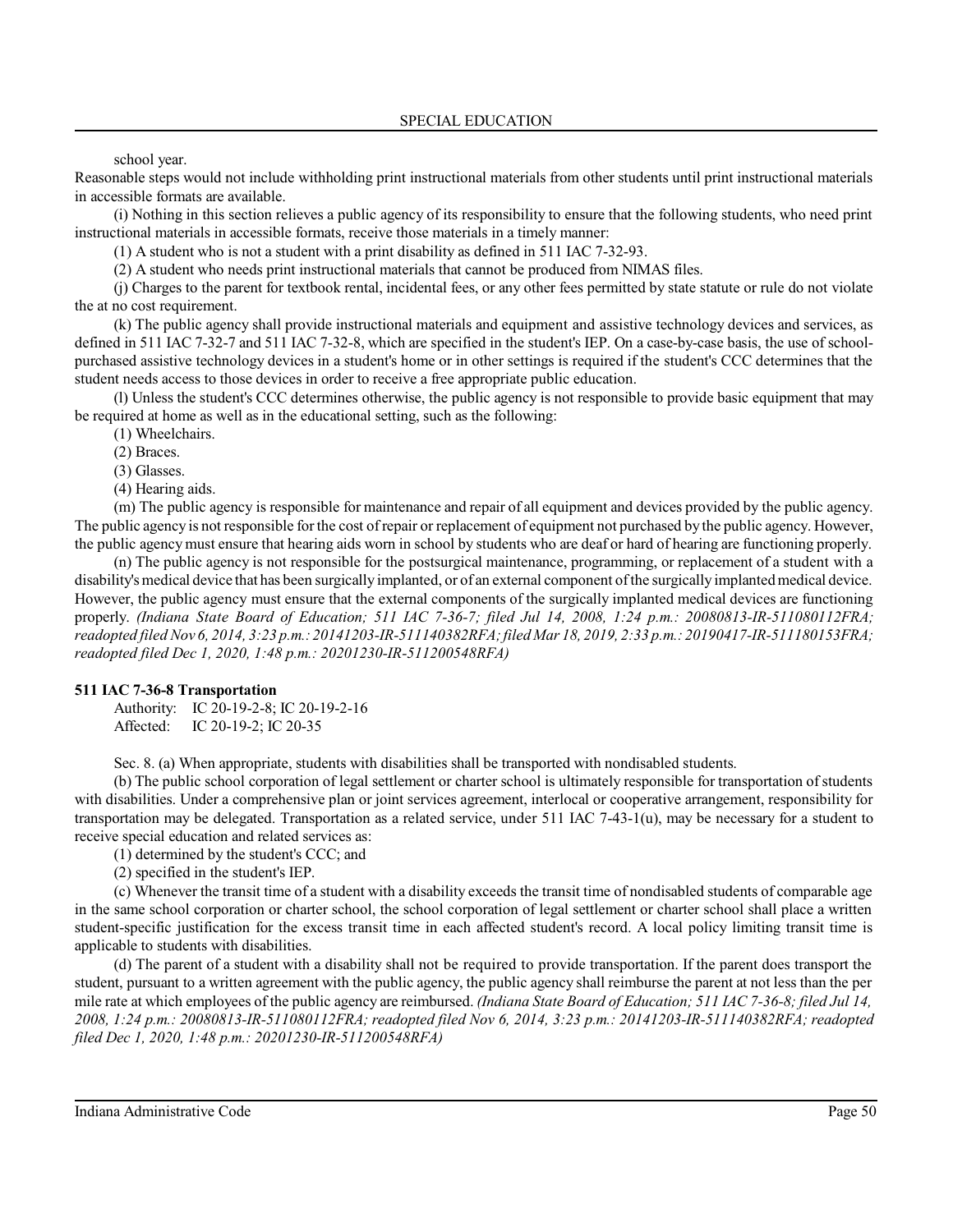school year.

Reasonable steps would not include withholding print instructional materials from other students until print instructional materials in accessible formats are available.

(i) Nothing in this section relieves a public agency of its responsibility to ensure that the following students, who need print instructional materials in accessible formats, receive those materials in a timely manner:

(1) A student who is not a student with a print disability as defined in 511 IAC 7-32-93.

(2) A student who needs print instructional materials that cannot be produced from NIMAS files.

(j) Charges to the parent for textbook rental, incidental fees, or any other fees permitted by state statute or rule do not violate the at no cost requirement.

(k) The public agency shall provide instructional materials and equipment and assistive technology devices and services, as defined in 511 IAC 7-32-7 and 511 IAC 7-32-8, which are specified in the student's IEP. On a case-by-case basis, the use of school-purchased assistive technology devices in a student's home or in other settings is required if the student's CCC determines that the student needs access to those devices in order to receive a free appropriate public education.

(l) Unless the student's CCC determines otherwise, the public agency is not responsible to provide basic equipment that may be required at home as well as in the educational setting, such as the following:

(1) Wheelchairs.

(2) Braces.

(3) Glasses.

(4) Hearing aids.

(m) The public agency is responsible for maintenance and repair of all equipment and devices provided by the public agency. The public agency is not responsible for the cost of repair or replacement of equipment not purchased by the public agency. However, the public agency must ensure that hearing aids worn in school by students who are deaf or hard of hearing are functioning properly.

(n) The public agency is not responsible for the postsurgical maintenance, programming, or replacement of a student with a disability's medical device that has been surgically implanted, or of an external component of the surgically implanted medical device. However, the public agency must ensure that the external components of the surgically implanted medical devices are functioning properly. *(Indiana State Board of Education; 511 IAC 7-36-7; filed Jul 14, 2008, 1:24 p.m.: 20080813-IR-511080112FRA; readopted filed Nov 6, 2014, 3:23 p.m.: 20141203-IR-511140382RFA; filed Mar 18, 2019, 2:33 p.m.: 20190417-IR-511180153FRA; readopted filed Dec 1, 2020, 1:48 p.m.: 20201230-IR-511200548RFA)*

**511 IAC 7-36-8 Transportation**

Authority: IC 20-19-2-8; IC 20-19-2-16
Affected: IC 20-19-2; IC 20-35

Sec. 8. (a) When appropriate, students with disabilities shall be transported with nondisabled students.

(b) The public school corporation of legal settlement or charter school is ultimately responsible for transportation of students with disabilities. Under a comprehensive plan or joint services agreement, interlocal or cooperative arrangement, responsibility for transportation may be delegated. Transportation as a related service, under 511 IAC 7-43-1(u), may be necessary for a student to receive special education and related services as:

(1) determined by the student's CCC; and

(2) specified in the student's IEP.

(c) Whenever the transit time of a student with a disability exceeds the transit time of nondisabled students of comparable age in the same school corporation or charter school, the school corporation of legal settlement or charter school shall place a written student-specific justification for the excess transit time in each affected student's record. A local policy limiting transit time is applicable to students with disabilities.

(d) The parent of a student with a disability shall not be required to provide transportation. If the parent does transport the student, pursuant to a written agreement with the public agency, the public agency shall reimburse the parent at not less than the per mile rate at which employees of the public agency are reimbursed. *(Indiana State Board of Education; 511 IAC 7-36-8; filed Jul 14, 2008, 1:24 p.m.: 20080813-IR-511080112FRA; readopted filed Nov 6, 2014, 3:23 p.m.: 20141203-IR-511140382RFA; readopted filed Dec 1, 2020, 1:48 p.m.: 20201230-IR-511200548RFA)*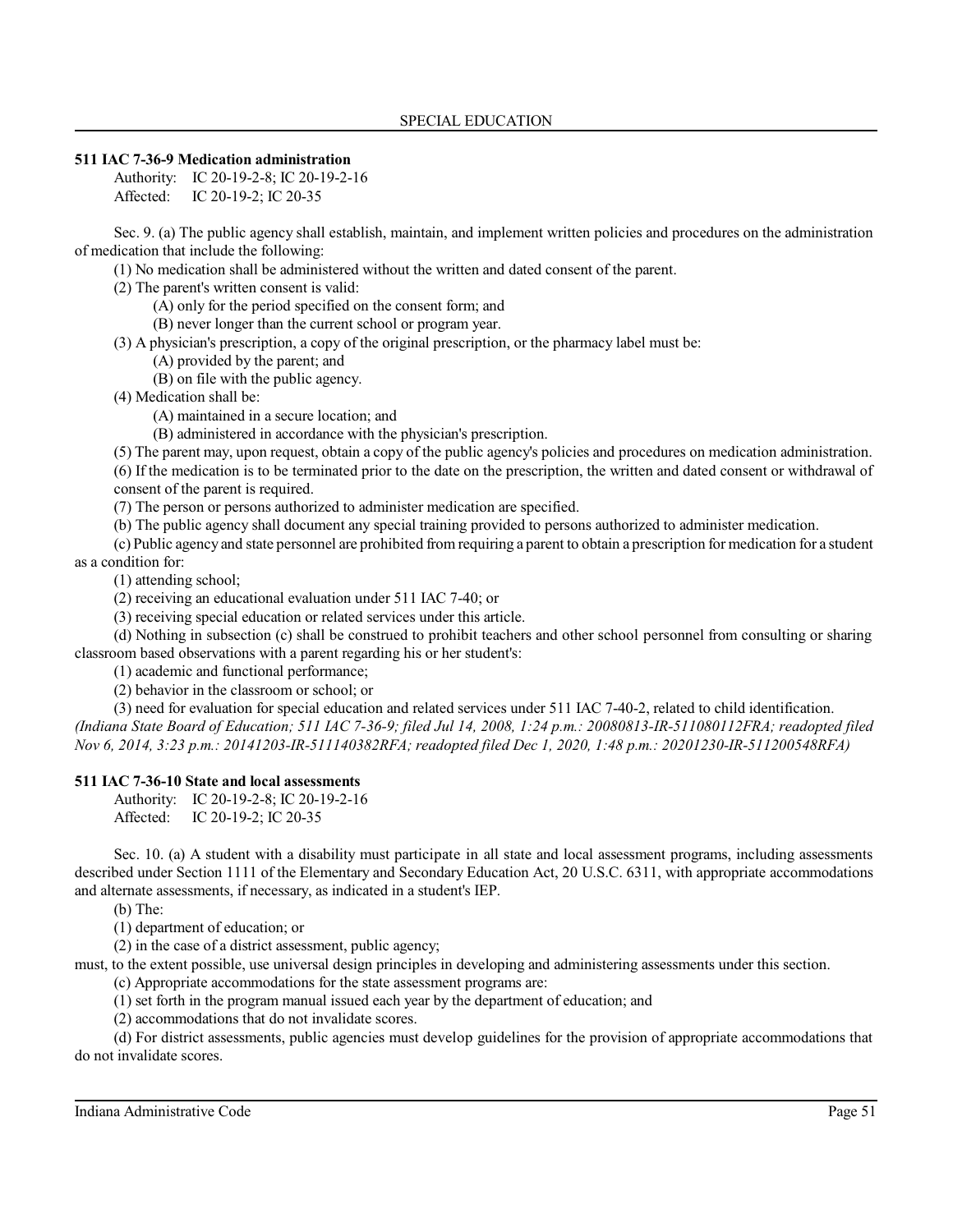**511 IAC 7-36-9 Medication administration**

Authority: IC 20-19-2-8; IC 20-19-2-16
Affected: IC 20-19-2; IC 20-35

Sec. 9. (a) The public agency shall establish, maintain, and implement written policies and procedures on the administration of medication that include the following:

(1) No medication shall be administered without the written and dated consent of the parent.

(2) The parent's written consent is valid:

(A) only for the period specified on the consent form; and

(B) never longer than the current school or program year.

(3) A physician's prescription, a copy of the original prescription, or the pharmacy label must be:

(A) provided by the parent; and

(B) on file with the public agency.

(4) Medication shall be:

(A) maintained in a secure location; and

(B) administered in accordance with the physician's prescription.

(5) The parent may, upon request, obtain a copy of the public agency's policies and procedures on medication administration.

(6) If the medication is to be terminated prior to the date on the prescription, the written and dated consent or withdrawal of consent of the parent is required.

(7) The person or persons authorized to administer medication are specified.

(b) The public agency shall document any special training provided to persons authorized to administer medication.

(c) Public agency and state personnel are prohibited from requiring a parent to obtain a prescription for medication for a student as a condition for:

(1) attending school;

(2) receiving an educational evaluation under 511 IAC 7-40; or

(3) receiving special education or related services under this article.

(d) Nothing in subsection (c) shall be construed to prohibit teachers and other school personnel from consulting or sharing classroom based observations with a parent regarding his or her student's:

(1) academic and functional performance;

(2) behavior in the classroom or school; or

(3) need for evaluation for special education and related services under 511 IAC 7-40-2, related to child identification.

*(Indiana State Board of Education; 511 IAC 7-36-9; filed Jul 14, 2008, 1:24 p.m.: 20080813-IR-511080112FRA; readopted filed Nov 6, 2014, 3:23 p.m.: 20141203-IR-511140382RFA; readopted filed Dec 1, 2020, 1:48 p.m.: 20201230-IR-511200548RFA)*

**511 IAC 7-36-10 State and local assessments**

Authority: IC 20-19-2-8; IC 20-19-2-16
Affected: IC 20-19-2; IC 20-35

Sec. 10. (a) A student with a disability must participate in all state and local assessment programs, including assessments described under Section 1111 of the Elementary and Secondary Education Act, 20 U.S.C. 6311, with appropriate accommodations and alternate assessments, if necessary, as indicated in a student's IEP.

(b) The:

(1) department of education; or

(2) in the case of a district assessment, public agency;

must, to the extent possible, use universal design principles in developing and administering assessments under this section.

(c) Appropriate accommodations for the state assessment programs are:

(1) set forth in the program manual issued each year by the department of education; and

(2) accommodations that do not invalidate scores.

(d) For district assessments, public agencies must develop guidelines for the provision of appropriate accommodations that do not invalidate scores.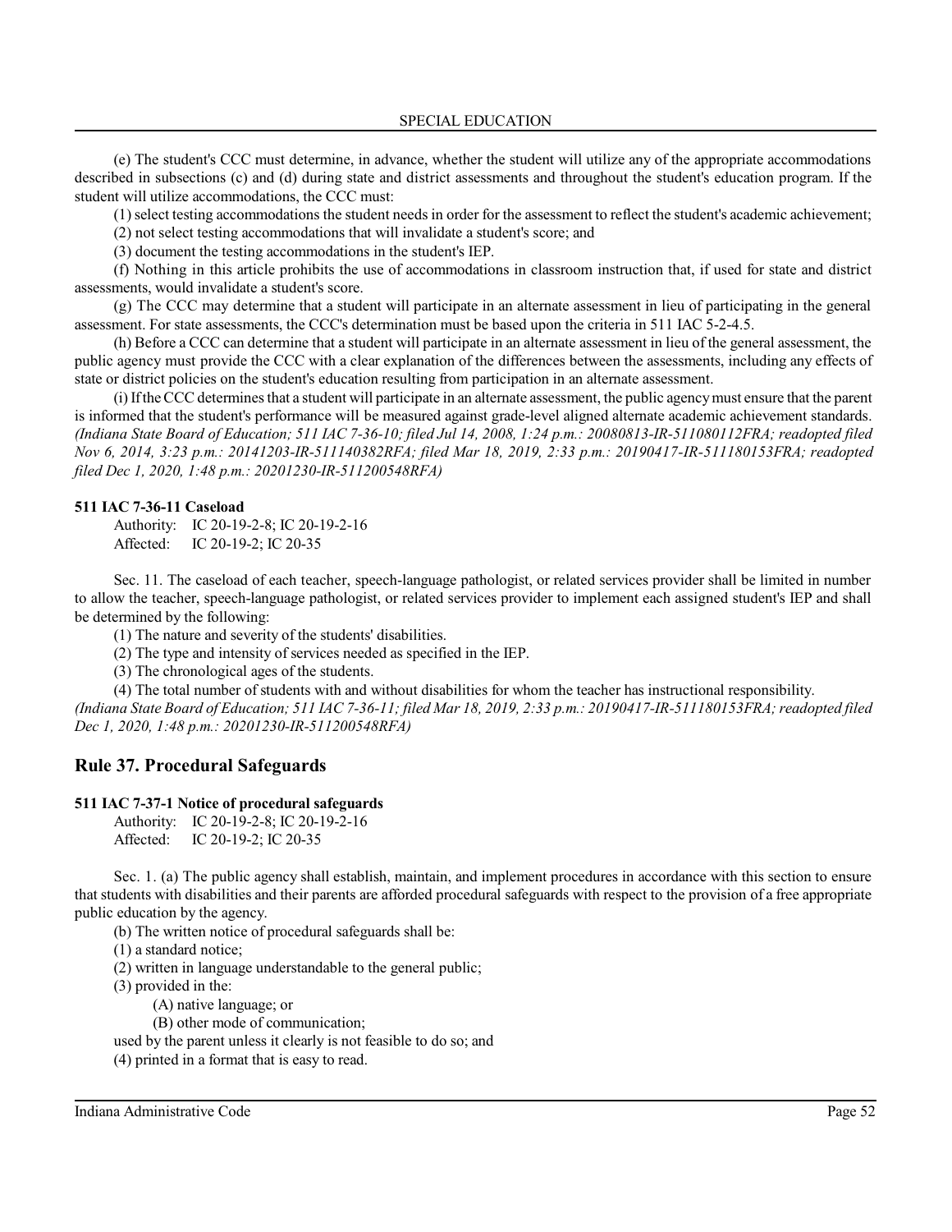(e) The student's CCC must determine, in advance, whether the student will utilize any of the appropriate accommodations described in subsections (c) and (d) during state and district assessments and throughout the student's education program. If the student will utilize accommodations, the CCC must:

(1) select testing accommodations the student needs in order for the assessment to reflect the student's academic achievement;

(2) not select testing accommodations that will invalidate a student's score; and

(3) document the testing accommodations in the student's IEP.

(f) Nothing in this article prohibits the use of accommodations in classroom instruction that, if used for state and district assessments, would invalidate a student's score.

(g) The CCC may determine that a student will participate in an alternate assessment in lieu of participating in the general assessment. For state assessments, the CCC's determination must be based upon the criteria in 511 IAC 5-2-4.5.

(h) Before a CCC can determine that a student will participate in an alternate assessment in lieu of the general assessment, the public agency must provide the CCC with a clear explanation of the differences between the assessments, including any effects of state or district policies on the student's education resulting from participation in an alternate assessment.

(i) If the CCC determines that a student will participate in an alternate assessment, the public agency must ensure that the parent is informed that the student's performance will be measured against grade-level aligned alternate academic achievement standards. *(Indiana State Board of Education; 511 IAC 7-36-10; filed Jul 14, 2008, 1:24 p.m.: 20080813-IR-511080112FRA; readopted filed Nov 6, 2014, 3:23 p.m.: 20141203-IR-511140382RFA; filed Mar 18, 2019, 2:33 p.m.: 20190417-IR-511180153FRA; readopted filed Dec 1, 2020, 1:48 p.m.: 20201230-IR-511200548RFA)*

**511 IAC 7-36-11 Caseload**

Authority: IC 20-19-2-8; IC 20-19-2-16
Affected: IC 20-19-2; IC 20-35

Sec. 11. The caseload of each teacher, speech-language pathologist, or related services provider shall be limited in number to allow the teacher, speech-language pathologist, or related services provider to implement each assigned student's IEP and shall be determined by the following:

(1) The nature and severity of the students' disabilities.

(2) The type and intensity of services needed as specified in the IEP.

(3) The chronological ages of the students.

(4) The total number of students with and without disabilities for whom the teacher has instructional responsibility.

*(Indiana State Board of Education; 511 IAC 7-36-11; filed Mar 18, 2019, 2:33 p.m.: 20190417-IR-511180153FRA; readopted filed Dec 1, 2020, 1:48 p.m.: 20201230-IR-511200548RFA)*

## Rule 37. Procedural Safeguards

**511 IAC 7-37-1 Notice of procedural safeguards**

Authority: IC 20-19-2-8; IC 20-19-2-16
Affected: IC 20-19-2; IC 20-35

Sec. 1. (a) The public agency shall establish, maintain, and implement procedures in accordance with this section to ensure that students with disabilities and their parents are afforded procedural safeguards with respect to the provision of a free appropriate public education by the agency.

(b) The written notice of procedural safeguards shall be:

(1) a standard notice;

(2) written in language understandable to the general public;

(3) provided in the:

(A) native language; or

(B) other mode of communication;

used by the parent unless it clearly is not feasible to do so; and

(4) printed in a format that is easy to read.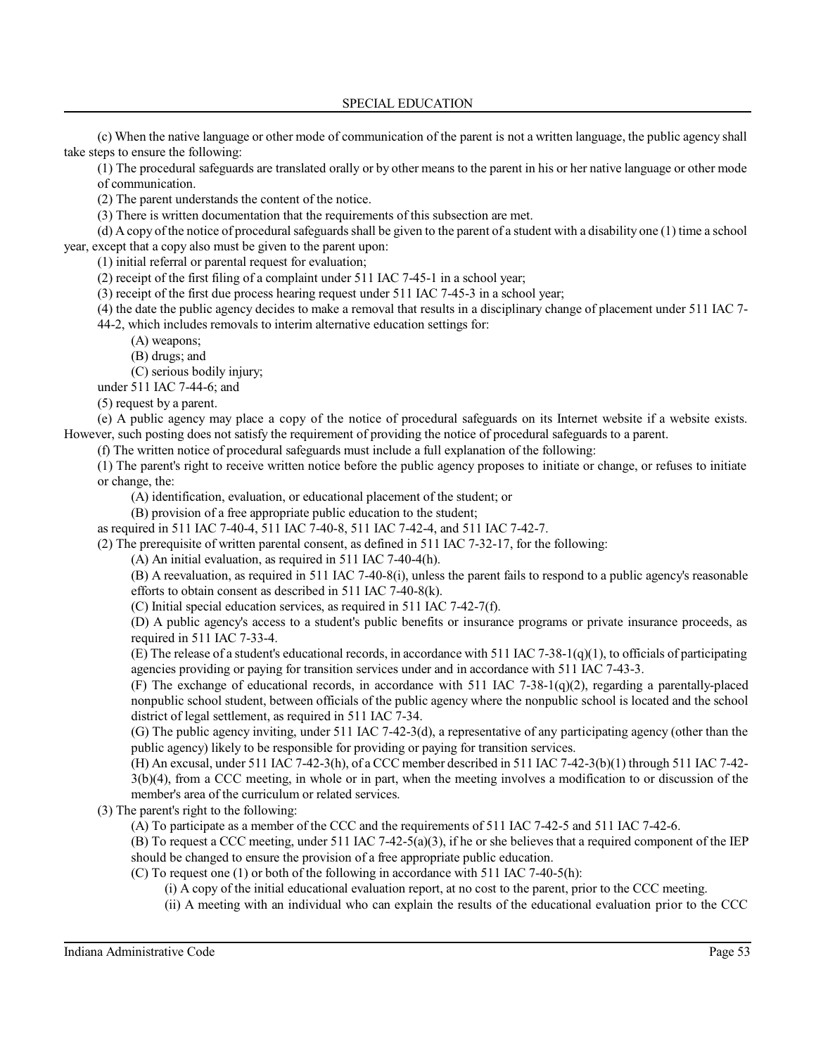(c) When the native language or other mode of communication of the parent is not a written language, the public agency shall take steps to ensure the following:

(1) The procedural safeguards are translated orally or by other means to the parent in his or her native language or other mode of communication.

(2) The parent understands the content of the notice.

(3) There is written documentation that the requirements of this subsection are met.

(d) A copy of the notice of procedural safeguards shall be given to the parent of a student with a disability one (1) time a school year, except that a copy also must be given to the parent upon:

(1) initial referral or parental request for evaluation;

(2) receipt of the first filing of a complaint under 511 IAC 7-45-1 in a school year;

(3) receipt of the first due process hearing request under 511 IAC 7-45-3 in a school year;

(4) the date the public agency decides to make a removal that results in a disciplinary change of placement under 511 IAC 7-44-2, which includes removals to interim alternative education settings for:

(A) weapons;

(B) drugs; and

(C) serious bodily injury;

under 511 IAC 7-44-6; and

(5) request by a parent.

(e) A public agency may place a copy of the notice of procedural safeguards on its Internet website if a website exists. However, such posting does not satisfy the requirement of providing the notice of procedural safeguards to a parent.

(f) The written notice of procedural safeguards must include a full explanation of the following:

(1) The parent's right to receive written notice before the public agency proposes to initiate or change, or refuses to initiate or change, the:

(A) identification, evaluation, or educational placement of the student; or

(B) provision of a free appropriate public education to the student;

as required in 511 IAC 7-40-4, 511 IAC 7-40-8, 511 IAC 7-42-4, and 511 IAC 7-42-7.

(2) The prerequisite of written parental consent, as defined in 511 IAC 7-32-17, for the following:

(A) An initial evaluation, as required in 511 IAC 7-40-4(h).

(B) A reevaluation, as required in 511 IAC 7-40-8(i), unless the parent fails to respond to a public agency's reasonable efforts to obtain consent as described in 511 IAC 7-40-8(k).

(C) Initial special education services, as required in 511 IAC 7-42-7(f).

(D) A public agency's access to a student's public benefits or insurance programs or private insurance proceeds, as required in 511 IAC 7-33-4.

(E) The release of a student's educational records, in accordance with 511 IAC 7-38-1(q)(1), to officials of participating agencies providing or paying for transition services under and in accordance with 511 IAC 7-43-3.

(F) The exchange of educational records, in accordance with 511 IAC 7-38-1(q)(2), regarding a parentally-placed nonpublic school student, between officials of the public agency where the nonpublic school is located and the school district of legal settlement, as required in 511 IAC 7-34.

(G) The public agency inviting, under 511 IAC 7-42-3(d), a representative of any participating agency (other than the public agency) likely to be responsible for providing or paying for transition services.

(H) An excusal, under 511 IAC 7-42-3(h), of a CCC member described in 511 IAC 7-42-3(b)(1) through 511 IAC 7-42-3(b)(4), from a CCC meeting, in whole or in part, when the meeting involves a modification to or discussion of the member's area of the curriculum or related services.

(3) The parent's right to the following:

(A) To participate as a member of the CCC and the requirements of 511 IAC 7-42-5 and 511 IAC 7-42-6.

(B) To request a CCC meeting, under 511 IAC 7-42-5(a)(3), if he or she believes that a required component of the IEP should be changed to ensure the provision of a free appropriate public education.

(C) To request one (1) or both of the following in accordance with 511 IAC 7-40-5(h):

(i) A copy of the initial educational evaluation report, at no cost to the parent, prior to the CCC meeting.

(ii) A meeting with an individual who can explain the results of the educational evaluation prior to the CCC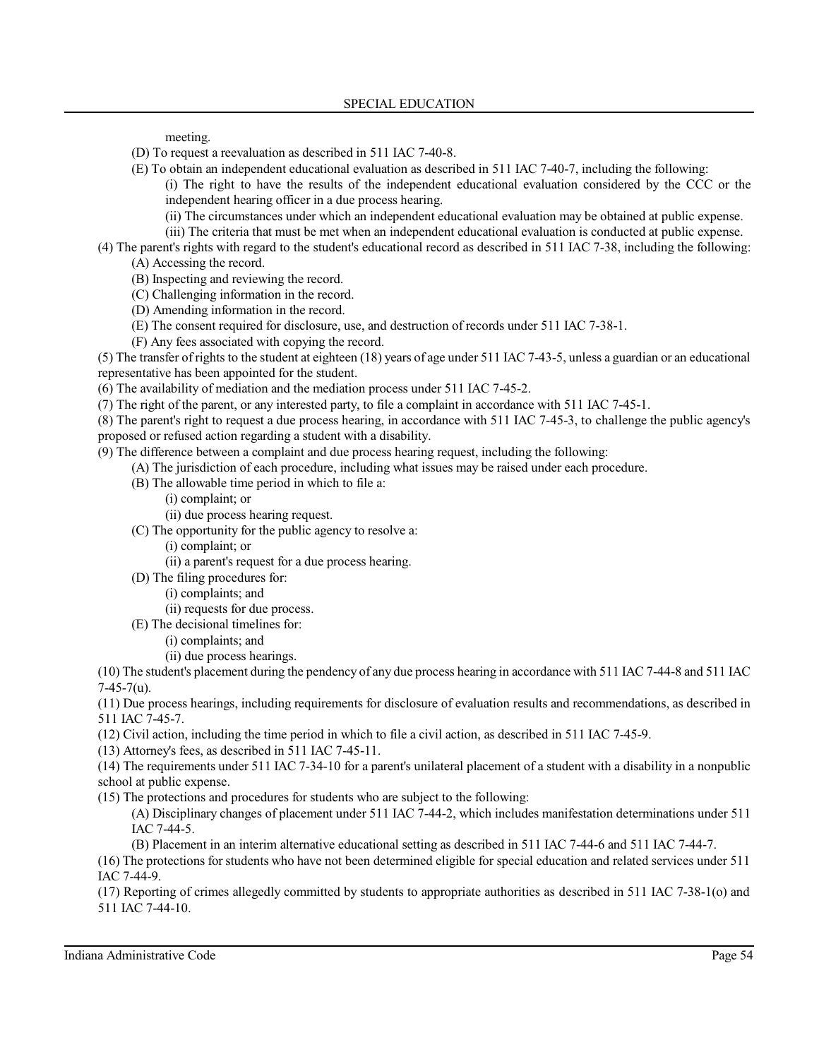meeting.

(D) To request a reevaluation as described in 511 IAC 7-40-8.

(E) To obtain an independent educational evaluation as described in 511 IAC 7-40-7, including the following:

(i) The right to have the results of the independent educational evaluation considered by the CCC or the independent hearing officer in a due process hearing.

(ii) The circumstances under which an independent educational evaluation may be obtained at public expense.

(iii) The criteria that must be met when an independent educational evaluation is conducted at public expense.

(4) The parent's rights with regard to the student's educational record as described in 511 IAC 7-38, including the following:

(A) Accessing the record.

(B) Inspecting and reviewing the record.

(C) Challenging information in the record.

(D) Amending information in the record.

(E) The consent required for disclosure, use, and destruction of records under 511 IAC 7-38-1.

(F) Any fees associated with copying the record.

(5) The transfer of rights to the student at eighteen (18) years of age under 511 IAC 7-43-5, unless a guardian or an educational representative has been appointed for the student.

(6) The availability of mediation and the mediation process under 511 IAC 7-45-2.

(7) The right of the parent, or any interested party, to file a complaint in accordance with 511 IAC 7-45-1.

(8) The parent's right to request a due process hearing, in accordance with 511 IAC 7-45-3, to challenge the public agency's proposed or refused action regarding a student with a disability.

(9) The difference between a complaint and due process hearing request, including the following:

(A) The jurisdiction of each procedure, including what issues may be raised under each procedure.

(B) The allowable time period in which to file a:

(i) complaint; or

(ii) due process hearing request.

(C) The opportunity for the public agency to resolve a:

(i) complaint; or

(ii) a parent's request for a due process hearing.

(D) The filing procedures for:

(i) complaints; and

(ii) requests for due process.

(E) The decisional timelines for:

(i) complaints; and

(ii) due process hearings.

(10) The student's placement during the pendency of any due process hearing in accordance with 511 IAC 7-44-8 and 511 IAC 7-45-7(u).

(11) Due process hearings, including requirements for disclosure of evaluation results and recommendations, as described in 511 IAC 7-45-7.

(12) Civil action, including the time period in which to file a civil action, as described in 511 IAC 7-45-9.

(13) Attorney's fees, as described in 511 IAC 7-45-11.

(14) The requirements under 511 IAC 7-34-10 for a parent's unilateral placement of a student with a disability in a nonpublic school at public expense.

(15) The protections and procedures for students who are subject to the following:

(A) Disciplinary changes of placement under 511 IAC 7-44-2, which includes manifestation determinations under 511 IAC 7-44-5.

(B) Placement in an interim alternative educational setting as described in 511 IAC 7-44-6 and 511 IAC 7-44-7.

(16) The protections for students who have not been determined eligible for special education and related services under 511 IAC 7-44-9.

(17) Reporting of crimes allegedly committed by students to appropriate authorities as described in 511 IAC 7-38-1(o) and 511 IAC 7-44-10.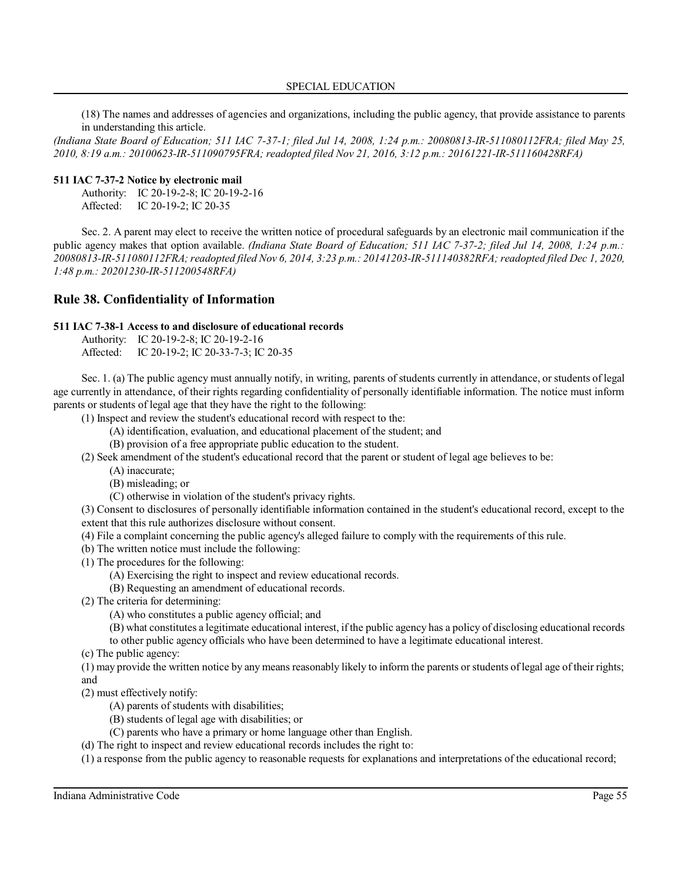(18) The names and addresses of agencies and organizations, including the public agency, that provide assistance to parents in understanding this article.

*(Indiana State Board of Education; 511 IAC 7-37-1; filed Jul 14, 2008, 1:24 p.m.: 20080813-IR-511080112FRA; filed May 25, 2010, 8:19 a.m.: 20100623-IR-511090795FRA; readopted filed Nov 21, 2016, 3:12 p.m.: 20161221-IR-511160428RFA)*

**511 IAC 7-37-2 Notice by electronic mail**

Authority: IC 20-19-2-8; IC 20-19-2-16
Affected: IC 20-19-2; IC 20-35

Sec. 2. A parent may elect to receive the written notice of procedural safeguards by an electronic mail communication if the public agency makes that option available. *(Indiana State Board of Education; 511 IAC 7-37-2; filed Jul 14, 2008, 1:24 p.m.: 20080813-IR-511080112FRA; readopted filed Nov 6, 2014, 3:23 p.m.: 20141203-IR-511140382RFA; readopted filed Dec 1, 2020, 1:48 p.m.: 20201230-IR-511200548RFA)*

## Rule 38. Confidentiality of Information

**511 IAC 7-38-1 Access to and disclosure of educational records**

Authority: IC 20-19-2-8; IC 20-19-2-16
Affected: IC 20-19-2; IC 20-33-7-3; IC 20-35

Sec. 1. (a) The public agency must annually notify, in writing, parents of students currently in attendance, or students of legal age currently in attendance, of their rights regarding confidentiality of personally identifiable information. The notice must inform parents or students of legal age that they have the right to the following:

(1) Inspect and review the student's educational record with respect to the:
  (A) identification, evaluation, and educational placement of the student; and
  (B) provision of a free appropriate public education to the student.
(2) Seek amendment of the student's educational record that the parent or student of legal age believes to be:
  (A) inaccurate;
  (B) misleading; or
  (C) otherwise in violation of the student's privacy rights.
(3) Consent to disclosures of personally identifiable information contained in the student's educational record, except to the extent that this rule authorizes disclosure without consent.
(4) File a complaint concerning the public agency's alleged failure to comply with the requirements of this rule.

(b) The written notice must include the following:

(1) The procedures for the following:
  (A) Exercising the right to inspect and review educational records.
  (B) Requesting an amendment of educational records.
(2) The criteria for determining:
  (A) who constitutes a public agency official; and
  (B) what constitutes a legitimate educational interest, if the public agency has a policy of disclosing educational records to other public agency officials who have been determined to have a legitimate educational interest.

(c) The public agency:

(1) may provide the written notice by any means reasonably likely to inform the parents or students of legal age of their rights; and
(2) must effectively notify:
  (A) parents of students with disabilities;
  (B) students of legal age with disabilities; or
  (C) parents who have a primary or home language other than English.

(d) The right to inspect and review educational records includes the right to:

(1) a response from the public agency to reasonable requests for explanations and interpretations of the educational record;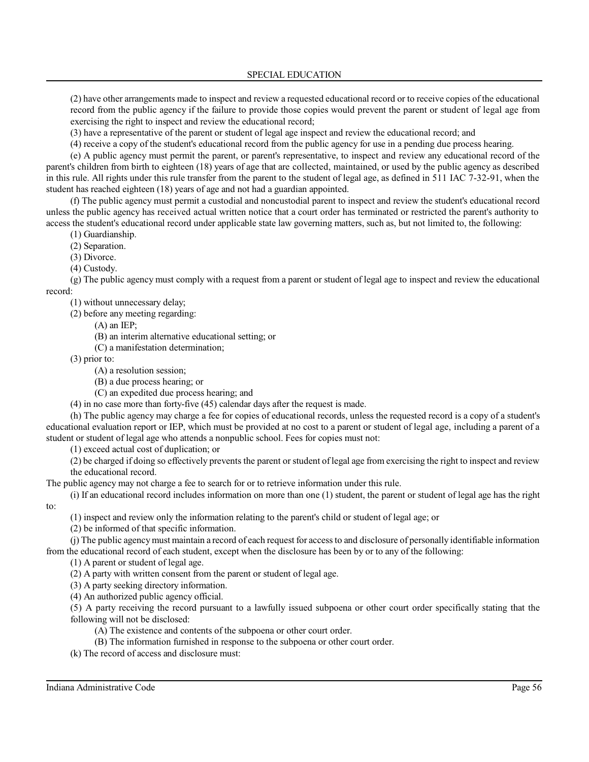(2) have other arrangements made to inspect and review a requested educational record or to receive copies of the educational record from the public agency if the failure to provide those copies would prevent the parent or student of legal age from exercising the right to inspect and review the educational record;

(3) have a representative of the parent or student of legal age inspect and review the educational record; and

(4) receive a copy of the student's educational record from the public agency for use in a pending due process hearing.

(e) A public agency must permit the parent, or parent's representative, to inspect and review any educational record of the parent's children from birth to eighteen (18) years of age that are collected, maintained, or used by the public agency as described in this rule. All rights under this rule transfer from the parent to the student of legal age, as defined in 511 IAC 7-32-91, when the student has reached eighteen (18) years of age and not had a guardian appointed.

(f) The public agency must permit a custodial and noncustodial parent to inspect and review the student's educational record unless the public agency has received actual written notice that a court order has terminated or restricted the parent's authority to access the student's educational record under applicable state law governing matters, such as, but not limited to, the following:

(1) Guardianship.

(2) Separation.

(3) Divorce.

(4) Custody.

(g) The public agency must comply with a request from a parent or student of legal age to inspect and review the educational record:

(1) without unnecessary delay;

(2) before any meeting regarding:

(A) an IEP;

(B) an interim alternative educational setting; or

(C) a manifestation determination;

(3) prior to:

(A) a resolution session;

(B) a due process hearing; or

(C) an expedited due process hearing; and

(4) in no case more than forty-five (45) calendar days after the request is made.

(h) The public agency may charge a fee for copies of educational records, unless the requested record is a copy of a student's educational evaluation report or IEP, which must be provided at no cost to a parent or student of legal age, including a parent of a student or student of legal age who attends a nonpublic school. Fees for copies must not:

(1) exceed actual cost of duplication; or

(2) be charged if doing so effectively prevents the parent or student of legal age from exercising the right to inspect and review the educational record.

The public agency may not charge a fee to search for or to retrieve information under this rule.

(i) If an educational record includes information on more than one (1) student, the parent or student of legal age has the right to:

(1) inspect and review only the information relating to the parent's child or student of legal age; or

(2) be informed of that specific information.

(j) The public agency must maintain a record of each request for access to and disclosure of personally identifiable information from the educational record of each student, except when the disclosure has been by or to any of the following:

(1) A parent or student of legal age.

(2) A party with written consent from the parent or student of legal age.

(3) A party seeking directory information.

(4) An authorized public agency official.

(5) A party receiving the record pursuant to a lawfully issued subpoena or other court order specifically stating that the following will not be disclosed:

(A) The existence and contents of the subpoena or other court order.

(B) The information furnished in response to the subpoena or other court order.

(k) The record of access and disclosure must: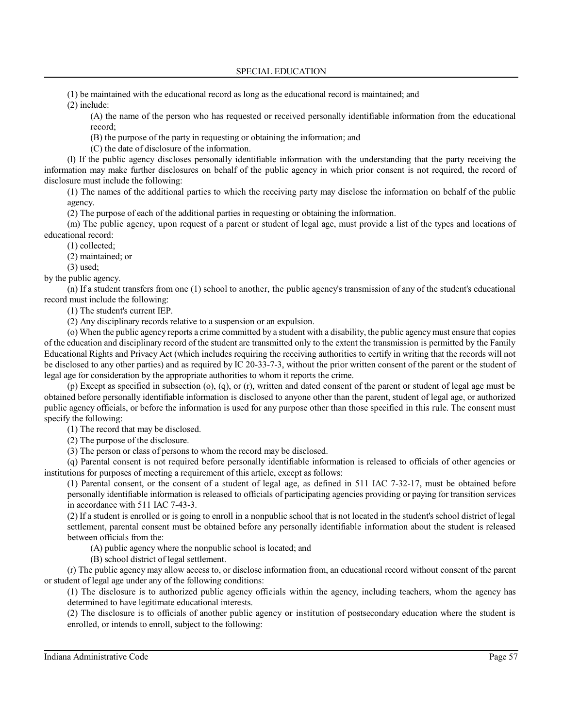(1) be maintained with the educational record as long as the educational record is maintained; and

(2) include:

(A) the name of the person who has requested or received personally identifiable information from the educational record;

(B) the purpose of the party in requesting or obtaining the information; and

(C) the date of disclosure of the information.

(l) If the public agency discloses personally identifiable information with the understanding that the party receiving the information may make further disclosures on behalf of the public agency in which prior consent is not required, the record of disclosure must include the following:

(1) The names of the additional parties to which the receiving party may disclose the information on behalf of the public agency.

(2) The purpose of each of the additional parties in requesting or obtaining the information.

(m) The public agency, upon request of a parent or student of legal age, must provide a list of the types and locations of educational record:

(1) collected;

(2) maintained; or

(3) used;

by the public agency.

(n) If a student transfers from one (1) school to another, the public agency's transmission of any of the student's educational record must include the following:

(1) The student's current IEP.

(2) Any disciplinary records relative to a suspension or an expulsion.

(o) When the public agency reports a crime committed by a student with a disability, the public agency must ensure that copies of the education and disciplinary record of the student are transmitted only to the extent the transmission is permitted by the Family Educational Rights and Privacy Act (which includes requiring the receiving authorities to certify in writing that the records will not be disclosed to any other parties) and as required by IC 20-33-7-3, without the prior written consent of the parent or the student of legal age for consideration by the appropriate authorities to whom it reports the crime.

(p) Except as specified in subsection (o), (q), or (r), written and dated consent of the parent or student of legal age must be obtained before personally identifiable information is disclosed to anyone other than the parent, student of legal age, or authorized public agency officials, or before the information is used for any purpose other than those specified in this rule. The consent must specify the following:

(1) The record that may be disclosed.

(2) The purpose of the disclosure.

(3) The person or class of persons to whom the record may be disclosed.

(q) Parental consent is not required before personally identifiable information is released to officials of other agencies or institutions for purposes of meeting a requirement of this article, except as follows:

(1) Parental consent, or the consent of a student of legal age, as defined in 511 IAC 7-32-17, must be obtained before personally identifiable information is released to officials of participating agencies providing or paying for transition services in accordance with 511 IAC 7-43-3.

(2) If a student is enrolled or is going to enroll in a nonpublic school that is not located in the student's school district of legal settlement, parental consent must be obtained before any personally identifiable information about the student is released between officials from the:

(A) public agency where the nonpublic school is located; and

(B) school district of legal settlement.

(r) The public agency may allow access to, or disclose information from, an educational record without consent of the parent or student of legal age under any of the following conditions:

(1) The disclosure is to authorized public agency officials within the agency, including teachers, whom the agency has determined to have legitimate educational interests.

(2) The disclosure is to officials of another public agency or institution of postsecondary education where the student is enrolled, or intends to enroll, subject to the following: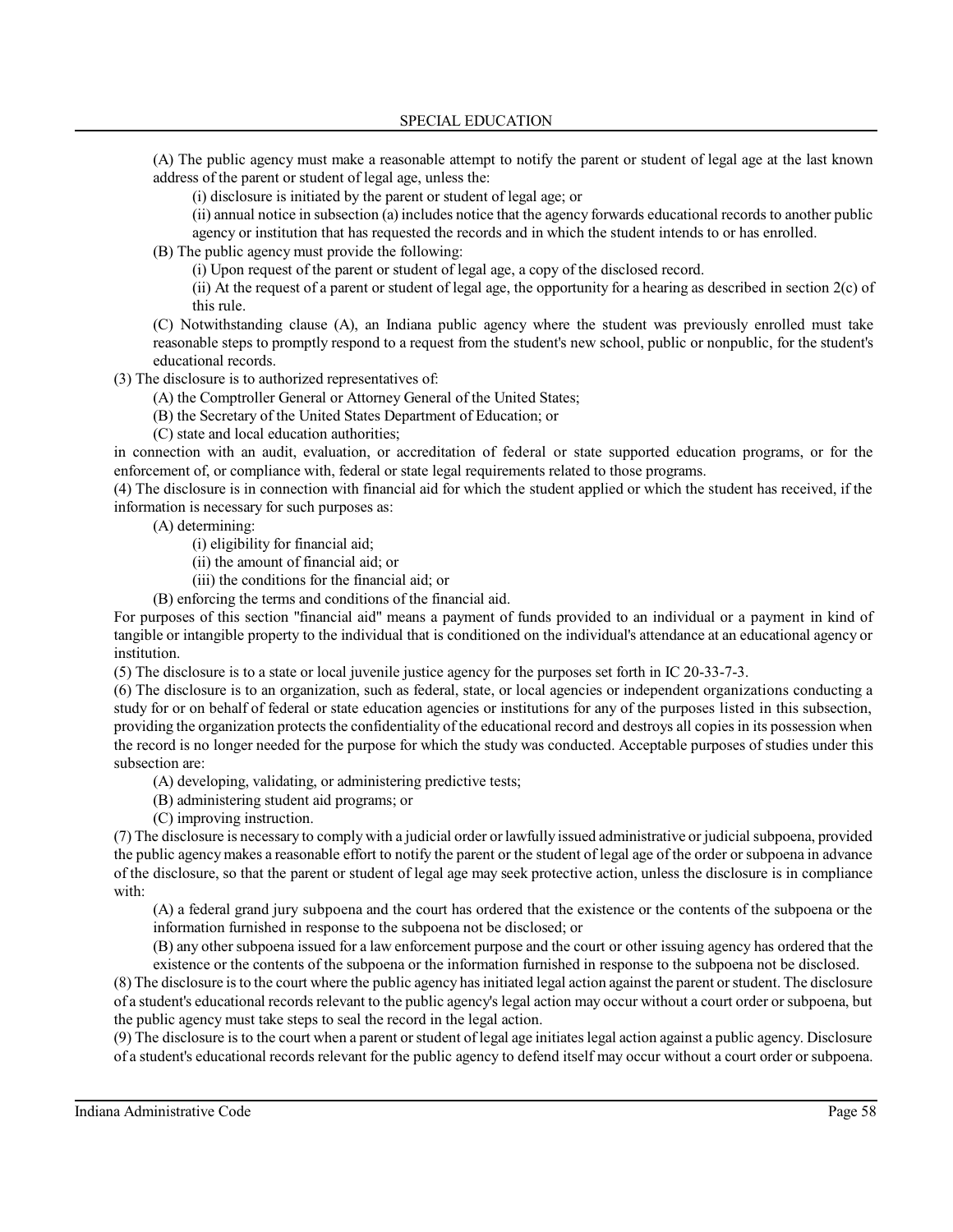(A) The public agency must make a reasonable attempt to notify the parent or student of legal age at the last known address of the parent or student of legal age, unless the:

(i) disclosure is initiated by the parent or student of legal age; or

(ii) annual notice in subsection (a) includes notice that the agency forwards educational records to another public agency or institution that has requested the records and in which the student intends to or has enrolled.

(B) The public agency must provide the following:

(i) Upon request of the parent or student of legal age, a copy of the disclosed record.

(ii) At the request of a parent or student of legal age, the opportunity for a hearing as described in section 2(c) of this rule.

(C) Notwithstanding clause (A), an Indiana public agency where the student was previously enrolled must take reasonable steps to promptly respond to a request from the student's new school, public or nonpublic, for the student's educational records.

(3) The disclosure is to authorized representatives of:

(A) the Comptroller General or Attorney General of the United States;

(B) the Secretary of the United States Department of Education; or

(C) state and local education authorities;

in connection with an audit, evaluation, or accreditation of federal or state supported education programs, or for the enforcement of, or compliance with, federal or state legal requirements related to those programs.

(4) The disclosure is in connection with financial aid for which the student applied or which the student has received, if the information is necessary for such purposes as:

(A) determining:

(i) eligibility for financial aid;

(ii) the amount of financial aid; or

(iii) the conditions for the financial aid; or

(B) enforcing the terms and conditions of the financial aid.

For purposes of this section "financial aid" means a payment of funds provided to an individual or a payment in kind of tangible or intangible property to the individual that is conditioned on the individual's attendance at an educational agency or institution.

(5) The disclosure is to a state or local juvenile justice agency for the purposes set forth in IC 20-33-7-3.

(6) The disclosure is to an organization, such as federal, state, or local agencies or independent organizations conducting a study for or on behalf of federal or state education agencies or institutions for any of the purposes listed in this subsection, providing the organization protects the confidentiality of the educational record and destroys all copies in its possession when the record is no longer needed for the purpose for which the study was conducted. Acceptable purposes of studies under this subsection are:

(A) developing, validating, or administering predictive tests;

(B) administering student aid programs; or

(C) improving instruction.

(7) The disclosure is necessary to comply with a judicial order or lawfully issued administrative or judicial subpoena, provided the public agency makes a reasonable effort to notify the parent or the student of legal age of the order or subpoena in advance of the disclosure, so that the parent or student of legal age may seek protective action, unless the disclosure is in compliance with:

(A) a federal grand jury subpoena and the court has ordered that the existence or the contents of the subpoena or the information furnished in response to the subpoena not be disclosed; or

(B) any other subpoena issued for a law enforcement purpose and the court or other issuing agency has ordered that the existence or the contents of the subpoena or the information furnished in response to the subpoena not be disclosed.

(8) The disclosure is to the court where the public agency has initiated legal action against the parent or student. The disclosure of a student's educational records relevant to the public agency's legal action may occur without a court order or subpoena, but the public agency must take steps to seal the record in the legal action.

(9) The disclosure is to the court when a parent or student of legal age initiates legal action against a public agency. Disclosure of a student's educational records relevant for the public agency to defend itself may occur without a court order or subpoena.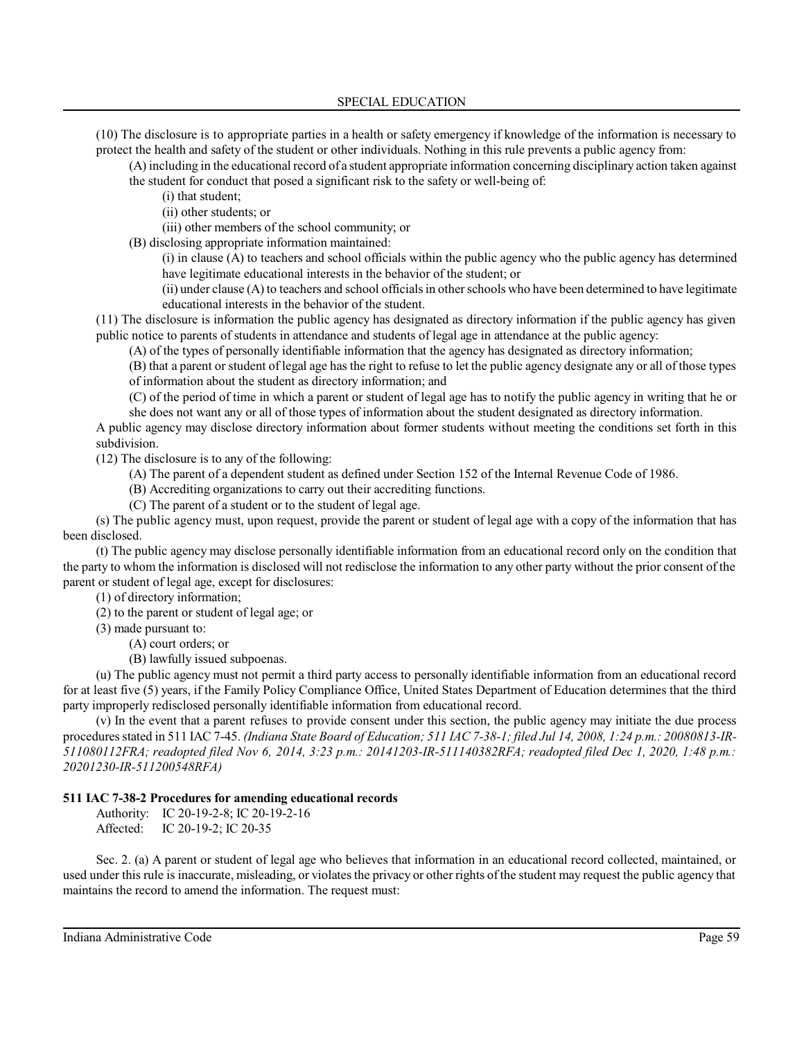(10) The disclosure is to appropriate parties in a health or safety emergency if knowledge of the information is necessary to protect the health and safety of the student or other individuals. Nothing in this rule prevents a public agency from:

(A) including in the educational record of a student appropriate information concerning disciplinary action taken against the student for conduct that posed a significant risk to the safety or well-being of:

(i) that student;

(ii) other students; or

(iii) other members of the school community; or

(B) disclosing appropriate information maintained:

(i) in clause (A) to teachers and school officials within the public agency who the public agency has determined have legitimate educational interests in the behavior of the student; or

(ii) under clause (A) to teachers and school officials in other schools who have been determined to have legitimate educational interests in the behavior of the student.

(11) The disclosure is information the public agency has designated as directory information if the public agency has given public notice to parents of students in attendance and students of legal age in attendance at the public agency:

(A) of the types of personally identifiable information that the agency has designated as directory information;

(B) that a parent or student of legal age has the right to refuse to let the public agency designate any or all of those types of information about the student as directory information; and

(C) of the period of time in which a parent or student of legal age has to notify the public agency in writing that he or she does not want any or all of those types of information about the student designated as directory information.

A public agency may disclose directory information about former students without meeting the conditions set forth in this subdivision.

(12) The disclosure is to any of the following:

(A) The parent of a dependent student as defined under Section 152 of the Internal Revenue Code of 1986.

(B) Accrediting organizations to carry out their accrediting functions.

(C) The parent of a student or to the student of legal age.

(s) The public agency must, upon request, provide the parent or student of legal age with a copy of the information that has been disclosed.

(t) The public agency may disclose personally identifiable information from an educational record only on the condition that the party to whom the information is disclosed will not redisclose the information to any other party without the prior consent of the parent or student of legal age, except for disclosures:

(1) of directory information;

(2) to the parent or student of legal age; or

(3) made pursuant to:

(A) court orders; or

(B) lawfully issued subpoenas.

(u) The public agency must not permit a third party access to personally identifiable information from an educational record for at least five (5) years, if the Family Policy Compliance Office, United States Department of Education determines that the third party improperly redisclosed personally identifiable information from educational record.

(v) In the event that a parent refuses to provide consent under this section, the public agency may initiate the due process procedures stated in 511 IAC 7-45. *(Indiana State Board of Education; 511 IAC 7-38-1; filed Jul 14, 2008, 1:24 p.m.: 20080813-IR-511080112FRA; readopted filed Nov 6, 2014, 3:23 p.m.: 20141203-IR-511140382RFA; readopted filed Dec 1, 2020, 1:48 p.m.: 20201230-IR-511200548RFA)*

**511 IAC 7-38-2 Procedures for amending educational records**

Authority: IC 20-19-2-8; IC 20-19-2-16
Affected: IC 20-19-2; IC 20-35

Sec. 2. (a) A parent or student of legal age who believes that information in an educational record collected, maintained, or used under this rule is inaccurate, misleading, or violates the privacy or other rights of the student may request the public agency that maintains the record to amend the information. The request must: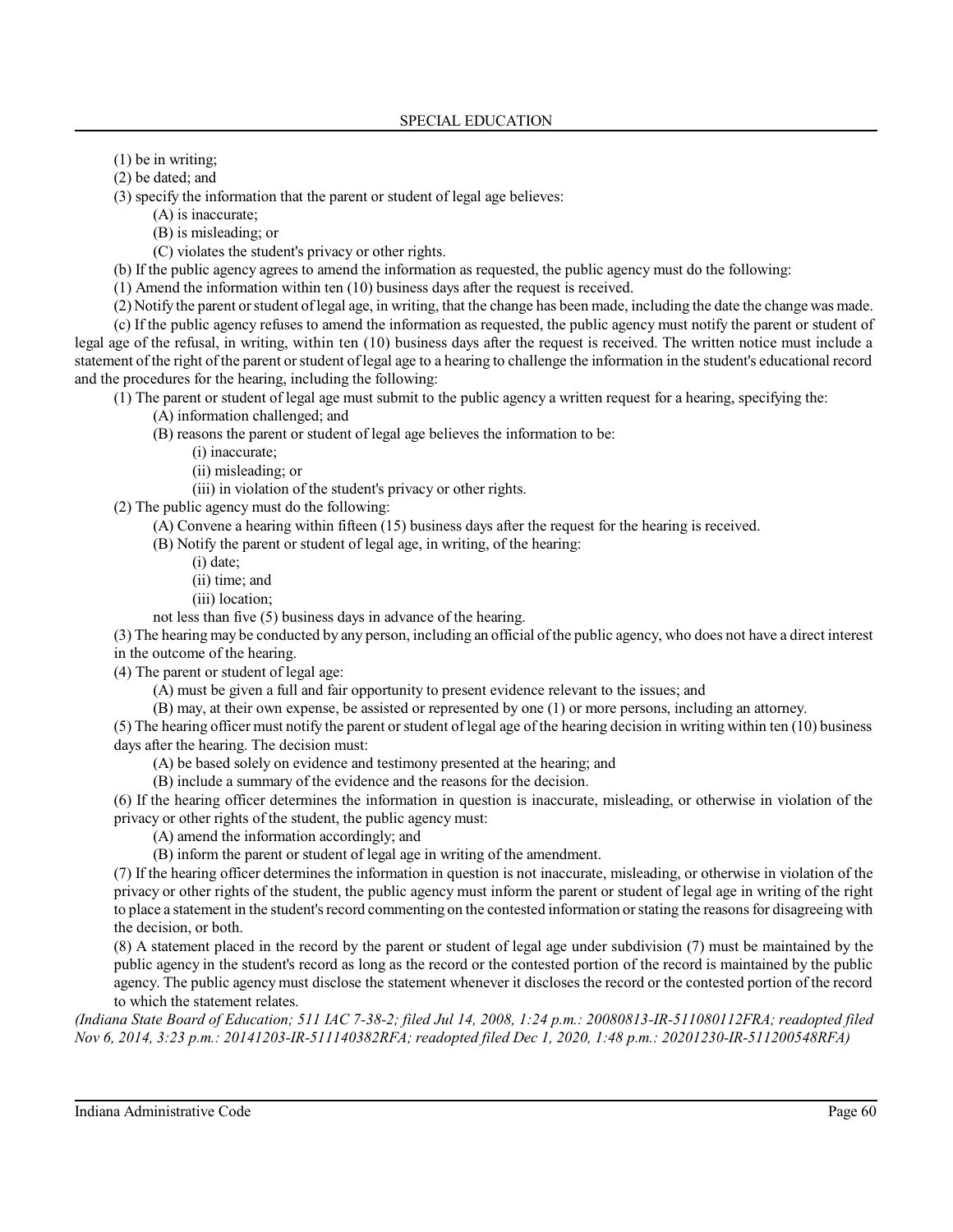(1) be in writing;

(2) be dated; and

(3) specify the information that the parent or student of legal age believes:

(A) is inaccurate;

(B) is misleading; or

(C) violates the student's privacy or other rights.

(b) If the public agency agrees to amend the information as requested, the public agency must do the following:

(1) Amend the information within ten (10) business days after the request is received.

(2) Notify the parent or student of legal age, in writing, that the change has been made, including the date the change was made.

(c) If the public agency refuses to amend the information as requested, the public agency must notify the parent or student of legal age of the refusal, in writing, within ten (10) business days after the request is received. The written notice must include a statement of the right of the parent or student of legal age to a hearing to challenge the information in the student's educational record and the procedures for the hearing, including the following:

(1) The parent or student of legal age must submit to the public agency a written request for a hearing, specifying the:

(A) information challenged; and

(B) reasons the parent or student of legal age believes the information to be:

(i) inaccurate;

(ii) misleading; or

(iii) in violation of the student's privacy or other rights.

(2) The public agency must do the following:

(A) Convene a hearing within fifteen (15) business days after the request for the hearing is received.

(B) Notify the parent or student of legal age, in writing, of the hearing:

(i) date;

(ii) time; and

(iii) location;

not less than five (5) business days in advance of the hearing.

(3) The hearing may be conducted by any person, including an official of the public agency, who does not have a direct interest in the outcome of the hearing.

(4) The parent or student of legal age:

(A) must be given a full and fair opportunity to present evidence relevant to the issues; and

(B) may, at their own expense, be assisted or represented by one (1) or more persons, including an attorney.

(5) The hearing officer must notify the parent or student of legal age of the hearing decision in writing within ten (10) business days after the hearing. The decision must:

(A) be based solely on evidence and testimony presented at the hearing; and

(B) include a summary of the evidence and the reasons for the decision.

(6) If the hearing officer determines the information in question is inaccurate, misleading, or otherwise in violation of the privacy or other rights of the student, the public agency must:

(A) amend the information accordingly; and

(B) inform the parent or student of legal age in writing of the amendment.

(7) If the hearing officer determines the information in question is not inaccurate, misleading, or otherwise in violation of the privacy or other rights of the student, the public agency must inform the parent or student of legal age in writing of the right to place a statement in the student's record commenting on the contested information or stating the reasons for disagreeing with the decision, or both.

(8) A statement placed in the record by the parent or student of legal age under subdivision (7) must be maintained by the public agency in the student's record as long as the record or the contested portion of the record is maintained by the public agency. The public agency must disclose the statement whenever it discloses the record or the contested portion of the record to which the statement relates.

*(Indiana State Board of Education; 511 IAC 7-38-2; filed Jul 14, 2008, 1:24 p.m.: 20080813-IR-511080112FRA; readopted filed Nov 6, 2014, 3:23 p.m.: 20141203-IR-511140382RFA; readopted filed Dec 1, 2020, 1:48 p.m.: 20201230-IR-511200548RFA)*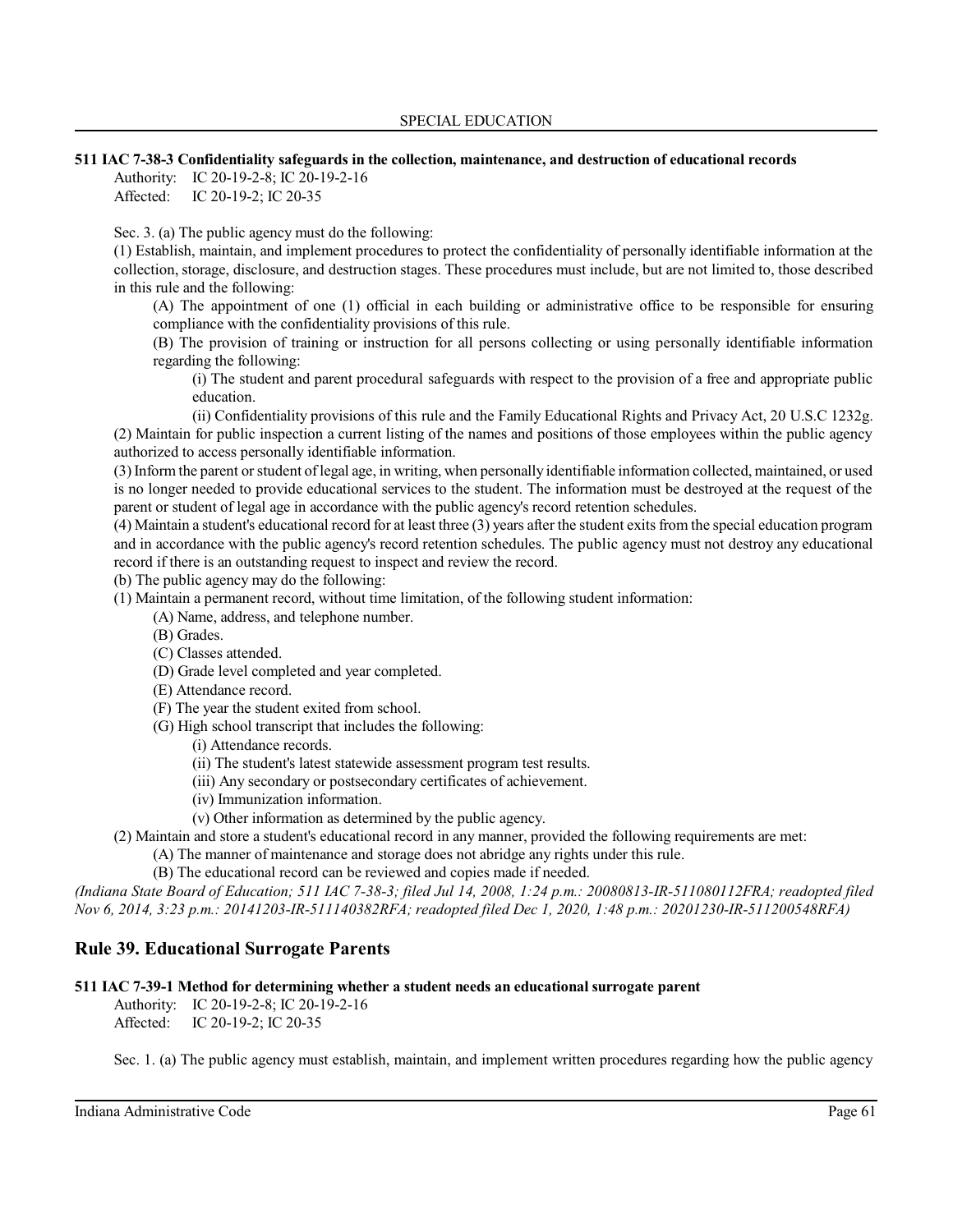**511 IAC 7-38-3 Confidentiality safeguards in the collection, maintenance, and destruction of educational records**

Authority: IC 20-19-2-8; IC 20-19-2-16
Affected: IC 20-19-2; IC 20-35

Sec. 3. (a) The public agency must do the following:

(1) Establish, maintain, and implement procedures to protect the confidentiality of personally identifiable information at the collection, storage, disclosure, and destruction stages. These procedures must include, but are not limited to, those described in this rule and the following:

(A) The appointment of one (1) official in each building or administrative office to be responsible for ensuring compliance with the confidentiality provisions of this rule.

(B) The provision of training or instruction for all persons collecting or using personally identifiable information regarding the following:

(i) The student and parent procedural safeguards with respect to the provision of a free and appropriate public education.

(ii) Confidentiality provisions of this rule and the Family Educational Rights and Privacy Act, 20 U.S.C 1232g.

(2) Maintain for public inspection a current listing of the names and positions of those employees within the public agency authorized to access personally identifiable information.

(3) Inform the parent or student of legal age, in writing, when personally identifiable information collected, maintained, or used is no longer needed to provide educational services to the student. The information must be destroyed at the request of the parent or student of legal age in accordance with the public agency's record retention schedules.

(4) Maintain a student's educational record for at least three (3) years after the student exits from the special education program and in accordance with the public agency's record retention schedules. The public agency must not destroy any educational record if there is an outstanding request to inspect and review the record.

(b) The public agency may do the following:

(1) Maintain a permanent record, without time limitation, of the following student information:

(A) Name, address, and telephone number.

(B) Grades.

(C) Classes attended.

(D) Grade level completed and year completed.

(E) Attendance record.

(F) The year the student exited from school.

(G) High school transcript that includes the following:

(i) Attendance records.

(ii) The student's latest statewide assessment program test results.

(iii) Any secondary or postsecondary certificates of achievement.

(iv) Immunization information.

(v) Other information as determined by the public agency.

(2) Maintain and store a student's educational record in any manner, provided the following requirements are met:

(A) The manner of maintenance and storage does not abridge any rights under this rule.

(B) The educational record can be reviewed and copies made if needed.

*(Indiana State Board of Education; 511 IAC 7-38-3; filed Jul 14, 2008, 1:24 p.m.: 20080813-IR-511080112FRA; readopted filed Nov 6, 2014, 3:23 p.m.: 20141203-IR-511140382RFA; readopted filed Dec 1, 2020, 1:48 p.m.: 20201230-IR-511200548RFA)*

## Rule 39. Educational Surrogate Parents

**511 IAC 7-39-1 Method for determining whether a student needs an educational surrogate parent**

Authority: IC 20-19-2-8; IC 20-19-2-16
Affected: IC 20-19-2; IC 20-35

Sec. 1. (a) The public agency must establish, maintain, and implement written procedures regarding how the public agency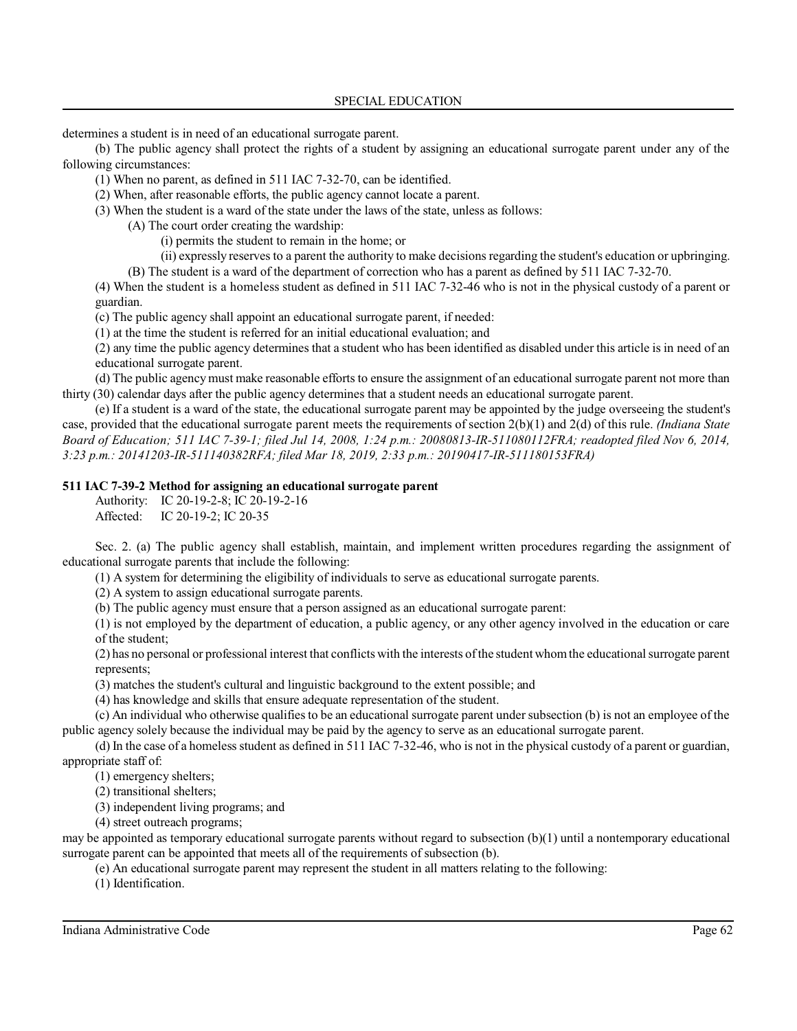determines a student is in need of an educational surrogate parent.

(b) The public agency shall protect the rights of a student by assigning an educational surrogate parent under any of the following circumstances:

(1) When no parent, as defined in 511 IAC 7-32-70, can be identified.

(2) When, after reasonable efforts, the public agency cannot locate a parent.

(3) When the student is a ward of the state under the laws of the state, unless as follows:

(A) The court order creating the wardship:

(i) permits the student to remain in the home; or

(ii) expressly reserves to a parent the authority to make decisions regarding the student's education or upbringing.

(B) The student is a ward of the department of correction who has a parent as defined by 511 IAC 7-32-70.

(4) When the student is a homeless student as defined in 511 IAC 7-32-46 who is not in the physical custody of a parent or guardian.

(c) The public agency shall appoint an educational surrogate parent, if needed:

(1) at the time the student is referred for an initial educational evaluation; and

(2) any time the public agency determines that a student who has been identified as disabled under this article is in need of an educational surrogate parent.

(d) The public agency must make reasonable efforts to ensure the assignment of an educational surrogate parent not more than thirty (30) calendar days after the public agency determines that a student needs an educational surrogate parent.

(e) If a student is a ward of the state, the educational surrogate parent may be appointed by the judge overseeing the student's case, provided that the educational surrogate parent meets the requirements of section 2(b)(1) and 2(d) of this rule. *(Indiana State Board of Education; 511 IAC 7-39-1; filed Jul 14, 2008, 1:24 p.m.: 20080813-IR-511080112FRA; readopted filed Nov 6, 2014, 3:23 p.m.: 20141203-IR-511140382RFA; filed Mar 18, 2019, 2:33 p.m.: 20190417-IR-511180153FRA)*

**511 IAC 7-39-2 Method for assigning an educational surrogate parent**

Authority: IC 20-19-2-8; IC 20-19-2-16

Affected: IC 20-19-2; IC 20-35

Sec. 2. (a) The public agency shall establish, maintain, and implement written procedures regarding the assignment of educational surrogate parents that include the following:

(1) A system for determining the eligibility of individuals to serve as educational surrogate parents.

(2) A system to assign educational surrogate parents.

(b) The public agency must ensure that a person assigned as an educational surrogate parent:

(1) is not employed by the department of education, a public agency, or any other agency involved in the education or care of the student;

(2) has no personal or professional interest that conflicts with the interests of the student whom the educational surrogate parent represents;

(3) matches the student's cultural and linguistic background to the extent possible; and

(4) has knowledge and skills that ensure adequate representation of the student.

(c) An individual who otherwise qualifies to be an educational surrogate parent under subsection (b) is not an employee of the public agency solely because the individual may be paid by the agency to serve as an educational surrogate parent.

(d) In the case of a homeless student as defined in 511 IAC 7-32-46, who is not in the physical custody of a parent or guardian, appropriate staff of:

(1) emergency shelters;

(2) transitional shelters;

(3) independent living programs; and

(4) street outreach programs;

may be appointed as temporary educational surrogate parents without regard to subsection (b)(1) until a nontemporary educational surrogate parent can be appointed that meets all of the requirements of subsection (b).

(e) An educational surrogate parent may represent the student in all matters relating to the following:

(1) Identification.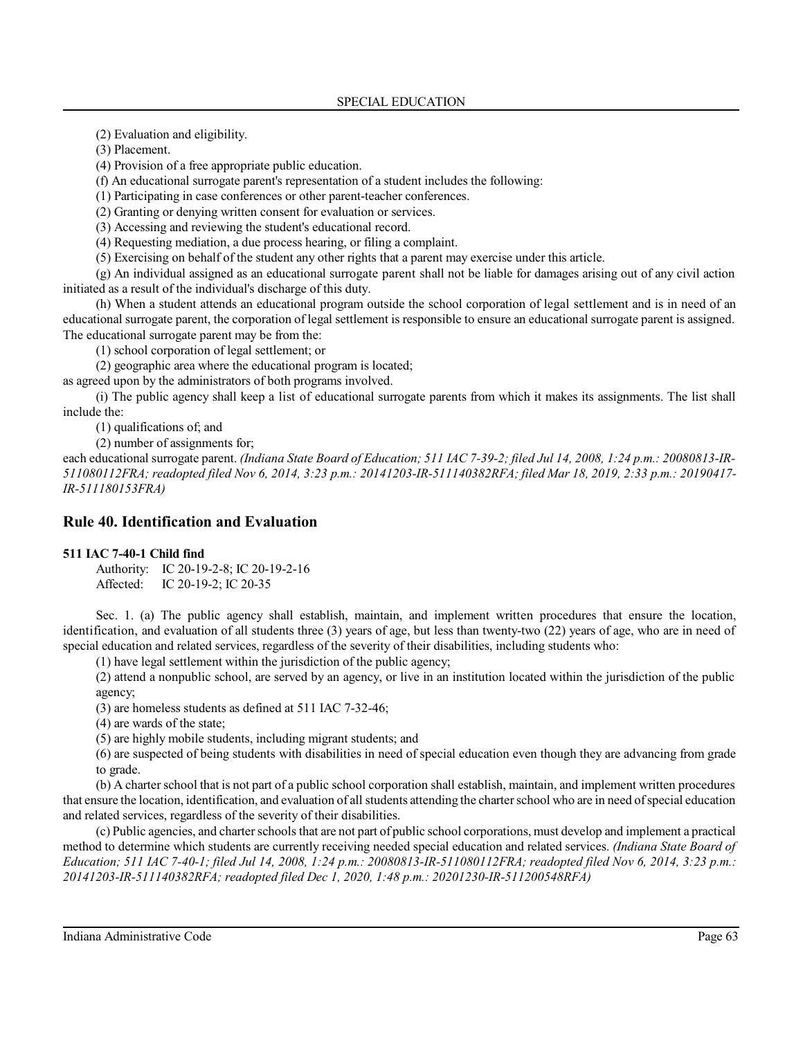(2) Evaluation and eligibility.

(3) Placement.

(4) Provision of a free appropriate public education.

(f) An educational surrogate parent's representation of a student includes the following:

(1) Participating in case conferences or other parent-teacher conferences.

(2) Granting or denying written consent for evaluation or services.

(3) Accessing and reviewing the student's educational record.

(4) Requesting mediation, a due process hearing, or filing a complaint.

(5) Exercising on behalf of the student any other rights that a parent may exercise under this article.

(g) An individual assigned as an educational surrogate parent shall not be liable for damages arising out of any civil action initiated as a result of the individual's discharge of this duty.

(h) When a student attends an educational program outside the school corporation of legal settlement and is in need of an educational surrogate parent, the corporation of legal settlement is responsible to ensure an educational surrogate parent is assigned. The educational surrogate parent may be from the:

(1) school corporation of legal settlement; or

(2) geographic area where the educational program is located;

as agreed upon by the administrators of both programs involved.

(i) The public agency shall keep a list of educational surrogate parents from which it makes its assignments. The list shall include the:

(1) qualifications of; and

(2) number of assignments for;

each educational surrogate parent. *(Indiana State Board of Education; 511 IAC 7-39-2; filed Jul 14, 2008, 1:24 p.m.: 20080813-IR-511080112FRA; readopted filed Nov 6, 2014, 3:23 p.m.: 20141203-IR-511140382RFA; filed Mar 18, 2019, 2:33 p.m.: 20190417-IR-511180153FRA)*

## Rule 40. Identification and Evaluation

**511 IAC 7-40-1 Child find**

Authority: IC 20-19-2-8; IC 20-19-2-16
Affected: IC 20-19-2; IC 20-35

Sec. 1. (a) The public agency shall establish, maintain, and implement written procedures that ensure the location, identification, and evaluation of all students three (3) years of age, but less than twenty-two (22) years of age, who are in need of special education and related services, regardless of the severity of their disabilities, including students who:

(1) have legal settlement within the jurisdiction of the public agency;

(2) attend a nonpublic school, are served by an agency, or live in an institution located within the jurisdiction of the public agency;

(3) are homeless students as defined at 511 IAC 7-32-46;

(4) are wards of the state;

(5) are highly mobile students, including migrant students; and

(6) are suspected of being students with disabilities in need of special education even though they are advancing from grade to grade.

(b) A charter school that is not part of a public school corporation shall establish, maintain, and implement written procedures that ensure the location, identification, and evaluation of all students attending the charter school who are in need of special education and related services, regardless of the severity of their disabilities.

(c) Public agencies, and charter schools that are not part of public school corporations, must develop and implement a practical method to determine which students are currently receiving needed special education and related services. *(Indiana State Board of Education; 511 IAC 7-40-1; filed Jul 14, 2008, 1:24 p.m.: 20080813-IR-511080112FRA; readopted filed Nov 6, 2014, 3:23 p.m.: 20141203-IR-511140382RFA; readopted filed Dec 1, 2020, 1:48 p.m.: 20201230-IR-511200548RFA)*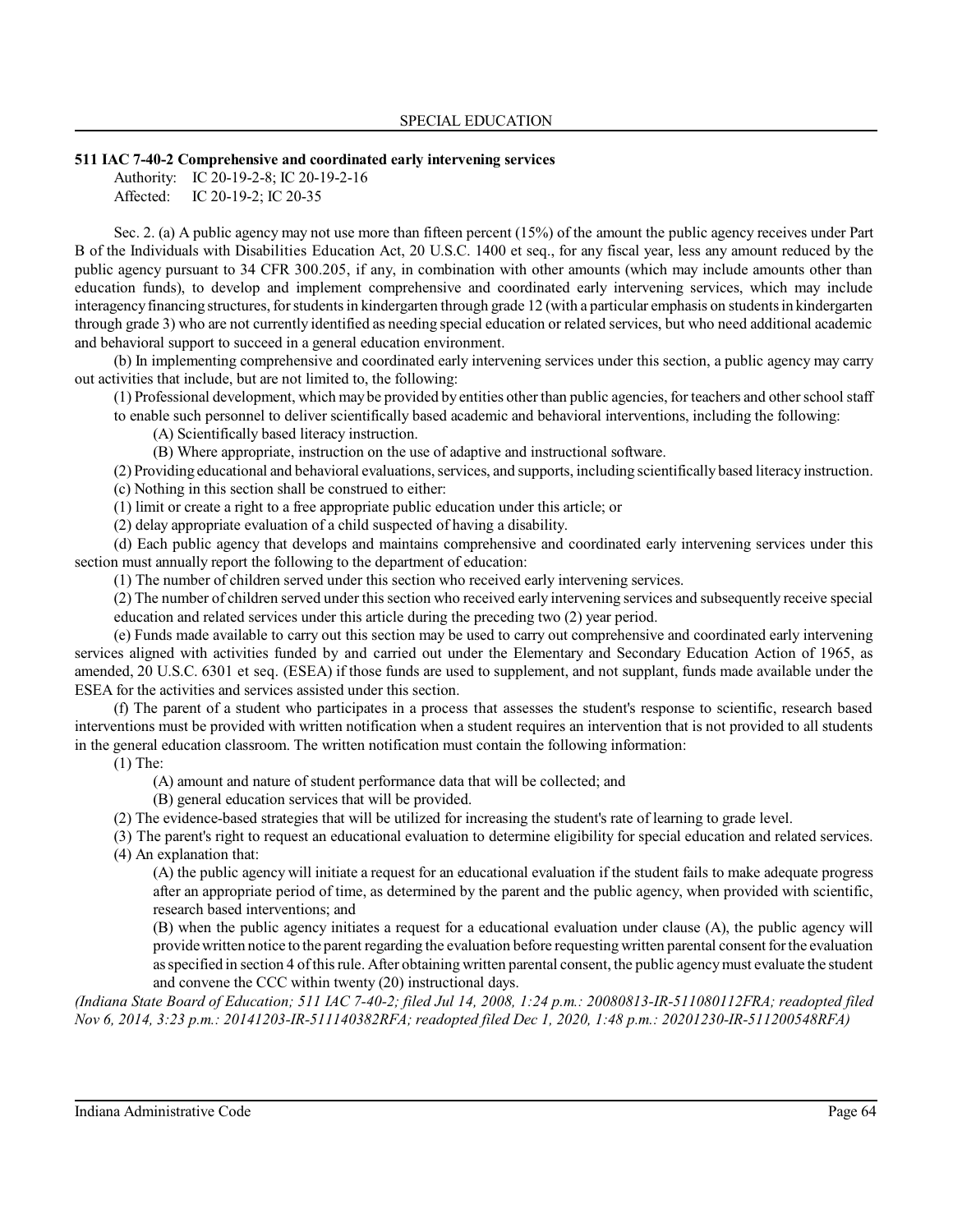**511 IAC 7-40-2 Comprehensive and coordinated early intervening services**

Authority: IC 20-19-2-8; IC 20-19-2-16
Affected: IC 20-19-2; IC 20-35

Sec. 2. (a) A public agency may not use more than fifteen percent (15%) of the amount the public agency receives under Part B of the Individuals with Disabilities Education Act, 20 U.S.C. 1400 et seq., for any fiscal year, less any amount reduced by the public agency pursuant to 34 CFR 300.205, if any, in combination with other amounts (which may include amounts other than education funds), to develop and implement comprehensive and coordinated early intervening services, which may include interagency financing structures, for students in kindergarten through grade 12 (with a particular emphasis on students in kindergarten through grade 3) who are not currently identified as needing special education or related services, but who need additional academic and behavioral support to succeed in a general education environment.

(b) In implementing comprehensive and coordinated early intervening services under this section, a public agency may carry out activities that include, but are not limited to, the following:

(1) Professional development, which may be provided by entities other than public agencies, for teachers and other school staff to enable such personnel to deliver scientifically based academic and behavioral interventions, including the following:

(A) Scientifically based literacy instruction.

(B) Where appropriate, instruction on the use of adaptive and instructional software.

(2) Providing educational and behavioral evaluations, services, and supports, including scientifically based literacy instruction.

(c) Nothing in this section shall be construed to either:

(1) limit or create a right to a free appropriate public education under this article; or

(2) delay appropriate evaluation of a child suspected of having a disability.

(d) Each public agency that develops and maintains comprehensive and coordinated early intervening services under this section must annually report the following to the department of education:

(1) The number of children served under this section who received early intervening services.

(2) The number of children served under this section who received early intervening services and subsequently receive special education and related services under this article during the preceding two (2) year period.

(e) Funds made available to carry out this section may be used to carry out comprehensive and coordinated early intervening services aligned with activities funded by and carried out under the Elementary and Secondary Education Action of 1965, as amended, 20 U.S.C. 6301 et seq. (ESEA) if those funds are used to supplement, and not supplant, funds made available under the ESEA for the activities and services assisted under this section.

(f) The parent of a student who participates in a process that assesses the student's response to scientific, research based interventions must be provided with written notification when a student requires an intervention that is not provided to all students in the general education classroom. The written notification must contain the following information:

(1) The:

(A) amount and nature of student performance data that will be collected; and

(B) general education services that will be provided.

(2) The evidence-based strategies that will be utilized for increasing the student's rate of learning to grade level.

(3) The parent's right to request an educational evaluation to determine eligibility for special education and related services.

(4) An explanation that:

(A) the public agency will initiate a request for an educational evaluation if the student fails to make adequate progress after an appropriate period of time, as determined by the parent and the public agency, when provided with scientific, research based interventions; and

(B) when the public agency initiates a request for a educational evaluation under clause (A), the public agency will provide written notice to the parent regarding the evaluation before requesting written parental consent for the evaluation as specified in section 4 of this rule. After obtaining written parental consent, the public agency must evaluate the student and convene the CCC within twenty (20) instructional days.

*(Indiana State Board of Education; 511 IAC 7-40-2; filed Jul 14, 2008, 1:24 p.m.: 20080813-IR-511080112FRA; readopted filed Nov 6, 2014, 3:23 p.m.: 20141203-IR-511140382RFA; readopted filed Dec 1, 2020, 1:48 p.m.: 20201230-IR-511200548RFA)*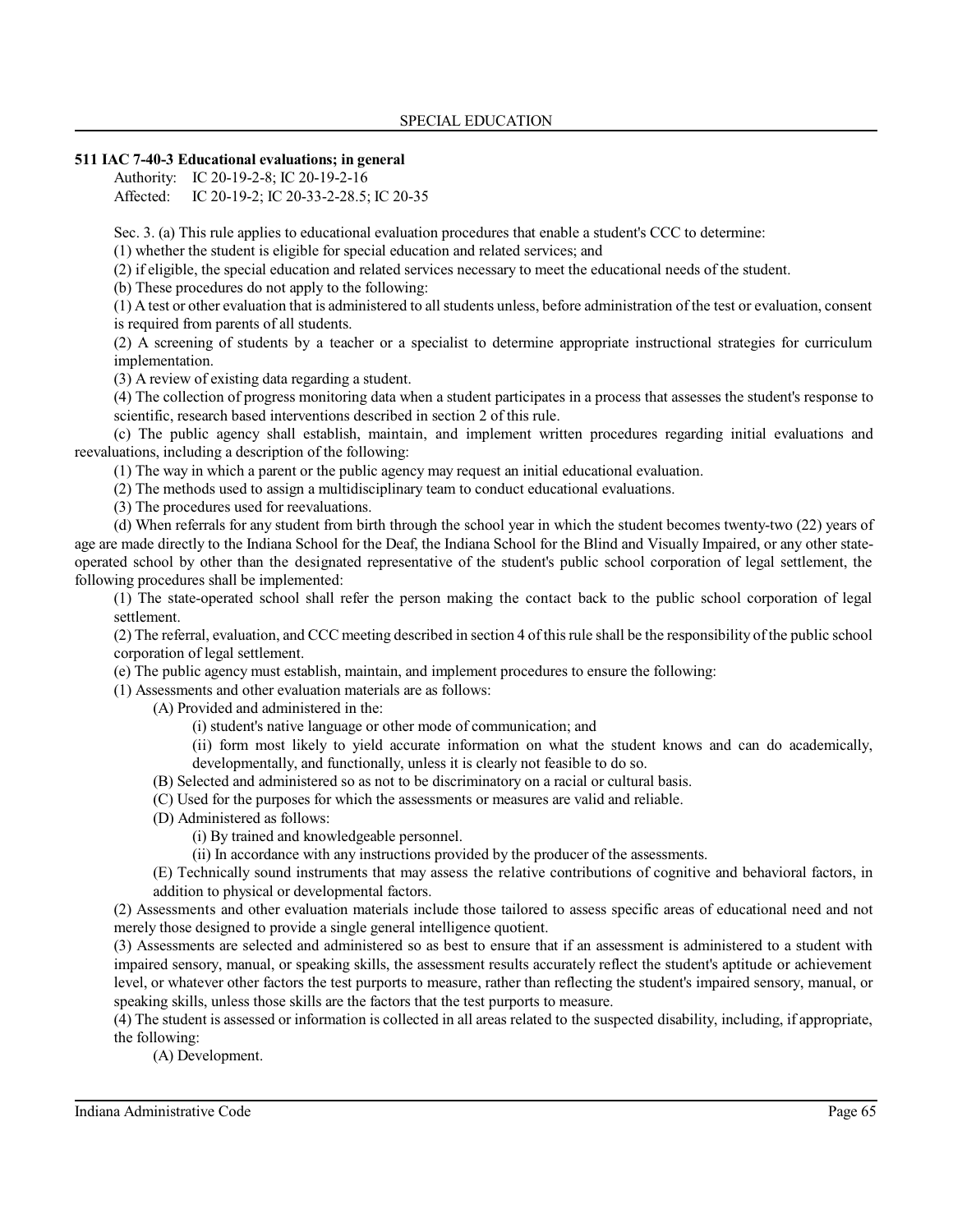**511 IAC 7-40-3 Educational evaluations; in general**

Authority: IC 20-19-2-8; IC 20-19-2-16
Affected: IC 20-19-2; IC 20-33-2-28.5; IC 20-35

Sec. 3. (a) This rule applies to educational evaluation procedures that enable a student's CCC to determine:

(1) whether the student is eligible for special education and related services; and

(2) if eligible, the special education and related services necessary to meet the educational needs of the student.

(b) These procedures do not apply to the following:

(1) A test or other evaluation that is administered to all students unless, before administration of the test or evaluation, consent is required from parents of all students.

(2) A screening of students by a teacher or a specialist to determine appropriate instructional strategies for curriculum implementation.

(3) A review of existing data regarding a student.

(4) The collection of progress monitoring data when a student participates in a process that assesses the student's response to scientific, research based interventions described in section 2 of this rule.

(c) The public agency shall establish, maintain, and implement written procedures regarding initial evaluations and reevaluations, including a description of the following:

(1) The way in which a parent or the public agency may request an initial educational evaluation.

(2) The methods used to assign a multidisciplinary team to conduct educational evaluations.

(3) The procedures used for reevaluations.

(d) When referrals for any student from birth through the school year in which the student becomes twenty-two (22) years of age are made directly to the Indiana School for the Deaf, the Indiana School for the Blind and Visually Impaired, or any other state-operated school by other than the designated representative of the student's public school corporation of legal settlement, the following procedures shall be implemented:

(1) The state-operated school shall refer the person making the contact back to the public school corporation of legal settlement.

(2) The referral, evaluation, and CCC meeting described in section 4 of this rule shall be the responsibility of the public school corporation of legal settlement.

(e) The public agency must establish, maintain, and implement procedures to ensure the following:

(1) Assessments and other evaluation materials are as follows:

(A) Provided and administered in the:

(i) student's native language or other mode of communication; and

(ii) form most likely to yield accurate information on what the student knows and can do academically, developmentally, and functionally, unless it is clearly not feasible to do so.

(B) Selected and administered so as not to be discriminatory on a racial or cultural basis.

(C) Used for the purposes for which the assessments or measures are valid and reliable.

(D) Administered as follows:

(i) By trained and knowledgeable personnel.

(ii) In accordance with any instructions provided by the producer of the assessments.

(E) Technically sound instruments that may assess the relative contributions of cognitive and behavioral factors, in addition to physical or developmental factors.

(2) Assessments and other evaluation materials include those tailored to assess specific areas of educational need and not merely those designed to provide a single general intelligence quotient.

(3) Assessments are selected and administered so as best to ensure that if an assessment is administered to a student with impaired sensory, manual, or speaking skills, the assessment results accurately reflect the student's aptitude or achievement level, or whatever other factors the test purports to measure, rather than reflecting the student's impaired sensory, manual, or speaking skills, unless those skills are the factors that the test purports to measure.

(4) The student is assessed or information is collected in all areas related to the suspected disability, including, if appropriate, the following:

(A) Development.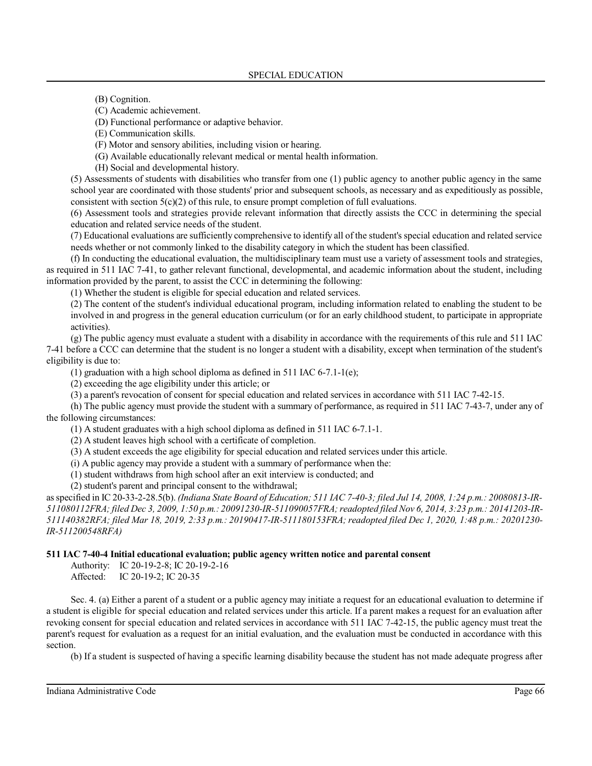(B) Cognition.

(C) Academic achievement.

(D) Functional performance or adaptive behavior.

(E) Communication skills.

(F) Motor and sensory abilities, including vision or hearing.

(G) Available educationally relevant medical or mental health information.

(H) Social and developmental history.

(5) Assessments of students with disabilities who transfer from one (1) public agency to another public agency in the same school year are coordinated with those students' prior and subsequent schools, as necessary and as expeditiously as possible, consistent with section 5(c)(2) of this rule, to ensure prompt completion of full evaluations.

(6) Assessment tools and strategies provide relevant information that directly assists the CCC in determining the special education and related service needs of the student.

(7) Educational evaluations are sufficiently comprehensive to identify all of the student's special education and related service needs whether or not commonly linked to the disability category in which the student has been classified.

(f) In conducting the educational evaluation, the multidisciplinary team must use a variety of assessment tools and strategies, as required in 511 IAC 7-41, to gather relevant functional, developmental, and academic information about the student, including information provided by the parent, to assist the CCC in determining the following:

(1) Whether the student is eligible for special education and related services.

(2) The content of the student's individual educational program, including information related to enabling the student to be involved in and progress in the general education curriculum (or for an early childhood student, to participate in appropriate activities).

(g) The public agency must evaluate a student with a disability in accordance with the requirements of this rule and 511 IAC 7-41 before a CCC can determine that the student is no longer a student with a disability, except when termination of the student's eligibility is due to:

(1) graduation with a high school diploma as defined in 511 IAC 6-7.1-1(e);

(2) exceeding the age eligibility under this article; or

(3) a parent's revocation of consent for special education and related services in accordance with 511 IAC 7-42-15.

(h) The public agency must provide the student with a summary of performance, as required in 511 IAC 7-43-7, under any of the following circumstances:

(1) A student graduates with a high school diploma as defined in 511 IAC 6-7.1-1.

(2) A student leaves high school with a certificate of completion.

(3) A student exceeds the age eligibility for special education and related services under this article.

(i) A public agency may provide a student with a summary of performance when the:

(1) student withdraws from high school after an exit interview is conducted; and

(2) student's parent and principal consent to the withdrawal;

as specified in IC 20-33-2-28.5(b). *(Indiana State Board of Education; 511 IAC 7-40-3; filed Jul 14, 2008, 1:24 p.m.: 20080813-IR-511080112FRA; filed Dec 3, 2009, 1:50 p.m.: 20091230-IR-511090057FRA; readopted filed Nov 6, 2014, 3:23 p.m.: 20141203-IR-511140382RFA; filed Mar 18, 2019, 2:33 p.m.: 20190417-IR-511180153FRA; readopted filed Dec 1, 2020, 1:48 p.m.: 20201230-IR-511200548RFA)*

**511 IAC 7-40-4 Initial educational evaluation; public agency written notice and parental consent**

Authority: IC 20-19-2-8; IC 20-19-2-16
Affected: IC 20-19-2; IC 20-35

Sec. 4. (a) Either a parent of a student or a public agency may initiate a request for an educational evaluation to determine if a student is eligible for special education and related services under this article. If a parent makes a request for an evaluation after revoking consent for special education and related services in accordance with 511 IAC 7-42-15, the public agency must treat the parent's request for evaluation as a request for an initial evaluation, and the evaluation must be conducted in accordance with this section.

(b) If a student is suspected of having a specific learning disability because the student has not made adequate progress after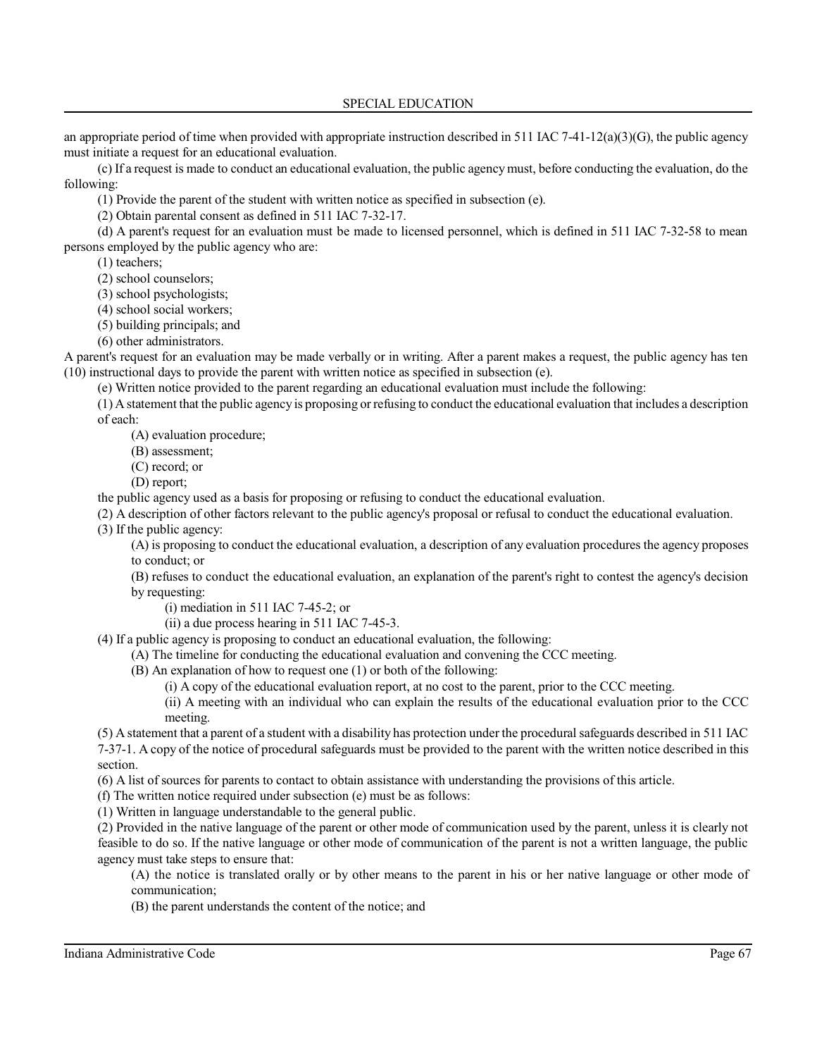an appropriate period of time when provided with appropriate instruction described in 511 IAC 7-41-12(a)(3)(G), the public agency must initiate a request for an educational evaluation.

(c) If a request is made to conduct an educational evaluation, the public agency must, before conducting the evaluation, do the following:

(1) Provide the parent of the student with written notice as specified in subsection (e).

(2) Obtain parental consent as defined in 511 IAC 7-32-17.

(d) A parent's request for an evaluation must be made to licensed personnel, which is defined in 511 IAC 7-32-58 to mean persons employed by the public agency who are:

(1) teachers;

(2) school counselors;

(3) school psychologists;

(4) school social workers;

(5) building principals; and

(6) other administrators.

A parent's request for an evaluation may be made verbally or in writing. After a parent makes a request, the public agency has ten (10) instructional days to provide the parent with written notice as specified in subsection (e).

(e) Written notice provided to the parent regarding an educational evaluation must include the following:

(1) A statement that the public agency is proposing or refusing to conduct the educational evaluation that includes a description of each:

(A) evaluation procedure;

(B) assessment;

(C) record; or

(D) report;

the public agency used as a basis for proposing or refusing to conduct the educational evaluation.

(2) A description of other factors relevant to the public agency's proposal or refusal to conduct the educational evaluation.

(3) If the public agency:

(A) is proposing to conduct the educational evaluation, a description of any evaluation procedures the agency proposes to conduct; or

(B) refuses to conduct the educational evaluation, an explanation of the parent's right to contest the agency's decision by requesting:

(i) mediation in 511 IAC 7-45-2; or

(ii) a due process hearing in 511 IAC 7-45-3.

(4) If a public agency is proposing to conduct an educational evaluation, the following:

(A) The timeline for conducting the educational evaluation and convening the CCC meeting.

(B) An explanation of how to request one (1) or both of the following:

(i) A copy of the educational evaluation report, at no cost to the parent, prior to the CCC meeting.

(ii) A meeting with an individual who can explain the results of the educational evaluation prior to the CCC meeting.

(5) A statement that a parent of a student with a disability has protection under the procedural safeguards described in 511 IAC 7-37-1. A copy of the notice of procedural safeguards must be provided to the parent with the written notice described in this section.

(6) A list of sources for parents to contact to obtain assistance with understanding the provisions of this article.

(f) The written notice required under subsection (e) must be as follows:

(1) Written in language understandable to the general public.

(2) Provided in the native language of the parent or other mode of communication used by the parent, unless it is clearly not feasible to do so. If the native language or other mode of communication of the parent is not a written language, the public agency must take steps to ensure that:

(A) the notice is translated orally or by other means to the parent in his or her native language or other mode of communication;

(B) the parent understands the content of the notice; and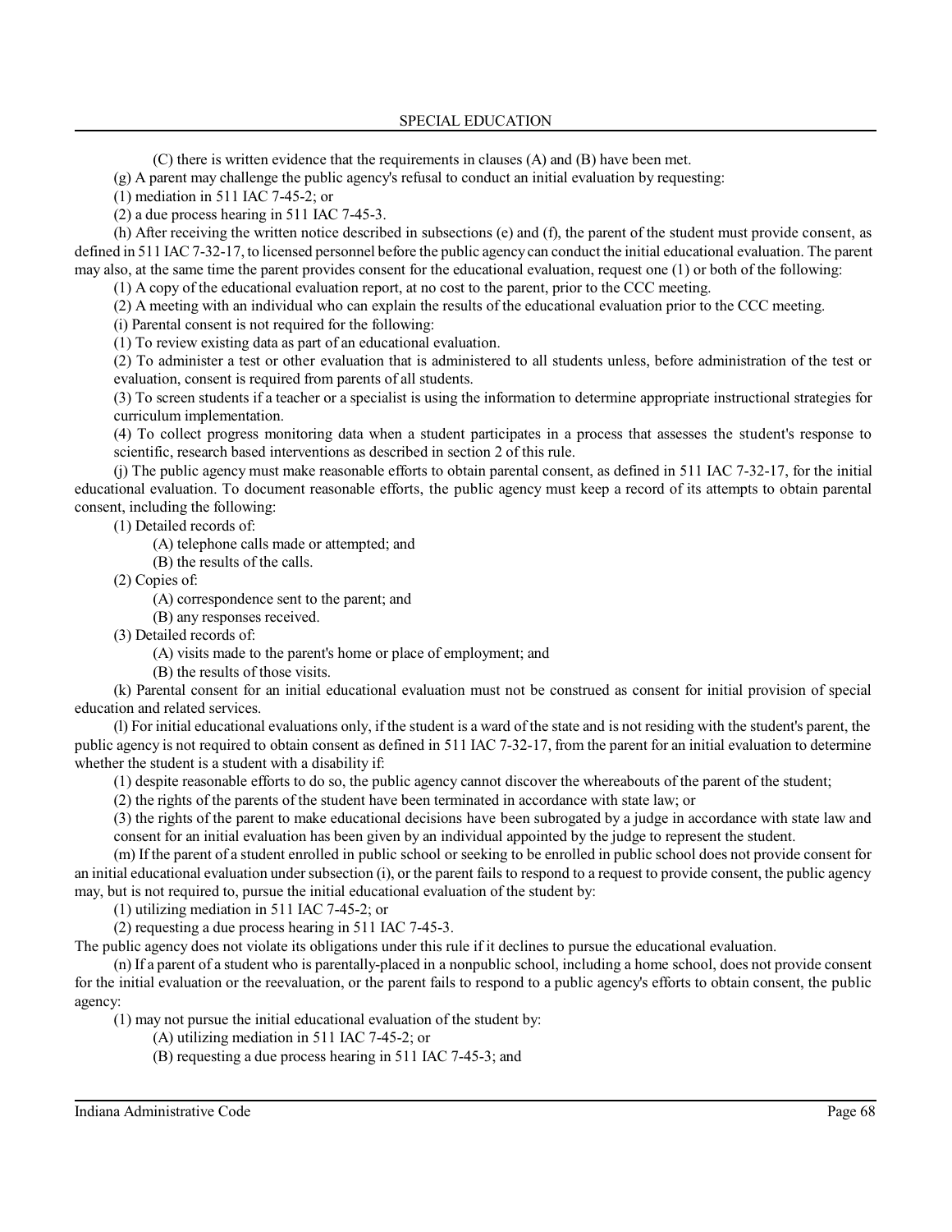(C) there is written evidence that the requirements in clauses (A) and (B) have been met.

(g) A parent may challenge the public agency's refusal to conduct an initial evaluation by requesting:

(1) mediation in 511 IAC 7-45-2; or

(2) a due process hearing in 511 IAC 7-45-3.

(h) After receiving the written notice described in subsections (e) and (f), the parent of the student must provide consent, as defined in 511 IAC 7-32-17, to licensed personnel before the public agency can conduct the initial educational evaluation. The parent may also, at the same time the parent provides consent for the educational evaluation, request one (1) or both of the following:

(1) A copy of the educational evaluation report, at no cost to the parent, prior to the CCC meeting.

(2) A meeting with an individual who can explain the results of the educational evaluation prior to the CCC meeting.

(i) Parental consent is not required for the following:

(1) To review existing data as part of an educational evaluation.

(2) To administer a test or other evaluation that is administered to all students unless, before administration of the test or evaluation, consent is required from parents of all students.

(3) To screen students if a teacher or a specialist is using the information to determine appropriate instructional strategies for curriculum implementation.

(4) To collect progress monitoring data when a student participates in a process that assesses the student's response to scientific, research based interventions as described in section 2 of this rule.

(j) The public agency must make reasonable efforts to obtain parental consent, as defined in 511 IAC 7-32-17, for the initial educational evaluation. To document reasonable efforts, the public agency must keep a record of its attempts to obtain parental consent, including the following:

(1) Detailed records of:

(A) telephone calls made or attempted; and

(B) the results of the calls.

(2) Copies of:

(A) correspondence sent to the parent; and

(B) any responses received.

(3) Detailed records of:

(A) visits made to the parent's home or place of employment; and

(B) the results of those visits.

(k) Parental consent for an initial educational evaluation must not be construed as consent for initial provision of special education and related services.

(l) For initial educational evaluations only, if the student is a ward of the state and is not residing with the student's parent, the public agency is not required to obtain consent as defined in 511 IAC 7-32-17, from the parent for an initial evaluation to determine whether the student is a student with a disability if:

(1) despite reasonable efforts to do so, the public agency cannot discover the whereabouts of the parent of the student;

(2) the rights of the parents of the student have been terminated in accordance with state law; or

(3) the rights of the parent to make educational decisions have been subrogated by a judge in accordance with state law and consent for an initial evaluation has been given by an individual appointed by the judge to represent the student.

(m) If the parent of a student enrolled in public school or seeking to be enrolled in public school does not provide consent for an initial educational evaluation under subsection (i), or the parent fails to respond to a request to provide consent, the public agency may, but is not required to, pursue the initial educational evaluation of the student by:

(1) utilizing mediation in 511 IAC 7-45-2; or

(2) requesting a due process hearing in 511 IAC 7-45-3.

The public agency does not violate its obligations under this rule if it declines to pursue the educational evaluation.

(n) If a parent of a student who is parentally-placed in a nonpublic school, including a home school, does not provide consent for the initial evaluation or the reevaluation, or the parent fails to respond to a public agency's efforts to obtain consent, the public agency:

(1) may not pursue the initial educational evaluation of the student by:

(A) utilizing mediation in 511 IAC 7-45-2; or

(B) requesting a due process hearing in 511 IAC 7-45-3; and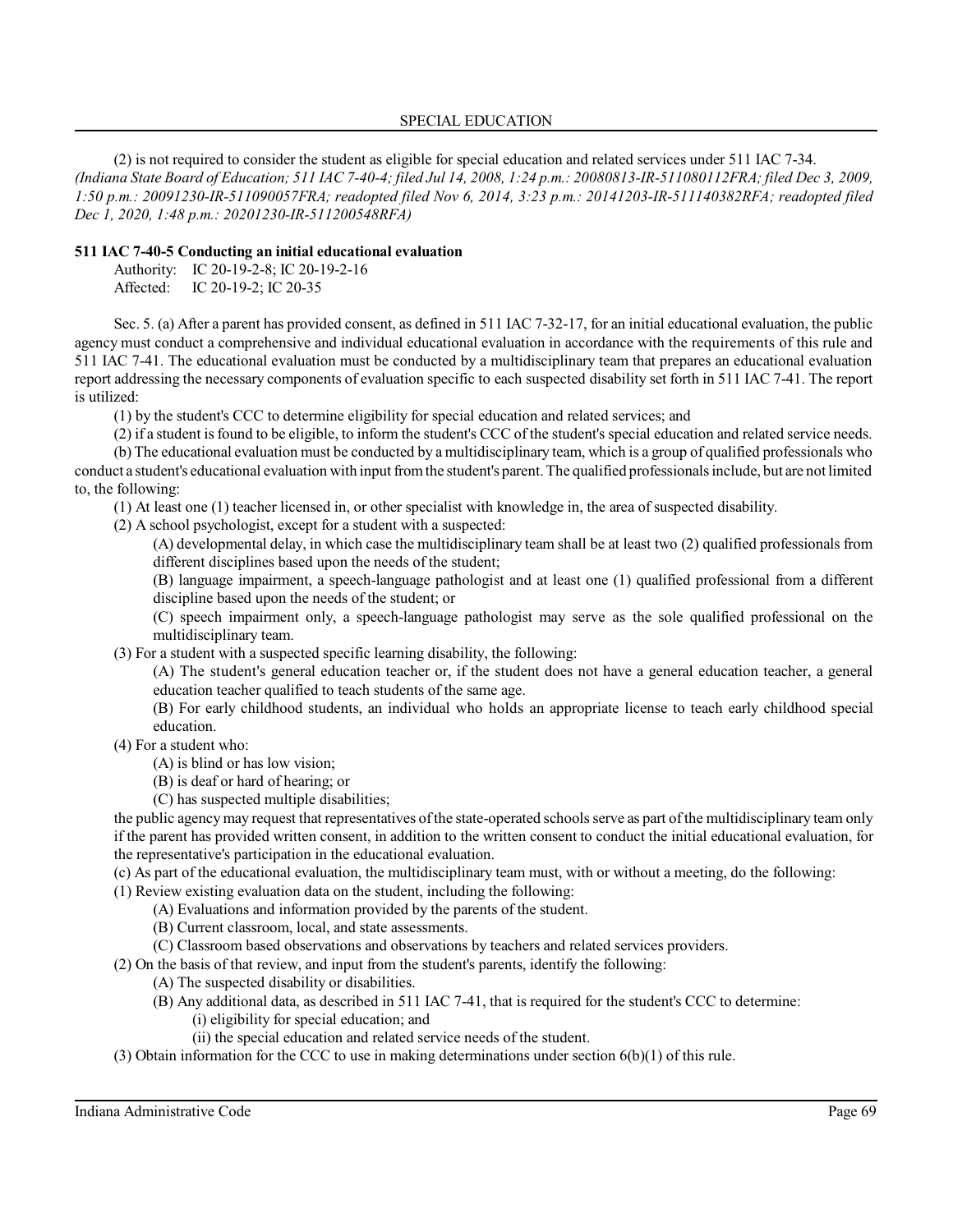(2) is not required to consider the student as eligible for special education and related services under 511 IAC 7-34.

*(Indiana State Board of Education; 511 IAC 7-40-4; filed Jul 14, 2008, 1:24 p.m.: 20080813-IR-511080112FRA; filed Dec 3, 2009, 1:50 p.m.: 20091230-IR-511090057FRA; readopted filed Nov 6, 2014, 3:23 p.m.: 20141203-IR-511140382RFA; readopted filed Dec 1, 2020, 1:48 p.m.: 20201230-IR-511200548RFA)*

**511 IAC 7-40-5 Conducting an initial educational evaluation**

Authority: IC 20-19-2-8; IC 20-19-2-16
Affected: IC 20-19-2; IC 20-35

Sec. 5. (a) After a parent has provided consent, as defined in 511 IAC 7-32-17, for an initial educational evaluation, the public agency must conduct a comprehensive and individual educational evaluation in accordance with the requirements of this rule and 511 IAC 7-41. The educational evaluation must be conducted by a multidisciplinary team that prepares an educational evaluation report addressing the necessary components of evaluation specific to each suspected disability set forth in 511 IAC 7-41. The report is utilized:

(1) by the student's CCC to determine eligibility for special education and related services; and

(2) if a student is found to be eligible, to inform the student's CCC of the student's special education and related service needs.

(b) The educational evaluation must be conducted by a multidisciplinary team, which is a group of qualified professionals who conduct a student's educational evaluation with input from the student's parent. The qualified professionals include, but are not limited to, the following:

(1) At least one (1) teacher licensed in, or other specialist with knowledge in, the area of suspected disability.

(2) A school psychologist, except for a student with a suspected:

(A) developmental delay, in which case the multidisciplinary team shall be at least two (2) qualified professionals from different disciplines based upon the needs of the student;

(B) language impairment, a speech-language pathologist and at least one (1) qualified professional from a different discipline based upon the needs of the student; or

(C) speech impairment only, a speech-language pathologist may serve as the sole qualified professional on the multidisciplinary team.

(3) For a student with a suspected specific learning disability, the following:

(A) The student's general education teacher or, if the student does not have a general education teacher, a general education teacher qualified to teach students of the same age.

(B) For early childhood students, an individual who holds an appropriate license to teach early childhood special education.

(4) For a student who:

(A) is blind or has low vision;

(B) is deaf or hard of hearing; or

(C) has suspected multiple disabilities;

the public agency may request that representatives of the state-operated schools serve as part of the multidisciplinary team only if the parent has provided written consent, in addition to the written consent to conduct the initial educational evaluation, for the representative's participation in the educational evaluation.

(c) As part of the educational evaluation, the multidisciplinary team must, with or without a meeting, do the following:

(1) Review existing evaluation data on the student, including the following:

(A) Evaluations and information provided by the parents of the student.

(B) Current classroom, local, and state assessments.

(C) Classroom based observations and observations by teachers and related services providers.

(2) On the basis of that review, and input from the student's parents, identify the following:

(A) The suspected disability or disabilities.

(B) Any additional data, as described in 511 IAC 7-41, that is required for the student's CCC to determine:

(i) eligibility for special education; and

(ii) the special education and related service needs of the student.

(3) Obtain information for the CCC to use in making determinations under section 6(b)(1) of this rule.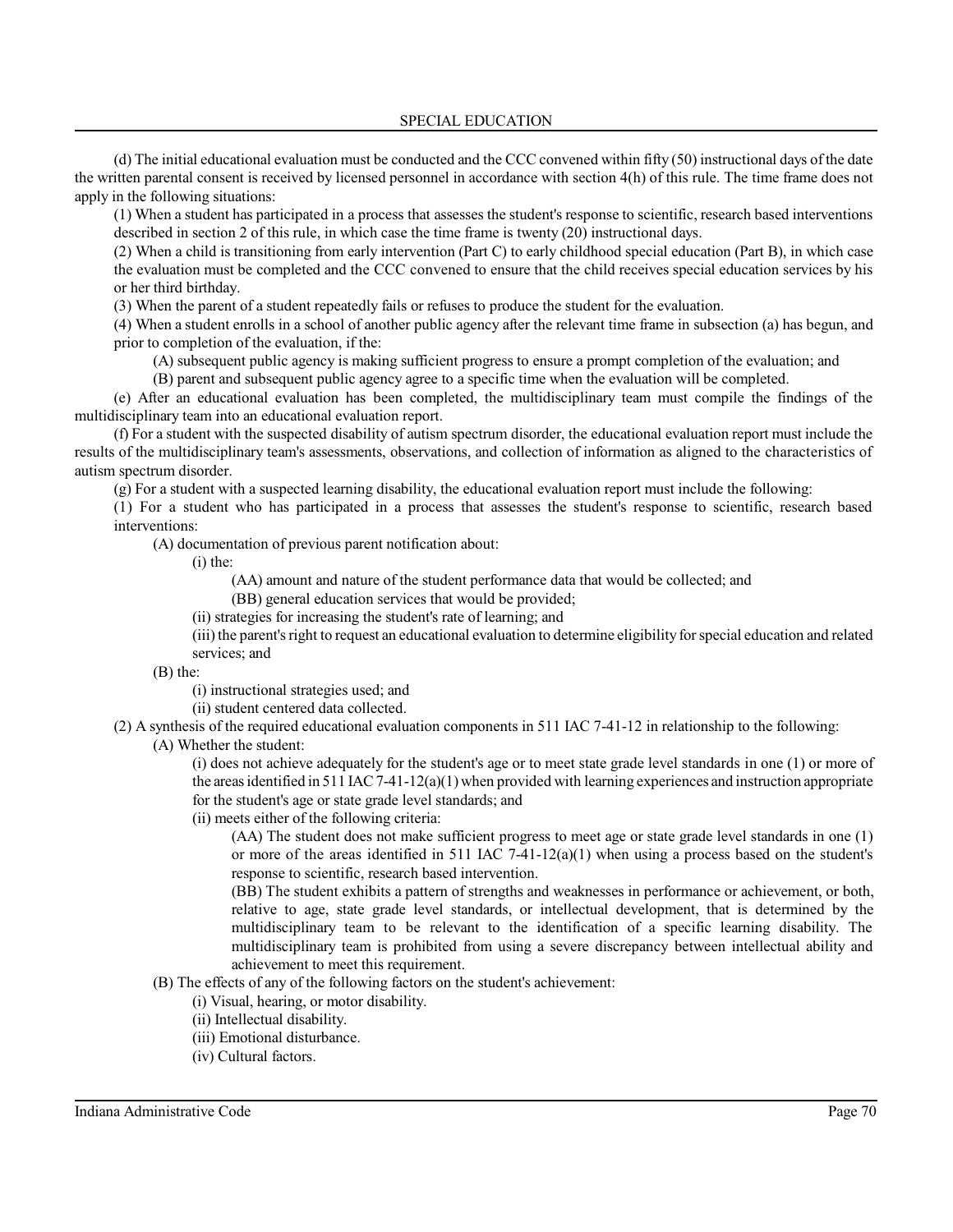(d) The initial educational evaluation must be conducted and the CCC convened within fifty (50) instructional days of the date the written parental consent is received by licensed personnel in accordance with section 4(h) of this rule. The time frame does not apply in the following situations:

(1) When a student has participated in a process that assesses the student's response to scientific, research based interventions described in section 2 of this rule, in which case the time frame is twenty (20) instructional days.

(2) When a child is transitioning from early intervention (Part C) to early childhood special education (Part B), in which case the evaluation must be completed and the CCC convened to ensure that the child receives special education services by his or her third birthday.

(3) When the parent of a student repeatedly fails or refuses to produce the student for the evaluation.

(4) When a student enrolls in a school of another public agency after the relevant time frame in subsection (a) has begun, and prior to completion of the evaluation, if the:

- (A) subsequent public agency is making sufficient progress to ensure a prompt completion of the evaluation; and
- (B) parent and subsequent public agency agree to a specific time when the evaluation will be completed.

(e) After an educational evaluation has been completed, the multidisciplinary team must compile the findings of the multidisciplinary team into an educational evaluation report.

(f) For a student with the suspected disability of autism spectrum disorder, the educational evaluation report must include the results of the multidisciplinary team's assessments, observations, and collection of information as aligned to the characteristics of autism spectrum disorder.

(g) For a student with a suspected learning disability, the educational evaluation report must include the following:

(1) For a student who has participated in a process that assesses the student's response to scientific, research based interventions:

- (A) documentation of previous parent notification about:
  - (i) the:
    - (AA) amount and nature of the student performance data that would be collected; and
    - (BB) general education services that would be provided;
  - (ii) strategies for increasing the student's rate of learning; and
  - (iii) the parent's right to request an educational evaluation to determine eligibility for special education and related services; and
- (B) the:
  - (i) instructional strategies used; and
  - (ii) student centered data collected.

(2) A synthesis of the required educational evaluation components in 511 IAC 7-41-12 in relationship to the following:

- (A) Whether the student:
  - (i) does not achieve adequately for the student's age or to meet state grade level standards in one (1) or more of the areas identified in 511 IAC 7-41-12(a)(1) when provided with learning experiences and instruction appropriate for the student's age or state grade level standards; and
  - (ii) meets either of the following criteria:
    - (AA) The student does not make sufficient progress to meet age or state grade level standards in one (1) or more of the areas identified in 511 IAC 7-41-12(a)(1) when using a process based on the student's response to scientific, research based intervention.
    - (BB) The student exhibits a pattern of strengths and weaknesses in performance or achievement, or both, relative to age, state grade level standards, or intellectual development, that is determined by the multidisciplinary team to be relevant to the identification of a specific learning disability. The multidisciplinary team is prohibited from using a severe discrepancy between intellectual ability and achievement to meet this requirement.
- (B) The effects of any of the following factors on the student's achievement:
  - (i) Visual, hearing, or motor disability.
  - (ii) Intellectual disability.
  - (iii) Emotional disturbance.
  - (iv) Cultural factors.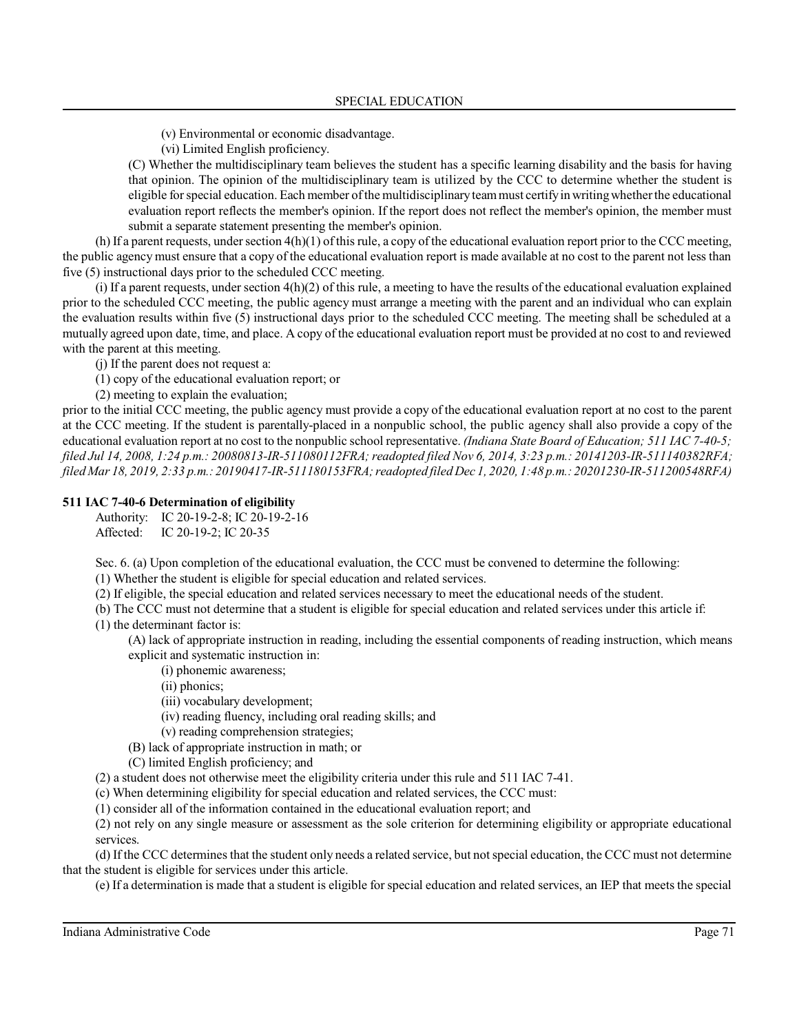(v) Environmental or economic disadvantage.

(vi) Limited English proficiency.

(C) Whether the multidisciplinary team believes the student has a specific learning disability and the basis for having that opinion. The opinion of the multidisciplinary team is utilized by the CCC to determine whether the student is eligible for special education. Each member of the multidisciplinary team must certify in writing whether the educational evaluation report reflects the member's opinion. If the report does not reflect the member's opinion, the member must submit a separate statement presenting the member's opinion.

(h) If a parent requests, under section 4(h)(1) of this rule, a copy of the educational evaluation report prior to the CCC meeting, the public agency must ensure that a copy of the educational evaluation report is made available at no cost to the parent not less than five (5) instructional days prior to the scheduled CCC meeting.

(i) If a parent requests, under section 4(h)(2) of this rule, a meeting to have the results of the educational evaluation explained prior to the scheduled CCC meeting, the public agency must arrange a meeting with the parent and an individual who can explain the evaluation results within five (5) instructional days prior to the scheduled CCC meeting. The meeting shall be scheduled at a mutually agreed upon date, time, and place. A copy of the educational evaluation report must be provided at no cost to and reviewed with the parent at this meeting.

(j) If the parent does not request a:

(1) copy of the educational evaluation report; or

(2) meeting to explain the evaluation;

prior to the initial CCC meeting, the public agency must provide a copy of the educational evaluation report at no cost to the parent at the CCC meeting. If the student is parentally-placed in a nonpublic school, the public agency shall also provide a copy of the educational evaluation report at no cost to the nonpublic school representative. *(Indiana State Board of Education; 511 IAC 7-40-5; filed Jul 14, 2008, 1:24 p.m.: 20080813-IR-511080112FRA; readopted filed Nov 6, 2014, 3:23 p.m.: 20141203-IR-511140382RFA; filed Mar 18, 2019, 2:33 p.m.: 20190417-IR-511180153FRA; readopted filed Dec 1, 2020, 1:48 p.m.: 20201230-IR-511200548RFA)*

**511 IAC 7-40-6 Determination of eligibility**

Authority: IC 20-19-2-8; IC 20-19-2-16
Affected: IC 20-19-2; IC 20-35

Sec. 6. (a) Upon completion of the educational evaluation, the CCC must be convened to determine the following:

(1) Whether the student is eligible for special education and related services.

(2) If eligible, the special education and related services necessary to meet the educational needs of the student.

(b) The CCC must not determine that a student is eligible for special education and related services under this article if:

(1) the determinant factor is:

(A) lack of appropriate instruction in reading, including the essential components of reading instruction, which means explicit and systematic instruction in:

(i) phonemic awareness;

(ii) phonics;

(iii) vocabulary development;

(iv) reading fluency, including oral reading skills; and

(v) reading comprehension strategies;

(B) lack of appropriate instruction in math; or

(C) limited English proficiency; and

(2) a student does not otherwise meet the eligibility criteria under this rule and 511 IAC 7-41.

(c) When determining eligibility for special education and related services, the CCC must:

(1) consider all of the information contained in the educational evaluation report; and

(2) not rely on any single measure or assessment as the sole criterion for determining eligibility or appropriate educational services.

(d) If the CCC determines that the student only needs a related service, but not special education, the CCC must not determine that the student is eligible for services under this article.

(e) If a determination is made that a student is eligible for special education and related services, an IEP that meets the special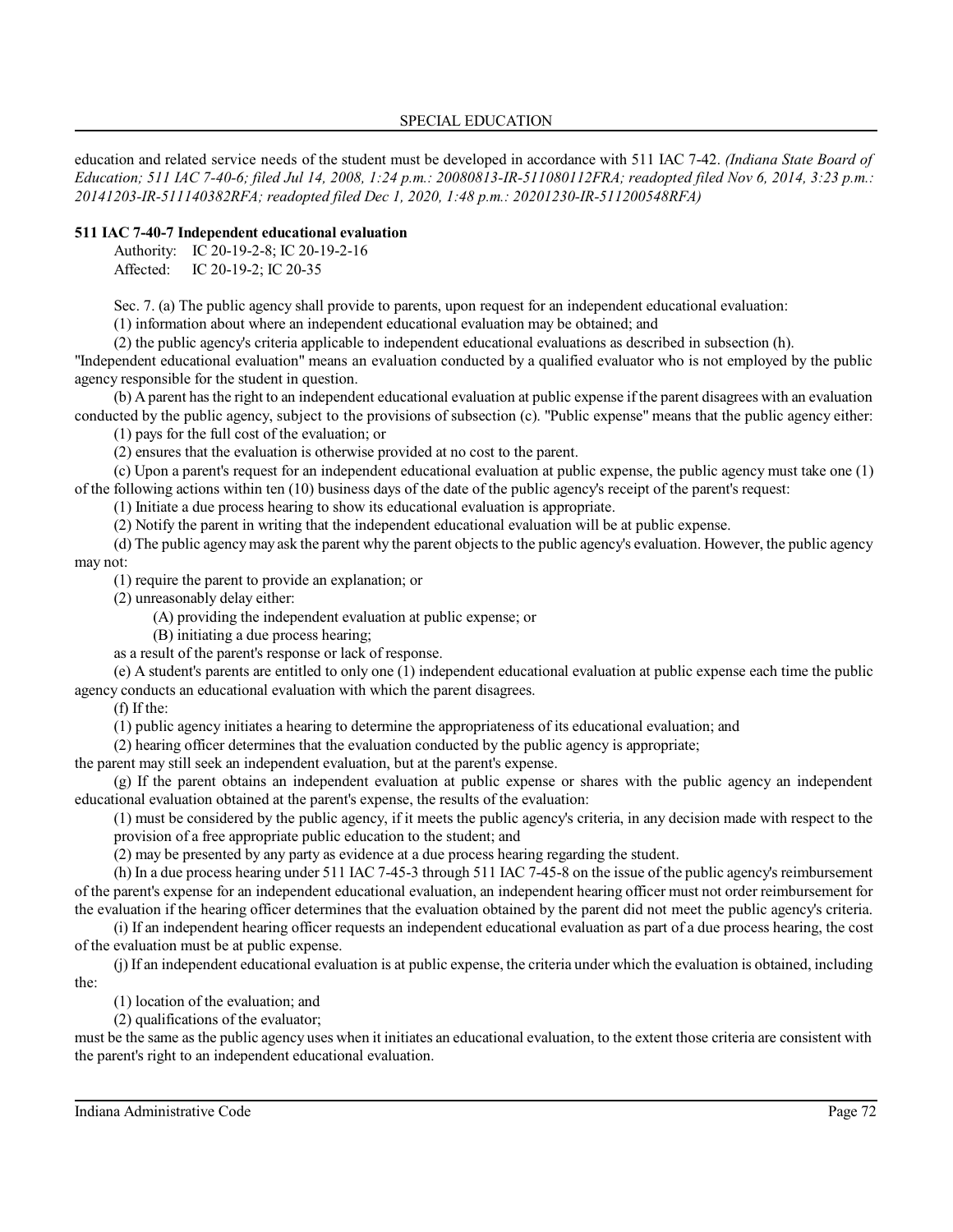education and related service needs of the student must be developed in accordance with 511 IAC 7-42. *(Indiana State Board of Education; 511 IAC 7-40-6; filed Jul 14, 2008, 1:24 p.m.: 20080813-IR-511080112FRA; readopted filed Nov 6, 2014, 3:23 p.m.: 20141203-IR-511140382RFA; readopted filed Dec 1, 2020, 1:48 p.m.: 20201230-IR-511200548RFA)*

**511 IAC 7-40-7 Independent educational evaluation**

Authority: IC 20-19-2-8; IC 20-19-2-16
Affected: IC 20-19-2; IC 20-35

Sec. 7. (a) The public agency shall provide to parents, upon request for an independent educational evaluation:

(1) information about where an independent educational evaluation may be obtained; and

(2) the public agency's criteria applicable to independent educational evaluations as described in subsection (h).

"Independent educational evaluation" means an evaluation conducted by a qualified evaluator who is not employed by the public agency responsible for the student in question.

(b) A parent has the right to an independent educational evaluation at public expense if the parent disagrees with an evaluation conducted by the public agency, subject to the provisions of subsection (c). "Public expense" means that the public agency either:

(1) pays for the full cost of the evaluation; or

(2) ensures that the evaluation is otherwise provided at no cost to the parent.

(c) Upon a parent's request for an independent educational evaluation at public expense, the public agency must take one (1) of the following actions within ten (10) business days of the date of the public agency's receipt of the parent's request:

(1) Initiate a due process hearing to show its educational evaluation is appropriate.

(2) Notify the parent in writing that the independent educational evaluation will be at public expense.

(d) The public agency may ask the parent why the parent objects to the public agency's evaluation. However, the public agency may not:

(1) require the parent to provide an explanation; or

(2) unreasonably delay either:

(A) providing the independent evaluation at public expense; or

(B) initiating a due process hearing;

as a result of the parent's response or lack of response.

(e) A student's parents are entitled to only one (1) independent educational evaluation at public expense each time the public agency conducts an educational evaluation with which the parent disagrees.

(f) If the:

(1) public agency initiates a hearing to determine the appropriateness of its educational evaluation; and

(2) hearing officer determines that the evaluation conducted by the public agency is appropriate;

the parent may still seek an independent evaluation, but at the parent's expense.

(g) If the parent obtains an independent evaluation at public expense or shares with the public agency an independent educational evaluation obtained at the parent's expense, the results of the evaluation:

(1) must be considered by the public agency, if it meets the public agency's criteria, in any decision made with respect to the provision of a free appropriate public education to the student; and

(2) may be presented by any party as evidence at a due process hearing regarding the student.

(h) In a due process hearing under 511 IAC 7-45-3 through 511 IAC 7-45-8 on the issue of the public agency's reimbursement of the parent's expense for an independent educational evaluation, an independent hearing officer must not order reimbursement for the evaluation if the hearing officer determines that the evaluation obtained by the parent did not meet the public agency's criteria.

(i) If an independent hearing officer requests an independent educational evaluation as part of a due process hearing, the cost of the evaluation must be at public expense.

(j) If an independent educational evaluation is at public expense, the criteria under which the evaluation is obtained, including the:

(1) location of the evaluation; and

(2) qualifications of the evaluator;

must be the same as the public agency uses when it initiates an educational evaluation, to the extent those criteria are consistent with the parent's right to an independent educational evaluation.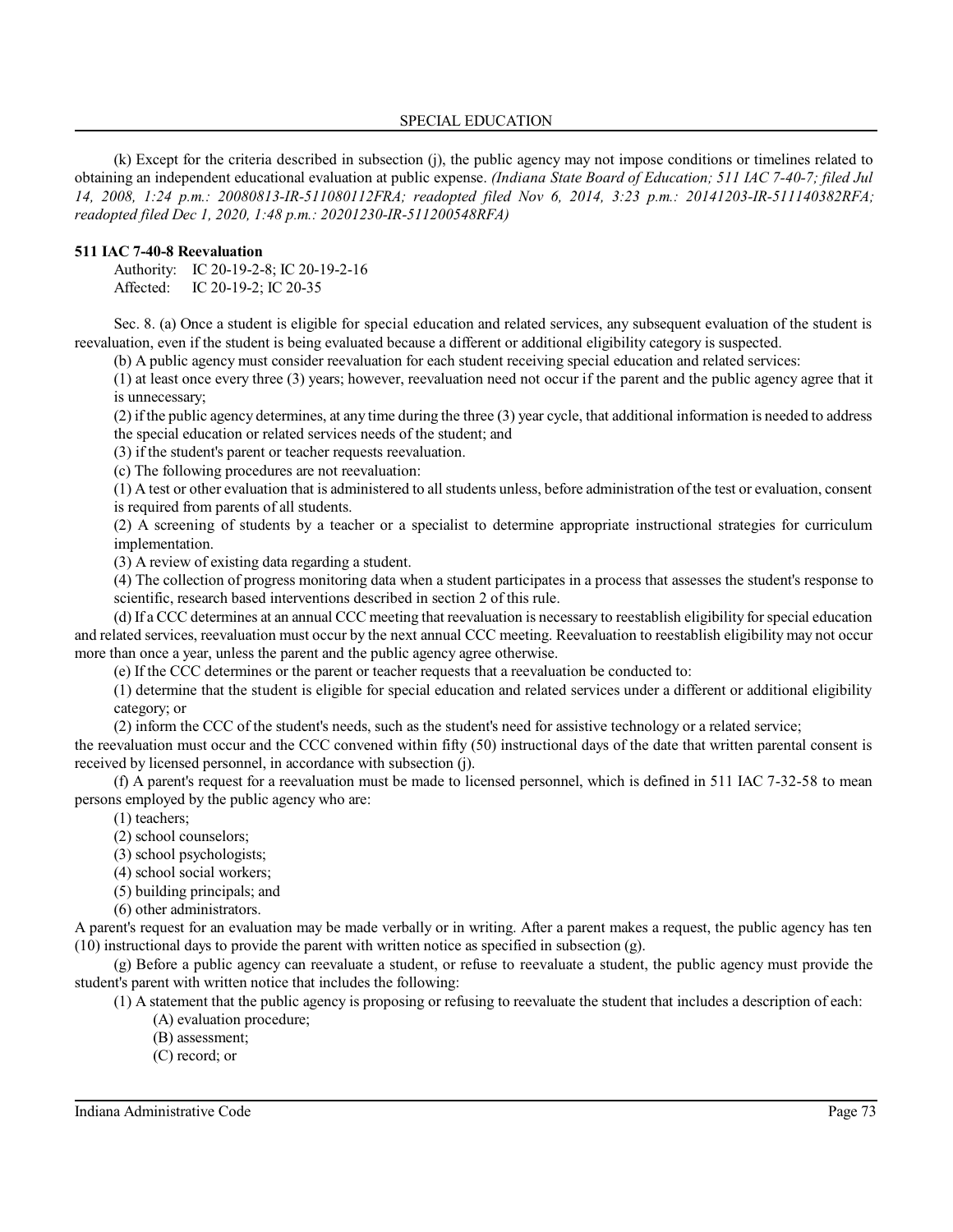(k) Except for the criteria described in subsection (j), the public agency may not impose conditions or timelines related to obtaining an independent educational evaluation at public expense. *(Indiana State Board of Education; 511 IAC 7-40-7; filed Jul 14, 2008, 1:24 p.m.: 20080813-IR-511080112FRA; readopted filed Nov 6, 2014, 3:23 p.m.: 20141203-IR-511140382RFA; readopted filed Dec 1, 2020, 1:48 p.m.: 20201230-IR-511200548RFA)*

**511 IAC 7-40-8 Reevaluation**

Authority: IC 20-19-2-8; IC 20-19-2-16
Affected: IC 20-19-2; IC 20-35

Sec. 8. (a) Once a student is eligible for special education and related services, any subsequent evaluation of the student is reevaluation, even if the student is being evaluated because a different or additional eligibility category is suspected.

(b) A public agency must consider reevaluation for each student receiving special education and related services:

(1) at least once every three (3) years; however, reevaluation need not occur if the parent and the public agency agree that it is unnecessary;

(2) if the public agency determines, at any time during the three (3) year cycle, that additional information is needed to address the special education or related services needs of the student; and

(3) if the student's parent or teacher requests reevaluation.

(c) The following procedures are not reevaluation:

(1) A test or other evaluation that is administered to all students unless, before administration of the test or evaluation, consent is required from parents of all students.

(2) A screening of students by a teacher or a specialist to determine appropriate instructional strategies for curriculum implementation.

(3) A review of existing data regarding a student.

(4) The collection of progress monitoring data when a student participates in a process that assesses the student's response to scientific, research based interventions described in section 2 of this rule.

(d) If a CCC determines at an annual CCC meeting that reevaluation is necessary to reestablish eligibility for special education and related services, reevaluation must occur by the next annual CCC meeting. Reevaluation to reestablish eligibility may not occur more than once a year, unless the parent and the public agency agree otherwise.

(e) If the CCC determines or the parent or teacher requests that a reevaluation be conducted to:

(1) determine that the student is eligible for special education and related services under a different or additional eligibility category; or

(2) inform the CCC of the student's needs, such as the student's need for assistive technology or a related service;

the reevaluation must occur and the CCC convened within fifty (50) instructional days of the date that written parental consent is received by licensed personnel, in accordance with subsection (j).

(f) A parent's request for a reevaluation must be made to licensed personnel, which is defined in 511 IAC 7-32-58 to mean persons employed by the public agency who are:

(1) teachers;

(2) school counselors;

(3) school psychologists;

(4) school social workers;

(5) building principals; and

(6) other administrators.

A parent's request for an evaluation may be made verbally or in writing. After a parent makes a request, the public agency has ten (10) instructional days to provide the parent with written notice as specified in subsection (g).

(g) Before a public agency can reevaluate a student, or refuse to reevaluate a student, the public agency must provide the student's parent with written notice that includes the following:

(1) A statement that the public agency is proposing or refusing to reevaluate the student that includes a description of each:

(A) evaluation procedure;

(B) assessment;

(C) record; or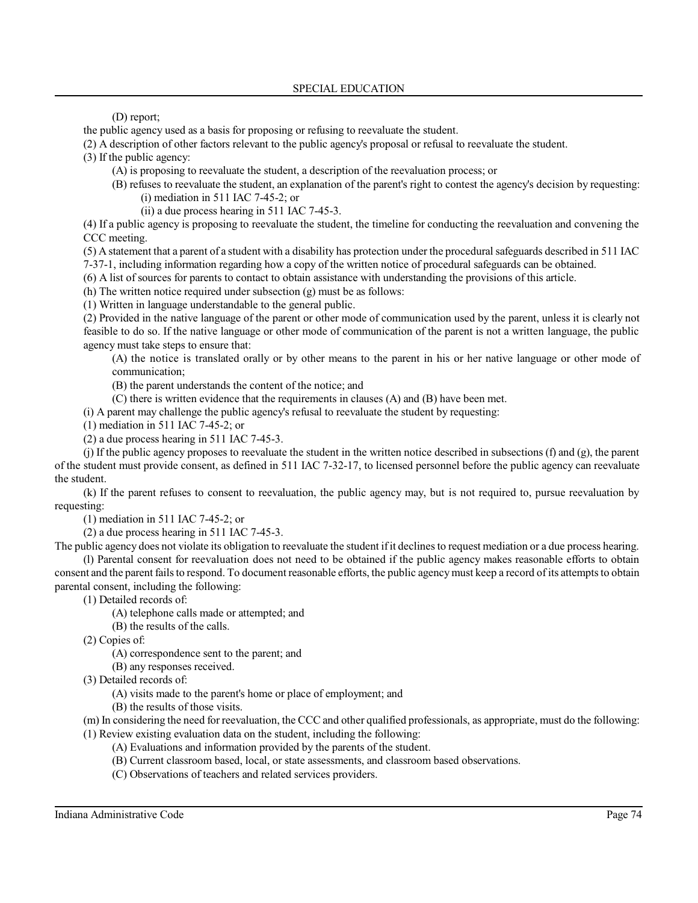(D) report;

the public agency used as a basis for proposing or refusing to reevaluate the student.

(2) A description of other factors relevant to the public agency's proposal or refusal to reevaluate the student.

(3) If the public agency:

(A) is proposing to reevaluate the student, a description of the reevaluation process; or

(B) refuses to reevaluate the student, an explanation of the parent's right to contest the agency's decision by requesting:

(i) mediation in 511 IAC 7-45-2; or

(ii) a due process hearing in 511 IAC 7-45-3.

(4) If a public agency is proposing to reevaluate the student, the timeline for conducting the reevaluation and convening the CCC meeting.

(5) A statement that a parent of a student with a disability has protection under the procedural safeguards described in 511 IAC 7-37-1, including information regarding how a copy of the written notice of procedural safeguards can be obtained.

(6) A list of sources for parents to contact to obtain assistance with understanding the provisions of this article.

(h) The written notice required under subsection (g) must be as follows:

(1) Written in language understandable to the general public.

(2) Provided in the native language of the parent or other mode of communication used by the parent, unless it is clearly not feasible to do so. If the native language or other mode of communication of the parent is not a written language, the public agency must take steps to ensure that:

(A) the notice is translated orally or by other means to the parent in his or her native language or other mode of communication;

(B) the parent understands the content of the notice; and

(C) there is written evidence that the requirements in clauses (A) and (B) have been met.

(i) A parent may challenge the public agency's refusal to reevaluate the student by requesting:

(1) mediation in 511 IAC 7-45-2; or

(2) a due process hearing in 511 IAC 7-45-3.

(j) If the public agency proposes to reevaluate the student in the written notice described in subsections (f) and (g), the parent of the student must provide consent, as defined in 511 IAC 7-32-17, to licensed personnel before the public agency can reevaluate the student.

(k) If the parent refuses to consent to reevaluation, the public agency may, but is not required to, pursue reevaluation by requesting:

(1) mediation in 511 IAC 7-45-2; or

(2) a due process hearing in 511 IAC 7-45-3.

The public agency does not violate its obligation to reevaluate the student if it declines to request mediation or a due process hearing.

(l) Parental consent for reevaluation does not need to be obtained if the public agency makes reasonable efforts to obtain consent and the parent fails to respond. To document reasonable efforts, the public agency must keep a record of its attempts to obtain parental consent, including the following:

(1) Detailed records of:

(A) telephone calls made or attempted; and

(B) the results of the calls.

(2) Copies of:

(A) correspondence sent to the parent; and

(B) any responses received.

(3) Detailed records of:

(A) visits made to the parent's home or place of employment; and

(B) the results of those visits.

(m) In considering the need for reevaluation, the CCC and other qualified professionals, as appropriate, must do the following:

(1) Review existing evaluation data on the student, including the following:

(A) Evaluations and information provided by the parents of the student.

(B) Current classroom based, local, or state assessments, and classroom based observations.

(C) Observations of teachers and related services providers.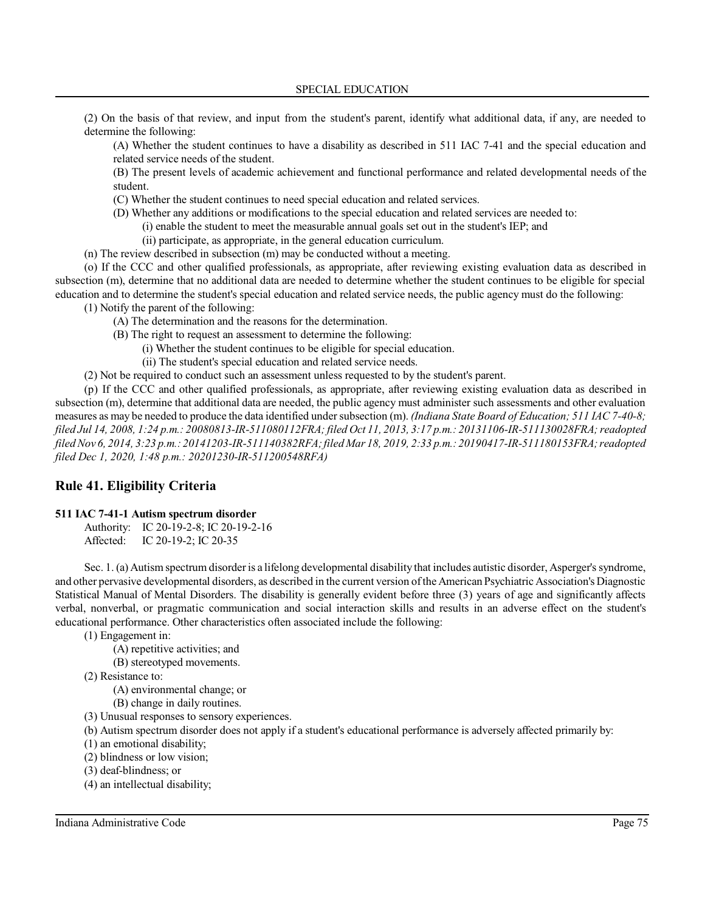(2) On the basis of that review, and input from the student's parent, identify what additional data, if any, are needed to determine the following:

(A) Whether the student continues to have a disability as described in 511 IAC 7-41 and the special education and related service needs of the student.

(B) The present levels of academic achievement and functional performance and related developmental needs of the student.

(C) Whether the student continues to need special education and related services.

(D) Whether any additions or modifications to the special education and related services are needed to:

(i) enable the student to meet the measurable annual goals set out in the student's IEP; and

(ii) participate, as appropriate, in the general education curriculum.

(n) The review described in subsection (m) may be conducted without a meeting.

(o) If the CCC and other qualified professionals, as appropriate, after reviewing existing evaluation data as described in subsection (m), determine that no additional data are needed to determine whether the student continues to be eligible for special education and to determine the student's special education and related service needs, the public agency must do the following:

(1) Notify the parent of the following:

(A) The determination and the reasons for the determination.

(B) The right to request an assessment to determine the following:

(i) Whether the student continues to be eligible for special education.

(ii) The student's special education and related service needs.

(2) Not be required to conduct such an assessment unless requested to by the student's parent.

(p) If the CCC and other qualified professionals, as appropriate, after reviewing existing evaluation data as described in subsection (m), determine that additional data are needed, the public agency must administer such assessments and other evaluation measures as may be needed to produce the data identified under subsection (m). *(Indiana State Board of Education; 511 IAC 7-40-8; filed Jul 14, 2008, 1:24 p.m.: 20080813-IR-511080112FRA; filed Oct 11, 2013, 3:17 p.m.: 20131106-IR-511130028FRA; readopted filed Nov 6, 2014, 3:23 p.m.: 20141203-IR-511140382RFA; filed Mar 18, 2019, 2:33 p.m.: 20190417-IR-511180153FRA; readopted filed Dec 1, 2020, 1:48 p.m.: 20201230-IR-511200548RFA)*

## Rule 41. Eligibility Criteria

**511 IAC 7-41-1 Autism spectrum disorder**

Authority: IC 20-19-2-8; IC 20-19-2-16
Affected: IC 20-19-2; IC 20-35

Sec. 1. (a) Autism spectrum disorder is a lifelong developmental disability that includes autistic disorder, Asperger's syndrome, and other pervasive developmental disorders, as described in the current version of the American Psychiatric Association's Diagnostic Statistical Manual of Mental Disorders. The disability is generally evident before three (3) years of age and significantly affects verbal, nonverbal, or pragmatic communication and social interaction skills and results in an adverse effect on the student's educational performance. Other characteristics often associated include the following:

(1) Engagement in:

(A) repetitive activities; and

(B) stereotyped movements.

(2) Resistance to:

(A) environmental change; or

(B) change in daily routines.

(3) Unusual responses to sensory experiences.

(b) Autism spectrum disorder does not apply if a student's educational performance is adversely affected primarily by:

(1) an emotional disability;

(2) blindness or low vision;

(3) deaf-blindness; or

(4) an intellectual disability;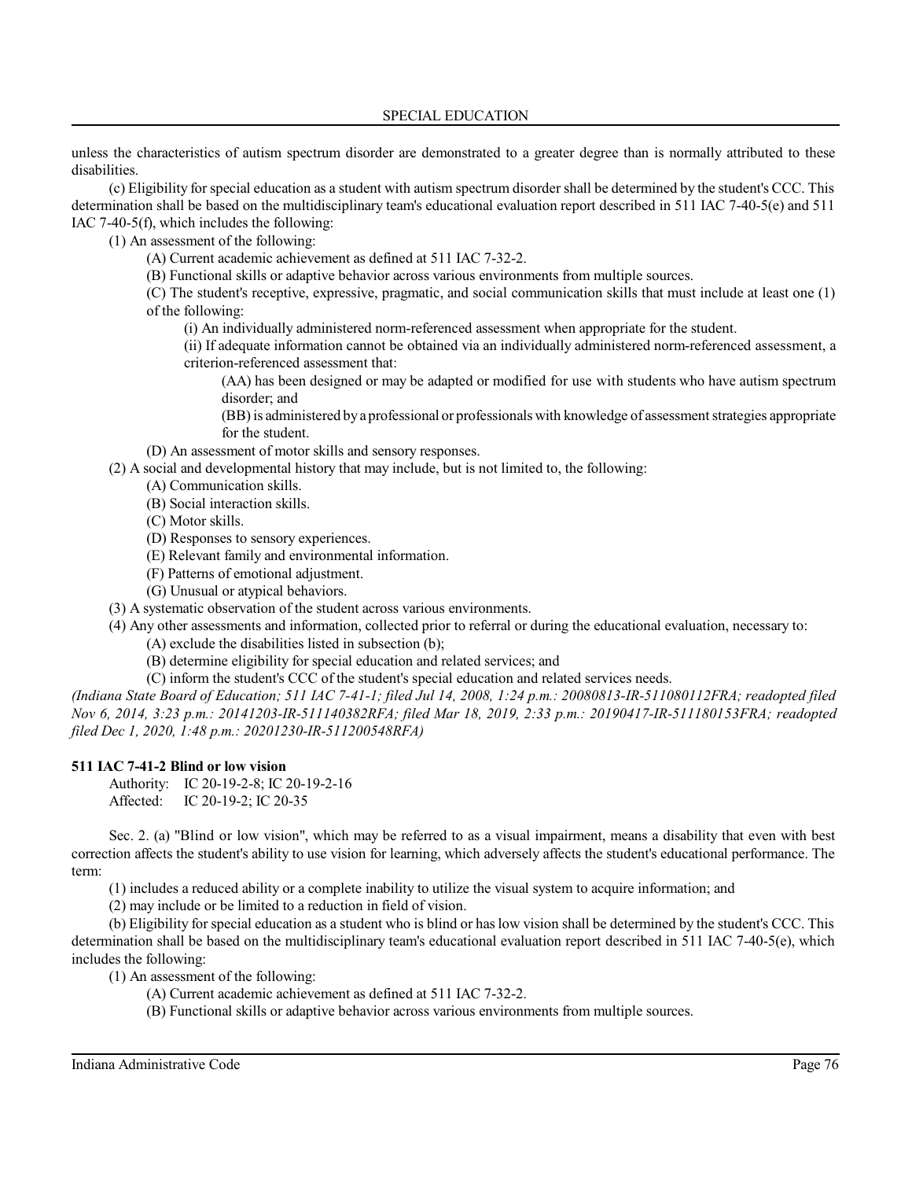unless the characteristics of autism spectrum disorder are demonstrated to a greater degree than is normally attributed to these disabilities.

(c) Eligibility for special education as a student with autism spectrum disorder shall be determined by the student's CCC. This determination shall be based on the multidisciplinary team's educational evaluation report described in 511 IAC 7-40-5(e) and 511 IAC 7-40-5(f), which includes the following:

(1) An assessment of the following:

(A) Current academic achievement as defined at 511 IAC 7-32-2.

(B) Functional skills or adaptive behavior across various environments from multiple sources.

(C) The student's receptive, expressive, pragmatic, and social communication skills that must include at least one (1) of the following:

(i) An individually administered norm-referenced assessment when appropriate for the student.

(ii) If adequate information cannot be obtained via an individually administered norm-referenced assessment, a criterion-referenced assessment that:

(AA) has been designed or may be adapted or modified for use with students who have autism spectrum disorder; and

(BB) is administered by a professional or professionals with knowledge of assessment strategies appropriate for the student.

(D) An assessment of motor skills and sensory responses.

(2) A social and developmental history that may include, but is not limited to, the following:

(A) Communication skills.

(B) Social interaction skills.

(C) Motor skills.

(D) Responses to sensory experiences.

(E) Relevant family and environmental information.

(F) Patterns of emotional adjustment.

(G) Unusual or atypical behaviors.

(3) A systematic observation of the student across various environments.

(4) Any other assessments and information, collected prior to referral or during the educational evaluation, necessary to:

(A) exclude the disabilities listed in subsection (b);

(B) determine eligibility for special education and related services; and

(C) inform the student's CCC of the student's special education and related services needs.

*(Indiana State Board of Education; 511 IAC 7-41-1; filed Jul 14, 2008, 1:24 p.m.: 20080813-IR-511080112FRA; readopted filed Nov 6, 2014, 3:23 p.m.: 20141203-IR-511140382RFA; filed Mar 18, 2019, 2:33 p.m.: 20190417-IR-511180153FRA; readopted filed Dec 1, 2020, 1:48 p.m.: 20201230-IR-511200548RFA)*

**511 IAC 7-41-2 Blind or low vision**

Authority: IC 20-19-2-8; IC 20-19-2-16
Affected: IC 20-19-2; IC 20-35

Sec. 2. (a) "Blind or low vision", which may be referred to as a visual impairment, means a disability that even with best correction affects the student's ability to use vision for learning, which adversely affects the student's educational performance. The term:

(1) includes a reduced ability or a complete inability to utilize the visual system to acquire information; and

(2) may include or be limited to a reduction in field of vision.

(b) Eligibility for special education as a student who is blind or has low vision shall be determined by the student's CCC. This determination shall be based on the multidisciplinary team's educational evaluation report described in 511 IAC 7-40-5(e), which includes the following:

(1) An assessment of the following:

(A) Current academic achievement as defined at 511 IAC 7-32-2.

(B) Functional skills or adaptive behavior across various environments from multiple sources.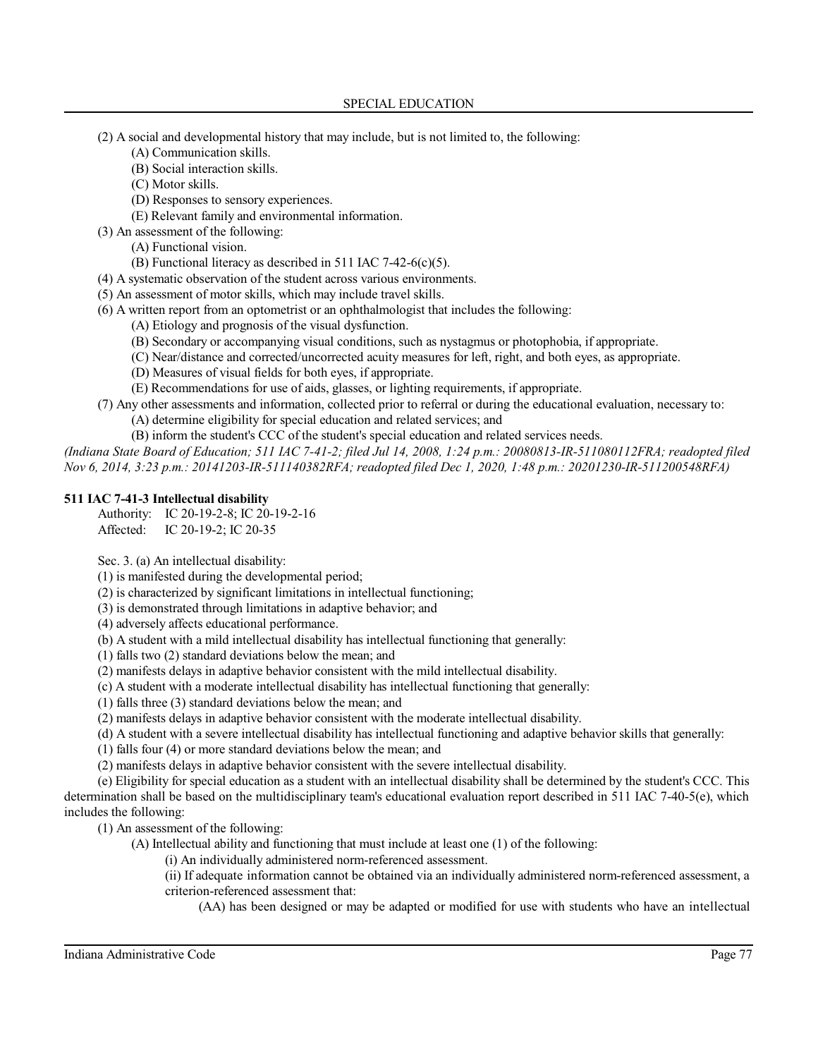(2) A social and developmental history that may include, but is not limited to, the following:

(A) Communication skills.

(B) Social interaction skills.

(C) Motor skills.

(D) Responses to sensory experiences.

(E) Relevant family and environmental information.

(3) An assessment of the following:

(A) Functional vision.

(B) Functional literacy as described in 511 IAC 7-42-6(c)(5).

(4) A systematic observation of the student across various environments.

(5) An assessment of motor skills, which may include travel skills.

(6) A written report from an optometrist or an ophthalmologist that includes the following:

(A) Etiology and prognosis of the visual dysfunction.

(B) Secondary or accompanying visual conditions, such as nystagmus or photophobia, if appropriate.

(C) Near/distance and corrected/uncorrected acuity measures for left, right, and both eyes, as appropriate.

(D) Measures of visual fields for both eyes, if appropriate.

(E) Recommendations for use of aids, glasses, or lighting requirements, if appropriate.

(7) Any other assessments and information, collected prior to referral or during the educational evaluation, necessary to:

(A) determine eligibility for special education and related services; and

(B) inform the student's CCC of the student's special education and related services needs.

*(Indiana State Board of Education; 511 IAC 7-41-2; filed Jul 14, 2008, 1:24 p.m.: 20080813-IR-511080112FRA; readopted filed Nov 6, 2014, 3:23 p.m.: 20141203-IR-511140382RFA; readopted filed Dec 1, 2020, 1:48 p.m.: 20201230-IR-511200548RFA)*

**511 IAC 7-41-3 Intellectual disability**

Authority: IC 20-19-2-8; IC 20-19-2-16

Affected: IC 20-19-2; IC 20-35

Sec. 3. (a) An intellectual disability:

(1) is manifested during the developmental period;

(2) is characterized by significant limitations in intellectual functioning;

(3) is demonstrated through limitations in adaptive behavior; and

(4) adversely affects educational performance.

(b) A student with a mild intellectual disability has intellectual functioning that generally:

(1) falls two (2) standard deviations below the mean; and

(2) manifests delays in adaptive behavior consistent with the mild intellectual disability.

(c) A student with a moderate intellectual disability has intellectual functioning that generally:

(1) falls three (3) standard deviations below the mean; and

(2) manifests delays in adaptive behavior consistent with the moderate intellectual disability.

(d) A student with a severe intellectual disability has intellectual functioning and adaptive behavior skills that generally:

(1) falls four (4) or more standard deviations below the mean; and

(2) manifests delays in adaptive behavior consistent with the severe intellectual disability.

(e) Eligibility for special education as a student with an intellectual disability shall be determined by the student's CCC. This determination shall be based on the multidisciplinary team's educational evaluation report described in 511 IAC 7-40-5(e), which includes the following:

(1) An assessment of the following:

(A) Intellectual ability and functioning that must include at least one (1) of the following:

(i) An individually administered norm-referenced assessment.

(ii) If adequate information cannot be obtained via an individually administered norm-referenced assessment, a criterion-referenced assessment that:

(AA) has been designed or may be adapted or modified for use with students who have an intellectual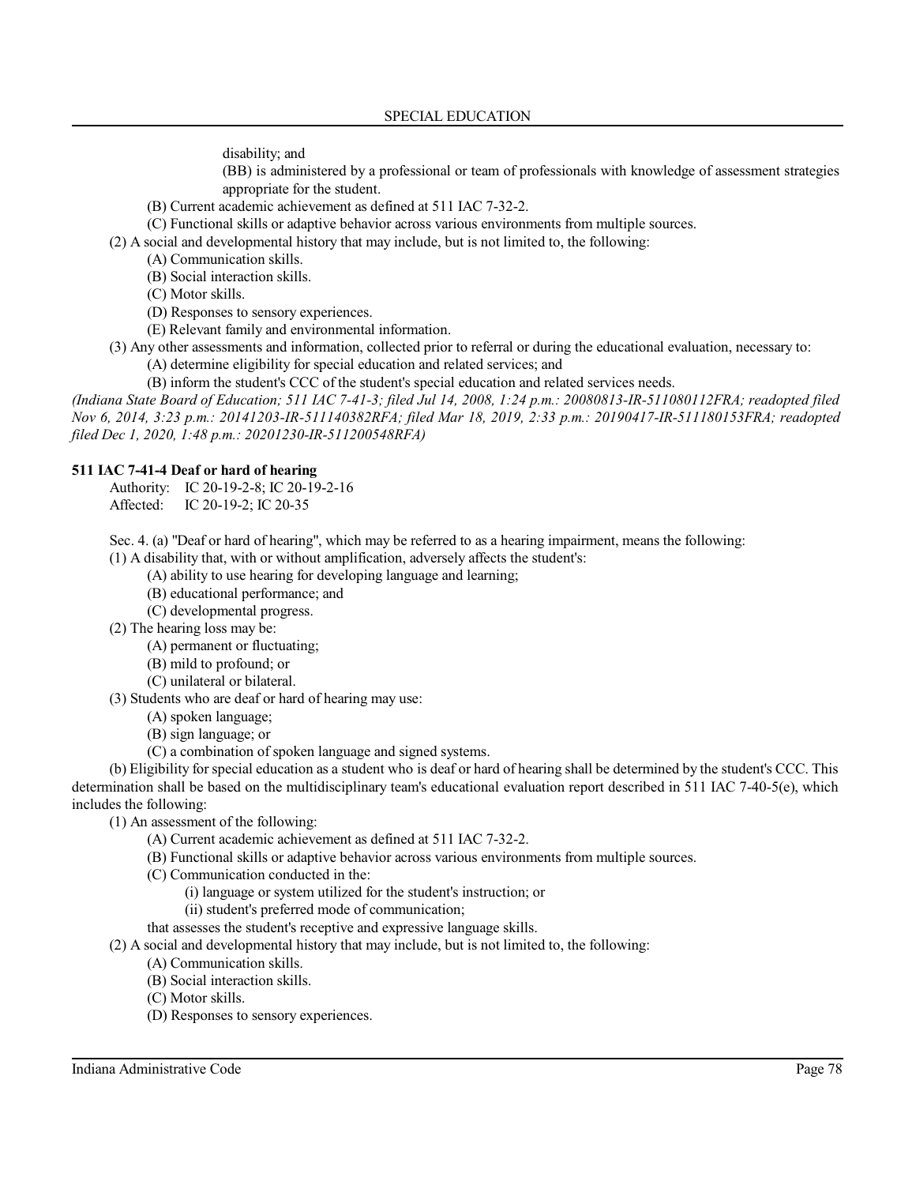disability; and

(BB) is administered by a professional or team of professionals with knowledge of assessment strategies appropriate for the student.

(B) Current academic achievement as defined at 511 IAC 7-32-2.

(C) Functional skills or adaptive behavior across various environments from multiple sources.

(2) A social and developmental history that may include, but is not limited to, the following:

(A) Communication skills.

(B) Social interaction skills.

(C) Motor skills.

(D) Responses to sensory experiences.

(E) Relevant family and environmental information.

(3) Any other assessments and information, collected prior to referral or during the educational evaluation, necessary to:

(A) determine eligibility for special education and related services; and

(B) inform the student's CCC of the student's special education and related services needs.

*(Indiana State Board of Education; 511 IAC 7-41-3; filed Jul 14, 2008, 1:24 p.m.: 20080813-IR-511080112FRA; readopted filed Nov 6, 2014, 3:23 p.m.: 20141203-IR-511140382RFA; filed Mar 18, 2019, 2:33 p.m.: 20190417-IR-511180153FRA; readopted filed Dec 1, 2020, 1:48 p.m.: 20201230-IR-511200548RFA)*

**511 IAC 7-41-4 Deaf or hard of hearing**

Authority: IC 20-19-2-8; IC 20-19-2-16
Affected: IC 20-19-2; IC 20-35

Sec. 4. (a) "Deaf or hard of hearing", which may be referred to as a hearing impairment, means the following:

(1) A disability that, with or without amplification, adversely affects the student's:

(A) ability to use hearing for developing language and learning;

(B) educational performance; and

(C) developmental progress.

(2) The hearing loss may be:

(A) permanent or fluctuating;

(B) mild to profound; or

(C) unilateral or bilateral.

(3) Students who are deaf or hard of hearing may use:

(A) spoken language;

(B) sign language; or

(C) a combination of spoken language and signed systems.

(b) Eligibility for special education as a student who is deaf or hard of hearing shall be determined by the student's CCC. This determination shall be based on the multidisciplinary team's educational evaluation report described in 511 IAC 7-40-5(e), which includes the following:

(1) An assessment of the following:

(A) Current academic achievement as defined at 511 IAC 7-32-2.

(B) Functional skills or adaptive behavior across various environments from multiple sources.

(C) Communication conducted in the:

(i) language or system utilized for the student's instruction; or

(ii) student's preferred mode of communication;

that assesses the student's receptive and expressive language skills.

(2) A social and developmental history that may include, but is not limited to, the following:

(A) Communication skills.

(B) Social interaction skills.

(C) Motor skills.

(D) Responses to sensory experiences.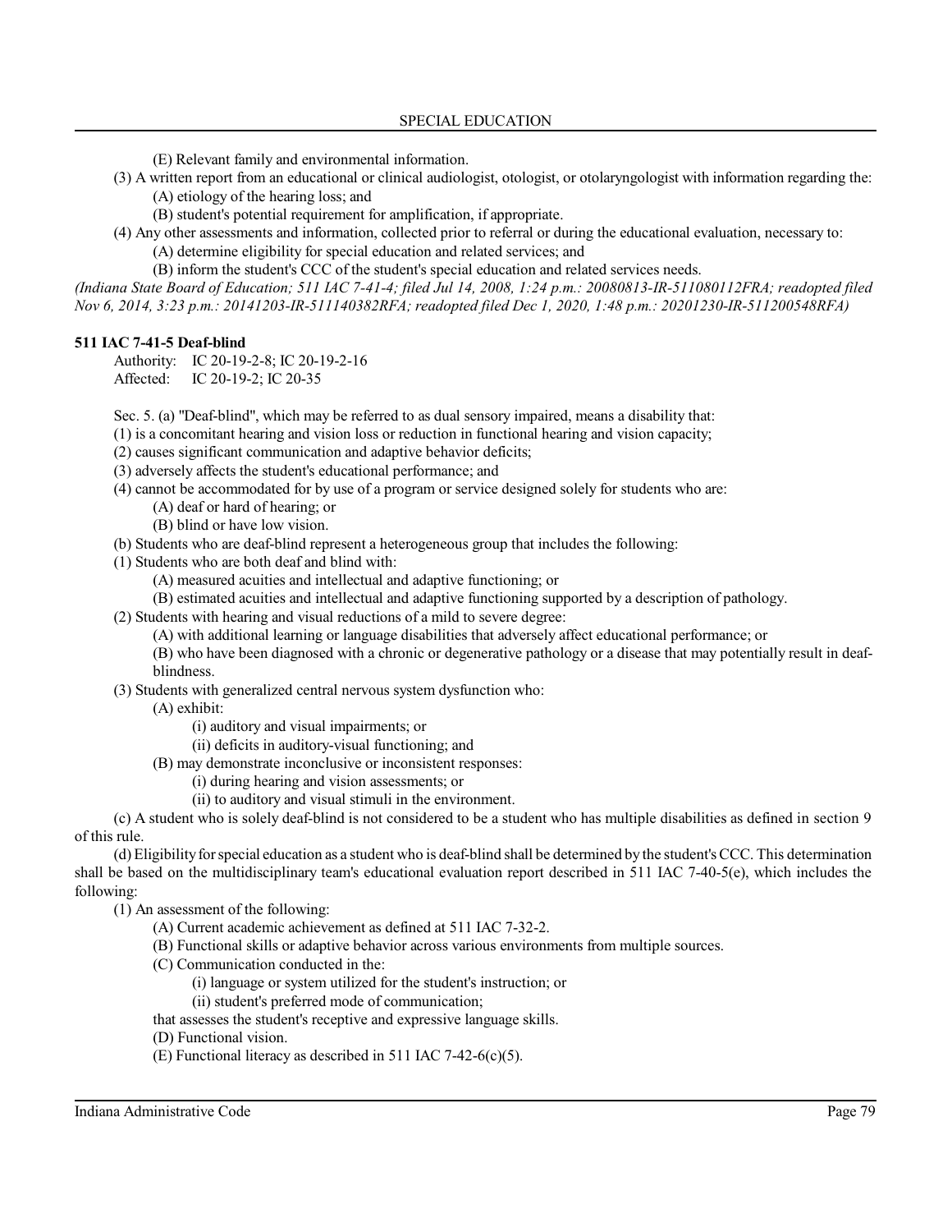(E) Relevant family and environmental information.

(3) A written report from an educational or clinical audiologist, otologist, or otolaryngologist with information regarding the:

(A) etiology of the hearing loss; and

(B) student's potential requirement for amplification, if appropriate.

(4) Any other assessments and information, collected prior to referral or during the educational evaluation, necessary to:

(A) determine eligibility for special education and related services; and

(B) inform the student's CCC of the student's special education and related services needs.

*(Indiana State Board of Education; 511 IAC 7-41-4; filed Jul 14, 2008, 1:24 p.m.: 20080813-IR-511080112FRA; readopted filed Nov 6, 2014, 3:23 p.m.: 20141203-IR-511140382RFA; readopted filed Dec 1, 2020, 1:48 p.m.: 20201230-IR-511200548RFA)*

**511 IAC 7-41-5 Deaf-blind**

Authority: IC 20-19-2-8; IC 20-19-2-16
Affected: IC 20-19-2; IC 20-35

Sec. 5. (a) "Deaf-blind", which may be referred to as dual sensory impaired, means a disability that:

(1) is a concomitant hearing and vision loss or reduction in functional hearing and vision capacity;

(2) causes significant communication and adaptive behavior deficits;

(3) adversely affects the student's educational performance; and

(4) cannot be accommodated for by use of a program or service designed solely for students who are:

(A) deaf or hard of hearing; or

(B) blind or have low vision.

(b) Students who are deaf-blind represent a heterogeneous group that includes the following:

(1) Students who are both deaf and blind with:

(A) measured acuities and intellectual and adaptive functioning; or

(B) estimated acuities and intellectual and adaptive functioning supported by a description of pathology.

(2) Students with hearing and visual reductions of a mild to severe degree:

(A) with additional learning or language disabilities that adversely affect educational performance; or

(B) who have been diagnosed with a chronic or degenerative pathology or a disease that may potentially result in deaf-blindness.

(3) Students with generalized central nervous system dysfunction who:

(A) exhibit:

(i) auditory and visual impairments; or

(ii) deficits in auditory-visual functioning; and

(B) may demonstrate inconclusive or inconsistent responses:

(i) during hearing and vision assessments; or

(ii) to auditory and visual stimuli in the environment.

(c) A student who is solely deaf-blind is not considered to be a student who has multiple disabilities as defined in section 9 of this rule.

(d) Eligibility for special education as a student who is deaf-blind shall be determined by the student's CCC. This determination shall be based on the multidisciplinary team's educational evaluation report described in 511 IAC 7-40-5(e), which includes the following:

(1) An assessment of the following:

(A) Current academic achievement as defined at 511 IAC 7-32-2.

(B) Functional skills or adaptive behavior across various environments from multiple sources.

(C) Communication conducted in the:

(i) language or system utilized for the student's instruction; or

(ii) student's preferred mode of communication;

that assesses the student's receptive and expressive language skills.

(D) Functional vision.

(E) Functional literacy as described in 511 IAC 7-42-6(c)(5).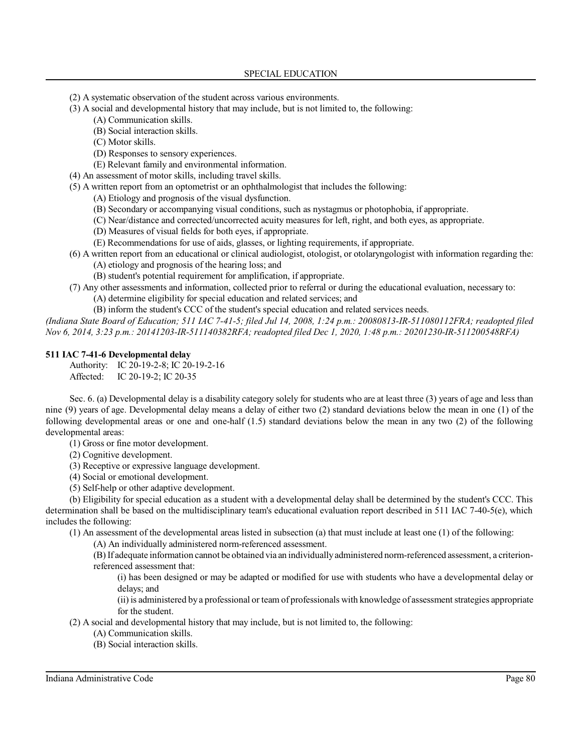(2) A systematic observation of the student across various environments.

(3) A social and developmental history that may include, but is not limited to, the following:

(A) Communication skills.

(B) Social interaction skills.

(C) Motor skills.

(D) Responses to sensory experiences.

(E) Relevant family and environmental information.

(4) An assessment of motor skills, including travel skills.

(5) A written report from an optometrist or an ophthalmologist that includes the following:

(A) Etiology and prognosis of the visual dysfunction.

(B) Secondary or accompanying visual conditions, such as nystagmus or photophobia, if appropriate.

(C) Near/distance and corrected/uncorrected acuity measures for left, right, and both eyes, as appropriate.

(D) Measures of visual fields for both eyes, if appropriate.

(E) Recommendations for use of aids, glasses, or lighting requirements, if appropriate.

(6) A written report from an educational or clinical audiologist, otologist, or otolaryngologist with information regarding the:

(A) etiology and prognosis of the hearing loss; and

(B) student's potential requirement for amplification, if appropriate.

(7) Any other assessments and information, collected prior to referral or during the educational evaluation, necessary to:

(A) determine eligibility for special education and related services; and

(B) inform the student's CCC of the student's special education and related services needs.

*(Indiana State Board of Education; 511 IAC 7-41-5; filed Jul 14, 2008, 1:24 p.m.: 20080813-IR-511080112FRA; readopted filed Nov 6, 2014, 3:23 p.m.: 20141203-IR-511140382RFA; readopted filed Dec 1, 2020, 1:48 p.m.: 20201230-IR-511200548RFA)*

**511 IAC 7-41-6 Developmental delay**

Authority: IC 20-19-2-8; IC 20-19-2-16
Affected: IC 20-19-2; IC 20-35

Sec. 6. (a) Developmental delay is a disability category solely for students who are at least three (3) years of age and less than nine (9) years of age. Developmental delay means a delay of either two (2) standard deviations below the mean in one (1) of the following developmental areas or one and one-half (1.5) standard deviations below the mean in any two (2) of the following developmental areas:

(1) Gross or fine motor development.

(2) Cognitive development.

(3) Receptive or expressive language development.

(4) Social or emotional development.

(5) Self-help or other adaptive development.

(b) Eligibility for special education as a student with a developmental delay shall be determined by the student's CCC. This determination shall be based on the multidisciplinary team's educational evaluation report described in 511 IAC 7-40-5(e), which includes the following:

(1) An assessment of the developmental areas listed in subsection (a) that must include at least one (1) of the following:

(A) An individually administered norm-referenced assessment.

(B) If adequate information cannot be obtained via an individually administered norm-referenced assessment, a criterion-referenced assessment that:

(i) has been designed or may be adapted or modified for use with students who have a developmental delay or delays; and

(ii) is administered by a professional or team of professionals with knowledge of assessment strategies appropriate for the student.

(2) A social and developmental history that may include, but is not limited to, the following:

(A) Communication skills.

(B) Social interaction skills.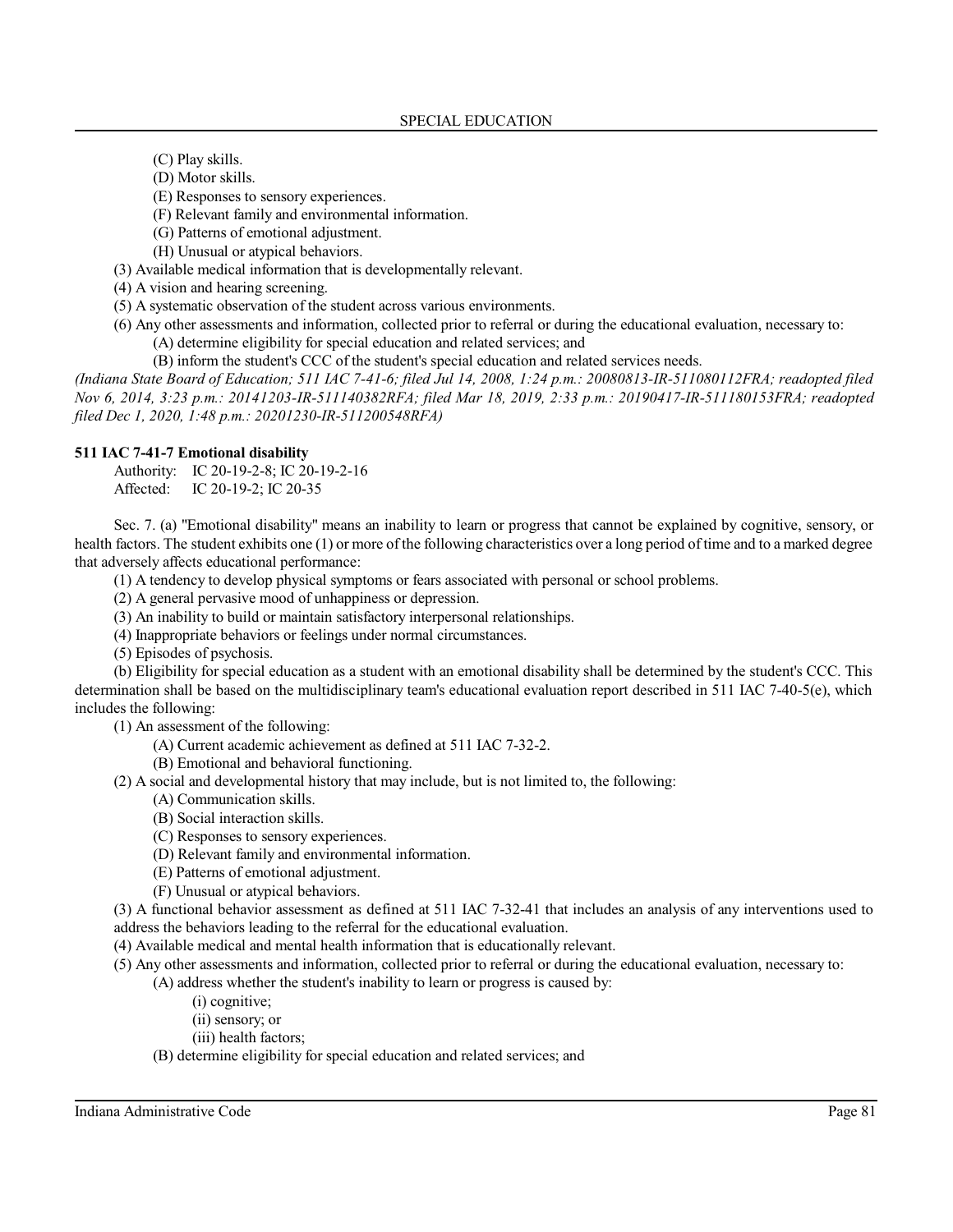(C) Play skills.

(D) Motor skills.

(E) Responses to sensory experiences.

(F) Relevant family and environmental information.

(G) Patterns of emotional adjustment.

(H) Unusual or atypical behaviors.

(3) Available medical information that is developmentally relevant.

(4) A vision and hearing screening.

(5) A systematic observation of the student across various environments.

(6) Any other assessments and information, collected prior to referral or during the educational evaluation, necessary to:

(A) determine eligibility for special education and related services; and

(B) inform the student's CCC of the student's special education and related services needs.

*(Indiana State Board of Education; 511 IAC 7-41-6; filed Jul 14, 2008, 1:24 p.m.: 20080813-IR-511080112FRA; readopted filed Nov 6, 2014, 3:23 p.m.: 20141203-IR-511140382RFA; filed Mar 18, 2019, 2:33 p.m.: 20190417-IR-511180153FRA; readopted filed Dec 1, 2020, 1:48 p.m.: 20201230-IR-511200548RFA)*

**511 IAC 7-41-7 Emotional disability**

Authority: IC 20-19-2-8; IC 20-19-2-16
Affected: IC 20-19-2; IC 20-35

Sec. 7. (a) "Emotional disability" means an inability to learn or progress that cannot be explained by cognitive, sensory, or health factors. The student exhibits one (1) or more of the following characteristics over a long period of time and to a marked degree that adversely affects educational performance:

(1) A tendency to develop physical symptoms or fears associated with personal or school problems.

(2) A general pervasive mood of unhappiness or depression.

(3) An inability to build or maintain satisfactory interpersonal relationships.

(4) Inappropriate behaviors or feelings under normal circumstances.

(5) Episodes of psychosis.

(b) Eligibility for special education as a student with an emotional disability shall be determined by the student's CCC. This determination shall be based on the multidisciplinary team's educational evaluation report described in 511 IAC 7-40-5(e), which includes the following:

(1) An assessment of the following:

(A) Current academic achievement as defined at 511 IAC 7-32-2.

(B) Emotional and behavioral functioning.

(2) A social and developmental history that may include, but is not limited to, the following:

(A) Communication skills.

(B) Social interaction skills.

(C) Responses to sensory experiences.

(D) Relevant family and environmental information.

(E) Patterns of emotional adjustment.

(F) Unusual or atypical behaviors.

(3) A functional behavior assessment as defined at 511 IAC 7-32-41 that includes an analysis of any interventions used to address the behaviors leading to the referral for the educational evaluation.

(4) Available medical and mental health information that is educationally relevant.

(5) Any other assessments and information, collected prior to referral or during the educational evaluation, necessary to:

(A) address whether the student's inability to learn or progress is caused by:

(i) cognitive;

(ii) sensory; or

(iii) health factors;

(B) determine eligibility for special education and related services; and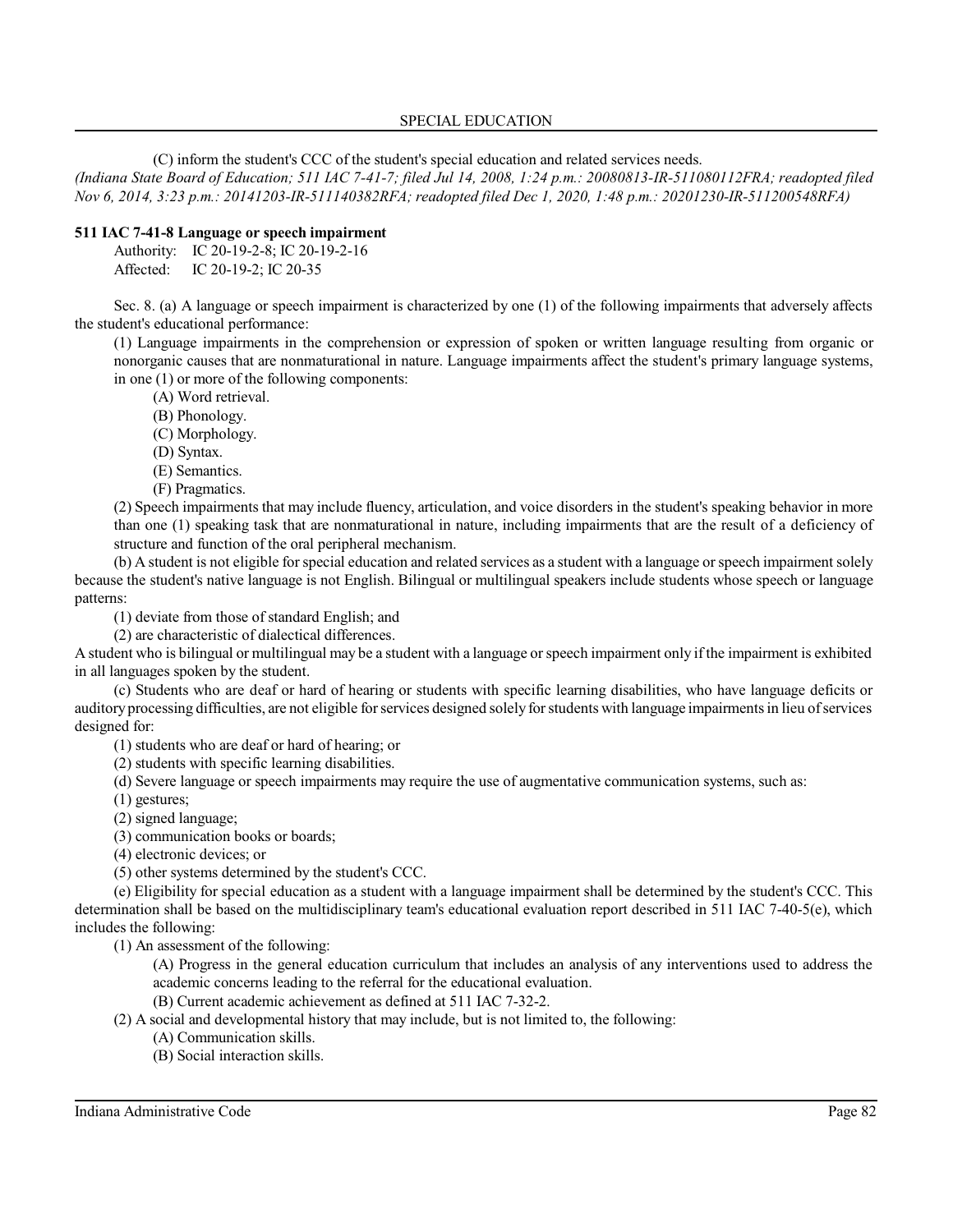(C) inform the student's CCC of the student's special education and related services needs.

*(Indiana State Board of Education; 511 IAC 7-41-7; filed Jul 14, 2008, 1:24 p.m.: 20080813-IR-511080112FRA; readopted filed Nov 6, 2014, 3:23 p.m.: 20141203-IR-511140382RFA; readopted filed Dec 1, 2020, 1:48 p.m.: 20201230-IR-511200548RFA)*

**511 IAC 7-41-8 Language or speech impairment**

Authority: IC 20-19-2-8; IC 20-19-2-16
Affected: IC 20-19-2; IC 20-35

Sec. 8. (a) A language or speech impairment is characterized by one (1) of the following impairments that adversely affects the student's educational performance:

(1) Language impairments in the comprehension or expression of spoken or written language resulting from organic or nonorganic causes that are nonmaturational in nature. Language impairments affect the student's primary language systems, in one (1) or more of the following components:

(A) Word retrieval.
(B) Phonology.
(C) Morphology.
(D) Syntax.
(E) Semantics.
(F) Pragmatics.

(2) Speech impairments that may include fluency, articulation, and voice disorders in the student's speaking behavior in more than one (1) speaking task that are nonmaturational in nature, including impairments that are the result of a deficiency of structure and function of the oral peripheral mechanism.

(b) A student is not eligible for special education and related services as a student with a language or speech impairment solely because the student's native language is not English. Bilingual or multilingual speakers include students whose speech or language patterns:

(1) deviate from those of standard English; and
(2) are characteristic of dialectical differences.

A student who is bilingual or multilingual may be a student with a language or speech impairment only if the impairment is exhibited in all languages spoken by the student.

(c) Students who are deaf or hard of hearing or students with specific learning disabilities, who have language deficits or auditory processing difficulties, are not eligible for services designed solely for students with language impairments in lieu of services designed for:

(1) students who are deaf or hard of hearing; or
(2) students with specific learning disabilities.

(d) Severe language or speech impairments may require the use of augmentative communication systems, such as:

(1) gestures;
(2) signed language;
(3) communication books or boards;
(4) electronic devices; or
(5) other systems determined by the student's CCC.

(e) Eligibility for special education as a student with a language impairment shall be determined by the student's CCC. This determination shall be based on the multidisciplinary team's educational evaluation report described in 511 IAC 7-40-5(e), which includes the following:

(1) An assessment of the following:

(A) Progress in the general education curriculum that includes an analysis of any interventions used to address the academic concerns leading to the referral for the educational evaluation.
(B) Current academic achievement as defined at 511 IAC 7-32-2.

(2) A social and developmental history that may include, but is not limited to, the following:

(A) Communication skills.
(B) Social interaction skills.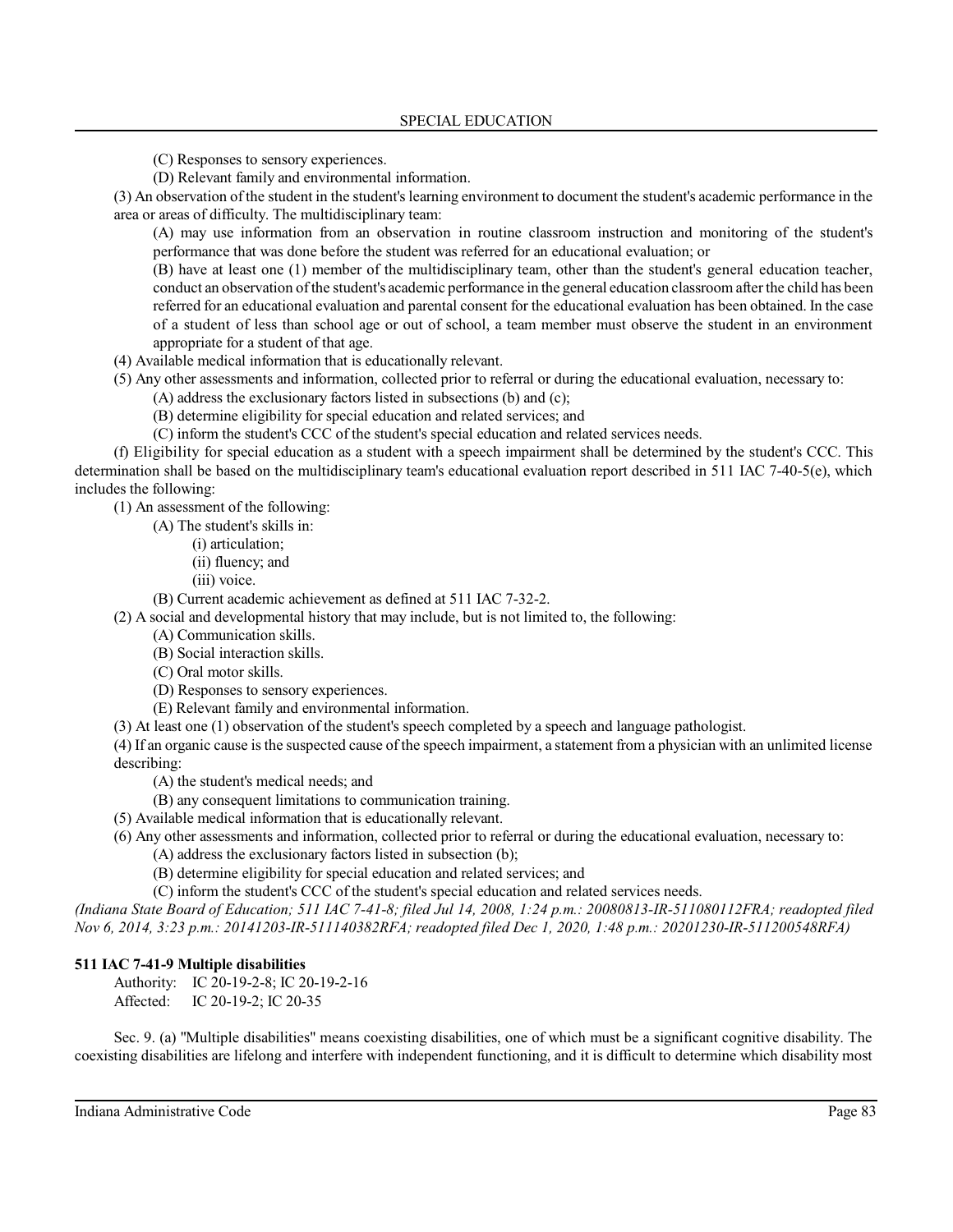(C) Responses to sensory experiences.

(D) Relevant family and environmental information.

(3) An observation of the student in the student's learning environment to document the student's academic performance in the area or areas of difficulty. The multidisciplinary team:

(A) may use information from an observation in routine classroom instruction and monitoring of the student's performance that was done before the student was referred for an educational evaluation; or

(B) have at least one (1) member of the multidisciplinary team, other than the student's general education teacher, conduct an observation of the student's academic performance in the general education classroom after the child has been referred for an educational evaluation and parental consent for the educational evaluation has been obtained. In the case of a student of less than school age or out of school, a team member must observe the student in an environment appropriate for a student of that age.

(4) Available medical information that is educationally relevant.

(5) Any other assessments and information, collected prior to referral or during the educational evaluation, necessary to:

(A) address the exclusionary factors listed in subsections (b) and (c);

(B) determine eligibility for special education and related services; and

(C) inform the student's CCC of the student's special education and related services needs.

(f) Eligibility for special education as a student with a speech impairment shall be determined by the student's CCC. This determination shall be based on the multidisciplinary team's educational evaluation report described in 511 IAC 7-40-5(e), which includes the following:

(1) An assessment of the following:

(A) The student's skills in:

(i) articulation;

(ii) fluency; and

(iii) voice.

(B) Current academic achievement as defined at 511 IAC 7-32-2.

(2) A social and developmental history that may include, but is not limited to, the following:

(A) Communication skills.

(B) Social interaction skills.

(C) Oral motor skills.

(D) Responses to sensory experiences.

(E) Relevant family and environmental information.

(3) At least one (1) observation of the student's speech completed by a speech and language pathologist.

(4) If an organic cause is the suspected cause of the speech impairment, a statement from a physician with an unlimited license describing:

(A) the student's medical needs; and

(B) any consequent limitations to communication training.

(5) Available medical information that is educationally relevant.

(6) Any other assessments and information, collected prior to referral or during the educational evaluation, necessary to:

(A) address the exclusionary factors listed in subsection (b);

(B) determine eligibility for special education and related services; and

(C) inform the student's CCC of the student's special education and related services needs.

*(Indiana State Board of Education; 511 IAC 7-41-8; filed Jul 14, 2008, 1:24 p.m.: 20080813-IR-511080112FRA; readopted filed Nov 6, 2014, 3:23 p.m.: 20141203-IR-511140382RFA; readopted filed Dec 1, 2020, 1:48 p.m.: 20201230-IR-511200548RFA)*

**511 IAC 7-41-9 Multiple disabilities**

Authority: IC 20-19-2-8; IC 20-19-2-16
Affected: IC 20-19-2; IC 20-35

Sec. 9. (a) "Multiple disabilities" means coexisting disabilities, one of which must be a significant cognitive disability. The coexisting disabilities are lifelong and interfere with independent functioning, and it is difficult to determine which disability most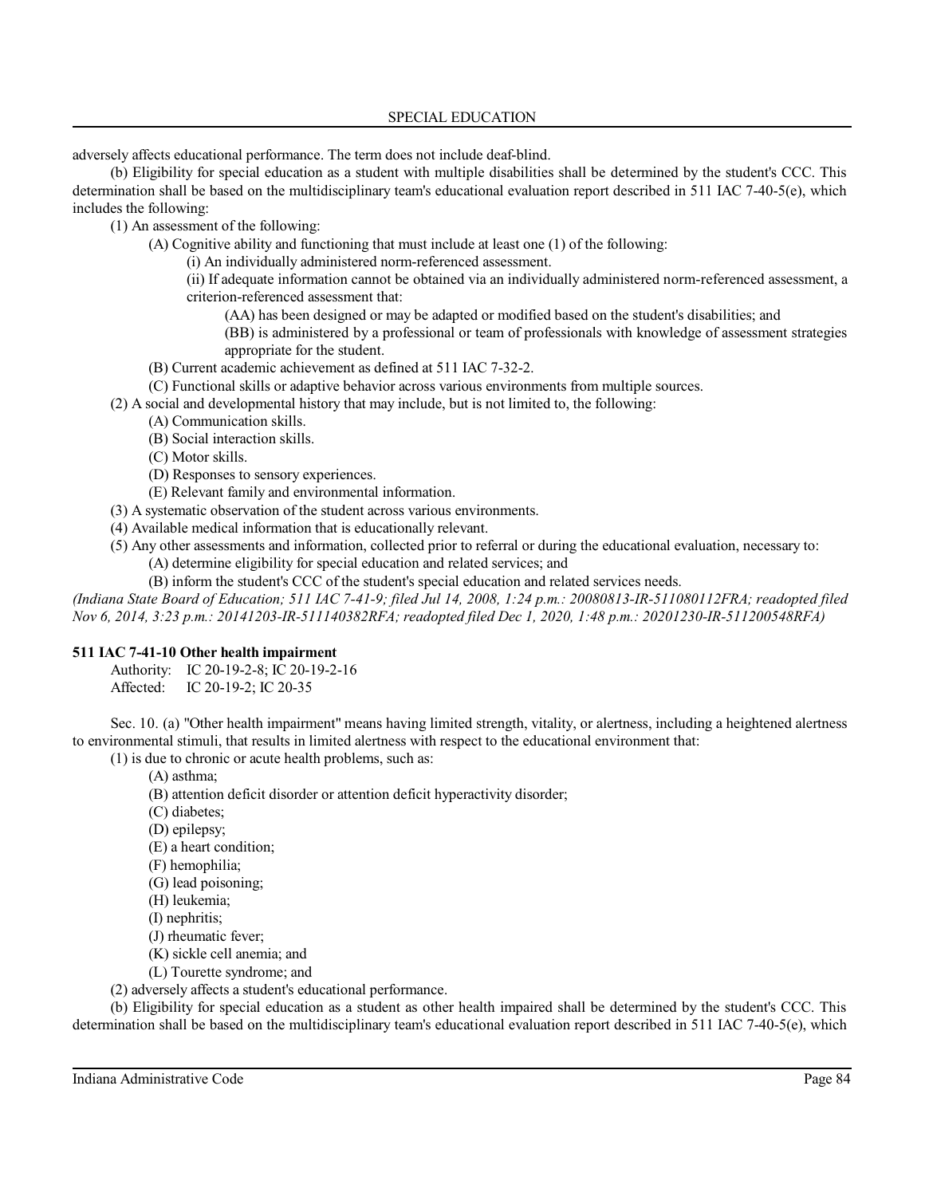adversely affects educational performance. The term does not include deaf-blind.

(b) Eligibility for special education as a student with multiple disabilities shall be determined by the student's CCC. This determination shall be based on the multidisciplinary team's educational evaluation report described in 511 IAC 7-40-5(e), which includes the following:

(1) An assessment of the following:

(A) Cognitive ability and functioning that must include at least one (1) of the following:

(i) An individually administered norm-referenced assessment.

(ii) If adequate information cannot be obtained via an individually administered norm-referenced assessment, a criterion-referenced assessment that:

(AA) has been designed or may be adapted or modified based on the student's disabilities; and

(BB) is administered by a professional or team of professionals with knowledge of assessment strategies appropriate for the student.

(B) Current academic achievement as defined at 511 IAC 7-32-2.

(C) Functional skills or adaptive behavior across various environments from multiple sources.

(2) A social and developmental history that may include, but is not limited to, the following:

(A) Communication skills.

(B) Social interaction skills.

(C) Motor skills.

(D) Responses to sensory experiences.

(E) Relevant family and environmental information.

(3) A systematic observation of the student across various environments.

(4) Available medical information that is educationally relevant.

(5) Any other assessments and information, collected prior to referral or during the educational evaluation, necessary to:

(A) determine eligibility for special education and related services; and

(B) inform the student's CCC of the student's special education and related services needs.

*(Indiana State Board of Education; 511 IAC 7-41-9; filed Jul 14, 2008, 1:24 p.m.: 20080813-IR-511080112FRA; readopted filed Nov 6, 2014, 3:23 p.m.: 20141203-IR-511140382RFA; readopted filed Dec 1, 2020, 1:48 p.m.: 20201230-IR-511200548RFA)*

**511 IAC 7-41-10 Other health impairment**

Authority: IC 20-19-2-8; IC 20-19-2-16
Affected: IC 20-19-2; IC 20-35

Sec. 10. (a) "Other health impairment" means having limited strength, vitality, or alertness, including a heightened alertness to environmental stimuli, that results in limited alertness with respect to the educational environment that:

(1) is due to chronic or acute health problems, such as:

(A) asthma;

(B) attention deficit disorder or attention deficit hyperactivity disorder;

(C) diabetes;

(D) epilepsy;

(E) a heart condition;

(F) hemophilia;

(G) lead poisoning;

(H) leukemia;

(I) nephritis;

(J) rheumatic fever;

(K) sickle cell anemia; and

(L) Tourette syndrome; and

(2) adversely affects a student's educational performance.

(b) Eligibility for special education as a student as other health impaired shall be determined by the student's CCC. This determination shall be based on the multidisciplinary team's educational evaluation report described in 511 IAC 7-40-5(e), which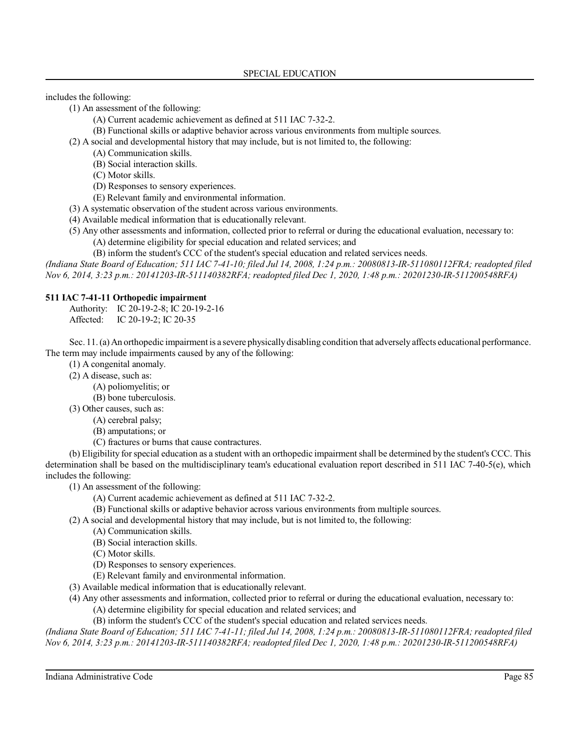includes the following:

(1) An assessment of the following:

(A) Current academic achievement as defined at 511 IAC 7-32-2.

(B) Functional skills or adaptive behavior across various environments from multiple sources.

(2) A social and developmental history that may include, but is not limited to, the following:

(A) Communication skills.

(B) Social interaction skills.

(C) Motor skills.

(D) Responses to sensory experiences.

(E) Relevant family and environmental information.

(3) A systematic observation of the student across various environments.

(4) Available medical information that is educationally relevant.

(5) Any other assessments and information, collected prior to referral or during the educational evaluation, necessary to:

(A) determine eligibility for special education and related services; and

(B) inform the student's CCC of the student's special education and related services needs.

*(Indiana State Board of Education; 511 IAC 7-41-10; filed Jul 14, 2008, 1:24 p.m.: 20080813-IR-511080112FRA; readopted filed Nov 6, 2014, 3:23 p.m.: 20141203-IR-511140382RFA; readopted filed Dec 1, 2020, 1:48 p.m.: 20201230-IR-511200548RFA)*

**511 IAC 7-41-11 Orthopedic impairment**

Authority: IC 20-19-2-8; IC 20-19-2-16

Affected: IC 20-19-2; IC 20-35

Sec. 11. (a) An orthopedic impairment is a severe physically disabling condition that adversely affects educational performance. The term may include impairments caused by any of the following:

(1) A congenital anomaly.

(2) A disease, such as:

(A) poliomyelitis; or

(B) bone tuberculosis.

(3) Other causes, such as:

(A) cerebral palsy;

(B) amputations; or

(C) fractures or burns that cause contractures.

(b) Eligibility for special education as a student with an orthopedic impairment shall be determined by the student's CCC. This determination shall be based on the multidisciplinary team's educational evaluation report described in 511 IAC 7-40-5(e), which includes the following:

(1) An assessment of the following:

(A) Current academic achievement as defined at 511 IAC 7-32-2.

(B) Functional skills or adaptive behavior across various environments from multiple sources.

(2) A social and developmental history that may include, but is not limited to, the following:

(A) Communication skills.

(B) Social interaction skills.

(C) Motor skills.

(D) Responses to sensory experiences.

(E) Relevant family and environmental information.

(3) Available medical information that is educationally relevant.

(4) Any other assessments and information, collected prior to referral or during the educational evaluation, necessary to:

(A) determine eligibility for special education and related services; and

(B) inform the student's CCC of the student's special education and related services needs.

*(Indiana State Board of Education; 511 IAC 7-41-11; filed Jul 14, 2008, 1:24 p.m.: 20080813-IR-511080112FRA; readopted filed Nov 6, 2014, 3:23 p.m.: 20141203-IR-511140382RFA; readopted filed Dec 1, 2020, 1:48 p.m.: 20201230-IR-511200548RFA)*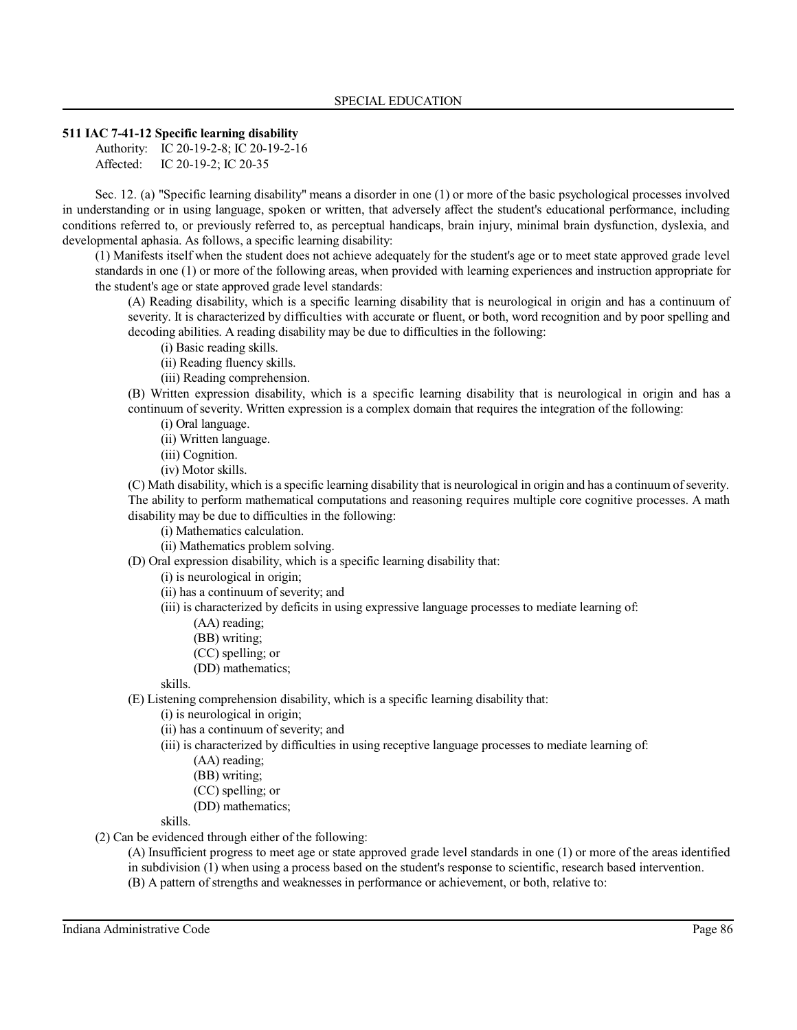**511 IAC 7-41-12 Specific learning disability**

Authority: IC 20-19-2-8; IC 20-19-2-16
Affected: IC 20-19-2; IC 20-35

Sec. 12. (a) "Specific learning disability" means a disorder in one (1) or more of the basic psychological processes involved in understanding or in using language, spoken or written, that adversely affect the student's educational performance, including conditions referred to, or previously referred to, as perceptual handicaps, brain injury, minimal brain dysfunction, dyslexia, and developmental aphasia. As follows, a specific learning disability:

(1) Manifests itself when the student does not achieve adequately for the student's age or to meet state approved grade level standards in one (1) or more of the following areas, when provided with learning experiences and instruction appropriate for the student's age or state approved grade level standards:

(A) Reading disability, which is a specific learning disability that is neurological in origin and has a continuum of severity. It is characterized by difficulties with accurate or fluent, or both, word recognition and by poor spelling and decoding abilities. A reading disability may be due to difficulties in the following:

(i) Basic reading skills.
(ii) Reading fluency skills.
(iii) Reading comprehension.

(B) Written expression disability, which is a specific learning disability that is neurological in origin and has a continuum of severity. Written expression is a complex domain that requires the integration of the following:

(i) Oral language.
(ii) Written language.
(iii) Cognition.
(iv) Motor skills.

(C) Math disability, which is a specific learning disability that is neurological in origin and has a continuum of severity. The ability to perform mathematical computations and reasoning requires multiple core cognitive processes. A math disability may be due to difficulties in the following:

(i) Mathematics calculation.
(ii) Mathematics problem solving.

(D) Oral expression disability, which is a specific learning disability that:

(i) is neurological in origin;
(ii) has a continuum of severity; and
(iii) is characterized by deficits in using expressive language processes to mediate learning of:

(AA) reading;
(BB) writing;
(CC) spelling; or
(DD) mathematics;

skills.

(E) Listening comprehension disability, which is a specific learning disability that:

(i) is neurological in origin;
(ii) has a continuum of severity; and
(iii) is characterized by difficulties in using receptive language processes to mediate learning of:

(AA) reading;
(BB) writing;
(CC) spelling; or
(DD) mathematics;

skills.

(2) Can be evidenced through either of the following:

(A) Insufficient progress to meet age or state approved grade level standards in one (1) or more of the areas identified in subdivision (1) when using a process based on the student's response to scientific, research based intervention.
(B) A pattern of strengths and weaknesses in performance or achievement, or both, relative to: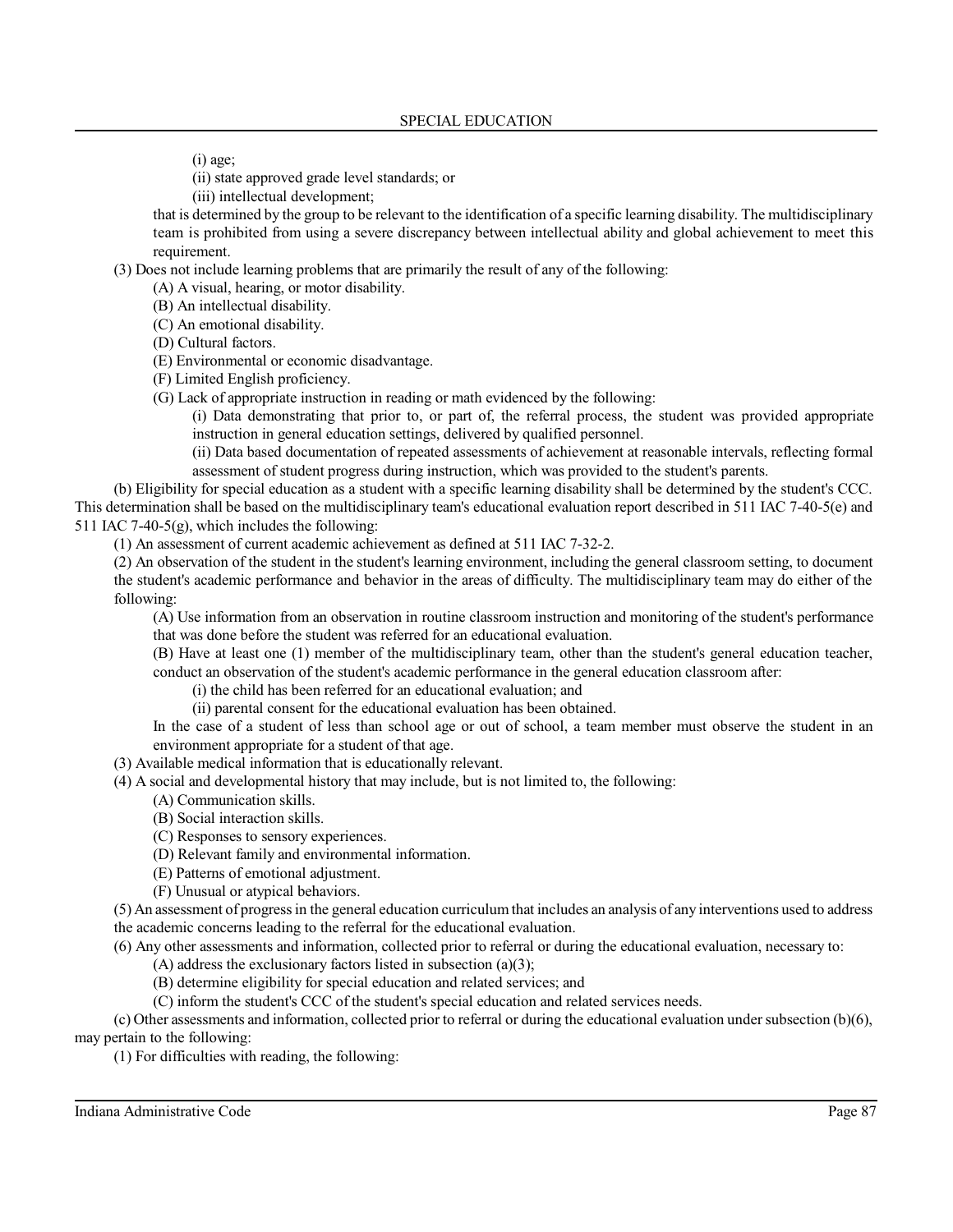(i) age;

(ii) state approved grade level standards; or

(iii) intellectual development;

that is determined by the group to be relevant to the identification of a specific learning disability. The multidisciplinary team is prohibited from using a severe discrepancy between intellectual ability and global achievement to meet this requirement.

(3) Does not include learning problems that are primarily the result of any of the following:

(A) A visual, hearing, or motor disability.

(B) An intellectual disability.

(C) An emotional disability.

(D) Cultural factors.

(E) Environmental or economic disadvantage.

(F) Limited English proficiency.

(G) Lack of appropriate instruction in reading or math evidenced by the following:

(i) Data demonstrating that prior to, or part of, the referral process, the student was provided appropriate instruction in general education settings, delivered by qualified personnel.

(ii) Data based documentation of repeated assessments of achievement at reasonable intervals, reflecting formal assessment of student progress during instruction, which was provided to the student's parents.

(b) Eligibility for special education as a student with a specific learning disability shall be determined by the student's CCC. This determination shall be based on the multidisciplinary team's educational evaluation report described in 511 IAC 7-40-5(e) and 511 IAC 7-40-5(g), which includes the following:

(1) An assessment of current academic achievement as defined at 511 IAC 7-32-2.

(2) An observation of the student in the student's learning environment, including the general classroom setting, to document the student's academic performance and behavior in the areas of difficulty. The multidisciplinary team may do either of the following:

(A) Use information from an observation in routine classroom instruction and monitoring of the student's performance that was done before the student was referred for an educational evaluation.

(B) Have at least one (1) member of the multidisciplinary team, other than the student's general education teacher, conduct an observation of the student's academic performance in the general education classroom after:

(i) the child has been referred for an educational evaluation; and

(ii) parental consent for the educational evaluation has been obtained.

In the case of a student of less than school age or out of school, a team member must observe the student in an environment appropriate for a student of that age.

(3) Available medical information that is educationally relevant.

(4) A social and developmental history that may include, but is not limited to, the following:

(A) Communication skills.

(B) Social interaction skills.

(C) Responses to sensory experiences.

(D) Relevant family and environmental information.

(E) Patterns of emotional adjustment.

(F) Unusual or atypical behaviors.

(5) An assessment of progress in the general education curriculum that includes an analysis of any interventions used to address the academic concerns leading to the referral for the educational evaluation.

(6) Any other assessments and information, collected prior to referral or during the educational evaluation, necessary to:

(A) address the exclusionary factors listed in subsection (a)(3);

(B) determine eligibility for special education and related services; and

(C) inform the student's CCC of the student's special education and related services needs.

(c) Other assessments and information, collected prior to referral or during the educational evaluation under subsection (b)(6), may pertain to the following:

(1) For difficulties with reading, the following: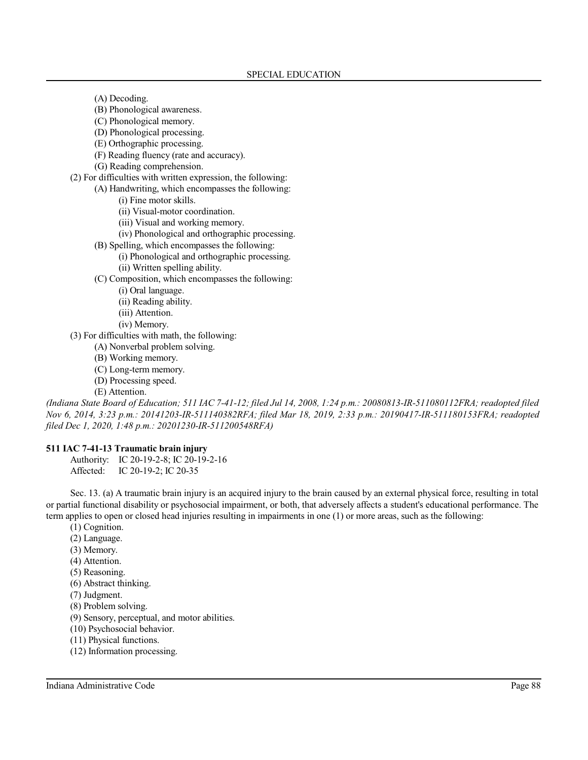(A) Decoding.
(B) Phonological awareness.
(C) Phonological memory.
(D) Phonological processing.
(E) Orthographic processing.
(F) Reading fluency (rate and accuracy).
(G) Reading comprehension.

(2) For difficulties with written expression, the following:
(A) Handwriting, which encompasses the following:
(i) Fine motor skills.
(ii) Visual-motor coordination.
(iii) Visual and working memory.
(iv) Phonological and orthographic processing.
(B) Spelling, which encompasses the following:
(i) Phonological and orthographic processing.
(ii) Written spelling ability.
(C) Composition, which encompasses the following:
(i) Oral language.
(ii) Reading ability.
(iii) Attention.
(iv) Memory.

(3) For difficulties with math, the following:
(A) Nonverbal problem solving.
(B) Working memory.
(C) Long-term memory.
(D) Processing speed.
(E) Attention.

*(Indiana State Board of Education; 511 IAC 7-41-12; filed Jul 14, 2008, 1:24 p.m.: 20080813-IR-511080112FRA; readopted filed Nov 6, 2014, 3:23 p.m.: 20141203-IR-511140382RFA; filed Mar 18, 2019, 2:33 p.m.: 20190417-IR-511180153FRA; readopted filed Dec 1, 2020, 1:48 p.m.: 20201230-IR-511200548RFA)*

**511 IAC 7-41-13 Traumatic brain injury**

Authority: IC 20-19-2-8; IC 20-19-2-16
Affected: IC 20-19-2; IC 20-35

Sec. 13. (a) A traumatic brain injury is an acquired injury to the brain caused by an external physical force, resulting in total or partial functional disability or psychosocial impairment, or both, that adversely affects a student's educational performance. The term applies to open or closed head injuries resulting in impairments in one (1) or more areas, such as the following:

(1) Cognition.
(2) Language.
(3) Memory.
(4) Attention.
(5) Reasoning.
(6) Abstract thinking.
(7) Judgment.
(8) Problem solving.
(9) Sensory, perceptual, and motor abilities.
(10) Psychosocial behavior.
(11) Physical functions.
(12) Information processing.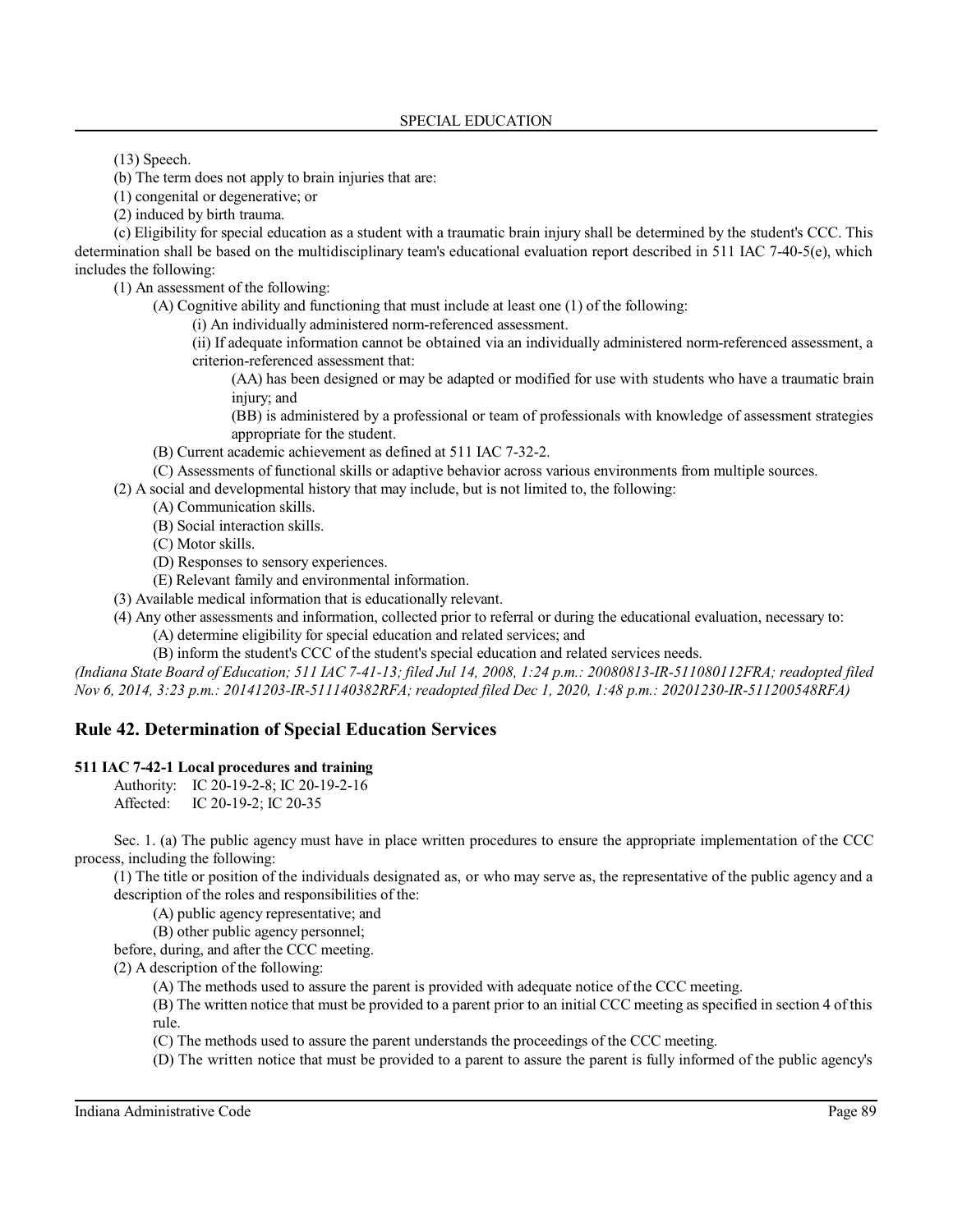(13) Speech.

(b) The term does not apply to brain injuries that are:

(1) congenital or degenerative; or

(2) induced by birth trauma.

(c) Eligibility for special education as a student with a traumatic brain injury shall be determined by the student's CCC. This determination shall be based on the multidisciplinary team's educational evaluation report described in 511 IAC 7-40-5(e), which includes the following:

(1) An assessment of the following:

(A) Cognitive ability and functioning that must include at least one (1) of the following:

(i) An individually administered norm-referenced assessment.

(ii) If adequate information cannot be obtained via an individually administered norm-referenced assessment, a criterion-referenced assessment that:

(AA) has been designed or may be adapted or modified for use with students who have a traumatic brain injury; and

(BB) is administered by a professional or team of professionals with knowledge of assessment strategies appropriate for the student.

(B) Current academic achievement as defined at 511 IAC 7-32-2.

(C) Assessments of functional skills or adaptive behavior across various environments from multiple sources.

(2) A social and developmental history that may include, but is not limited to, the following:

(A) Communication skills.

(B) Social interaction skills.

(C) Motor skills.

(D) Responses to sensory experiences.

(E) Relevant family and environmental information.

(3) Available medical information that is educationally relevant.

(4) Any other assessments and information, collected prior to referral or during the educational evaluation, necessary to:

(A) determine eligibility for special education and related services; and

(B) inform the student's CCC of the student's special education and related services needs.

*(Indiana State Board of Education; 511 IAC 7-41-13; filed Jul 14, 2008, 1:24 p.m.: 20080813-IR-511080112FRA; readopted filed Nov 6, 2014, 3:23 p.m.: 20141203-IR-511140382RFA; readopted filed Dec 1, 2020, 1:48 p.m.: 20201230-IR-511200548RFA)*

## Rule 42. Determination of Special Education Services

**511 IAC 7-42-1 Local procedures and training**

Authority: IC 20-19-2-8; IC 20-19-2-16
Affected: IC 20-19-2; IC 20-35

Sec. 1. (a) The public agency must have in place written procedures to ensure the appropriate implementation of the CCC process, including the following:

(1) The title or position of the individuals designated as, or who may serve as, the representative of the public agency and a description of the roles and responsibilities of the:

(A) public agency representative; and

(B) other public agency personnel;

before, during, and after the CCC meeting.

(2) A description of the following:

(A) The methods used to assure the parent is provided with adequate notice of the CCC meeting.

(B) The written notice that must be provided to a parent prior to an initial CCC meeting as specified in section 4 of this rule.

(C) The methods used to assure the parent understands the proceedings of the CCC meeting.

(D) The written notice that must be provided to a parent to assure the parent is fully informed of the public agency's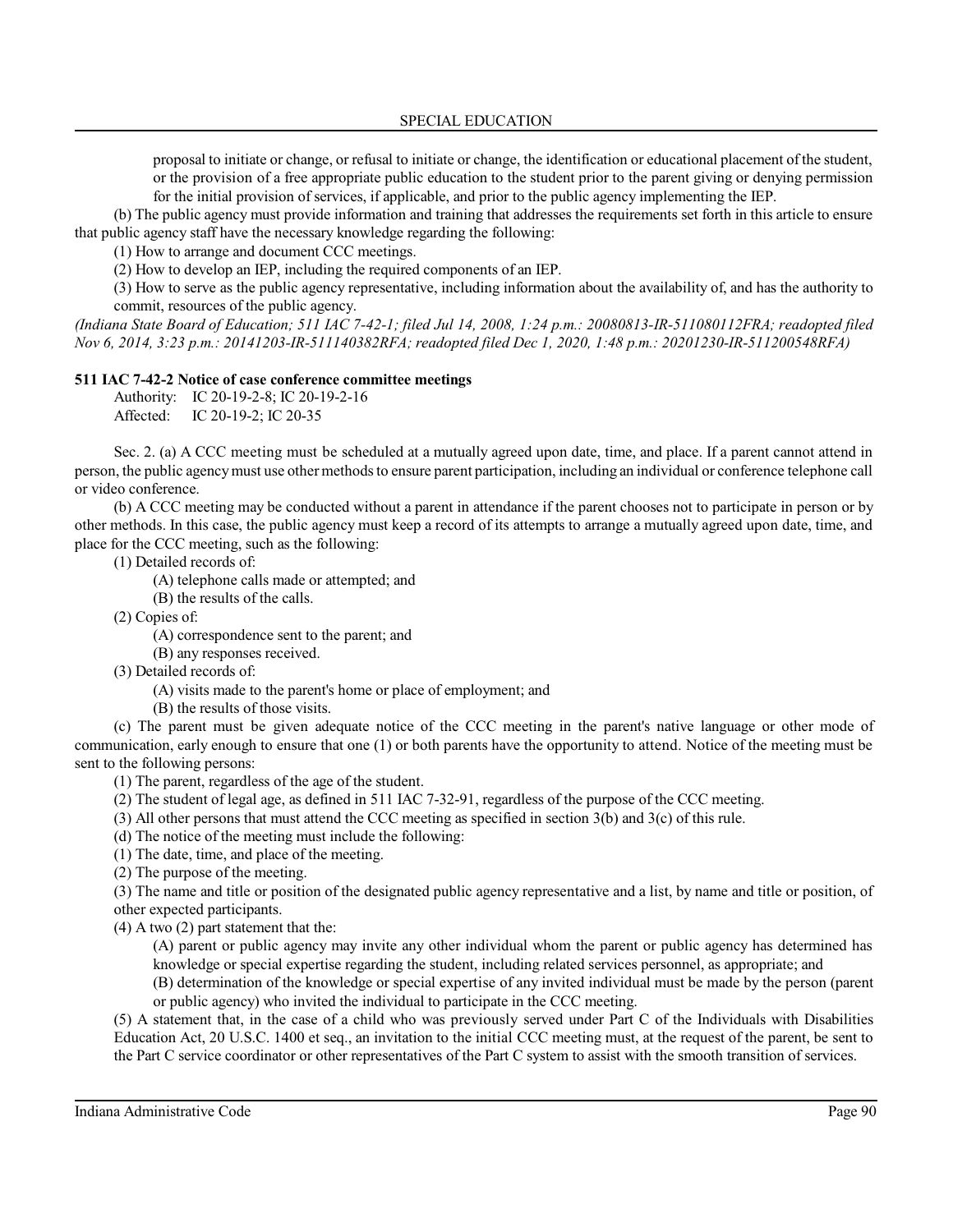proposal to initiate or change, or refusal to initiate or change, the identification or educational placement of the student, or the provision of a free appropriate public education to the student prior to the parent giving or denying permission for the initial provision of services, if applicable, and prior to the public agency implementing the IEP.

(b) The public agency must provide information and training that addresses the requirements set forth in this article to ensure that public agency staff have the necessary knowledge regarding the following:

(1) How to arrange and document CCC meetings.

(2) How to develop an IEP, including the required components of an IEP.

(3) How to serve as the public agency representative, including information about the availability of, and has the authority to commit, resources of the public agency.

*(Indiana State Board of Education; 511 IAC 7-42-1; filed Jul 14, 2008, 1:24 p.m.: 20080813-IR-511080112FRA; readopted filed Nov 6, 2014, 3:23 p.m.: 20141203-IR-511140382RFA; readopted filed Dec 1, 2020, 1:48 p.m.: 20201230-IR-511200548RFA)*

**511 IAC 7-42-2 Notice of case conference committee meetings**

Authority: IC 20-19-2-8; IC 20-19-2-16
Affected: IC 20-19-2; IC 20-35

Sec. 2. (a) A CCC meeting must be scheduled at a mutually agreed upon date, time, and place. If a parent cannot attend in person, the public agency must use other methods to ensure parent participation, including an individual or conference telephone call or video conference.

(b) A CCC meeting may be conducted without a parent in attendance if the parent chooses not to participate in person or by other methods. In this case, the public agency must keep a record of its attempts to arrange a mutually agreed upon date, time, and place for the CCC meeting, such as the following:

(1) Detailed records of:

(A) telephone calls made or attempted; and

(B) the results of the calls.

(2) Copies of:

(A) correspondence sent to the parent; and

(B) any responses received.

(3) Detailed records of:

(A) visits made to the parent's home or place of employment; and

(B) the results of those visits.

(c) The parent must be given adequate notice of the CCC meeting in the parent's native language or other mode of communication, early enough to ensure that one (1) or both parents have the opportunity to attend. Notice of the meeting must be sent to the following persons:

(1) The parent, regardless of the age of the student.

(2) The student of legal age, as defined in 511 IAC 7-32-91, regardless of the purpose of the CCC meeting.

(3) All other persons that must attend the CCC meeting as specified in section 3(b) and 3(c) of this rule.

(d) The notice of the meeting must include the following:

(1) The date, time, and place of the meeting.

(2) The purpose of the meeting.

(3) The name and title or position of the designated public agency representative and a list, by name and title or position, of other expected participants.

(4) A two (2) part statement that the:

(A) parent or public agency may invite any other individual whom the parent or public agency has determined has knowledge or special expertise regarding the student, including related services personnel, as appropriate; and

(B) determination of the knowledge or special expertise of any invited individual must be made by the person (parent or public agency) who invited the individual to participate in the CCC meeting.

(5) A statement that, in the case of a child who was previously served under Part C of the Individuals with Disabilities Education Act, 20 U.S.C. 1400 et seq., an invitation to the initial CCC meeting must, at the request of the parent, be sent to the Part C service coordinator or other representatives of the Part C system to assist with the smooth transition of services.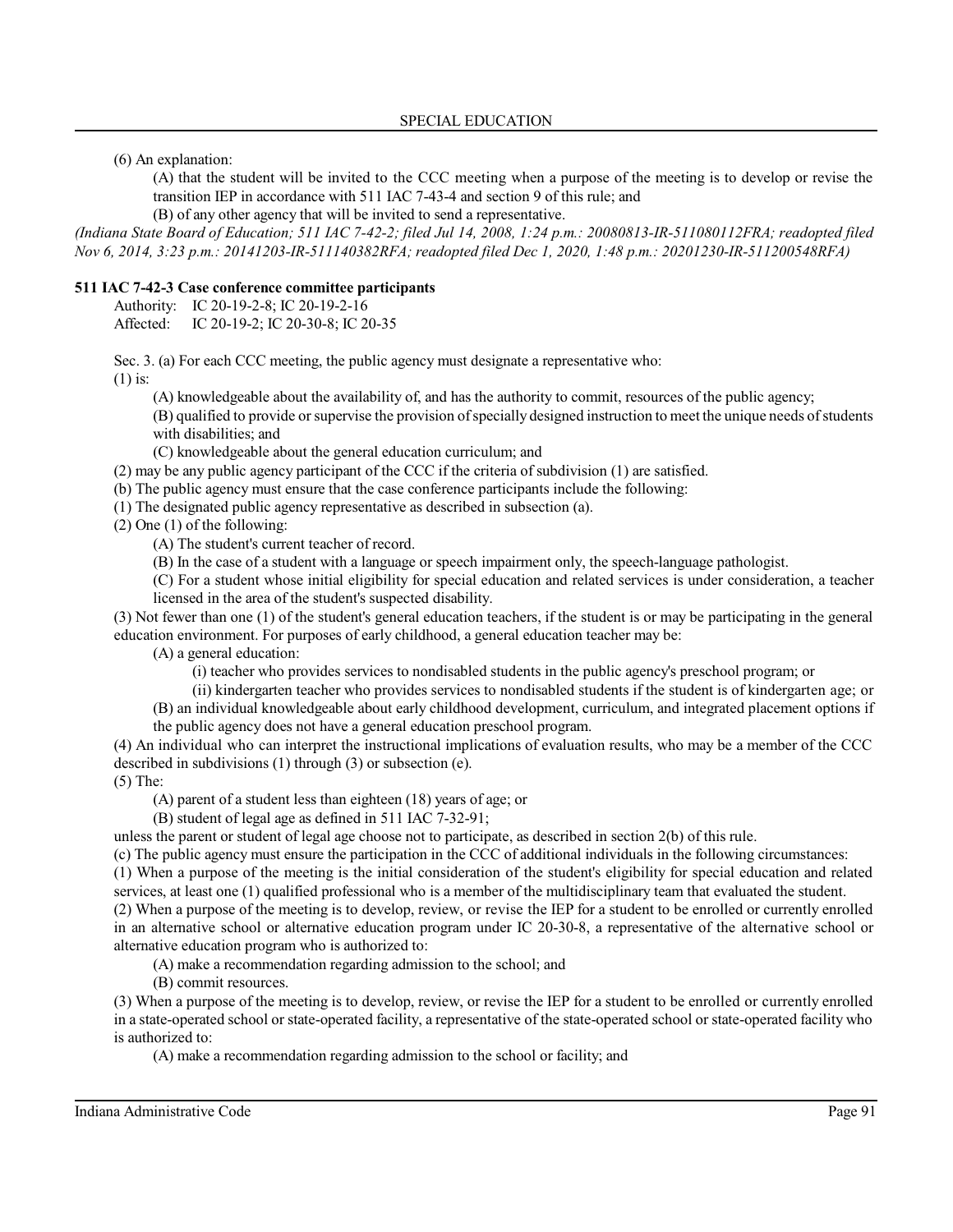(6) An explanation:

(A) that the student will be invited to the CCC meeting when a purpose of the meeting is to develop or revise the transition IEP in accordance with 511 IAC 7-43-4 and section 9 of this rule; and

(B) of any other agency that will be invited to send a representative.

*(Indiana State Board of Education; 511 IAC 7-42-2; filed Jul 14, 2008, 1:24 p.m.: 20080813-IR-511080112FRA; readopted filed Nov 6, 2014, 3:23 p.m.: 20141203-IR-511140382RFA; readopted filed Dec 1, 2020, 1:48 p.m.: 20201230-IR-511200548RFA)*

**511 IAC 7-42-3 Case conference committee participants**

Authority: IC 20-19-2-8; IC 20-19-2-16
Affected: IC 20-19-2; IC 20-30-8; IC 20-35

Sec. 3. (a) For each CCC meeting, the public agency must designate a representative who:

(1) is:

(A) knowledgeable about the availability of, and has the authority to commit, resources of the public agency;

(B) qualified to provide or supervise the provision of specially designed instruction to meet the unique needs of students with disabilities; and

(C) knowledgeable about the general education curriculum; and

(2) may be any public agency participant of the CCC if the criteria of subdivision (1) are satisfied.

(b) The public agency must ensure that the case conference participants include the following:

(1) The designated public agency representative as described in subsection (a).

(2) One (1) of the following:

(A) The student's current teacher of record.

(B) In the case of a student with a language or speech impairment only, the speech-language pathologist.

(C) For a student whose initial eligibility for special education and related services is under consideration, a teacher licensed in the area of the student's suspected disability.

(3) Not fewer than one (1) of the student's general education teachers, if the student is or may be participating in the general education environment. For purposes of early childhood, a general education teacher may be:

(A) a general education:

(i) teacher who provides services to nondisabled students in the public agency's preschool program; or

(ii) kindergarten teacher who provides services to nondisabled students if the student is of kindergarten age; or

(B) an individual knowledgeable about early childhood development, curriculum, and integrated placement options if the public agency does not have a general education preschool program.

(4) An individual who can interpret the instructional implications of evaluation results, who may be a member of the CCC described in subdivisions (1) through (3) or subsection (e).

(5) The:

(A) parent of a student less than eighteen (18) years of age; or

(B) student of legal age as defined in 511 IAC 7-32-91;

unless the parent or student of legal age choose not to participate, as described in section 2(b) of this rule.

(c) The public agency must ensure the participation in the CCC of additional individuals in the following circumstances:

(1) When a purpose of the meeting is the initial consideration of the student's eligibility for special education and related services, at least one (1) qualified professional who is a member of the multidisciplinary team that evaluated the student.

(2) When a purpose of the meeting is to develop, review, or revise the IEP for a student to be enrolled or currently enrolled in an alternative school or alternative education program under IC 20-30-8, a representative of the alternative school or alternative education program who is authorized to:

(A) make a recommendation regarding admission to the school; and

(B) commit resources.

(3) When a purpose of the meeting is to develop, review, or revise the IEP for a student to be enrolled or currently enrolled in a state-operated school or state-operated facility, a representative of the state-operated school or state-operated facility who is authorized to:

(A) make a recommendation regarding admission to the school or facility; and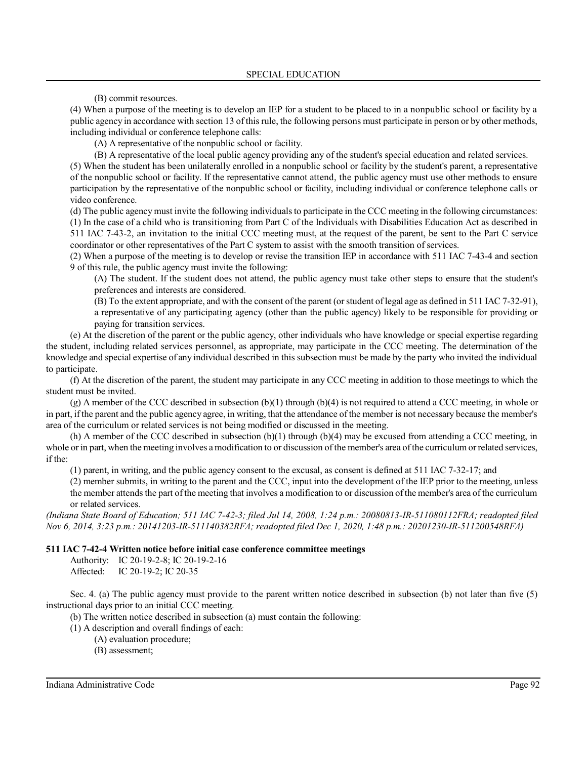(B) commit resources.

(4) When a purpose of the meeting is to develop an IEP for a student to be placed to in a nonpublic school or facility by a public agency in accordance with section 13 of this rule, the following persons must participate in person or by other methods, including individual or conference telephone calls:

(A) A representative of the nonpublic school or facility.

(B) A representative of the local public agency providing any of the student's special education and related services.

(5) When the student has been unilaterally enrolled in a nonpublic school or facility by the student's parent, a representative of the nonpublic school or facility. If the representative cannot attend, the public agency must use other methods to ensure participation by the representative of the nonpublic school or facility, including individual or conference telephone calls or video conference.

(d) The public agency must invite the following individuals to participate in the CCC meeting in the following circumstances:

(1) In the case of a child who is transitioning from Part C of the Individuals with Disabilities Education Act as described in 511 IAC 7-43-2, an invitation to the initial CCC meeting must, at the request of the parent, be sent to the Part C service coordinator or other representatives of the Part C system to assist with the smooth transition of services.

(2) When a purpose of the meeting is to develop or revise the transition IEP in accordance with 511 IAC 7-43-4 and section 9 of this rule, the public agency must invite the following:

(A) The student. If the student does not attend, the public agency must take other steps to ensure that the student's preferences and interests are considered.

(B) To the extent appropriate, and with the consent of the parent (or student of legal age as defined in 511 IAC 7-32-91), a representative of any participating agency (other than the public agency) likely to be responsible for providing or paying for transition services.

(e) At the discretion of the parent or the public agency, other individuals who have knowledge or special expertise regarding the student, including related services personnel, as appropriate, may participate in the CCC meeting. The determination of the knowledge and special expertise of any individual described in this subsection must be made by the party who invited the individual to participate.

(f) At the discretion of the parent, the student may participate in any CCC meeting in addition to those meetings to which the student must be invited.

(g) A member of the CCC described in subsection (b)(1) through (b)(4) is not required to attend a CCC meeting, in whole or in part, if the parent and the public agency agree, in writing, that the attendance of the member is not necessary because the member's area of the curriculum or related services is not being modified or discussed in the meeting.

(h) A member of the CCC described in subsection (b)(1) through (b)(4) may be excused from attending a CCC meeting, in whole or in part, when the meeting involves a modification to or discussion of the member's area of the curriculum or related services, if the:

(1) parent, in writing, and the public agency consent to the excusal, as consent is defined at 511 IAC 7-32-17; and

(2) member submits, in writing to the parent and the CCC, input into the development of the IEP prior to the meeting, unless the member attends the part of the meeting that involves a modification to or discussion of the member's area of the curriculum or related services.

*(Indiana State Board of Education; 511 IAC 7-42-3; filed Jul 14, 2008, 1:24 p.m.: 20080813-IR-511080112FRA; readopted filed Nov 6, 2014, 3:23 p.m.: 20141203-IR-511140382RFA; readopted filed Dec 1, 2020, 1:48 p.m.: 20201230-IR-511200548RFA)*

**511 IAC 7-42-4 Written notice before initial case conference committee meetings**

Authority: IC 20-19-2-8; IC 20-19-2-16
Affected: IC 20-19-2; IC 20-35

Sec. 4. (a) The public agency must provide to the parent written notice described in subsection (b) not later than five (5) instructional days prior to an initial CCC meeting.

(b) The written notice described in subsection (a) must contain the following:

(1) A description and overall findings of each:

(A) evaluation procedure;

(B) assessment;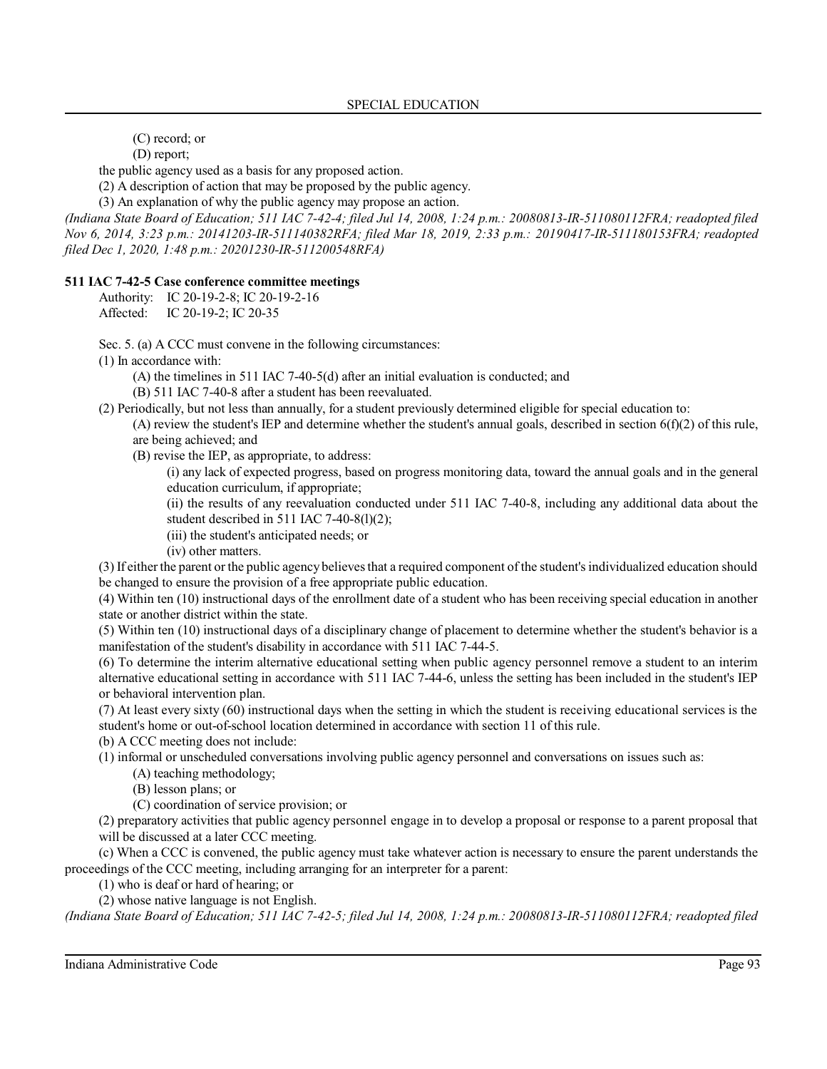(C) record; or

(D) report;

the public agency used as a basis for any proposed action.

(2) A description of action that may be proposed by the public agency.

(3) An explanation of why the public agency may propose an action.

*(Indiana State Board of Education; 511 IAC 7-42-4; filed Jul 14, 2008, 1:24 p.m.: 20080813-IR-511080112FRA; readopted filed Nov 6, 2014, 3:23 p.m.: 20141203-IR-511140382RFA; filed Mar 18, 2019, 2:33 p.m.: 20190417-IR-511180153FRA; readopted filed Dec 1, 2020, 1:48 p.m.: 20201230-IR-511200548RFA)*

**511 IAC 7-42-5 Case conference committee meetings**

Authority: IC 20-19-2-8; IC 20-19-2-16
Affected: IC 20-19-2; IC 20-35

Sec. 5. (a) A CCC must convene in the following circumstances:

(1) In accordance with:

(A) the timelines in 511 IAC 7-40-5(d) after an initial evaluation is conducted; and

(B) 511 IAC 7-40-8 after a student has been reevaluated.

(2) Periodically, but not less than annually, for a student previously determined eligible for special education to:

(A) review the student's IEP and determine whether the student's annual goals, described in section 6(f)(2) of this rule, are being achieved; and

(B) revise the IEP, as appropriate, to address:

(i) any lack of expected progress, based on progress monitoring data, toward the annual goals and in the general education curriculum, if appropriate;

(ii) the results of any reevaluation conducted under 511 IAC 7-40-8, including any additional data about the student described in 511 IAC 7-40-8(l)(2);

(iii) the student's anticipated needs; or

(iv) other matters.

(3) If either the parent or the public agency believes that a required component of the student's individualized education should be changed to ensure the provision of a free appropriate public education.

(4) Within ten (10) instructional days of the enrollment date of a student who has been receiving special education in another state or another district within the state.

(5) Within ten (10) instructional days of a disciplinary change of placement to determine whether the student's behavior is a manifestation of the student's disability in accordance with 511 IAC 7-44-5.

(6) To determine the interim alternative educational setting when public agency personnel remove a student to an interim alternative educational setting in accordance with 511 IAC 7-44-6, unless the setting has been included in the student's IEP or behavioral intervention plan.

(7) At least every sixty (60) instructional days when the setting in which the student is receiving educational services is the student's home or out-of-school location determined in accordance with section 11 of this rule.

(b) A CCC meeting does not include:

(1) informal or unscheduled conversations involving public agency personnel and conversations on issues such as:

(A) teaching methodology;

(B) lesson plans; or

(C) coordination of service provision; or

(2) preparatory activities that public agency personnel engage in to develop a proposal or response to a parent proposal that will be discussed at a later CCC meeting.

(c) When a CCC is convened, the public agency must take whatever action is necessary to ensure the parent understands the proceedings of the CCC meeting, including arranging for an interpreter for a parent:

(1) who is deaf or hard of hearing; or

(2) whose native language is not English.

*(Indiana State Board of Education; 511 IAC 7-42-5; filed Jul 14, 2008, 1:24 p.m.: 20080813-IR-511080112FRA; readopted filed*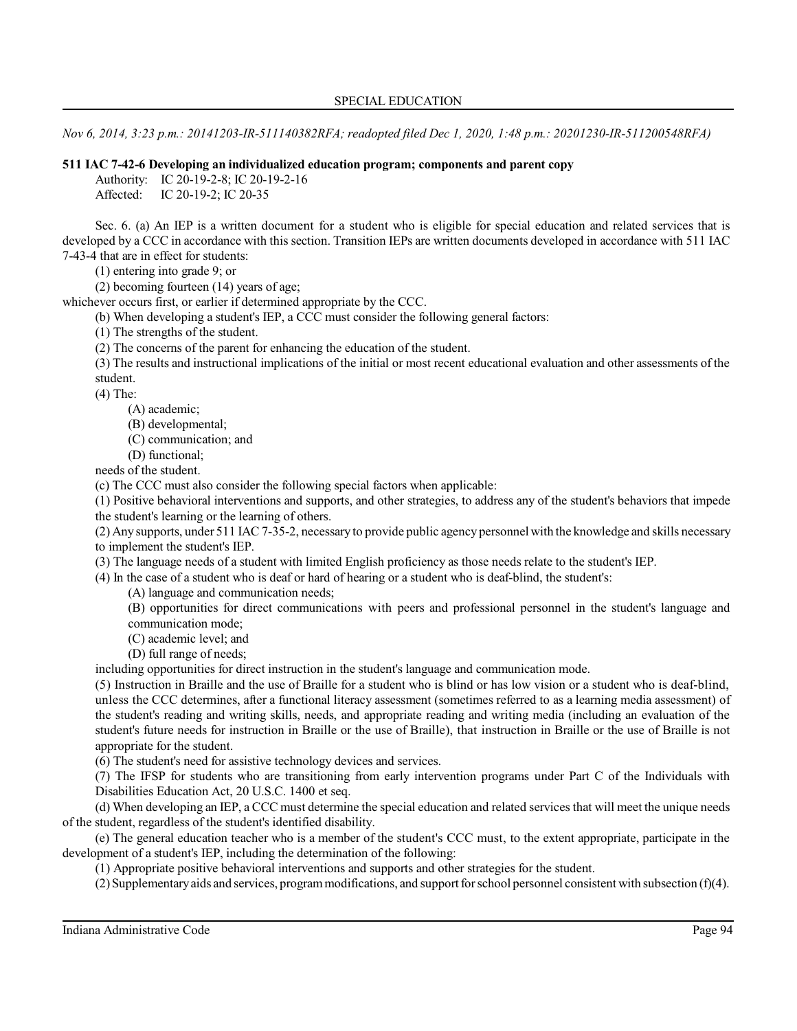*Nov 6, 2014, 3:23 p.m.: 20141203-IR-511140382RFA; readopted filed Dec 1, 2020, 1:48 p.m.: 20201230-IR-511200548RFA)*

**511 IAC 7-42-6 Developing an individualized education program; components and parent copy**

Authority: IC 20-19-2-8; IC 20-19-2-16
Affected: IC 20-19-2; IC 20-35

Sec. 6. (a) An IEP is a written document for a student who is eligible for special education and related services that is developed by a CCC in accordance with this section. Transition IEPs are written documents developed in accordance with 511 IAC 7-43-4 that are in effect for students:

(1) entering into grade 9; or

(2) becoming fourteen (14) years of age;

whichever occurs first, or earlier if determined appropriate by the CCC.

(b) When developing a student's IEP, a CCC must consider the following general factors:

(1) The strengths of the student.

(2) The concerns of the parent for enhancing the education of the student.

(3) The results and instructional implications of the initial or most recent educational evaluation and other assessments of the student.

(4) The:

(A) academic;

(B) developmental;

(C) communication; and

(D) functional;

needs of the student.

(c) The CCC must also consider the following special factors when applicable:

(1) Positive behavioral interventions and supports, and other strategies, to address any of the student's behaviors that impede the student's learning or the learning of others.

(2) Any supports, under 511 IAC 7-35-2, necessary to provide public agency personnel with the knowledge and skills necessary to implement the student's IEP.

(3) The language needs of a student with limited English proficiency as those needs relate to the student's IEP.

(4) In the case of a student who is deaf or hard of hearing or a student who is deaf-blind, the student's:

(A) language and communication needs;

(B) opportunities for direct communications with peers and professional personnel in the student's language and communication mode;

(C) academic level; and

(D) full range of needs;

including opportunities for direct instruction in the student's language and communication mode.

(5) Instruction in Braille and the use of Braille for a student who is blind or has low vision or a student who is deaf-blind, unless the CCC determines, after a functional literacy assessment (sometimes referred to as a learning media assessment) of the student's reading and writing skills, needs, and appropriate reading and writing media (including an evaluation of the student's future needs for instruction in Braille or the use of Braille), that instruction in Braille or the use of Braille is not appropriate for the student.

(6) The student's need for assistive technology devices and services.

(7) The IFSP for students who are transitioning from early intervention programs under Part C of the Individuals with Disabilities Education Act, 20 U.S.C. 1400 et seq.

(d) When developing an IEP, a CCC must determine the special education and related services that will meet the unique needs of the student, regardless of the student's identified disability.

(e) The general education teacher who is a member of the student's CCC must, to the extent appropriate, participate in the development of a student's IEP, including the determination of the following:

(1) Appropriate positive behavioral interventions and supports and other strategies for the student.

(2) Supplementary aids and services, program modifications, and support for school personnel consistent with subsection (f)(4).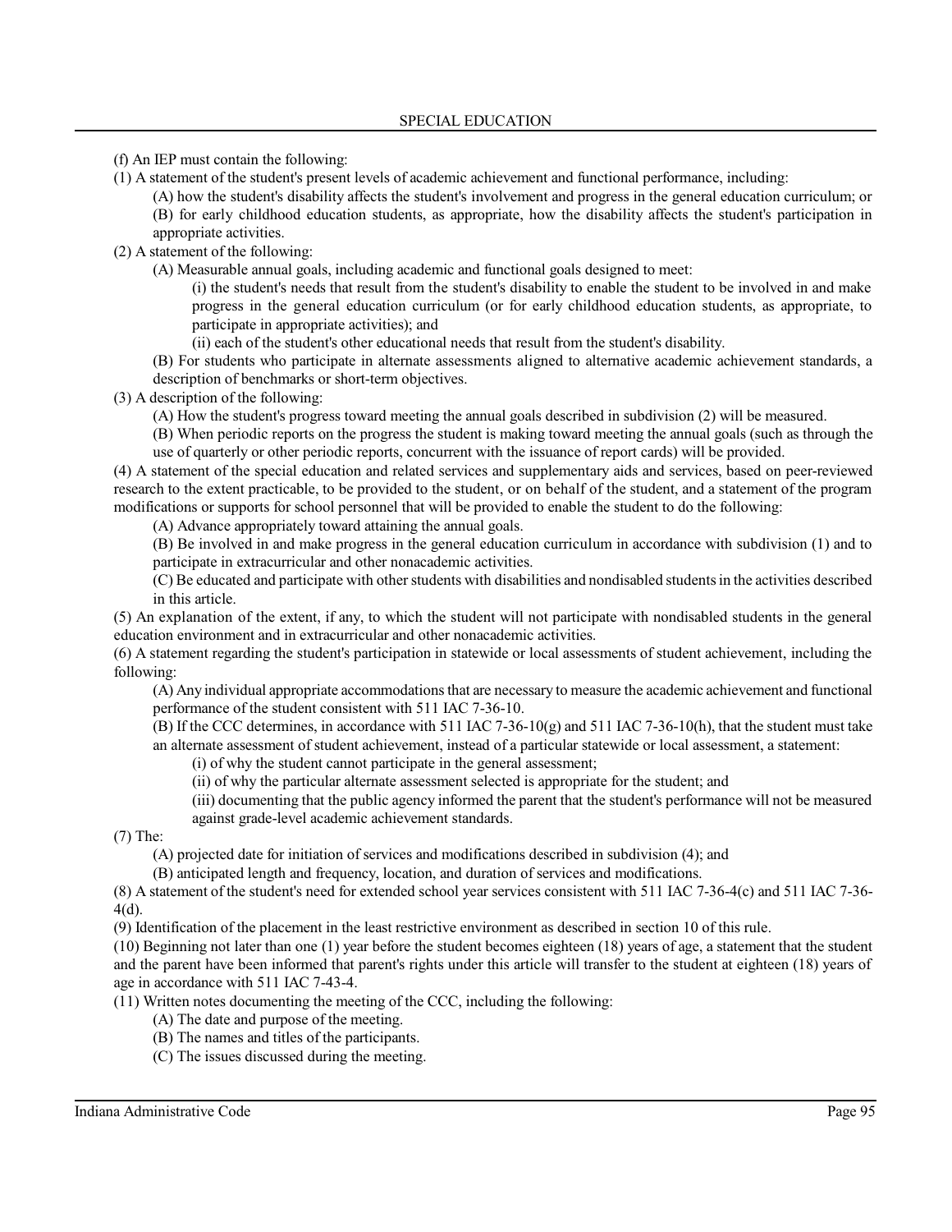(f) An IEP must contain the following:

(1) A statement of the student's present levels of academic achievement and functional performance, including:

(A) how the student's disability affects the student's involvement and progress in the general education curriculum; or

(B) for early childhood education students, as appropriate, how the disability affects the student's participation in appropriate activities.

(2) A statement of the following:

(A) Measurable annual goals, including academic and functional goals designed to meet:

(i) the student's needs that result from the student's disability to enable the student to be involved in and make progress in the general education curriculum (or for early childhood education students, as appropriate, to participate in appropriate activities); and

(ii) each of the student's other educational needs that result from the student's disability.

(B) For students who participate in alternate assessments aligned to alternative academic achievement standards, a description of benchmarks or short-term objectives.

(3) A description of the following:

(A) How the student's progress toward meeting the annual goals described in subdivision (2) will be measured.

(B) When periodic reports on the progress the student is making toward meeting the annual goals (such as through the use of quarterly or other periodic reports, concurrent with the issuance of report cards) will be provided.

(4) A statement of the special education and related services and supplementary aids and services, based on peer-reviewed research to the extent practicable, to be provided to the student, or on behalf of the student, and a statement of the program modifications or supports for school personnel that will be provided to enable the student to do the following:

(A) Advance appropriately toward attaining the annual goals.

(B) Be involved in and make progress in the general education curriculum in accordance with subdivision (1) and to participate in extracurricular and other nonacademic activities.

(C) Be educated and participate with other students with disabilities and nondisabled students in the activities described in this article.

(5) An explanation of the extent, if any, to which the student will not participate with nondisabled students in the general education environment and in extracurricular and other nonacademic activities.

(6) A statement regarding the student's participation in statewide or local assessments of student achievement, including the following:

(A) Any individual appropriate accommodations that are necessary to measure the academic achievement and functional performance of the student consistent with 511 IAC 7-36-10.

(B) If the CCC determines, in accordance with 511 IAC 7-36-10(g) and 511 IAC 7-36-10(h), that the student must take an alternate assessment of student achievement, instead of a particular statewide or local assessment, a statement:

(i) of why the student cannot participate in the general assessment;

(ii) of why the particular alternate assessment selected is appropriate for the student; and

(iii) documenting that the public agency informed the parent that the student's performance will not be measured against grade-level academic achievement standards.

(7) The:

(A) projected date for initiation of services and modifications described in subdivision (4); and

(B) anticipated length and frequency, location, and duration of services and modifications.

(8) A statement of the student's need for extended school year services consistent with 511 IAC 7-36-4(c) and 511 IAC 7-36-4(d).

(9) Identification of the placement in the least restrictive environment as described in section 10 of this rule.

(10) Beginning not later than one (1) year before the student becomes eighteen (18) years of age, a statement that the student and the parent have been informed that parent's rights under this article will transfer to the student at eighteen (18) years of age in accordance with 511 IAC 7-43-4.

(11) Written notes documenting the meeting of the CCC, including the following:

(A) The date and purpose of the meeting.

(B) The names and titles of the participants.

(C) The issues discussed during the meeting.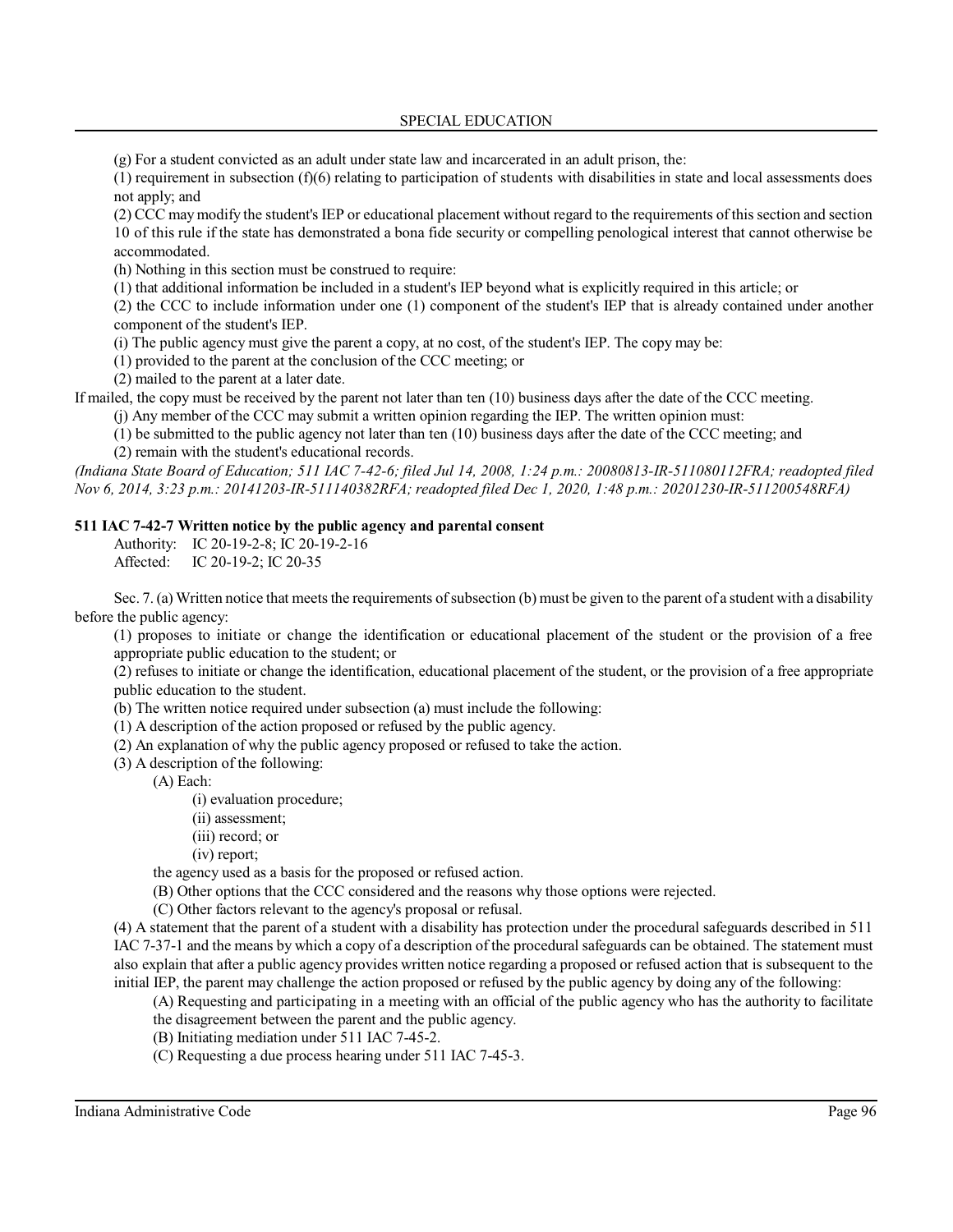(g) For a student convicted as an adult under state law and incarcerated in an adult prison, the:

(1) requirement in subsection (f)(6) relating to participation of students with disabilities in state and local assessments does not apply; and

(2) CCC may modify the student's IEP or educational placement without regard to the requirements of this section and section 10 of this rule if the state has demonstrated a bona fide security or compelling penological interest that cannot otherwise be accommodated.

(h) Nothing in this section must be construed to require:

(1) that additional information be included in a student's IEP beyond what is explicitly required in this article; or

(2) the CCC to include information under one (1) component of the student's IEP that is already contained under another component of the student's IEP.

(i) The public agency must give the parent a copy, at no cost, of the student's IEP. The copy may be:

(1) provided to the parent at the conclusion of the CCC meeting; or

(2) mailed to the parent at a later date.

If mailed, the copy must be received by the parent not later than ten (10) business days after the date of the CCC meeting.

(j) Any member of the CCC may submit a written opinion regarding the IEP. The written opinion must:

(1) be submitted to the public agency not later than ten (10) business days after the date of the CCC meeting; and

(2) remain with the student's educational records.

*(Indiana State Board of Education; 511 IAC 7-42-6; filed Jul 14, 2008, 1:24 p.m.: 20080813-IR-511080112FRA; readopted filed Nov 6, 2014, 3:23 p.m.: 20141203-IR-511140382RFA; readopted filed Dec 1, 2020, 1:48 p.m.: 20201230-IR-511200548RFA)*

**511 IAC 7-42-7 Written notice by the public agency and parental consent**

Authority: IC 20-19-2-8; IC 20-19-2-16

Affected: IC 20-19-2; IC 20-35

Sec. 7. (a) Written notice that meets the requirements of subsection (b) must be given to the parent of a student with a disability before the public agency:

(1) proposes to initiate or change the identification or educational placement of the student or the provision of a free appropriate public education to the student; or

(2) refuses to initiate or change the identification, educational placement of the student, or the provision of a free appropriate public education to the student.

(b) The written notice required under subsection (a) must include the following:

(1) A description of the action proposed or refused by the public agency.

(2) An explanation of why the public agency proposed or refused to take the action.

(3) A description of the following:

(A) Each:

(i) evaluation procedure;

(ii) assessment;

(iii) record; or

(iv) report;

the agency used as a basis for the proposed or refused action.

(B) Other options that the CCC considered and the reasons why those options were rejected.

(C) Other factors relevant to the agency's proposal or refusal.

(4) A statement that the parent of a student with a disability has protection under the procedural safeguards described in 511 IAC 7-37-1 and the means by which a copy of a description of the procedural safeguards can be obtained. The statement must also explain that after a public agency provides written notice regarding a proposed or refused action that is subsequent to the initial IEP, the parent may challenge the action proposed or refused by the public agency by doing any of the following:

(A) Requesting and participating in a meeting with an official of the public agency who has the authority to facilitate the disagreement between the parent and the public agency.

(B) Initiating mediation under 511 IAC 7-45-2.

(C) Requesting a due process hearing under 511 IAC 7-45-3.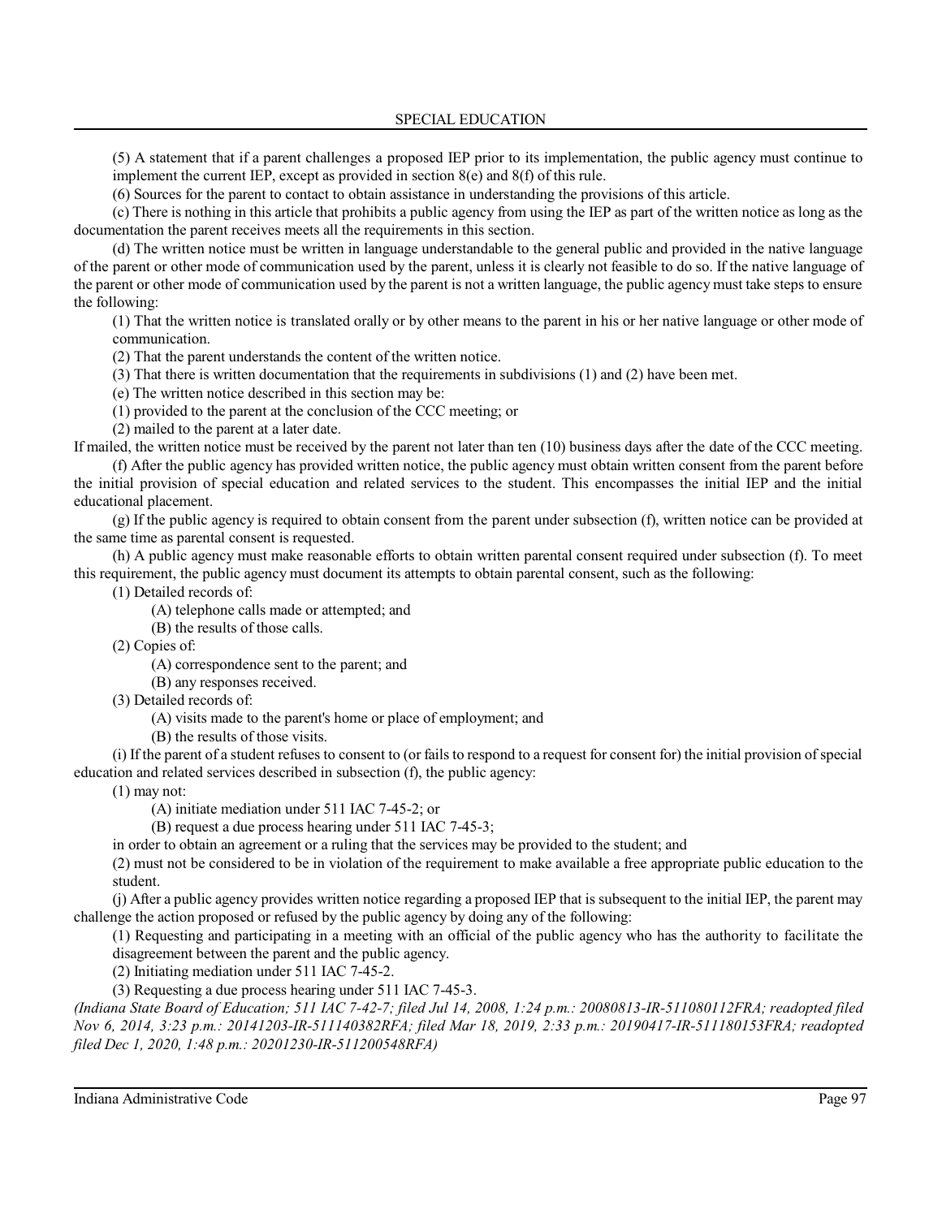(5) A statement that if a parent challenges a proposed IEP prior to its implementation, the public agency must continue to implement the current IEP, except as provided in section 8(e) and 8(f) of this rule.

(6) Sources for the parent to contact to obtain assistance in understanding the provisions of this article.

(c) There is nothing in this article that prohibits a public agency from using the IEP as part of the written notice as long as the documentation the parent receives meets all the requirements in this section.

(d) The written notice must be written in language understandable to the general public and provided in the native language of the parent or other mode of communication used by the parent, unless it is clearly not feasible to do so. If the native language of the parent or other mode of communication used by the parent is not a written language, the public agency must take steps to ensure the following:

(1) That the written notice is translated orally or by other means to the parent in his or her native language or other mode of communication.

(2) That the parent understands the content of the written notice.

(3) That there is written documentation that the requirements in subdivisions (1) and (2) have been met.

(e) The written notice described in this section may be:

(1) provided to the parent at the conclusion of the CCC meeting; or

(2) mailed to the parent at a later date.

If mailed, the written notice must be received by the parent not later than ten (10) business days after the date of the CCC meeting.

(f) After the public agency has provided written notice, the public agency must obtain written consent from the parent before the initial provision of special education and related services to the student. This encompasses the initial IEP and the initial educational placement.

(g) If the public agency is required to obtain consent from the parent under subsection (f), written notice can be provided at the same time as parental consent is requested.

(h) A public agency must make reasonable efforts to obtain written parental consent required under subsection (f). To meet this requirement, the public agency must document its attempts to obtain parental consent, such as the following:

(1) Detailed records of:

(A) telephone calls made or attempted; and

(B) the results of those calls.

(2) Copies of:

(A) correspondence sent to the parent; and

(B) any responses received.

(3) Detailed records of:

(A) visits made to the parent's home or place of employment; and

(B) the results of those visits.

(i) If the parent of a student refuses to consent to (or fails to respond to a request for consent for) the initial provision of special education and related services described in subsection (f), the public agency:

(1) may not:

(A) initiate mediation under 511 IAC 7-45-2; or

(B) request a due process hearing under 511 IAC 7-45-3;

in order to obtain an agreement or a ruling that the services may be provided to the student; and

(2) must not be considered to be in violation of the requirement to make available a free appropriate public education to the student.

(j) After a public agency provides written notice regarding a proposed IEP that is subsequent to the initial IEP, the parent may challenge the action proposed or refused by the public agency by doing any of the following:

(1) Requesting and participating in a meeting with an official of the public agency who has the authority to facilitate the disagreement between the parent and the public agency.

(2) Initiating mediation under 511 IAC 7-45-2.

(3) Requesting a due process hearing under 511 IAC 7-45-3.

*(Indiana State Board of Education; 511 IAC 7-42-7; filed Jul 14, 2008, 1:24 p.m.: 20080813-IR-511080112FRA; readopted filed Nov 6, 2014, 3:23 p.m.: 20141203-IR-511140382RFA; filed Mar 18, 2019, 2:33 p.m.: 20190417-IR-511180153FRA; readopted filed Dec 1, 2020, 1:48 p.m.: 20201230-IR-511200548RFA)*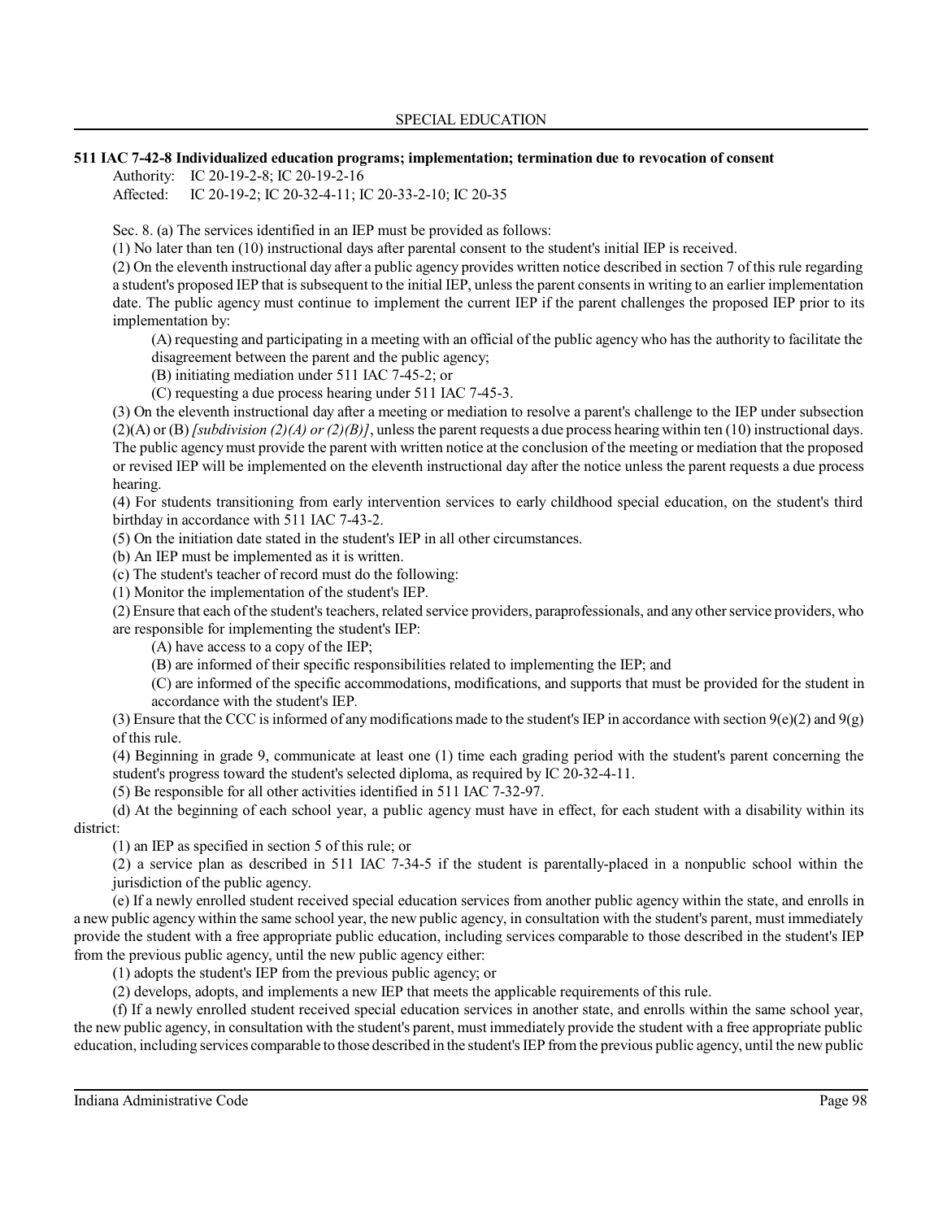**511 IAC 7-42-8 Individualized education programs; implementation; termination due to revocation of consent**

Authority: IC 20-19-2-8; IC 20-19-2-16

Affected: IC 20-19-2; IC 20-32-4-11; IC 20-33-2-10; IC 20-35

Sec. 8. (a) The services identified in an IEP must be provided as follows:

(1) No later than ten (10) instructional days after parental consent to the student's initial IEP is received.

(2) On the eleventh instructional day after a public agency provides written notice described in section 7 of this rule regarding a student's proposed IEP that is subsequent to the initial IEP, unless the parent consents in writing to an earlier implementation date. The public agency must continue to implement the current IEP if the parent challenges the proposed IEP prior to its implementation by:

(A) requesting and participating in a meeting with an official of the public agency who has the authority to facilitate the disagreement between the parent and the public agency;

(B) initiating mediation under 511 IAC 7-45-2; or

(C) requesting a due process hearing under 511 IAC 7-45-3.

(3) On the eleventh instructional day after a meeting or mediation to resolve a parent's challenge to the IEP under subsection (2)(A) or (B) *[subdivision (2)(A) or (2)(B)]*, unless the parent requests a due process hearing within ten (10) instructional days. The public agency must provide the parent with written notice at the conclusion of the meeting or mediation that the proposed or revised IEP will be implemented on the eleventh instructional day after the notice unless the parent requests a due process hearing.

(4) For students transitioning from early intervention services to early childhood special education, on the student's third birthday in accordance with 511 IAC 7-43-2.

(5) On the initiation date stated in the student's IEP in all other circumstances.

(b) An IEP must be implemented as it is written.

(c) The student's teacher of record must do the following:

(1) Monitor the implementation of the student's IEP.

(2) Ensure that each of the student's teachers, related service providers, paraprofessionals, and any other service providers, who are responsible for implementing the student's IEP:

(A) have access to a copy of the IEP;

(B) are informed of their specific responsibilities related to implementing the IEP; and

(C) are informed of the specific accommodations, modifications, and supports that must be provided for the student in accordance with the student's IEP.

(3) Ensure that the CCC is informed of any modifications made to the student's IEP in accordance with section 9(e)(2) and 9(g) of this rule.

(4) Beginning in grade 9, communicate at least one (1) time each grading period with the student's parent concerning the student's progress toward the student's selected diploma, as required by IC 20-32-4-11.

(5) Be responsible for all other activities identified in 511 IAC 7-32-97.

(d) At the beginning of each school year, a public agency must have in effect, for each student with a disability within its district:

(1) an IEP as specified in section 5 of this rule; or

(2) a service plan as described in 511 IAC 7-34-5 if the student is parentally-placed in a nonpublic school within the jurisdiction of the public agency.

(e) If a newly enrolled student received special education services from another public agency within the state, and enrolls in a new public agency within the same school year, the new public agency, in consultation with the student's parent, must immediately provide the student with a free appropriate public education, including services comparable to those described in the student's IEP from the previous public agency, until the new public agency either:

(1) adopts the student's IEP from the previous public agency; or

(2) develops, adopts, and implements a new IEP that meets the applicable requirements of this rule.

(f) If a newly enrolled student received special education services in another state, and enrolls within the same school year, the new public agency, in consultation with the student's parent, must immediately provide the student with a free appropriate public education, including services comparable to those described in the student's IEP from the previous public agency, until the new public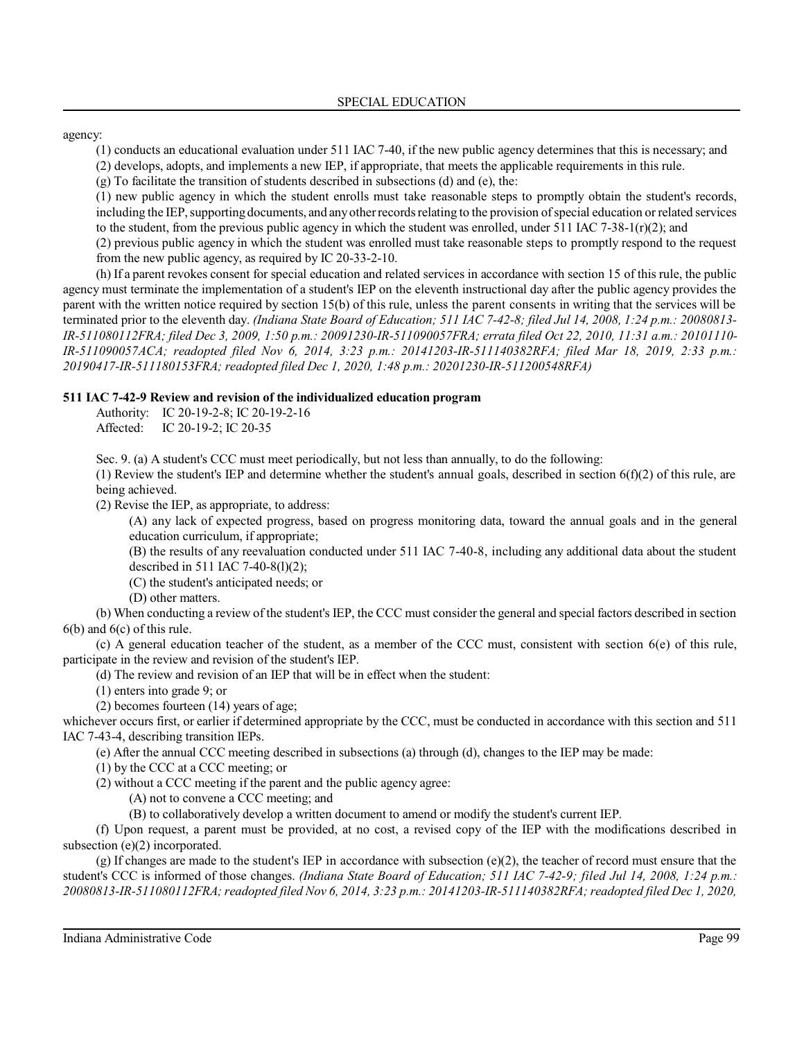agency:

(1) conducts an educational evaluation under 511 IAC 7-40, if the new public agency determines that this is necessary; and

(2) develops, adopts, and implements a new IEP, if appropriate, that meets the applicable requirements in this rule.

(g) To facilitate the transition of students described in subsections (d) and (e), the:

(1) new public agency in which the student enrolls must take reasonable steps to promptly obtain the student's records, including the IEP, supporting documents, and any other records relating to the provision of special education or related services to the student, from the previous public agency in which the student was enrolled, under 511 IAC 7-38-1(r)(2); and

(2) previous public agency in which the student was enrolled must take reasonable steps to promptly respond to the request from the new public agency, as required by IC 20-33-2-10.

(h) If a parent revokes consent for special education and related services in accordance with section 15 of this rule, the public agency must terminate the implementation of a student's IEP on the eleventh instructional day after the public agency provides the parent with the written notice required by section 15(b) of this rule, unless the parent consents in writing that the services will be terminated prior to the eleventh day. *(Indiana State Board of Education; 511 IAC 7-42-8; filed Jul 14, 2008, 1:24 p.m.: 20080813-IR-511080112FRA; filed Dec 3, 2009, 1:50 p.m.: 20091230-IR-511090057FRA; errata filed Oct 22, 2010, 11:31 a.m.: 20101110-IR-511090057ACA; readopted filed Nov 6, 2014, 3:23 p.m.: 20141203-IR-511140382RFA; filed Mar 18, 2019, 2:33 p.m.: 20190417-IR-511180153FRA; readopted filed Dec 1, 2020, 1:48 p.m.: 20201230-IR-511200548RFA)*

**511 IAC 7-42-9 Review and revision of the individualized education program**

Authority: IC 20-19-2-8; IC 20-19-2-16
Affected: IC 20-19-2; IC 20-35

Sec. 9. (a) A student's CCC must meet periodically, but not less than annually, to do the following:

(1) Review the student's IEP and determine whether the student's annual goals, described in section 6(f)(2) of this rule, are being achieved.

(2) Revise the IEP, as appropriate, to address:

(A) any lack of expected progress, based on progress monitoring data, toward the annual goals and in the general education curriculum, if appropriate;

(B) the results of any reevaluation conducted under 511 IAC 7-40-8, including any additional data about the student described in 511 IAC 7-40-8(l)(2);

(C) the student's anticipated needs; or

(D) other matters.

(b) When conducting a review of the student's IEP, the CCC must consider the general and special factors described in section 6(b) and 6(c) of this rule.

(c) A general education teacher of the student, as a member of the CCC must, consistent with section 6(e) of this rule, participate in the review and revision of the student's IEP.

(d) The review and revision of an IEP that will be in effect when the student:

(1) enters into grade 9; or

(2) becomes fourteen (14) years of age;

whichever occurs first, or earlier if determined appropriate by the CCC, must be conducted in accordance with this section and 511 IAC 7-43-4, describing transition IEPs.

(e) After the annual CCC meeting described in subsections (a) through (d), changes to the IEP may be made:

(1) by the CCC at a CCC meeting; or

(2) without a CCC meeting if the parent and the public agency agree:

(A) not to convene a CCC meeting; and

(B) to collaboratively develop a written document to amend or modify the student's current IEP.

(f) Upon request, a parent must be provided, at no cost, a revised copy of the IEP with the modifications described in subsection (e)(2) incorporated.

(g) If changes are made to the student's IEP in accordance with subsection (e)(2), the teacher of record must ensure that the student's CCC is informed of those changes. *(Indiana State Board of Education; 511 IAC 7-42-9; filed Jul 14, 2008, 1:24 p.m.: 20080813-IR-511080112FRA; readopted filed Nov 6, 2014, 3:23 p.m.: 20141203-IR-511140382RFA; readopted filed Dec 1, 2020,*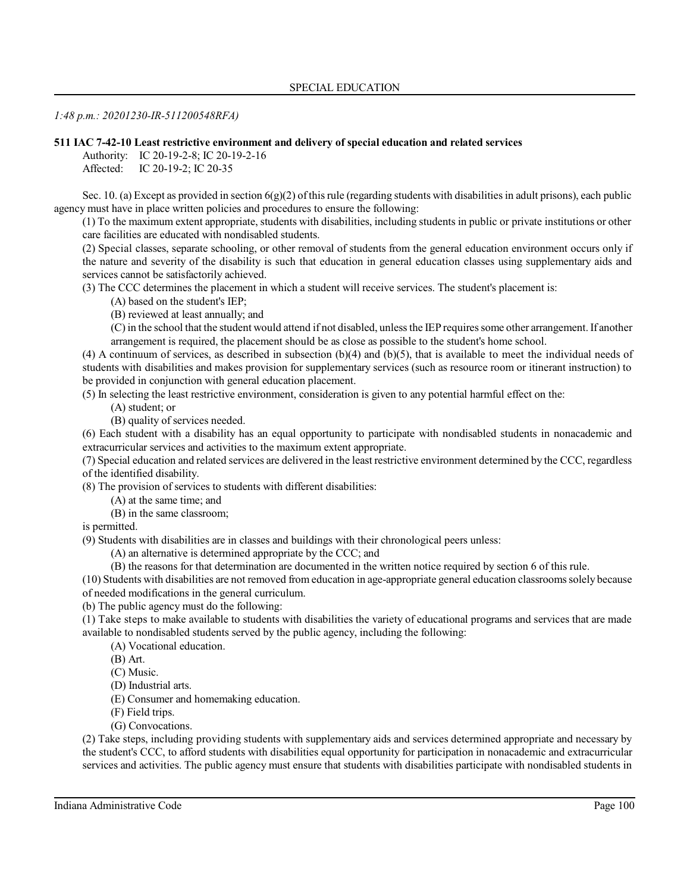*1:48 p.m.: 20201230-IR-511200548RFA)*

**511 IAC 7-42-10 Least restrictive environment and delivery of special education and related services**

Authority: IC 20-19-2-8; IC 20-19-2-16
Affected: IC 20-19-2; IC 20-35

Sec. 10. (a) Except as provided in section 6(g)(2) of this rule (regarding students with disabilities in adult prisons), each public agency must have in place written policies and procedures to ensure the following:

(1) To the maximum extent appropriate, students with disabilities, including students in public or private institutions or other care facilities are educated with nondisabled students.

(2) Special classes, separate schooling, or other removal of students from the general education environment occurs only if the nature and severity of the disability is such that education in general education classes using supplementary aids and services cannot be satisfactorily achieved.

(3) The CCC determines the placement in which a student will receive services. The student's placement is:

- (A) based on the student's IEP;
- (B) reviewed at least annually; and
- (C) in the school that the student would attend if not disabled, unless the IEP requires some other arrangement. If another arrangement is required, the placement should be as close as possible to the student's home school.

(4) A continuum of services, as described in subsection (b)(4) and (b)(5), that is available to meet the individual needs of students with disabilities and makes provision for supplementary services (such as resource room or itinerant instruction) to be provided in conjunction with general education placement.

(5) In selecting the least restrictive environment, consideration is given to any potential harmful effect on the:

- (A) student; or
- (B) quality of services needed.

(6) Each student with a disability has an equal opportunity to participate with nondisabled students in nonacademic and extracurricular services and activities to the maximum extent appropriate.

(7) Special education and related services are delivered in the least restrictive environment determined by the CCC, regardless of the identified disability.

(8) The provision of services to students with different disabilities:

- (A) at the same time; and
- (B) in the same classroom;

is permitted.

(9) Students with disabilities are in classes and buildings with their chronological peers unless:

- (A) an alternative is determined appropriate by the CCC; and
- (B) the reasons for that determination are documented in the written notice required by section 6 of this rule.

(10) Students with disabilities are not removed from education in age-appropriate general education classrooms solely because of needed modifications in the general curriculum.

(b) The public agency must do the following:

(1) Take steps to make available to students with disabilities the variety of educational programs and services that are made available to nondisabled students served by the public agency, including the following:

- (A) Vocational education.
- (B) Art.
- (C) Music.
- (D) Industrial arts.
- (E) Consumer and homemaking education.
- (F) Field trips.
- (G) Convocations.

(2) Take steps, including providing students with supplementary aids and services determined appropriate and necessary by the student's CCC, to afford students with disabilities equal opportunity for participation in nonacademic and extracurricular services and activities. The public agency must ensure that students with disabilities participate with nondisabled students in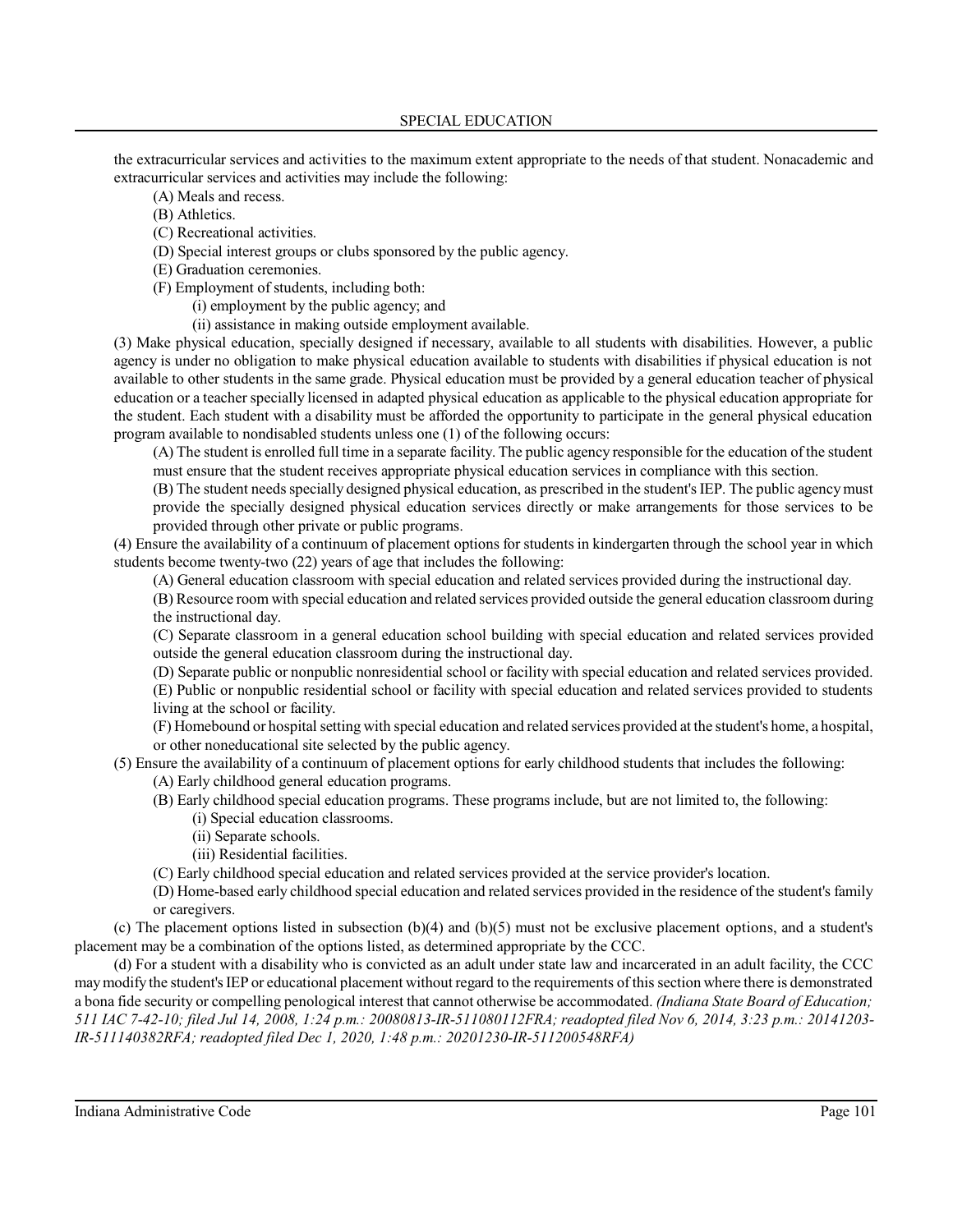the extracurricular services and activities to the maximum extent appropriate to the needs of that student. Nonacademic and extracurricular services and activities may include the following:

(A) Meals and recess.

(B) Athletics.

(C) Recreational activities.

(D) Special interest groups or clubs sponsored by the public agency.

(E) Graduation ceremonies.

(F) Employment of students, including both:

(i) employment by the public agency; and

(ii) assistance in making outside employment available.

(3) Make physical education, specially designed if necessary, available to all students with disabilities. However, a public agency is under no obligation to make physical education available to students with disabilities if physical education is not available to other students in the same grade. Physical education must be provided by a general education teacher of physical education or a teacher specially licensed in adapted physical education as applicable to the physical education appropriate for the student. Each student with a disability must be afforded the opportunity to participate in the general physical education program available to nondisabled students unless one (1) of the following occurs:

(A) The student is enrolled full time in a separate facility. The public agency responsible for the education of the student must ensure that the student receives appropriate physical education services in compliance with this section.

(B) The student needs specially designed physical education, as prescribed in the student's IEP. The public agency must provide the specially designed physical education services directly or make arrangements for those services to be provided through other private or public programs.

(4) Ensure the availability of a continuum of placement options for students in kindergarten through the school year in which students become twenty-two (22) years of age that includes the following:

(A) General education classroom with special education and related services provided during the instructional day.

(B) Resource room with special education and related services provided outside the general education classroom during the instructional day.

(C) Separate classroom in a general education school building with special education and related services provided outside the general education classroom during the instructional day.

(D) Separate public or nonpublic nonresidential school or facility with special education and related services provided.

(E) Public or nonpublic residential school or facility with special education and related services provided to students living at the school or facility.

(F) Homebound or hospital setting with special education and related services provided at the student's home, a hospital, or other noneducational site selected by the public agency.

(5) Ensure the availability of a continuum of placement options for early childhood students that includes the following:

(A) Early childhood general education programs.

(B) Early childhood special education programs. These programs include, but are not limited to, the following:

(i) Special education classrooms.

(ii) Separate schools.

(iii) Residential facilities.

(C) Early childhood special education and related services provided at the service provider's location.

(D) Home-based early childhood special education and related services provided in the residence of the student's family or caregivers.

(c) The placement options listed in subsection (b)(4) and (b)(5) must not be exclusive placement options, and a student's placement may be a combination of the options listed, as determined appropriate by the CCC.

(d) For a student with a disability who is convicted as an adult under state law and incarcerated in an adult facility, the CCC may modify the student's IEP or educational placement without regard to the requirements of this section where there is demonstrated a bona fide security or compelling penological interest that cannot otherwise be accommodated. *(Indiana State Board of Education; 511 IAC 7-42-10; filed Jul 14, 2008, 1:24 p.m.: 20080813-IR-511080112FRA; readopted filed Nov 6, 2014, 3:23 p.m.: 20141203-IR-511140382RFA; readopted filed Dec 1, 2020, 1:48 p.m.: 20201230-IR-511200548RFA)*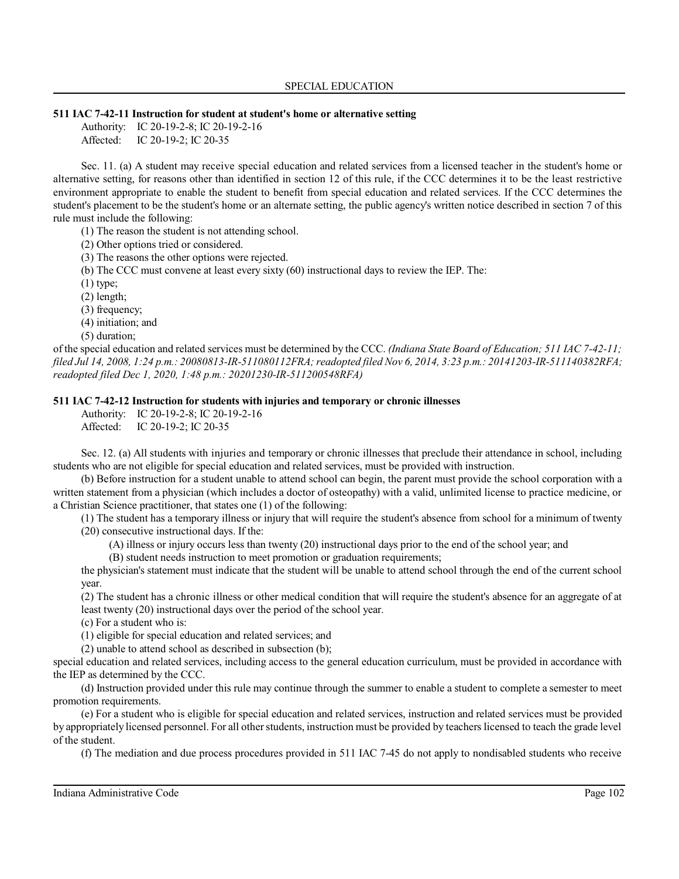### 511 IAC 7-42-11 Instruction for student at student's home or alternative setting

Authority: IC 20-19-2-8; IC 20-19-2-16
Affected: IC 20-19-2; IC 20-35

Sec. 11. (a) A student may receive special education and related services from a licensed teacher in the student's home or alternative setting, for reasons other than identified in section 12 of this rule, if the CCC determines it to be the least restrictive environment appropriate to enable the student to benefit from special education and related services. If the CCC determines the student's placement to be the student's home or an alternate setting, the public agency's written notice described in section 7 of this rule must include the following:

(1) The reason the student is not attending school.
(2) Other options tried or considered.
(3) The reasons the other options were rejected.

(b) The CCC must convene at least every sixty (60) instructional days to review the IEP. The:

(1) type;
(2) length;
(3) frequency;
(4) initiation; and
(5) duration;

of the special education and related services must be determined by the CCC. *(Indiana State Board of Education; 511 IAC 7-42-11; filed Jul 14, 2008, 1:24 p.m.: 20080813-IR-511080112FRA; readopted filed Nov 6, 2014, 3:23 p.m.: 20141203-IR-511140382RFA; readopted filed Dec 1, 2020, 1:48 p.m.: 20201230-IR-511200548RFA)*

### 511 IAC 7-42-12 Instruction for students with injuries and temporary or chronic illnesses

Authority: IC 20-19-2-8; IC 20-19-2-16
Affected: IC 20-19-2; IC 20-35

Sec. 12. (a) All students with injuries and temporary or chronic illnesses that preclude their attendance in school, including students who are not eligible for special education and related services, must be provided with instruction.

(b) Before instruction for a student unable to attend school can begin, the parent must provide the school corporation with a written statement from a physician (which includes a doctor of osteopathy) with a valid, unlimited license to practice medicine, or a Christian Science practitioner, that states one (1) of the following:

(1) The student has a temporary illness or injury that will require the student's absence from school for a minimum of twenty (20) consecutive instructional days. If the:

(A) illness or injury occurs less than twenty (20) instructional days prior to the end of the school year; and
(B) student needs instruction to meet promotion or graduation requirements;

the physician's statement must indicate that the student will be unable to attend school through the end of the current school year.

(2) The student has a chronic illness or other medical condition that will require the student's absence for an aggregate of at least twenty (20) instructional days over the period of the school year.

(c) For a student who is:

(1) eligible for special education and related services; and
(2) unable to attend school as described in subsection (b);

special education and related services, including access to the general education curriculum, must be provided in accordance with the IEP as determined by the CCC.

(d) Instruction provided under this rule may continue through the summer to enable a student to complete a semester to meet promotion requirements.

(e) For a student who is eligible for special education and related services, instruction and related services must be provided by appropriately licensed personnel. For all other students, instruction must be provided by teachers licensed to teach the grade level of the student.

(f) The mediation and due process procedures provided in 511 IAC 7-45 do not apply to nondisabled students who receive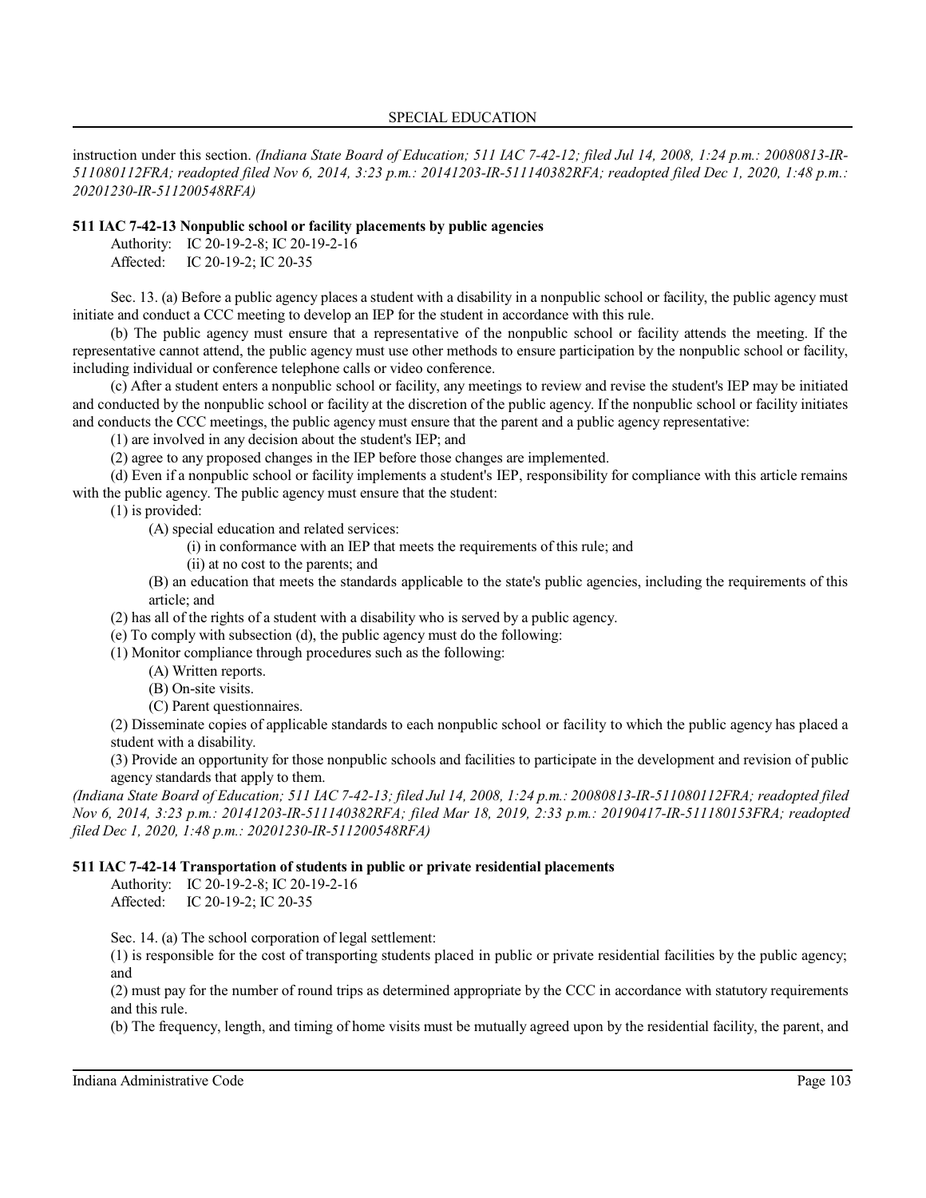instruction under this section. *(Indiana State Board of Education; 511 IAC 7-42-12; filed Jul 14, 2008, 1:24 p.m.: 20080813-IR-511080112FRA; readopted filed Nov 6, 2014, 3:23 p.m.: 20141203-IR-511140382RFA; readopted filed Dec 1, 2020, 1:48 p.m.: 20201230-IR-511200548RFA)*

**511 IAC 7-42-13 Nonpublic school or facility placements by public agencies**

Authority: IC 20-19-2-8; IC 20-19-2-16
Affected: IC 20-19-2; IC 20-35

Sec. 13. (a) Before a public agency places a student with a disability in a nonpublic school or facility, the public agency must initiate and conduct a CCC meeting to develop an IEP for the student in accordance with this rule.

(b) The public agency must ensure that a representative of the nonpublic school or facility attends the meeting. If the representative cannot attend, the public agency must use other methods to ensure participation by the nonpublic school or facility, including individual or conference telephone calls or video conference.

(c) After a student enters a nonpublic school or facility, any meetings to review and revise the student's IEP may be initiated and conducted by the nonpublic school or facility at the discretion of the public agency. If the nonpublic school or facility initiates and conducts the CCC meetings, the public agency must ensure that the parent and a public agency representative:

(1) are involved in any decision about the student's IEP; and

(2) agree to any proposed changes in the IEP before those changes are implemented.

(d) Even if a nonpublic school or facility implements a student's IEP, responsibility for compliance with this article remains with the public agency. The public agency must ensure that the student:

(1) is provided:

(A) special education and related services:

(i) in conformance with an IEP that meets the requirements of this rule; and

(ii) at no cost to the parents; and

(B) an education that meets the standards applicable to the state's public agencies, including the requirements of this article; and

(2) has all of the rights of a student with a disability who is served by a public agency.

(e) To comply with subsection (d), the public agency must do the following:

(1) Monitor compliance through procedures such as the following:

(A) Written reports.

(B) On-site visits.

(C) Parent questionnaires.

(2) Disseminate copies of applicable standards to each nonpublic school or facility to which the public agency has placed a student with a disability.

(3) Provide an opportunity for those nonpublic schools and facilities to participate in the development and revision of public agency standards that apply to them.

*(Indiana State Board of Education; 511 IAC 7-42-13; filed Jul 14, 2008, 1:24 p.m.: 20080813-IR-511080112FRA; readopted filed Nov 6, 2014, 3:23 p.m.: 20141203-IR-511140382RFA; filed Mar 18, 2019, 2:33 p.m.: 20190417-IR-511180153FRA; readopted filed Dec 1, 2020, 1:48 p.m.: 20201230-IR-511200548RFA)*

**511 IAC 7-42-14 Transportation of students in public or private residential placements**

Authority: IC 20-19-2-8; IC 20-19-2-16
Affected: IC 20-19-2; IC 20-35

Sec. 14. (a) The school corporation of legal settlement:

(1) is responsible for the cost of transporting students placed in public or private residential facilities by the public agency; and

(2) must pay for the number of round trips as determined appropriate by the CCC in accordance with statutory requirements and this rule.

(b) The frequency, length, and timing of home visits must be mutually agreed upon by the residential facility, the parent, and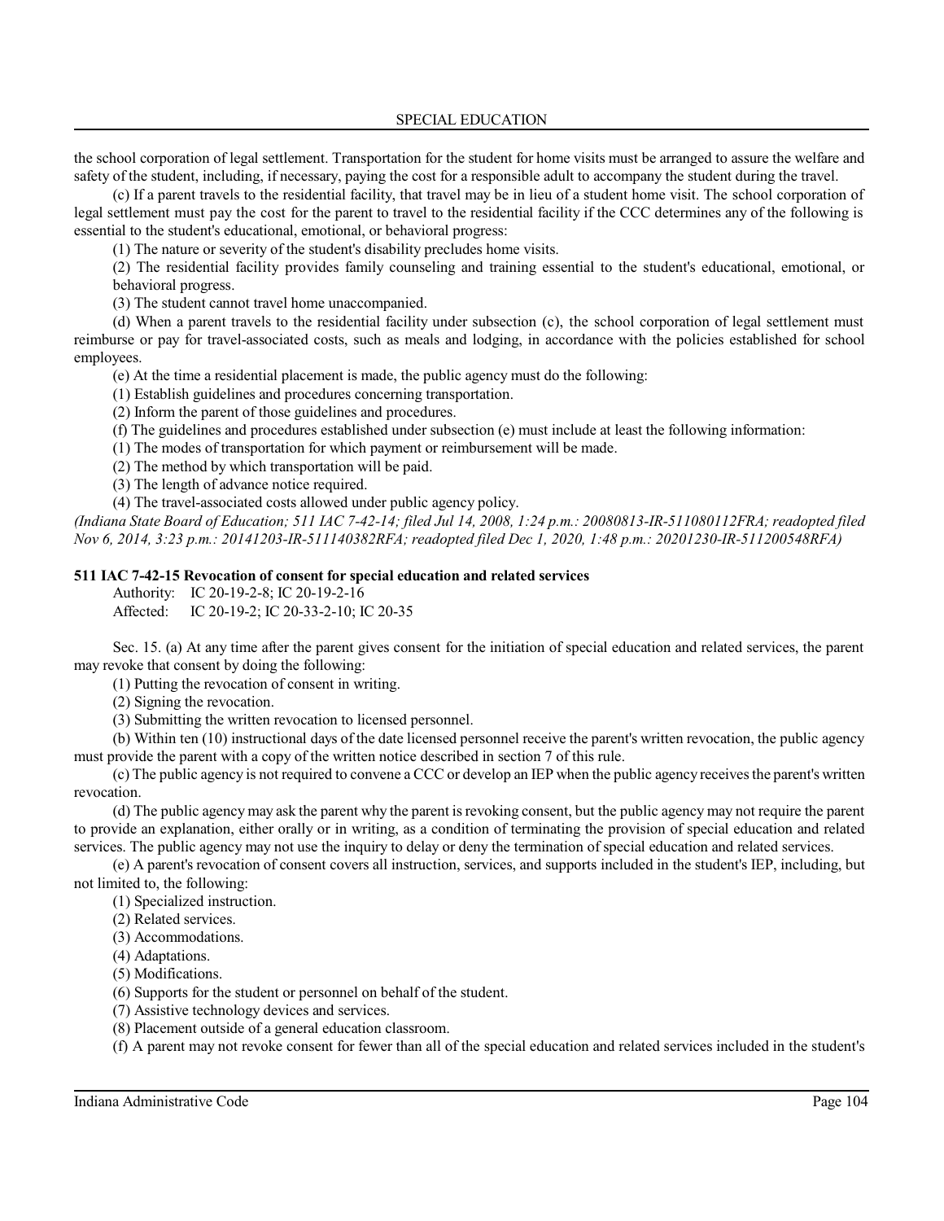the school corporation of legal settlement. Transportation for the student for home visits must be arranged to assure the welfare and safety of the student, including, if necessary, paying the cost for a responsible adult to accompany the student during the travel.

(c) If a parent travels to the residential facility, that travel may be in lieu of a student home visit. The school corporation of legal settlement must pay the cost for the parent to travel to the residential facility if the CCC determines any of the following is essential to the student's educational, emotional, or behavioral progress:

(1) The nature or severity of the student's disability precludes home visits.

(2) The residential facility provides family counseling and training essential to the student's educational, emotional, or behavioral progress.

(3) The student cannot travel home unaccompanied.

(d) When a parent travels to the residential facility under subsection (c), the school corporation of legal settlement must reimburse or pay for travel-associated costs, such as meals and lodging, in accordance with the policies established for school employees.

(e) At the time a residential placement is made, the public agency must do the following:

(1) Establish guidelines and procedures concerning transportation.

(2) Inform the parent of those guidelines and procedures.

(f) The guidelines and procedures established under subsection (e) must include at least the following information:

(1) The modes of transportation for which payment or reimbursement will be made.

(2) The method by which transportation will be paid.

(3) The length of advance notice required.

(4) The travel-associated costs allowed under public agency policy.

*(Indiana State Board of Education; 511 IAC 7-42-14; filed Jul 14, 2008, 1:24 p.m.: 20080813-IR-511080112FRA; readopted filed Nov 6, 2014, 3:23 p.m.: 20141203-IR-511140382RFA; readopted filed Dec 1, 2020, 1:48 p.m.: 20201230-IR-511200548RFA)*

**511 IAC 7-42-15 Revocation of consent for special education and related services**

Authority: IC 20-19-2-8; IC 20-19-2-16
Affected: IC 20-19-2; IC 20-33-2-10; IC 20-35

Sec. 15. (a) At any time after the parent gives consent for the initiation of special education and related services, the parent may revoke that consent by doing the following:

(1) Putting the revocation of consent in writing.

(2) Signing the revocation.

(3) Submitting the written revocation to licensed personnel.

(b) Within ten (10) instructional days of the date licensed personnel receive the parent's written revocation, the public agency must provide the parent with a copy of the written notice described in section 7 of this rule.

(c) The public agency is not required to convene a CCC or develop an IEP when the public agency receives the parent's written revocation.

(d) The public agency may ask the parent why the parent is revoking consent, but the public agency may not require the parent to provide an explanation, either orally or in writing, as a condition of terminating the provision of special education and related services. The public agency may not use the inquiry to delay or deny the termination of special education and related services.

(e) A parent's revocation of consent covers all instruction, services, and supports included in the student's IEP, including, but not limited to, the following:

(1) Specialized instruction.

(2) Related services.

(3) Accommodations.

(4) Adaptations.

(5) Modifications.

(6) Supports for the student or personnel on behalf of the student.

(7) Assistive technology devices and services.

(8) Placement outside of a general education classroom.

(f) A parent may not revoke consent for fewer than all of the special education and related services included in the student's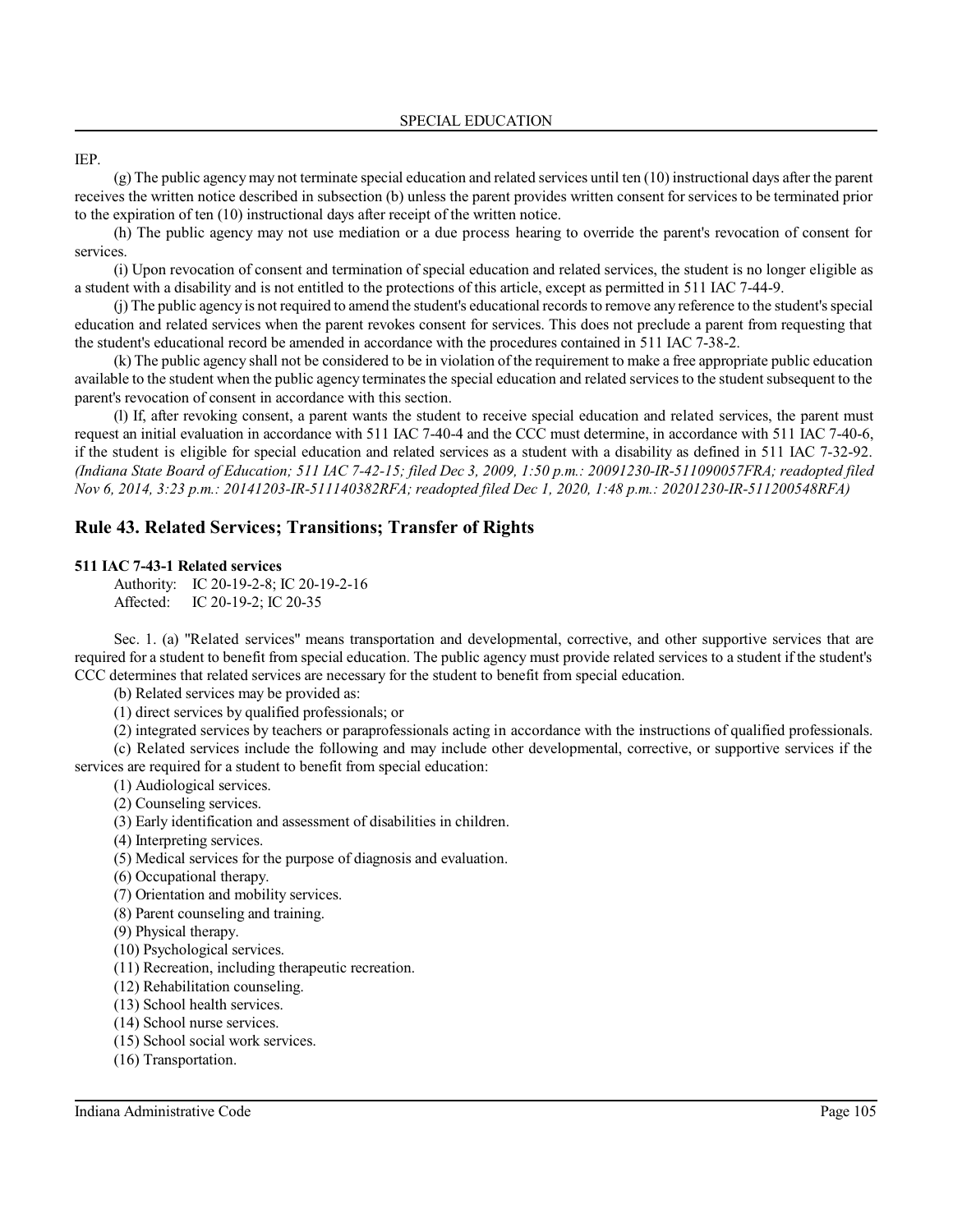IEP.

(g) The public agency may not terminate special education and related services until ten (10) instructional days after the parent receives the written notice described in subsection (b) unless the parent provides written consent for services to be terminated prior to the expiration of ten (10) instructional days after receipt of the written notice.

(h) The public agency may not use mediation or a due process hearing to override the parent's revocation of consent for services.

(i) Upon revocation of consent and termination of special education and related services, the student is no longer eligible as a student with a disability and is not entitled to the protections of this article, except as permitted in 511 IAC 7-44-9.

(j) The public agency is not required to amend the student's educational records to remove any reference to the student's special education and related services when the parent revokes consent for services. This does not preclude a parent from requesting that the student's educational record be amended in accordance with the procedures contained in 511 IAC 7-38-2.

(k) The public agency shall not be considered to be in violation of the requirement to make a free appropriate public education available to the student when the public agency terminates the special education and related services to the student subsequent to the parent's revocation of consent in accordance with this section.

(l) If, after revoking consent, a parent wants the student to receive special education and related services, the parent must request an initial evaluation in accordance with 511 IAC 7-40-4 and the CCC must determine, in accordance with 511 IAC 7-40-6, if the student is eligible for special education and related services as a student with a disability as defined in 511 IAC 7-32-92. *(Indiana State Board of Education; 511 IAC 7-42-15; filed Dec 3, 2009, 1:50 p.m.: 20091230-IR-511090057FRA; readopted filed Nov 6, 2014, 3:23 p.m.: 20141203-IR-511140382RFA; readopted filed Dec 1, 2020, 1:48 p.m.: 20201230-IR-511200548RFA)*

## Rule 43. Related Services; Transitions; Transfer of Rights

**511 IAC 7-43-1 Related services**

Authority: IC 20-19-2-8; IC 20-19-2-16
Affected: IC 20-19-2; IC 20-35

Sec. 1. (a) "Related services" means transportation and developmental, corrective, and other supportive services that are required for a student to benefit from special education. The public agency must provide related services to a student if the student's CCC determines that related services are necessary for the student to benefit from special education.

(b) Related services may be provided as:

(1) direct services by qualified professionals; or

(2) integrated services by teachers or paraprofessionals acting in accordance with the instructions of qualified professionals.

(c) Related services include the following and may include other developmental, corrective, or supportive services if the services are required for a student to benefit from special education:

(1) Audiological services.

(2) Counseling services.

(3) Early identification and assessment of disabilities in children.

(4) Interpreting services.

(5) Medical services for the purpose of diagnosis and evaluation.

(6) Occupational therapy.

(7) Orientation and mobility services.

(8) Parent counseling and training.

(9) Physical therapy.

(10) Psychological services.

(11) Recreation, including therapeutic recreation.

(12) Rehabilitation counseling.

(13) School health services.

(14) School nurse services.

(15) School social work services.

(16) Transportation.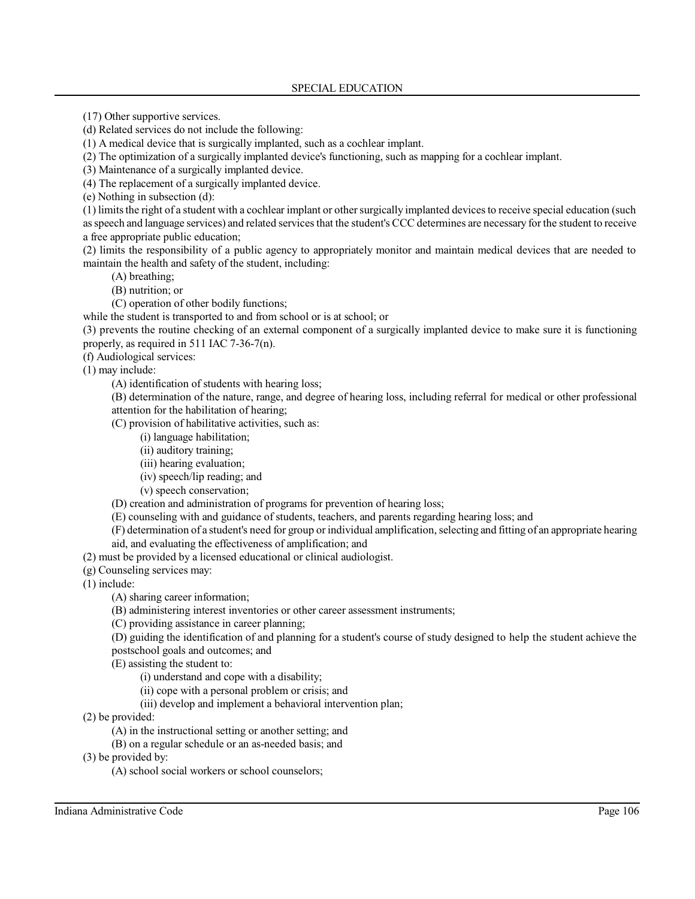(17) Other supportive services.

(d) Related services do not include the following:

(1) A medical device that is surgically implanted, such as a cochlear implant.

(2) The optimization of a surgically implanted device's functioning, such as mapping for a cochlear implant.

(3) Maintenance of a surgically implanted device.

(4) The replacement of a surgically implanted device.

(e) Nothing in subsection (d):

(1) limits the right of a student with a cochlear implant or other surgically implanted devices to receive special education (such as speech and language services) and related services that the student's CCC determines are necessary for the student to receive a free appropriate public education;

(2) limits the responsibility of a public agency to appropriately monitor and maintain medical devices that are needed to maintain the health and safety of the student, including:

  (A) breathing;

  (B) nutrition; or

  (C) operation of other bodily functions;

while the student is transported to and from school or is at school; or

(3) prevents the routine checking of an external component of a surgically implanted device to make sure it is functioning properly, as required in 511 IAC 7-36-7(n).

(f) Audiological services:

(1) may include:

  (A) identification of students with hearing loss;

  (B) determination of the nature, range, and degree of hearing loss, including referral for medical or other professional attention for the habilitation of hearing;

  (C) provision of habilitative activities, such as:

    (i) language habilitation;

    (ii) auditory training;

    (iii) hearing evaluation;

    (iv) speech/lip reading; and

    (v) speech conservation;

  (D) creation and administration of programs for prevention of hearing loss;

  (E) counseling with and guidance of students, teachers, and parents regarding hearing loss; and

  (F) determination of a student's need for group or individual amplification, selecting and fitting of an appropriate hearing aid, and evaluating the effectiveness of amplification; and

(2) must be provided by a licensed educational or clinical audiologist.

(g) Counseling services may:

(1) include:

  (A) sharing career information;

  (B) administering interest inventories or other career assessment instruments;

  (C) providing assistance in career planning;

  (D) guiding the identification of and planning for a student's course of study designed to help the student achieve the postschool goals and outcomes; and

  (E) assisting the student to:

    (i) understand and cope with a disability;

    (ii) cope with a personal problem or crisis; and

    (iii) develop and implement a behavioral intervention plan;

(2) be provided:

  (A) in the instructional setting or another setting; and

  (B) on a regular schedule or an as-needed basis; and

(3) be provided by:

  (A) school social workers or school counselors;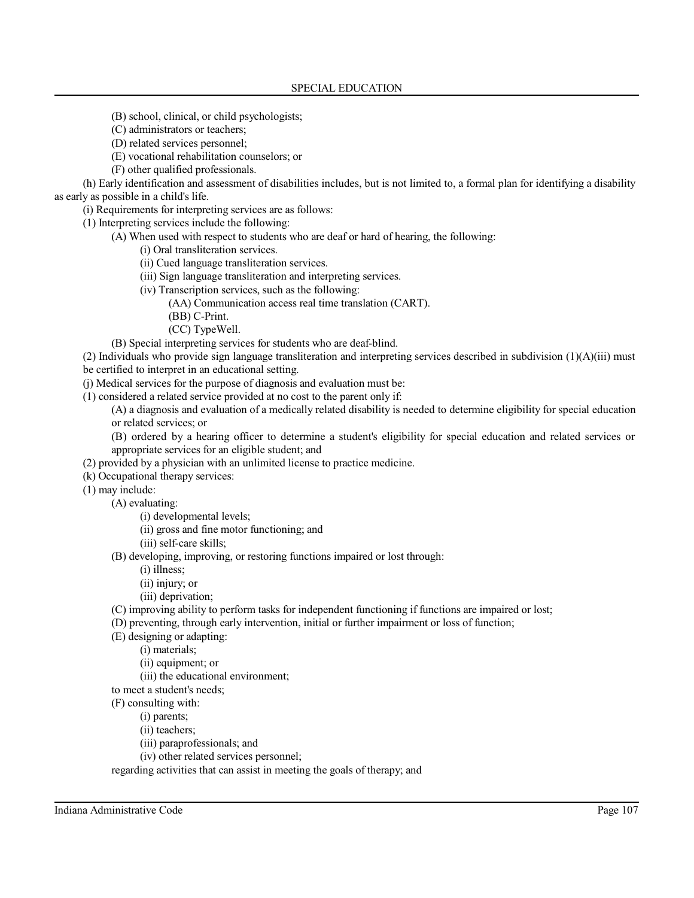(B) school, clinical, or child psychologists;

(C) administrators or teachers;

(D) related services personnel;

(E) vocational rehabilitation counselors; or

(F) other qualified professionals.

(h) Early identification and assessment of disabilities includes, but is not limited to, a formal plan for identifying a disability as early as possible in a child's life.

(i) Requirements for interpreting services are as follows:

(1) Interpreting services include the following:

(A) When used with respect to students who are deaf or hard of hearing, the following:

(i) Oral transliteration services.

(ii) Cued language transliteration services.

(iii) Sign language transliteration and interpreting services.

(iv) Transcription services, such as the following:

(AA) Communication access real time translation (CART).

(BB) C-Print.

(CC) TypeWell.

(B) Special interpreting services for students who are deaf-blind.

(2) Individuals who provide sign language transliteration and interpreting services described in subdivision (1)(A)(iii) must be certified to interpret in an educational setting.

(j) Medical services for the purpose of diagnosis and evaluation must be:

(1) considered a related service provided at no cost to the parent only if:

(A) a diagnosis and evaluation of a medically related disability is needed to determine eligibility for special education or related services; or

(B) ordered by a hearing officer to determine a student's eligibility for special education and related services or appropriate services for an eligible student; and

(2) provided by a physician with an unlimited license to practice medicine.

(k) Occupational therapy services:

(1) may include:

(A) evaluating:

(i) developmental levels;

(ii) gross and fine motor functioning; and

(iii) self-care skills;

(B) developing, improving, or restoring functions impaired or lost through:

(i) illness;

(ii) injury; or

(iii) deprivation;

(C) improving ability to perform tasks for independent functioning if functions are impaired or lost;

(D) preventing, through early intervention, initial or further impairment or loss of function;

(E) designing or adapting:

(i) materials;

(ii) equipment; or

(iii) the educational environment;

to meet a student's needs;

(F) consulting with:

(i) parents;

(ii) teachers;

(iii) paraprofessionals; and

(iv) other related services personnel;

regarding activities that can assist in meeting the goals of therapy; and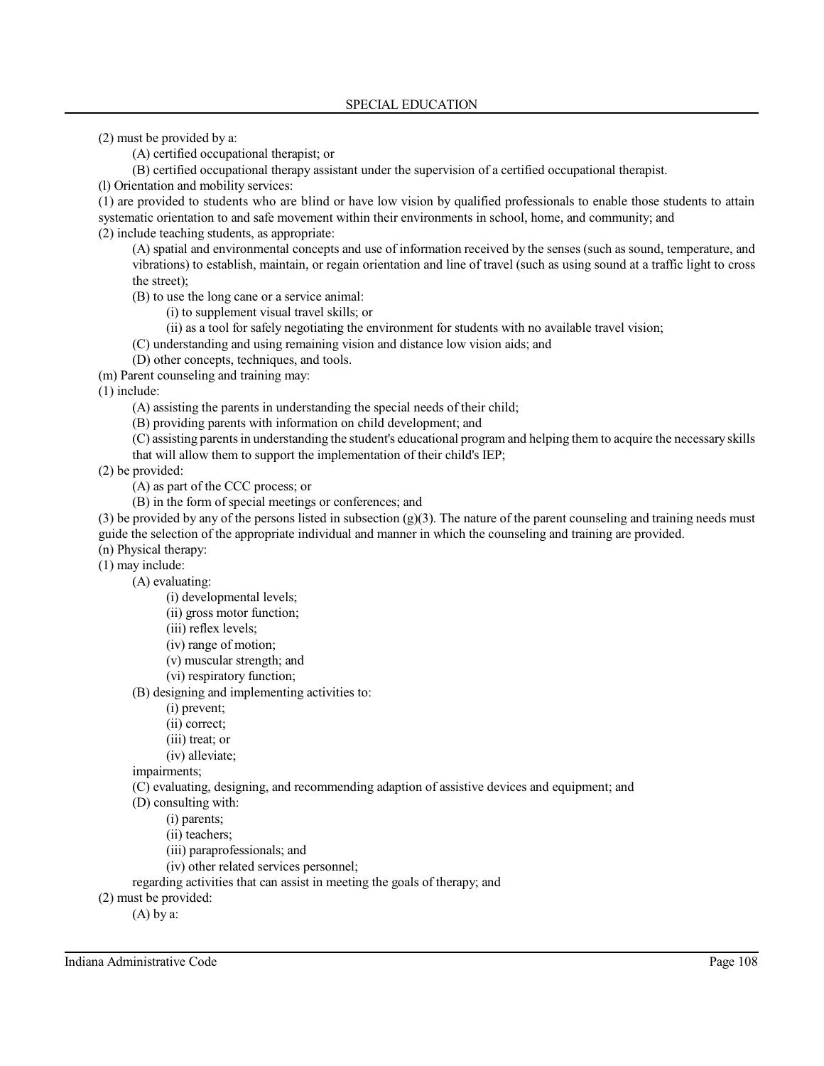(2) must be provided by a:

(A) certified occupational therapist; or

(B) certified occupational therapy assistant under the supervision of a certified occupational therapist.

(l) Orientation and mobility services:

(1) are provided to students who are blind or have low vision by qualified professionals to enable those students to attain systematic orientation to and safe movement within their environments in school, home, and community; and

(2) include teaching students, as appropriate:

(A) spatial and environmental concepts and use of information received by the senses (such as sound, temperature, and vibrations) to establish, maintain, or regain orientation and line of travel (such as using sound at a traffic light to cross the street);

(B) to use the long cane or a service animal:

(i) to supplement visual travel skills; or

(ii) as a tool for safely negotiating the environment for students with no available travel vision;

(C) understanding and using remaining vision and distance low vision aids; and

(D) other concepts, techniques, and tools.

(m) Parent counseling and training may:

(1) include:

(A) assisting the parents in understanding the special needs of their child;

(B) providing parents with information on child development; and

(C) assisting parents in understanding the student's educational program and helping them to acquire the necessary skills that will allow them to support the implementation of their child's IEP;

(2) be provided:

(A) as part of the CCC process; or

(B) in the form of special meetings or conferences; and

(3) be provided by any of the persons listed in subsection (g)(3). The nature of the parent counseling and training needs must guide the selection of the appropriate individual and manner in which the counseling and training are provided.

(n) Physical therapy:

(1) may include:

(A) evaluating:

(i) developmental levels;

(ii) gross motor function;

(iii) reflex levels;

(iv) range of motion;

(v) muscular strength; and

(vi) respiratory function;

(B) designing and implementing activities to:

(i) prevent;

(ii) correct;

(iii) treat; or

(iv) alleviate;

impairments;

(C) evaluating, designing, and recommending adaption of assistive devices and equipment; and

(D) consulting with:

(i) parents;

(ii) teachers;

(iii) paraprofessionals; and

(iv) other related services personnel;

regarding activities that can assist in meeting the goals of therapy; and

(2) must be provided:

(A) by a: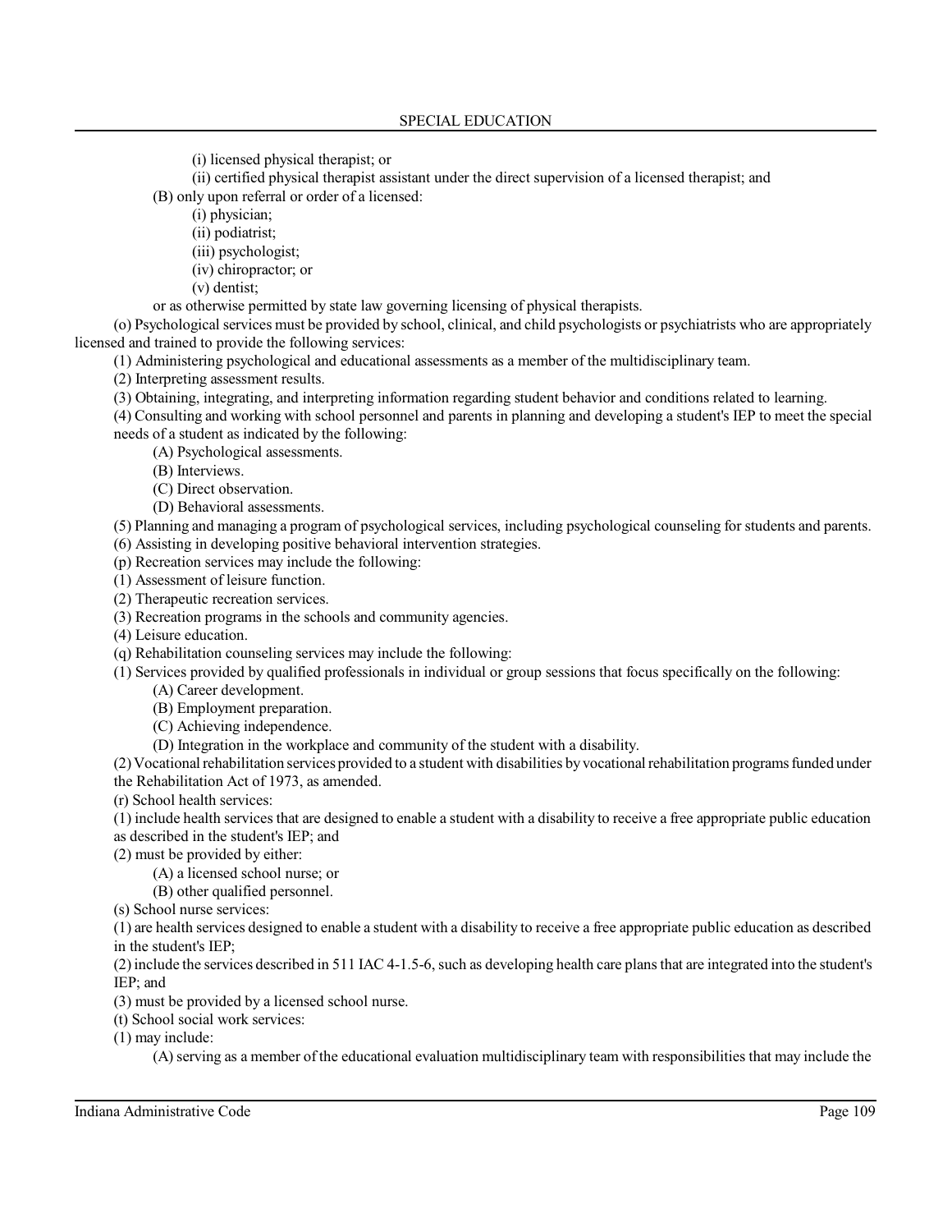(i) licensed physical therapist; or

(ii) certified physical therapist assistant under the direct supervision of a licensed therapist; and

(B) only upon referral or order of a licensed:

(i) physician;

(ii) podiatrist;

(iii) psychologist;

(iv) chiropractor; or

(v) dentist;

or as otherwise permitted by state law governing licensing of physical therapists.

(o) Psychological services must be provided by school, clinical, and child psychologists or psychiatrists who are appropriately licensed and trained to provide the following services:

(1) Administering psychological and educational assessments as a member of the multidisciplinary team.

(2) Interpreting assessment results.

(3) Obtaining, integrating, and interpreting information regarding student behavior and conditions related to learning.

(4) Consulting and working with school personnel and parents in planning and developing a student's IEP to meet the special needs of a student as indicated by the following:

(A) Psychological assessments.

(B) Interviews.

(C) Direct observation.

(D) Behavioral assessments.

(5) Planning and managing a program of psychological services, including psychological counseling for students and parents.

(6) Assisting in developing positive behavioral intervention strategies.

(p) Recreation services may include the following:

(1) Assessment of leisure function.

(2) Therapeutic recreation services.

(3) Recreation programs in the schools and community agencies.

(4) Leisure education.

(q) Rehabilitation counseling services may include the following:

(1) Services provided by qualified professionals in individual or group sessions that focus specifically on the following:

(A) Career development.

(B) Employment preparation.

(C) Achieving independence.

(D) Integration in the workplace and community of the student with a disability.

(2) Vocational rehabilitation services provided to a student with disabilities by vocational rehabilitation programs funded under the Rehabilitation Act of 1973, as amended.

(r) School health services:

(1) include health services that are designed to enable a student with a disability to receive a free appropriate public education as described in the student's IEP; and

(2) must be provided by either:

(A) a licensed school nurse; or

(B) other qualified personnel.

(s) School nurse services:

(1) are health services designed to enable a student with a disability to receive a free appropriate public education as described in the student's IEP;

(2) include the services described in 511 IAC 4-1.5-6, such as developing health care plans that are integrated into the student's IEP; and

(3) must be provided by a licensed school nurse.

(t) School social work services:

(1) may include:

(A) serving as a member of the educational evaluation multidisciplinary team with responsibilities that may include the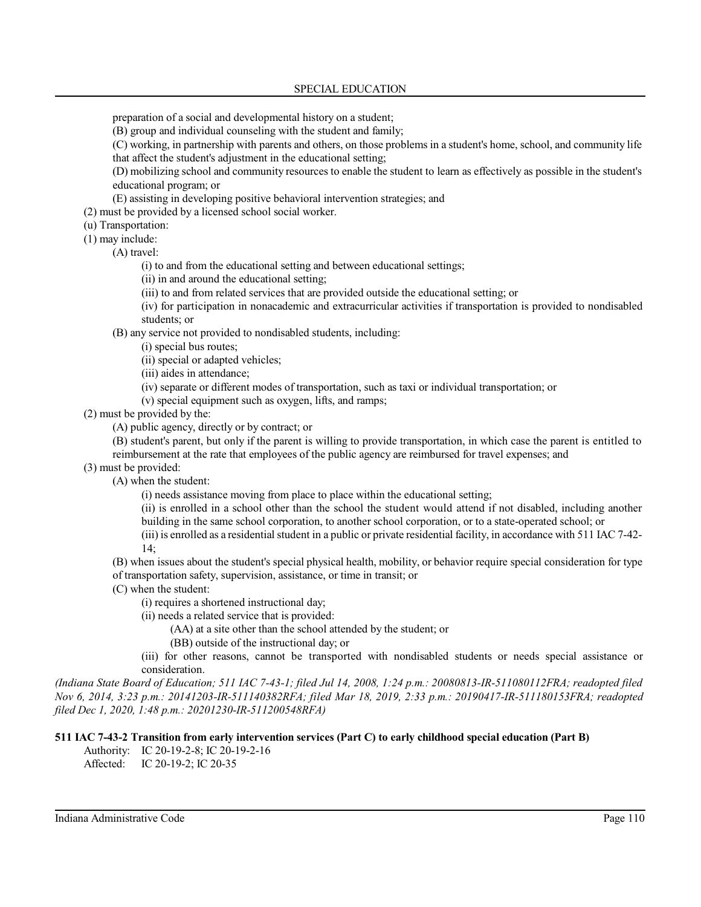preparation of a social and developmental history on a student;

(B) group and individual counseling with the student and family;

(C) working, in partnership with parents and others, on those problems in a student's home, school, and community life that affect the student's adjustment in the educational setting;

(D) mobilizing school and community resources to enable the student to learn as effectively as possible in the student's educational program; or

(E) assisting in developing positive behavioral intervention strategies; and

(2) must be provided by a licensed school social worker.

(u) Transportation:

(1) may include:

(A) travel:

(i) to and from the educational setting and between educational settings;

(ii) in and around the educational setting;

(iii) to and from related services that are provided outside the educational setting; or

(iv) for participation in nonacademic and extracurricular activities if transportation is provided to nondisabled students; or

(B) any service not provided to nondisabled students, including:

(i) special bus routes;

(ii) special or adapted vehicles;

(iii) aides in attendance;

(iv) separate or different modes of transportation, such as taxi or individual transportation; or

(v) special equipment such as oxygen, lifts, and ramps;

(2) must be provided by the:

(A) public agency, directly or by contract; or

(B) student's parent, but only if the parent is willing to provide transportation, in which case the parent is entitled to reimbursement at the rate that employees of the public agency are reimbursed for travel expenses; and

(3) must be provided:

(A) when the student:

(i) needs assistance moving from place to place within the educational setting;

(ii) is enrolled in a school other than the school the student would attend if not disabled, including another building in the same school corporation, to another school corporation, or to a state-operated school; or

(iii) is enrolled as a residential student in a public or private residential facility, in accordance with 511 IAC 7-42-14;

(B) when issues about the student's special physical health, mobility, or behavior require special consideration for type of transportation safety, supervision, assistance, or time in transit; or

(C) when the student:

(i) requires a shortened instructional day;

(ii) needs a related service that is provided:

(AA) at a site other than the school attended by the student; or

(BB) outside of the instructional day; or

(iii) for other reasons, cannot be transported with nondisabled students or needs special assistance or consideration.

*(Indiana State Board of Education; 511 IAC 7-43-1; filed Jul 14, 2008, 1:24 p.m.: 20080813-IR-511080112FRA; readopted filed Nov 6, 2014, 3:23 p.m.: 20141203-IR-511140382RFA; filed Mar 18, 2019, 2:33 p.m.: 20190417-IR-511180153FRA; readopted filed Dec 1, 2020, 1:48 p.m.: 20201230-IR-511200548RFA)*

**511 IAC 7-43-2 Transition from early intervention services (Part C) to early childhood special education (Part B)**

Authority: IC 20-19-2-8; IC 20-19-2-16

Affected: IC 20-19-2; IC 20-35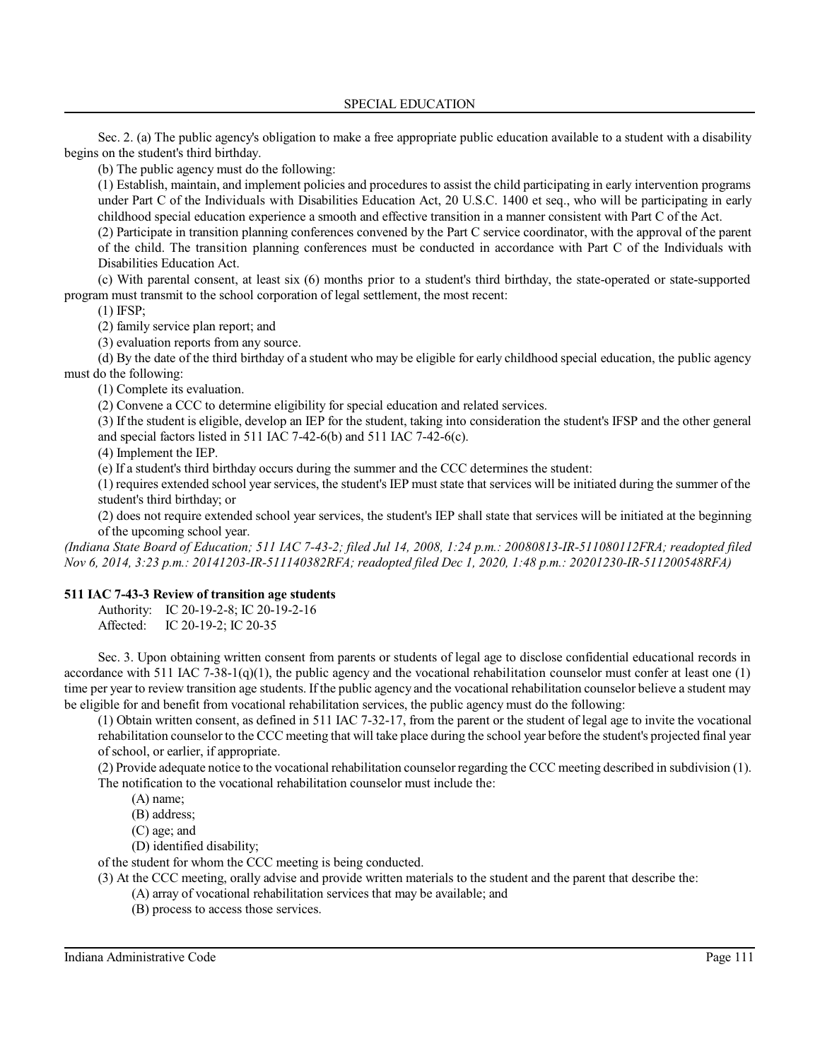Sec. 2. (a) The public agency's obligation to make a free appropriate public education available to a student with a disability begins on the student's third birthday.

(b) The public agency must do the following:

(1) Establish, maintain, and implement policies and procedures to assist the child participating in early intervention programs under Part C of the Individuals with Disabilities Education Act, 20 U.S.C. 1400 et seq., who will be participating in early childhood special education experience a smooth and effective transition in a manner consistent with Part C of the Act.

(2) Participate in transition planning conferences convened by the Part C service coordinator, with the approval of the parent of the child. The transition planning conferences must be conducted in accordance with Part C of the Individuals with Disabilities Education Act.

(c) With parental consent, at least six (6) months prior to a student's third birthday, the state-operated or state-supported program must transmit to the school corporation of legal settlement, the most recent:

(1) IFSP;

(2) family service plan report; and

(3) evaluation reports from any source.

(d) By the date of the third birthday of a student who may be eligible for early childhood special education, the public agency must do the following:

(1) Complete its evaluation.

(2) Convene a CCC to determine eligibility for special education and related services.

(3) If the student is eligible, develop an IEP for the student, taking into consideration the student's IFSP and the other general and special factors listed in 511 IAC 7-42-6(b) and 511 IAC 7-42-6(c).

(4) Implement the IEP.

(e) If a student's third birthday occurs during the summer and the CCC determines the student:

(1) requires extended school year services, the student's IEP must state that services will be initiated during the summer of the student's third birthday; or

(2) does not require extended school year services, the student's IEP shall state that services will be initiated at the beginning of the upcoming school year.

*(Indiana State Board of Education; 511 IAC 7-43-2; filed Jul 14, 2008, 1:24 p.m.: 20080813-IR-511080112FRA; readopted filed Nov 6, 2014, 3:23 p.m.: 20141203-IR-511140382RFA; readopted filed Dec 1, 2020, 1:48 p.m.: 20201230-IR-511200548RFA)*

**511 IAC 7-43-3 Review of transition age students**

Authority: IC 20-19-2-8; IC 20-19-2-16
Affected: IC 20-19-2; IC 20-35

Sec. 3. Upon obtaining written consent from parents or students of legal age to disclose confidential educational records in accordance with 511 IAC 7-38-1(q)(1), the public agency and the vocational rehabilitation counselor must confer at least one (1) time per year to review transition age students. If the public agency and the vocational rehabilitation counselor believe a student may be eligible for and benefit from vocational rehabilitation services, the public agency must do the following:

(1) Obtain written consent, as defined in 511 IAC 7-32-17, from the parent or the student of legal age to invite the vocational rehabilitation counselor to the CCC meeting that will take place during the school year before the student's projected final year of school, or earlier, if appropriate.

(2) Provide adequate notice to the vocational rehabilitation counselor regarding the CCC meeting described in subdivision (1). The notification to the vocational rehabilitation counselor must include the:

(A) name;

(B) address;

(C) age; and

(D) identified disability;

of the student for whom the CCC meeting is being conducted.

(3) At the CCC meeting, orally advise and provide written materials to the student and the parent that describe the:

(A) array of vocational rehabilitation services that may be available; and

(B) process to access those services.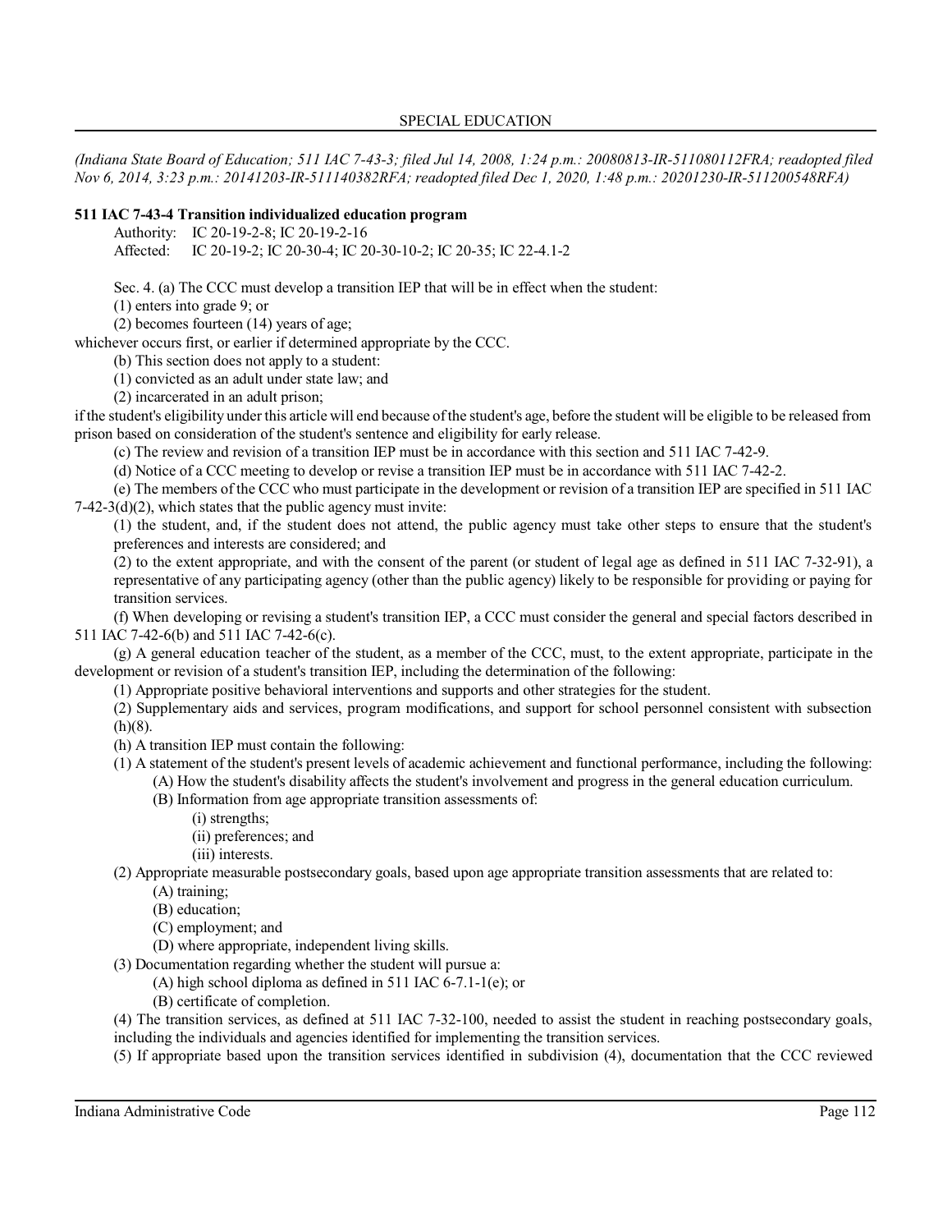*(Indiana State Board of Education; 511 IAC 7-43-3; filed Jul 14, 2008, 1:24 p.m.: 20080813-IR-511080112FRA; readopted filed Nov 6, 2014, 3:23 p.m.: 20141203-IR-511140382RFA; readopted filed Dec 1, 2020, 1:48 p.m.: 20201230-IR-511200548RFA)*

**511 IAC 7-43-4 Transition individualized education program**

Authority: IC 20-19-2-8; IC 20-19-2-16
Affected: IC 20-19-2; IC 20-30-4; IC 20-30-10-2; IC 20-35; IC 22-4.1-2

Sec. 4. (a) The CCC must develop a transition IEP that will be in effect when the student:

(1) enters into grade 9; or

(2) becomes fourteen (14) years of age;

whichever occurs first, or earlier if determined appropriate by the CCC.

(b) This section does not apply to a student:

(1) convicted as an adult under state law; and

(2) incarcerated in an adult prison;

if the student's eligibility under this article will end because of the student's age, before the student will be eligible to be released from prison based on consideration of the student's sentence and eligibility for early release.

(c) The review and revision of a transition IEP must be in accordance with this section and 511 IAC 7-42-9.

(d) Notice of a CCC meeting to develop or revise a transition IEP must be in accordance with 511 IAC 7-42-2.

(e) The members of the CCC who must participate in the development or revision of a transition IEP are specified in 511 IAC 7-42-3(d)(2), which states that the public agency must invite:

(1) the student, and, if the student does not attend, the public agency must take other steps to ensure that the student's preferences and interests are considered; and

(2) to the extent appropriate, and with the consent of the parent (or student of legal age as defined in 511 IAC 7-32-91), a representative of any participating agency (other than the public agency) likely to be responsible for providing or paying for transition services.

(f) When developing or revising a student's transition IEP, a CCC must consider the general and special factors described in 511 IAC 7-42-6(b) and 511 IAC 7-42-6(c).

(g) A general education teacher of the student, as a member of the CCC, must, to the extent appropriate, participate in the development or revision of a student's transition IEP, including the determination of the following:

(1) Appropriate positive behavioral interventions and supports and other strategies for the student.

(2) Supplementary aids and services, program modifications, and support for school personnel consistent with subsection (h)(8).

(h) A transition IEP must contain the following:

(1) A statement of the student's present levels of academic achievement and functional performance, including the following:

(A) How the student's disability affects the student's involvement and progress in the general education curriculum.

(B) Information from age appropriate transition assessments of:

(i) strengths;

(ii) preferences; and

(iii) interests.

(2) Appropriate measurable postsecondary goals, based upon age appropriate transition assessments that are related to:

(A) training;

(B) education;

(C) employment; and

(D) where appropriate, independent living skills.

(3) Documentation regarding whether the student will pursue a:

(A) high school diploma as defined in 511 IAC 6-7.1-1(e); or

(B) certificate of completion.

(4) The transition services, as defined at 511 IAC 7-32-100, needed to assist the student in reaching postsecondary goals, including the individuals and agencies identified for implementing the transition services.

(5) If appropriate based upon the transition services identified in subdivision (4), documentation that the CCC reviewed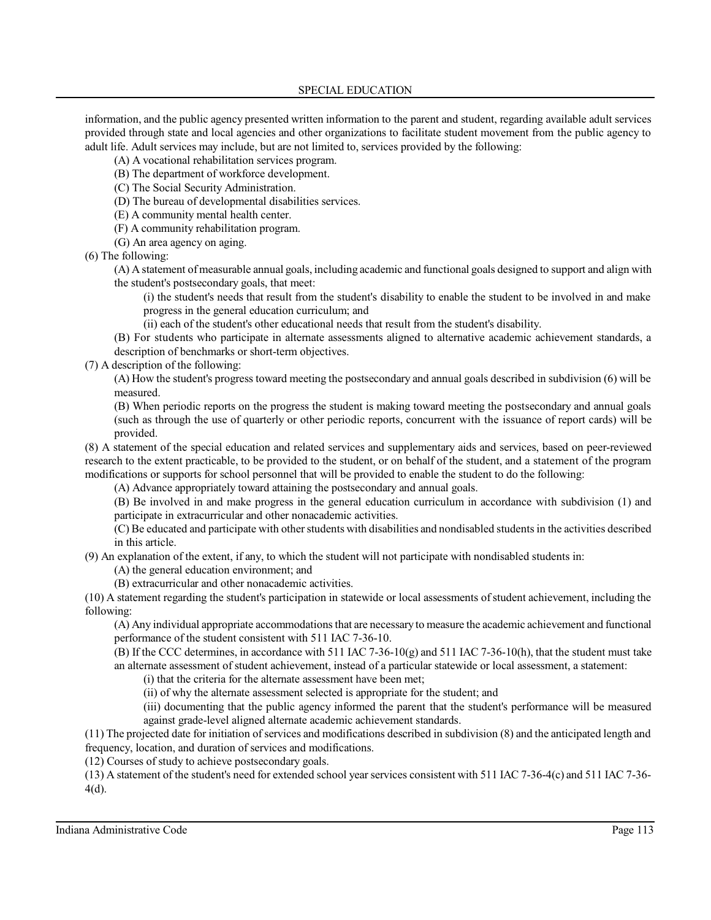information, and the public agency presented written information to the parent and student, regarding available adult services provided through state and local agencies and other organizations to facilitate student movement from the public agency to adult life. Adult services may include, but are not limited to, services provided by the following:

(A) A vocational rehabilitation services program.
(B) The department of workforce development.
(C) The Social Security Administration.
(D) The bureau of developmental disabilities services.
(E) A community mental health center.
(F) A community rehabilitation program.
(G) An area agency on aging.

(6) The following:

(A) A statement of measurable annual goals, including academic and functional goals designed to support and align with the student's postsecondary goals, that meet:

(i) the student's needs that result from the student's disability to enable the student to be involved in and make progress in the general education curriculum; and
(ii) each of the student's other educational needs that result from the student's disability.

(B) For students who participate in alternate assessments aligned to alternative academic achievement standards, a description of benchmarks or short-term objectives.

(7) A description of the following:

(A) How the student's progress toward meeting the postsecondary and annual goals described in subdivision (6) will be measured.
(B) When periodic reports on the progress the student is making toward meeting the postsecondary and annual goals (such as through the use of quarterly or other periodic reports, concurrent with the issuance of report cards) will be provided.

(8) A statement of the special education and related services and supplementary aids and services, based on peer-reviewed research to the extent practicable, to be provided to the student, or on behalf of the student, and a statement of the program modifications or supports for school personnel that will be provided to enable the student to do the following:

(A) Advance appropriately toward attaining the postsecondary and annual goals.
(B) Be involved in and make progress in the general education curriculum in accordance with subdivision (1) and participate in extracurricular and other nonacademic activities.
(C) Be educated and participate with other students with disabilities and nondisabled students in the activities described in this article.

(9) An explanation of the extent, if any, to which the student will not participate with nondisabled students in:

(A) the general education environment; and
(B) extracurricular and other nonacademic activities.

(10) A statement regarding the student's participation in statewide or local assessments of student achievement, including the following:

(A) Any individual appropriate accommodations that are necessary to measure the academic achievement and functional performance of the student consistent with 511 IAC 7-36-10.
(B) If the CCC determines, in accordance with 511 IAC 7-36-10(g) and 511 IAC 7-36-10(h), that the student must take an alternate assessment of student achievement, instead of a particular statewide or local assessment, a statement:

(i) that the criteria for the alternate assessment have been met;
(ii) of why the alternate assessment selected is appropriate for the student; and
(iii) documenting that the public agency informed the parent that the student's performance will be measured against grade-level aligned alternate academic achievement standards.

(11) The projected date for initiation of services and modifications described in subdivision (8) and the anticipated length and frequency, location, and duration of services and modifications.

(12) Courses of study to achieve postsecondary goals.

(13) A statement of the student's need for extended school year services consistent with 511 IAC 7-36-4(c) and 511 IAC 7-36-4(d).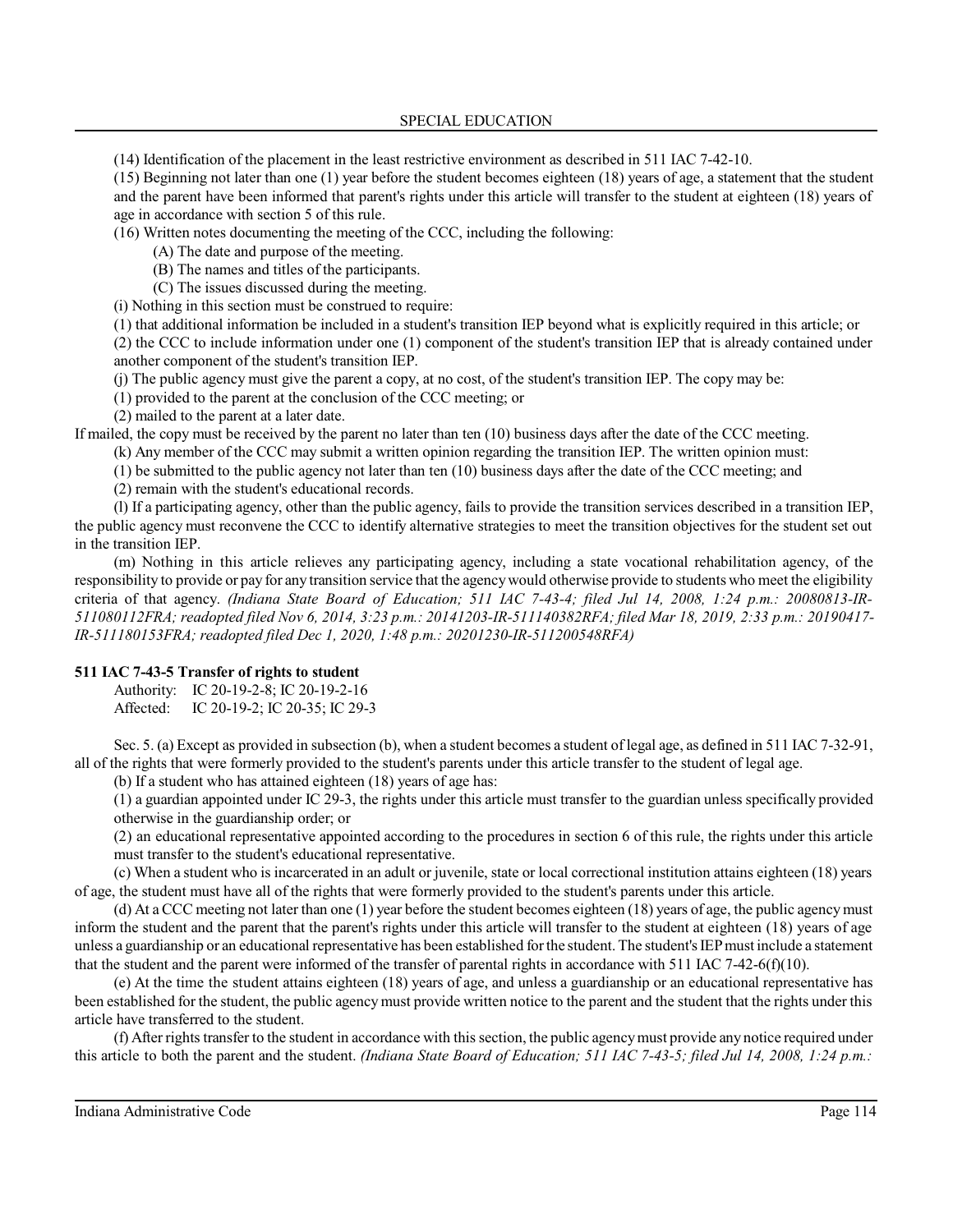(14) Identification of the placement in the least restrictive environment as described in 511 IAC 7-42-10.

(15) Beginning not later than one (1) year before the student becomes eighteen (18) years of age, a statement that the student and the parent have been informed that parent's rights under this article will transfer to the student at eighteen (18) years of age in accordance with section 5 of this rule.

(16) Written notes documenting the meeting of the CCC, including the following:

(A) The date and purpose of the meeting.

(B) The names and titles of the participants.

(C) The issues discussed during the meeting.

(i) Nothing in this section must be construed to require:

(1) that additional information be included in a student's transition IEP beyond what is explicitly required in this article; or

(2) the CCC to include information under one (1) component of the student's transition IEP that is already contained under another component of the student's transition IEP.

(j) The public agency must give the parent a copy, at no cost, of the student's transition IEP. The copy may be:

(1) provided to the parent at the conclusion of the CCC meeting; or

(2) mailed to the parent at a later date.

If mailed, the copy must be received by the parent no later than ten (10) business days after the date of the CCC meeting.

(k) Any member of the CCC may submit a written opinion regarding the transition IEP. The written opinion must:

(1) be submitted to the public agency not later than ten (10) business days after the date of the CCC meeting; and

(2) remain with the student's educational records.

(l) If a participating agency, other than the public agency, fails to provide the transition services described in a transition IEP, the public agency must reconvene the CCC to identify alternative strategies to meet the transition objectives for the student set out in the transition IEP.

(m) Nothing in this article relieves any participating agency, including a state vocational rehabilitation agency, of the responsibility to provide or pay for any transition service that the agency would otherwise provide to students who meet the eligibility criteria of that agency. *(Indiana State Board of Education; 511 IAC 7-43-4; filed Jul 14, 2008, 1:24 p.m.: 20080813-IR-511080112FRA; readopted filed Nov 6, 2014, 3:23 p.m.: 20141203-IR-511140382RFA; filed Mar 18, 2019, 2:33 p.m.: 20190417-IR-511180153FRA; readopted filed Dec 1, 2020, 1:48 p.m.: 20201230-IR-511200548RFA)*

**511 IAC 7-43-5 Transfer of rights to student**

Authority: IC 20-19-2-8; IC 20-19-2-16
Affected: IC 20-19-2; IC 20-35; IC 29-3

Sec. 5. (a) Except as provided in subsection (b), when a student becomes a student of legal age, as defined in 511 IAC 7-32-91, all of the rights that were formerly provided to the student's parents under this article transfer to the student of legal age.

(b) If a student who has attained eighteen (18) years of age has:

(1) a guardian appointed under IC 29-3, the rights under this article must transfer to the guardian unless specifically provided otherwise in the guardianship order; or

(2) an educational representative appointed according to the procedures in section 6 of this rule, the rights under this article must transfer to the student's educational representative.

(c) When a student who is incarcerated in an adult or juvenile, state or local correctional institution attains eighteen (18) years of age, the student must have all of the rights that were formerly provided to the student's parents under this article.

(d) At a CCC meeting not later than one (1) year before the student becomes eighteen (18) years of age, the public agency must inform the student and the parent that the parent's rights under this article will transfer to the student at eighteen (18) years of age unless a guardianship or an educational representative has been established for the student. The student's IEP must include a statement that the student and the parent were informed of the transfer of parental rights in accordance with 511 IAC 7-42-6(f)(10).

(e) At the time the student attains eighteen (18) years of age, and unless a guardianship or an educational representative has been established for the student, the public agency must provide written notice to the parent and the student that the rights under this article have transferred to the student.

(f) After rights transfer to the student in accordance with this section, the public agency must provide any notice required under this article to both the parent and the student. *(Indiana State Board of Education; 511 IAC 7-43-5; filed Jul 14, 2008, 1:24 p.m.:*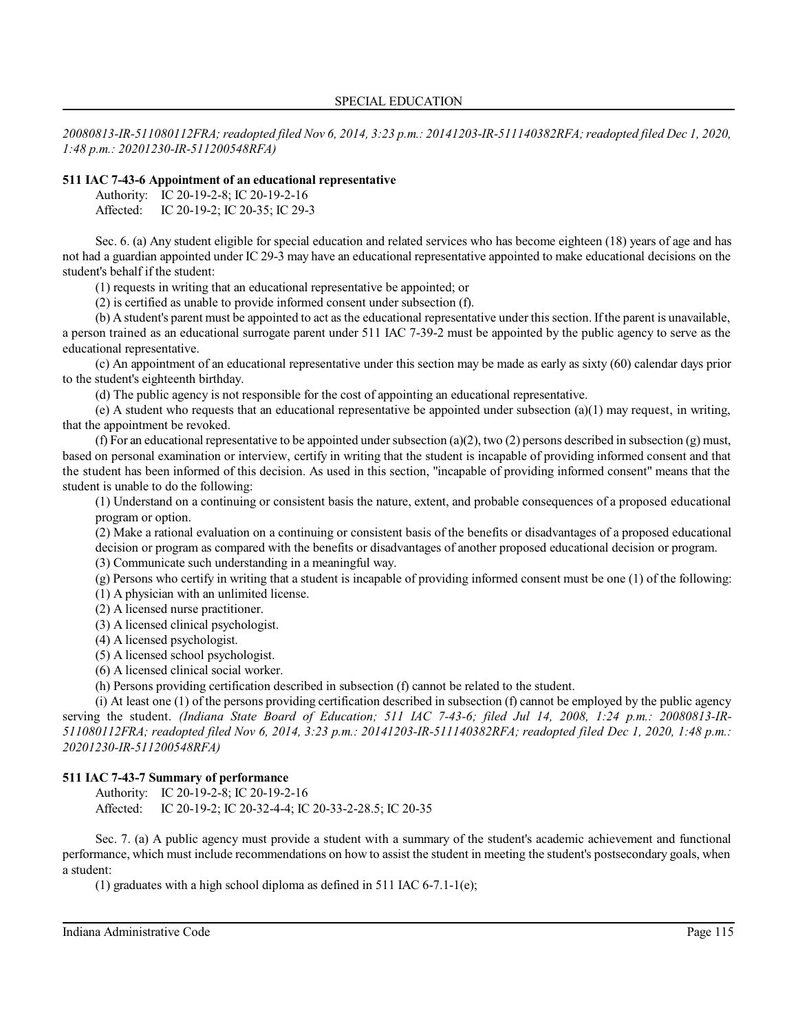*20080813-IR-511080112FRA; readopted filed Nov 6, 2014, 3:23 p.m.: 20141203-IR-511140382RFA; readopted filed Dec 1, 2020, 1:48 p.m.: 20201230-IR-511200548RFA)*

**511 IAC 7-43-6 Appointment of an educational representative**

Authority: IC 20-19-2-8; IC 20-19-2-16
Affected: IC 20-19-2; IC 20-35; IC 29-3

Sec. 6. (a) Any student eligible for special education and related services who has become eighteen (18) years of age and has not had a guardian appointed under IC 29-3 may have an educational representative appointed to make educational decisions on the student's behalf if the student:

(1) requests in writing that an educational representative be appointed; or

(2) is certified as unable to provide informed consent under subsection (f).

(b) A student's parent must be appointed to act as the educational representative under this section. If the parent is unavailable, a person trained as an educational surrogate parent under 511 IAC 7-39-2 must be appointed by the public agency to serve as the educational representative.

(c) An appointment of an educational representative under this section may be made as early as sixty (60) calendar days prior to the student's eighteenth birthday.

(d) The public agency is not responsible for the cost of appointing an educational representative.

(e) A student who requests that an educational representative be appointed under subsection (a)(1) may request, in writing, that the appointment be revoked.

(f) For an educational representative to be appointed under subsection (a)(2), two (2) persons described in subsection (g) must, based on personal examination or interview, certify in writing that the student is incapable of providing informed consent and that the student has been informed of this decision. As used in this section, "incapable of providing informed consent" means that the student is unable to do the following:

(1) Understand on a continuing or consistent basis the nature, extent, and probable consequences of a proposed educational program or option.

(2) Make a rational evaluation on a continuing or consistent basis of the benefits or disadvantages of a proposed educational decision or program as compared with the benefits or disadvantages of another proposed educational decision or program.

(3) Communicate such understanding in a meaningful way.

(g) Persons who certify in writing that a student is incapable of providing informed consent must be one (1) of the following:

(1) A physician with an unlimited license.

(2) A licensed nurse practitioner.

(3) A licensed clinical psychologist.

(4) A licensed psychologist.

(5) A licensed school psychologist.

(6) A licensed clinical social worker.

(h) Persons providing certification described in subsection (f) cannot be related to the student.

(i) At least one (1) of the persons providing certification described in subsection (f) cannot be employed by the public agency serving the student. *(Indiana State Board of Education; 511 IAC 7-43-6; filed Jul 14, 2008, 1:24 p.m.: 20080813-IR-511080112FRA; readopted filed Nov 6, 2014, 3:23 p.m.: 20141203-IR-511140382RFA; readopted filed Dec 1, 2020, 1:48 p.m.: 20201230-IR-511200548RFA)*

**511 IAC 7-43-7 Summary of performance**

Authority: IC 20-19-2-8; IC 20-19-2-16
Affected: IC 20-19-2; IC 20-32-4-4; IC 20-33-2-28.5; IC 20-35

Sec. 7. (a) A public agency must provide a student with a summary of the student's academic achievement and functional performance, which must include recommendations on how to assist the student in meeting the student's postsecondary goals, when a student:

(1) graduates with a high school diploma as defined in 511 IAC 6-7.1-1(e);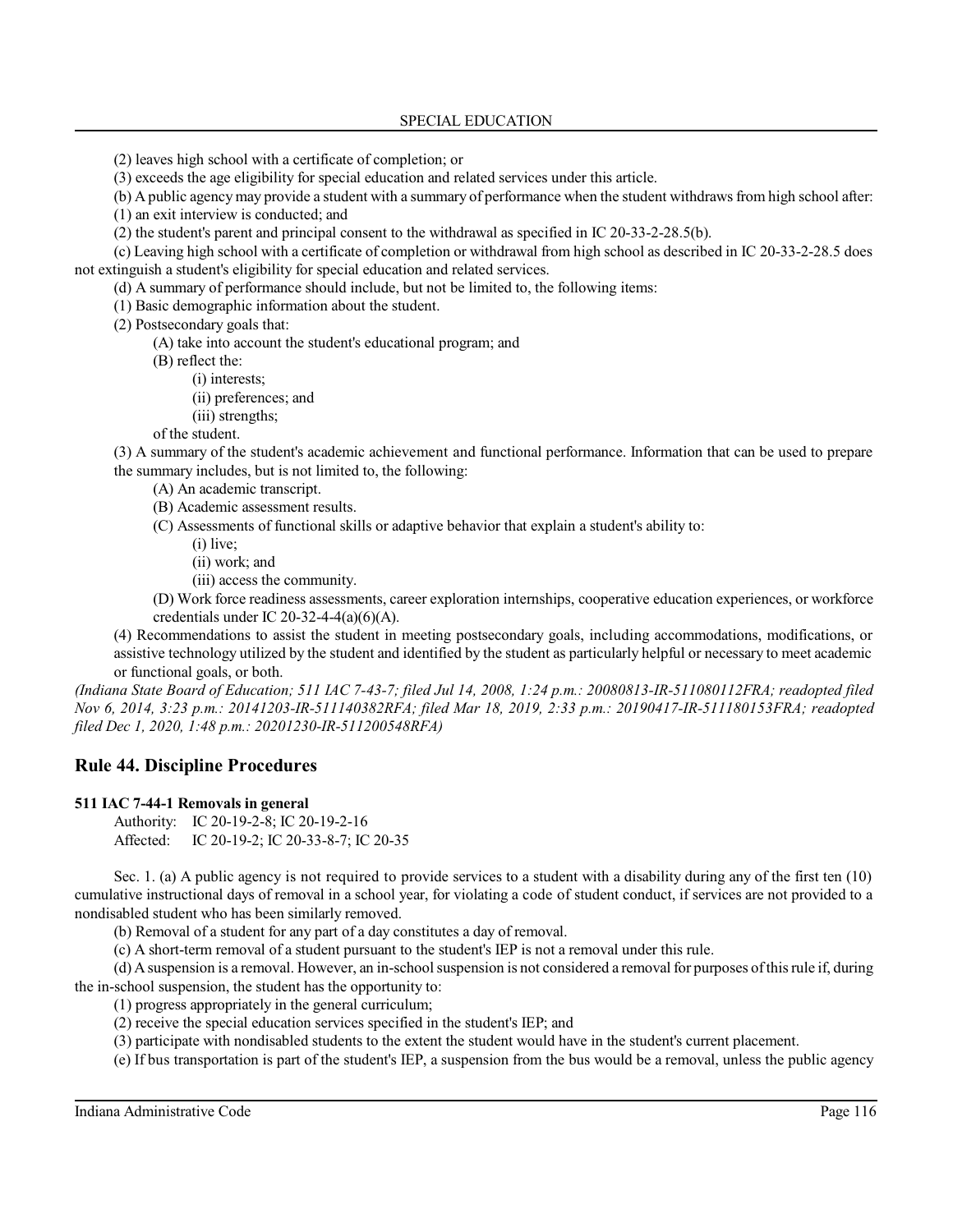(2) leaves high school with a certificate of completion; or

(3) exceeds the age eligibility for special education and related services under this article.

(b) A public agency may provide a student with a summary of performance when the student withdraws from high school after:

(1) an exit interview is conducted; and

(2) the student's parent and principal consent to the withdrawal as specified in IC 20-33-2-28.5(b).

(c) Leaving high school with a certificate of completion or withdrawal from high school as described in IC 20-33-2-28.5 does not extinguish a student's eligibility for special education and related services.

(d) A summary of performance should include, but not be limited to, the following items:

(1) Basic demographic information about the student.

(2) Postsecondary goals that:

(A) take into account the student's educational program; and

(B) reflect the:

(i) interests;

(ii) preferences; and

(iii) strengths;

of the student.

(3) A summary of the student's academic achievement and functional performance. Information that can be used to prepare the summary includes, but is not limited to, the following:

(A) An academic transcript.

(B) Academic assessment results.

(C) Assessments of functional skills or adaptive behavior that explain a student's ability to:

(i) live;

(ii) work; and

(iii) access the community.

(D) Work force readiness assessments, career exploration internships, cooperative education experiences, or workforce credentials under IC 20-32-4-4(a)(6)(A).

(4) Recommendations to assist the student in meeting postsecondary goals, including accommodations, modifications, or assistive technology utilized by the student and identified by the student as particularly helpful or necessary to meet academic or functional goals, or both.

*(Indiana State Board of Education; 511 IAC 7-43-7; filed Jul 14, 2008, 1:24 p.m.: 20080813-IR-511080112FRA; readopted filed Nov 6, 2014, 3:23 p.m.: 20141203-IR-511140382RFA; filed Mar 18, 2019, 2:33 p.m.: 20190417-IR-511180153FRA; readopted filed Dec 1, 2020, 1:48 p.m.: 20201230-IR-511200548RFA)*

## Rule 44. Discipline Procedures

**511 IAC 7-44-1 Removals in general**

Authority: IC 20-19-2-8; IC 20-19-2-16
Affected: IC 20-19-2; IC 20-33-8-7; IC 20-35

Sec. 1. (a) A public agency is not required to provide services to a student with a disability during any of the first ten (10) cumulative instructional days of removal in a school year, for violating a code of student conduct, if services are not provided to a nondisabled student who has been similarly removed.

(b) Removal of a student for any part of a day constitutes a day of removal.

(c) A short-term removal of a student pursuant to the student's IEP is not a removal under this rule.

(d) A suspension is a removal. However, an in-school suspension is not considered a removal for purposes of this rule if, during the in-school suspension, the student has the opportunity to:

(1) progress appropriately in the general curriculum;

(2) receive the special education services specified in the student's IEP; and

(3) participate with nondisabled students to the extent the student would have in the student's current placement.

(e) If bus transportation is part of the student's IEP, a suspension from the bus would be a removal, unless the public agency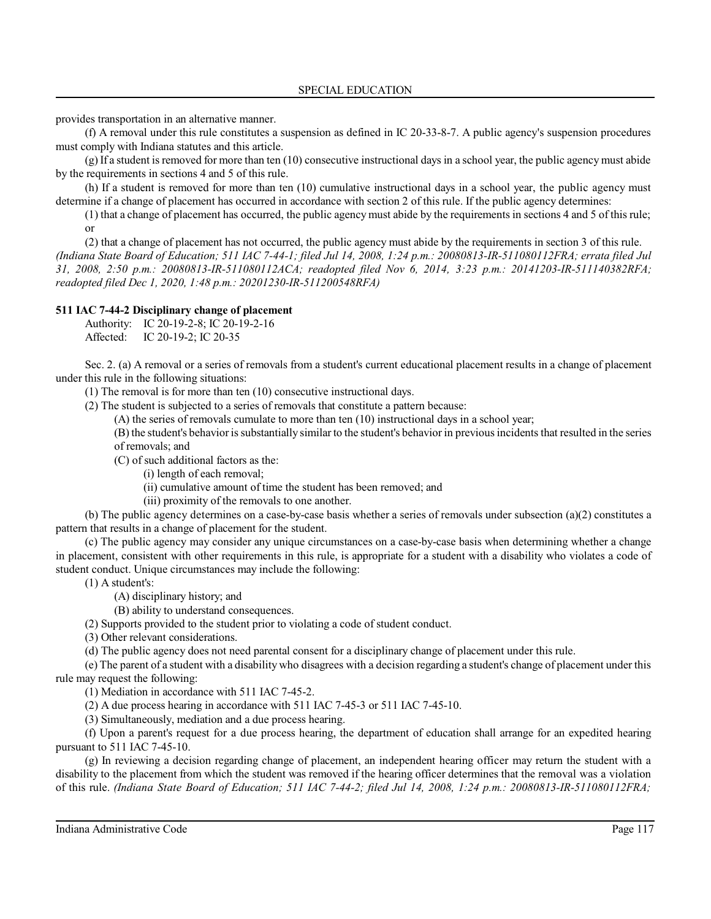provides transportation in an alternative manner.

(f) A removal under this rule constitutes a suspension as defined in IC 20-33-8-7. A public agency's suspension procedures must comply with Indiana statutes and this article.

(g) If a student is removed for more than ten (10) consecutive instructional days in a school year, the public agency must abide by the requirements in sections 4 and 5 of this rule.

(h) If a student is removed for more than ten (10) cumulative instructional days in a school year, the public agency must determine if a change of placement has occurred in accordance with section 2 of this rule. If the public agency determines:

(1) that a change of placement has occurred, the public agency must abide by the requirements in sections 4 and 5 of this rule; or

(2) that a change of placement has not occurred, the public agency must abide by the requirements in section 3 of this rule.

*(Indiana State Board of Education; 511 IAC 7-44-1; filed Jul 14, 2008, 1:24 p.m.: 20080813-IR-511080112FRA; errata filed Jul 31, 2008, 2:50 p.m.: 20080813-IR-511080112ACA; readopted filed Nov 6, 2014, 3:23 p.m.: 20141203-IR-511140382RFA; readopted filed Dec 1, 2020, 1:48 p.m.: 20201230-IR-511200548RFA)*

**511 IAC 7-44-2 Disciplinary change of placement**

Authority: IC 20-19-2-8; IC 20-19-2-16
Affected: IC 20-19-2; IC 20-35

Sec. 2. (a) A removal or a series of removals from a student's current educational placement results in a change of placement under this rule in the following situations:

(1) The removal is for more than ten (10) consecutive instructional days.

(2) The student is subjected to a series of removals that constitute a pattern because:

(A) the series of removals cumulate to more than ten (10) instructional days in a school year;

(B) the student's behavior is substantially similar to the student's behavior in previous incidents that resulted in the series of removals; and

(C) of such additional factors as the:

(i) length of each removal;

(ii) cumulative amount of time the student has been removed; and

(iii) proximity of the removals to one another.

(b) The public agency determines on a case-by-case basis whether a series of removals under subsection (a)(2) constitutes a pattern that results in a change of placement for the student.

(c) The public agency may consider any unique circumstances on a case-by-case basis when determining whether a change in placement, consistent with other requirements in this rule, is appropriate for a student with a disability who violates a code of student conduct. Unique circumstances may include the following:

(1) A student's:

(A) disciplinary history; and

(B) ability to understand consequences.

(2) Supports provided to the student prior to violating a code of student conduct.

(3) Other relevant considerations.

(d) The public agency does not need parental consent for a disciplinary change of placement under this rule.

(e) The parent of a student with a disability who disagrees with a decision regarding a student's change of placement under this rule may request the following:

(1) Mediation in accordance with 511 IAC 7-45-2.

(2) A due process hearing in accordance with 511 IAC 7-45-3 or 511 IAC 7-45-10.

(3) Simultaneously, mediation and a due process hearing.

(f) Upon a parent's request for a due process hearing, the department of education shall arrange for an expedited hearing pursuant to 511 IAC 7-45-10.

(g) In reviewing a decision regarding change of placement, an independent hearing officer may return the student with a disability to the placement from which the student was removed if the hearing officer determines that the removal was a violation of this rule. *(Indiana State Board of Education; 511 IAC 7-44-2; filed Jul 14, 2008, 1:24 p.m.: 20080813-IR-511080112FRA;*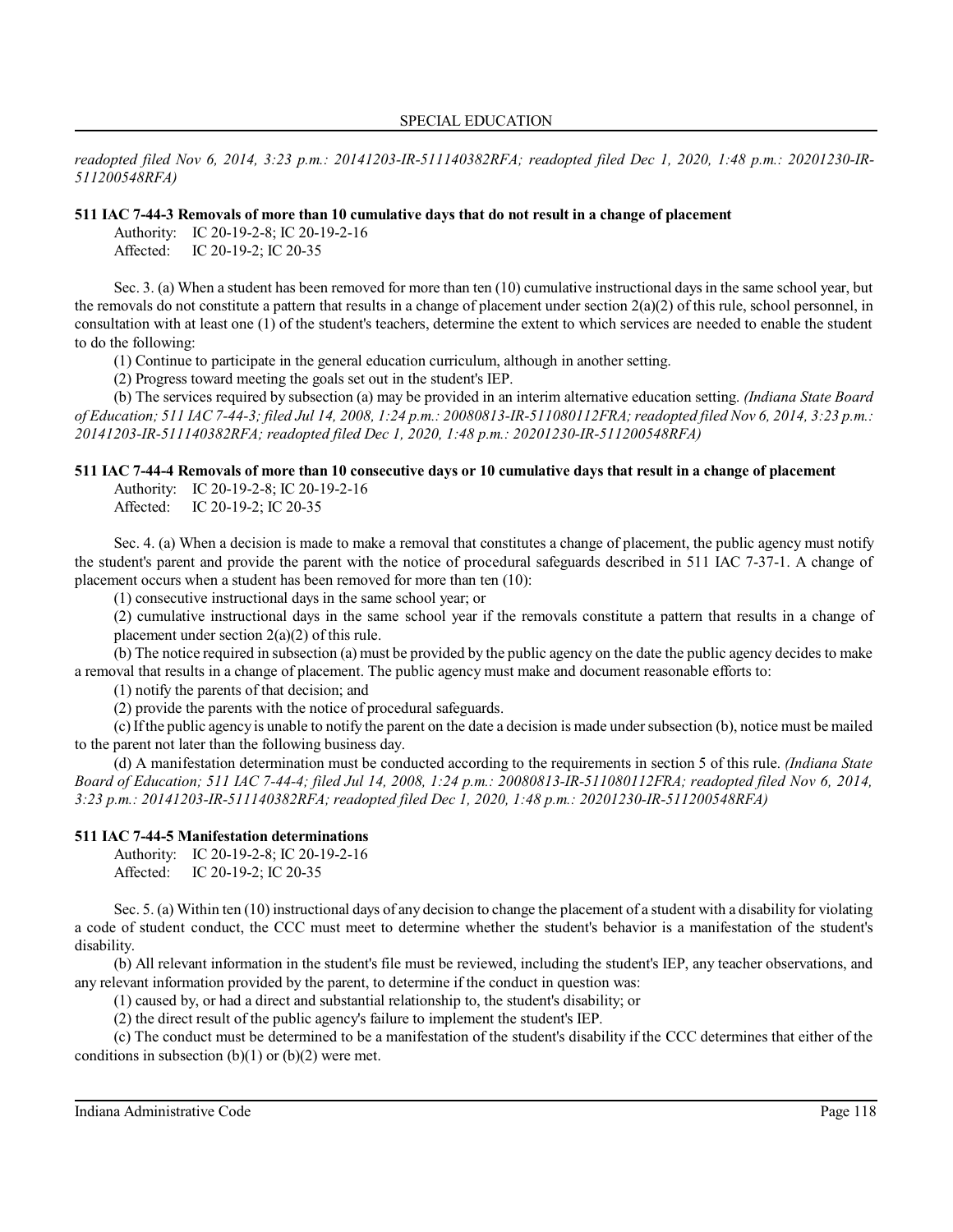*readopted filed Nov 6, 2014, 3:23 p.m.: 20141203-IR-511140382RFA; readopted filed Dec 1, 2020, 1:48 p.m.: 20201230-IR-511200548RFA)*

**511 IAC 7-44-3 Removals of more than 10 cumulative days that do not result in a change of placement**

Authority: IC 20-19-2-8; IC 20-19-2-16
Affected: IC 20-19-2; IC 20-35

Sec. 3. (a) When a student has been removed for more than ten (10) cumulative instructional days in the same school year, but the removals do not constitute a pattern that results in a change of placement under section 2(a)(2) of this rule, school personnel, in consultation with at least one (1) of the student's teachers, determine the extent to which services are needed to enable the student to do the following:

(1) Continue to participate in the general education curriculum, although in another setting.

(2) Progress toward meeting the goals set out in the student's IEP.

(b) The services required by subsection (a) may be provided in an interim alternative education setting. *(Indiana State Board of Education; 511 IAC 7-44-3; filed Jul 14, 2008, 1:24 p.m.: 20080813-IR-511080112FRA; readopted filed Nov 6, 2014, 3:23 p.m.: 20141203-IR-511140382RFA; readopted filed Dec 1, 2020, 1:48 p.m.: 20201230-IR-511200548RFA)*

**511 IAC 7-44-4 Removals of more than 10 consecutive days or 10 cumulative days that result in a change of placement**

Authority: IC 20-19-2-8; IC 20-19-2-16
Affected: IC 20-19-2; IC 20-35

Sec. 4. (a) When a decision is made to make a removal that constitutes a change of placement, the public agency must notify the student's parent and provide the parent with the notice of procedural safeguards described in 511 IAC 7-37-1. A change of placement occurs when a student has been removed for more than ten (10):

(1) consecutive instructional days in the same school year; or

(2) cumulative instructional days in the same school year if the removals constitute a pattern that results in a change of placement under section 2(a)(2) of this rule.

(b) The notice required in subsection (a) must be provided by the public agency on the date the public agency decides to make a removal that results in a change of placement. The public agency must make and document reasonable efforts to:

(1) notify the parents of that decision; and

(2) provide the parents with the notice of procedural safeguards.

(c) If the public agency is unable to notify the parent on the date a decision is made under subsection (b), notice must be mailed to the parent not later than the following business day.

(d) A manifestation determination must be conducted according to the requirements in section 5 of this rule. *(Indiana State Board of Education; 511 IAC 7-44-4; filed Jul 14, 2008, 1:24 p.m.: 20080813-IR-511080112FRA; readopted filed Nov 6, 2014, 3:23 p.m.: 20141203-IR-511140382RFA; readopted filed Dec 1, 2020, 1:48 p.m.: 20201230-IR-511200548RFA)*

**511 IAC 7-44-5 Manifestation determinations**

Authority: IC 20-19-2-8; IC 20-19-2-16
Affected: IC 20-19-2; IC 20-35

Sec. 5. (a) Within ten (10) instructional days of any decision to change the placement of a student with a disability for violating a code of student conduct, the CCC must meet to determine whether the student's behavior is a manifestation of the student's disability.

(b) All relevant information in the student's file must be reviewed, including the student's IEP, any teacher observations, and any relevant information provided by the parent, to determine if the conduct in question was:

(1) caused by, or had a direct and substantial relationship to, the student's disability; or

(2) the direct result of the public agency's failure to implement the student's IEP.

(c) The conduct must be determined to be a manifestation of the student's disability if the CCC determines that either of the conditions in subsection (b)(1) or (b)(2) were met.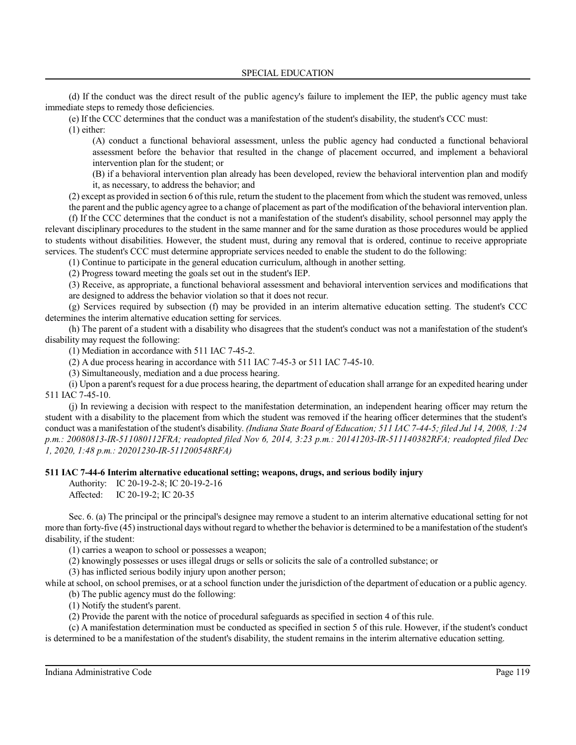(d) If the conduct was the direct result of the public agency's failure to implement the IEP, the public agency must take immediate steps to remedy those deficiencies.

(e) If the CCC determines that the conduct was a manifestation of the student's disability, the student's CCC must:

(1) either:

(A) conduct a functional behavioral assessment, unless the public agency had conducted a functional behavioral assessment before the behavior that resulted in the change of placement occurred, and implement a behavioral intervention plan for the student; or

(B) if a behavioral intervention plan already has been developed, review the behavioral intervention plan and modify it, as necessary, to address the behavior; and

(2) except as provided in section 6 of this rule, return the student to the placement from which the student was removed, unless the parent and the public agency agree to a change of placement as part of the modification of the behavioral intervention plan.

(f) If the CCC determines that the conduct is not a manifestation of the student's disability, school personnel may apply the relevant disciplinary procedures to the student in the same manner and for the same duration as those procedures would be applied to students without disabilities. However, the student must, during any removal that is ordered, continue to receive appropriate services. The student's CCC must determine appropriate services needed to enable the student to do the following:

(1) Continue to participate in the general education curriculum, although in another setting.

(2) Progress toward meeting the goals set out in the student's IEP.

(3) Receive, as appropriate, a functional behavioral assessment and behavioral intervention services and modifications that are designed to address the behavior violation so that it does not recur.

(g) Services required by subsection (f) may be provided in an interim alternative education setting. The student's CCC determines the interim alternative education setting for services.

(h) The parent of a student with a disability who disagrees that the student's conduct was not a manifestation of the student's disability may request the following:

(1) Mediation in accordance with 511 IAC 7-45-2.

(2) A due process hearing in accordance with 511 IAC 7-45-3 or 511 IAC 7-45-10.

(3) Simultaneously, mediation and a due process hearing.

(i) Upon a parent's request for a due process hearing, the department of education shall arrange for an expedited hearing under 511 IAC 7-45-10.

(j) In reviewing a decision with respect to the manifestation determination, an independent hearing officer may return the student with a disability to the placement from which the student was removed if the hearing officer determines that the student's conduct was a manifestation of the student's disability. *(Indiana State Board of Education; 511 IAC 7-44-5; filed Jul 14, 2008, 1:24 p.m.: 20080813-IR-511080112FRA; readopted filed Nov 6, 2014, 3:23 p.m.: 20141203-IR-511140382RFA; readopted filed Dec 1, 2020, 1:48 p.m.: 20201230-IR-511200548RFA)*

**511 IAC 7-44-6 Interim alternative educational setting; weapons, drugs, and serious bodily injury**

Authority: IC 20-19-2-8; IC 20-19-2-16
Affected: IC 20-19-2; IC 20-35

Sec. 6. (a) The principal or the principal's designee may remove a student to an interim alternative educational setting for not more than forty-five (45) instructional days without regard to whether the behavior is determined to be a manifestation of the student's disability, if the student:

(1) carries a weapon to school or possesses a weapon;

(2) knowingly possesses or uses illegal drugs or sells or solicits the sale of a controlled substance; or

(3) has inflicted serious bodily injury upon another person;

while at school, on school premises, or at a school function under the jurisdiction of the department of education or a public agency.

(b) The public agency must do the following:

(1) Notify the student's parent.

(2) Provide the parent with the notice of procedural safeguards as specified in section 4 of this rule.

(c) A manifestation determination must be conducted as specified in section 5 of this rule. However, if the student's conduct is determined to be a manifestation of the student's disability, the student remains in the interim alternative education setting.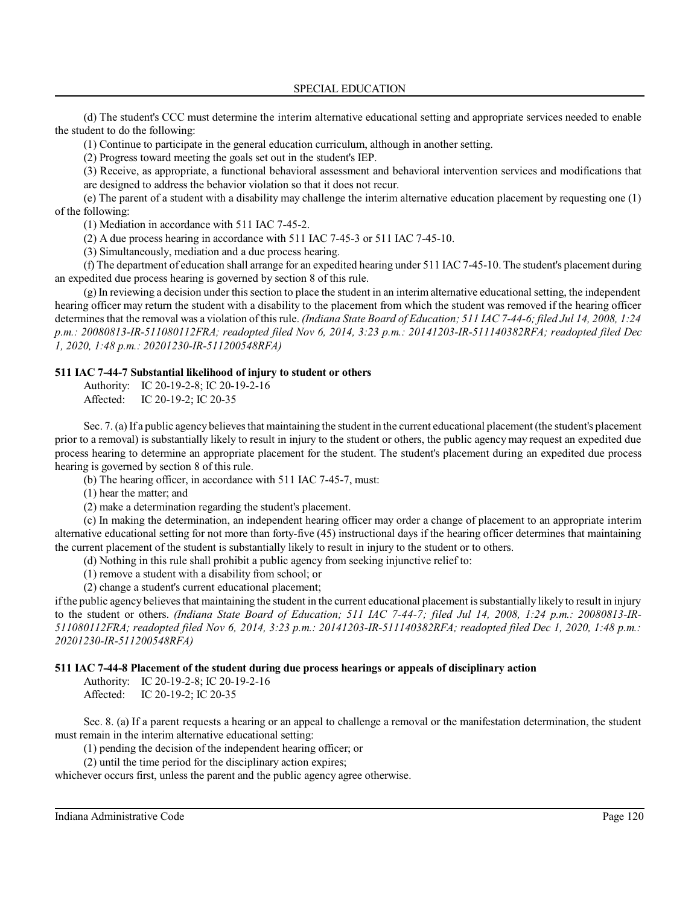(d) The student's CCC must determine the interim alternative educational setting and appropriate services needed to enable the student to do the following:

(1) Continue to participate in the general education curriculum, although in another setting.

(2) Progress toward meeting the goals set out in the student's IEP.

(3) Receive, as appropriate, a functional behavioral assessment and behavioral intervention services and modifications that are designed to address the behavior violation so that it does not recur.

(e) The parent of a student with a disability may challenge the interim alternative education placement by requesting one (1) of the following:

(1) Mediation in accordance with 511 IAC 7-45-2.

(2) A due process hearing in accordance with 511 IAC 7-45-3 or 511 IAC 7-45-10.

(3) Simultaneously, mediation and a due process hearing.

(f) The department of education shall arrange for an expedited hearing under 511 IAC 7-45-10. The student's placement during an expedited due process hearing is governed by section 8 of this rule.

(g) In reviewing a decision under this section to place the student in an interim alternative educational setting, the independent hearing officer may return the student with a disability to the placement from which the student was removed if the hearing officer determines that the removal was a violation of this rule. *(Indiana State Board of Education; 511 IAC 7-44-6; filed Jul 14, 2008, 1:24 p.m.: 20080813-IR-511080112FRA; readopted filed Nov 6, 2014, 3:23 p.m.: 20141203-IR-511140382RFA; readopted filed Dec 1, 2020, 1:48 p.m.: 20201230-IR-511200548RFA)*

### 511 IAC 7-44-7 Substantial likelihood of injury to student or others

Authority: IC 20-19-2-8; IC 20-19-2-16
Affected: IC 20-19-2; IC 20-35

Sec. 7. (a) If a public agency believes that maintaining the student in the current educational placement (the student's placement prior to a removal) is substantially likely to result in injury to the student or others, the public agency may request an expedited due process hearing to determine an appropriate placement for the student. The student's placement during an expedited due process hearing is governed by section 8 of this rule.

(b) The hearing officer, in accordance with 511 IAC 7-45-7, must:

(1) hear the matter; and

(2) make a determination regarding the student's placement.

(c) In making the determination, an independent hearing officer may order a change of placement to an appropriate interim alternative educational setting for not more than forty-five (45) instructional days if the hearing officer determines that maintaining the current placement of the student is substantially likely to result in injury to the student or to others.

(d) Nothing in this rule shall prohibit a public agency from seeking injunctive relief to:

(1) remove a student with a disability from school; or

(2) change a student's current educational placement;

if the public agency believes that maintaining the student in the current educational placement is substantially likely to result in injury to the student or others. *(Indiana State Board of Education; 511 IAC 7-44-7; filed Jul 14, 2008, 1:24 p.m.: 20080813-IR-511080112FRA; readopted filed Nov 6, 2014, 3:23 p.m.: 20141203-IR-511140382RFA; readopted filed Dec 1, 2020, 1:48 p.m.: 20201230-IR-511200548RFA)*

### 511 IAC 7-44-8 Placement of the student during due process hearings or appeals of disciplinary action

Authority: IC 20-19-2-8; IC 20-19-2-16
Affected: IC 20-19-2; IC 20-35

Sec. 8. (a) If a parent requests a hearing or an appeal to challenge a removal or the manifestation determination, the student must remain in the interim alternative educational setting:

(1) pending the decision of the independent hearing officer; or

(2) until the time period for the disciplinary action expires;

whichever occurs first, unless the parent and the public agency agree otherwise.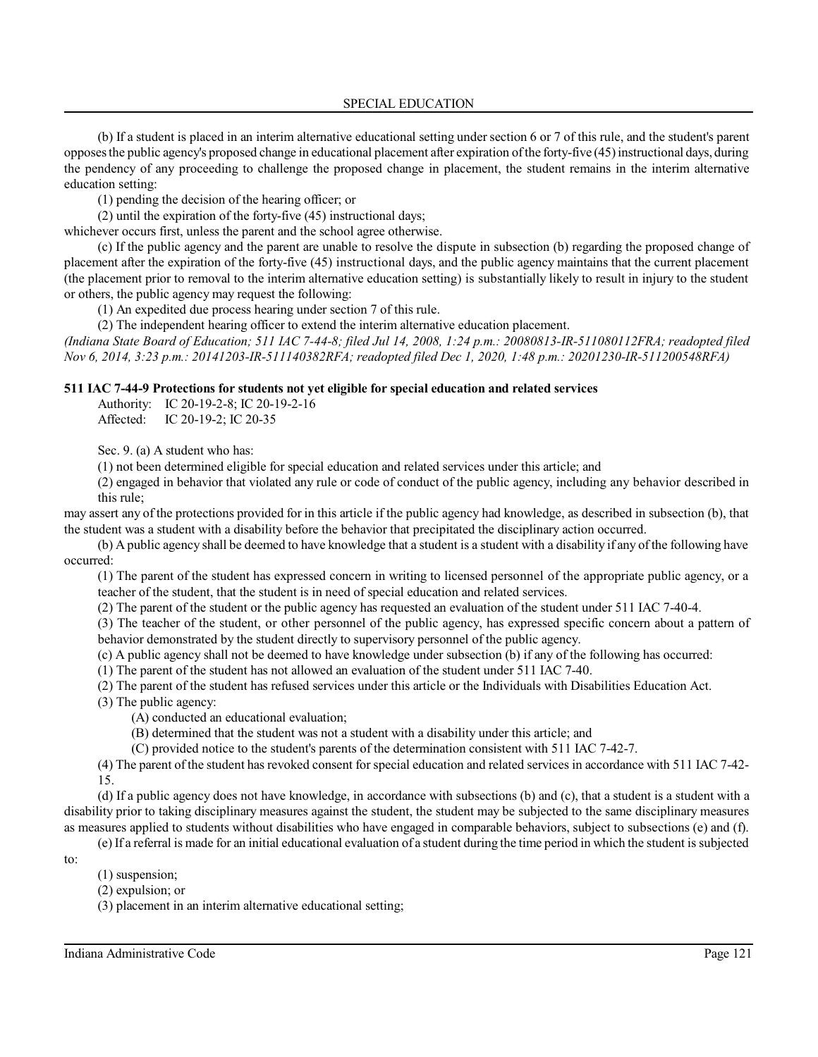(b) If a student is placed in an interim alternative educational setting under section 6 or 7 of this rule, and the student's parent opposes the public agency's proposed change in educational placement after expiration of the forty-five (45) instructional days, during the pendency of any proceeding to challenge the proposed change in placement, the student remains in the interim alternative education setting:

(1) pending the decision of the hearing officer; or

(2) until the expiration of the forty-five (45) instructional days;

whichever occurs first, unless the parent and the school agree otherwise.

(c) If the public agency and the parent are unable to resolve the dispute in subsection (b) regarding the proposed change of placement after the expiration of the forty-five (45) instructional days, and the public agency maintains that the current placement (the placement prior to removal to the interim alternative education setting) is substantially likely to result in injury to the student or others, the public agency may request the following:

(1) An expedited due process hearing under section 7 of this rule.

(2) The independent hearing officer to extend the interim alternative education placement.

*(Indiana State Board of Education; 511 IAC 7-44-8; filed Jul 14, 2008, 1:24 p.m.: 20080813-IR-511080112FRA; readopted filed Nov 6, 2014, 3:23 p.m.: 20141203-IR-511140382RFA; readopted filed Dec 1, 2020, 1:48 p.m.: 20201230-IR-511200548RFA)*

**511 IAC 7-44-9 Protections for students not yet eligible for special education and related services**

Authority: IC 20-19-2-8; IC 20-19-2-16
Affected: IC 20-19-2; IC 20-35

Sec. 9. (a) A student who has:

(1) not been determined eligible for special education and related services under this article; and

(2) engaged in behavior that violated any rule or code of conduct of the public agency, including any behavior described in this rule;

may assert any of the protections provided for in this article if the public agency had knowledge, as described in subsection (b), that the student was a student with a disability before the behavior that precipitated the disciplinary action occurred.

(b) A public agency shall be deemed to have knowledge that a student is a student with a disability if any of the following have occurred:

(1) The parent of the student has expressed concern in writing to licensed personnel of the appropriate public agency, or a teacher of the student, that the student is in need of special education and related services.

(2) The parent of the student or the public agency has requested an evaluation of the student under 511 IAC 7-40-4.

(3) The teacher of the student, or other personnel of the public agency, has expressed specific concern about a pattern of behavior demonstrated by the student directly to supervisory personnel of the public agency.

(c) A public agency shall not be deemed to have knowledge under subsection (b) if any of the following has occurred:

(1) The parent of the student has not allowed an evaluation of the student under 511 IAC 7-40.

(2) The parent of the student has refused services under this article or the Individuals with Disabilities Education Act.

(3) The public agency:

(A) conducted an educational evaluation;

(B) determined that the student was not a student with a disability under this article; and

(C) provided notice to the student's parents of the determination consistent with 511 IAC 7-42-7.

(4) The parent of the student has revoked consent for special education and related services in accordance with 511 IAC 7-42-15.

(d) If a public agency does not have knowledge, in accordance with subsections (b) and (c), that a student is a student with a disability prior to taking disciplinary measures against the student, the student may be subjected to the same disciplinary measures as measures applied to students without disabilities who have engaged in comparable behaviors, subject to subsections (e) and (f).

(e) If a referral is made for an initial educational evaluation of a student during the time period in which the student is subjected to:

(1) suspension;

(2) expulsion; or

(3) placement in an interim alternative educational setting;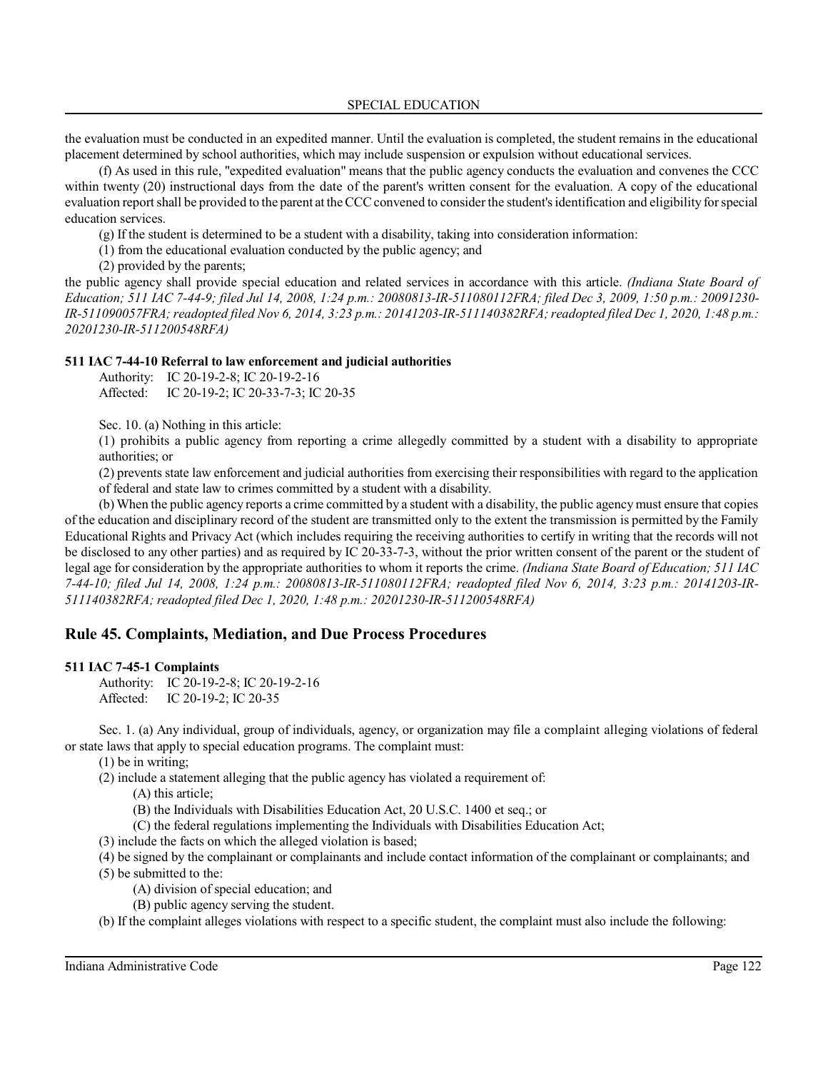the evaluation must be conducted in an expedited manner. Until the evaluation is completed, the student remains in the educational placement determined by school authorities, which may include suspension or expulsion without educational services.

(f) As used in this rule, "expedited evaluation" means that the public agency conducts the evaluation and convenes the CCC within twenty (20) instructional days from the date of the parent's written consent for the evaluation. A copy of the educational evaluation report shall be provided to the parent at the CCC convened to consider the student's identification and eligibility for special education services.

(g) If the student is determined to be a student with a disability, taking into consideration information:

(1) from the educational evaluation conducted by the public agency; and

(2) provided by the parents;

the public agency shall provide special education and related services in accordance with this article. *(Indiana State Board of Education; 511 IAC 7-44-9; filed Jul 14, 2008, 1:24 p.m.: 20080813-IR-511080112FRA; filed Dec 3, 2009, 1:50 p.m.: 20091230-IR-511090057FRA; readopted filed Nov 6, 2014, 3:23 p.m.: 20141203-IR-511140382RFA; readopted filed Dec 1, 2020, 1:48 p.m.: 20201230-IR-511200548RFA)*

**511 IAC 7-44-10 Referral to law enforcement and judicial authorities**

Authority: IC 20-19-2-8; IC 20-19-2-16
Affected: IC 20-19-2; IC 20-33-7-3; IC 20-35

Sec. 10. (a) Nothing in this article:

(1) prohibits a public agency from reporting a crime allegedly committed by a student with a disability to appropriate authorities; or

(2) prevents state law enforcement and judicial authorities from exercising their responsibilities with regard to the application of federal and state law to crimes committed by a student with a disability.

(b) When the public agency reports a crime committed by a student with a disability, the public agency must ensure that copies of the education and disciplinary record of the student are transmitted only to the extent the transmission is permitted by the Family Educational Rights and Privacy Act (which includes requiring the receiving authorities to certify in writing that the records will not be disclosed to any other parties) and as required by IC 20-33-7-3, without the prior written consent of the parent or the student of legal age for consideration by the appropriate authorities to whom it reports the crime. *(Indiana State Board of Education; 511 IAC 7-44-10; filed Jul 14, 2008, 1:24 p.m.: 20080813-IR-511080112FRA; readopted filed Nov 6, 2014, 3:23 p.m.: 20141203-IR-511140382RFA; readopted filed Dec 1, 2020, 1:48 p.m.: 20201230-IR-511200548RFA)*

## Rule 45. Complaints, Mediation, and Due Process Procedures

**511 IAC 7-45-1 Complaints**

Authority: IC 20-19-2-8; IC 20-19-2-16
Affected: IC 20-19-2; IC 20-35

Sec. 1. (a) Any individual, group of individuals, agency, or organization may file a complaint alleging violations of federal or state laws that apply to special education programs. The complaint must:

(1) be in writing;

(2) include a statement alleging that the public agency has violated a requirement of:

(A) this article;

(B) the Individuals with Disabilities Education Act, 20 U.S.C. 1400 et seq.; or

(C) the federal regulations implementing the Individuals with Disabilities Education Act;

(3) include the facts on which the alleged violation is based;

(4) be signed by the complainant or complainants and include contact information of the complainant or complainants; and

(5) be submitted to the:

(A) division of special education; and

(B) public agency serving the student.

(b) If the complaint alleges violations with respect to a specific student, the complaint must also include the following: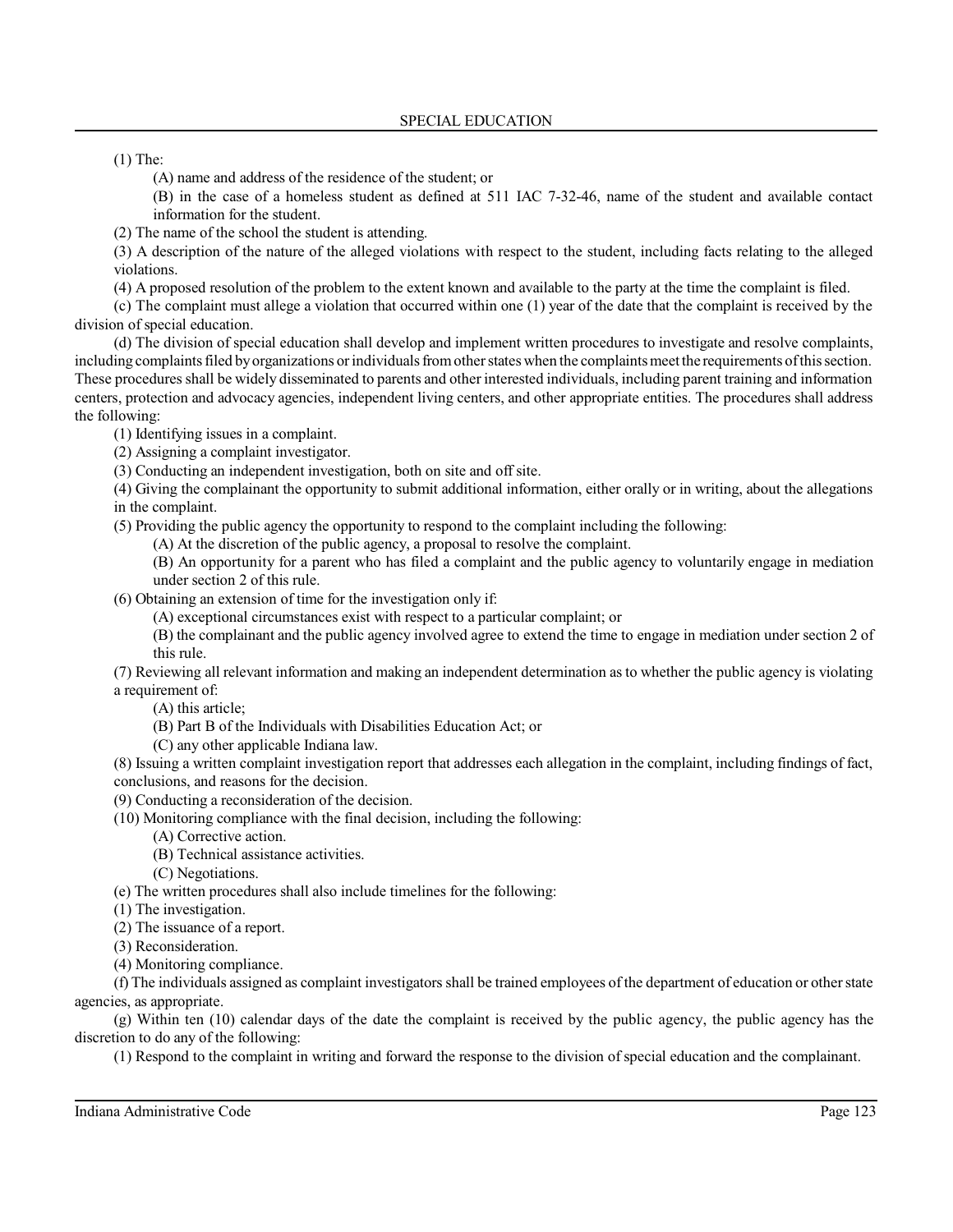(1) The:

(A) name and address of the residence of the student; or

(B) in the case of a homeless student as defined at 511 IAC 7-32-46, name of the student and available contact information for the student.

(2) The name of the school the student is attending.

(3) A description of the nature of the alleged violations with respect to the student, including facts relating to the alleged violations.

(4) A proposed resolution of the problem to the extent known and available to the party at the time the complaint is filed.

(c) The complaint must allege a violation that occurred within one (1) year of the date that the complaint is received by the division of special education.

(d) The division of special education shall develop and implement written procedures to investigate and resolve complaints, including complaints filed by organizations or individuals from other states when the complaints meet the requirements of this section. These procedures shall be widely disseminated to parents and other interested individuals, including parent training and information centers, protection and advocacy agencies, independent living centers, and other appropriate entities. The procedures shall address the following:

(1) Identifying issues in a complaint.

(2) Assigning a complaint investigator.

(3) Conducting an independent investigation, both on site and off site.

(4) Giving the complainant the opportunity to submit additional information, either orally or in writing, about the allegations in the complaint.

(5) Providing the public agency the opportunity to respond to the complaint including the following:

(A) At the discretion of the public agency, a proposal to resolve the complaint.

(B) An opportunity for a parent who has filed a complaint and the public agency to voluntarily engage in mediation under section 2 of this rule.

(6) Obtaining an extension of time for the investigation only if:

(A) exceptional circumstances exist with respect to a particular complaint; or

(B) the complainant and the public agency involved agree to extend the time to engage in mediation under section 2 of this rule.

(7) Reviewing all relevant information and making an independent determination as to whether the public agency is violating a requirement of:

(A) this article;

(B) Part B of the Individuals with Disabilities Education Act; or

(C) any other applicable Indiana law.

(8) Issuing a written complaint investigation report that addresses each allegation in the complaint, including findings of fact, conclusions, and reasons for the decision.

(9) Conducting a reconsideration of the decision.

(10) Monitoring compliance with the final decision, including the following:

(A) Corrective action.

(B) Technical assistance activities.

(C) Negotiations.

(e) The written procedures shall also include timelines for the following:

(1) The investigation.

(2) The issuance of a report.

(3) Reconsideration.

(4) Monitoring compliance.

(f) The individuals assigned as complaint investigators shall be trained employees of the department of education or other state agencies, as appropriate.

(g) Within ten (10) calendar days of the date the complaint is received by the public agency, the public agency has the discretion to do any of the following:

(1) Respond to the complaint in writing and forward the response to the division of special education and the complainant.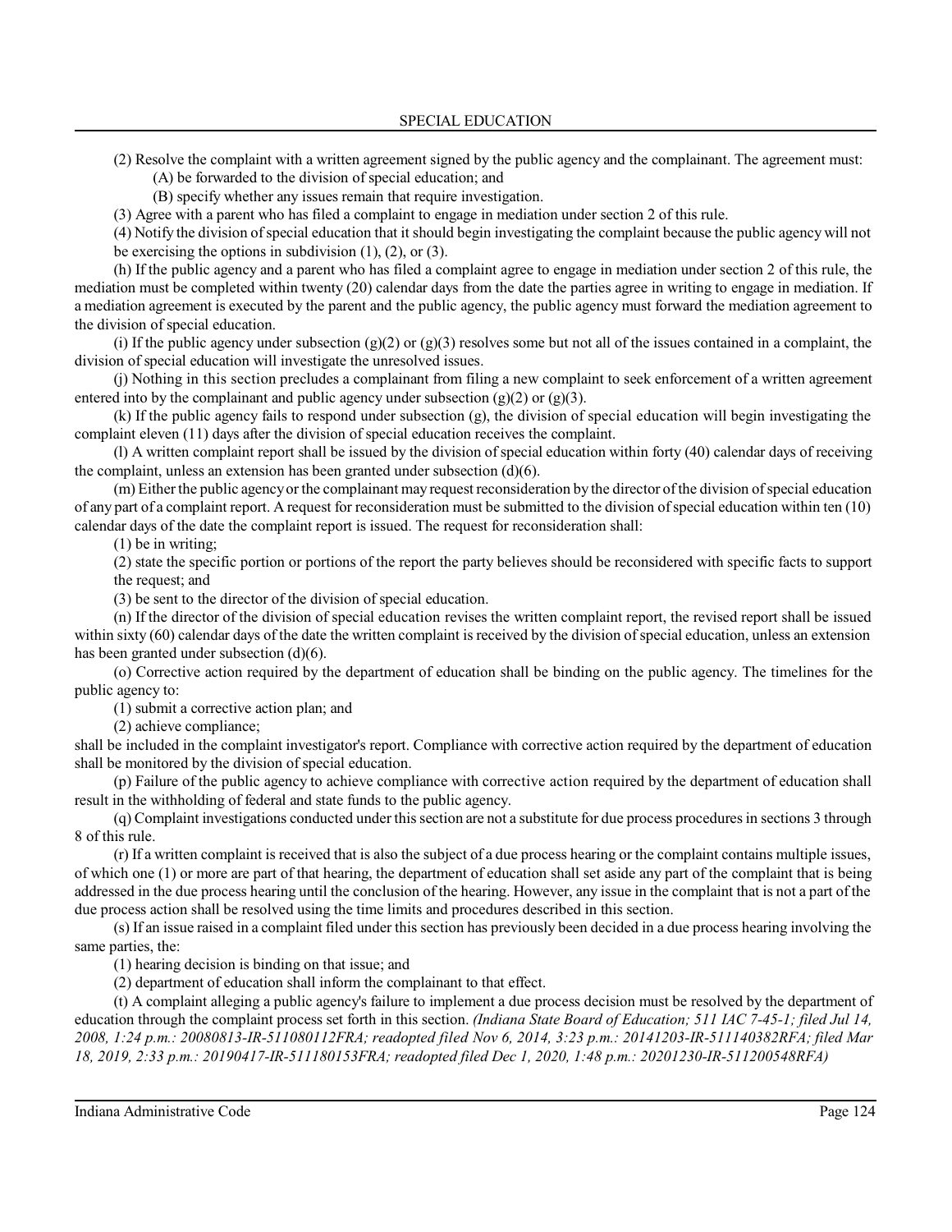(2) Resolve the complaint with a written agreement signed by the public agency and the complainant. The agreement must:

(A) be forwarded to the division of special education; and

(B) specify whether any issues remain that require investigation.

(3) Agree with a parent who has filed a complaint to engage in mediation under section 2 of this rule.

(4) Notify the division of special education that it should begin investigating the complaint because the public agency will not be exercising the options in subdivision (1), (2), or (3).

(h) If the public agency and a parent who has filed a complaint agree to engage in mediation under section 2 of this rule, the mediation must be completed within twenty (20) calendar days from the date the parties agree in writing to engage in mediation. If a mediation agreement is executed by the parent and the public agency, the public agency must forward the mediation agreement to the division of special education.

(i) If the public agency under subsection (g)(2) or (g)(3) resolves some but not all of the issues contained in a complaint, the division of special education will investigate the unresolved issues.

(j) Nothing in this section precludes a complainant from filing a new complaint to seek enforcement of a written agreement entered into by the complainant and public agency under subsection (g)(2) or (g)(3).

(k) If the public agency fails to respond under subsection (g), the division of special education will begin investigating the complaint eleven (11) days after the division of special education receives the complaint.

(l) A written complaint report shall be issued by the division of special education within forty (40) calendar days of receiving the complaint, unless an extension has been granted under subsection (d)(6).

(m) Either the public agency or the complainant may request reconsideration by the director of the division of special education of any part of a complaint report. A request for reconsideration must be submitted to the division of special education within ten (10) calendar days of the date the complaint report is issued. The request for reconsideration shall:

(1) be in writing;

(2) state the specific portion or portions of the report the party believes should be reconsidered with specific facts to support the request; and

(3) be sent to the director of the division of special education.

(n) If the director of the division of special education revises the written complaint report, the revised report shall be issued within sixty (60) calendar days of the date the written complaint is received by the division of special education, unless an extension has been granted under subsection (d)(6).

(o) Corrective action required by the department of education shall be binding on the public agency. The timelines for the public agency to:

(1) submit a corrective action plan; and

(2) achieve compliance;

shall be included in the complaint investigator's report. Compliance with corrective action required by the department of education shall be monitored by the division of special education.

(p) Failure of the public agency to achieve compliance with corrective action required by the department of education shall result in the withholding of federal and state funds to the public agency.

(q) Complaint investigations conducted under this section are not a substitute for due process procedures in sections 3 through 8 of this rule.

(r) If a written complaint is received that is also the subject of a due process hearing or the complaint contains multiple issues, of which one (1) or more are part of that hearing, the department of education shall set aside any part of the complaint that is being addressed in the due process hearing until the conclusion of the hearing. However, any issue in the complaint that is not a part of the due process action shall be resolved using the time limits and procedures described in this section.

(s) If an issue raised in a complaint filed under this section has previously been decided in a due process hearing involving the same parties, the:

(1) hearing decision is binding on that issue; and

(2) department of education shall inform the complainant to that effect.

(t) A complaint alleging a public agency's failure to implement a due process decision must be resolved by the department of education through the complaint process set forth in this section. *(Indiana State Board of Education; 511 IAC 7-45-1; filed Jul 14, 2008, 1:24 p.m.: 20080813-IR-511080112FRA; readopted filed Nov 6, 2014, 3:23 p.m.: 20141203-IR-511140382RFA; filed Mar 18, 2019, 2:33 p.m.: 20190417-IR-511180153FRA; readopted filed Dec 1, 2020, 1:48 p.m.: 20201230-IR-511200548RFA)*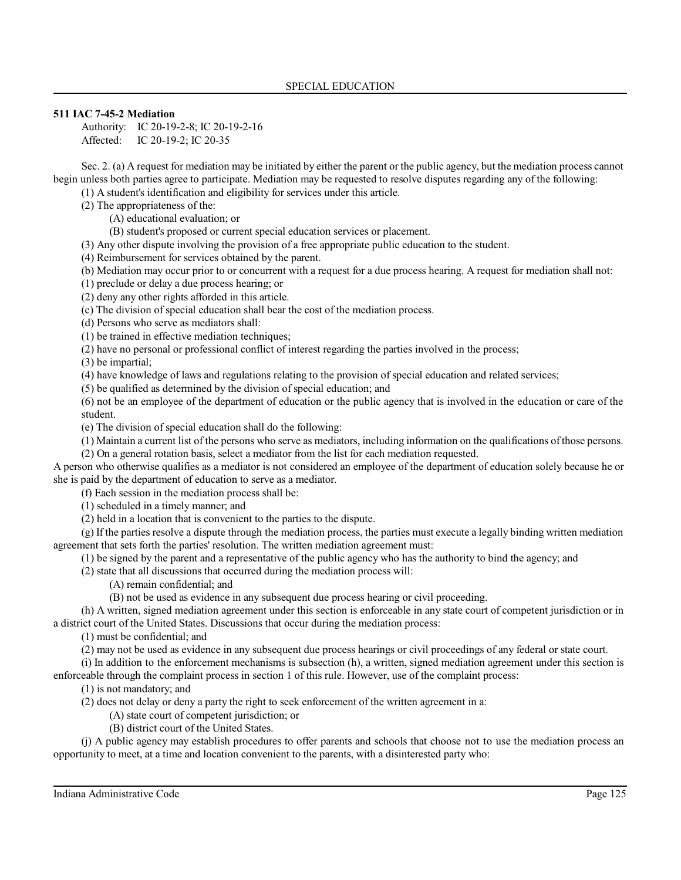**511 IAC 7-45-2 Mediation**

Authority: IC 20-19-2-8; IC 20-19-2-16
Affected: IC 20-19-2; IC 20-35

Sec. 2. (a) A request for mediation may be initiated by either the parent or the public agency, but the mediation process cannot begin unless both parties agree to participate. Mediation may be requested to resolve disputes regarding any of the following:

(1) A student's identification and eligibility for services under this article.

(2) The appropriateness of the:

(A) educational evaluation; or

(B) student's proposed or current special education services or placement.

(3) Any other dispute involving the provision of a free appropriate public education to the student.

(4) Reimbursement for services obtained by the parent.

(b) Mediation may occur prior to or concurrent with a request for a due process hearing. A request for mediation shall not:

(1) preclude or delay a due process hearing; or

(2) deny any other rights afforded in this article.

(c) The division of special education shall bear the cost of the mediation process.

(d) Persons who serve as mediators shall:

(1) be trained in effective mediation techniques;

(2) have no personal or professional conflict of interest regarding the parties involved in the process;

(3) be impartial;

(4) have knowledge of laws and regulations relating to the provision of special education and related services;

(5) be qualified as determined by the division of special education; and

(6) not be an employee of the department of education or the public agency that is involved in the education or care of the student.

(e) The division of special education shall do the following:

(1) Maintain a current list of the persons who serve as mediators, including information on the qualifications of those persons.

(2) On a general rotation basis, select a mediator from the list for each mediation requested.

A person who otherwise qualifies as a mediator is not considered an employee of the department of education solely because he or she is paid by the department of education to serve as a mediator.

(f) Each session in the mediation process shall be:

(1) scheduled in a timely manner; and

(2) held in a location that is convenient to the parties to the dispute.

(g) If the parties resolve a dispute through the mediation process, the parties must execute a legally binding written mediation agreement that sets forth the parties' resolution. The written mediation agreement must:

(1) be signed by the parent and a representative of the public agency who has the authority to bind the agency; and

(2) state that all discussions that occurred during the mediation process will:

(A) remain confidential; and

(B) not be used as evidence in any subsequent due process hearing or civil proceeding.

(h) A written, signed mediation agreement under this section is enforceable in any state court of competent jurisdiction or in a district court of the United States. Discussions that occur during the mediation process:

(1) must be confidential; and

(2) may not be used as evidence in any subsequent due process hearings or civil proceedings of any federal or state court.

(i) In addition to the enforcement mechanisms is subsection (h), a written, signed mediation agreement under this section is enforceable through the complaint process in section 1 of this rule. However, use of the complaint process:

(1) is not mandatory; and

(2) does not delay or deny a party the right to seek enforcement of the written agreement in a:

(A) state court of competent jurisdiction; or

(B) district court of the United States.

(j) A public agency may establish procedures to offer parents and schools that choose not to use the mediation process an opportunity to meet, at a time and location convenient to the parents, with a disinterested party who: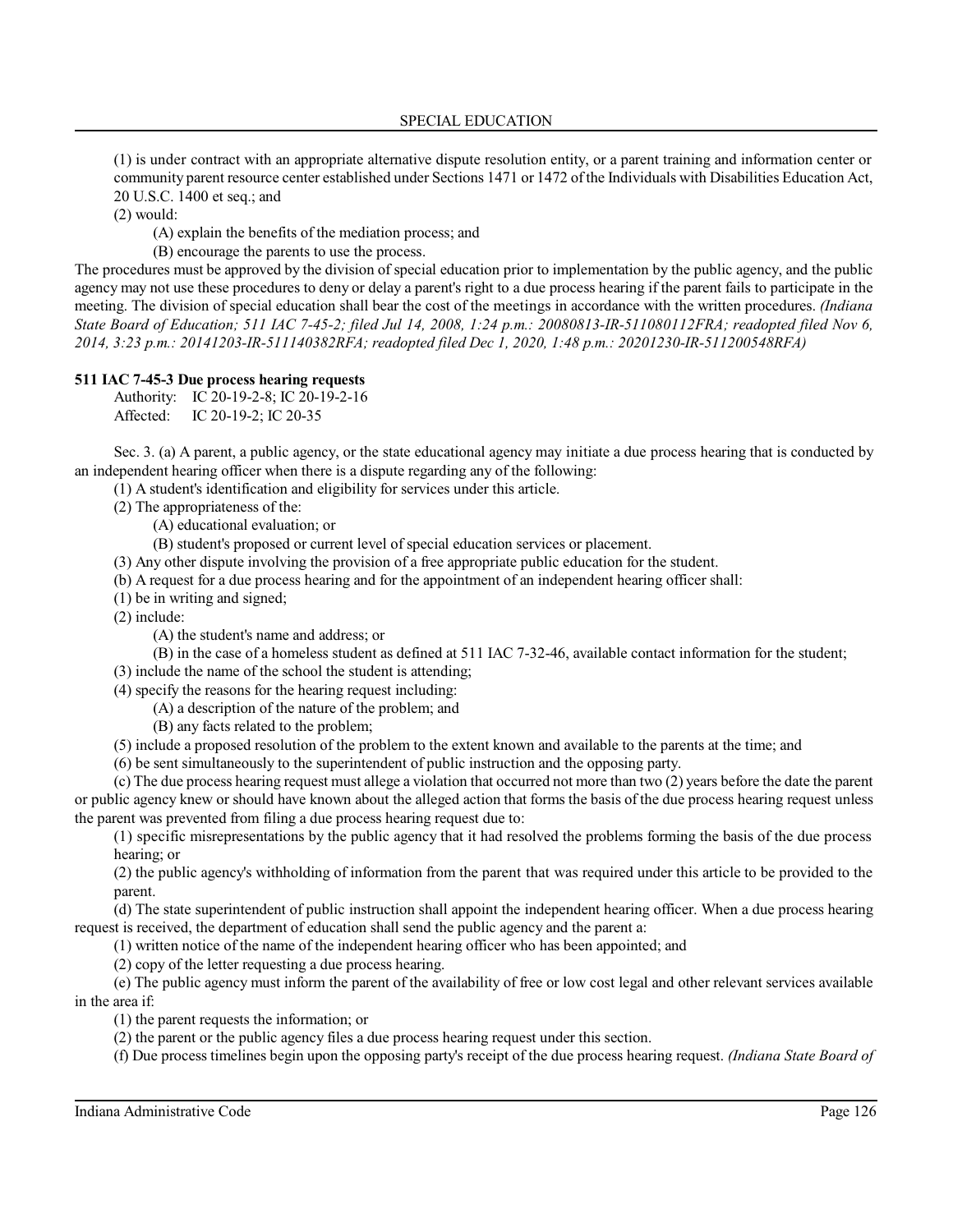(1) is under contract with an appropriate alternative dispute resolution entity, or a parent training and information center or community parent resource center established under Sections 1471 or 1472 of the Individuals with Disabilities Education Act, 20 U.S.C. 1400 et seq.; and

(2) would:

(A) explain the benefits of the mediation process; and

(B) encourage the parents to use the process.

The procedures must be approved by the division of special education prior to implementation by the public agency, and the public agency may not use these procedures to deny or delay a parent's right to a due process hearing if the parent fails to participate in the meeting. The division of special education shall bear the cost of the meetings in accordance with the written procedures. *(Indiana State Board of Education; 511 IAC 7-45-2; filed Jul 14, 2008, 1:24 p.m.: 20080813-IR-511080112FRA; readopted filed Nov 6, 2014, 3:23 p.m.: 20141203-IR-511140382RFA; readopted filed Dec 1, 2020, 1:48 p.m.: 20201230-IR-511200548RFA)*

**511 IAC 7-45-3 Due process hearing requests**

Authority: IC 20-19-2-8; IC 20-19-2-16
Affected: IC 20-19-2; IC 20-35

Sec. 3. (a) A parent, a public agency, or the state educational agency may initiate a due process hearing that is conducted by an independent hearing officer when there is a dispute regarding any of the following:

(1) A student's identification and eligibility for services under this article.

(2) The appropriateness of the:

(A) educational evaluation; or

(B) student's proposed or current level of special education services or placement.

(3) Any other dispute involving the provision of a free appropriate public education for the student.

(b) A request for a due process hearing and for the appointment of an independent hearing officer shall:

(1) be in writing and signed;

(2) include:

(A) the student's name and address; or

(B) in the case of a homeless student as defined at 511 IAC 7-32-46, available contact information for the student;

(3) include the name of the school the student is attending;

(4) specify the reasons for the hearing request including:

(A) a description of the nature of the problem; and

(B) any facts related to the problem;

(5) include a proposed resolution of the problem to the extent known and available to the parents at the time; and

(6) be sent simultaneously to the superintendent of public instruction and the opposing party.

(c) The due process hearing request must allege a violation that occurred not more than two (2) years before the date the parent or public agency knew or should have known about the alleged action that forms the basis of the due process hearing request unless the parent was prevented from filing a due process hearing request due to:

(1) specific misrepresentations by the public agency that it had resolved the problems forming the basis of the due process hearing; or

(2) the public agency's withholding of information from the parent that was required under this article to be provided to the parent.

(d) The state superintendent of public instruction shall appoint the independent hearing officer. When a due process hearing request is received, the department of education shall send the public agency and the parent a:

(1) written notice of the name of the independent hearing officer who has been appointed; and

(2) copy of the letter requesting a due process hearing.

(e) The public agency must inform the parent of the availability of free or low cost legal and other relevant services available in the area if:

(1) the parent requests the information; or

(2) the parent or the public agency files a due process hearing request under this section.

(f) Due process timelines begin upon the opposing party's receipt of the due process hearing request. *(Indiana State Board of*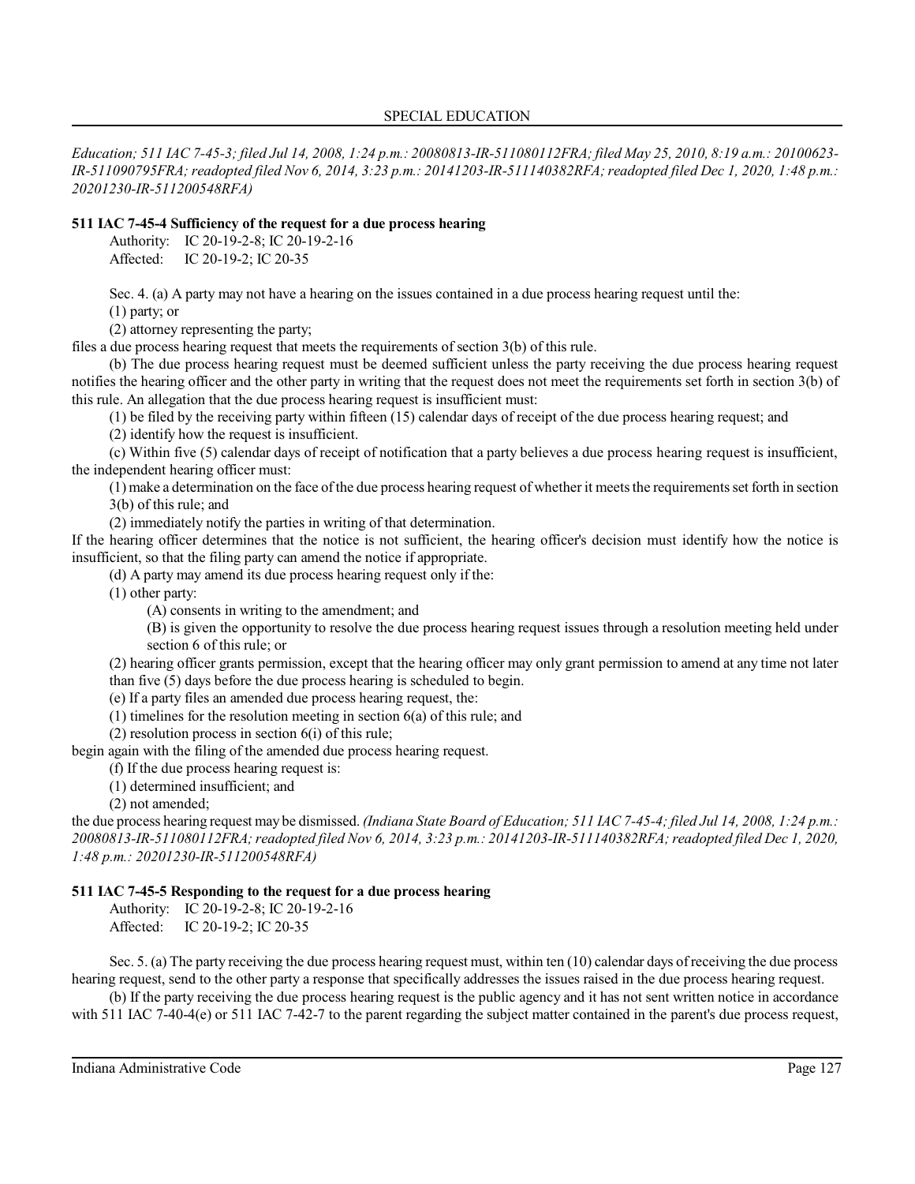*Education; 511 IAC 7-45-3; filed Jul 14, 2008, 1:24 p.m.: 20080813-IR-511080112FRA; filed May 25, 2010, 8:19 a.m.: 20100623-IR-511090795FRA; readopted filed Nov 6, 2014, 3:23 p.m.: 20141203-IR-511140382RFA; readopted filed Dec 1, 2020, 1:48 p.m.: 20201230-IR-511200548RFA)*

**511 IAC 7-45-4 Sufficiency of the request for a due process hearing**

Authority: IC 20-19-2-8; IC 20-19-2-16
Affected: IC 20-19-2; IC 20-35

Sec. 4. (a) A party may not have a hearing on the issues contained in a due process hearing request until the:

(1) party; or

(2) attorney representing the party;

files a due process hearing request that meets the requirements of section 3(b) of this rule.

(b) The due process hearing request must be deemed sufficient unless the party receiving the due process hearing request notifies the hearing officer and the other party in writing that the request does not meet the requirements set forth in section 3(b) of this rule. An allegation that the due process hearing request is insufficient must:

(1) be filed by the receiving party within fifteen (15) calendar days of receipt of the due process hearing request; and

(2) identify how the request is insufficient.

(c) Within five (5) calendar days of receipt of notification that a party believes a due process hearing request is insufficient, the independent hearing officer must:

(1) make a determination on the face of the due process hearing request of whether it meets the requirements set forth in section 3(b) of this rule; and

(2) immediately notify the parties in writing of that determination.

If the hearing officer determines that the notice is not sufficient, the hearing officer's decision must identify how the notice is insufficient, so that the filing party can amend the notice if appropriate.

(d) A party may amend its due process hearing request only if the:

(1) other party:

(A) consents in writing to the amendment; and

(B) is given the opportunity to resolve the due process hearing request issues through a resolution meeting held under section 6 of this rule; or

(2) hearing officer grants permission, except that the hearing officer may only grant permission to amend at any time not later than five (5) days before the due process hearing is scheduled to begin.

(e) If a party files an amended due process hearing request, the:

(1) timelines for the resolution meeting in section 6(a) of this rule; and

(2) resolution process in section 6(i) of this rule;

begin again with the filing of the amended due process hearing request.

(f) If the due process hearing request is:

(1) determined insufficient; and

(2) not amended;

the due process hearing request may be dismissed. *(Indiana State Board of Education; 511 IAC 7-45-4; filed Jul 14, 2008, 1:24 p.m.: 20080813-IR-511080112FRA; readopted filed Nov 6, 2014, 3:23 p.m.: 20141203-IR-511140382RFA; readopted filed Dec 1, 2020, 1:48 p.m.: 20201230-IR-511200548RFA)*

**511 IAC 7-45-5 Responding to the request for a due process hearing**

Authority: IC 20-19-2-8; IC 20-19-2-16
Affected: IC 20-19-2; IC 20-35

Sec. 5. (a) The party receiving the due process hearing request must, within ten (10) calendar days of receiving the due process hearing request, send to the other party a response that specifically addresses the issues raised in the due process hearing request.

(b) If the party receiving the due process hearing request is the public agency and it has not sent written notice in accordance with 511 IAC 7-40-4(e) or 511 IAC 7-42-7 to the parent regarding the subject matter contained in the parent's due process request,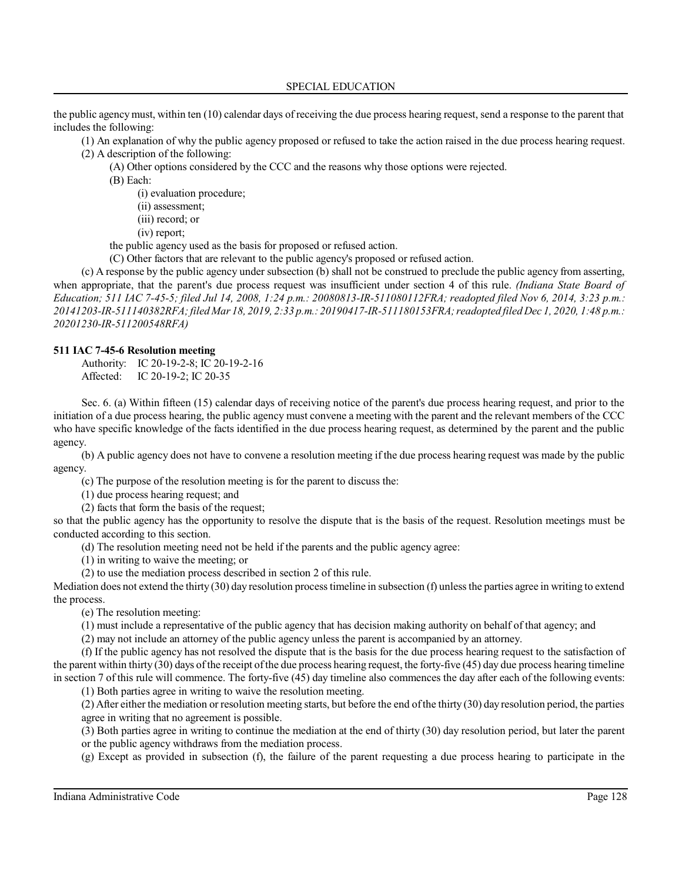the public agency must, within ten (10) calendar days of receiving the due process hearing request, send a response to the parent that includes the following:

(1) An explanation of why the public agency proposed or refused to take the action raised in the due process hearing request.

(2) A description of the following:

(A) Other options considered by the CCC and the reasons why those options were rejected.

(B) Each:

(i) evaluation procedure;

(ii) assessment;

(iii) record; or

(iv) report;

the public agency used as the basis for proposed or refused action.

(C) Other factors that are relevant to the public agency's proposed or refused action.

(c) A response by the public agency under subsection (b) shall not be construed to preclude the public agency from asserting, when appropriate, that the parent's due process request was insufficient under section 4 of this rule. *(Indiana State Board of Education; 511 IAC 7-45-5; filed Jul 14, 2008, 1:24 p.m.: 20080813-IR-511080112FRA; readopted filed Nov 6, 2014, 3:23 p.m.: 20141203-IR-511140382RFA; filed Mar 18, 2019, 2:33 p.m.: 20190417-IR-511180153FRA; readopted filed Dec 1, 2020, 1:48 p.m.: 20201230-IR-511200548RFA)*

**511 IAC 7-45-6 Resolution meeting**

Authority: IC 20-19-2-8; IC 20-19-2-16
Affected: IC 20-19-2; IC 20-35

Sec. 6. (a) Within fifteen (15) calendar days of receiving notice of the parent's due process hearing request, and prior to the initiation of a due process hearing, the public agency must convene a meeting with the parent and the relevant members of the CCC who have specific knowledge of the facts identified in the due process hearing request, as determined by the parent and the public agency.

(b) A public agency does not have to convene a resolution meeting if the due process hearing request was made by the public agency.

(c) The purpose of the resolution meeting is for the parent to discuss the:

(1) due process hearing request; and

(2) facts that form the basis of the request;

so that the public agency has the opportunity to resolve the dispute that is the basis of the request. Resolution meetings must be conducted according to this section.

(d) The resolution meeting need not be held if the parents and the public agency agree:

(1) in writing to waive the meeting; or

(2) to use the mediation process described in section 2 of this rule.

Mediation does not extend the thirty (30) day resolution process timeline in subsection (f) unless the parties agree in writing to extend the process.

(e) The resolution meeting:

(1) must include a representative of the public agency that has decision making authority on behalf of that agency; and

(2) may not include an attorney of the public agency unless the parent is accompanied by an attorney.

(f) If the public agency has not resolved the dispute that is the basis for the due process hearing request to the satisfaction of the parent within thirty (30) days of the receipt of the due process hearing request, the forty-five (45) day due process hearing timeline in section 7 of this rule will commence. The forty-five (45) day timeline also commences the day after each of the following events:

(1) Both parties agree in writing to waive the resolution meeting.

(2) After either the mediation or resolution meeting starts, but before the end of the thirty (30) day resolution period, the parties agree in writing that no agreement is possible.

(3) Both parties agree in writing to continue the mediation at the end of thirty (30) day resolution period, but later the parent or the public agency withdraws from the mediation process.

(g) Except as provided in subsection (f), the failure of the parent requesting a due process hearing to participate in the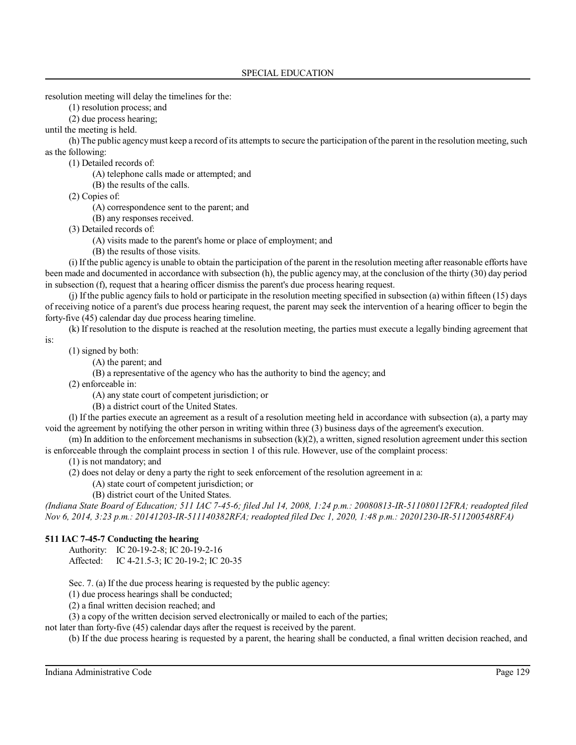resolution meeting will delay the timelines for the:

(1) resolution process; and

(2) due process hearing;

until the meeting is held.

(h) The public agency must keep a record of its attempts to secure the participation of the parent in the resolution meeting, such as the following:

(1) Detailed records of:

(A) telephone calls made or attempted; and

(B) the results of the calls.

(2) Copies of:

(A) correspondence sent to the parent; and

(B) any responses received.

(3) Detailed records of:

(A) visits made to the parent's home or place of employment; and

(B) the results of those visits.

(i) If the public agency is unable to obtain the participation of the parent in the resolution meeting after reasonable efforts have been made and documented in accordance with subsection (h), the public agency may, at the conclusion of the thirty (30) day period in subsection (f), request that a hearing officer dismiss the parent's due process hearing request.

(j) If the public agency fails to hold or participate in the resolution meeting specified in subsection (a) within fifteen (15) days of receiving notice of a parent's due process hearing request, the parent may seek the intervention of a hearing officer to begin the forty-five (45) calendar day due process hearing timeline.

(k) If resolution to the dispute is reached at the resolution meeting, the parties must execute a legally binding agreement that is:

(1) signed by both:

(A) the parent; and

(B) a representative of the agency who has the authority to bind the agency; and

(2) enforceable in:

(A) any state court of competent jurisdiction; or

(B) a district court of the United States.

(l) If the parties execute an agreement as a result of a resolution meeting held in accordance with subsection (a), a party may void the agreement by notifying the other person in writing within three (3) business days of the agreement's execution.

(m) In addition to the enforcement mechanisms in subsection (k)(2), a written, signed resolution agreement under this section is enforceable through the complaint process in section 1 of this rule. However, use of the complaint process:

(1) is not mandatory; and

(2) does not delay or deny a party the right to seek enforcement of the resolution agreement in a:

(A) state court of competent jurisdiction; or

(B) district court of the United States.

*(Indiana State Board of Education; 511 IAC 7-45-6; filed Jul 14, 2008, 1:24 p.m.: 20080813-IR-511080112FRA; readopted filed Nov 6, 2014, 3:23 p.m.: 20141203-IR-511140382RFA; readopted filed Dec 1, 2020, 1:48 p.m.: 20201230-IR-511200548RFA)*

**511 IAC 7-45-7 Conducting the hearing**

Authority: IC 20-19-2-8; IC 20-19-2-16
Affected: IC 4-21.5-3; IC 20-19-2; IC 20-35

Sec. 7. (a) If the due process hearing is requested by the public agency:

(1) due process hearings shall be conducted;

(2) a final written decision reached; and

(3) a copy of the written decision served electronically or mailed to each of the parties;

not later than forty-five (45) calendar days after the request is received by the parent.

(b) If the due process hearing is requested by a parent, the hearing shall be conducted, a final written decision reached, and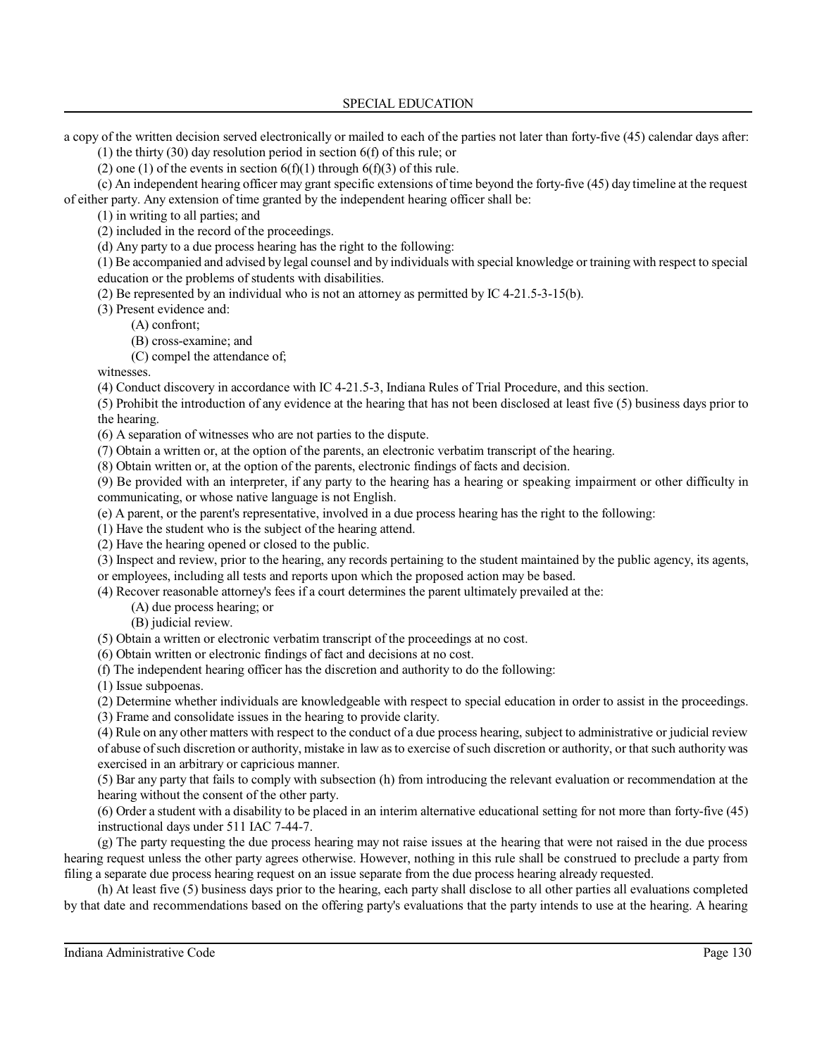a copy of the written decision served electronically or mailed to each of the parties not later than forty-five (45) calendar days after:

(1) the thirty (30) day resolution period in section 6(f) of this rule; or

(2) one (1) of the events in section 6(f)(1) through 6(f)(3) of this rule.

(c) An independent hearing officer may grant specific extensions of time beyond the forty-five (45) day timeline at the request of either party. Any extension of time granted by the independent hearing officer shall be:

(1) in writing to all parties; and

(2) included in the record of the proceedings.

(d) Any party to a due process hearing has the right to the following:

(1) Be accompanied and advised by legal counsel and by individuals with special knowledge or training with respect to special education or the problems of students with disabilities.

(2) Be represented by an individual who is not an attorney as permitted by IC 4-21.5-3-15(b).

(3) Present evidence and:

(A) confront;

(B) cross-examine; and

(C) compel the attendance of;

witnesses.

(4) Conduct discovery in accordance with IC 4-21.5-3, Indiana Rules of Trial Procedure, and this section.

(5) Prohibit the introduction of any evidence at the hearing that has not been disclosed at least five (5) business days prior to the hearing.

(6) A separation of witnesses who are not parties to the dispute.

(7) Obtain a written or, at the option of the parents, an electronic verbatim transcript of the hearing.

(8) Obtain written or, at the option of the parents, electronic findings of facts and decision.

(9) Be provided with an interpreter, if any party to the hearing has a hearing or speaking impairment or other difficulty in communicating, or whose native language is not English.

(e) A parent, or the parent's representative, involved in a due process hearing has the right to the following:

(1) Have the student who is the subject of the hearing attend.

(2) Have the hearing opened or closed to the public.

(3) Inspect and review, prior to the hearing, any records pertaining to the student maintained by the public agency, its agents, or employees, including all tests and reports upon which the proposed action may be based.

(4) Recover reasonable attorney's fees if a court determines the parent ultimately prevailed at the:

(A) due process hearing; or

(B) judicial review.

(5) Obtain a written or electronic verbatim transcript of the proceedings at no cost.

(6) Obtain written or electronic findings of fact and decisions at no cost.

(f) The independent hearing officer has the discretion and authority to do the following:

(1) Issue subpoenas.

(2) Determine whether individuals are knowledgeable with respect to special education in order to assist in the proceedings.

(3) Frame and consolidate issues in the hearing to provide clarity.

(4) Rule on any other matters with respect to the conduct of a due process hearing, subject to administrative or judicial review of abuse of such discretion or authority, mistake in law as to exercise of such discretion or authority, or that such authority was exercised in an arbitrary or capricious manner.

(5) Bar any party that fails to comply with subsection (h) from introducing the relevant evaluation or recommendation at the hearing without the consent of the other party.

(6) Order a student with a disability to be placed in an interim alternative educational setting for not more than forty-five (45) instructional days under 511 IAC 7-44-7.

(g) The party requesting the due process hearing may not raise issues at the hearing that were not raised in the due process hearing request unless the other party agrees otherwise. However, nothing in this rule shall be construed to preclude a party from filing a separate due process hearing request on an issue separate from the due process hearing already requested.

(h) At least five (5) business days prior to the hearing, each party shall disclose to all other parties all evaluations completed by that date and recommendations based on the offering party's evaluations that the party intends to use at the hearing. A hearing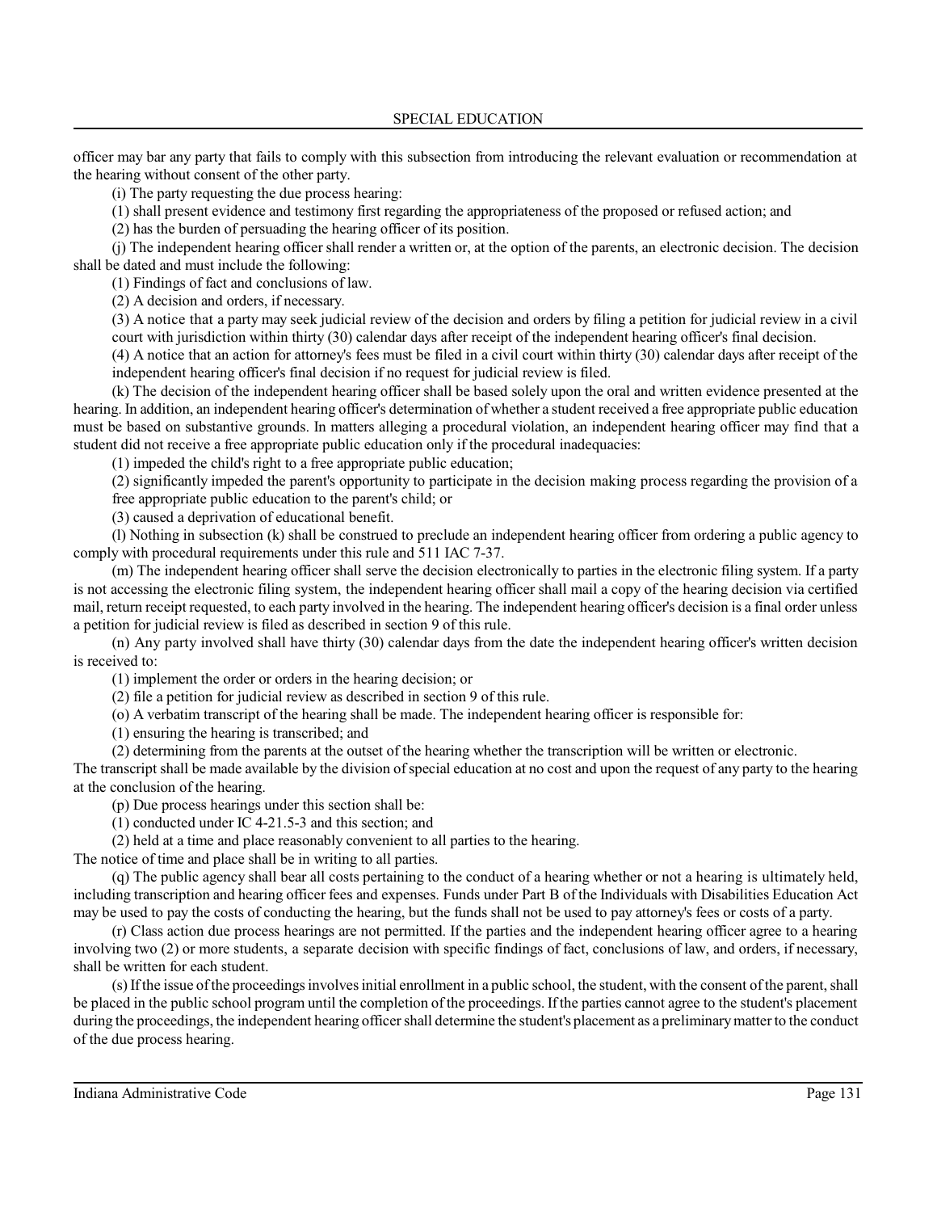officer may bar any party that fails to comply with this subsection from introducing the relevant evaluation or recommendation at the hearing without consent of the other party.

(i) The party requesting the due process hearing:

(1) shall present evidence and testimony first regarding the appropriateness of the proposed or refused action; and

(2) has the burden of persuading the hearing officer of its position.

(j) The independent hearing officer shall render a written or, at the option of the parents, an electronic decision. The decision shall be dated and must include the following:

(1) Findings of fact and conclusions of law.

(2) A decision and orders, if necessary.

(3) A notice that a party may seek judicial review of the decision and orders by filing a petition for judicial review in a civil court with jurisdiction within thirty (30) calendar days after receipt of the independent hearing officer's final decision.

(4) A notice that an action for attorney's fees must be filed in a civil court within thirty (30) calendar days after receipt of the independent hearing officer's final decision if no request for judicial review is filed.

(k) The decision of the independent hearing officer shall be based solely upon the oral and written evidence presented at the hearing. In addition, an independent hearing officer's determination of whether a student received a free appropriate public education must be based on substantive grounds. In matters alleging a procedural violation, an independent hearing officer may find that a student did not receive a free appropriate public education only if the procedural inadequacies:

(1) impeded the child's right to a free appropriate public education;

(2) significantly impeded the parent's opportunity to participate in the decision making process regarding the provision of a free appropriate public education to the parent's child; or

(3) caused a deprivation of educational benefit.

(l) Nothing in subsection (k) shall be construed to preclude an independent hearing officer from ordering a public agency to comply with procedural requirements under this rule and 511 IAC 7-37.

(m) The independent hearing officer shall serve the decision electronically to parties in the electronic filing system. If a party is not accessing the electronic filing system, the independent hearing officer shall mail a copy of the hearing decision via certified mail, return receipt requested, to each party involved in the hearing. The independent hearing officer's decision is a final order unless a petition for judicial review is filed as described in section 9 of this rule.

(n) Any party involved shall have thirty (30) calendar days from the date the independent hearing officer's written decision is received to:

(1) implement the order or orders in the hearing decision; or

(2) file a petition for judicial review as described in section 9 of this rule.

(o) A verbatim transcript of the hearing shall be made. The independent hearing officer is responsible for:

(1) ensuring the hearing is transcribed; and

(2) determining from the parents at the outset of the hearing whether the transcription will be written or electronic.

The transcript shall be made available by the division of special education at no cost and upon the request of any party to the hearing at the conclusion of the hearing.

(p) Due process hearings under this section shall be:

(1) conducted under IC 4-21.5-3 and this section; and

(2) held at a time and place reasonably convenient to all parties to the hearing.

The notice of time and place shall be in writing to all parties.

(q) The public agency shall bear all costs pertaining to the conduct of a hearing whether or not a hearing is ultimately held, including transcription and hearing officer fees and expenses. Funds under Part B of the Individuals with Disabilities Education Act may be used to pay the costs of conducting the hearing, but the funds shall not be used to pay attorney's fees or costs of a party.

(r) Class action due process hearings are not permitted. If the parties and the independent hearing officer agree to a hearing involving two (2) or more students, a separate decision with specific findings of fact, conclusions of law, and orders, if necessary, shall be written for each student.

(s) If the issue of the proceedings involves initial enrollment in a public school, the student, with the consent of the parent, shall be placed in the public school program until the completion of the proceedings. If the parties cannot agree to the student's placement during the proceedings, the independent hearing officer shall determine the student's placement as a preliminary matter to the conduct of the due process hearing.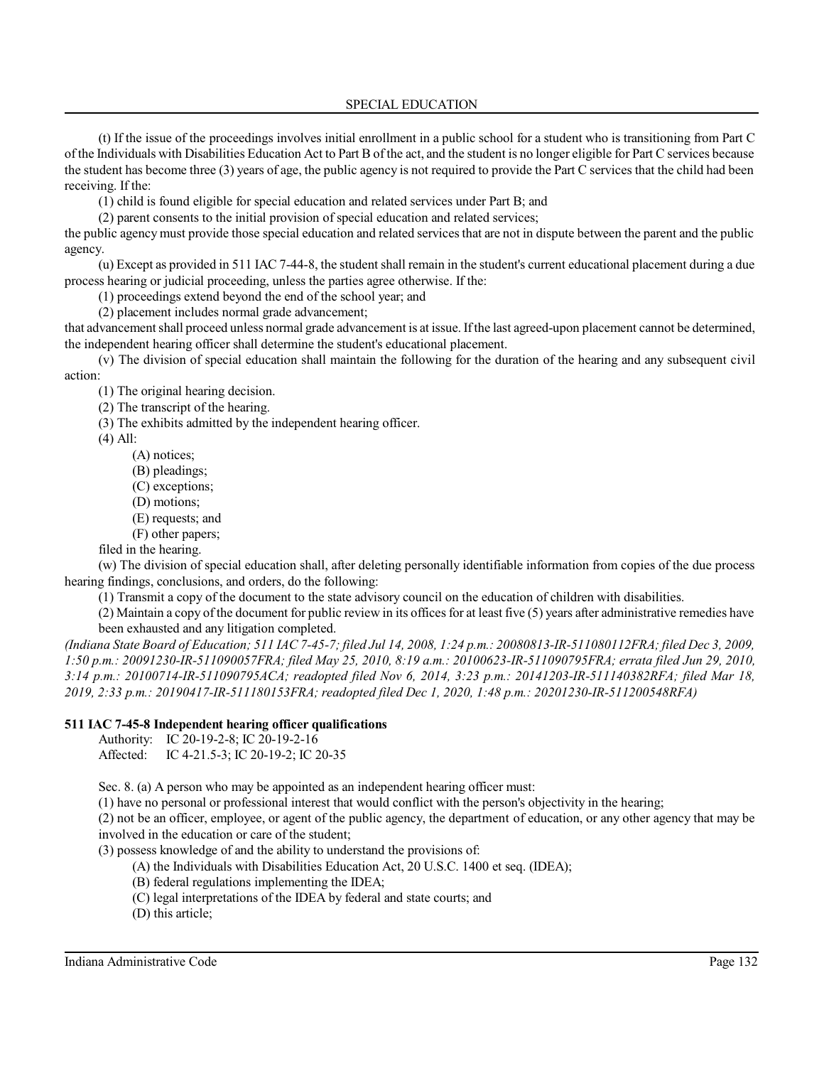(t) If the issue of the proceedings involves initial enrollment in a public school for a student who is transitioning from Part C of the Individuals with Disabilities Education Act to Part B of the act, and the student is no longer eligible for Part C services because the student has become three (3) years of age, the public agency is not required to provide the Part C services that the child had been receiving. If the:

(1) child is found eligible for special education and related services under Part B; and

(2) parent consents to the initial provision of special education and related services;

the public agency must provide those special education and related services that are not in dispute between the parent and the public agency.

(u) Except as provided in 511 IAC 7-44-8, the student shall remain in the student's current educational placement during a due process hearing or judicial proceeding, unless the parties agree otherwise. If the:

(1) proceedings extend beyond the end of the school year; and

(2) placement includes normal grade advancement;

that advancement shall proceed unless normal grade advancement is at issue. If the last agreed-upon placement cannot be determined, the independent hearing officer shall determine the student's educational placement.

(v) The division of special education shall maintain the following for the duration of the hearing and any subsequent civil action:

(1) The original hearing decision.

(2) The transcript of the hearing.

(3) The exhibits admitted by the independent hearing officer.

(4) All:

(A) notices;

(B) pleadings;

(C) exceptions;

(D) motions;

(E) requests; and

(F) other papers;

filed in the hearing.

(w) The division of special education shall, after deleting personally identifiable information from copies of the due process hearing findings, conclusions, and orders, do the following:

(1) Transmit a copy of the document to the state advisory council on the education of children with disabilities.

(2) Maintain a copy of the document for public review in its offices for at least five (5) years after administrative remedies have been exhausted and any litigation completed.

*(Indiana State Board of Education; 511 IAC 7-45-7; filed Jul 14, 2008, 1:24 p.m.: 20080813-IR-511080112FRA; filed Dec 3, 2009, 1:50 p.m.: 20091230-IR-511090057FRA; filed May 25, 2010, 8:19 a.m.: 20100623-IR-511090795FRA; errata filed Jun 29, 2010, 3:14 p.m.: 20100714-IR-511090795ACA; readopted filed Nov 6, 2014, 3:23 p.m.: 20141203-IR-511140382RFA; filed Mar 18, 2019, 2:33 p.m.: 20190417-IR-511180153FRA; readopted filed Dec 1, 2020, 1:48 p.m.: 20201230-IR-511200548RFA)*

**511 IAC 7-45-8 Independent hearing officer qualifications**

Authority: IC 20-19-2-8; IC 20-19-2-16
Affected: IC 4-21.5-3; IC 20-19-2; IC 20-35

Sec. 8. (a) A person who may be appointed as an independent hearing officer must:

(1) have no personal or professional interest that would conflict with the person's objectivity in the hearing;

(2) not be an officer, employee, or agent of the public agency, the department of education, or any other agency that may be involved in the education or care of the student;

(3) possess knowledge of and the ability to understand the provisions of:

(A) the Individuals with Disabilities Education Act, 20 U.S.C. 1400 et seq. (IDEA);

(B) federal regulations implementing the IDEA;

(C) legal interpretations of the IDEA by federal and state courts; and

(D) this article;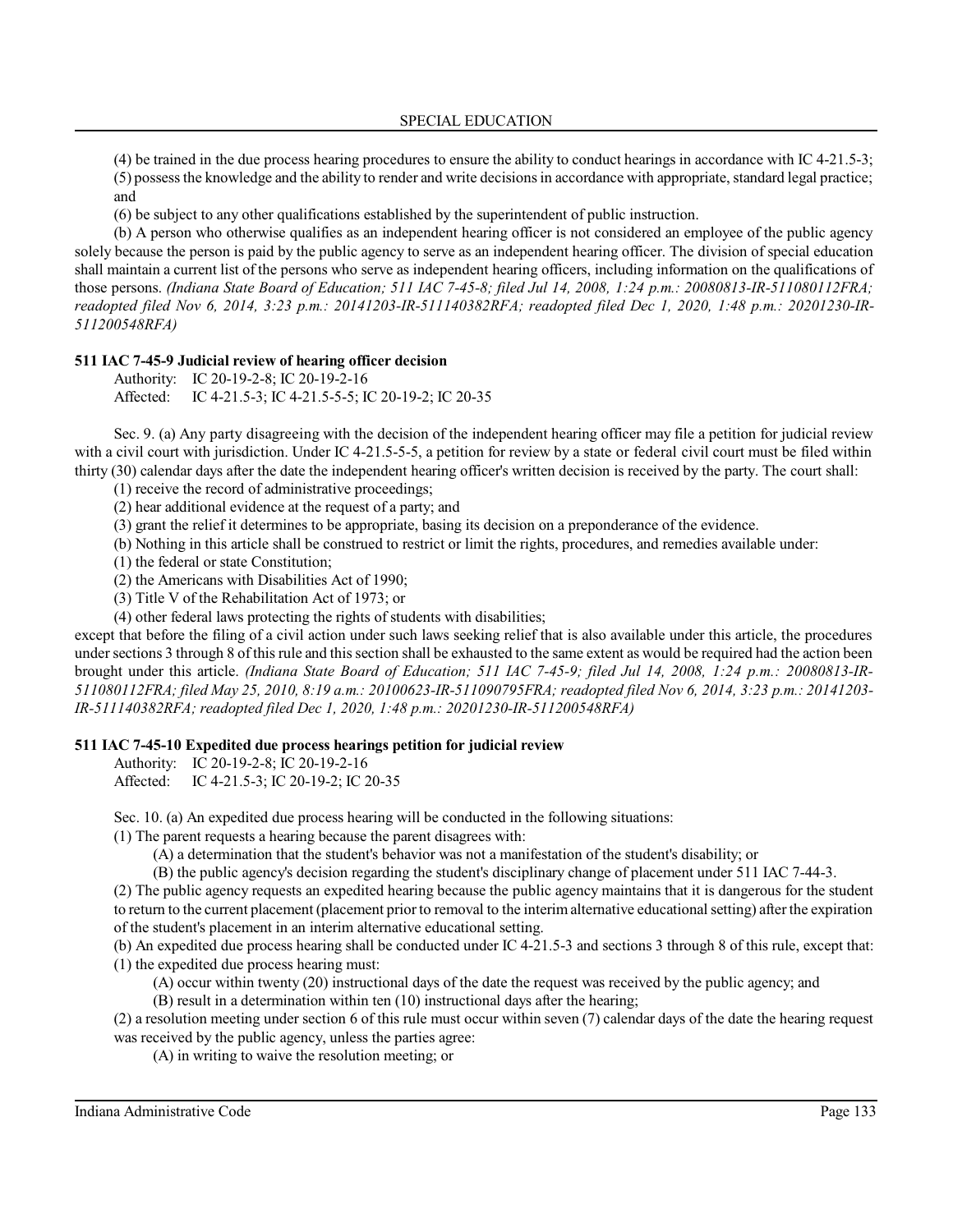(4) be trained in the due process hearing procedures to ensure the ability to conduct hearings in accordance with IC 4-21.5-3;

(5) possess the knowledge and the ability to render and write decisions in accordance with appropriate, standard legal practice; and

(6) be subject to any other qualifications established by the superintendent of public instruction.

(b) A person who otherwise qualifies as an independent hearing officer is not considered an employee of the public agency solely because the person is paid by the public agency to serve as an independent hearing officer. The division of special education shall maintain a current list of the persons who serve as independent hearing officers, including information on the qualifications of those persons. *(Indiana State Board of Education; 511 IAC 7-45-8; filed Jul 14, 2008, 1:24 p.m.: 20080813-IR-511080112FRA; readopted filed Nov 6, 2014, 3:23 p.m.: 20141203-IR-511140382RFA; readopted filed Dec 1, 2020, 1:48 p.m.: 20201230-IR-511200548RFA)*

**511 IAC 7-45-9 Judicial review of hearing officer decision**

Authority: IC 20-19-2-8; IC 20-19-2-16
Affected: IC 4-21.5-3; IC 4-21.5-5-5; IC 20-19-2; IC 20-35

Sec. 9. (a) Any party disagreeing with the decision of the independent hearing officer may file a petition for judicial review with a civil court with jurisdiction. Under IC 4-21.5-5-5, a petition for review by a state or federal civil court must be filed within thirty (30) calendar days after the date the independent hearing officer's written decision is received by the party. The court shall:

(1) receive the record of administrative proceedings;

(2) hear additional evidence at the request of a party; and

(3) grant the relief it determines to be appropriate, basing its decision on a preponderance of the evidence.

(b) Nothing in this article shall be construed to restrict or limit the rights, procedures, and remedies available under:

(1) the federal or state Constitution;

(2) the Americans with Disabilities Act of 1990;

(3) Title V of the Rehabilitation Act of 1973; or

(4) other federal laws protecting the rights of students with disabilities;

except that before the filing of a civil action under such laws seeking relief that is also available under this article, the procedures under sections 3 through 8 of this rule and this section shall be exhausted to the same extent as would be required had the action been brought under this article. *(Indiana State Board of Education; 511 IAC 7-45-9; filed Jul 14, 2008, 1:24 p.m.: 20080813-IR-511080112FRA; filed May 25, 2010, 8:19 a.m.: 20100623-IR-511090795FRA; readopted filed Nov 6, 2014, 3:23 p.m.: 20141203-IR-511140382RFA; readopted filed Dec 1, 2020, 1:48 p.m.: 20201230-IR-511200548RFA)*

**511 IAC 7-45-10 Expedited due process hearings petition for judicial review**

Authority: IC 20-19-2-8; IC 20-19-2-16
Affected: IC 4-21.5-3; IC 20-19-2; IC 20-35

Sec. 10. (a) An expedited due process hearing will be conducted in the following situations:

(1) The parent requests a hearing because the parent disagrees with:

(A) a determination that the student's behavior was not a manifestation of the student's disability; or

(B) the public agency's decision regarding the student's disciplinary change of placement under 511 IAC 7-44-3.

(2) The public agency requests an expedited hearing because the public agency maintains that it is dangerous for the student to return to the current placement (placement prior to removal to the interim alternative educational setting) after the expiration of the student's placement in an interim alternative educational setting.

(b) An expedited due process hearing shall be conducted under IC 4-21.5-3 and sections 3 through 8 of this rule, except that:

(1) the expedited due process hearing must:

(A) occur within twenty (20) instructional days of the date the request was received by the public agency; and

(B) result in a determination within ten (10) instructional days after the hearing;

(2) a resolution meeting under section 6 of this rule must occur within seven (7) calendar days of the date the hearing request was received by the public agency, unless the parties agree:

(A) in writing to waive the resolution meeting; or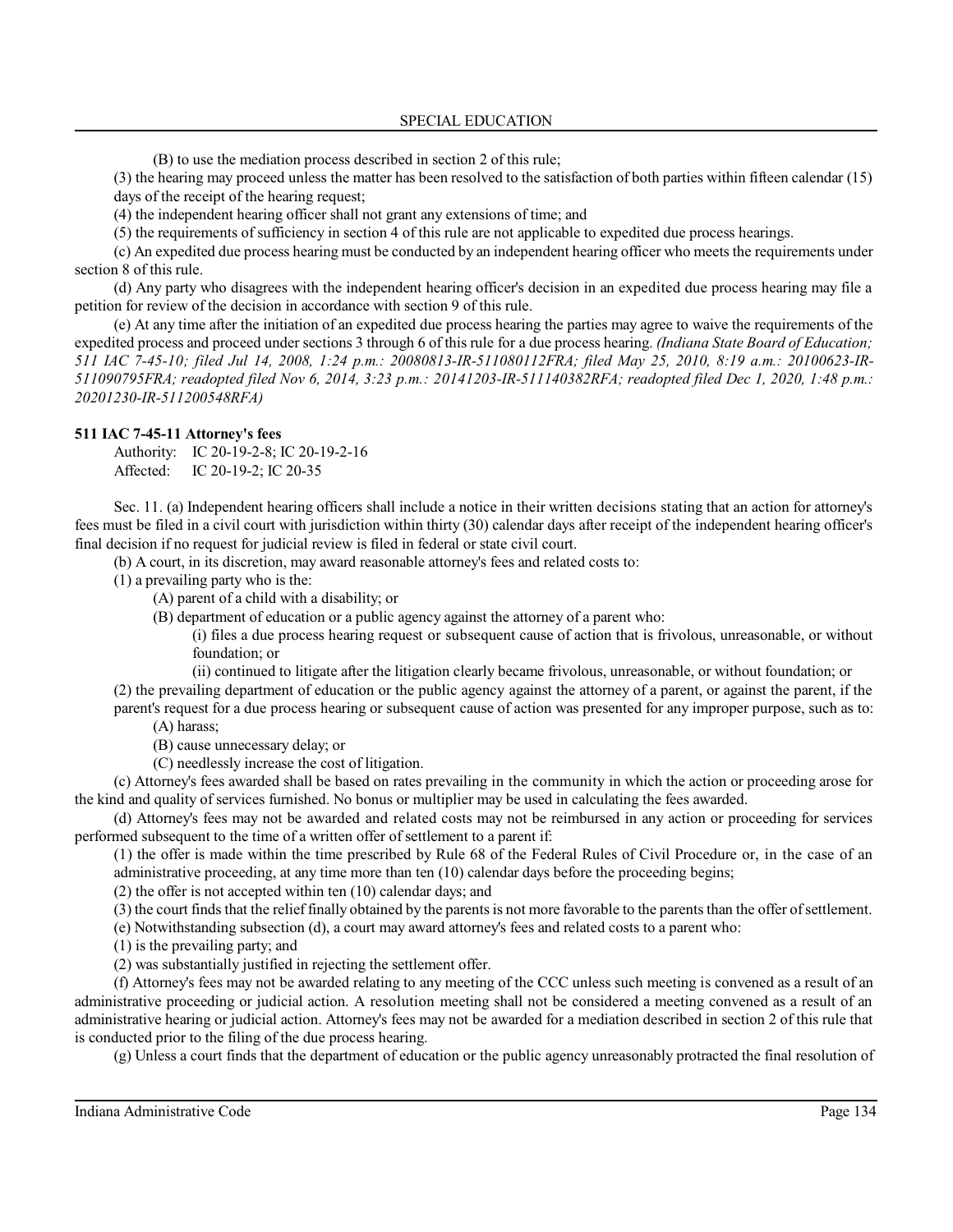(B) to use the mediation process described in section 2 of this rule;

(3) the hearing may proceed unless the matter has been resolved to the satisfaction of both parties within fifteen calendar (15) days of the receipt of the hearing request;

(4) the independent hearing officer shall not grant any extensions of time; and

(5) the requirements of sufficiency in section 4 of this rule are not applicable to expedited due process hearings.

(c) An expedited due process hearing must be conducted by an independent hearing officer who meets the requirements under section 8 of this rule.

(d) Any party who disagrees with the independent hearing officer's decision in an expedited due process hearing may file a petition for review of the decision in accordance with section 9 of this rule.

(e) At any time after the initiation of an expedited due process hearing the parties may agree to waive the requirements of the expedited process and proceed under sections 3 through 6 of this rule for a due process hearing. *(Indiana State Board of Education; 511 IAC 7-45-10; filed Jul 14, 2008, 1:24 p.m.: 20080813-IR-511080112FRA; filed May 25, 2010, 8:19 a.m.: 20100623-IR-511090795FRA; readopted filed Nov 6, 2014, 3:23 p.m.: 20141203-IR-511140382RFA; readopted filed Dec 1, 2020, 1:48 p.m.: 20201230-IR-511200548RFA)*

**511 IAC 7-45-11 Attorney's fees**

Authority: IC 20-19-2-8; IC 20-19-2-16
Affected: IC 20-19-2; IC 20-35

Sec. 11. (a) Independent hearing officers shall include a notice in their written decisions stating that an action for attorney's fees must be filed in a civil court with jurisdiction within thirty (30) calendar days after receipt of the independent hearing officer's final decision if no request for judicial review is filed in federal or state civil court.

(b) A court, in its discretion, may award reasonable attorney's fees and related costs to:

(1) a prevailing party who is the:

(A) parent of a child with a disability; or

(B) department of education or a public agency against the attorney of a parent who:

(i) files a due process hearing request or subsequent cause of action that is frivolous, unreasonable, or without foundation; or

(ii) continued to litigate after the litigation clearly became frivolous, unreasonable, or without foundation; or

(2) the prevailing department of education or the public agency against the attorney of a parent, or against the parent, if the parent's request for a due process hearing or subsequent cause of action was presented for any improper purpose, such as to:

(A) harass;

(B) cause unnecessary delay; or

(C) needlessly increase the cost of litigation.

(c) Attorney's fees awarded shall be based on rates prevailing in the community in which the action or proceeding arose for the kind and quality of services furnished. No bonus or multiplier may be used in calculating the fees awarded.

(d) Attorney's fees may not be awarded and related costs may not be reimbursed in any action or proceeding for services performed subsequent to the time of a written offer of settlement to a parent if:

(1) the offer is made within the time prescribed by Rule 68 of the Federal Rules of Civil Procedure or, in the case of an administrative proceeding, at any time more than ten (10) calendar days before the proceeding begins;

(2) the offer is not accepted within ten (10) calendar days; and

(3) the court finds that the relief finally obtained by the parents is not more favorable to the parents than the offer of settlement.

(e) Notwithstanding subsection (d), a court may award attorney's fees and related costs to a parent who:

(1) is the prevailing party; and

(2) was substantially justified in rejecting the settlement offer.

(f) Attorney's fees may not be awarded relating to any meeting of the CCC unless such meeting is convened as a result of an administrative proceeding or judicial action. A resolution meeting shall not be considered a meeting convened as a result of an administrative hearing or judicial action. Attorney's fees may not be awarded for a mediation described in section 2 of this rule that is conducted prior to the filing of the due process hearing.

(g) Unless a court finds that the department of education or the public agency unreasonably protracted the final resolution of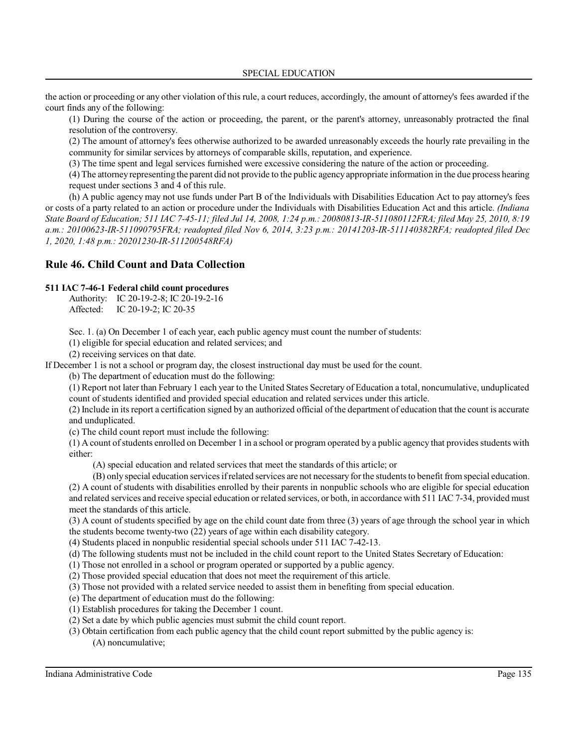the action or proceeding or any other violation of this rule, a court reduces, accordingly, the amount of attorney's fees awarded if the court finds any of the following:

(1) During the course of the action or proceeding, the parent, or the parent's attorney, unreasonably protracted the final resolution of the controversy.

(2) The amount of attorney's fees otherwise authorized to be awarded unreasonably exceeds the hourly rate prevailing in the community for similar services by attorneys of comparable skills, reputation, and experience.

(3) The time spent and legal services furnished were excessive considering the nature of the action or proceeding.

(4) The attorney representing the parent did not provide to the public agency appropriate information in the due process hearing request under sections 3 and 4 of this rule.

(h) A public agency may not use funds under Part B of the Individuals with Disabilities Education Act to pay attorney's fees or costs of a party related to an action or procedure under the Individuals with Disabilities Education Act and this article. *(Indiana State Board of Education; 511 IAC 7-45-11; filed Jul 14, 2008, 1:24 p.m.: 20080813-IR-511080112FRA; filed May 25, 2010, 8:19 a.m.: 20100623-IR-511090795FRA; readopted filed Nov 6, 2014, 3:23 p.m.: 20141203-IR-511140382RFA; readopted filed Dec 1, 2020, 1:48 p.m.: 20201230-IR-511200548RFA)*

## Rule 46. Child Count and Data Collection

**511 IAC 7-46-1 Federal child count procedures**

Authority: IC 20-19-2-8; IC 20-19-2-16
Affected: IC 20-19-2; IC 20-35

Sec. 1. (a) On December 1 of each year, each public agency must count the number of students:

(1) eligible for special education and related services; and

(2) receiving services on that date.

If December 1 is not a school or program day, the closest instructional day must be used for the count.

(b) The department of education must do the following:

(1) Report not later than February 1 each year to the United States Secretary of Education a total, noncumulative, unduplicated count of students identified and provided special education and related services under this article.

(2) Include in its report a certification signed by an authorized official of the department of education that the count is accurate and unduplicated.

(c) The child count report must include the following:

(1) A count of students enrolled on December 1 in a school or program operated by a public agency that provides students with either:

(A) special education and related services that meet the standards of this article; or

(B) only special education services if related services are not necessary for the students to benefit from special education.

(2) A count of students with disabilities enrolled by their parents in nonpublic schools who are eligible for special education and related services and receive special education or related services, or both, in accordance with 511 IAC 7-34, provided must meet the standards of this article.

(3) A count of students specified by age on the child count date from three (3) years of age through the school year in which the students become twenty-two (22) years of age within each disability category.

(4) Students placed in nonpublic residential special schools under 511 IAC 7-42-13.

(d) The following students must not be included in the child count report to the United States Secretary of Education:

(1) Those not enrolled in a school or program operated or supported by a public agency.

(2) Those provided special education that does not meet the requirement of this article.

(3) Those not provided with a related service needed to assist them in benefiting from special education.

(e) The department of education must do the following:

(1) Establish procedures for taking the December 1 count.

(2) Set a date by which public agencies must submit the child count report.

(3) Obtain certification from each public agency that the child count report submitted by the public agency is:

(A) noncumulative;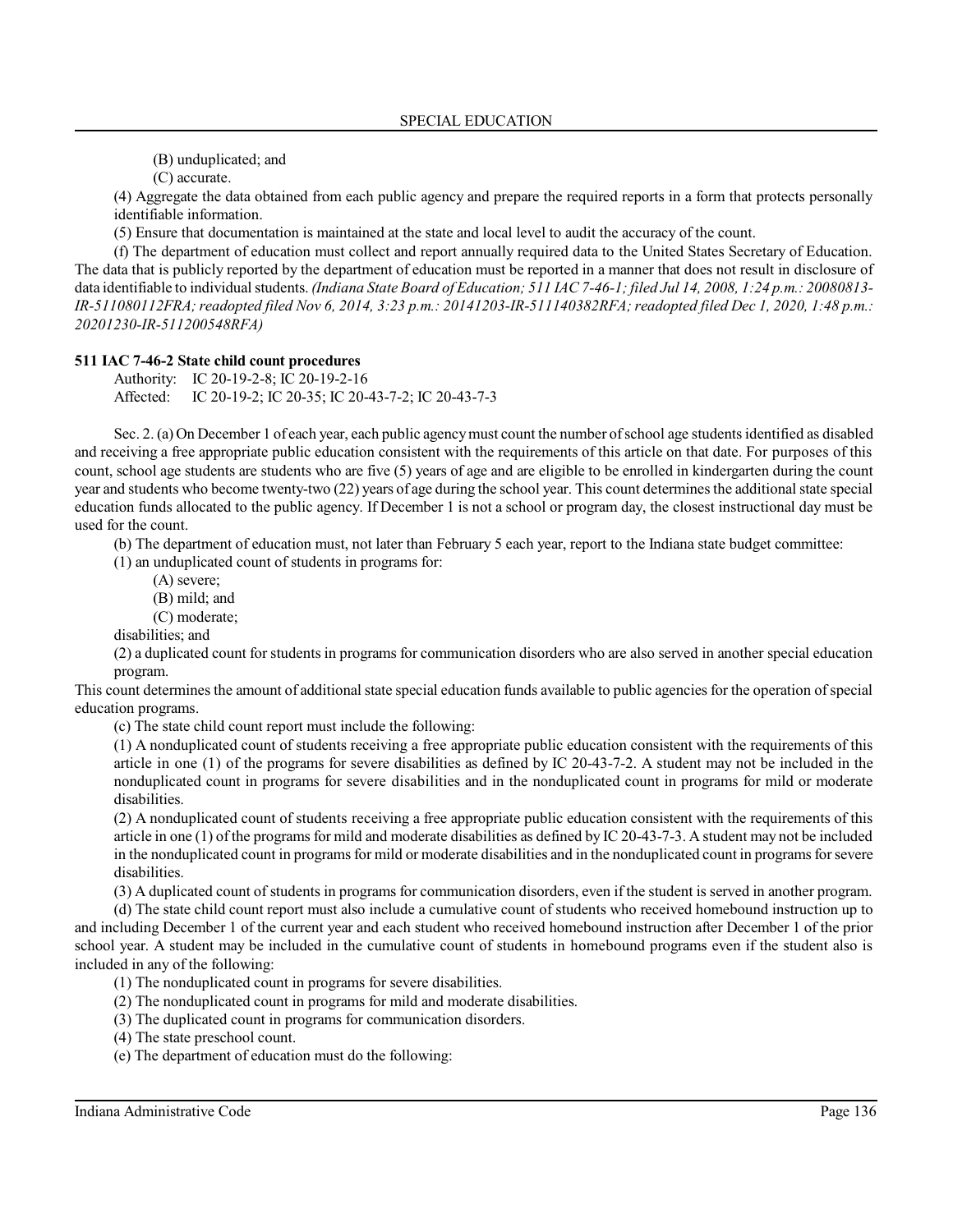(B) unduplicated; and

(C) accurate.

(4) Aggregate the data obtained from each public agency and prepare the required reports in a form that protects personally identifiable information.

(5) Ensure that documentation is maintained at the state and local level to audit the accuracy of the count.

(f) The department of education must collect and report annually required data to the United States Secretary of Education. The data that is publicly reported by the department of education must be reported in a manner that does not result in disclosure of data identifiable to individual students. *(Indiana State Board of Education; 511 IAC 7-46-1; filed Jul 14, 2008, 1:24 p.m.: 20080813-IR-511080112FRA; readopted filed Nov 6, 2014, 3:23 p.m.: 20141203-IR-511140382RFA; readopted filed Dec 1, 2020, 1:48 p.m.: 20201230-IR-511200548RFA)*

**511 IAC 7-46-2 State child count procedures**

Authority: IC 20-19-2-8; IC 20-19-2-16
Affected: IC 20-19-2; IC 20-35; IC 20-43-7-2; IC 20-43-7-3

Sec. 2. (a) On December 1 of each year, each public agency must count the number of school age students identified as disabled and receiving a free appropriate public education consistent with the requirements of this article on that date. For purposes of this count, school age students are students who are five (5) years of age and are eligible to be enrolled in kindergarten during the count year and students who become twenty-two (22) years of age during the school year. This count determines the additional state special education funds allocated to the public agency. If December 1 is not a school or program day, the closest instructional day must be used for the count.

(b) The department of education must, not later than February 5 each year, report to the Indiana state budget committee:

(1) an unduplicated count of students in programs for:

(A) severe;

(B) mild; and

(C) moderate;

disabilities; and

(2) a duplicated count for students in programs for communication disorders who are also served in another special education program.

This count determines the amount of additional state special education funds available to public agencies for the operation of special education programs.

(c) The state child count report must include the following:

(1) A nonduplicated count of students receiving a free appropriate public education consistent with the requirements of this article in one (1) of the programs for severe disabilities as defined by IC 20-43-7-2. A student may not be included in the nonduplicated count in programs for severe disabilities and in the nonduplicated count in programs for mild or moderate disabilities.

(2) A nonduplicated count of students receiving a free appropriate public education consistent with the requirements of this article in one (1) of the programs for mild and moderate disabilities as defined by IC 20-43-7-3. A student may not be included in the nonduplicated count in programs for mild or moderate disabilities and in the nonduplicated count in programs for severe disabilities.

(3) A duplicated count of students in programs for communication disorders, even if the student is served in another program.

(d) The state child count report must also include a cumulative count of students who received homebound instruction up to and including December 1 of the current year and each student who received homebound instruction after December 1 of the prior school year. A student may be included in the cumulative count of students in homebound programs even if the student also is included in any of the following:

(1) The nonduplicated count in programs for severe disabilities.

(2) The nonduplicated count in programs for mild and moderate disabilities.

(3) The duplicated count in programs for communication disorders.

(4) The state preschool count.

(e) The department of education must do the following: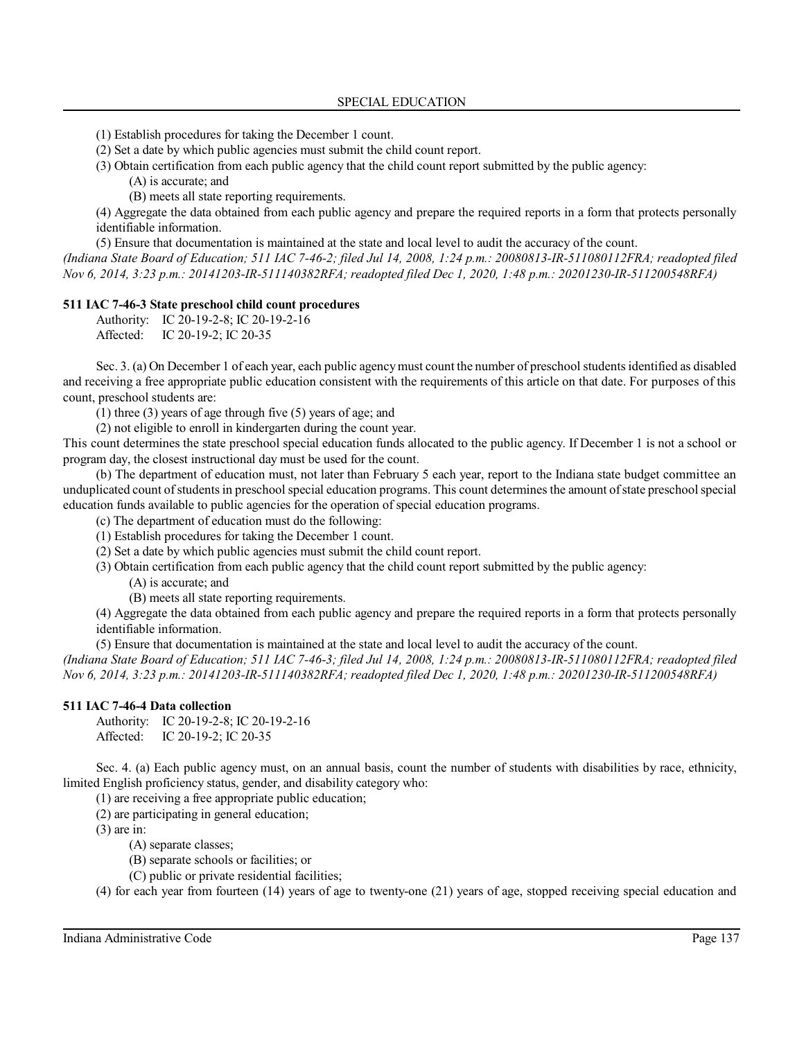(1) Establish procedures for taking the December 1 count.

(2) Set a date by which public agencies must submit the child count report.

(3) Obtain certification from each public agency that the child count report submitted by the public agency:

 (A) is accurate; and

 (B) meets all state reporting requirements.

(4) Aggregate the data obtained from each public agency and prepare the required reports in a form that protects personally identifiable information.

(5) Ensure that documentation is maintained at the state and local level to audit the accuracy of the count.

*(Indiana State Board of Education; 511 IAC 7-46-2; filed Jul 14, 2008, 1:24 p.m.: 20080813-IR-511080112FRA; readopted filed Nov 6, 2014, 3:23 p.m.: 20141203-IR-511140382RFA; readopted filed Dec 1, 2020, 1:48 p.m.: 20201230-IR-511200548RFA)*

**511 IAC 7-46-3 State preschool child count procedures**

Authority: IC 20-19-2-8; IC 20-19-2-16
Affected: IC 20-19-2; IC 20-35

Sec. 3. (a) On December 1 of each year, each public agency must count the number of preschool students identified as disabled and receiving a free appropriate public education consistent with the requirements of this article on that date. For purposes of this count, preschool students are:

(1) three (3) years of age through five (5) years of age; and

(2) not eligible to enroll in kindergarten during the count year.

This count determines the state preschool special education funds allocated to the public agency. If December 1 is not a school or program day, the closest instructional day must be used for the count.

(b) The department of education must, not later than February 5 each year, report to the Indiana state budget committee an unduplicated count of students in preschool special education programs. This count determines the amount of state preschool special education funds available to public agencies for the operation of special education programs.

(c) The department of education must do the following:

(1) Establish procedures for taking the December 1 count.

(2) Set a date by which public agencies must submit the child count report.

(3) Obtain certification from each public agency that the child count report submitted by the public agency:

 (A) is accurate; and

 (B) meets all state reporting requirements.

(4) Aggregate the data obtained from each public agency and prepare the required reports in a form that protects personally identifiable information.

(5) Ensure that documentation is maintained at the state and local level to audit the accuracy of the count.

*(Indiana State Board of Education; 511 IAC 7-46-3; filed Jul 14, 2008, 1:24 p.m.: 20080813-IR-511080112FRA; readopted filed Nov 6, 2014, 3:23 p.m.: 20141203-IR-511140382RFA; readopted filed Dec 1, 2020, 1:48 p.m.: 20201230-IR-511200548RFA)*

**511 IAC 7-46-4 Data collection**

Authority: IC 20-19-2-8; IC 20-19-2-16
Affected: IC 20-19-2; IC 20-35

Sec. 4. (a) Each public agency must, on an annual basis, count the number of students with disabilities by race, ethnicity, limited English proficiency status, gender, and disability category who:

(1) are receiving a free appropriate public education;

(2) are participating in general education;

(3) are in:

 (A) separate classes;

 (B) separate schools or facilities; or

 (C) public or private residential facilities;

(4) for each year from fourteen (14) years of age to twenty-one (21) years of age, stopped receiving special education and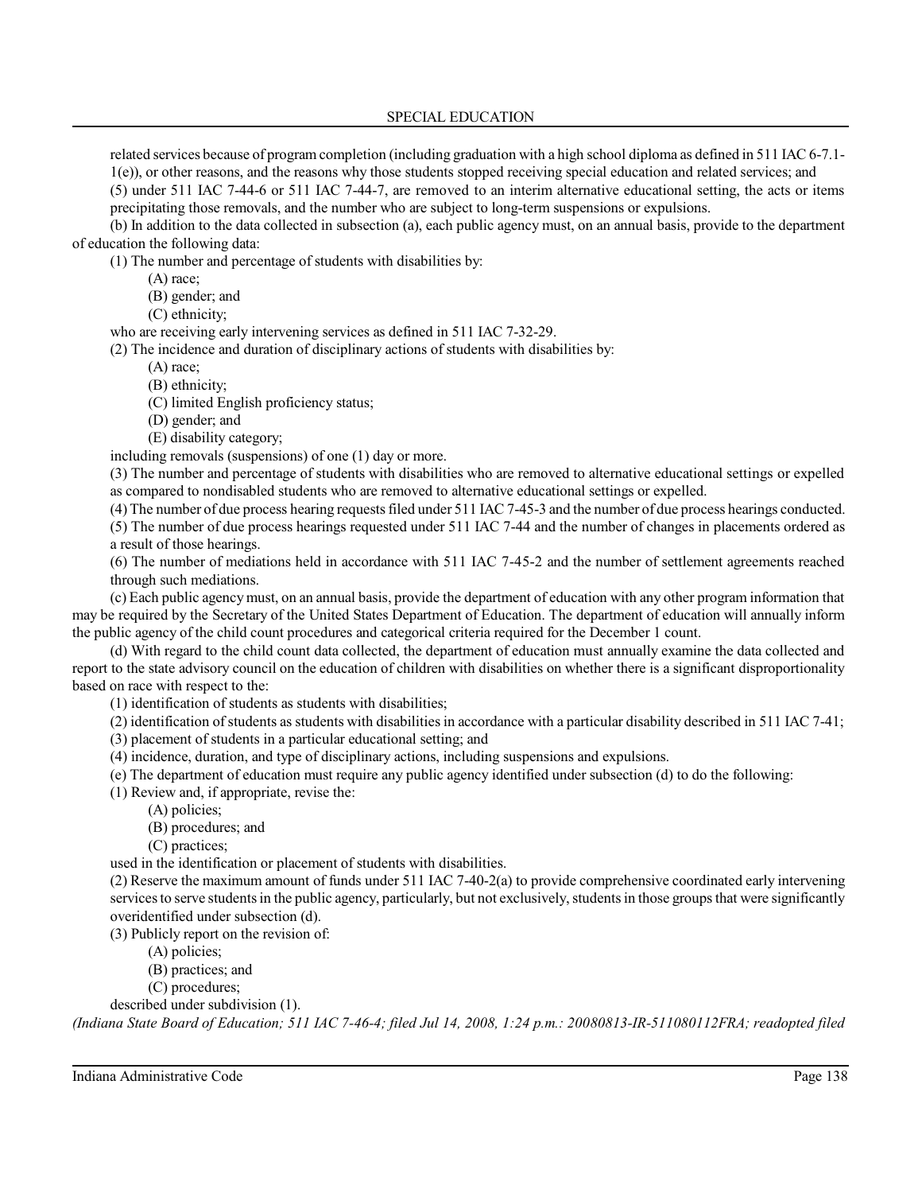related services because of program completion (including graduation with a high school diploma as defined in 511 IAC 6-7.1-1(e)), or other reasons, and the reasons why those students stopped receiving special education and related services; and

(5) under 511 IAC 7-44-6 or 511 IAC 7-44-7, are removed to an interim alternative educational setting, the acts or items precipitating those removals, and the number who are subject to long-term suspensions or expulsions.

(b) In addition to the data collected in subsection (a), each public agency must, on an annual basis, provide to the department of education the following data:

(1) The number and percentage of students with disabilities by:

(A) race;

(B) gender; and

(C) ethnicity;

who are receiving early intervening services as defined in 511 IAC 7-32-29.

(2) The incidence and duration of disciplinary actions of students with disabilities by:

(A) race;

(B) ethnicity;

(C) limited English proficiency status;

(D) gender; and

(E) disability category;

including removals (suspensions) of one (1) day or more.

(3) The number and percentage of students with disabilities who are removed to alternative educational settings or expelled as compared to nondisabled students who are removed to alternative educational settings or expelled.

(4) The number of due process hearing requests filed under 511 IAC 7-45-3 and the number of due process hearings conducted.

(5) The number of due process hearings requested under 511 IAC 7-44 and the number of changes in placements ordered as a result of those hearings.

(6) The number of mediations held in accordance with 511 IAC 7-45-2 and the number of settlement agreements reached through such mediations.

(c) Each public agency must, on an annual basis, provide the department of education with any other program information that may be required by the Secretary of the United States Department of Education. The department of education will annually inform the public agency of the child count procedures and categorical criteria required for the December 1 count.

(d) With regard to the child count data collected, the department of education must annually examine the data collected and report to the state advisory council on the education of children with disabilities on whether there is a significant disproportionality based on race with respect to the:

(1) identification of students as students with disabilities;

(2) identification of students as students with disabilities in accordance with a particular disability described in 511 IAC 7-41;

(3) placement of students in a particular educational setting; and

(4) incidence, duration, and type of disciplinary actions, including suspensions and expulsions.

(e) The department of education must require any public agency identified under subsection (d) to do the following:

(1) Review and, if appropriate, revise the:

(A) policies;

(B) procedures; and

(C) practices;

used in the identification or placement of students with disabilities.

(2) Reserve the maximum amount of funds under 511 IAC 7-40-2(a) to provide comprehensive coordinated early intervening services to serve students in the public agency, particularly, but not exclusively, students in those groups that were significantly overidentified under subsection (d).

(3) Publicly report on the revision of:

(A) policies;

(B) practices; and

(C) procedures;

described under subdivision (1).

*(Indiana State Board of Education; 511 IAC 7-46-4; filed Jul 14, 2008, 1:24 p.m.: 20080813-IR-511080112FRA; readopted filed*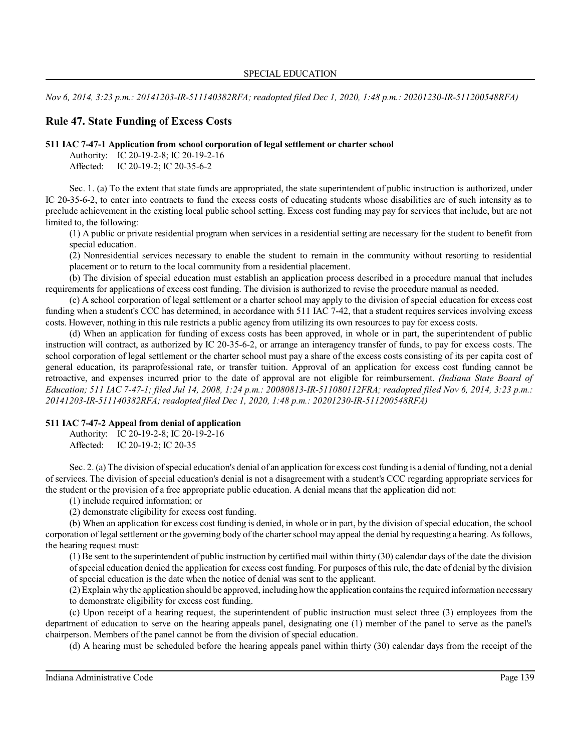*Nov 6, 2014, 3:23 p.m.: 20141203-IR-511140382RFA; readopted filed Dec 1, 2020, 1:48 p.m.: 20201230-IR-511200548RFA)*

## Rule 47. State Funding of Excess Costs

**511 IAC 7-47-1 Application from school corporation of legal settlement or charter school**

Authority: IC 20-19-2-8; IC 20-19-2-16
Affected: IC 20-19-2; IC 20-35-6-2

Sec. 1. (a) To the extent that state funds are appropriated, the state superintendent of public instruction is authorized, under IC 20-35-6-2, to enter into contracts to fund the excess costs of educating students whose disabilities are of such intensity as to preclude achievement in the existing local public school setting. Excess cost funding may pay for services that include, but are not limited to, the following:

(1) A public or private residential program when services in a residential setting are necessary for the student to benefit from special education.

(2) Nonresidential services necessary to enable the student to remain in the community without resorting to residential placement or to return to the local community from a residential placement.

(b) The division of special education must establish an application process described in a procedure manual that includes requirements for applications of excess cost funding. The division is authorized to revise the procedure manual as needed.

(c) A school corporation of legal settlement or a charter school may apply to the division of special education for excess cost funding when a student's CCC has determined, in accordance with 511 IAC 7-42, that a student requires services involving excess costs. However, nothing in this rule restricts a public agency from utilizing its own resources to pay for excess costs.

(d) When an application for funding of excess costs has been approved, in whole or in part, the superintendent of public instruction will contract, as authorized by IC 20-35-6-2, or arrange an interagency transfer of funds, to pay for excess costs. The school corporation of legal settlement or the charter school must pay a share of the excess costs consisting of its per capita cost of general education, its paraprofessional rate, or transfer tuition. Approval of an application for excess cost funding cannot be retroactive, and expenses incurred prior to the date of approval are not eligible for reimbursement. *(Indiana State Board of Education; 511 IAC 7-47-1; filed Jul 14, 2008, 1:24 p.m.: 20080813-IR-511080112FRA; readopted filed Nov 6, 2014, 3:23 p.m.: 20141203-IR-511140382RFA; readopted filed Dec 1, 2020, 1:48 p.m.: 20201230-IR-511200548RFA)*

**511 IAC 7-47-2 Appeal from denial of application**

Authority: IC 20-19-2-8; IC 20-19-2-16
Affected: IC 20-19-2; IC 20-35

Sec. 2. (a) The division of special education's denial of an application for excess cost funding is a denial of funding, not a denial of services. The division of special education's denial is not a disagreement with a student's CCC regarding appropriate services for the student or the provision of a free appropriate public education. A denial means that the application did not:

(1) include required information; or

(2) demonstrate eligibility for excess cost funding.

(b) When an application for excess cost funding is denied, in whole or in part, by the division of special education, the school corporation of legal settlement or the governing body of the charter school may appeal the denial by requesting a hearing. As follows, the hearing request must:

(1) Be sent to the superintendent of public instruction by certified mail within thirty (30) calendar days of the date the division of special education denied the application for excess cost funding. For purposes of this rule, the date of denial by the division of special education is the date when the notice of denial was sent to the applicant.

(2) Explain why the application should be approved, including how the application contains the required information necessary to demonstrate eligibility for excess cost funding.

(c) Upon receipt of a hearing request, the superintendent of public instruction must select three (3) employees from the department of education to serve on the hearing appeals panel, designating one (1) member of the panel to serve as the panel's chairperson. Members of the panel cannot be from the division of special education.

(d) A hearing must be scheduled before the hearing appeals panel within thirty (30) calendar days from the receipt of the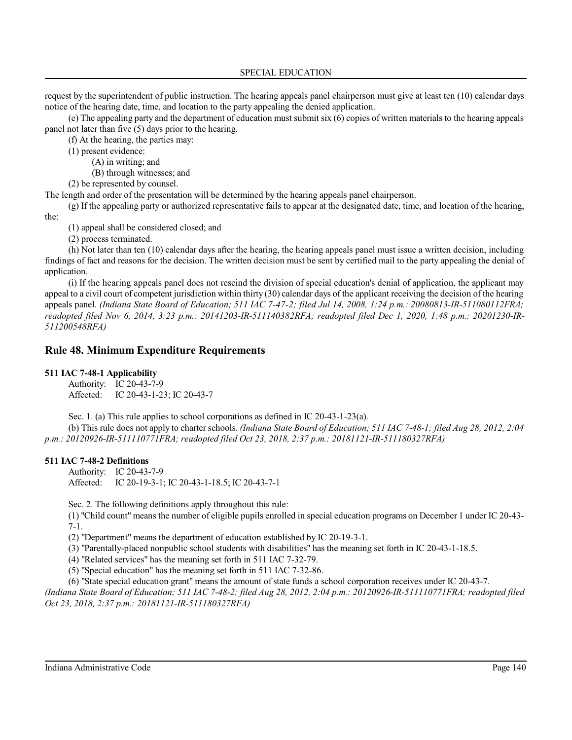request by the superintendent of public instruction. The hearing appeals panel chairperson must give at least ten (10) calendar days notice of the hearing date, time, and location to the party appealing the denied application.

(e) The appealing party and the department of education must submit six (6) copies of written materials to the hearing appeals panel not later than five (5) days prior to the hearing.

(f) At the hearing, the parties may:

(1) present evidence:

(A) in writing; and

(B) through witnesses; and

(2) be represented by counsel.

The length and order of the presentation will be determined by the hearing appeals panel chairperson.

(g) If the appealing party or authorized representative fails to appear at the designated date, time, and location of the hearing, the:

(1) appeal shall be considered closed; and

(2) process terminated.

(h) Not later than ten (10) calendar days after the hearing, the hearing appeals panel must issue a written decision, including findings of fact and reasons for the decision. The written decision must be sent by certified mail to the party appealing the denial of application.

(i) If the hearing appeals panel does not rescind the division of special education's denial of application, the applicant may appeal to a civil court of competent jurisdiction within thirty (30) calendar days of the applicant receiving the decision of the hearing appeals panel. *(Indiana State Board of Education; 511 IAC 7-47-2; filed Jul 14, 2008, 1:24 p.m.: 20080813-IR-511080112FRA; readopted filed Nov 6, 2014, 3:23 p.m.: 20141203-IR-511140382RFA; readopted filed Dec 1, 2020, 1:48 p.m.: 20201230-IR-511200548RFA)*

## Rule 48. Minimum Expenditure Requirements

**511 IAC 7-48-1 Applicability**

Authority: IC 20-43-7-9
Affected: IC 20-43-1-23; IC 20-43-7

Sec. 1. (a) This rule applies to school corporations as defined in IC 20-43-1-23(a).

(b) This rule does not apply to charter schools. *(Indiana State Board of Education; 511 IAC 7-48-1; filed Aug 28, 2012, 2:04 p.m.: 20120926-IR-511110771FRA; readopted filed Oct 23, 2018, 2:37 p.m.: 20181121-IR-511180327RFA)*

**511 IAC 7-48-2 Definitions**

Authority: IC 20-43-7-9
Affected: IC 20-19-3-1; IC 20-43-1-18.5; IC 20-43-7-1

Sec. 2. The following definitions apply throughout this rule:

(1) "Child count" means the number of eligible pupils enrolled in special education programs on December 1 under IC 20-43-7-1.

(2) "Department" means the department of education established by IC 20-19-3-1.

(3) "Parentally-placed nonpublic school students with disabilities" has the meaning set forth in IC 20-43-1-18.5.

(4) "Related services" has the meaning set forth in 511 IAC 7-32-79.

(5) "Special education" has the meaning set forth in 511 IAC 7-32-86.

(6) "State special education grant" means the amount of state funds a school corporation receives under IC 20-43-7.

*(Indiana State Board of Education; 511 IAC 7-48-2; filed Aug 28, 2012, 2:04 p.m.: 20120926-IR-511110771FRA; readopted filed Oct 23, 2018, 2:37 p.m.: 20181121-IR-511180327RFA)*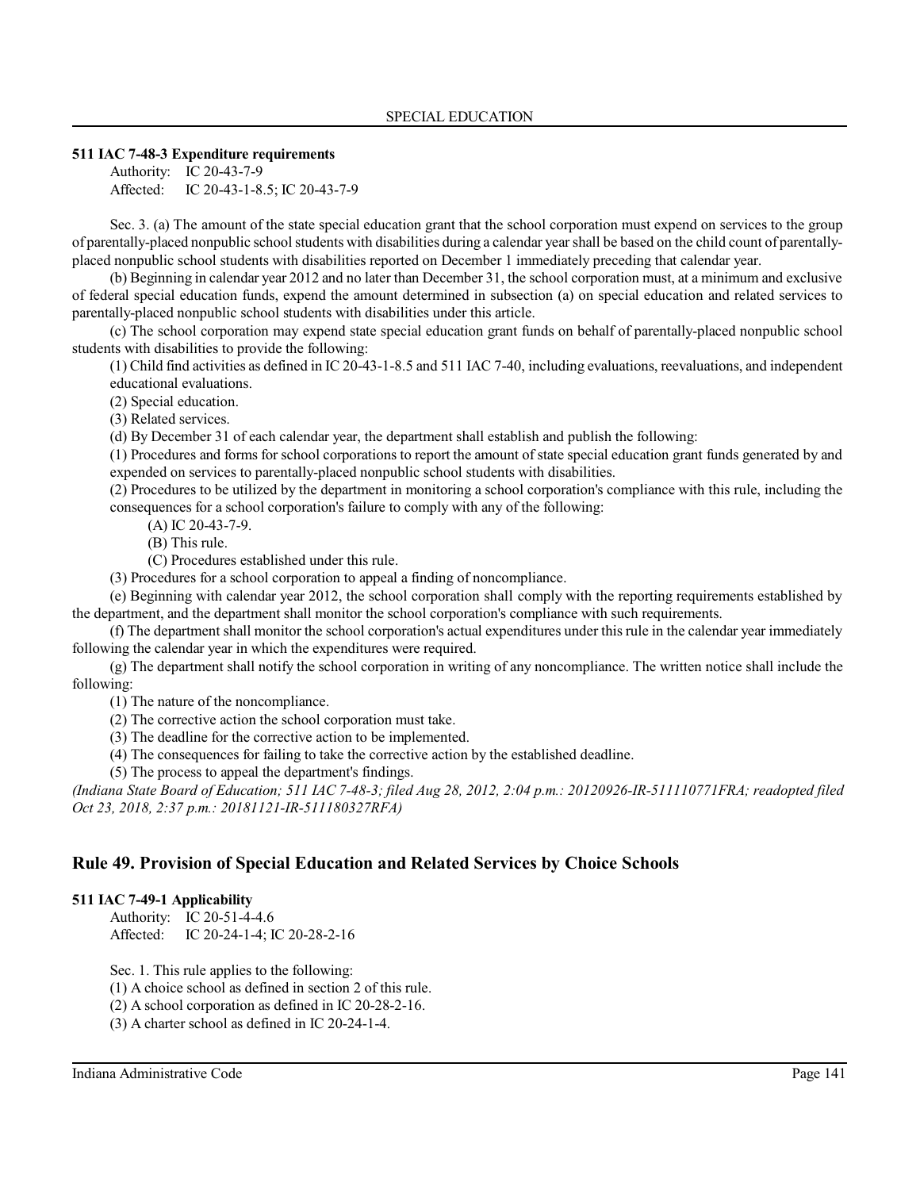**511 IAC 7-48-3 Expenditure requirements**

Authority: IC 20-43-7-9
Affected: IC 20-43-1-8.5; IC 20-43-7-9

Sec. 3. (a) The amount of the state special education grant that the school corporation must expend on services to the group of parentally-placed nonpublic school students with disabilities during a calendar year shall be based on the child count of parentally-placed nonpublic school students with disabilities reported on December 1 immediately preceding that calendar year.

(b) Beginning in calendar year 2012 and no later than December 31, the school corporation must, at a minimum and exclusive of federal special education funds, expend the amount determined in subsection (a) on special education and related services to parentally-placed nonpublic school students with disabilities under this article.

(c) The school corporation may expend state special education grant funds on behalf of parentally-placed nonpublic school students with disabilities to provide the following:

(1) Child find activities as defined in IC 20-43-1-8.5 and 511 IAC 7-40, including evaluations, reevaluations, and independent educational evaluations.

(2) Special education.

(3) Related services.

(d) By December 31 of each calendar year, the department shall establish and publish the following:

(1) Procedures and forms for school corporations to report the amount of state special education grant funds generated by and expended on services to parentally-placed nonpublic school students with disabilities.

(2) Procedures to be utilized by the department in monitoring a school corporation's compliance with this rule, including the consequences for a school corporation's failure to comply with any of the following:

(A) IC 20-43-7-9.

(B) This rule.

(C) Procedures established under this rule.

(3) Procedures for a school corporation to appeal a finding of noncompliance.

(e) Beginning with calendar year 2012, the school corporation shall comply with the reporting requirements established by the department, and the department shall monitor the school corporation's compliance with such requirements.

(f) The department shall monitor the school corporation's actual expenditures under this rule in the calendar year immediately following the calendar year in which the expenditures were required.

(g) The department shall notify the school corporation in writing of any noncompliance. The written notice shall include the following:

(1) The nature of the noncompliance.

(2) The corrective action the school corporation must take.

(3) The deadline for the corrective action to be implemented.

(4) The consequences for failing to take the corrective action by the established deadline.

(5) The process to appeal the department's findings.

*(Indiana State Board of Education; 511 IAC 7-48-3; filed Aug 28, 2012, 2:04 p.m.: 20120926-IR-511110771FRA; readopted filed Oct 23, 2018, 2:37 p.m.: 20181121-IR-511180327RFA)*

## Rule 49. Provision of Special Education and Related Services by Choice Schools

**511 IAC 7-49-1 Applicability**

Authority: IC 20-51-4-4.6
Affected: IC 20-24-1-4; IC 20-28-2-16

Sec. 1. This rule applies to the following:

(1) A choice school as defined in section 2 of this rule.

(2) A school corporation as defined in IC 20-28-2-16.

(3) A charter school as defined in IC 20-24-1-4.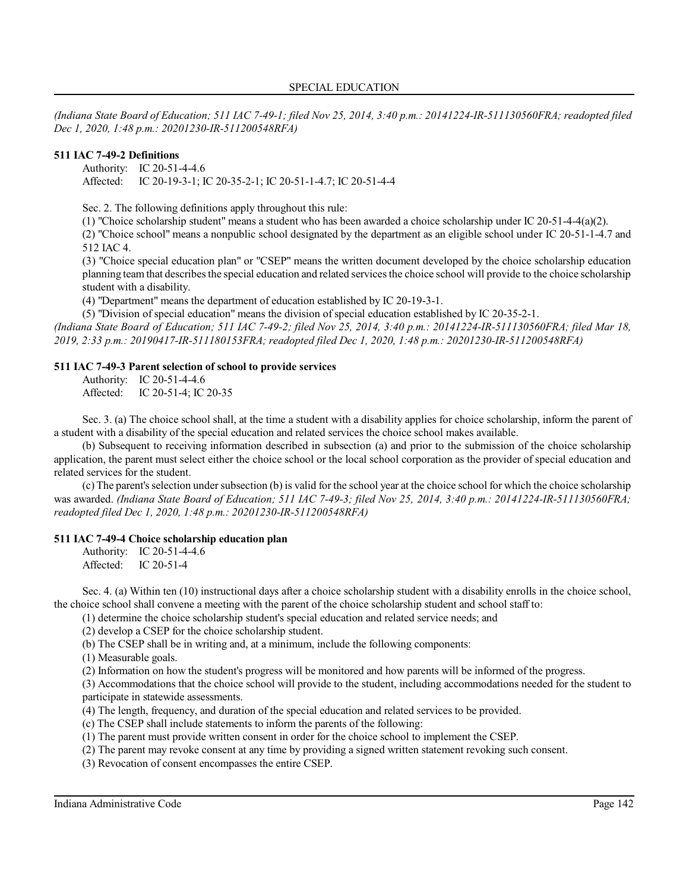*(Indiana State Board of Education; 511 IAC 7-49-1; filed Nov 25, 2014, 3:40 p.m.: 20141224-IR-511130560FRA; readopted filed Dec 1, 2020, 1:48 p.m.: 20201230-IR-511200548RFA)*

**511 IAC 7-49-2 Definitions**

Authority: IC 20-51-4-4.6
Affected: IC 20-19-3-1; IC 20-35-2-1; IC 20-51-1-4.7; IC 20-51-4-4

Sec. 2. The following definitions apply throughout this rule:

(1) "Choice scholarship student" means a student who has been awarded a choice scholarship under IC 20-51-4-4(a)(2).

(2) "Choice school" means a nonpublic school designated by the department as an eligible school under IC 20-51-1-4.7 and 512 IAC 4.

(3) "Choice special education plan" or "CSEP" means the written document developed by the choice scholarship education planning team that describes the special education and related services the choice school will provide to the choice scholarship student with a disability.

(4) "Department" means the department of education established by IC 20-19-3-1.

(5) "Division of special education" means the division of special education established by IC 20-35-2-1.

*(Indiana State Board of Education; 511 IAC 7-49-2; filed Nov 25, 2014, 3:40 p.m.: 20141224-IR-511130560FRA; filed Mar 18, 2019, 2:33 p.m.: 20190417-IR-511180153FRA; readopted filed Dec 1, 2020, 1:48 p.m.: 20201230-IR-511200548RFA)*

**511 IAC 7-49-3 Parent selection of school to provide services**

Authority: IC 20-51-4-4.6
Affected: IC 20-51-4; IC 20-35

Sec. 3. (a) The choice school shall, at the time a student with a disability applies for choice scholarship, inform the parent of a student with a disability of the special education and related services the choice school makes available.

(b) Subsequent to receiving information described in subsection (a) and prior to the submission of the choice scholarship application, the parent must select either the choice school or the local school corporation as the provider of special education and related services for the student.

(c) The parent's selection under subsection (b) is valid for the school year at the choice school for which the choice scholarship was awarded. *(Indiana State Board of Education; 511 IAC 7-49-3; filed Nov 25, 2014, 3:40 p.m.: 20141224-IR-511130560FRA; readopted filed Dec 1, 2020, 1:48 p.m.: 20201230-IR-511200548RFA)*

**511 IAC 7-49-4 Choice scholarship education plan**

Authority: IC 20-51-4-4.6
Affected: IC 20-51-4

Sec. 4. (a) Within ten (10) instructional days after a choice scholarship student with a disability enrolls in the choice school, the choice school shall convene a meeting with the parent of the choice scholarship student and school staff to:

(1) determine the choice scholarship student's special education and related service needs; and

(2) develop a CSEP for the choice scholarship student.

(b) The CSEP shall be in writing and, at a minimum, include the following components:

(1) Measurable goals.

(2) Information on how the student's progress will be monitored and how parents will be informed of the progress.

(3) Accommodations that the choice school will provide to the student, including accommodations needed for the student to participate in statewide assessments.

(4) The length, frequency, and duration of the special education and related services to be provided.

(c) The CSEP shall include statements to inform the parents of the following:

(1) The parent must provide written consent in order for the choice school to implement the CSEP.

(2) The parent may revoke consent at any time by providing a signed written statement revoking such consent.

(3) Revocation of consent encompasses the entire CSEP.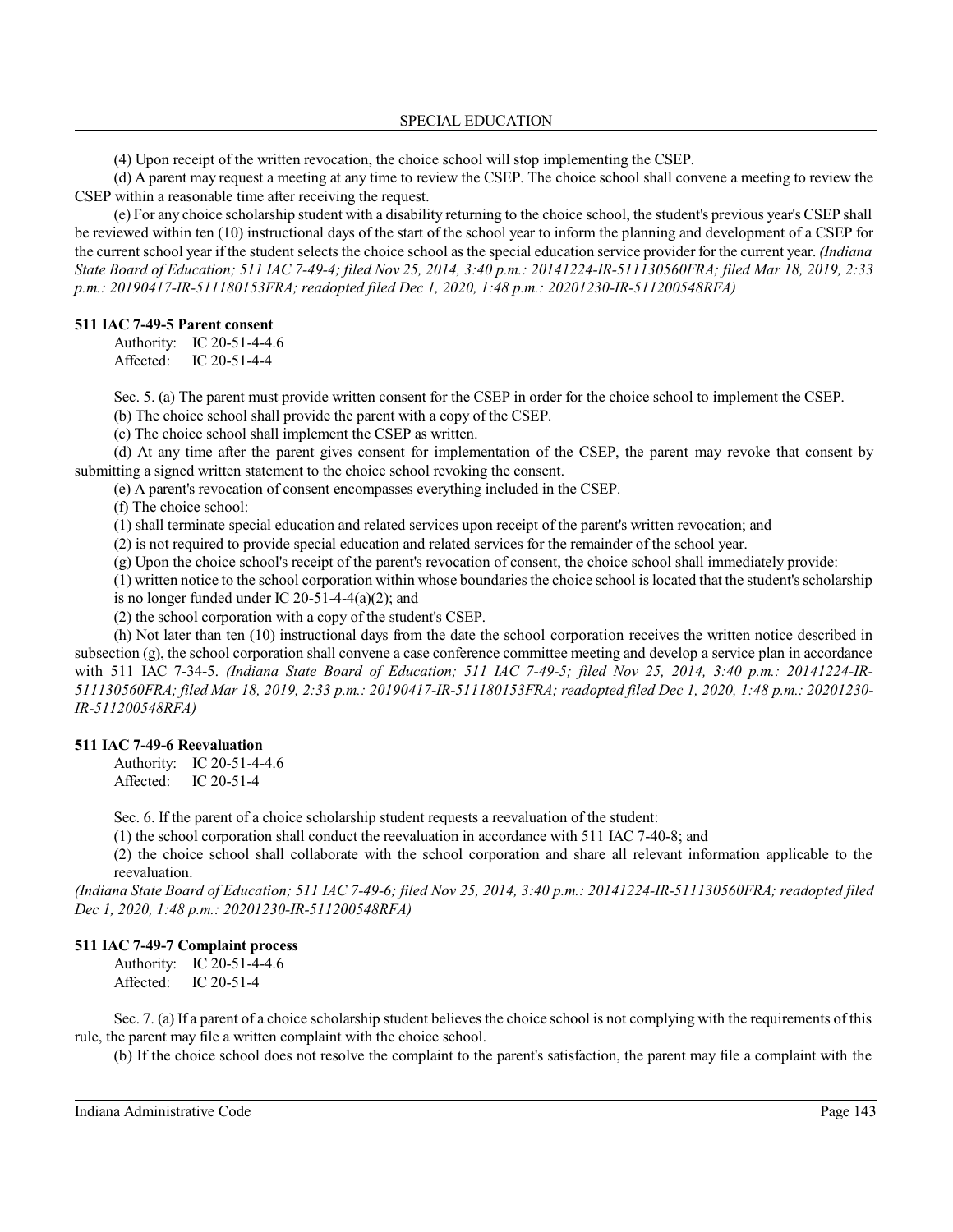(4) Upon receipt of the written revocation, the choice school will stop implementing the CSEP.

(d) A parent may request a meeting at any time to review the CSEP. The choice school shall convene a meeting to review the CSEP within a reasonable time after receiving the request.

(e) For any choice scholarship student with a disability returning to the choice school, the student's previous year's CSEP shall be reviewed within ten (10) instructional days of the start of the school year to inform the planning and development of a CSEP for the current school year if the student selects the choice school as the special education service provider for the current year. *(Indiana State Board of Education; 511 IAC 7-49-4; filed Nov 25, 2014, 3:40 p.m.: 20141224-IR-511130560FRA; filed Mar 18, 2019, 2:33 p.m.: 20190417-IR-511180153FRA; readopted filed Dec 1, 2020, 1:48 p.m.: 20201230-IR-511200548RFA)*

**511 IAC 7-49-5 Parent consent**

Authority: IC 20-51-4-4.6
Affected: IC 20-51-4-4

Sec. 5. (a) The parent must provide written consent for the CSEP in order for the choice school to implement the CSEP.

(b) The choice school shall provide the parent with a copy of the CSEP.

(c) The choice school shall implement the CSEP as written.

(d) At any time after the parent gives consent for implementation of the CSEP, the parent may revoke that consent by submitting a signed written statement to the choice school revoking the consent.

(e) A parent's revocation of consent encompasses everything included in the CSEP.

(f) The choice school:

(1) shall terminate special education and related services upon receipt of the parent's written revocation; and

(2) is not required to provide special education and related services for the remainder of the school year.

(g) Upon the choice school's receipt of the parent's revocation of consent, the choice school shall immediately provide:

(1) written notice to the school corporation within whose boundaries the choice school is located that the student's scholarship is no longer funded under IC 20-51-4-4(a)(2); and

(2) the school corporation with a copy of the student's CSEP.

(h) Not later than ten (10) instructional days from the date the school corporation receives the written notice described in subsection (g), the school corporation shall convene a case conference committee meeting and develop a service plan in accordance with 511 IAC 7-34-5. *(Indiana State Board of Education; 511 IAC 7-49-5; filed Nov 25, 2014, 3:40 p.m.: 20141224-IR-511130560FRA; filed Mar 18, 2019, 2:33 p.m.: 20190417-IR-511180153FRA; readopted filed Dec 1, 2020, 1:48 p.m.: 20201230-IR-511200548RFA)*

**511 IAC 7-49-6 Reevaluation**

Authority: IC 20-51-4-4.6
Affected: IC 20-51-4

Sec. 6. If the parent of a choice scholarship student requests a reevaluation of the student:

(1) the school corporation shall conduct the reevaluation in accordance with 511 IAC 7-40-8; and

(2) the choice school shall collaborate with the school corporation and share all relevant information applicable to the reevaluation.

*(Indiana State Board of Education; 511 IAC 7-49-6; filed Nov 25, 2014, 3:40 p.m.: 20141224-IR-511130560FRA; readopted filed Dec 1, 2020, 1:48 p.m.: 20201230-IR-511200548RFA)*

**511 IAC 7-49-7 Complaint process**

Authority: IC 20-51-4-4.6
Affected: IC 20-51-4

Sec. 7. (a) If a parent of a choice scholarship student believes the choice school is not complying with the requirements of this rule, the parent may file a written complaint with the choice school.

(b) If the choice school does not resolve the complaint to the parent's satisfaction, the parent may file a complaint with the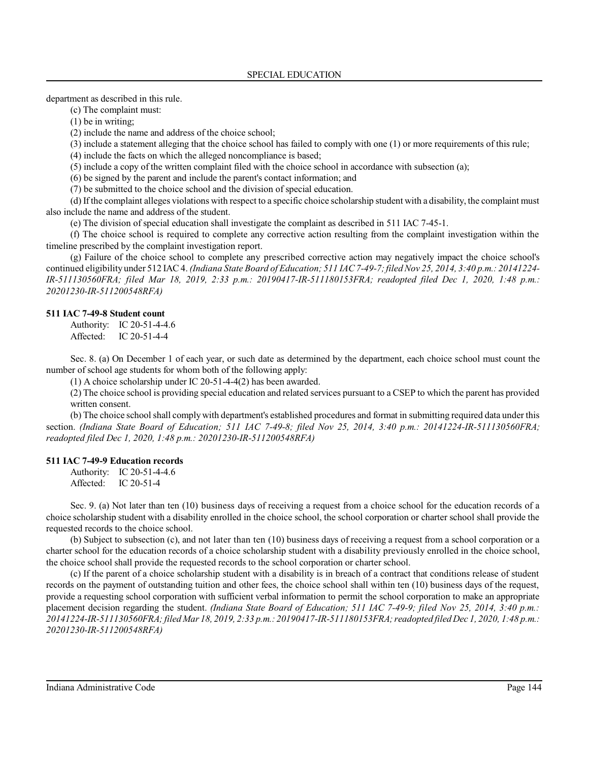department as described in this rule.

(c) The complaint must:

(1) be in writing;

(2) include the name and address of the choice school;

(3) include a statement alleging that the choice school has failed to comply with one (1) or more requirements of this rule;

(4) include the facts on which the alleged noncompliance is based;

(5) include a copy of the written complaint filed with the choice school in accordance with subsection (a);

(6) be signed by the parent and include the parent's contact information; and

(7) be submitted to the choice school and the division of special education.

(d) If the complaint alleges violations with respect to a specific choice scholarship student with a disability, the complaint must also include the name and address of the student.

(e) The division of special education shall investigate the complaint as described in 511 IAC 7-45-1.

(f) The choice school is required to complete any corrective action resulting from the complaint investigation within the timeline prescribed by the complaint investigation report.

(g) Failure of the choice school to complete any prescribed corrective action may negatively impact the choice school's continued eligibility under 512 IAC 4. *(Indiana State Board of Education; 511 IAC 7-49-7; filed Nov 25, 2014, 3:40 p.m.: 20141224-IR-511130560FRA; filed Mar 18, 2019, 2:33 p.m.: 20190417-IR-511180153FRA; readopted filed Dec 1, 2020, 1:48 p.m.: 20201230-IR-511200548RFA)*

**511 IAC 7-49-8 Student count**

Authority: IC 20-51-4-4.6
Affected: IC 20-51-4-4

Sec. 8. (a) On December 1 of each year, or such date as determined by the department, each choice school must count the number of school age students for whom both of the following apply:

(1) A choice scholarship under IC 20-51-4-4(2) has been awarded.

(2) The choice school is providing special education and related services pursuant to a CSEP to which the parent has provided written consent.

(b) The choice school shall comply with department's established procedures and format in submitting required data under this section. *(Indiana State Board of Education; 511 IAC 7-49-8; filed Nov 25, 2014, 3:40 p.m.: 20141224-IR-511130560FRA; readopted filed Dec 1, 2020, 1:48 p.m.: 20201230-IR-511200548RFA)*

**511 IAC 7-49-9 Education records**

Authority: IC 20-51-4-4.6
Affected: IC 20-51-4

Sec. 9. (a) Not later than ten (10) business days of receiving a request from a choice school for the education records of a choice scholarship student with a disability enrolled in the choice school, the school corporation or charter school shall provide the requested records to the choice school.

(b) Subject to subsection (c), and not later than ten (10) business days of receiving a request from a school corporation or a charter school for the education records of a choice scholarship student with a disability previously enrolled in the choice school, the choice school shall provide the requested records to the school corporation or charter school.

(c) If the parent of a choice scholarship student with a disability is in breach of a contract that conditions release of student records on the payment of outstanding tuition and other fees, the choice school shall within ten (10) business days of the request, provide a requesting school corporation with sufficient verbal information to permit the school corporation to make an appropriate placement decision regarding the student. *(Indiana State Board of Education; 511 IAC 7-49-9; filed Nov 25, 2014, 3:40 p.m.: 20141224-IR-511130560FRA; filed Mar 18, 2019, 2:33 p.m.: 20190417-IR-511180153FRA; readopted filed Dec 1, 2020, 1:48 p.m.: 20201230-IR-511200548RFA)*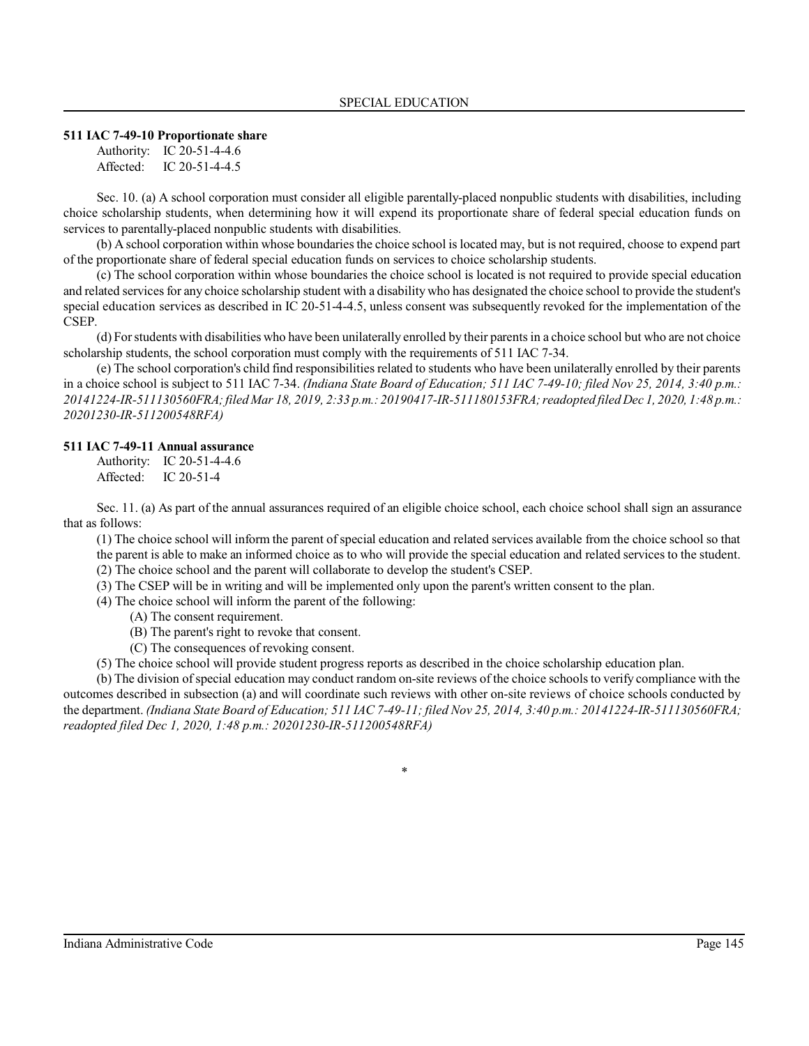**511 IAC 7-49-10 Proportionate share**

Authority: IC 20-51-4-4.6
Affected: IC 20-51-4-4.5

Sec. 10. (a) A school corporation must consider all eligible parentally-placed nonpublic students with disabilities, including choice scholarship students, when determining how it will expend its proportionate share of federal special education funds on services to parentally-placed nonpublic students with disabilities.

(b) A school corporation within whose boundaries the choice school is located may, but is not required, choose to expend part of the proportionate share of federal special education funds on services to choice scholarship students.

(c) The school corporation within whose boundaries the choice school is located is not required to provide special education and related services for any choice scholarship student with a disability who has designated the choice school to provide the student's special education services as described in IC 20-51-4-4.5, unless consent was subsequently revoked for the implementation of the CSEP.

(d) For students with disabilities who have been unilaterally enrolled by their parents in a choice school but who are not choice scholarship students, the school corporation must comply with the requirements of 511 IAC 7-34.

(e) The school corporation's child find responsibilities related to students who have been unilaterally enrolled by their parents in a choice school is subject to 511 IAC 7-34. *(Indiana State Board of Education; 511 IAC 7-49-10; filed Nov 25, 2014, 3:40 p.m.: 20141224-IR-511130560FRA; filed Mar 18, 2019, 2:33 p.m.: 20190417-IR-511180153FRA; readopted filed Dec 1, 2020, 1:48 p.m.: 20201230-IR-511200548RFA)*

**511 IAC 7-49-11 Annual assurance**

Authority: IC 20-51-4-4.6
Affected: IC 20-51-4

Sec. 11. (a) As part of the annual assurances required of an eligible choice school, each choice school shall sign an assurance that as follows:

(1) The choice school will inform the parent of special education and related services available from the choice school so that the parent is able to make an informed choice as to who will provide the special education and related services to the student.
(2) The choice school and the parent will collaborate to develop the student's CSEP.
(3) The CSEP will be in writing and will be implemented only upon the parent's written consent to the plan.
(4) The choice school will inform the parent of the following:
  (A) The consent requirement.
  (B) The parent's right to revoke that consent.
  (C) The consequences of revoking consent.
(5) The choice school will provide student progress reports as described in the choice scholarship education plan.

(b) The division of special education may conduct random on-site reviews of the choice schools to verify compliance with the outcomes described in subsection (a) and will coordinate such reviews with other on-site reviews of choice schools conducted by the department. *(Indiana State Board of Education; 511 IAC 7-49-11; filed Nov 25, 2014, 3:40 p.m.: 20141224-IR-511130560FRA; readopted filed Dec 1, 2020, 1:48 p.m.: 20201230-IR-511200548RFA)*

*